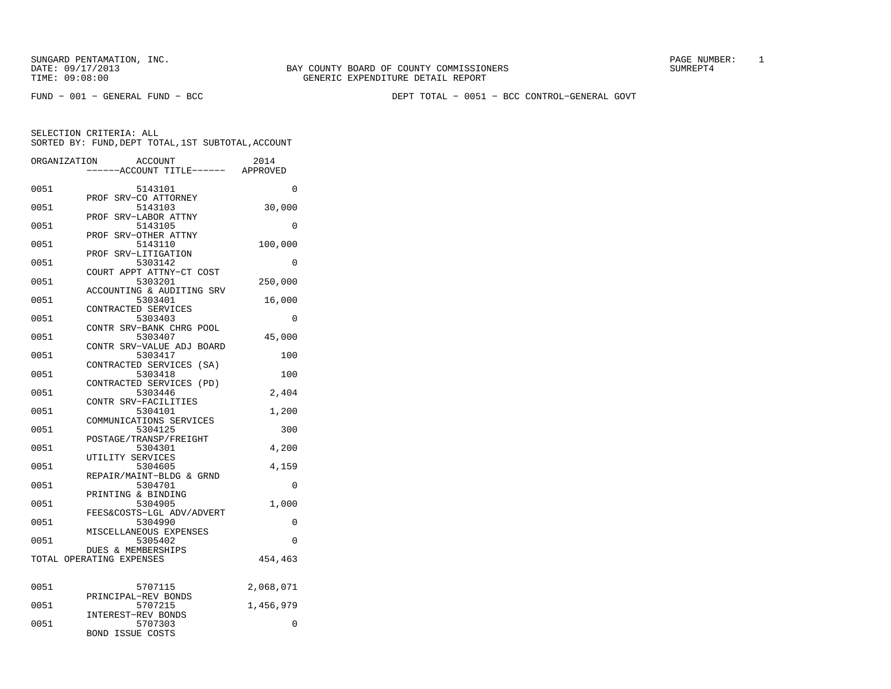SUNGARD PENTAMATION, INC.
DATE: 09/17/2013
TIME: 09:08:00

BAY COUNTY BOARD OF COUNTY COMMISSIONERS
GENERIC EXPENDITURE DETAIL REPORT

PAGE NUMBER: 1
SUMREPT4

FUND − 001 − GENERAL FUND − BCC

DEPT TOTAL − 0051 − BCC CONTROL−GENERAL GOVT

SELECTION CRITERIA: ALL
SORTED BY: FUND,DEPT TOTAL,1ST SUBTOTAL,ACCOUNT

| ORGANIZATION | ACCOUNT / ------ACCOUNT TITLE------ | 2014 APPROVED |
|---|---|---|
| 0051 | 5143101 PROF SRV−CO ATTORNEY | 0 |
| 0051 | 5143103 PROF SRV−LABOR ATTNY | 30,000 |
| 0051 | 5143105 PROF SRV−OTHER ATTNY | 0 |
| 0051 | 5143110 PROF SRV−LITIGATION | 100,000 |
| 0051 | 5303142 COURT APPT ATTNY−CT COST | 0 |
| 0051 | 5303201 ACCOUNTING & AUDITING SRV | 250,000 |
| 0051 | 5303401 CONTRACTED SERVICES | 16,000 |
| 0051 | 5303403 CONTR SRV−BANK CHRG POOL | 0 |
| 0051 | 5303407 CONTR SRV−VALUE ADJ BOARD | 45,000 |
| 0051 | 5303417 CONTRACTED SERVICES (SA) | 100 |
| 0051 | 5303418 CONTRACTED SERVICES (PD) | 100 |
| 0051 | 5303446 CONTR SRV−FACILITIES | 2,404 |
| 0051 | 5304101 COMMUNICATIONS SERVICES | 1,200 |
| 0051 | 5304125 POSTAGE/TRANSP/FREIGHT | 300 |
| 0051 | 5304301 UTILITY SERVICES | 4,200 |
| 0051 | 5304605 REPAIR/MAINT−BLDG & GRND | 4,159 |
| 0051 | 5304701 PRINTING & BINDING | 0 |
| 0051 | 5304905 FEES&COSTS−LGL ADV/ADVERT | 1,000 |
| 0051 | 5304990 MISCELLANEOUS EXPENSES | 0 |
| 0051 | 5305402 DUES & MEMBERSHIPS | 0 |
| TOTAL OPERATING EXPENSES | | 454,463 |
| 0051 | 5707115 PRINCIPAL−REV BONDS | 2,068,071 |
| 0051 | 5707215 INTEREST−REV BONDS | 1,456,979 |
| 0051 | 5707303 BOND ISSUE COSTS | 0 |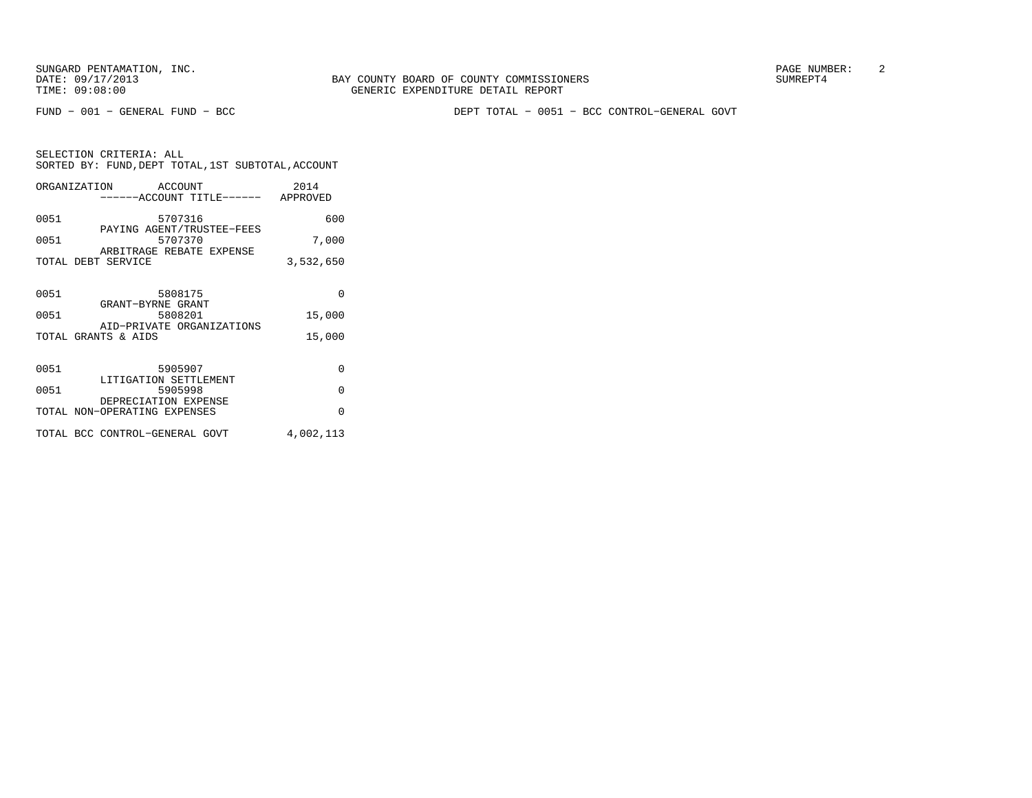BAY COUNTY BOARD OF COUNTY COMMISSIONERS
GENERIC EXPENDITURE DETAIL REPORT

FUND - 001 - GENERAL FUND - BCC

DEPT TOTAL - 0051 - BCC CONTROL-GENERAL GOVT

SELECTION CRITERIA: ALL
SORTED BY: FUND,DEPT TOTAL,1ST SUBTOTAL,ACCOUNT

| ORGANIZATION | ACCOUNT / ------ACCOUNT TITLE------ | 2014 APPROVED |
|---|---|---|
| 0051 | 5707316 PAYING AGENT/TRUSTEE-FEES | 600 |
| 0051 | 5707370 ARBITRAGE REBATE EXPENSE | 7,000 |
| TOTAL DEBT SERVICE | | 3,532,650 |
| 0051 | 5808175 GRANT-BYRNE GRANT | 0 |
| 0051 | 5808201 AID-PRIVATE ORGANIZATIONS | 15,000 |
| TOTAL GRANTS & AIDS | | 15,000 |
| 0051 | 5905907 LITIGATION SETTLEMENT | 0 |
| 0051 | 5905998 DEPRECIATION EXPENSE | 0 |
| TOTAL NON-OPERATING EXPENSES | | 0 |
| TOTAL BCC CONTROL-GENERAL GOVT | | 4,002,113 |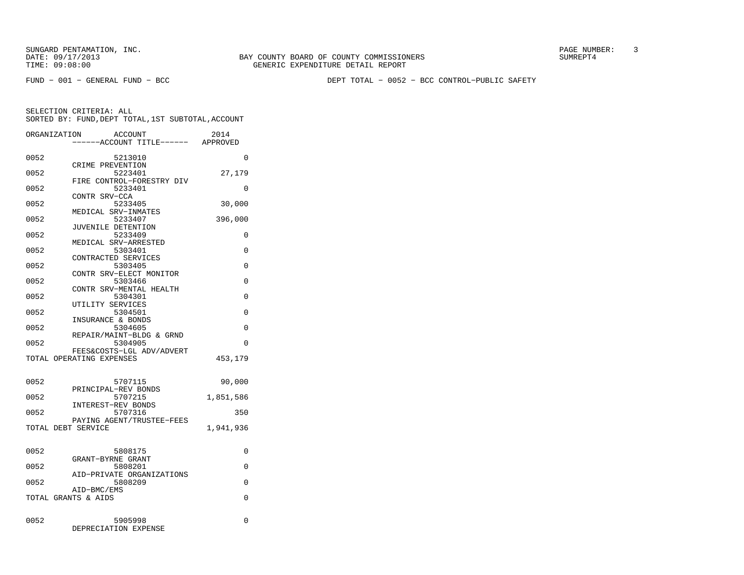SUNGARD PENTAMATION, INC.
DATE: 09/17/2013
TIME: 09:08:00

BAY COUNTY BOARD OF COUNTY COMMISSIONERS
GENERIC EXPENDITURE DETAIL REPORT

SUMREPT4

FUND − 001 − GENERAL FUND − BCC

DEPT TOTAL − 0052 − BCC CONTROL−PUBLIC SAFETY

SELECTION CRITERIA: ALL
SORTED BY: FUND,DEPT TOTAL,1ST SUBTOTAL,ACCOUNT

| ORGANIZATION | ACCOUNT / ACCOUNT TITLE | 2014 APPROVED |
|---|---|---|
| 0052 | 5213010 CRIME PREVENTION | 0 |
| 0052 | 5223401 FIRE CONTROL−FORESTRY DIV | 27,179 |
| 0052 | 5233401 CONTR SRV−CCA | 0 |
| 0052 | 5233405 MEDICAL SRV−INMATES | 30,000 |
| 0052 | 5233407 JUVENILE DETENTION | 396,000 |
| 0052 | 5233409 MEDICAL SRV−ARRESTED | 0 |
| 0052 | 5303401 CONTRACTED SERVICES | 0 |
| 0052 | 5303405 CONTR SRV−ELECT MONITOR | 0 |
| 0052 | 5303466 CONTR SRV−MENTAL HEALTH | 0 |
| 0052 | 5304301 UTILITY SERVICES | 0 |
| 0052 | 5304501 INSURANCE & BONDS | 0 |
| 0052 | 5304605 REPAIR/MAINT−BLDG & GRND | 0 |
| 0052 | 5304905 FEES&COSTS−LGL ADV/ADVERT | 0 |
| TOTAL OPERATING EXPENSES | | 453,179 |
| 0052 | 5707115 PRINCIPAL−REV BONDS | 90,000 |
| 0052 | 5707215 INTEREST−REV BONDS | 1,851,586 |
| 0052 | 5707316 PAYING AGENT/TRUSTEE−FEES | 350 |
| TOTAL DEBT SERVICE | | 1,941,936 |
| 0052 | 5808175 GRANT−BYRNE GRANT | 0 |
| 0052 | 5808201 AID−PRIVATE ORGANIZATIONS | 0 |
| 0052 | 5808209 AID−BMC/EMS | 0 |
| TOTAL GRANTS & AIDS | | 0 |
| 0052 | 5905998 DEPRECIATION EXPENSE | 0 |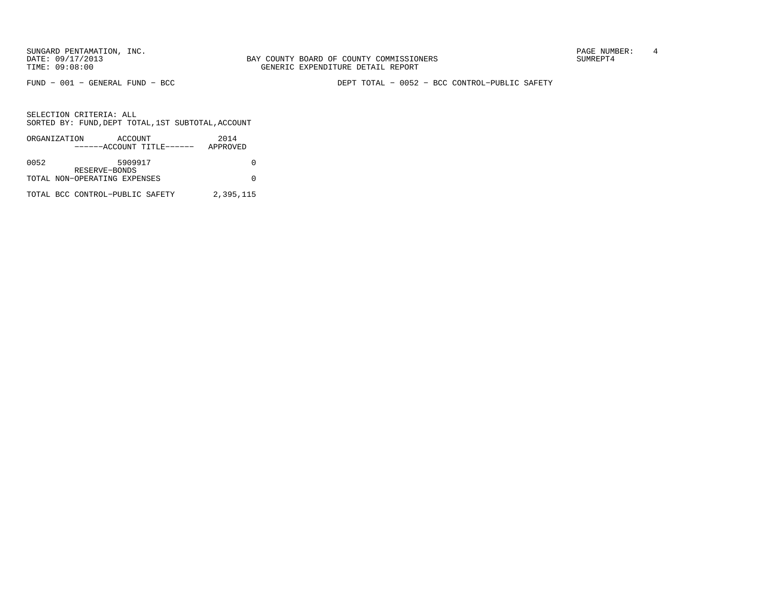BAY COUNTY BOARD OF COUNTY COMMISSIONERS
GENERIC EXPENDITURE DETAIL REPORT

SUNGARD PENTAMATION, INC.
DATE: 09/17/2013
TIME: 09:08:00

SUMREPT4

FUND - 001 - GENERAL FUND - BCC

DEPT TOTAL - 0052 - BCC CONTROL-PUBLIC SAFETY

SELECTION CRITERIA: ALL
SORTED BY: FUND,DEPT TOTAL,1ST SUBTOTAL,ACCOUNT

| ORGANIZATION | ACCOUNT<br>------ACCOUNT TITLE------ | 2014<br>APPROVED |
|---|---|---|
| 0052 | 5909917<br>RESERVE-BONDS | 0 |
| TOTAL NON-OPERATING EXPENSES | | 0 |
| TOTAL BCC CONTROL-PUBLIC SAFETY | | 2,395,115 |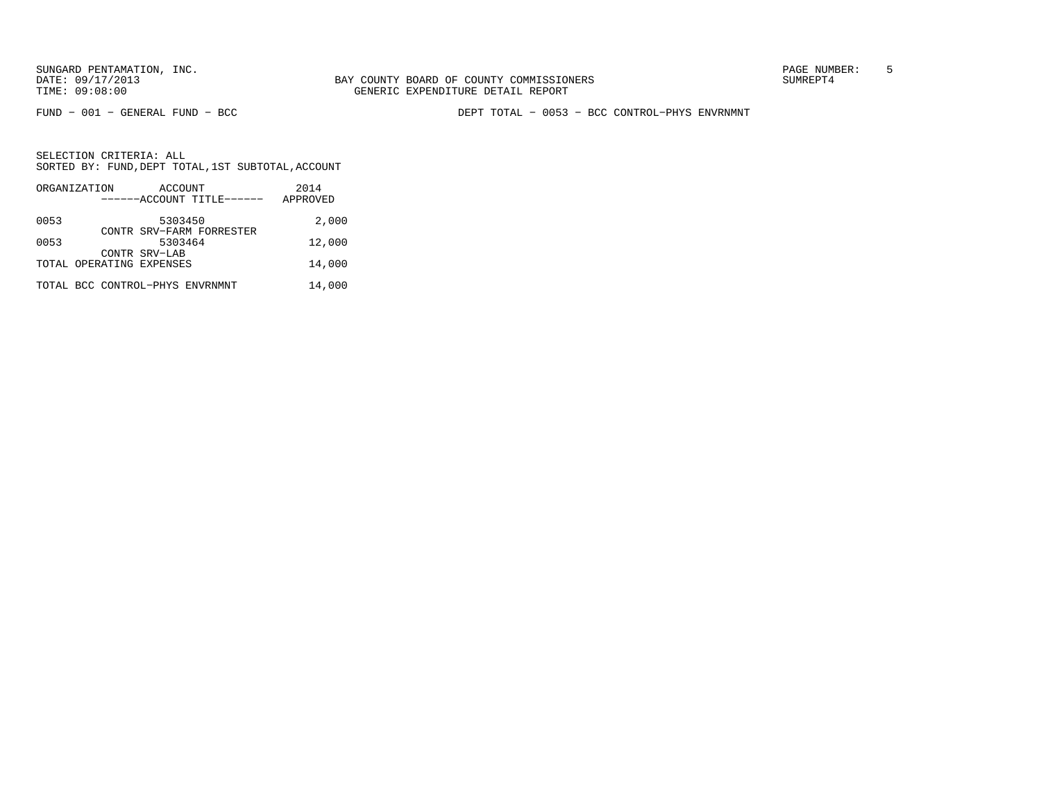SUNGARD PENTAMATION, INC.
DATE: 09/17/2013
TIME: 09:08:00

BAY COUNTY BOARD OF COUNTY COMMISSIONERS
GENERIC EXPENDITURE DETAIL REPORT

SUMREPT4

FUND − 001 − GENERAL FUND − BCC

DEPT TOTAL − 0053 − BCC CONTROL−PHYS ENVRNMNT

SELECTION CRITERIA: ALL
SORTED BY: FUND,DEPT TOTAL,1ST SUBTOTAL,ACCOUNT

| ORGANIZATION | ACCOUNT<br>------ACCOUNT TITLE------ | 2014<br>APPROVED |
|---|---|---|
| 0053 | 5303450<br>CONTR SRV−FARM FORRESTER | 2,000 |
| 0053 | 5303464<br>CONTR SRV−LAB | 12,000 |
| TOTAL OPERATING EXPENSES | | 14,000 |
| TOTAL BCC CONTROL−PHYS ENVRNMNT | | 14,000 |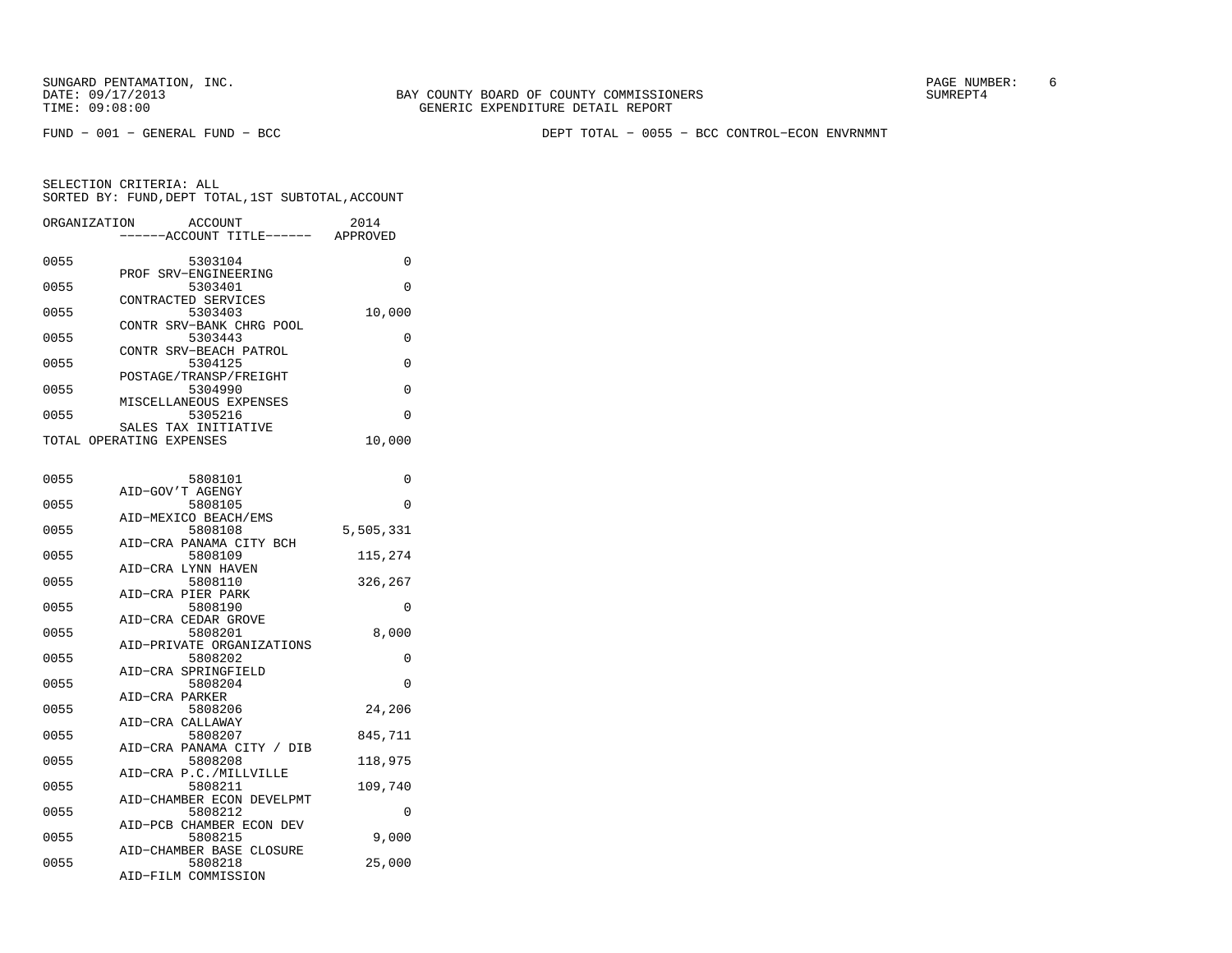BAY COUNTY BOARD OF COUNTY COMMISSIONERS
GENERIC EXPENDITURE DETAIL REPORT

SUNGARD PENTAMATION, INC.
DATE: 09/17/2013
TIME: 09:08:00

SUMREPT4

FUND − 001 − GENERAL FUND − BCC

DEPT TOTAL − 0055 − BCC CONTROL−ECON ENVRNMNT

SELECTION CRITERIA: ALL
SORTED BY: FUND,DEPT TOTAL,1ST SUBTOTAL,ACCOUNT

| ORGANIZATION | ACCOUNT ------ACCOUNT TITLE------ | 2014 APPROVED |
|---|---|---|
| 0055 | 5303104 PROF SRV−ENGINEERING | 0 |
| 0055 | 5303401 CONTRACTED SERVICES | 0 |
| 0055 | 5303403 CONTR SRV−BANK CHRG POOL | 10,000 |
| 0055 | 5303443 CONTR SRV−BEACH PATROL | 0 |
| 0055 | 5304125 POSTAGE/TRANSP/FREIGHT | 0 |
| 0055 | 5304990 MISCELLANEOUS EXPENSES | 0 |
| 0055 | 5305216 SALES TAX INITIATIVE | 0 |
| TOTAL OPERATING EXPENSES | | 10,000 |
| 0055 | 5808101 AID−GOV'T AGENGY | 0 |
| 0055 | 5808105 AID−MEXICO BEACH/EMS | 0 |
| 0055 | 5808108 AID−CRA PANAMA CITY BCH | 5,505,331 |
| 0055 | 5808109 AID−CRA LYNN HAVEN | 115,274 |
| 0055 | 5808110 AID−CRA PIER PARK | 326,267 |
| 0055 | 5808190 AID−CRA CEDAR GROVE | 0 |
| 0055 | 5808201 AID−PRIVATE ORGANIZATIONS | 8,000 |
| 0055 | 5808202 AID−CRA SPRINGFIELD | 0 |
| 0055 | 5808204 AID−CRA PARKER | 0 |
| 0055 | 5808206 AID−CRA CALLAWAY | 24,206 |
| 0055 | 5808207 AID−CRA PANAMA CITY / DIB | 845,711 |
| 0055 | 5808208 AID−CRA P.C./MILLVILLE | 118,975 |
| 0055 | 5808211 AID−CHAMBER ECON DEVELPMT | 109,740 |
| 0055 | 5808212 AID−PCB CHAMBER ECON DEV | 0 |
| 0055 | 5808215 AID−CHAMBER BASE CLOSURE | 9,000 |
| 0055 | 5808218 AID−FILM COMMISSION | 25,000 |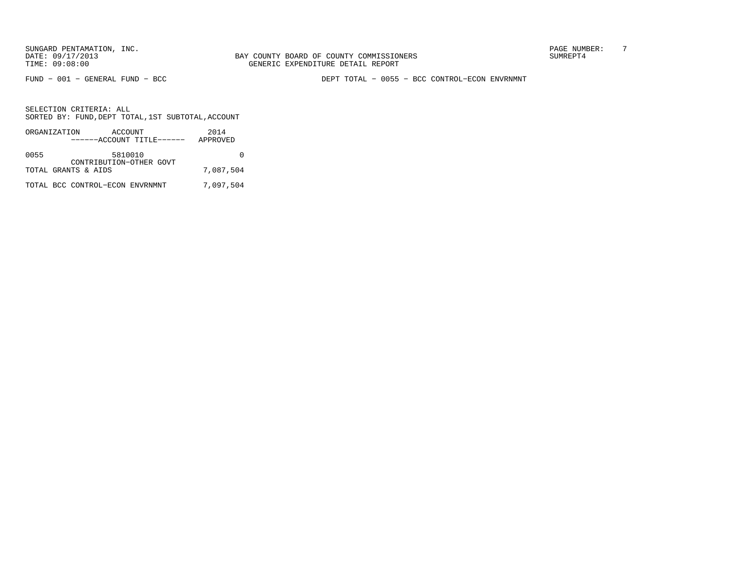SUNGARD PENTAMATION, INC.
DATE: 09/17/2013
TIME: 09:08:00

BAY COUNTY BOARD OF COUNTY COMMISSIONERS
GENERIC EXPENDITURE DETAIL REPORT

SUMREPT4

FUND − 001 − GENERAL FUND − BCC

DEPT TOTAL − 0055 − BCC CONTROL−ECON ENVRNMNT

SELECTION CRITERIA: ALL
SORTED BY: FUND,DEPT TOTAL,1ST SUBTOTAL,ACCOUNT

| ORGANIZATION | ACCOUNT<br>------ACCOUNT TITLE------ | 2014<br>APPROVED |
|---|---|---|
| 0055 | 5810010<br>CONTRIBUTION−OTHER GOVT | 0 |
| TOTAL GRANTS & AIDS | | 7,087,504 |
| TOTAL BCC CONTROL−ECON ENVRNMNT | | 7,097,504 |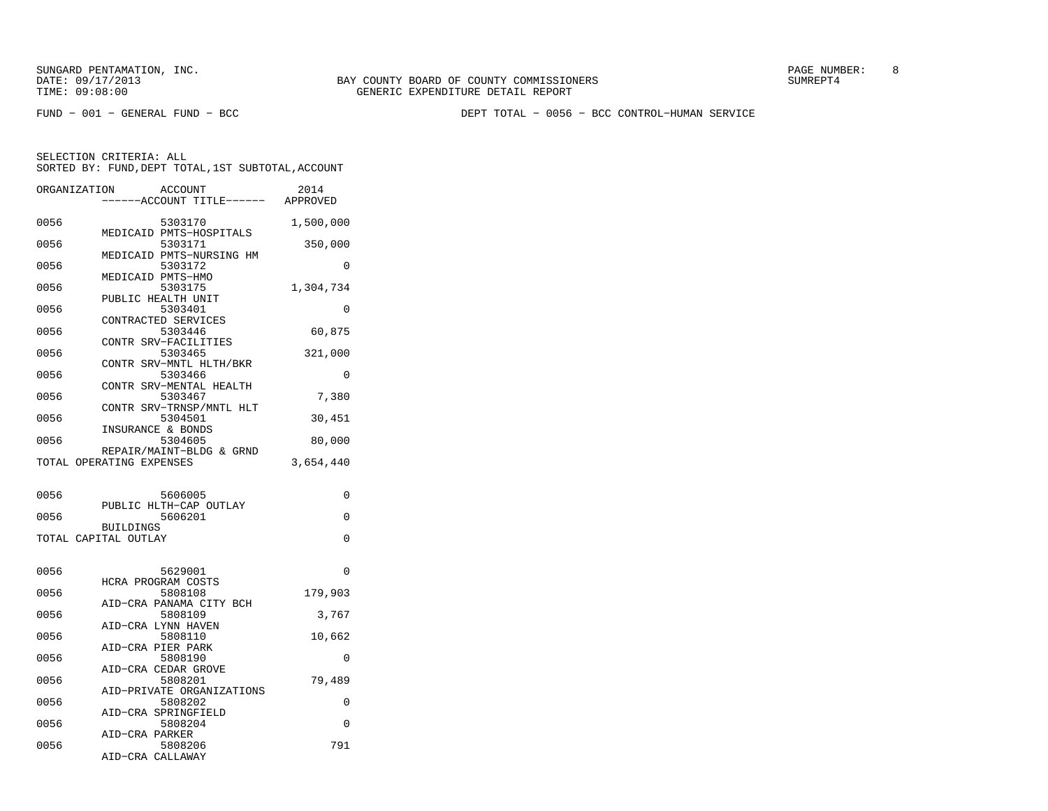BAY COUNTY BOARD OF COUNTY COMMISSIONERS
GENERIC EXPENDITURE DETAIL REPORT

FUND - 001 - GENERAL FUND - BCC

DEPT TOTAL - 0056 - BCC CONTROL-HUMAN SERVICE

SELECTION CRITERIA: ALL
SORTED BY: FUND,DEPT TOTAL,1ST SUBTOTAL,ACCOUNT

| ORGANIZATION | ACCOUNT / ACCOUNT TITLE | 2014 APPROVED |
|---|---|---|
| 0056 | 5303170 MEDICAID PMTS-HOSPITALS | 1,500,000 |
| 0056 | 5303171 MEDICAID PMTS-NURSING HM | 350,000 |
| 0056 | 5303172 MEDICAID PMTS-HMO | 0 |
| 0056 | 5303175 PUBLIC HEALTH UNIT | 1,304,734 |
| 0056 | 5303401 CONTRACTED SERVICES | 0 |
| 0056 | 5303446 CONTR SRV-FACILITIES | 60,875 |
| 0056 | 5303465 CONTR SRV-MNTL HLTH/BKR | 321,000 |
| 0056 | 5303466 CONTR SRV-MENTAL HEALTH | 0 |
| 0056 | 5303467 CONTR SRV-TRNSP/MNTL HLT | 7,380 |
| 0056 | 5304501 INSURANCE & BONDS | 30,451 |
| 0056 | 5304605 REPAIR/MAINT-BLDG & GRND | 80,000 |
| TOTAL OPERATING EXPENSES | | 3,654,440 |
| 0056 | 5606005 PUBLIC HLTH-CAP OUTLAY | 0 |
| 0056 | 5606201 BUILDINGS | 0 |
| TOTAL CAPITAL OUTLAY | | 0 |
| 0056 | 5629001 HCRA PROGRAM COSTS | 0 |
| 0056 | 5808108 AID-CRA PANAMA CITY BCH | 179,903 |
| 0056 | 5808109 AID-CRA LYNN HAVEN | 3,767 |
| 0056 | 5808110 AID-CRA PIER PARK | 10,662 |
| 0056 | 5808190 AID-CRA CEDAR GROVE | 0 |
| 0056 | 5808201 AID-PRIVATE ORGANIZATIONS | 79,489 |
| 0056 | 5808202 AID-CRA SPRINGFIELD | 0 |
| 0056 | 5808204 AID-CRA PARKER | 0 |
| 0056 | 5808206 AID-CRA CALLAWAY | 791 |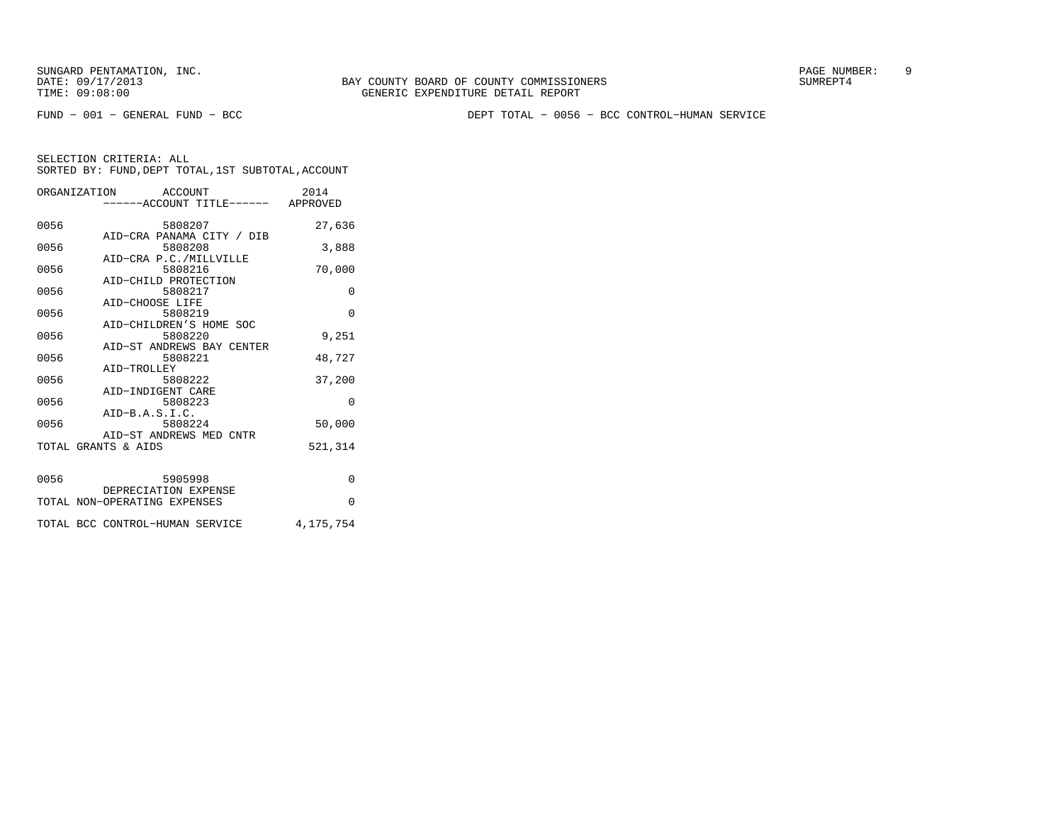FUND − 001 − GENERAL FUND − BCC

DEPT TOTAL − 0056 − BCC CONTROL−HUMAN SERVICE

SELECTION CRITERIA: ALL
SORTED BY: FUND,DEPT TOTAL,1ST SUBTOTAL,ACCOUNT

| ORGANIZATION | ACCOUNT / ACCOUNT TITLE | 2014 APPROVED |
|---|---|---|
| 0056 | 5808207 AID−CRA PANAMA CITY / DIB | 27,636 |
| 0056 | 5808208 AID−CRA P.C./MILLVILLE | 3,888 |
| 0056 | 5808216 AID−CHILD PROTECTION | 70,000 |
| 0056 | 5808217 AID−CHOOSE LIFE | 0 |
| 0056 | 5808219 AID−CHILDREN'S HOME SOC | 0 |
| 0056 | 5808220 AID−ST ANDREWS BAY CENTER | 9,251 |
| 0056 | 5808221 AID−TROLLEY | 48,727 |
| 0056 | 5808222 AID−INDIGENT CARE | 37,200 |
| 0056 | 5808223 AID−B.A.S.I.C. | 0 |
| 0056 | 5808224 AID−ST ANDREWS MED CNTR | 50,000 |
| TOTAL GRANTS & AIDS | | 521,314 |
| 0056 | 5905998 DEPRECIATION EXPENSE | 0 |
| TOTAL NON−OPERATING EXPENSES | | 0 |
| TOTAL BCC CONTROL−HUMAN SERVICE | | 4,175,754 |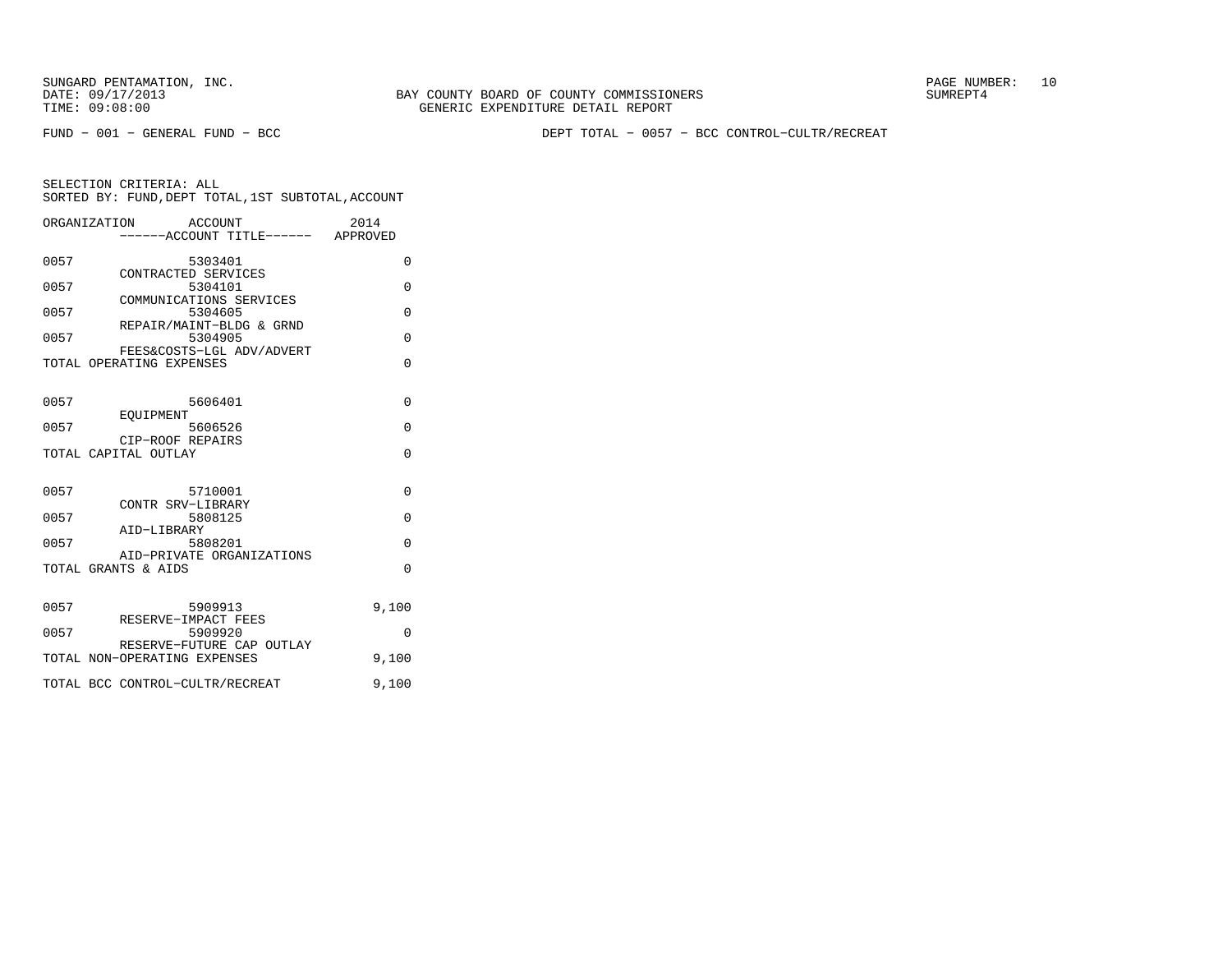SUNGARD PENTAMATION, INC.
DATE: 09/17/2013
TIME: 09:08:00

BAY COUNTY BOARD OF COUNTY COMMISSIONERS
GENERIC EXPENDITURE DETAIL REPORT

SUMREPT4

FUND - 001 - GENERAL FUND - BCC

DEPT TOTAL - 0057 - BCC CONTROL-CULTR/RECREAT

SELECTION CRITERIA: ALL
SORTED BY: FUND,DEPT TOTAL,1ST SUBTOTAL,ACCOUNT

| ORGANIZATION | ACCOUNT<br>------ACCOUNT TITLE------ | 2014<br>APPROVED |
|---|---|---|
| 0057 | 5303401<br>CONTRACTED SERVICES | 0 |
| 0057 | 5304101<br>COMMUNICATIONS SERVICES | 0 |
| 0057 | 5304605<br>REPAIR/MAINT-BLDG & GRND | 0 |
| 0057 | 5304905<br>FEES&COSTS-LGL ADV/ADVERT | 0 |
| TOTAL OPERATING EXPENSES | | 0 |
| 0057 | 5606401<br>EQUIPMENT | 0 |
| 0057 | 5606526<br>CIP-ROOF REPAIRS | 0 |
| TOTAL CAPITAL OUTLAY | | 0 |
| 0057 | 5710001<br>CONTR SRV-LIBRARY | 0 |
| 0057 | 5808125<br>AID-LIBRARY | 0 |
| 0057 | 5808201<br>AID-PRIVATE ORGANIZATIONS | 0 |
| TOTAL GRANTS & AIDS | | 0 |
| 0057 | 5909913<br>RESERVE-IMPACT FEES | 9,100 |
| 0057 | 5909920<br>RESERVE-FUTURE CAP OUTLAY | 0 |
| TOTAL NON-OPERATING EXPENSES | | 9,100 |
| TOTAL BCC CONTROL-CULTR/RECREAT | | 9,100 |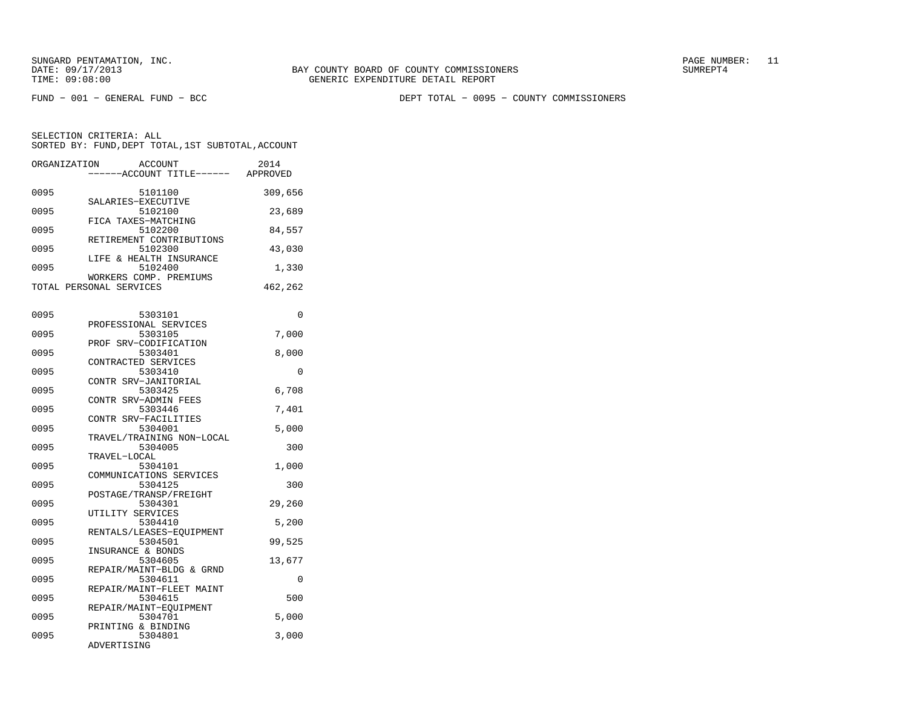SUNGARD PENTAMATION, INC.
DATE: 09/17/2013
TIME: 09:08:00

BAY COUNTY BOARD OF COUNTY COMMISSIONERS
GENERIC EXPENDITURE DETAIL REPORT

PAGE NUMBER: 11
SUMREPT4

FUND − 001 − GENERAL FUND − BCC

DEPT TOTAL − 0095 − COUNTY COMMISSIONERS

SELECTION CRITERIA: ALL
SORTED BY: FUND,DEPT TOTAL,1ST SUBTOTAL,ACCOUNT

| ORGANIZATION | ACCOUNT / ------ACCOUNT TITLE------ | 2014 APPROVED |
|---|---|---|
| 0095 | 5101100 SALARIES−EXECUTIVE | 309,656 |
| 0095 | 5102100 FICA TAXES−MATCHING | 23,689 |
| 0095 | 5102200 RETIREMENT CONTRIBUTIONS | 84,557 |
| 0095 | 5102300 LIFE & HEALTH INSURANCE | 43,030 |
| 0095 | 5102400 WORKERS COMP. PREMIUMS | 1,330 |
| TOTAL PERSONAL SERVICES | | 462,262 |
| 0095 | 5303101 PROFESSIONAL SERVICES | 0 |
| 0095 | 5303105 PROF SRV−CODIFICATION | 7,000 |
| 0095 | 5303401 CONTRACTED SERVICES | 8,000 |
| 0095 | 5303410 CONTR SRV−JANITORIAL | 0 |
| 0095 | 5303425 CONTR SRV−ADMIN FEES | 6,708 |
| 0095 | 5303446 CONTR SRV−FACILITIES | 7,401 |
| 0095 | 5304001 TRAVEL/TRAINING NON−LOCAL | 5,000 |
| 0095 | 5304005 TRAVEL−LOCAL | 300 |
| 0095 | 5304101 COMMUNICATIONS SERVICES | 1,000 |
| 0095 | 5304125 POSTAGE/TRANSP/FREIGHT | 300 |
| 0095 | 5304301 UTILITY SERVICES | 29,260 |
| 0095 | 5304410 RENTALS/LEASES−EQUIPMENT | 5,200 |
| 0095 | 5304501 INSURANCE & BONDS | 99,525 |
| 0095 | 5304605 REPAIR/MAINT−BLDG & GRND | 13,677 |
| 0095 | 5304611 REPAIR/MAINT−FLEET MAINT | 0 |
| 0095 | 5304615 REPAIR/MAINT−EQUIPMENT | 500 |
| 0095 | 5304701 PRINTING & BINDING | 5,000 |
| 0095 | 5304801 ADVERTISING | 3,000 |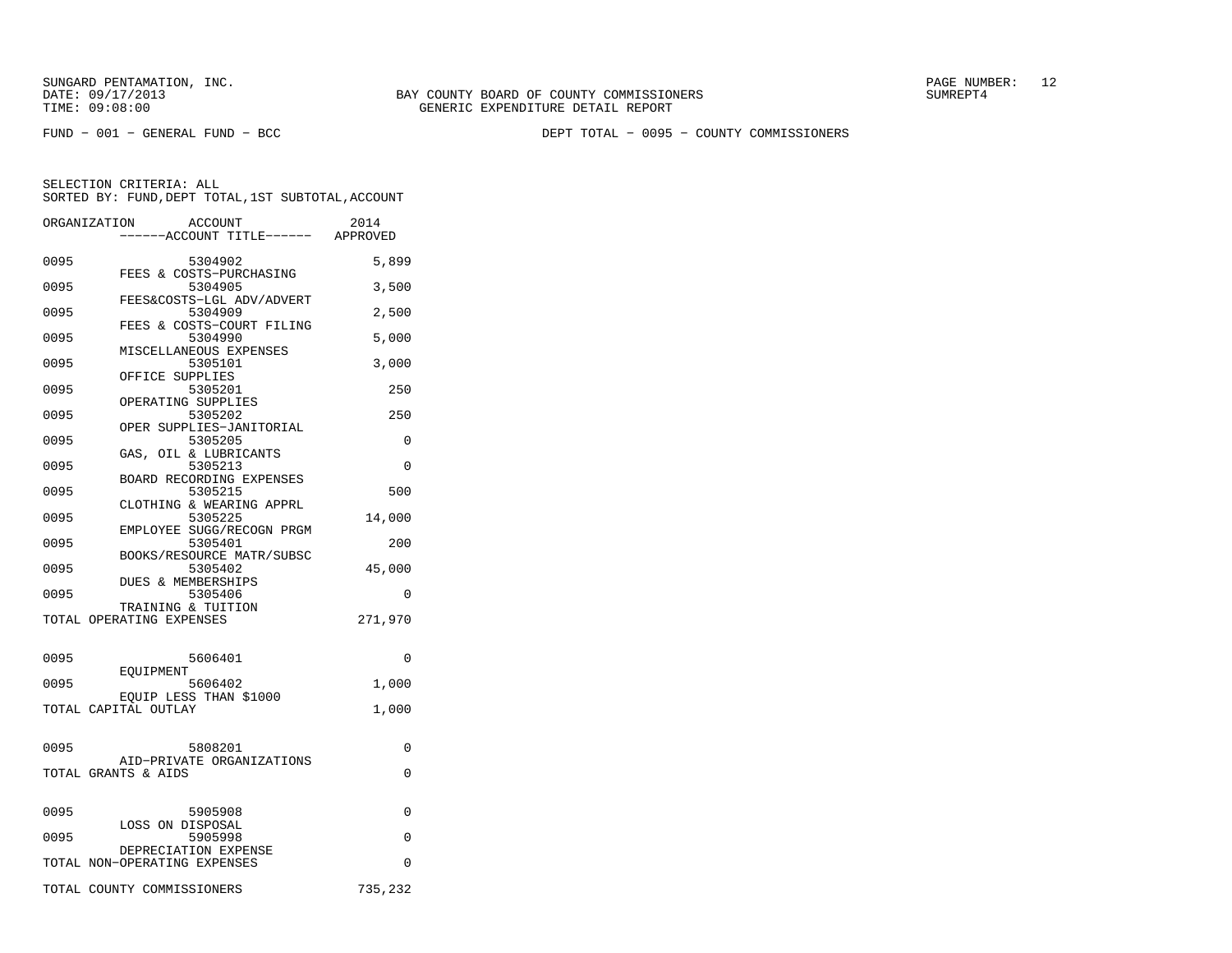SUNGARD PENTAMATION, INC.
DATE: 09/17/2013
TIME: 09:08:00

BAY COUNTY BOARD OF COUNTY COMMISSIONERS
GENERIC EXPENDITURE DETAIL REPORT

SUMREPT4

FUND − 001 − GENERAL FUND − BCC

DEPT TOTAL − 0095 − COUNTY COMMISSIONERS

SELECTION CRITERIA: ALL
SORTED BY: FUND,DEPT TOTAL,1ST SUBTOTAL,ACCOUNT

| ORGANIZATION | ACCOUNT / ------ACCOUNT TITLE------ | 2014 APPROVED |
|---|---|---|
| 0095 | 5304902 FEES & COSTS−PURCHASING | 5,899 |
| 0095 | 5304905 FEES&COSTS−LGL ADV/ADVERT | 3,500 |
| 0095 | 5304909 FEES & COSTS−COURT FILING | 2,500 |
| 0095 | 5304990 MISCELLANEOUS EXPENSES | 5,000 |
| 0095 | 5305101 OFFICE SUPPLIES | 3,000 |
| 0095 | 5305201 OPERATING SUPPLIES | 250 |
| 0095 | 5305202 OPER SUPPLIES−JANITORIAL | 250 |
| 0095 | 5305205 GAS, OIL & LUBRICANTS | 0 |
| 0095 | 5305213 BOARD RECORDING EXPENSES | 0 |
| 0095 | 5305215 CLOTHING & WEARING APPRL | 500 |
| 0095 | 5305225 EMPLOYEE SUGG/RECOGN PRGM | 14,000 |
| 0095 | 5305401 BOOKS/RESOURCE MATR/SUBSC | 200 |
| 0095 | 5305402 DUES & MEMBERSHIPS | 45,000 |
| 0095 | 5305406 TRAINING & TUITION | 0 |
| TOTAL OPERATING EXPENSES | | 271,970 |
| 0095 | 5606401 EQUIPMENT | 0 |
| 0095 | 5606402 EQUIP LESS THAN $1000 | 1,000 |
| TOTAL CAPITAL OUTLAY | | 1,000 |
| 0095 | 5808201 AID−PRIVATE ORGANIZATIONS | 0 |
| TOTAL GRANTS & AIDS | | 0 |
| 0095 | 5905908 LOSS ON DISPOSAL | 0 |
| 0095 | 5905998 DEPRECIATION EXPENSE | 0 |
| TOTAL NON−OPERATING EXPENSES | | 0 |
| TOTAL COUNTY COMMISSIONERS | | 735,232 |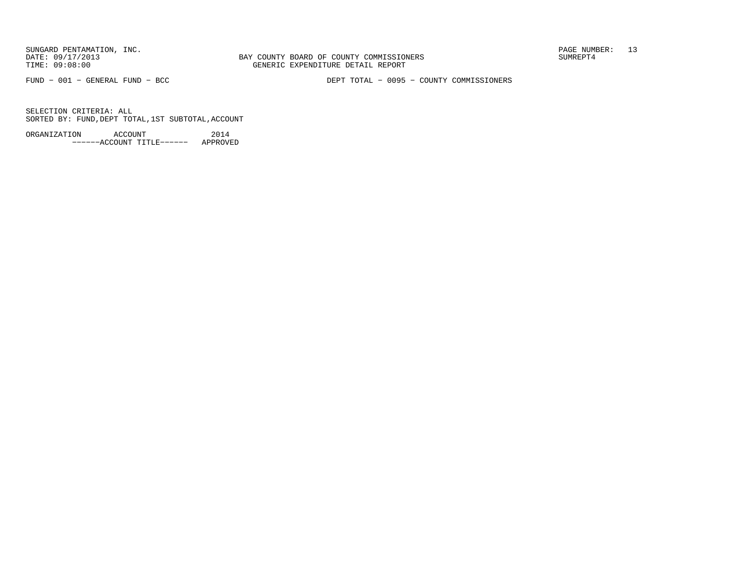SUNGARD PENTAMATION, INC.
DATE: 09/17/2013
TIME: 09:08:00

BAY COUNTY BOARD OF COUNTY COMMISSIONERS
GENERIC EXPENDITURE DETAIL REPORT

PAGE NUMBER: 13
SUMREPT4

FUND - 001 - GENERAL FUND - BCC

DEPT TOTAL - 0095 - COUNTY COMMISSIONERS

SELECTION CRITERIA: ALL
SORTED BY: FUND,DEPT TOTAL,1ST SUBTOTAL,ACCOUNT

| ORGANIZATION | ACCOUNT | 2014 |
|---|---|---|
| | ------ACCOUNT TITLE------ | APPROVED |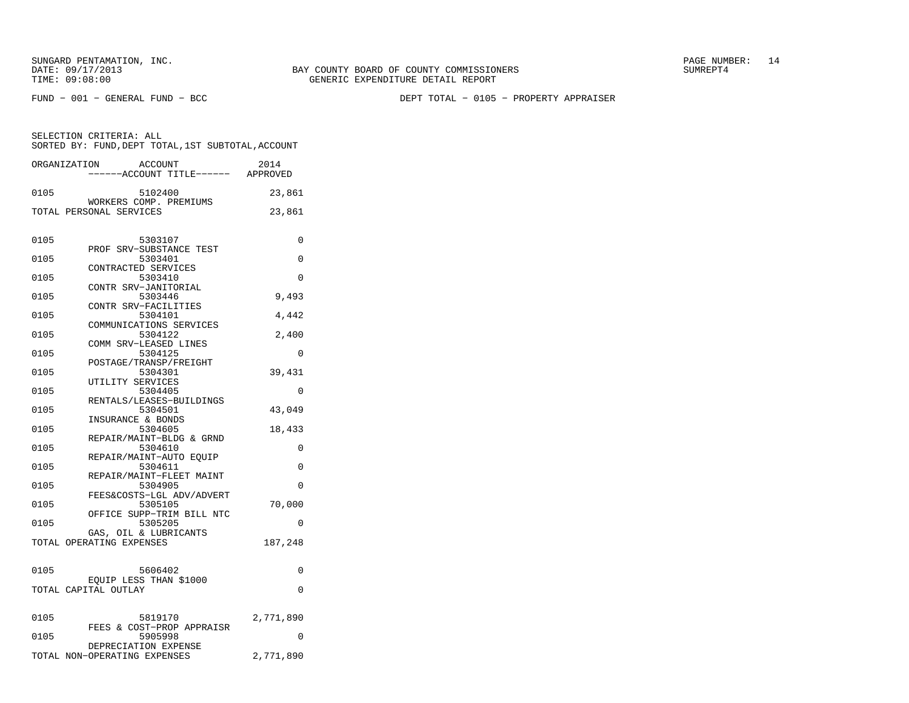SUNGARD PENTAMATION, INC.
DATE: 09/17/2013
TIME: 09:08:00

BAY COUNTY BOARD OF COUNTY COMMISSIONERS
GENERIC EXPENDITURE DETAIL REPORT

SUMREPT4

FUND − 001 − GENERAL FUND − BCC

DEPT TOTAL − 0105 − PROPERTY APPRAISER

SELECTION CRITERIA: ALL
SORTED BY: FUND,DEPT TOTAL,1ST SUBTOTAL,ACCOUNT

| ORGANIZATION | ACCOUNT / ------ACCOUNT TITLE------ | 2014 APPROVED |
|---|---|---|
| 0105 | 5102400 WORKERS COMP. PREMIUMS | 23,861 |
| TOTAL PERSONAL SERVICES | | 23,861 |
| 0105 | 5303107 PROF SRV−SUBSTANCE TEST | 0 |
| 0105 | 5303401 CONTRACTED SERVICES | 0 |
| 0105 | 5303410 CONTR SRV−JANITORIAL | 0 |
| 0105 | 5303446 CONTR SRV−FACILITIES | 9,493 |
| 0105 | 5304101 COMMUNICATIONS SERVICES | 4,442 |
| 0105 | 5304122 COMM SRV−LEASED LINES | 2,400 |
| 0105 | 5304125 POSTAGE/TRANSP/FREIGHT | 0 |
| 0105 | 5304301 UTILITY SERVICES | 39,431 |
| 0105 | 5304405 RENTALS/LEASES−BUILDINGS | 0 |
| 0105 | 5304501 INSURANCE & BONDS | 43,049 |
| 0105 | 5304605 REPAIR/MAINT−BLDG & GRND | 18,433 |
| 0105 | 5304610 REPAIR/MAINT−AUTO EQUIP | 0 |
| 0105 | 5304611 REPAIR/MAINT−FLEET MAINT | 0 |
| 0105 | 5304905 FEES&COSTS−LGL ADV/ADVERT | 0 |
| 0105 | 5305105 OFFICE SUPP−TRIM BILL NTC | 70,000 |
| 0105 | 5305205 GAS, OIL & LUBRICANTS | 0 |
| TOTAL OPERATING EXPENSES | | 187,248 |
| 0105 | 5606402 EQUIP LESS THAN $1000 | 0 |
| TOTAL CAPITAL OUTLAY | | 0 |
| 0105 | 5819170 FEES & COST−PROP APPRAISR | 2,771,890 |
| 0105 | 5905998 DEPRECIATION EXPENSE | 0 |
| TOTAL NON−OPERATING EXPENSES | | 2,771,890 |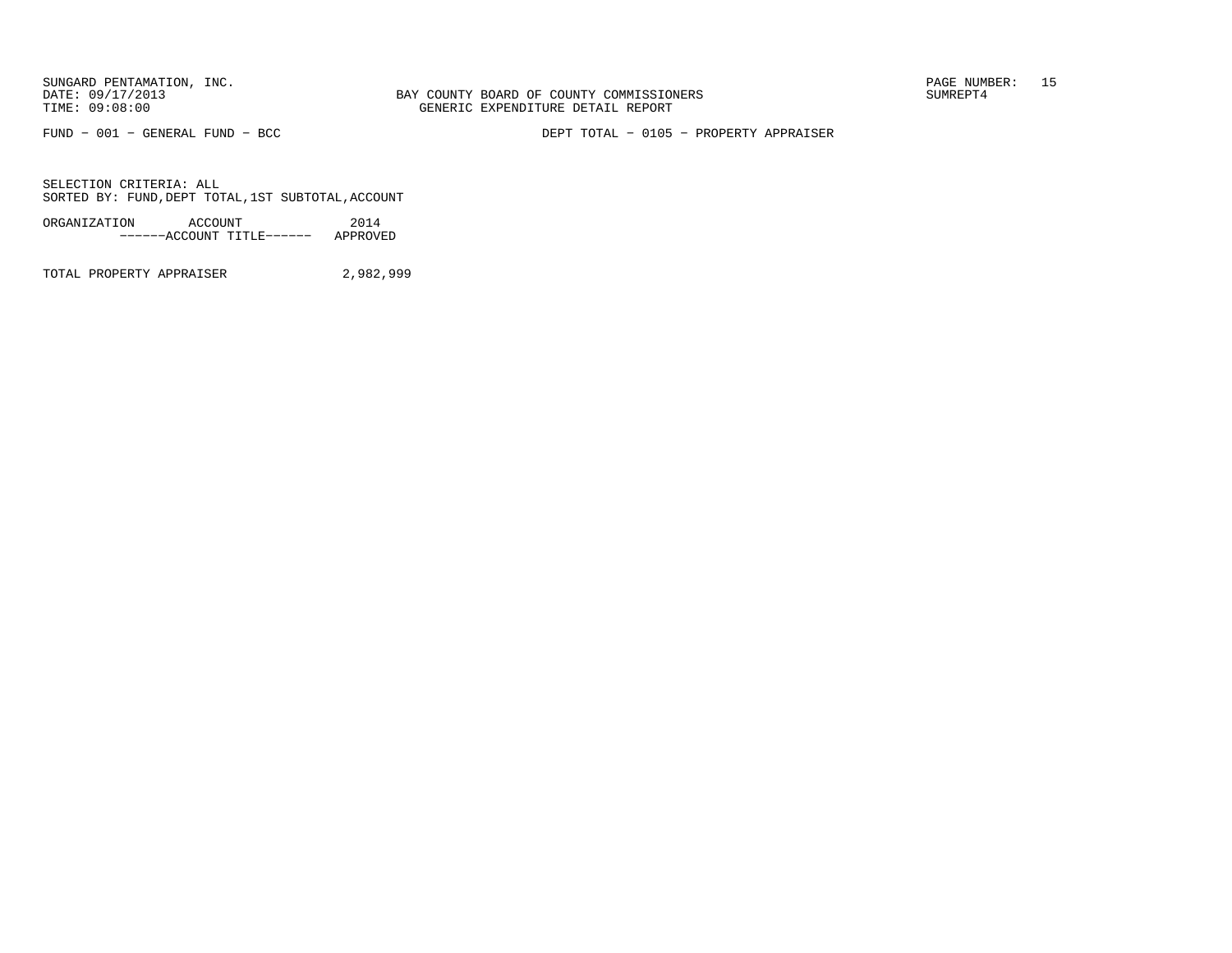BAY COUNTY BOARD OF COUNTY COMMISSIONERS
GENERIC EXPENDITURE DETAIL REPORT

FUND − 001 − GENERAL FUND − BCC

DEPT TOTAL − 0105 − PROPERTY APPRAISER

SELECTION CRITERIA: ALL
SORTED BY: FUND,DEPT TOTAL,1ST SUBTOTAL,ACCOUNT

| ORGANIZATION ACCOUNT ------ACCOUNT TITLE------ | 2014 APPROVED |
|---|---|
| TOTAL PROPERTY APPRAISER | 2,982,999 |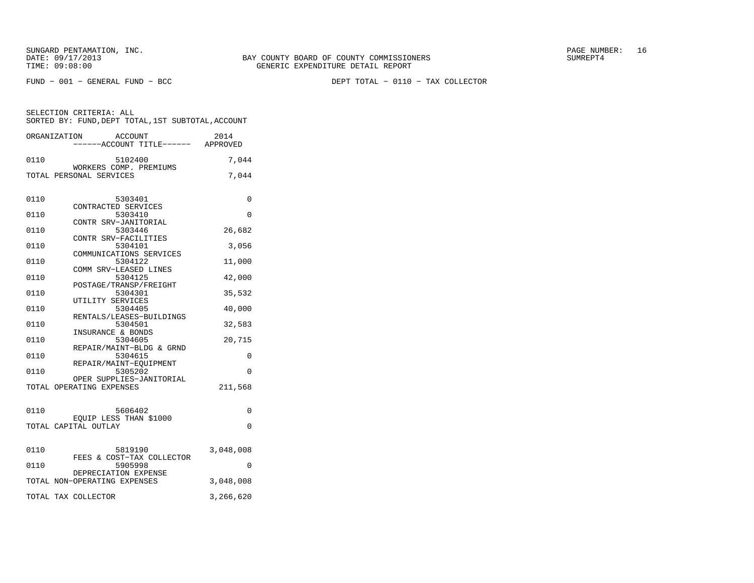BAY COUNTY BOARD OF COUNTY COMMISSIONERS
GENERIC EXPENDITURE DETAIL REPORT

FUND − 001 − GENERAL FUND − BCC

DEPT TOTAL − 0110 − TAX COLLECTOR

SELECTION CRITERIA: ALL
SORTED BY: FUND,DEPT TOTAL,1ST SUBTOTAL,ACCOUNT

| ORGANIZATION | ACCOUNT / ------ACCOUNT TITLE------ | 2014 APPROVED |
|---|---|---|
| 0110 | 5102400 WORKERS COMP. PREMIUMS | 7,044 |
| TOTAL PERSONAL SERVICES | | 7,044 |
| 0110 | 5303401 CONTRACTED SERVICES | 0 |
| 0110 | 5303410 CONTR SRV−JANITORIAL | 0 |
| 0110 | 5303446 CONTR SRV−FACILITIES | 26,682 |
| 0110 | 5304101 COMMUNICATIONS SERVICES | 3,056 |
| 0110 | 5304122 COMM SRV−LEASED LINES | 11,000 |
| 0110 | 5304125 POSTAGE/TRANSP/FREIGHT | 42,000 |
| 0110 | 5304301 UTILITY SERVICES | 35,532 |
| 0110 | 5304405 RENTALS/LEASES−BUILDINGS | 40,000 |
| 0110 | 5304501 INSURANCE & BONDS | 32,583 |
| 0110 | 5304605 REPAIR/MAINT−BLDG & GRND | 20,715 |
| 0110 | 5304615 REPAIR/MAINT−EQUIPMENT | 0 |
| 0110 | 5305202 OPER SUPPLIES−JANITORIAL | 0 |
| TOTAL OPERATING EXPENSES | | 211,568 |
| 0110 | 5606402 EQUIP LESS THAN $1000 | 0 |
| TOTAL CAPITAL OUTLAY | | 0 |
| 0110 | 5819190 FEES & COST−TAX COLLECTOR | 3,048,008 |
| 0110 | 5905998 DEPRECIATION EXPENSE | 0 |
| TOTAL NON−OPERATING EXPENSES | | 3,048,008 |
| TOTAL TAX COLLECTOR | | 3,266,620 |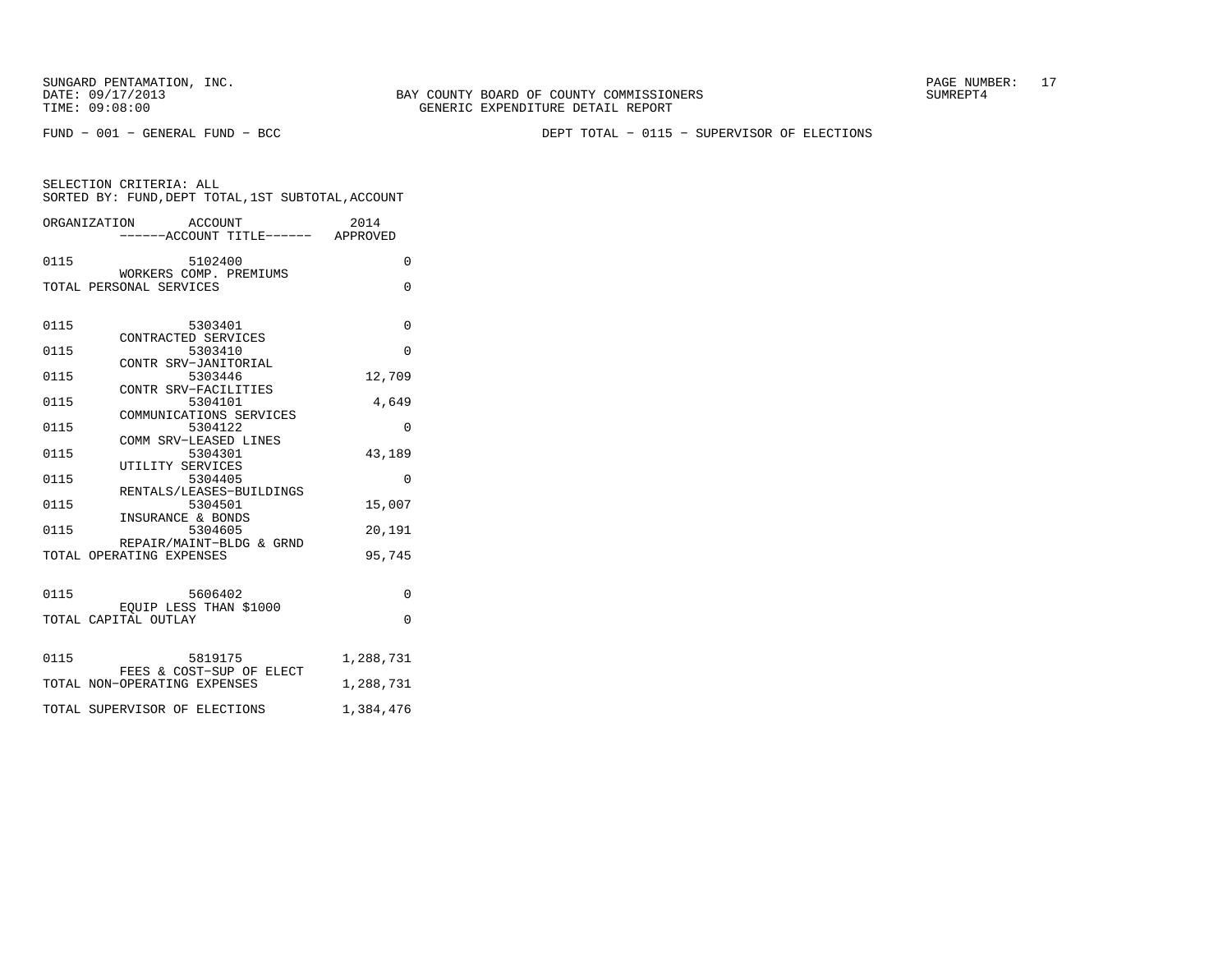SUNGARD PENTAMATION, INC.
DATE: 09/17/2013
TIME: 09:08:00

BAY COUNTY BOARD OF COUNTY COMMISSIONERS
GENERIC EXPENDITURE DETAIL REPORT

SUMREPT4

FUND − 001 − GENERAL FUND − BCC

DEPT TOTAL − 0115 − SUPERVISOR OF ELECTIONS

SELECTION CRITERIA: ALL
SORTED BY: FUND,DEPT TOTAL,1ST SUBTOTAL,ACCOUNT

| ORGANIZATION | ACCOUNT ------ACCOUNT TITLE------ | 2014 APPROVED |
|---|---|---|
| 0115 | 5102400 WORKERS COMP. PREMIUMS | 0 |
| TOTAL PERSONAL SERVICES | | 0 |
| 0115 | 5303401 CONTRACTED SERVICES | 0 |
| 0115 | 5303410 CONTR SRV−JANITORIAL | 0 |
| 0115 | 5303446 CONTR SRV−FACILITIES | 12,709 |
| 0115 | 5304101 COMMUNICATIONS SERVICES | 4,649 |
| 0115 | 5304122 COMM SRV−LEASED LINES | 0 |
| 0115 | 5304301 UTILITY SERVICES | 43,189 |
| 0115 | 5304405 RENTALS/LEASES−BUILDINGS | 0 |
| 0115 | 5304501 INSURANCE & BONDS | 15,007 |
| 0115 | 5304605 REPAIR/MAINT−BLDG & GRND | 20,191 |
| TOTAL OPERATING EXPENSES | | 95,745 |
| 0115 | 5606402 EQUIP LESS THAN $1000 | 0 |
| TOTAL CAPITAL OUTLAY | | 0 |
| 0115 | 5819175 FEES & COST−SUP OF ELECT | 1,288,731 |
| TOTAL NON−OPERATING EXPENSES | | 1,288,731 |
| TOTAL SUPERVISOR OF ELECTIONS | | 1,384,476 |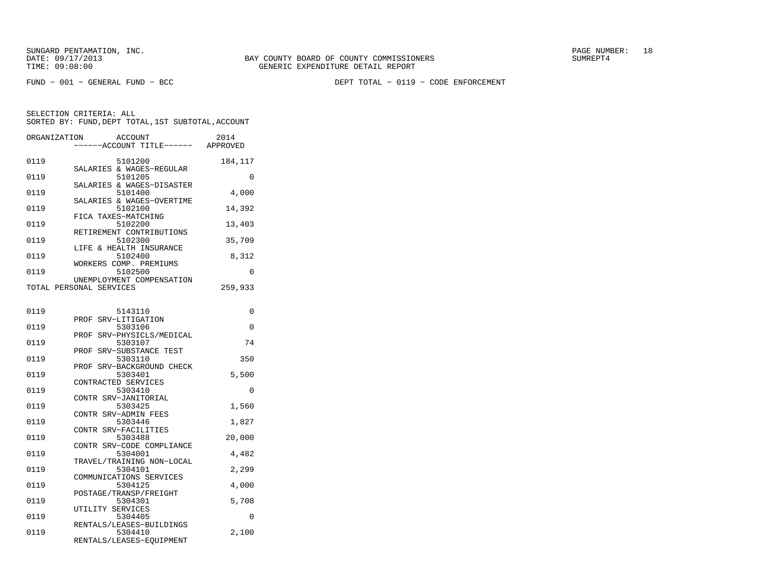SUNGARD PENTAMATION, INC.
DATE: 09/17/2013
TIME: 09:08:00

BAY COUNTY BOARD OF COUNTY COMMISSIONERS
GENERIC EXPENDITURE DETAIL REPORT

SUMREPT4

FUND − 001 − GENERAL FUND − BCC

DEPT TOTAL − 0119 − CODE ENFORCEMENT

SELECTION CRITERIA: ALL
SORTED BY: FUND,DEPT TOTAL,1ST SUBTOTAL,ACCOUNT

| ORGANIZATION | ACCOUNT / ------ACCOUNT TITLE------ | 2014 APPROVED |
|---|---|---|
| 0119 | 5101200 SALARIES & WAGES−REGULAR | 184,117 |
| 0119 | 5101205 SALARIES & WAGES−DISASTER | 0 |
| 0119 | 5101400 SALARIES & WAGES−OVERTIME | 4,000 |
| 0119 | 5102100 FICA TAXES−MATCHING | 14,392 |
| 0119 | 5102200 RETIREMENT CONTRIBUTIONS | 13,403 |
| 0119 | 5102300 LIFE & HEALTH INSURANCE | 35,709 |
| 0119 | 5102400 WORKERS COMP. PREMIUMS | 8,312 |
| 0119 | 5102500 UNEMPLOYMENT COMPENSATION | 0 |
| TOTAL PERSONAL SERVICES | | 259,933 |
| 0119 | 5143110 PROF SRV−LITIGATION | 0 |
| 0119 | 5303106 PROF SRV−PHYSICLS/MEDICAL | 0 |
| 0119 | 5303107 PROF SRV−SUBSTANCE TEST | 74 |
| 0119 | 5303110 PROF SRV−BACKGROUND CHECK | 350 |
| 0119 | 5303401 CONTRACTED SERVICES | 5,500 |
| 0119 | 5303410 CONTR SRV−JANITORIAL | 0 |
| 0119 | 5303425 CONTR SRV−ADMIN FEES | 1,560 |
| 0119 | 5303446 CONTR SRV−FACILITIES | 1,827 |
| 0119 | 5303488 CONTR SRV−CODE COMPLIANCE | 20,000 |
| 0119 | 5304001 TRAVEL/TRAINING NON−LOCAL | 4,482 |
| 0119 | 5304101 COMMUNICATIONS SERVICES | 2,299 |
| 0119 | 5304125 POSTAGE/TRANSP/FREIGHT | 4,000 |
| 0119 | 5304301 UTILITY SERVICES | 5,708 |
| 0119 | 5304405 RENTALS/LEASES−BUILDINGS | 0 |
| 0119 | 5304410 RENTALS/LEASES−EQUIPMENT | 2,100 |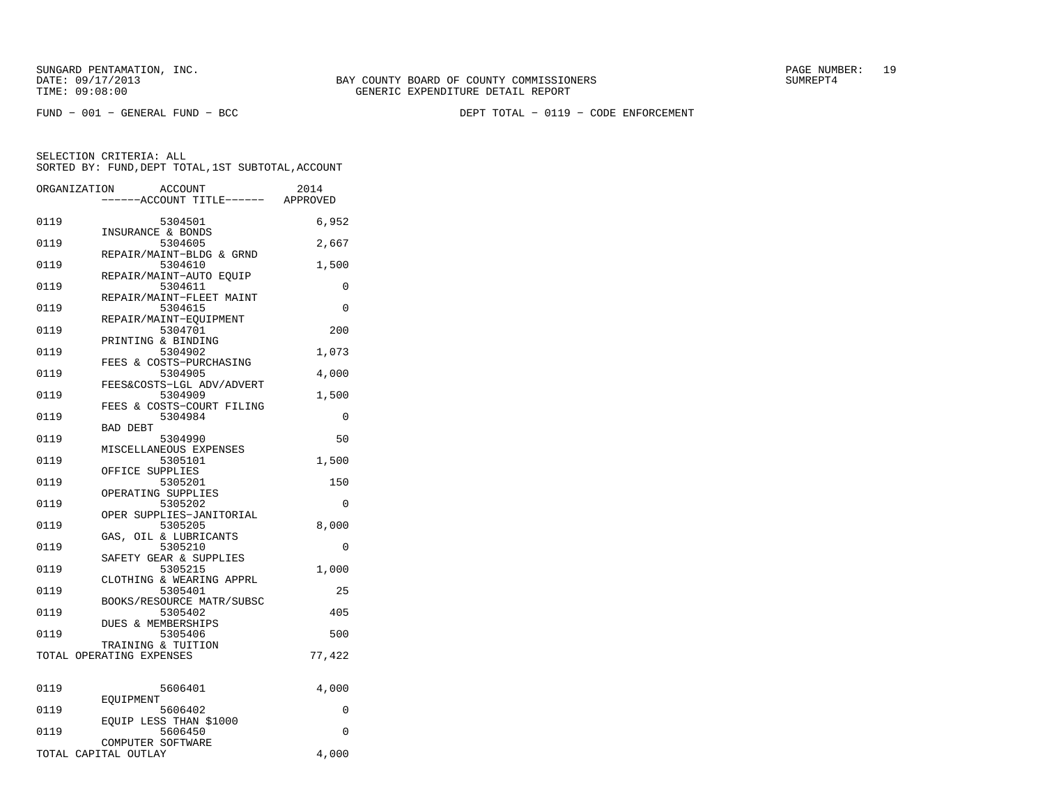BAY COUNTY BOARD OF COUNTY COMMISSIONERS
GENERIC EXPENDITURE DETAIL REPORT

FUND − 001 − GENERAL FUND − BCC　　　　DEPT TOTAL − 0119 − CODE ENFORCEMENT

SELECTION CRITERIA: ALL
SORTED BY: FUND,DEPT TOTAL,1ST SUBTOTAL,ACCOUNT

| ORGANIZATION | ACCOUNT / ACCOUNT TITLE | 2014 APPROVED |
|---|---|---|
| 0119 | 5304501 INSURANCE & BONDS | 6,952 |
| 0119 | 5304605 REPAIR/MAINT−BLDG & GRND | 2,667 |
| 0119 | 5304610 REPAIR/MAINT−AUTO EQUIP | 1,500 |
| 0119 | 5304611 REPAIR/MAINT−FLEET MAINT | 0 |
| 0119 | 5304615 REPAIR/MAINT−EQUIPMENT | 0 |
| 0119 | 5304701 PRINTING & BINDING | 200 |
| 0119 | 5304902 FEES & COSTS−PURCHASING | 1,073 |
| 0119 | 5304905 FEES&COSTS−LGL ADV/ADVERT | 4,000 |
| 0119 | 5304909 FEES & COSTS−COURT FILING | 1,500 |
| 0119 | 5304984 BAD DEBT | 0 |
| 0119 | 5304990 MISCELLANEOUS EXPENSES | 50 |
| 0119 | 5305101 OFFICE SUPPLIES | 1,500 |
| 0119 | 5305201 OPERATING SUPPLIES | 150 |
| 0119 | 5305202 OPER SUPPLIES−JANITORIAL | 0 |
| 0119 | 5305205 GAS, OIL & LUBRICANTS | 8,000 |
| 0119 | 5305210 SAFETY GEAR & SUPPLIES | 0 |
| 0119 | 5305215 CLOTHING & WEARING APPRL | 1,000 |
| 0119 | 5305401 BOOKS/RESOURCE MATR/SUBSC | 25 |
| 0119 | 5305402 DUES & MEMBERSHIPS | 405 |
| 0119 | 5305406 TRAINING & TUITION | 500 |
| TOTAL OPERATING EXPENSES | | 77,422 |
| 0119 | 5606401 EQUIPMENT | 4,000 |
| 0119 | 5606402 EQUIP LESS THAN $1000 | 0 |
| 0119 | 5606450 COMPUTER SOFTWARE | 0 |
| TOTAL CAPITAL OUTLAY | | 4,000 |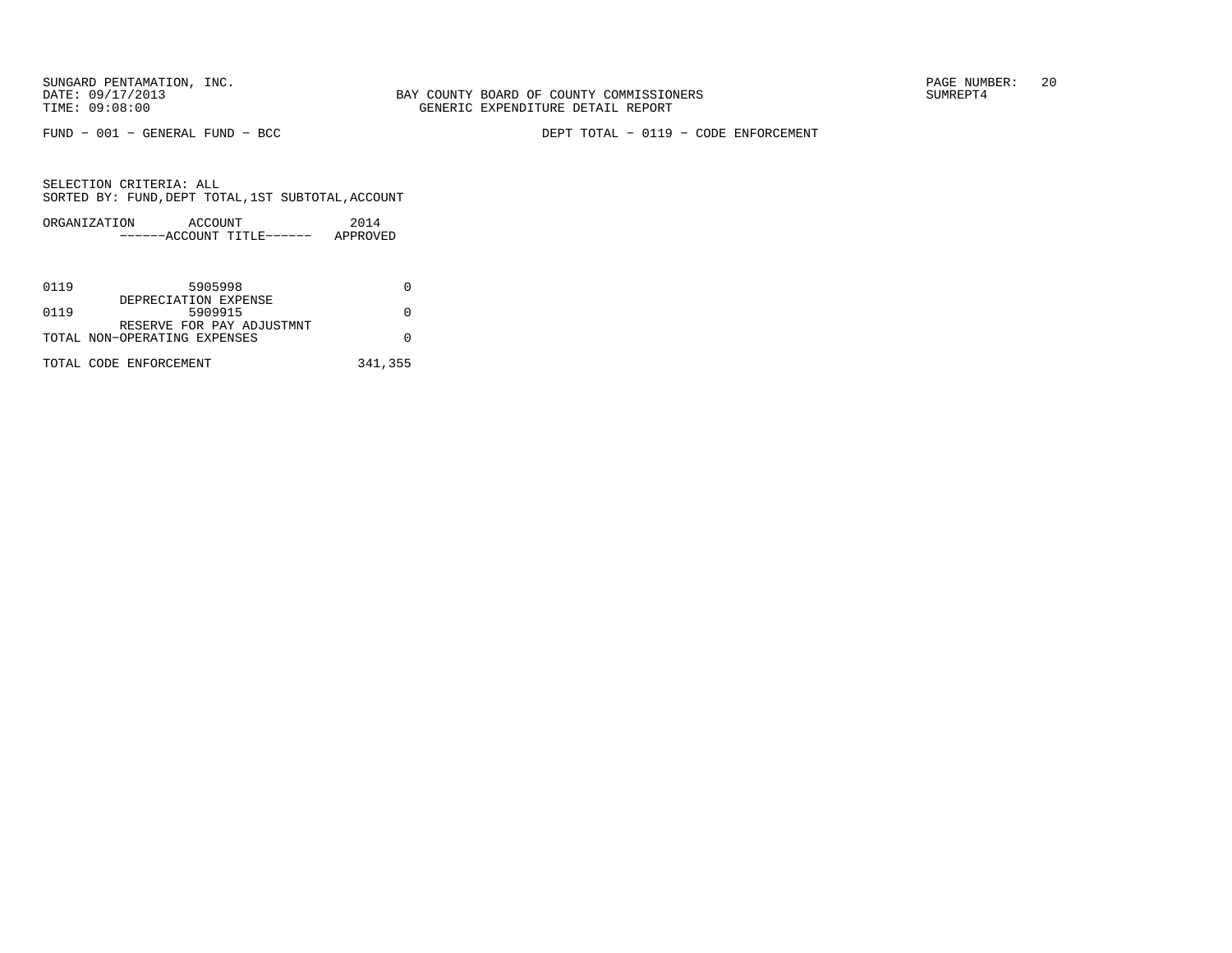SUNGARD PENTAMATION, INC.
DATE: 09/17/2013
TIME: 09:08:00

BAY COUNTY BOARD OF COUNTY COMMISSIONERS
GENERIC EXPENDITURE DETAIL REPORT

SUMREPT4

FUND − 001 − GENERAL FUND − BCC

DEPT TOTAL − 0119 − CODE ENFORCEMENT

SELECTION CRITERIA: ALL
SORTED BY: FUND,DEPT TOTAL,1ST SUBTOTAL,ACCOUNT

| ORGANIZATION | ACCOUNT / ------ACCOUNT TITLE------ | 2014 APPROVED |
|---|---|---|
| 0119 | 5905998 DEPRECIATION EXPENSE | 0 |
| 0119 | 5909915 RESERVE FOR PAY ADJUSTMNT | 0 |
| TOTAL NON−OPERATING EXPENSES | | 0 |
| TOTAL CODE ENFORCEMENT | | 341,355 |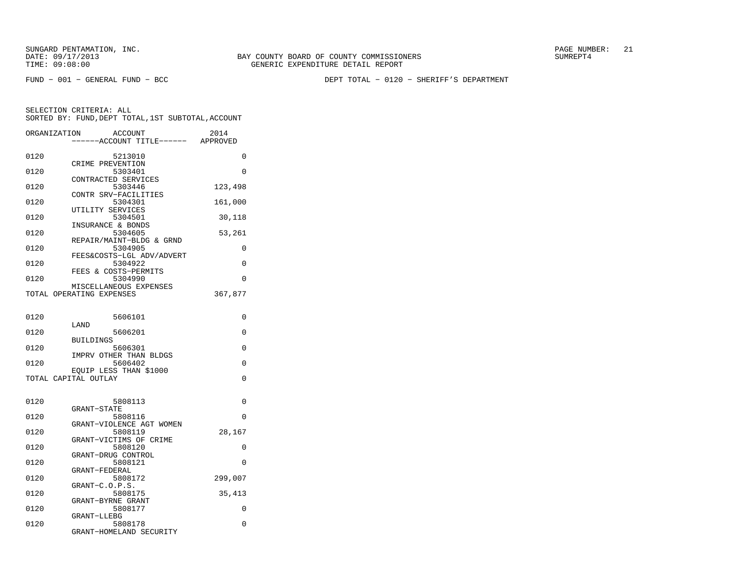FUND − 001 − GENERAL FUND − BCC

DEPT TOTAL − 0120 − SHERIFF'S DEPARTMENT

SELECTION CRITERIA: ALL
SORTED BY: FUND,DEPT TOTAL,1ST SUBTOTAL,ACCOUNT

| ORGANIZATION | ACCOUNT / ACCOUNT TITLE | 2014 APPROVED |
|---|---|---|
| 0120 | 5213010 CRIME PREVENTION | 0 |
| 0120 | 5303401 CONTRACTED SERVICES | 0 |
| 0120 | 5303446 CONTR SRV−FACILITIES | 123,498 |
| 0120 | 5304301 UTILITY SERVICES | 161,000 |
| 0120 | 5304501 INSURANCE & BONDS | 30,118 |
| 0120 | 5304605 REPAIR/MAINT−BLDG & GRND | 53,261 |
| 0120 | 5304905 FEES&COSTS−LGL ADV/ADVERT | 0 |
| 0120 | 5304922 FEES & COSTS−PERMITS | 0 |
| 0120 | 5304990 MISCELLANEOUS EXPENSES | 0 |
| TOTAL OPERATING EXPENSES | | 367,877 |
| 0120 | 5606101 LAND | 0 |
| 0120 | 5606201 BUILDINGS | 0 |
| 0120 | 5606301 IMPRV OTHER THAN BLDGS | 0 |
| 0120 | 5606402 EQUIP LESS THAN $1000 | 0 |
| TOTAL CAPITAL OUTLAY | | 0 |
| 0120 | 5808113 GRANT−STATE | 0 |
| 0120 | 5808116 GRANT−VIOLENCE AGT WOMEN | 0 |
| 0120 | 5808119 GRANT−VICTIMS OF CRIME | 28,167 |
| 0120 | 5808120 GRANT−DRUG CONTROL | 0 |
| 0120 | 5808121 GRANT−FEDERAL | 0 |
| 0120 | 5808172 GRANT−C.O.P.S. | 299,007 |
| 0120 | 5808175 GRANT−BYRNE GRANT | 35,413 |
| 0120 | 5808177 GRANT−LLEBG | 0 |
| 0120 | 5808178 GRANT−HOMELAND SECURITY | 0 |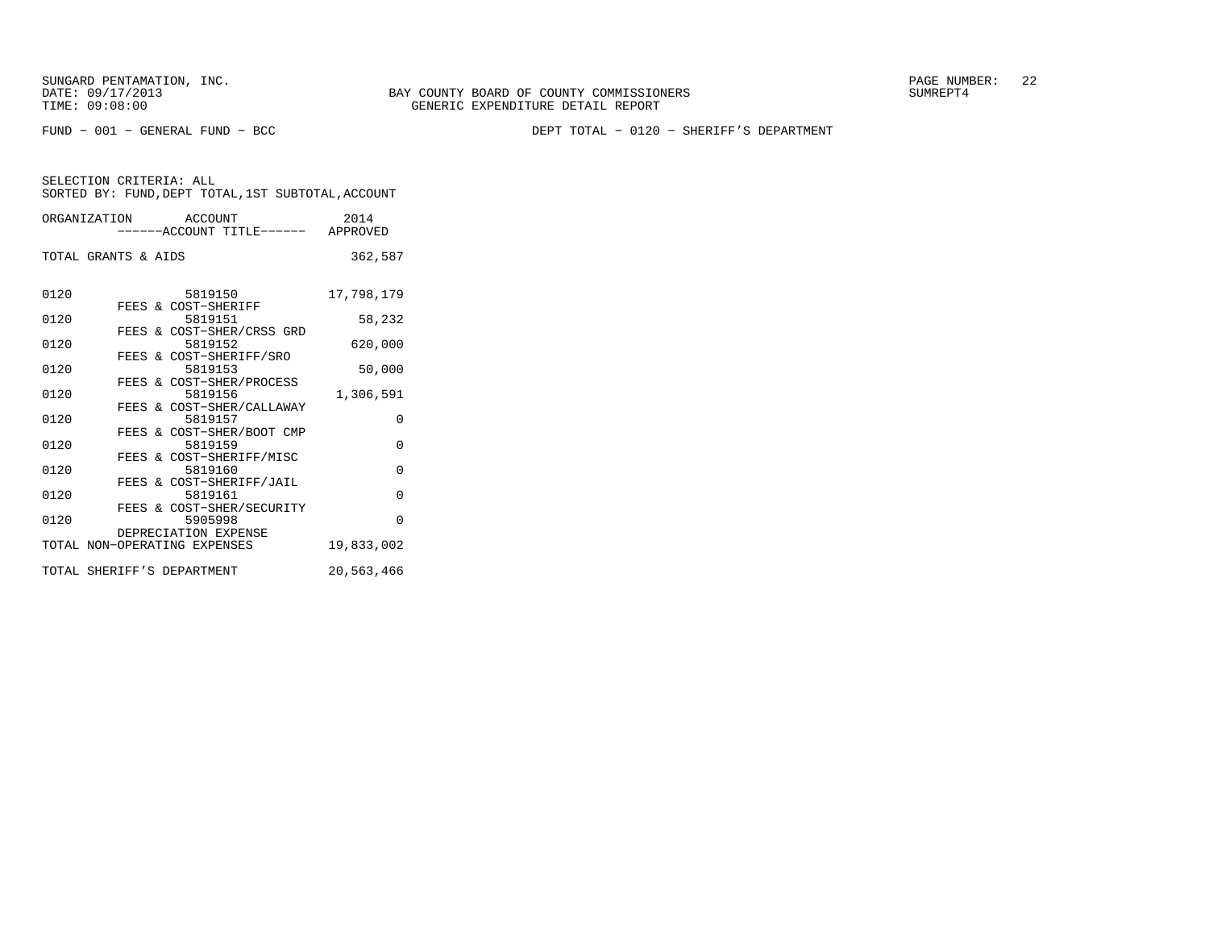FUND − 001 − GENERAL FUND − BCC

DEPT TOTAL − 0120 − SHERIFF'S DEPARTMENT

SELECTION CRITERIA: ALL
SORTED BY: FUND,DEPT TOTAL,1ST SUBTOTAL,ACCOUNT

| ORGANIZATION | ACCOUNT / ------ACCOUNT TITLE------ | 2014 APPROVED |
|---|---|---|
| TOTAL GRANTS & AIDS | | 362,587 |
| 0120 | 5819150 FEES & COST−SHERIFF | 17,798,179 |
| 0120 | 5819151 FEES & COST−SHER/CRSS GRD | 58,232 |
| 0120 | 5819152 FEES & COST−SHERIFF/SRO | 620,000 |
| 0120 | 5819153 FEES & COST−SHER/PROCESS | 50,000 |
| 0120 | 5819156 FEES & COST−SHER/CALLAWAY | 1,306,591 |
| 0120 | 5819157 FEES & COST−SHER/BOOT CMP | 0 |
| 0120 | 5819159 FEES & COST−SHERIFF/MISC | 0 |
| 0120 | 5819160 FEES & COST−SHERIFF/JAIL | 0 |
| 0120 | 5819161 FEES & COST−SHER/SECURITY | 0 |
| 0120 | 5905998 DEPRECIATION EXPENSE | 0 |
| TOTAL NON−OPERATING EXPENSES | | 19,833,002 |
| TOTAL SHERIFF'S DEPARTMENT | | 20,563,466 |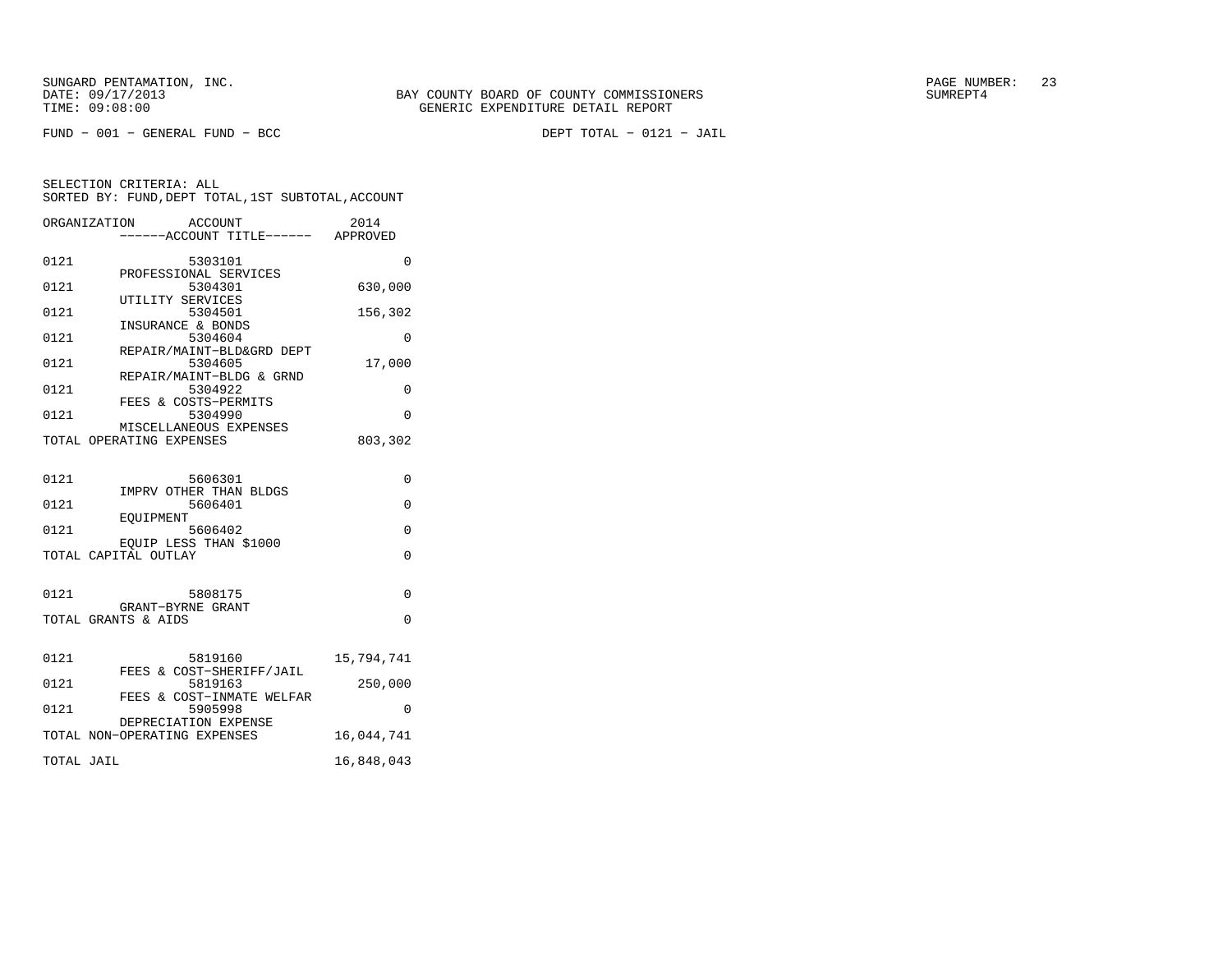SUNGARD PENTAMATION, INC.
DATE: 09/17/2013
TIME: 09:08:00

BAY COUNTY BOARD OF COUNTY COMMISSIONERS
GENERIC EXPENDITURE DETAIL REPORT

SUMREPT4

FUND − 001 − GENERAL FUND − BCC

DEPT TOTAL − 0121 − JAIL

SELECTION CRITERIA: ALL
SORTED BY: FUND,DEPT TOTAL,1ST SUBTOTAL,ACCOUNT

| ORGANIZATION | ACCOUNT / ------ACCOUNT TITLE------ | 2014 APPROVED |
|---|---|---|
| 0121 | 5303101 PROFESSIONAL SERVICES | 0 |
| 0121 | 5304301 UTILITY SERVICES | 630,000 |
| 0121 | 5304501 INSURANCE & BONDS | 156,302 |
| 0121 | 5304604 REPAIR/MAINT−BLD&GRD DEPT | 0 |
| 0121 | 5304605 REPAIR/MAINT−BLDG & GRND | 17,000 |
| 0121 | 5304922 FEES & COSTS−PERMITS | 0 |
| 0121 | 5304990 MISCELLANEOUS EXPENSES | 0 |
| TOTAL OPERATING EXPENSES | | 803,302 |
| 0121 | 5606301 IMPRV OTHER THAN BLDGS | 0 |
| 0121 | 5606401 EQUIPMENT | 0 |
| 0121 | 5606402 EQUIP LESS THAN $1000 | 0 |
| TOTAL CAPITAL OUTLAY | | 0 |
| 0121 | 5808175 GRANT−BYRNE GRANT | 0 |
| TOTAL GRANTS & AIDS | | 0 |
| 0121 | 5819160 FEES & COST−SHERIFF/JAIL | 15,794,741 |
| 0121 | 5819163 FEES & COST−INMATE WELFAR | 250,000 |
| 0121 | 5905998 DEPRECIATION EXPENSE | 0 |
| TOTAL NON−OPERATING EXPENSES | | 16,044,741 |
| TOTAL JAIL | | 16,848,043 |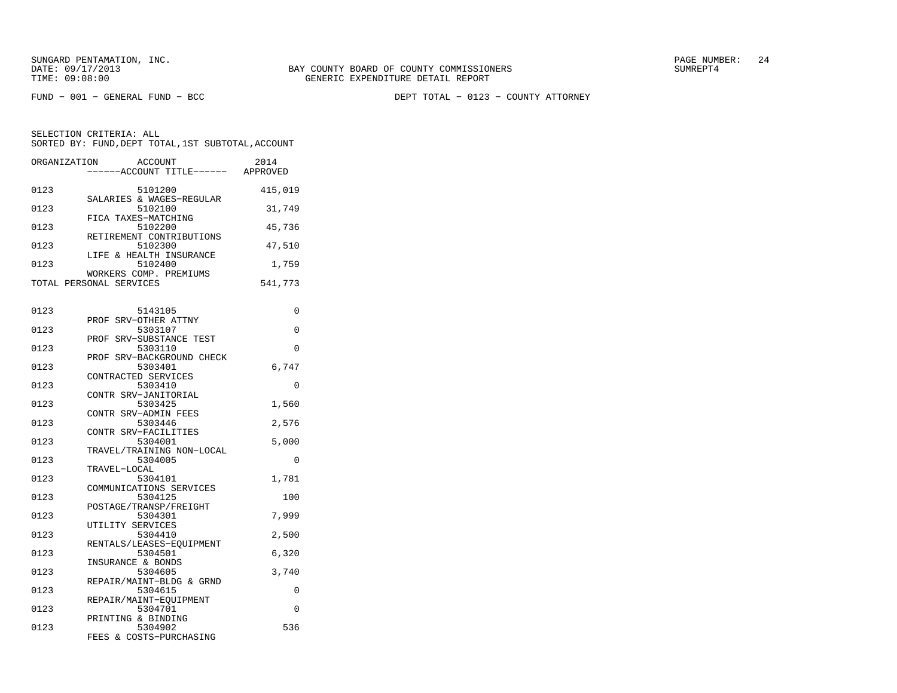SUNGARD PENTAMATION, INC.
DATE: 09/17/2013
TIME: 09:08:00

BAY COUNTY BOARD OF COUNTY COMMISSIONERS
GENERIC EXPENDITURE DETAIL REPORT

PAGE NUMBER: 24
SUMREPT4

FUND - 001 - GENERAL FUND - BCC

DEPT TOTAL - 0123 - COUNTY ATTORNEY

SELECTION CRITERIA: ALL
SORTED BY: FUND,DEPT TOTAL,1ST SUBTOTAL,ACCOUNT

| ORGANIZATION | ACCOUNT / ------ACCOUNT TITLE------ | 2014 APPROVED |
|---|---|---|
| 0123 | 5101200 SALARIES & WAGES-REGULAR | 415,019 |
| 0123 | 5102100 FICA TAXES-MATCHING | 31,749 |
| 0123 | 5102200 RETIREMENT CONTRIBUTIONS | 45,736 |
| 0123 | 5102300 LIFE & HEALTH INSURANCE | 47,510 |
| 0123 | 5102400 WORKERS COMP. PREMIUMS | 1,759 |
| TOTAL PERSONAL SERVICES | | 541,773 |
| 0123 | 5143105 PROF SRV-OTHER ATTNY | 0 |
| 0123 | 5303107 PROF SRV-SUBSTANCE TEST | 0 |
| 0123 | 5303110 PROF SRV-BACKGROUND CHECK | 0 |
| 0123 | 5303401 CONTRACTED SERVICES | 6,747 |
| 0123 | 5303410 CONTR SRV-JANITORIAL | 0 |
| 0123 | 5303425 CONTR SRV-ADMIN FEES | 1,560 |
| 0123 | 5303446 CONTR SRV-FACILITIES | 2,576 |
| 0123 | 5304001 TRAVEL/TRAINING NON-LOCAL | 5,000 |
| 0123 | 5304005 TRAVEL-LOCAL | 0 |
| 0123 | 5304101 COMMUNICATIONS SERVICES | 1,781 |
| 0123 | 5304125 POSTAGE/TRANSP/FREIGHT | 100 |
| 0123 | 5304301 UTILITY SERVICES | 7,999 |
| 0123 | 5304410 RENTALS/LEASES-EQUIPMENT | 2,500 |
| 0123 | 5304501 INSURANCE & BONDS | 6,320 |
| 0123 | 5304605 REPAIR/MAINT-BLDG & GRND | 3,740 |
| 0123 | 5304615 REPAIR/MAINT-EQUIPMENT | 0 |
| 0123 | 5304701 PRINTING & BINDING | 0 |
| 0123 | 5304902 FEES & COSTS-PURCHASING | 536 |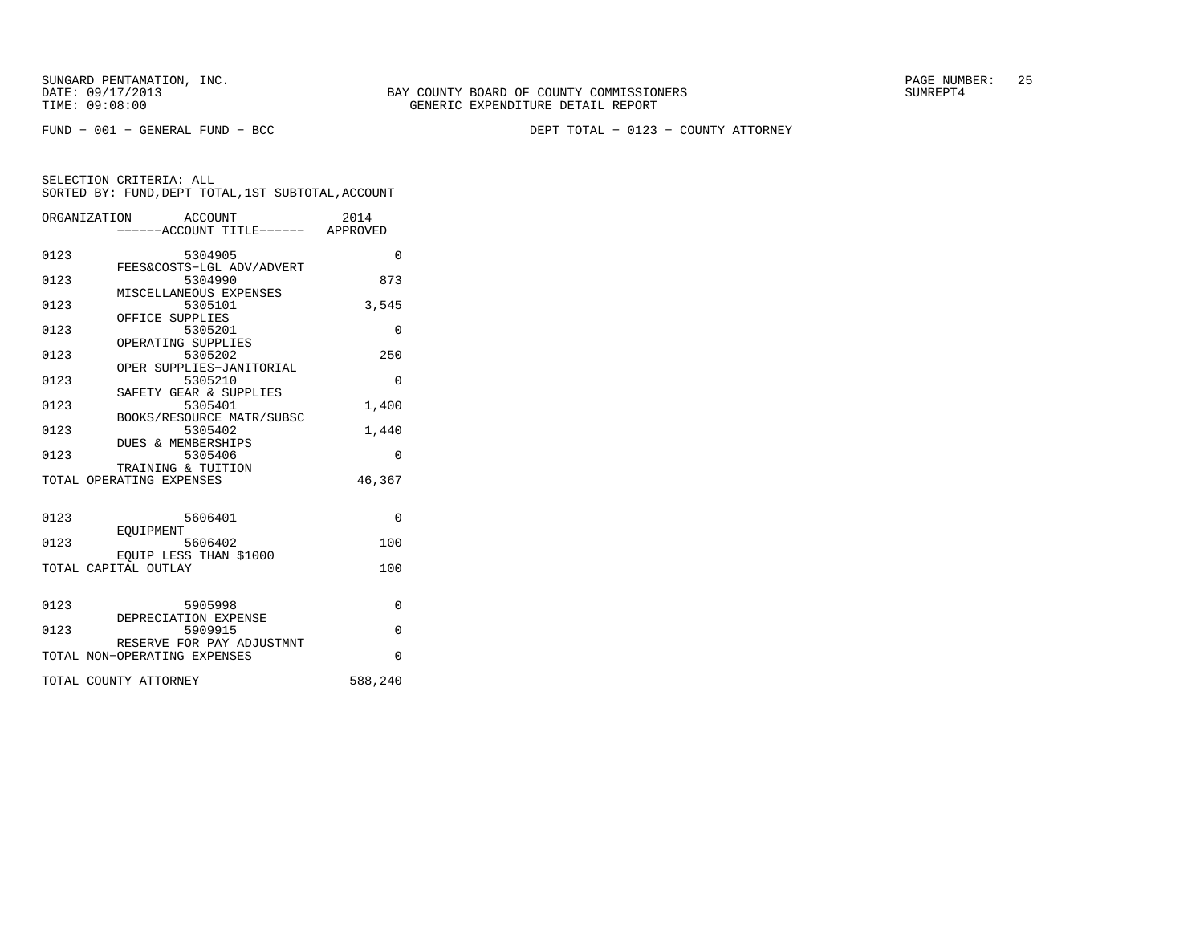SUNGARD PENTAMATION, INC.
DATE: 09/17/2013 BAY COUNTY BOARD OF COUNTY COMMISSIONERS SUMREPT4
TIME: 09:08:00 GENERIC EXPENDITURE DETAIL REPORT

FUND − 001 − GENERAL FUND − BCC DEPT TOTAL − 0123 − COUNTY ATTORNEY

SELECTION CRITERIA: ALL
SORTED BY: FUND,DEPT TOTAL,1ST SUBTOTAL,ACCOUNT

| ORGANIZATION | ACCOUNT ------ACCOUNT TITLE------ | 2014 APPROVED |
|---|---|---|
| 0123 | 5304905 FEES&COSTS−LGL ADV/ADVERT | 0 |
| 0123 | 5304990 MISCELLANEOUS EXPENSES | 873 |
| 0123 | 5305101 OFFICE SUPPLIES | 3,545 |
| 0123 | 5305201 OPERATING SUPPLIES | 0 |
| 0123 | 5305202 OPER SUPPLIES−JANITORIAL | 250 |
| 0123 | 5305210 SAFETY GEAR & SUPPLIES | 0 |
| 0123 | 5305401 BOOKS/RESOURCE MATR/SUBSC | 1,400 |
| 0123 | 5305402 DUES & MEMBERSHIPS | 1,440 |
| 0123 | 5305406 TRAINING & TUITION | 0 |
| TOTAL OPERATING EXPENSES | | 46,367 |
| 0123 | 5606401 EQUIPMENT | 0 |
| 0123 | 5606402 EQUIP LESS THAN $1000 | 100 |
| TOTAL CAPITAL OUTLAY | | 100 |
| 0123 | 5905998 DEPRECIATION EXPENSE | 0 |
| 0123 | 5909915 RESERVE FOR PAY ADJUSTMNT | 0 |
| TOTAL NON−OPERATING EXPENSES | | 0 |
| TOTAL COUNTY ATTORNEY | | 588,240 |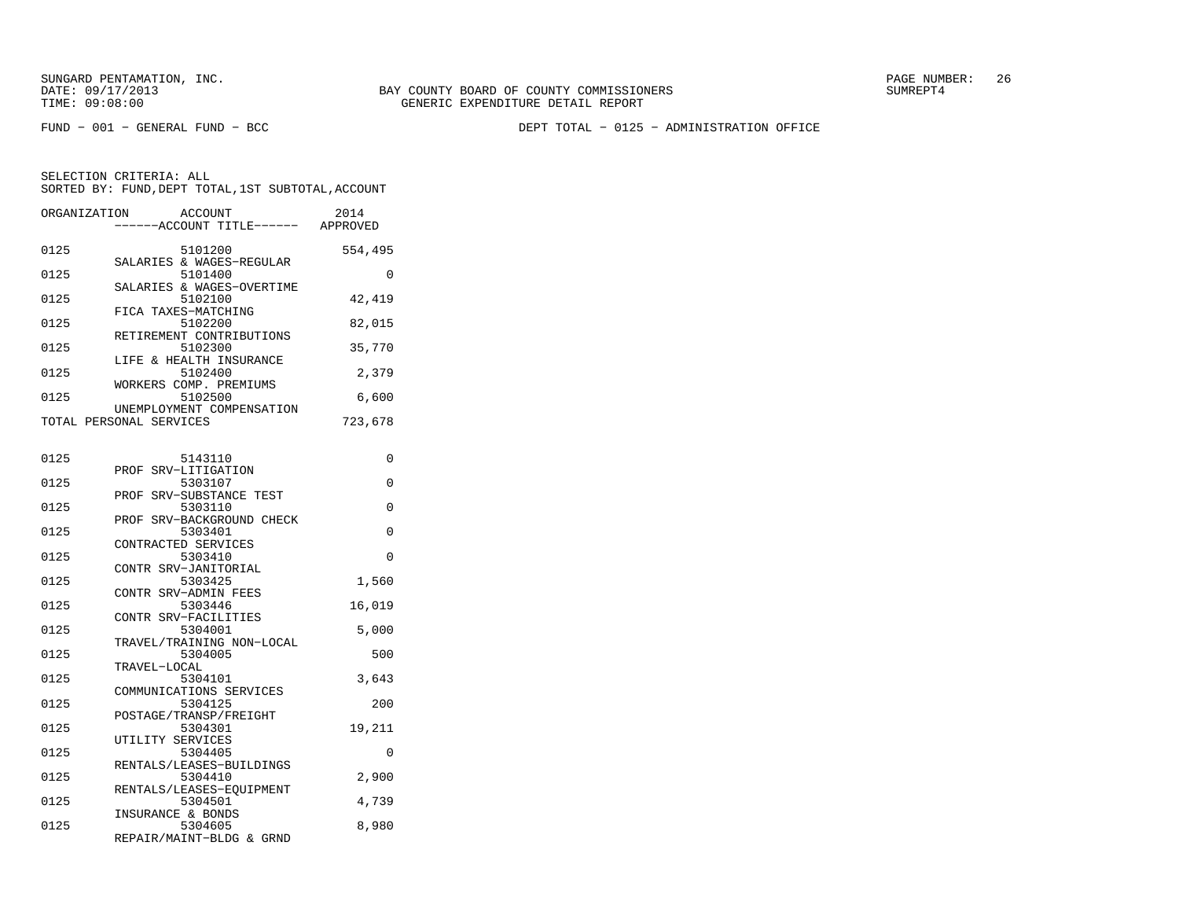FUND − 001 − GENERAL FUND − BCC　　　　DEPT TOTAL − 0125 − ADMINISTRATION OFFICE

BAY COUNTY BOARD OF COUNTY COMMISSIONERS
GENERIC EXPENDITURE DETAIL REPORT

SELECTION CRITERIA: ALL
SORTED BY: FUND,DEPT TOTAL,1ST SUBTOTAL,ACCOUNT

| ORGANIZATION | ACCOUNT / ACCOUNT TITLE | 2014 APPROVED |
|---|---|---|
| 0125 | 5101200 SALARIES & WAGES−REGULAR | 554,495 |
| 0125 | 5101400 SALARIES & WAGES−OVERTIME | 0 |
| 0125 | 5102100 FICA TAXES−MATCHING | 42,419 |
| 0125 | 5102200 RETIREMENT CONTRIBUTIONS | 82,015 |
| 0125 | 5102300 LIFE & HEALTH INSURANCE | 35,770 |
| 0125 | 5102400 WORKERS COMP. PREMIUMS | 2,379 |
| 0125 | 5102500 UNEMPLOYMENT COMPENSATION | 6,600 |
| TOTAL PERSONAL SERVICES | | 723,678 |
| 0125 | 5143110 PROF SRV−LITIGATION | 0 |
| 0125 | 5303107 PROF SRV−SUBSTANCE TEST | 0 |
| 0125 | 5303110 PROF SRV−BACKGROUND CHECK | 0 |
| 0125 | 5303401 CONTRACTED SERVICES | 0 |
| 0125 | 5303410 CONTR SRV−JANITORIAL | 0 |
| 0125 | 5303425 CONTR SRV−ADMIN FEES | 1,560 |
| 0125 | 5303446 CONTR SRV−FACILITIES | 16,019 |
| 0125 | 5304001 TRAVEL/TRAINING NON−LOCAL | 5,000 |
| 0125 | 5304005 TRAVEL−LOCAL | 500 |
| 0125 | 5304101 COMMUNICATIONS SERVICES | 3,643 |
| 0125 | 5304125 POSTAGE/TRANSP/FREIGHT | 200 |
| 0125 | 5304301 UTILITY SERVICES | 19,211 |
| 0125 | 5304405 RENTALS/LEASES−BUILDINGS | 0 |
| 0125 | 5304410 RENTALS/LEASES−EQUIPMENT | 2,900 |
| 0125 | 5304501 INSURANCE & BONDS | 4,739 |
| 0125 | 5304605 REPAIR/MAINT−BLDG & GRND | 8,980 |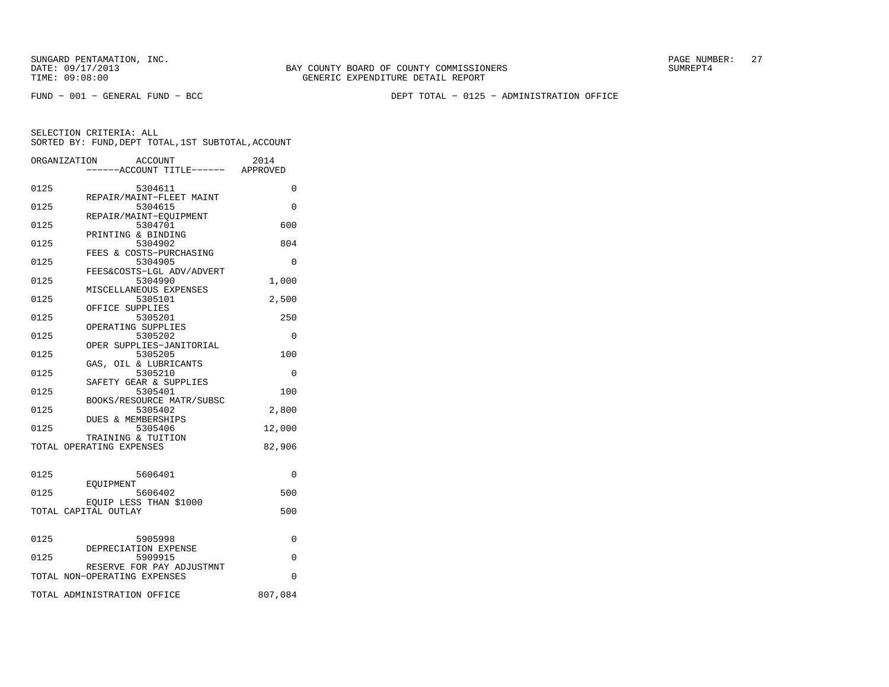SUNGARD PENTAMATION, INC.
DATE: 09/17/2013
TIME: 09:08:00

BAY COUNTY BOARD OF COUNTY COMMISSIONERS
GENERIC EXPENDITURE DETAIL REPORT

SUMREPT4

FUND − 001 − GENERAL FUND − BCC

DEPT TOTAL − 0125 − ADMINISTRATION OFFICE

SELECTION CRITERIA: ALL
SORTED BY: FUND,DEPT TOTAL,1ST SUBTOTAL,ACCOUNT

| ORGANIZATION | ACCOUNT / ACCOUNT TITLE | 2014 APPROVED |
|---|---|---|
| 0125 | 5304611 REPAIR/MAINT−FLEET MAINT | 0 |
| 0125 | 5304615 REPAIR/MAINT−EQUIPMENT | 0 |
| 0125 | 5304701 PRINTING & BINDING | 600 |
| 0125 | 5304902 FEES & COSTS−PURCHASING | 804 |
| 0125 | 5304905 FEES&COSTS−LGL ADV/ADVERT | 0 |
| 0125 | 5304990 MISCELLANEOUS EXPENSES | 1,000 |
| 0125 | 5305101 OFFICE SUPPLIES | 2,500 |
| 0125 | 5305201 OPERATING SUPPLIES | 250 |
| 0125 | 5305202 OPER SUPPLIES−JANITORIAL | 0 |
| 0125 | 5305205 GAS, OIL & LUBRICANTS | 100 |
| 0125 | 5305210 SAFETY GEAR & SUPPLIES | 0 |
| 0125 | 5305401 BOOKS/RESOURCE MATR/SUBSC | 100 |
| 0125 | 5305402 DUES & MEMBERSHIPS | 2,800 |
| 0125 | 5305406 TRAINING & TUITION | 12,000 |
| TOTAL OPERATING EXPENSES | | 82,906 |
| 0125 | 5606401 EQUIPMENT | 0 |
| 0125 | 5606402 EQUIP LESS THAN $1000 | 500 |
| TOTAL CAPITAL OUTLAY | | 500 |
| 0125 | 5905998 DEPRECIATION EXPENSE | 0 |
| 0125 | 5909915 RESERVE FOR PAY ADJUSTMNT | 0 |
| TOTAL NON−OPERATING EXPENSES | | 0 |
| TOTAL ADMINISTRATION OFFICE | | 807,084 |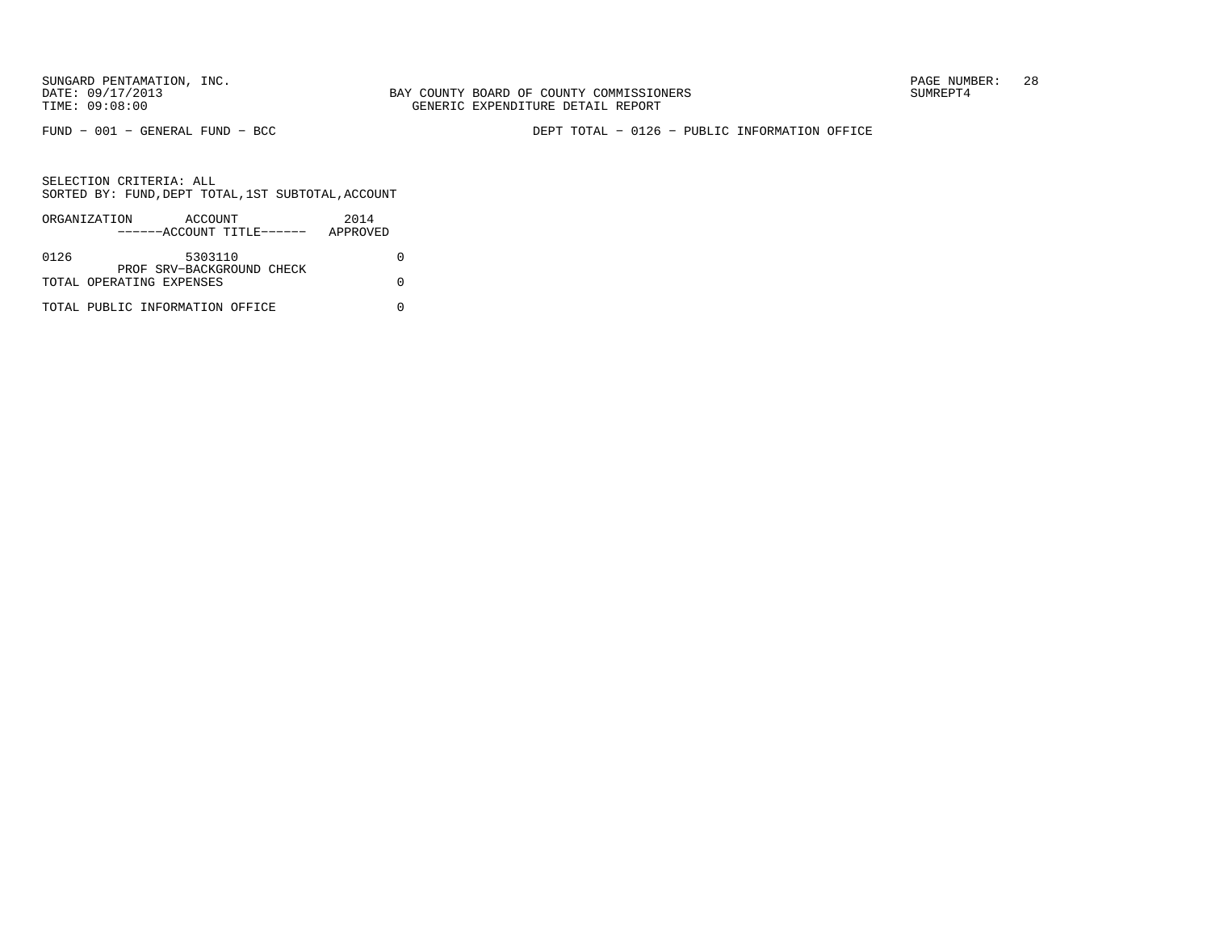SUNGARD PENTAMATION, INC.
DATE: 09/17/2013
TIME: 09:08:00

BAY COUNTY BOARD OF COUNTY COMMISSIONERS
GENERIC EXPENDITURE DETAIL REPORT

SUMREPT4

FUND − 001 − GENERAL FUND − BCC

DEPT TOTAL − 0126 − PUBLIC INFORMATION OFFICE

SELECTION CRITERIA: ALL
SORTED BY: FUND,DEPT TOTAL,1ST SUBTOTAL,ACCOUNT

| ORGANIZATION | ACCOUNT<br>------ACCOUNT TITLE------ | 2014<br>APPROVED |
|---|---|---|
| 0126 | 5303110<br>PROF SRV−BACKGROUND CHECK | 0 |
| TOTAL OPERATING EXPENSES | | 0 |
| TOTAL PUBLIC INFORMATION OFFICE | | 0 |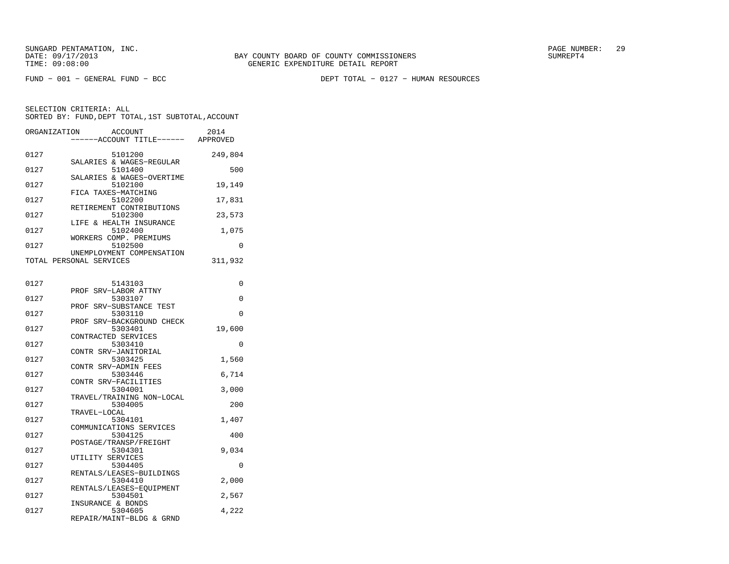SUNGARD PENTAMATION, INC.
DATE: 09/17/2013
TIME: 09:08:00

BAY COUNTY BOARD OF COUNTY COMMISSIONERS
GENERIC EXPENDITURE DETAIL REPORT

SUMREPT4

FUND − 001 − GENERAL FUND − BCC

DEPT TOTAL − 0127 − HUMAN RESOURCES

SELECTION CRITERIA: ALL
SORTED BY: FUND,DEPT TOTAL,1ST SUBTOTAL,ACCOUNT

| ORGANIZATION | ACCOUNT / ------ACCOUNT TITLE------ | 2014 APPROVED |
|---|---|---|
| 0127 | 5101200 SALARIES & WAGES−REGULAR | 249,804 |
| 0127 | 5101400 SALARIES & WAGES−OVERTIME | 500 |
| 0127 | 5102100 FICA TAXES−MATCHING | 19,149 |
| 0127 | 5102200 RETIREMENT CONTRIBUTIONS | 17,831 |
| 0127 | 5102300 LIFE & HEALTH INSURANCE | 23,573 |
| 0127 | 5102400 WORKERS COMP. PREMIUMS | 1,075 |
| 0127 | 5102500 UNEMPLOYMENT COMPENSATION | 0 |
| TOTAL PERSONAL SERVICES | | 311,932 |
| 0127 | 5143103 PROF SRV−LABOR ATTNY | 0 |
| 0127 | 5303107 PROF SRV−SUBSTANCE TEST | 0 |
| 0127 | 5303110 PROF SRV−BACKGROUND CHECK | 0 |
| 0127 | 5303401 CONTRACTED SERVICES | 19,600 |
| 0127 | 5303410 CONTR SRV−JANITORIAL | 0 |
| 0127 | 5303425 CONTR SRV−ADMIN FEES | 1,560 |
| 0127 | 5303446 CONTR SRV−FACILITIES | 6,714 |
| 0127 | 5304001 TRAVEL/TRAINING NON−LOCAL | 3,000 |
| 0127 | 5304005 TRAVEL−LOCAL | 200 |
| 0127 | 5304101 COMMUNICATIONS SERVICES | 1,407 |
| 0127 | 5304125 POSTAGE/TRANSP/FREIGHT | 400 |
| 0127 | 5304301 UTILITY SERVICES | 9,034 |
| 0127 | 5304405 RENTALS/LEASES−BUILDINGS | 0 |
| 0127 | 5304410 RENTALS/LEASES−EQUIPMENT | 2,000 |
| 0127 | 5304501 INSURANCE & BONDS | 2,567 |
| 0127 | 5304605 REPAIR/MAINT−BLDG & GRND | 4,222 |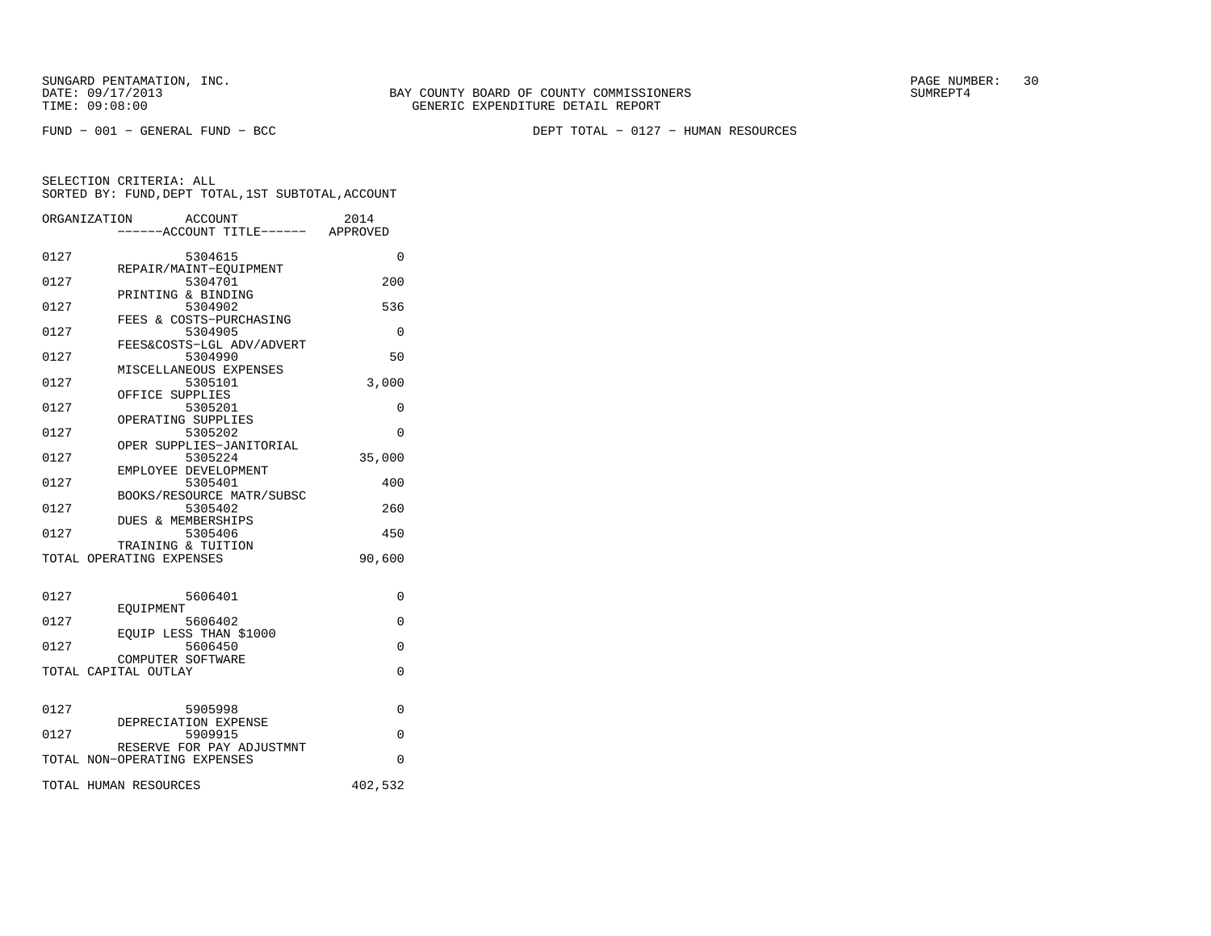SUNGARD PENTAMATION, INC.
DATE: 09/17/2013
TIME: 09:08:00

BAY COUNTY BOARD OF COUNTY COMMISSIONERS
GENERIC EXPENDITURE DETAIL REPORT

SUMREPT4

FUND − 001 − GENERAL FUND − BCC

DEPT TOTAL − 0127 − HUMAN RESOURCES

SELECTION CRITERIA: ALL
SORTED BY: FUND,DEPT TOTAL,1ST SUBTOTAL,ACCOUNT

| ORGANIZATION | ACCOUNT ------ACCOUNT TITLE------ | 2014 APPROVED |
|---|---|---|
| 0127 | 5304615 REPAIR/MAINT−EQUIPMENT | 0 |
| 0127 | 5304701 PRINTING & BINDING | 200 |
| 0127 | 5304902 FEES & COSTS−PURCHASING | 536 |
| 0127 | 5304905 FEES&COSTS−LGL ADV/ADVERT | 0 |
| 0127 | 5304990 MISCELLANEOUS EXPENSES | 50 |
| 0127 | 5305101 OFFICE SUPPLIES | 3,000 |
| 0127 | 5305201 OPERATING SUPPLIES | 0 |
| 0127 | 5305202 OPER SUPPLIES−JANITORIAL | 0 |
| 0127 | 5305224 EMPLOYEE DEVELOPMENT | 35,000 |
| 0127 | 5305401 BOOKS/RESOURCE MATR/SUBSC | 400 |
| 0127 | 5305402 DUES & MEMBERSHIPS | 260 |
| 0127 | 5305406 TRAINING & TUITION | 450 |
| TOTAL OPERATING EXPENSES | | 90,600 |
| 0127 | 5606401 EQUIPMENT | 0 |
| 0127 | 5606402 EQUIP LESS THAN $1000 | 0 |
| 0127 | 5606450 COMPUTER SOFTWARE | 0 |
| TOTAL CAPITAL OUTLAY | | 0 |
| 0127 | 5905998 DEPRECIATION EXPENSE | 0 |
| 0127 | 5909915 RESERVE FOR PAY ADJUSTMNT | 0 |
| TOTAL NON−OPERATING EXPENSES | | 0 |
| TOTAL HUMAN RESOURCES | | 402,532 |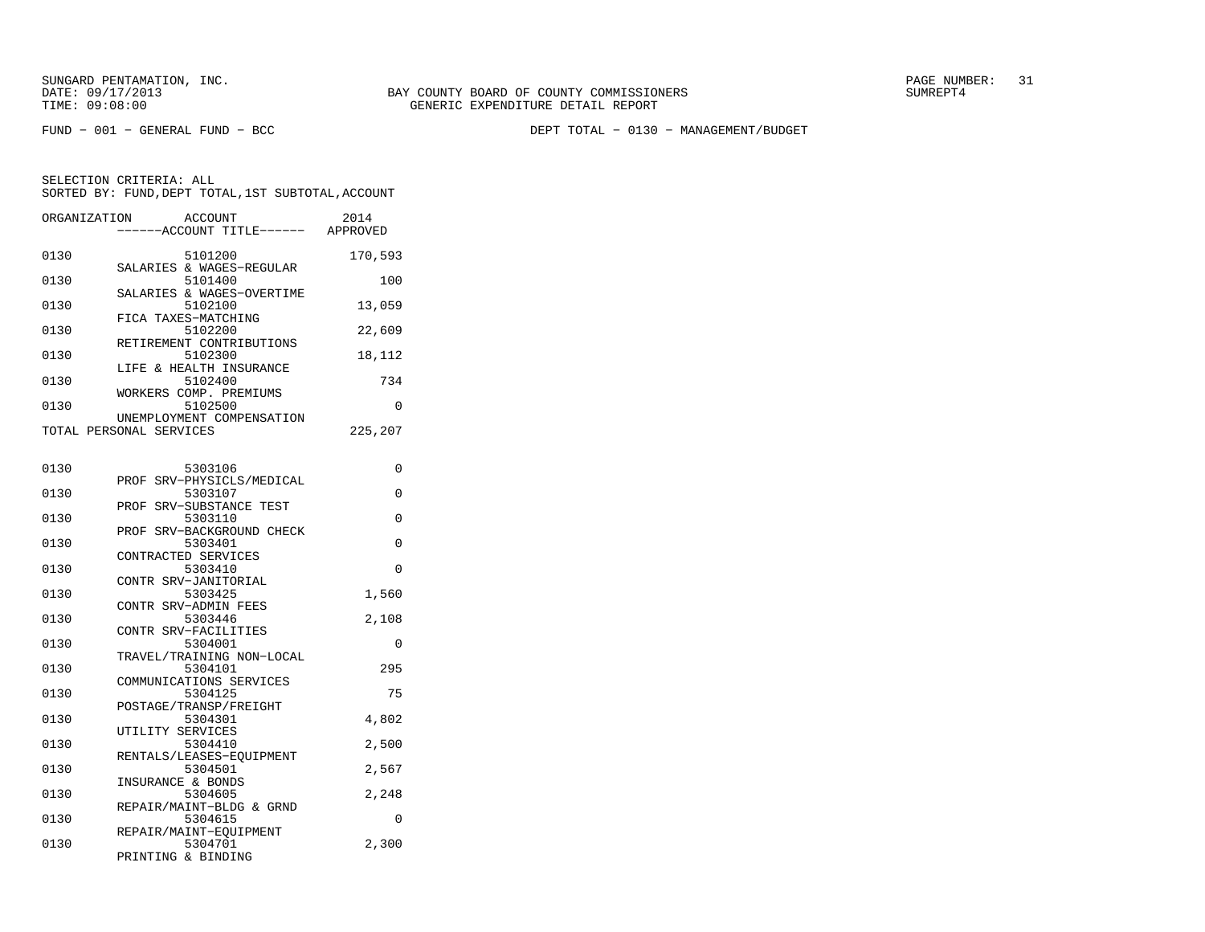BAY COUNTY BOARD OF COUNTY COMMISSIONERS
GENERIC EXPENDITURE DETAIL REPORT

FUND − 001 − GENERAL FUND − BCC

DEPT TOTAL − 0130 − MANAGEMENT/BUDGET

SELECTION CRITERIA: ALL
SORTED BY: FUND,DEPT TOTAL,1ST SUBTOTAL,ACCOUNT

| ORGANIZATION | ACCOUNT / ------ACCOUNT TITLE------ | 2014 APPROVED |
|---|---|---|
| 0130 | 5101200 SALARIES & WAGES−REGULAR | 170,593 |
| 0130 | 5101400 SALARIES & WAGES−OVERTIME | 100 |
| 0130 | 5102100 FICA TAXES−MATCHING | 13,059 |
| 0130 | 5102200 RETIREMENT CONTRIBUTIONS | 22,609 |
| 0130 | 5102300 LIFE & HEALTH INSURANCE | 18,112 |
| 0130 | 5102400 WORKERS COMP. PREMIUMS | 734 |
| 0130 | 5102500 UNEMPLOYMENT COMPENSATION | 0 |
| TOTAL PERSONAL SERVICES | | 225,207 |
| 0130 | 5303106 PROF SRV−PHYSICLS/MEDICAL | 0 |
| 0130 | 5303107 PROF SRV−SUBSTANCE TEST | 0 |
| 0130 | 5303110 PROF SRV−BACKGROUND CHECK | 0 |
| 0130 | 5303401 CONTRACTED SERVICES | 0 |
| 0130 | 5303410 CONTR SRV−JANITORIAL | 0 |
| 0130 | 5303425 CONTR SRV−ADMIN FEES | 1,560 |
| 0130 | 5303446 CONTR SRV−FACILITIES | 2,108 |
| 0130 | 5304001 TRAVEL/TRAINING NON−LOCAL | 0 |
| 0130 | 5304101 COMMUNICATIONS SERVICES | 295 |
| 0130 | 5304125 POSTAGE/TRANSP/FREIGHT | 75 |
| 0130 | 5304301 UTILITY SERVICES | 4,802 |
| 0130 | 5304410 RENTALS/LEASES−EQUIPMENT | 2,500 |
| 0130 | 5304501 INSURANCE & BONDS | 2,567 |
| 0130 | 5304605 REPAIR/MAINT−BLDG & GRND | 2,248 |
| 0130 | 5304615 REPAIR/MAINT−EQUIPMENT | 0 |
| 0130 | 5304701 PRINTING & BINDING | 2,300 |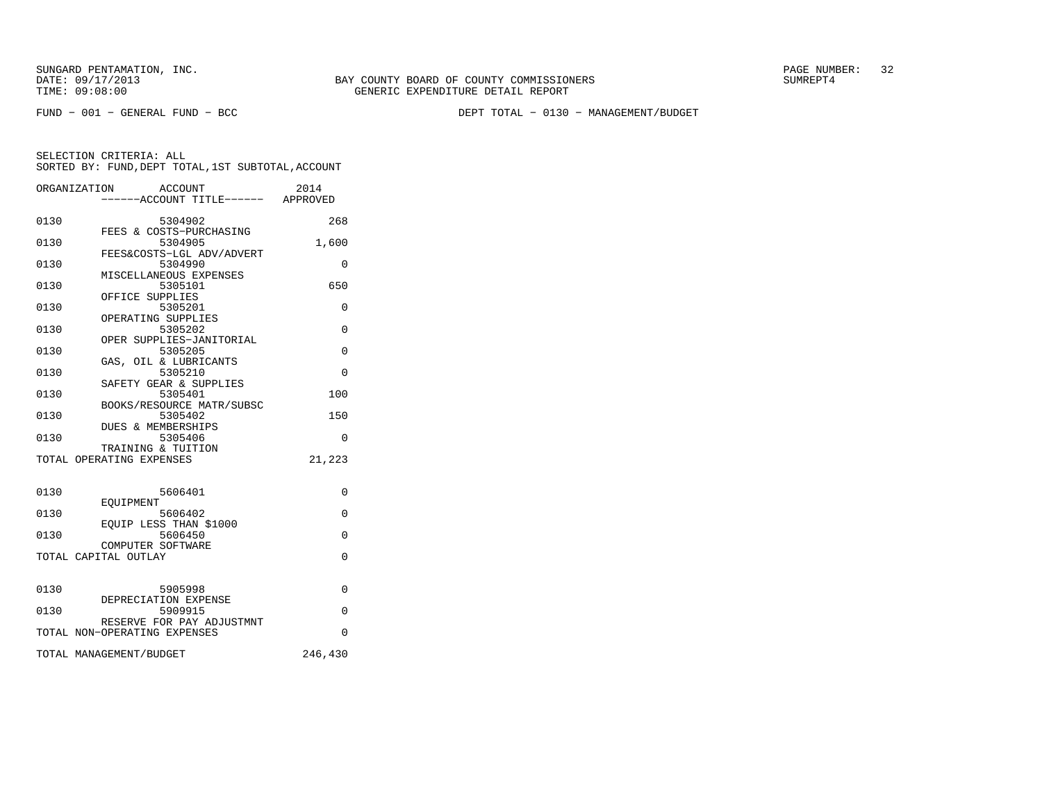SUNGARD PENTAMATION, INC.
DATE: 09/17/2013
TIME: 09:08:00

BAY COUNTY BOARD OF COUNTY COMMISSIONERS
GENERIC EXPENDITURE DETAIL REPORT

SUMREPT4

FUND − 001 − GENERAL FUND − BCC

DEPT TOTAL − 0130 − MANAGEMENT/BUDGET

SELECTION CRITERIA: ALL
SORTED BY: FUND,DEPT TOTAL,1ST SUBTOTAL,ACCOUNT

| ORGANIZATION | ACCOUNT ------ACCOUNT TITLE------ | 2014 APPROVED |
|---|---|---|
| 0130 | 5304902 FEES & COSTS−PURCHASING | 268 |
| 0130 | 5304905 FEES&COSTS−LGL ADV/ADVERT | 1,600 |
| 0130 | 5304990 MISCELLANEOUS EXPENSES | 0 |
| 0130 | 5305101 OFFICE SUPPLIES | 650 |
| 0130 | 5305201 OPERATING SUPPLIES | 0 |
| 0130 | 5305202 OPER SUPPLIES−JANITORIAL | 0 |
| 0130 | 5305205 GAS, OIL & LUBRICANTS | 0 |
| 0130 | 5305210 SAFETY GEAR & SUPPLIES | 0 |
| 0130 | 5305401 BOOKS/RESOURCE MATR/SUBSC | 100 |
| 0130 | 5305402 DUES & MEMBERSHIPS | 150 |
| 0130 | 5305406 TRAINING & TUITION | 0 |
| TOTAL OPERATING EXPENSES | | 21,223 |
| 0130 | 5606401 EQUIPMENT | 0 |
| 0130 | 5606402 EQUIP LESS THAN $1000 | 0 |
| 0130 | 5606450 COMPUTER SOFTWARE | 0 |
| TOTAL CAPITAL OUTLAY | | 0 |
| 0130 | 5905998 DEPRECIATION EXPENSE | 0 |
| 0130 | 5909915 RESERVE FOR PAY ADJUSTMNT | 0 |
| TOTAL NON−OPERATING EXPENSES | | 0 |
| TOTAL MANAGEMENT/BUDGET | | 246,430 |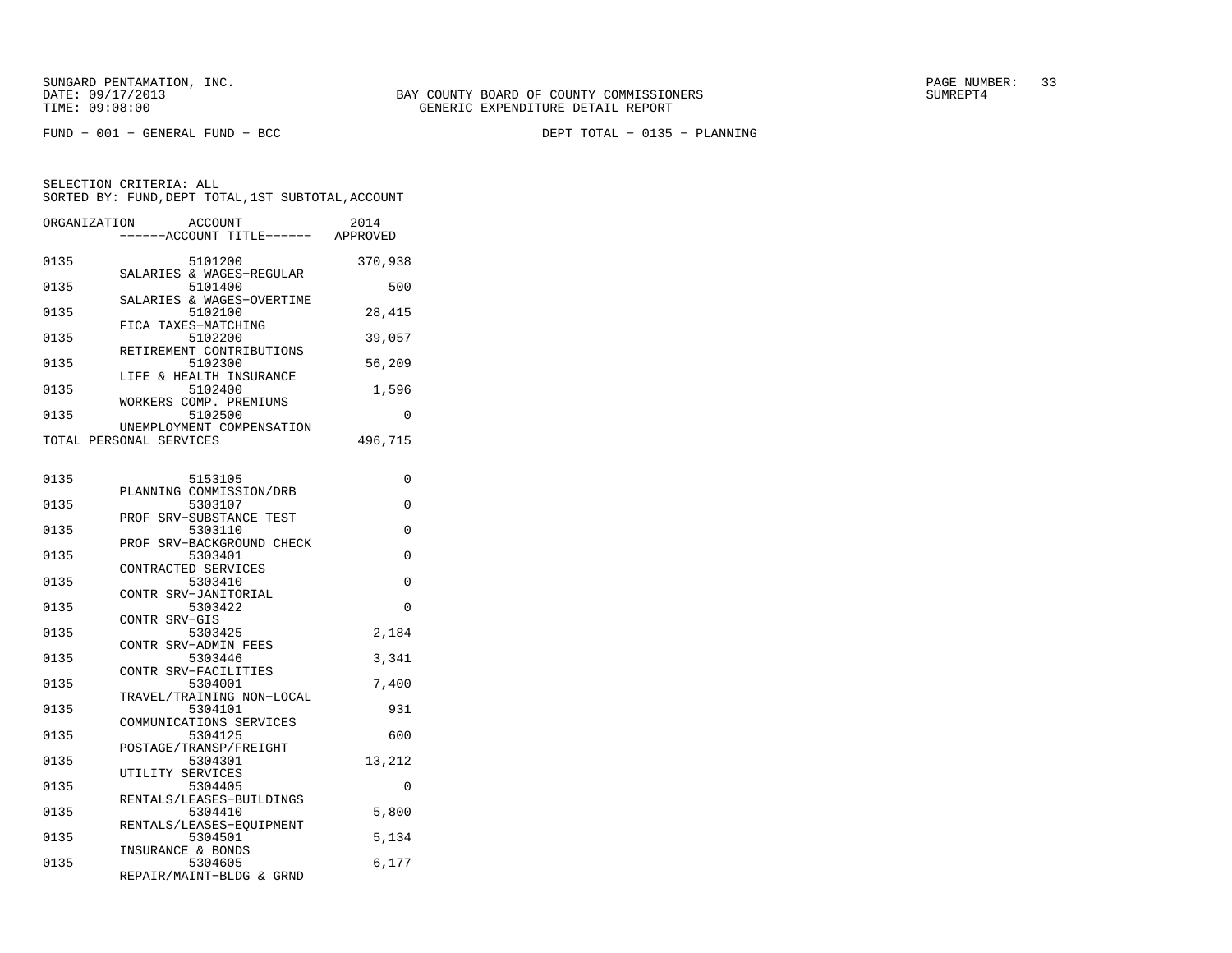SUNGARD PENTAMATION, INC.
DATE: 09/17/2013
TIME: 09:08:00

BAY COUNTY BOARD OF COUNTY COMMISSIONERS
GENERIC EXPENDITURE DETAIL REPORT

PAGE NUMBER: 33
SUMREPT4

FUND - 001 - GENERAL FUND - BCC

DEPT TOTAL - 0135 - PLANNING

SELECTION CRITERIA: ALL
SORTED BY: FUND,DEPT TOTAL,1ST SUBTOTAL,ACCOUNT

| ORGANIZATION | ACCOUNT / ------ACCOUNT TITLE------ | 2014 APPROVED |
|---|---|---|
| 0135 | 5101200 SALARIES & WAGES-REGULAR | 370,938 |
| 0135 | 5101400 SALARIES & WAGES-OVERTIME | 500 |
| 0135 | 5102100 FICA TAXES-MATCHING | 28,415 |
| 0135 | 5102200 RETIREMENT CONTRIBUTIONS | 39,057 |
| 0135 | 5102300 LIFE & HEALTH INSURANCE | 56,209 |
| 0135 | 5102400 WORKERS COMP. PREMIUMS | 1,596 |
| 0135 | 5102500 UNEMPLOYMENT COMPENSATION | 0 |
| TOTAL PERSONAL SERVICES | | 496,715 |
| 0135 | 5153105 PLANNING COMMISSION/DRB | 0 |
| 0135 | 5303107 PROF SRV-SUBSTANCE TEST | 0 |
| 0135 | 5303110 PROF SRV-BACKGROUND CHECK | 0 |
| 0135 | 5303401 CONTRACTED SERVICES | 0 |
| 0135 | 5303410 CONTR SRV-JANITORIAL | 0 |
| 0135 | 5303422 CONTR SRV-GIS | 0 |
| 0135 | 5303425 CONTR SRV-ADMIN FEES | 2,184 |
| 0135 | 5303446 CONTR SRV-FACILITIES | 3,341 |
| 0135 | 5304001 TRAVEL/TRAINING NON-LOCAL | 7,400 |
| 0135 | 5304101 COMMUNICATIONS SERVICES | 931 |
| 0135 | 5304125 POSTAGE/TRANSP/FREIGHT | 600 |
| 0135 | 5304301 UTILITY SERVICES | 13,212 |
| 0135 | 5304405 RENTALS/LEASES-BUILDINGS | 0 |
| 0135 | 5304410 RENTALS/LEASES-EQUIPMENT | 5,800 |
| 0135 | 5304501 INSURANCE & BONDS | 5,134 |
| 0135 | 5304605 REPAIR/MAINT-BLDG & GRND | 6,177 |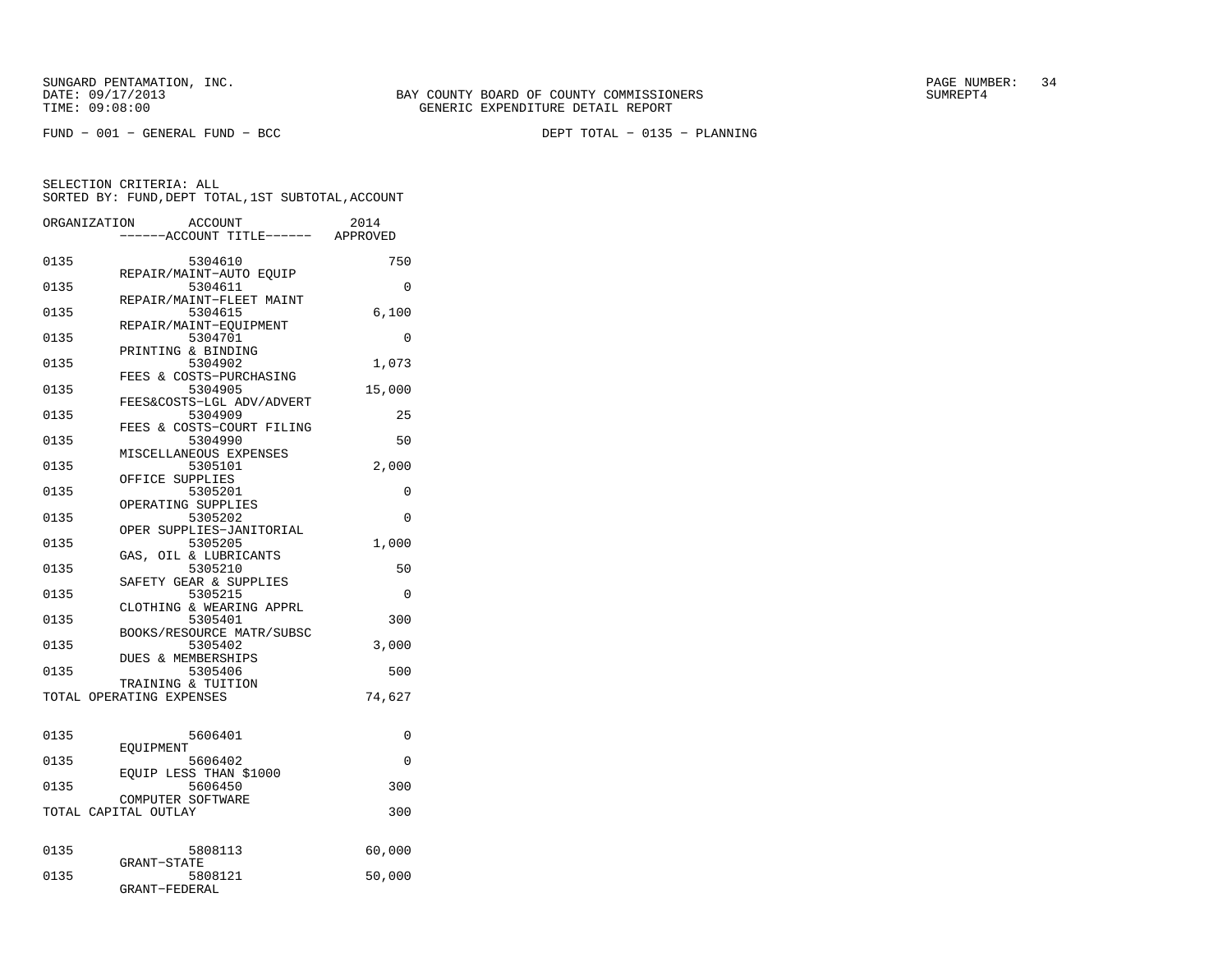SUNGARD PENTAMATION, INC.
DATE: 09/17/2013
TIME: 09:08:00

BAY COUNTY BOARD OF COUNTY COMMISSIONERS
GENERIC EXPENDITURE DETAIL REPORT

SUMREPT4

FUND − 001 − GENERAL FUND − BCC

DEPT TOTAL − 0135 − PLANNING

SELECTION CRITERIA: ALL
SORTED BY: FUND,DEPT TOTAL,1ST SUBTOTAL,ACCOUNT

| ORGANIZATION | ACCOUNT / ------ACCOUNT TITLE------ | 2014 APPROVED |
|---|---|---|
| 0135 | 5304610 REPAIR/MAINT−AUTO EQUIP | 750 |
| 0135 | 5304611 REPAIR/MAINT−FLEET MAINT | 0 |
| 0135 | 5304615 REPAIR/MAINT−EQUIPMENT | 6,100 |
| 0135 | 5304701 PRINTING & BINDING | 0 |
| 0135 | 5304902 FEES & COSTS−PURCHASING | 1,073 |
| 0135 | 5304905 FEES&COSTS−LGL ADV/ADVERT | 15,000 |
| 0135 | 5304909 FEES & COSTS−COURT FILING | 25 |
| 0135 | 5304990 MISCELLANEOUS EXPENSES | 50 |
| 0135 | 5305101 OFFICE SUPPLIES | 2,000 |
| 0135 | 5305201 OPERATING SUPPLIES | 0 |
| 0135 | 5305202 OPER SUPPLIES−JANITORIAL | 0 |
| 0135 | 5305205 GAS, OIL & LUBRICANTS | 1,000 |
| 0135 | 5305210 SAFETY GEAR & SUPPLIES | 50 |
| 0135 | 5305215 CLOTHING & WEARING APPRL | 0 |
| 0135 | 5305401 BOOKS/RESOURCE MATR/SUBSC | 300 |
| 0135 | 5305402 DUES & MEMBERSHIPS | 3,000 |
| 0135 | 5305406 TRAINING & TUITION | 500 |
| TOTAL OPERATING EXPENSES | | 74,627 |
| 0135 | 5606401 EQUIPMENT | 0 |
| 0135 | 5606402 EQUIP LESS THAN $1000 | 0 |
| 0135 | 5606450 COMPUTER SOFTWARE | 300 |
| TOTAL CAPITAL OUTLAY | | 300 |
| 0135 | 5808113 GRANT−STATE | 60,000 |
| 0135 | 5808121 GRANT−FEDERAL | 50,000 |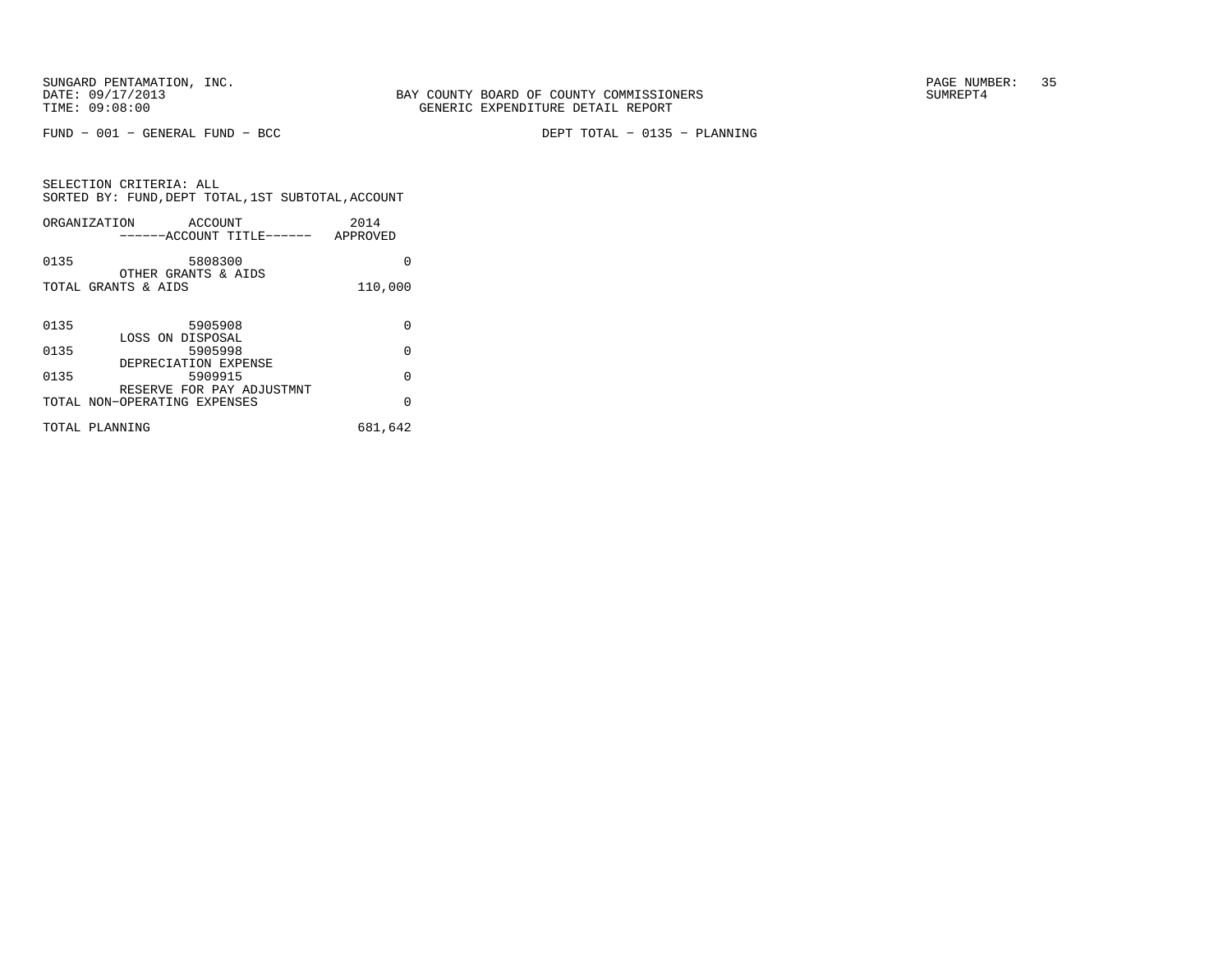SUNGARD PENTAMATION, INC.
DATE: 09/17/2013
TIME: 09:08:00

BAY COUNTY BOARD OF COUNTY COMMISSIONERS
GENERIC EXPENDITURE DETAIL REPORT

SUMREPT4

FUND − 001 − GENERAL FUND − BCC

DEPT TOTAL − 0135 − PLANNING

SELECTION CRITERIA: ALL
SORTED BY: FUND, DEPT TOTAL, 1ST SUBTOTAL, ACCOUNT

| ORGANIZATION | ACCOUNT<br>------ACCOUNT TITLE------ | 2014<br>APPROVED |
|---|---|---|
| 0135 | 5808300<br>OTHER GRANTS & AIDS | 0 |
| TOTAL GRANTS & AIDS | | 110,000 |
| 0135 | 5905908<br>LOSS ON DISPOSAL | 0 |
| 0135 | 5905998<br>DEPRECIATION EXPENSE | 0 |
| 0135 | 5909915<br>RESERVE FOR PAY ADJUSTMNT | 0 |
| TOTAL NON−OPERATING EXPENSES | | 0 |
| TOTAL PLANNING | | 681,642 |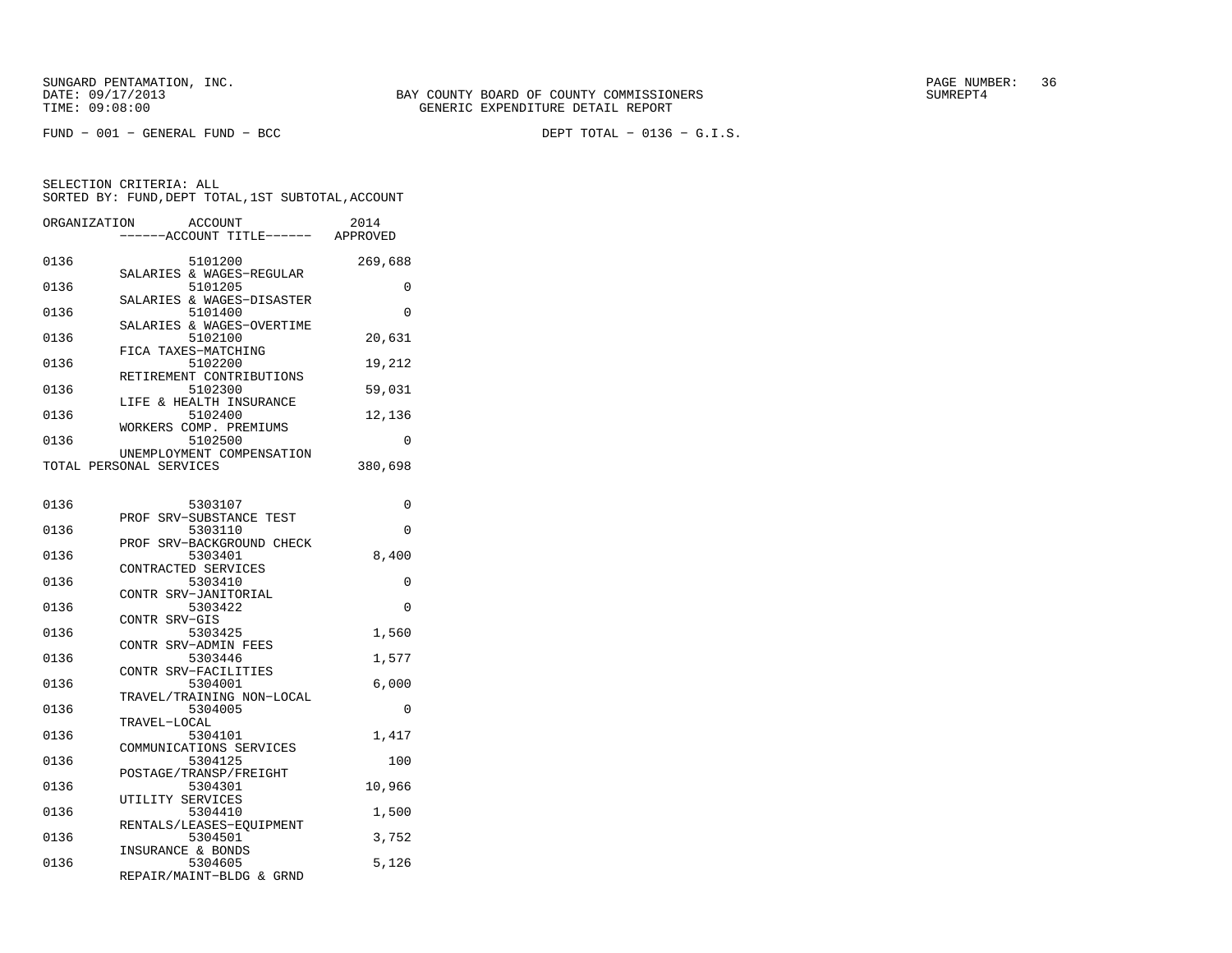BAY COUNTY BOARD OF COUNTY COMMISSIONERS
GENERIC EXPENDITURE DETAIL REPORT

SUNGARD PENTAMATION, INC.
DATE: 09/17/2013
TIME: 09:08:00

SUMREPT4

FUND − 001 − GENERAL FUND − BCC

DEPT TOTAL − 0136 − G.I.S.

SELECTION CRITERIA: ALL
SORTED BY: FUND,DEPT TOTAL,1ST SUBTOTAL,ACCOUNT

| ORGANIZATION | ACCOUNT | ------ACCOUNT TITLE------ | 2014 APPROVED |
|---|---|---|---|
| 0136 | 5101200 | SALARIES & WAGES−REGULAR | 269,688 |
| 0136 | 5101205 | SALARIES & WAGES−DISASTER | 0 |
| 0136 | 5101400 | SALARIES & WAGES−OVERTIME | 0 |
| 0136 | 5102100 | FICA TAXES−MATCHING | 20,631 |
| 0136 | 5102200 | RETIREMENT CONTRIBUTIONS | 19,212 |
| 0136 | 5102300 | LIFE & HEALTH INSURANCE | 59,031 |
| 0136 | 5102400 | WORKERS COMP. PREMIUMS | 12,136 |
| 0136 | 5102500 | UNEMPLOYMENT COMPENSATION | 0 |
| TOTAL PERSONAL SERVICES | | | 380,698 |
| 0136 | 5303107 | PROF SRV−SUBSTANCE TEST | 0 |
| 0136 | 5303110 | PROF SRV−BACKGROUND CHECK | 0 |
| 0136 | 5303401 | CONTRACTED SERVICES | 8,400 |
| 0136 | 5303410 | CONTR SRV−JANITORIAL | 0 |
| 0136 | 5303422 | CONTR SRV−GIS | 0 |
| 0136 | 5303425 | CONTR SRV−ADMIN FEES | 1,560 |
| 0136 | 5303446 | CONTR SRV−FACILITIES | 1,577 |
| 0136 | 5304001 | TRAVEL/TRAINING NON−LOCAL | 6,000 |
| 0136 | 5304005 | TRAVEL−LOCAL | 0 |
| 0136 | 5304101 | COMMUNICATIONS SERVICES | 1,417 |
| 0136 | 5304125 | POSTAGE/TRANSP/FREIGHT | 100 |
| 0136 | 5304301 | UTILITY SERVICES | 10,966 |
| 0136 | 5304410 | RENTALS/LEASES−EQUIPMENT | 1,500 |
| 0136 | 5304501 | INSURANCE & BONDS | 3,752 |
| 0136 | 5304605 | REPAIR/MAINT−BLDG & GRND | 5,126 |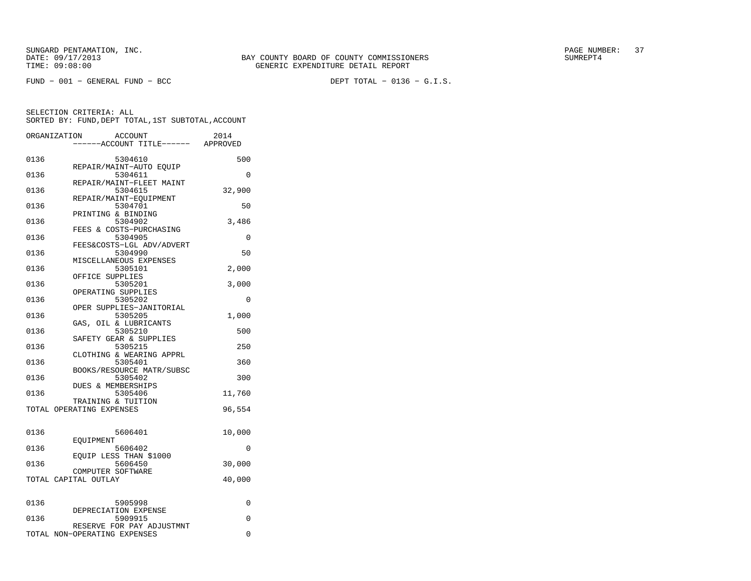SUNGARD PENTAMATION, INC.
DATE: 09/17/2013
TIME: 09:08:00

BAY COUNTY BOARD OF COUNTY COMMISSIONERS
GENERIC EXPENDITURE DETAIL REPORT

SUMREPT4

FUND − 001 − GENERAL FUND − BCC

DEPT TOTAL − 0136 − G.I.S.

SELECTION CRITERIA: ALL
SORTED BY: FUND,DEPT TOTAL,1ST SUBTOTAL,ACCOUNT

| ORGANIZATION | ACCOUNT / ------ACCOUNT TITLE------ | 2014 APPROVED |
|---|---|---|
| 0136 | 5304610 REPAIR/MAINT−AUTO EQUIP | 500 |
| 0136 | 5304611 REPAIR/MAINT−FLEET MAINT | 0 |
| 0136 | 5304615 REPAIR/MAINT−EQUIPMENT | 32,900 |
| 0136 | 5304701 PRINTING & BINDING | 50 |
| 0136 | 5304902 FEES & COSTS−PURCHASING | 3,486 |
| 0136 | 5304905 FEES&COSTS−LGL ADV/ADVERT | 0 |
| 0136 | 5304990 MISCELLANEOUS EXPENSES | 50 |
| 0136 | 5305101 OFFICE SUPPLIES | 2,000 |
| 0136 | 5305201 OPERATING SUPPLIES | 3,000 |
| 0136 | 5305202 OPER SUPPLIES−JANITORIAL | 0 |
| 0136 | 5305205 GAS, OIL & LUBRICANTS | 1,000 |
| 0136 | 5305210 SAFETY GEAR & SUPPLIES | 500 |
| 0136 | 5305215 CLOTHING & WEARING APPRL | 250 |
| 0136 | 5305401 BOOKS/RESOURCE MATR/SUBSC | 360 |
| 0136 | 5305402 DUES & MEMBERSHIPS | 300 |
| 0136 | 5305406 TRAINING & TUITION | 11,760 |
| TOTAL OPERATING EXPENSES | | 96,554 |
| 0136 | 5606401 EQUIPMENT | 10,000 |
| 0136 | 5606402 EQUIP LESS THAN $1000 | 0 |
| 0136 | 5606450 COMPUTER SOFTWARE | 30,000 |
| TOTAL CAPITAL OUTLAY | | 40,000 |
| 0136 | 5905998 DEPRECIATION EXPENSE | 0 |
| 0136 | 5909915 RESERVE FOR PAY ADJUSTMNT | 0 |
| TOTAL NON−OPERATING EXPENSES | | 0 |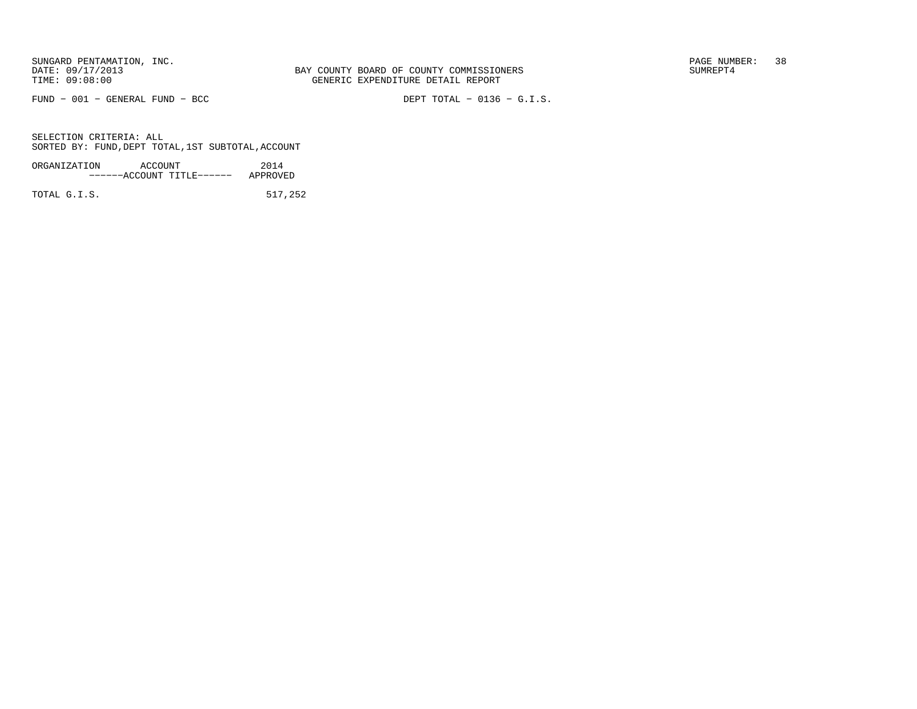BAY COUNTY BOARD OF COUNTY COMMISSIONERS
GENERIC EXPENDITURE DETAIL REPORT

FUND − 001 − GENERAL FUND − BCC    DEPT TOTAL − 0136 − G.I.S.

SELECTION CRITERIA: ALL
SORTED BY: FUND,DEPT TOTAL,1ST SUBTOTAL,ACCOUNT

| ORGANIZATION ACCOUNT ------ACCOUNT TITLE------ | 2014 APPROVED |
|---|---|
| TOTAL G.I.S. | 517,252 |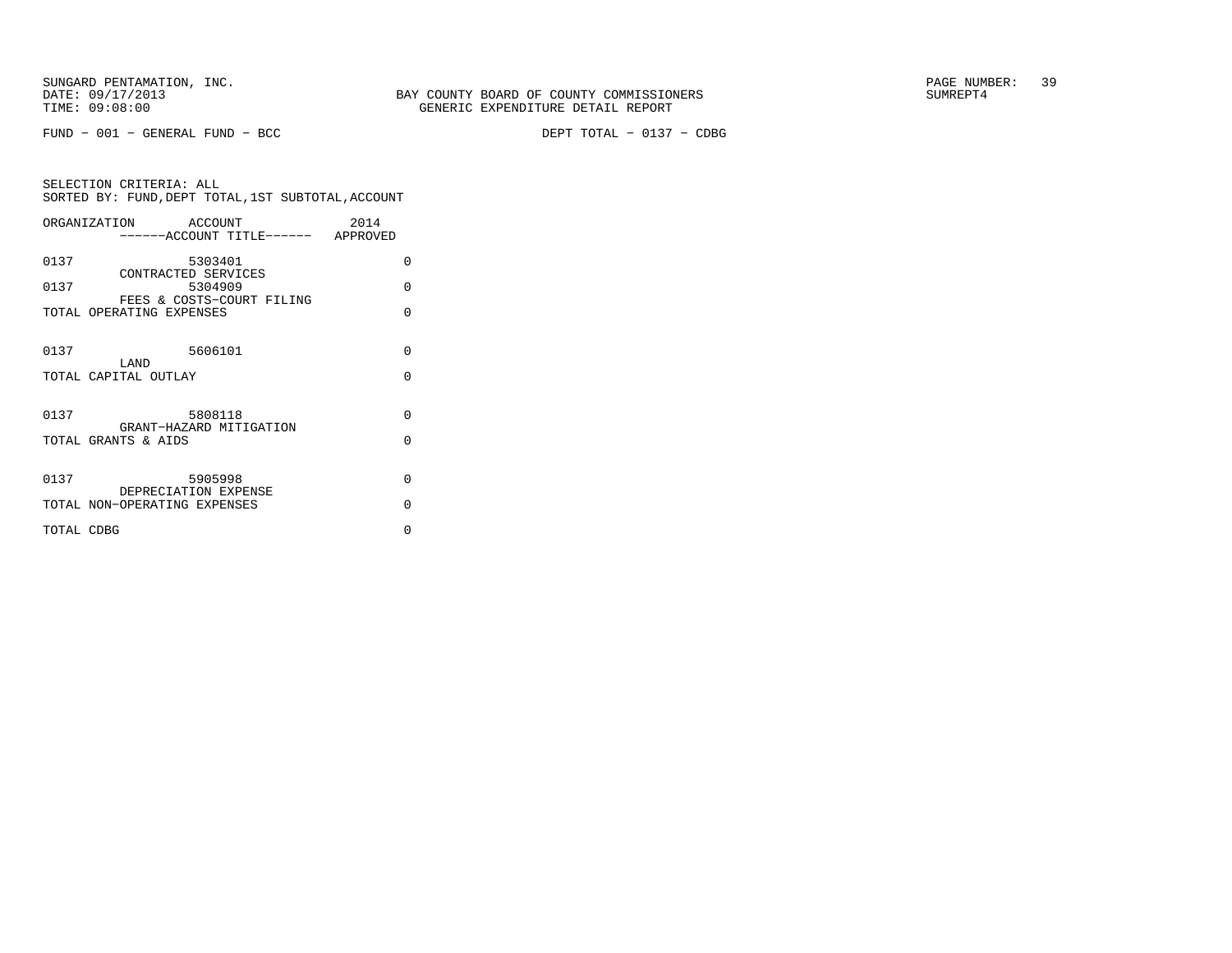BAY COUNTY BOARD OF COUNTY COMMISSIONERS
GENERIC EXPENDITURE DETAIL REPORT

SUNGARD PENTAMATION, INC.
DATE: 09/17/2013
TIME: 09:08:00

SUMREPT4

FUND − 001 − GENERAL FUND − BCC

DEPT TOTAL − 0137 − CDBG

SELECTION CRITERIA: ALL
SORTED BY: FUND,DEPT TOTAL,1ST SUBTOTAL,ACCOUNT

| ORGANIZATION | ACCOUNT<br>------ACCOUNT TITLE------ | 2014<br>APPROVED |
|---|---|---|
| 0137 | 5303401<br>CONTRACTED SERVICES | 0 |
| 0137 | 5304909<br>FEES & COSTS−COURT FILING | 0 |
| TOTAL OPERATING EXPENSES | | 0 |
| 0137 | 5606101<br>LAND | 0 |
| TOTAL CAPITAL OUTLAY | | 0 |
| 0137 | 5808118<br>GRANT−HAZARD MITIGATION | 0 |
| TOTAL GRANTS & AIDS | | 0 |
| 0137 | 5905998<br>DEPRECIATION EXPENSE | 0 |
| TOTAL NON−OPERATING EXPENSES | | 0 |
| TOTAL CDBG | | 0 |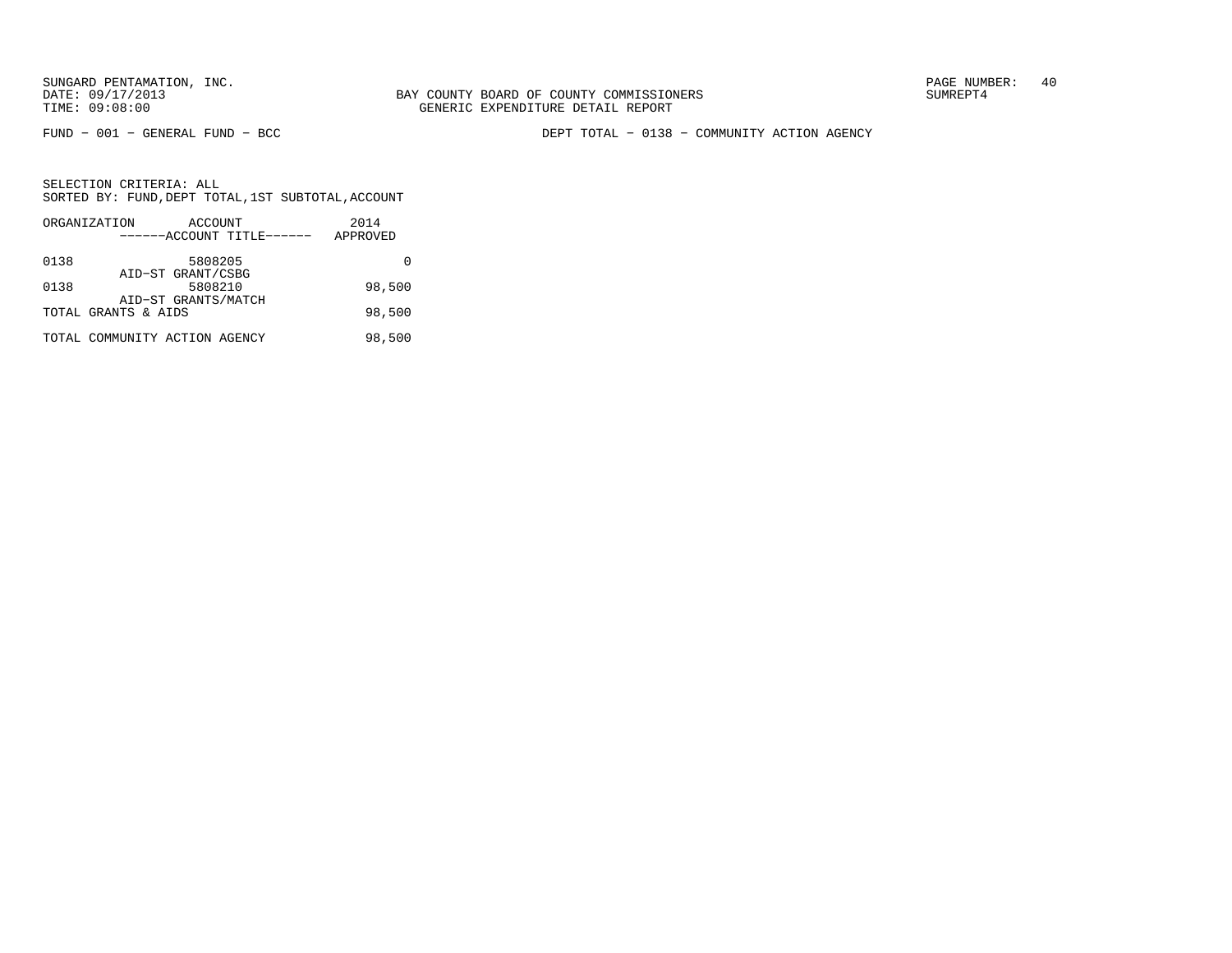BAY COUNTY BOARD OF COUNTY COMMISSIONERS
GENERIC EXPENDITURE DETAIL REPORT

SUNGARD PENTAMATION, INC.
DATE: 09/17/2013
TIME: 09:08:00

SUMREPT4

FUND − 001 − GENERAL FUND − BCC

DEPT TOTAL − 0138 − COMMUNITY ACTION AGENCY

SELECTION CRITERIA: ALL
SORTED BY: FUND,DEPT TOTAL,1ST SUBTOTAL,ACCOUNT

| ORGANIZATION | ACCOUNT<br>------ACCOUNT TITLE------ | 2014<br>APPROVED |
|---|---|---|
| 0138 | 5808205<br>AID−ST GRANT/CSBG | 0 |
| 0138 | 5808210<br>AID−ST GRANTS/MATCH | 98,500 |
| TOTAL GRANTS & AIDS | | 98,500 |
| TOTAL COMMUNITY ACTION AGENCY | | 98,500 |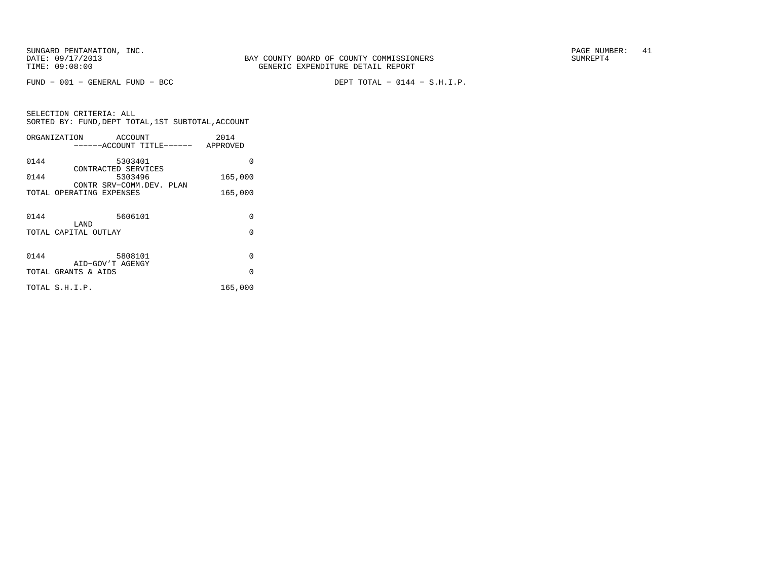BAY COUNTY BOARD OF COUNTY COMMISSIONERS
GENERIC EXPENDITURE DETAIL REPORT

SUNGARD PENTAMATION, INC.
DATE: 09/17/2013
TIME: 09:08:00

SUMREPT4

FUND − 001 − GENERAL FUND − BCC

DEPT TOTAL − 0144 − S.H.I.P.

SELECTION CRITERIA: ALL
SORTED BY: FUND,DEPT TOTAL,1ST SUBTOTAL,ACCOUNT

| ORGANIZATION | ACCOUNT<br>------ACCOUNT TITLE------ | 2014<br>APPROVED |
|---|---|---|
| 0144 | 5303401<br>CONTRACTED SERVICES | 0 |
| 0144 | 5303496<br>CONTR SRV−COMM.DEV. PLAN | 165,000 |
| TOTAL OPERATING EXPENSES | | 165,000 |
| 0144 | 5606101<br>LAND | 0 |
| TOTAL CAPITAL OUTLAY | | 0 |
| 0144 | 5808101<br>AID−GOV'T AGENGY | 0 |
| TOTAL GRANTS & AIDS | | 0 |
| TOTAL S.H.I.P. | | 165,000 |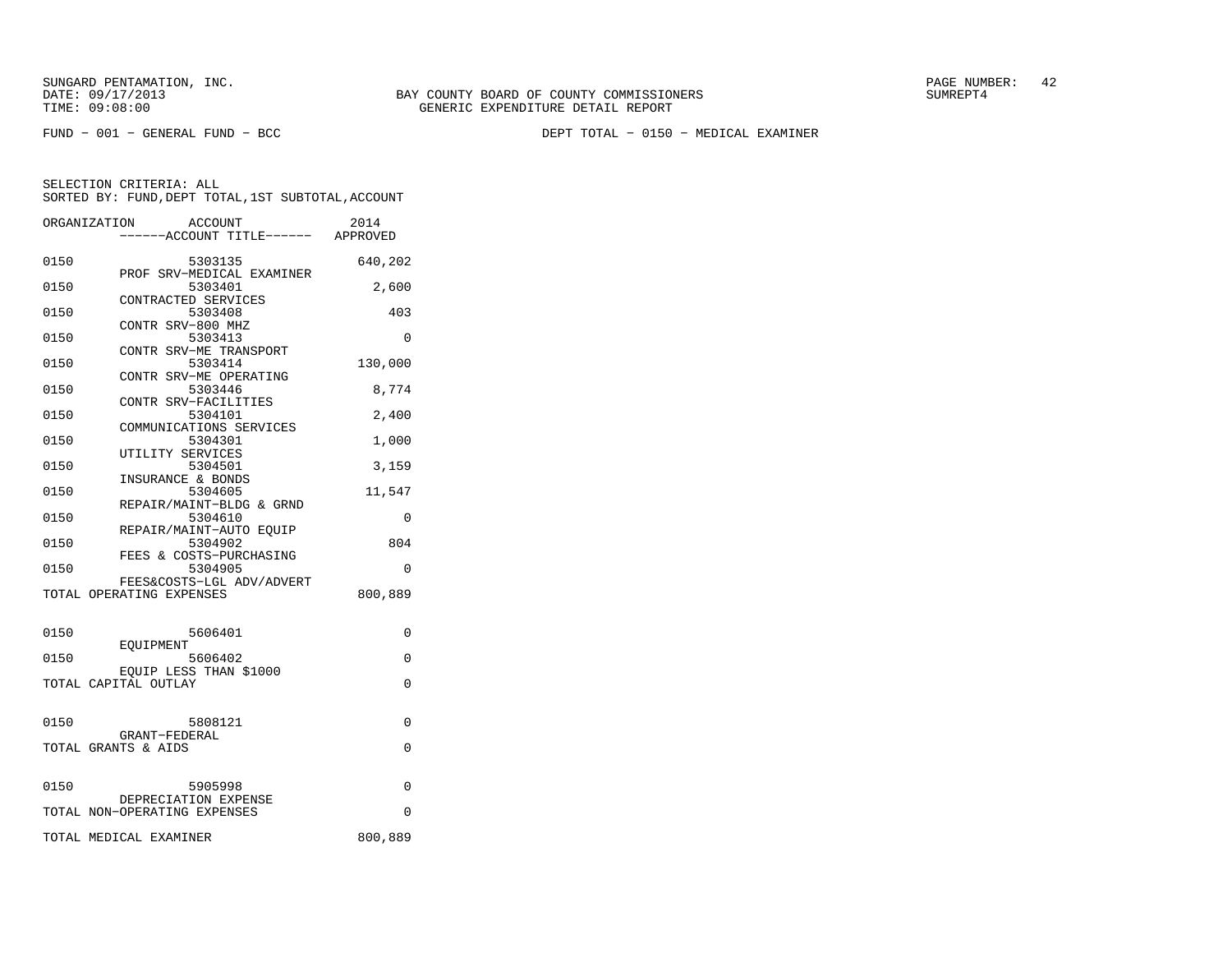SUNGARD PENTAMATION, INC.
DATE: 09/17/2013
TIME: 09:08:00

BAY COUNTY BOARD OF COUNTY COMMISSIONERS
GENERIC EXPENDITURE DETAIL REPORT

SUMREPT4

FUND − 001 − GENERAL FUND − BCC

DEPT TOTAL − 0150 − MEDICAL EXAMINER

SELECTION CRITERIA: ALL
SORTED BY: FUND,DEPT TOTAL,1ST SUBTOTAL,ACCOUNT

| ORGANIZATION | ACCOUNT / ------ACCOUNT TITLE------ | 2014 APPROVED |
|---|---|---|
| 0150 | 5303135 PROF SRV−MEDICAL EXAMINER | 640,202 |
| 0150 | 5303401 CONTRACTED SERVICES | 2,600 |
| 0150 | 5303408 CONTR SRV−800 MHZ | 403 |
| 0150 | 5303413 CONTR SRV−ME TRANSPORT | 0 |
| 0150 | 5303414 CONTR SRV−ME OPERATING | 130,000 |
| 0150 | 5303446 CONTR SRV−FACILITIES | 8,774 |
| 0150 | 5304101 COMMUNICATIONS SERVICES | 2,400 |
| 0150 | 5304301 UTILITY SERVICES | 1,000 |
| 0150 | 5304501 INSURANCE & BONDS | 3,159 |
| 0150 | 5304605 REPAIR/MAINT−BLDG & GRND | 11,547 |
| 0150 | 5304610 REPAIR/MAINT−AUTO EQUIP | 0 |
| 0150 | 5304902 FEES & COSTS−PURCHASING | 804 |
| 0150 | 5304905 FEES&COSTS−LGL ADV/ADVERT | 0 |
| TOTAL OPERATING EXPENSES | | 800,889 |
| 0150 | 5606401 EQUIPMENT | 0 |
| 0150 | 5606402 EQUIP LESS THAN $1000 | 0 |
| TOTAL CAPITAL OUTLAY | | 0 |
| 0150 | 5808121 GRANT−FEDERAL | 0 |
| TOTAL GRANTS & AIDS | | 0 |
| 0150 | 5905998 DEPRECIATION EXPENSE | 0 |
| TOTAL NON−OPERATING EXPENSES | | 0 |
| TOTAL MEDICAL EXAMINER | | 800,889 |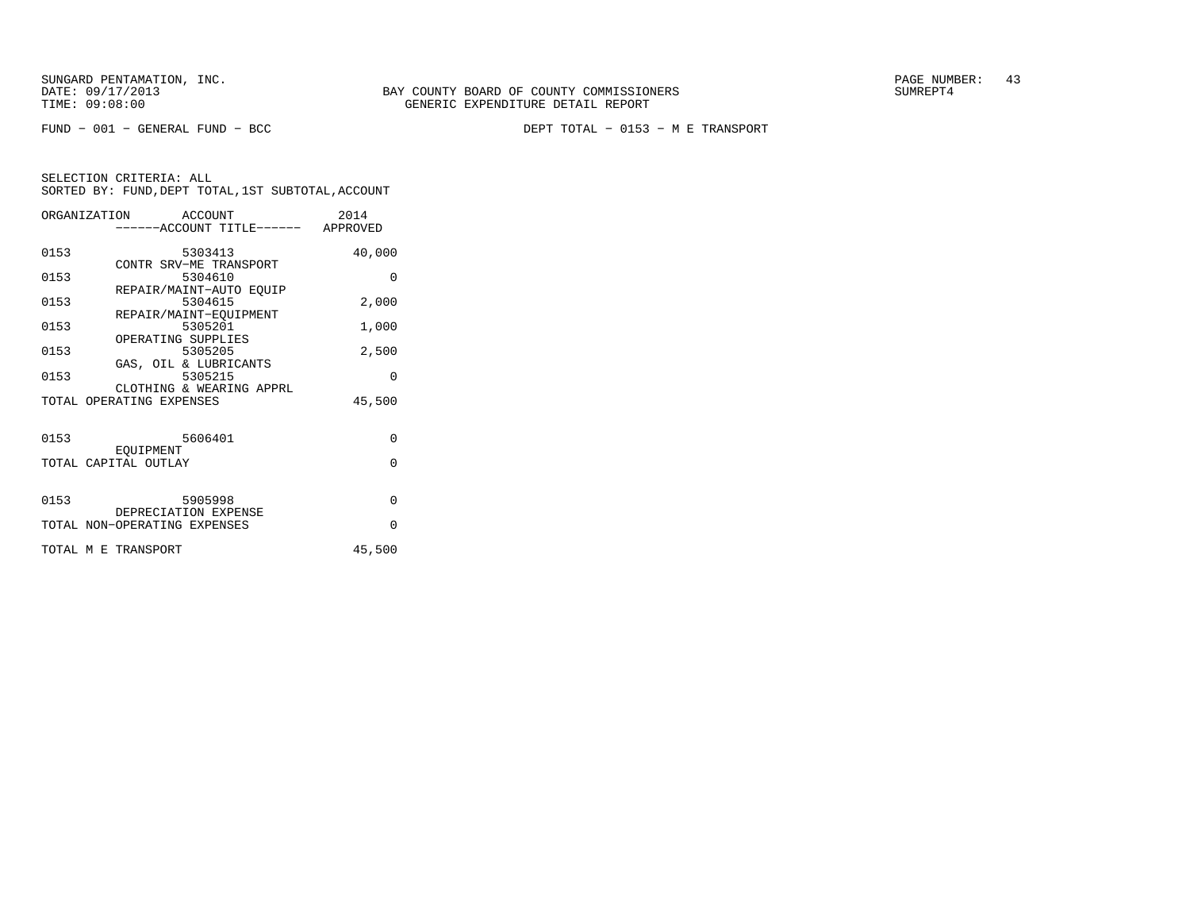SUNGARD PENTAMATION, INC.
DATE: 09/17/2013
TIME: 09:08:00

BAY COUNTY BOARD OF COUNTY COMMISSIONERS
GENERIC EXPENDITURE DETAIL REPORT

SUMREPT4

FUND − 001 − GENERAL FUND − BCC

DEPT TOTAL − 0153 − M E TRANSPORT

SELECTION CRITERIA: ALL
SORTED BY: FUND,DEPT TOTAL,1ST SUBTOTAL,ACCOUNT

| ORGANIZATION | ACCOUNT ------ACCOUNT TITLE------ | 2014 APPROVED |
|---|---|---|
| 0153 | 5303413 CONTR SRV−ME TRANSPORT | 40,000 |
| 0153 | 5304610 REPAIR/MAINT−AUTO EQUIP | 0 |
| 0153 | 5304615 REPAIR/MAINT−EQUIPMENT | 2,000 |
| 0153 | 5305201 OPERATING SUPPLIES | 1,000 |
| 0153 | 5305205 GAS, OIL & LUBRICANTS | 2,500 |
| 0153 | 5305215 CLOTHING & WEARING APPRL | 0 |
| TOTAL OPERATING EXPENSES | | 45,500 |
| 0153 | 5606401 EQUIPMENT | 0 |
| TOTAL CAPITAL OUTLAY | | 0 |
| 0153 | 5905998 DEPRECIATION EXPENSE | 0 |
| TOTAL NON−OPERATING EXPENSES | | 0 |
| TOTAL M E TRANSPORT | | 45,500 |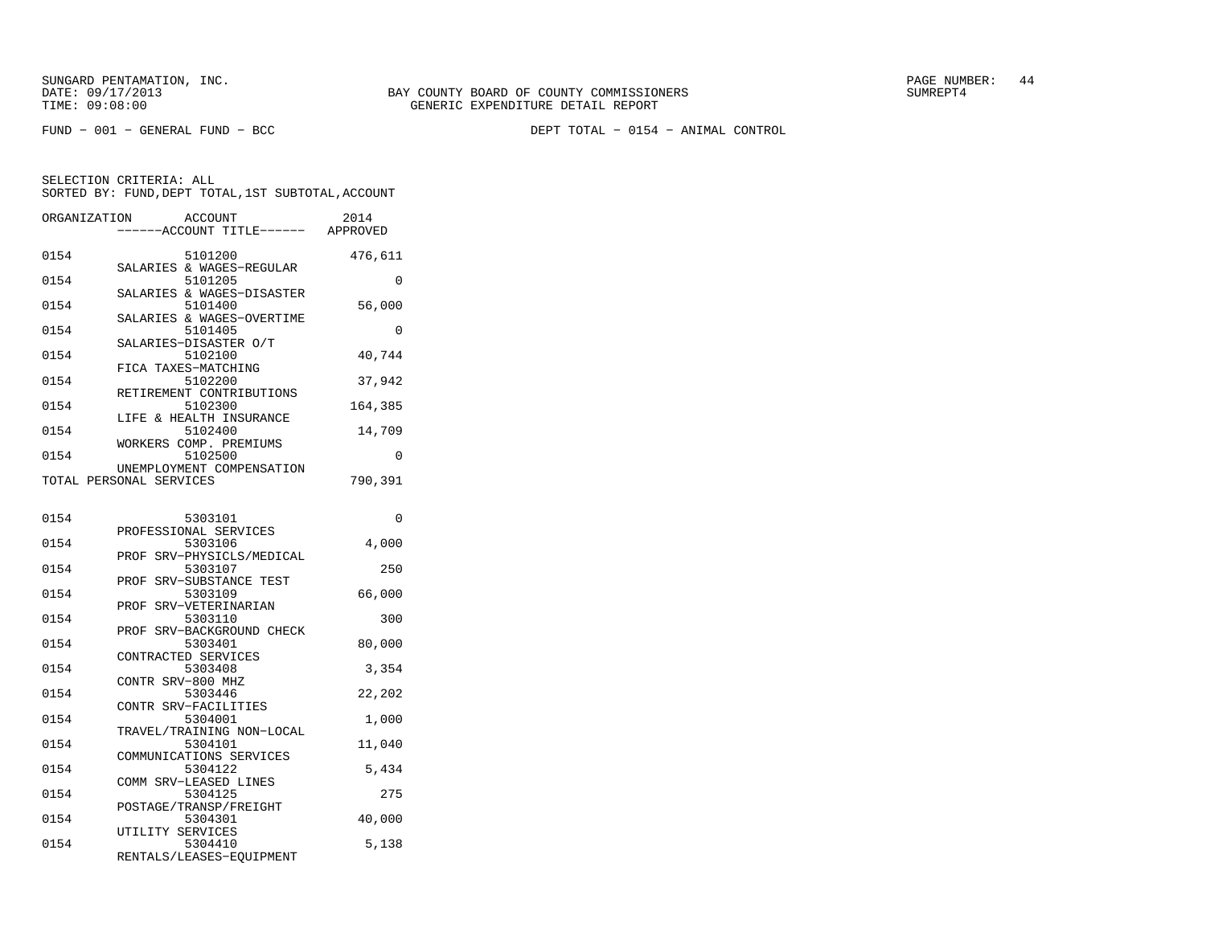SUNGARD PENTAMATION, INC.
DATE: 09/17/2013
TIME: 09:08:00

BAY COUNTY BOARD OF COUNTY COMMISSIONERS
GENERIC EXPENDITURE DETAIL REPORT

SUMREPT4

FUND - 001 - GENERAL FUND - BCC

DEPT TOTAL - 0154 - ANIMAL CONTROL

SELECTION CRITERIA: ALL
SORTED BY: FUND,DEPT TOTAL,1ST SUBTOTAL,ACCOUNT

| ORGANIZATION | ACCOUNT / ------ACCOUNT TITLE------ | 2014 APPROVED |
|---|---|---|
| 0154 | 5101200 SALARIES & WAGES-REGULAR | 476,611 |
| 0154 | 5101205 SALARIES & WAGES-DISASTER | 0 |
| 0154 | 5101400 SALARIES & WAGES-OVERTIME | 56,000 |
| 0154 | 5101405 SALARIES-DISASTER O/T | 0 |
| 0154 | 5102100 FICA TAXES-MATCHING | 40,744 |
| 0154 | 5102200 RETIREMENT CONTRIBUTIONS | 37,942 |
| 0154 | 5102300 LIFE & HEALTH INSURANCE | 164,385 |
| 0154 | 5102400 WORKERS COMP. PREMIUMS | 14,709 |
| 0154 | 5102500 UNEMPLOYMENT COMPENSATION | 0 |
| TOTAL PERSONAL SERVICES | | 790,391 |
| 0154 | 5303101 PROFESSIONAL SERVICES | 0 |
| 0154 | 5303106 PROF SRV-PHYSICLS/MEDICAL | 4,000 |
| 0154 | 5303107 PROF SRV-SUBSTANCE TEST | 250 |
| 0154 | 5303109 PROF SRV-VETERINARIAN | 66,000 |
| 0154 | 5303110 PROF SRV-BACKGROUND CHECK | 300 |
| 0154 | 5303401 CONTRACTED SERVICES | 80,000 |
| 0154 | 5303408 CONTR SRV-800 MHZ | 3,354 |
| 0154 | 5303446 CONTR SRV-FACILITIES | 22,202 |
| 0154 | 5304001 TRAVEL/TRAINING NON-LOCAL | 1,000 |
| 0154 | 5304101 COMMUNICATIONS SERVICES | 11,040 |
| 0154 | 5304122 COMM SRV-LEASED LINES | 5,434 |
| 0154 | 5304125 POSTAGE/TRANSP/FREIGHT | 275 |
| 0154 | 5304301 UTILITY SERVICES | 40,000 |
| 0154 | 5304410 RENTALS/LEASES-EQUIPMENT | 5,138 |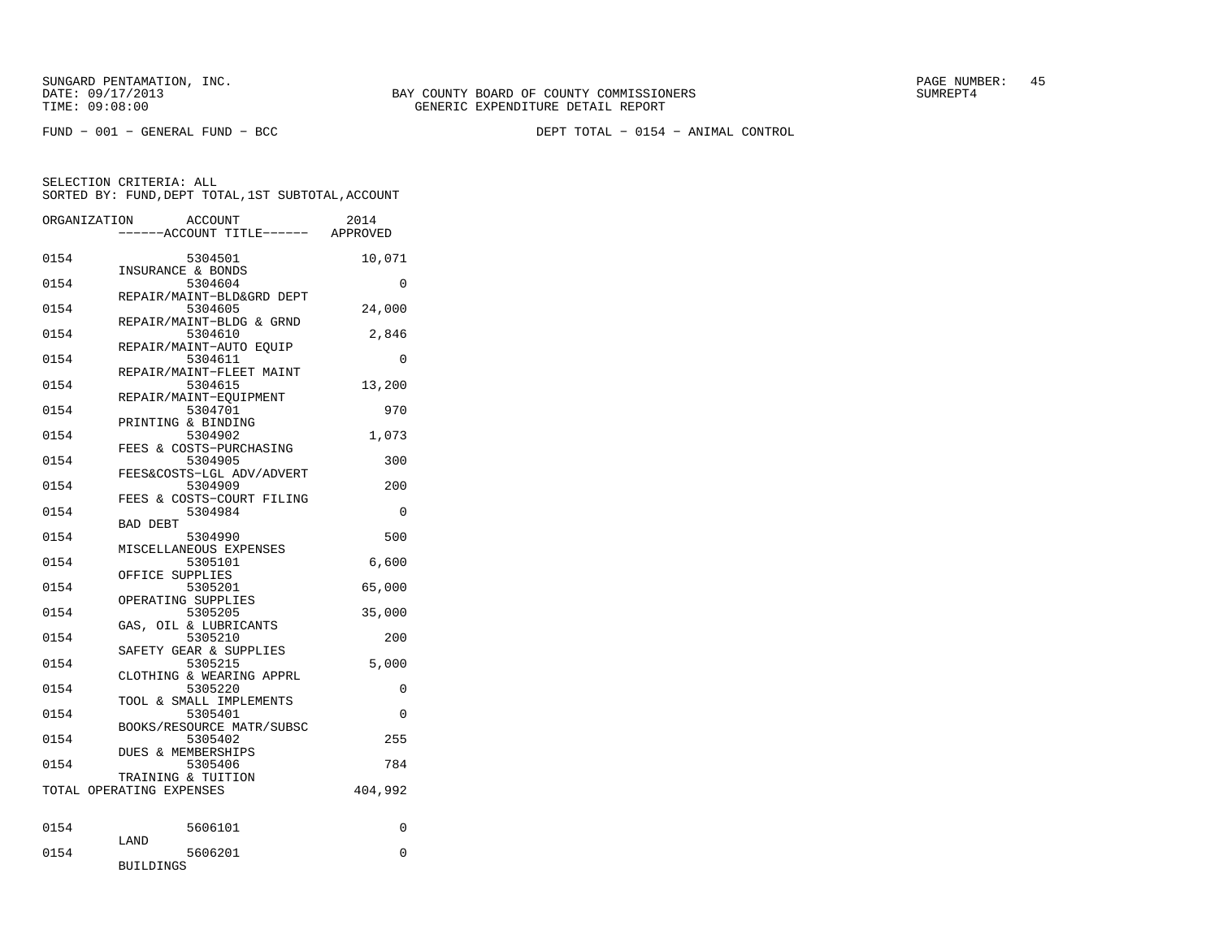SUNGARD PENTAMATION, INC.
DATE: 09/17/2013
TIME: 09:08:00

BAY COUNTY BOARD OF COUNTY COMMISSIONERS
GENERIC EXPENDITURE DETAIL REPORT

SUMREPT4

FUND − 001 − GENERAL FUND − BCC

DEPT TOTAL − 0154 − ANIMAL CONTROL

SELECTION CRITERIA: ALL
SORTED BY: FUND,DEPT TOTAL,1ST SUBTOTAL,ACCOUNT

| ORGANIZATION | ACCOUNT / ------ACCOUNT TITLE------ | 2014 APPROVED |
|---|---|---|
| 0154 | 5304501 INSURANCE & BONDS | 10,071 |
| 0154 | 5304604 REPAIR/MAINT−BLD&GRD DEPT | 0 |
| 0154 | 5304605 REPAIR/MAINT−BLDG & GRND | 24,000 |
| 0154 | 5304610 REPAIR/MAINT−AUTO EQUIP | 2,846 |
| 0154 | 5304611 REPAIR/MAINT−FLEET MAINT | 0 |
| 0154 | 5304615 REPAIR/MAINT−EQUIPMENT | 13,200 |
| 0154 | 5304701 PRINTING & BINDING | 970 |
| 0154 | 5304902 FEES & COSTS−PURCHASING | 1,073 |
| 0154 | 5304905 FEES&COSTS−LGL ADV/ADVERT | 300 |
| 0154 | 5304909 FEES & COSTS−COURT FILING | 200 |
| 0154 | 5304984 BAD DEBT | 0 |
| 0154 | 5304990 MISCELLANEOUS EXPENSES | 500 |
| 0154 | 5305101 OFFICE SUPPLIES | 6,600 |
| 0154 | 5305201 OPERATING SUPPLIES | 65,000 |
| 0154 | 5305205 GAS, OIL & LUBRICANTS | 35,000 |
| 0154 | 5305210 SAFETY GEAR & SUPPLIES | 200 |
| 0154 | 5305215 CLOTHING & WEARING APPRL | 5,000 |
| 0154 | 5305220 TOOL & SMALL IMPLEMENTS | 0 |
| 0154 | 5305401 BOOKS/RESOURCE MATR/SUBSC | 0 |
| 0154 | 5305402 DUES & MEMBERSHIPS | 255 |
| 0154 | 5305406 TRAINING & TUITION | 784 |
| TOTAL OPERATING EXPENSES | | 404,992 |
| 0154 | 5606101 LAND | 0 |
| 0154 | 5606201 BUILDINGS | 0 |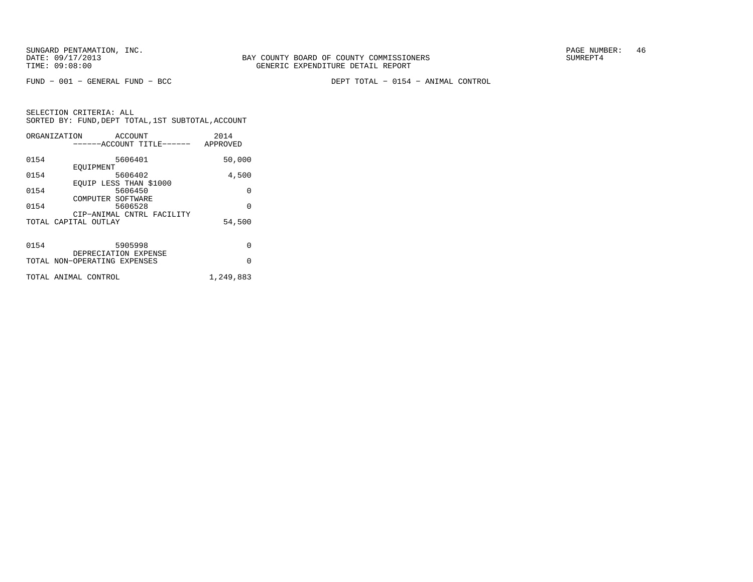FUND − 001 − GENERAL FUND − BCC

DEPT TOTAL − 0154 − ANIMAL CONTROL

SELECTION CRITERIA: ALL
SORTED BY: FUND,DEPT TOTAL,1ST SUBTOTAL,ACCOUNT

| ORGANIZATION | ACCOUNT / ------ACCOUNT TITLE------ | 2014 APPROVED |
|---|---|---|
| 0154 | 5606401 EQUIPMENT | 50,000 |
| 0154 | 5606402 EQUIP LESS THAN $1000 | 4,500 |
| 0154 | 5606450 COMPUTER SOFTWARE | 0 |
| 0154 | 5606528 CIP−ANIMAL CNTRL FACILITY | 0 |
| TOTAL CAPITAL OUTLAY | | 54,500 |
| 0154 | 5905998 DEPRECIATION EXPENSE | 0 |
| TOTAL NON−OPERATING EXPENSES | | 0 |
| TOTAL ANIMAL CONTROL | | 1,249,883 |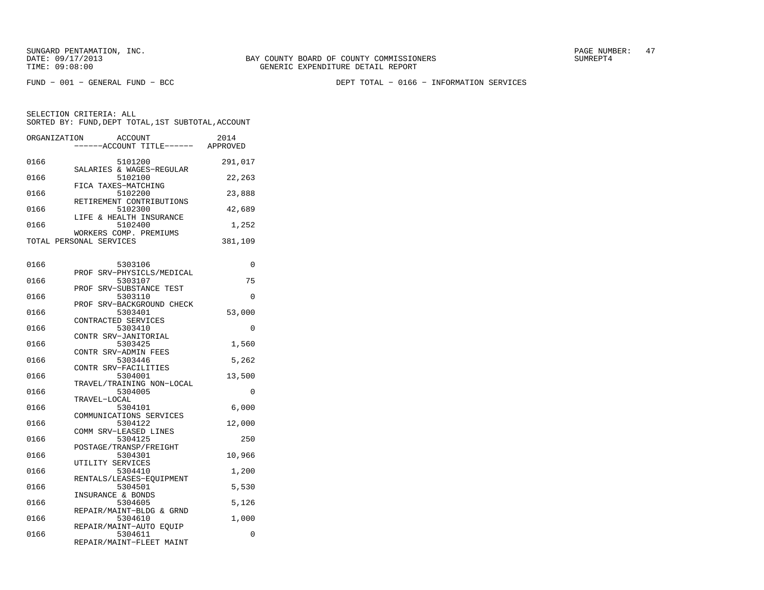SUNGARD PENTAMATION, INC.
DATE: 09/17/2013
TIME: 09:08:00

BAY COUNTY BOARD OF COUNTY COMMISSIONERS
GENERIC EXPENDITURE DETAIL REPORT

SUMREPT4

FUND - 001 - GENERAL FUND - BCC

DEPT TOTAL - 0166 - INFORMATION SERVICES

SELECTION CRITERIA: ALL
SORTED BY: FUND,DEPT TOTAL,1ST SUBTOTAL,ACCOUNT

| ORGANIZATION | ACCOUNT / ------ACCOUNT TITLE------ | 2014 APPROVED |
|---|---|---|
| 0166 | 5101200 SALARIES & WAGES-REGULAR | 291,017 |
| 0166 | 5102100 FICA TAXES-MATCHING | 22,263 |
| 0166 | 5102200 RETIREMENT CONTRIBUTIONS | 23,888 |
| 0166 | 5102300 LIFE & HEALTH INSURANCE | 42,689 |
| 0166 | 5102400 WORKERS COMP. PREMIUMS | 1,252 |
| TOTAL PERSONAL SERVICES | | 381,109 |
| 0166 | 5303106 PROF SRV-PHYSICLS/MEDICAL | 0 |
| 0166 | 5303107 PROF SRV-SUBSTANCE TEST | 75 |
| 0166 | 5303110 PROF SRV-BACKGROUND CHECK | 0 |
| 0166 | 5303401 CONTRACTED SERVICES | 53,000 |
| 0166 | 5303410 CONTR SRV-JANITORIAL | 0 |
| 0166 | 5303425 CONTR SRV-ADMIN FEES | 1,560 |
| 0166 | 5303446 CONTR SRV-FACILITIES | 5,262 |
| 0166 | 5304001 TRAVEL/TRAINING NON-LOCAL | 13,500 |
| 0166 | 5304005 TRAVEL-LOCAL | 0 |
| 0166 | 5304101 COMMUNICATIONS SERVICES | 6,000 |
| 0166 | 5304122 COMM SRV-LEASED LINES | 12,000 |
| 0166 | 5304125 POSTAGE/TRANSP/FREIGHT | 250 |
| 0166 | 5304301 UTILITY SERVICES | 10,966 |
| 0166 | 5304410 RENTALS/LEASES-EQUIPMENT | 1,200 |
| 0166 | 5304501 INSURANCE & BONDS | 5,530 |
| 0166 | 5304605 REPAIR/MAINT-BLDG & GRND | 5,126 |
| 0166 | 5304610 REPAIR/MAINT-AUTO EQUIP | 1,000 |
| 0166 | 5304611 REPAIR/MAINT-FLEET MAINT | 0 |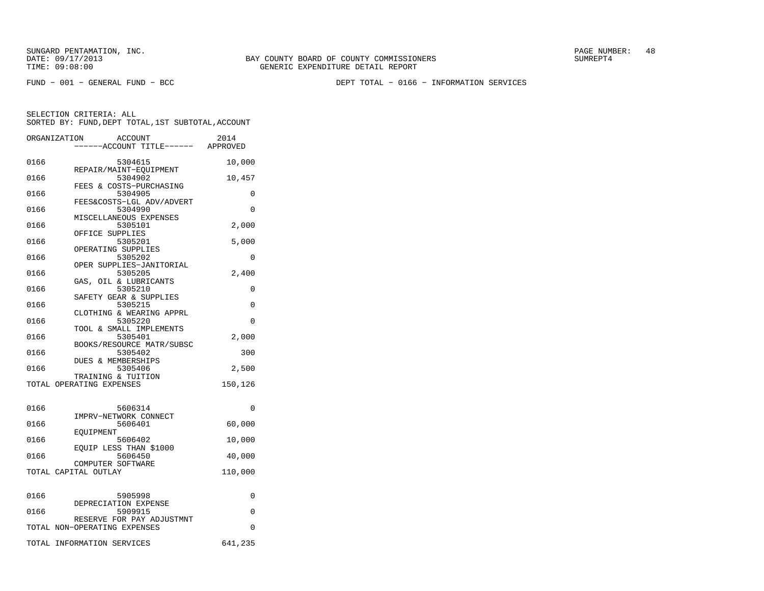SUNGARD PENTAMATION, INC.
DATE: 09/17/2013
TIME: 09:08:00

BAY COUNTY BOARD OF COUNTY COMMISSIONERS
GENERIC EXPENDITURE DETAIL REPORT

SUMREPT4

FUND - 001 - GENERAL FUND - BCC

DEPT TOTAL - 0166 - INFORMATION SERVICES

SELECTION CRITERIA: ALL
SORTED BY: FUND,DEPT TOTAL,1ST SUBTOTAL,ACCOUNT

| ORGANIZATION | ACCOUNT / ------ACCOUNT TITLE------ | 2014 APPROVED |
|---|---|---|
| 0166 | 5304615 REPAIR/MAINT-EQUIPMENT | 10,000 |
| 0166 | 5304902 FEES & COSTS-PURCHASING | 10,457 |
| 0166 | 5304905 FEES&COSTS-LGL ADV/ADVERT | 0 |
| 0166 | 5304990 MISCELLANEOUS EXPENSES | 0 |
| 0166 | 5305101 OFFICE SUPPLIES | 2,000 |
| 0166 | 5305201 OPERATING SUPPLIES | 5,000 |
| 0166 | 5305202 OPER SUPPLIES-JANITORIAL | 0 |
| 0166 | 5305205 GAS, OIL & LUBRICANTS | 2,400 |
| 0166 | 5305210 SAFETY GEAR & SUPPLIES | 0 |
| 0166 | 5305215 CLOTHING & WEARING APPRL | 0 |
| 0166 | 5305220 TOOL & SMALL IMPLEMENTS | 0 |
| 0166 | 5305401 BOOKS/RESOURCE MATR/SUBSC | 2,000 |
| 0166 | 5305402 DUES & MEMBERSHIPS | 300 |
| 0166 | 5305406 TRAINING & TUITION | 2,500 |
| TOTAL OPERATING EXPENSES | | 150,126 |
| 0166 | 5606314 IMPRV-NETWORK CONNECT | 0 |
| 0166 | 5606401 EQUIPMENT | 60,000 |
| 0166 | 5606402 EQUIP LESS THAN $1000 | 10,000 |
| 0166 | 5606450 COMPUTER SOFTWARE | 40,000 |
| TOTAL CAPITAL OUTLAY | | 110,000 |
| 0166 | 5905998 DEPRECIATION EXPENSE | 0 |
| 0166 | 5909915 RESERVE FOR PAY ADJUSTMNT | 0 |
| TOTAL NON-OPERATING EXPENSES | | 0 |
| TOTAL INFORMATION SERVICES | | 641,235 |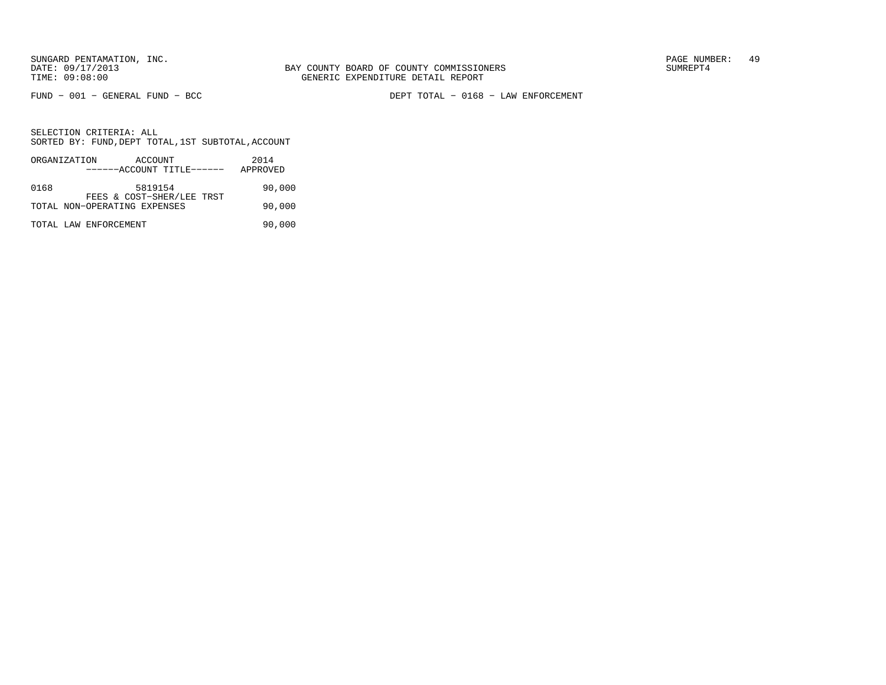SUNGARD PENTAMATION, INC.
DATE: 09/17/2013
TIME: 09:08:00

BAY COUNTY BOARD OF COUNTY COMMISSIONERS
GENERIC EXPENDITURE DETAIL REPORT

SUMREPT4

FUND − 001 − GENERAL FUND − BCC

DEPT TOTAL − 0168 − LAW ENFORCEMENT

SELECTION CRITERIA: ALL
SORTED BY: FUND,DEPT TOTAL,1ST SUBTOTAL,ACCOUNT

| ORGANIZATION | ACCOUNT<br>------ACCOUNT TITLE------ | 2014<br>APPROVED |
|---|---|---|
| 0168 | 5819154<br>FEES & COST−SHER/LEE TRST | 90,000 |
| TOTAL NON−OPERATING EXPENSES | | 90,000 |
| TOTAL LAW ENFORCEMENT | | 90,000 |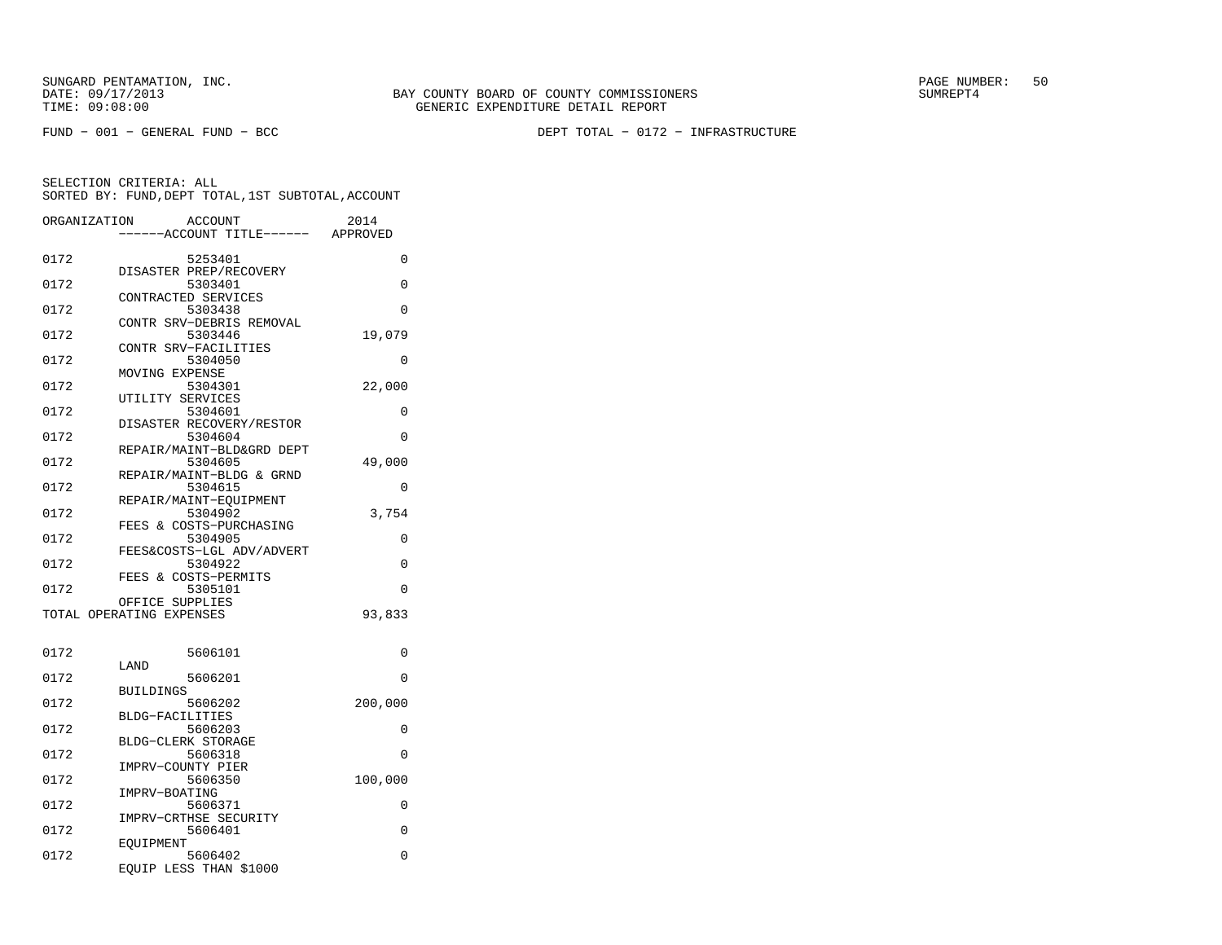SUNGARD PENTAMATION, INC.
DATE: 09/17/2013
TIME: 09:08:00

BAY COUNTY BOARD OF COUNTY COMMISSIONERS
GENERIC EXPENDITURE DETAIL REPORT

PAGE NUMBER: 50
SUMREPT4

FUND − 001 − GENERAL FUND − BCC

DEPT TOTAL − 0172 − INFRASTRUCTURE

SELECTION CRITERIA: ALL
SORTED BY: FUND,DEPT TOTAL,1ST SUBTOTAL,ACCOUNT

| ORGANIZATION | ACCOUNT | ------ACCOUNT TITLE------ | 2014 APPROVED |
|---|---|---|---|
| 0172 | 5253401 | DISASTER PREP/RECOVERY | 0 |
| 0172 | 5303401 | CONTRACTED SERVICES | 0 |
| 0172 | 5303438 | CONTR SRV−DEBRIS REMOVAL | 0 |
| 0172 | 5303446 | CONTR SRV−FACILITIES | 19,079 |
| 0172 | 5304050 | MOVING EXPENSE | 0 |
| 0172 | 5304301 | UTILITY SERVICES | 22,000 |
| 0172 | 5304601 | DISASTER RECOVERY/RESTOR | 0 |
| 0172 | 5304604 | REPAIR/MAINT−BLD&GRD DEPT | 0 |
| 0172 | 5304605 | REPAIR/MAINT−BLDG & GRND | 49,000 |
| 0172 | 5304615 | REPAIR/MAINT−EQUIPMENT | 0 |
| 0172 | 5304902 | FEES & COSTS−PURCHASING | 3,754 |
| 0172 | 5304905 | FEES&COSTS−LGL ADV/ADVERT | 0 |
| 0172 | 5304922 | FEES & COSTS−PERMITS | 0 |
| 0172 | 5305101 | OFFICE SUPPLIES | 0 |
| TOTAL OPERATING EXPENSES | | | 93,833 |
| 0172 | 5606101 | LAND | 0 |
| 0172 | 5606201 | BUILDINGS | 0 |
| 0172 | 5606202 | BLDG−FACILITIES | 200,000 |
| 0172 | 5606203 | BLDG−CLERK STORAGE | 0 |
| 0172 | 5606318 | IMPRV−COUNTY PIER | 0 |
| 0172 | 5606350 | IMPRV−BOATING | 100,000 |
| 0172 | 5606371 | IMPRV−CRTHSE SECURITY | 0 |
| 0172 | 5606401 | EQUIPMENT | 0 |
| 0172 | 5606402 | EQUIP LESS THAN $1000 | 0 |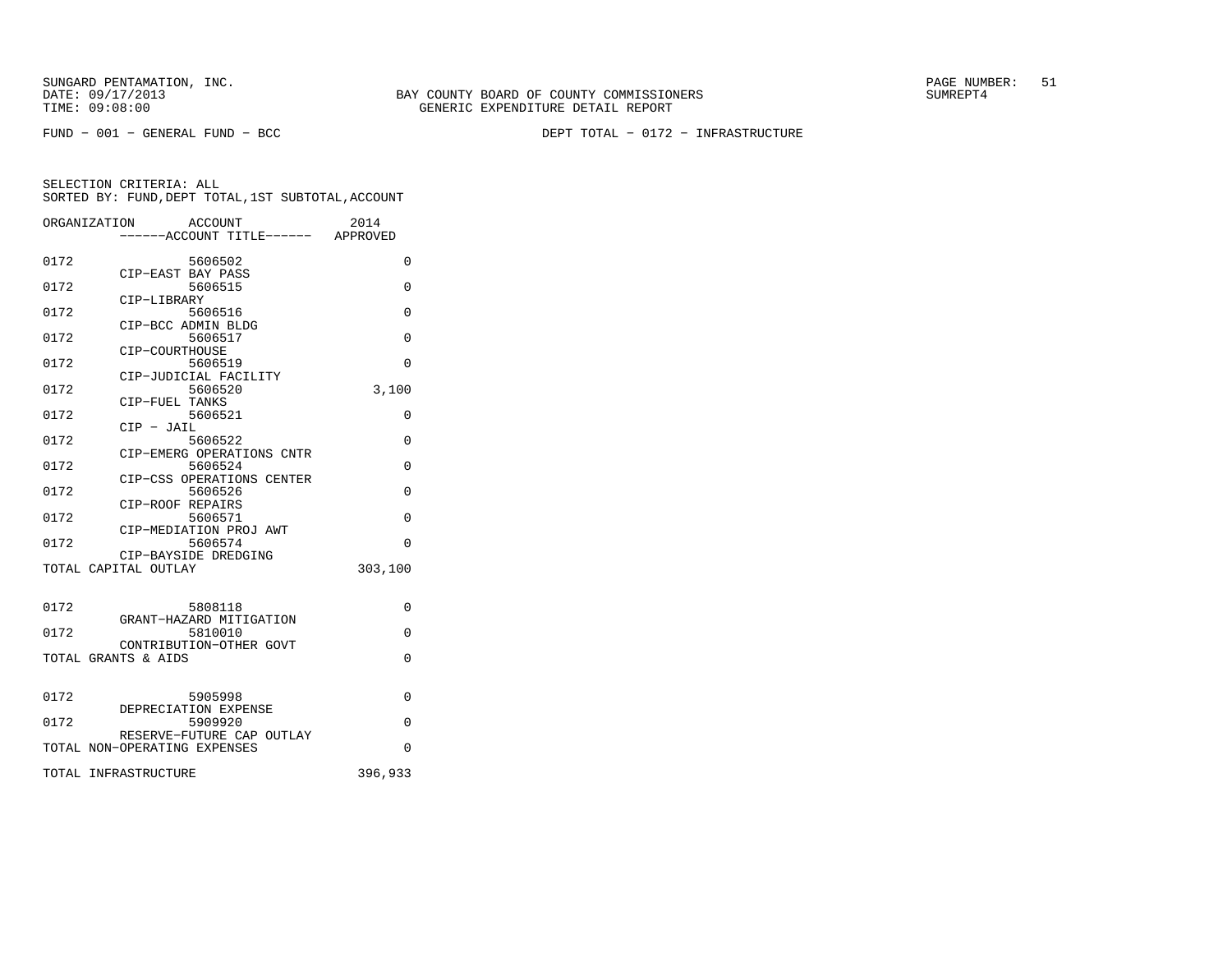BAY COUNTY BOARD OF COUNTY COMMISSIONERS
GENERIC EXPENDITURE DETAIL REPORT

SUNGARD PENTAMATION, INC.
DATE: 09/17/2013
TIME: 09:08:00

SUMREPT4

FUND − 001 − GENERAL FUND − BCC

DEPT TOTAL − 0172 − INFRASTRUCTURE

SELECTION CRITERIA: ALL
SORTED BY: FUND,DEPT TOTAL,1ST SUBTOTAL,ACCOUNT

| ORGANIZATION | ACCOUNT ------ACCOUNT TITLE------ | 2014 APPROVED |
|---|---|---|
| 0172 | 5606502 CIP−EAST BAY PASS | 0 |
| 0172 | 5606515 CIP−LIBRARY | 0 |
| 0172 | 5606516 CIP−BCC ADMIN BLDG | 0 |
| 0172 | 5606517 CIP−COURTHOUSE | 0 |
| 0172 | 5606519 CIP−JUDICIAL FACILITY | 0 |
| 0172 | 5606520 CIP−FUEL TANKS | 3,100 |
| 0172 | 5606521 CIP − JAIL | 0 |
| 0172 | 5606522 CIP−EMERG OPERATIONS CNTR | 0 |
| 0172 | 5606524 CIP−CSS OPERATIONS CENTER | 0 |
| 0172 | 5606526 CIP−ROOF REPAIRS | 0 |
| 0172 | 5606571 CIP−MEDIATION PROJ AWT | 0 |
| 0172 | 5606574 CIP−BAYSIDE DREDGING | 0 |
| TOTAL CAPITAL OUTLAY | | 303,100 |
| 0172 | 5808118 GRANT−HAZARD MITIGATION | 0 |
| 0172 | 5810010 CONTRIBUTION−OTHER GOVT | 0 |
| TOTAL GRANTS & AIDS | | 0 |
| 0172 | 5905998 DEPRECIATION EXPENSE | 0 |
| 0172 | 5909920 RESERVE−FUTURE CAP OUTLAY | 0 |
| TOTAL NON−OPERATING EXPENSES | | 0 |
| TOTAL INFRASTRUCTURE | | 396,933 |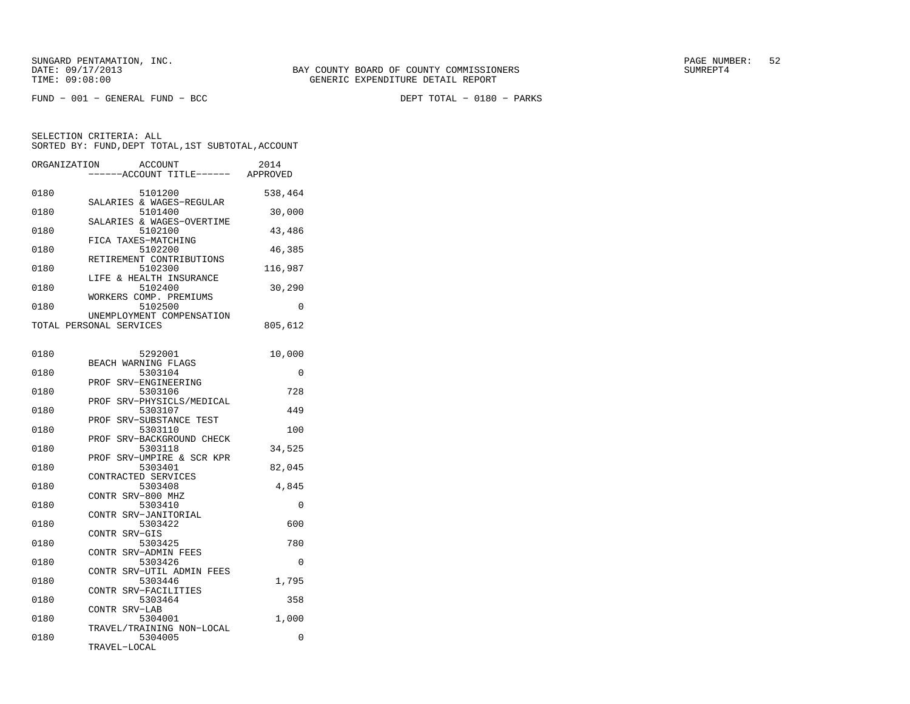SUNGARD PENTAMATION, INC.
DATE: 09/17/2013
TIME: 09:08:00

BAY COUNTY BOARD OF COUNTY COMMISSIONERS
GENERIC EXPENDITURE DETAIL REPORT

SUMREPT4

FUND − 001 − GENERAL FUND − BCC

DEPT TOTAL − 0180 − PARKS

SELECTION CRITERIA: ALL
SORTED BY: FUND,DEPT TOTAL,1ST SUBTOTAL,ACCOUNT

| ORGANIZATION | ACCOUNT | ------ACCOUNT TITLE------ | 2014 APPROVED |
|---|---|---|---|
| 0180 | 5101200 | SALARIES & WAGES−REGULAR | 538,464 |
| 0180 | 5101400 | SALARIES & WAGES−OVERTIME | 30,000 |
| 0180 | 5102100 | FICA TAXES−MATCHING | 43,486 |
| 0180 | 5102200 | RETIREMENT CONTRIBUTIONS | 46,385 |
| 0180 | 5102300 | LIFE & HEALTH INSURANCE | 116,987 |
| 0180 | 5102400 | WORKERS COMP. PREMIUMS | 30,290 |
| 0180 | 5102500 | UNEMPLOYMENT COMPENSATION | 0 |
| TOTAL PERSONAL SERVICES | | | 805,612 |
| 0180 | 5292001 | BEACH WARNING FLAGS | 10,000 |
| 0180 | 5303104 | PROF SRV−ENGINEERING | 0 |
| 0180 | 5303106 | PROF SRV−PHYSICLS/MEDICAL | 728 |
| 0180 | 5303107 | PROF SRV−SUBSTANCE TEST | 449 |
| 0180 | 5303110 | PROF SRV−BACKGROUND CHECK | 100 |
| 0180 | 5303118 | PROF SRV−UMPIRE & SCR KPR | 34,525 |
| 0180 | 5303401 | CONTRACTED SERVICES | 82,045 |
| 0180 | 5303408 | CONTR SRV−800 MHZ | 4,845 |
| 0180 | 5303410 | CONTR SRV−JANITORIAL | 0 |
| 0180 | 5303422 | CONTR SRV−GIS | 600 |
| 0180 | 5303425 | CONTR SRV−ADMIN FEES | 780 |
| 0180 | 5303426 | CONTR SRV−UTIL ADMIN FEES | 0 |
| 0180 | 5303446 | CONTR SRV−FACILITIES | 1,795 |
| 0180 | 5303464 | CONTR SRV−LAB | 358 |
| 0180 | 5304001 | TRAVEL/TRAINING NON−LOCAL | 1,000 |
| 0180 | 5304005 | TRAVEL−LOCAL | 0 |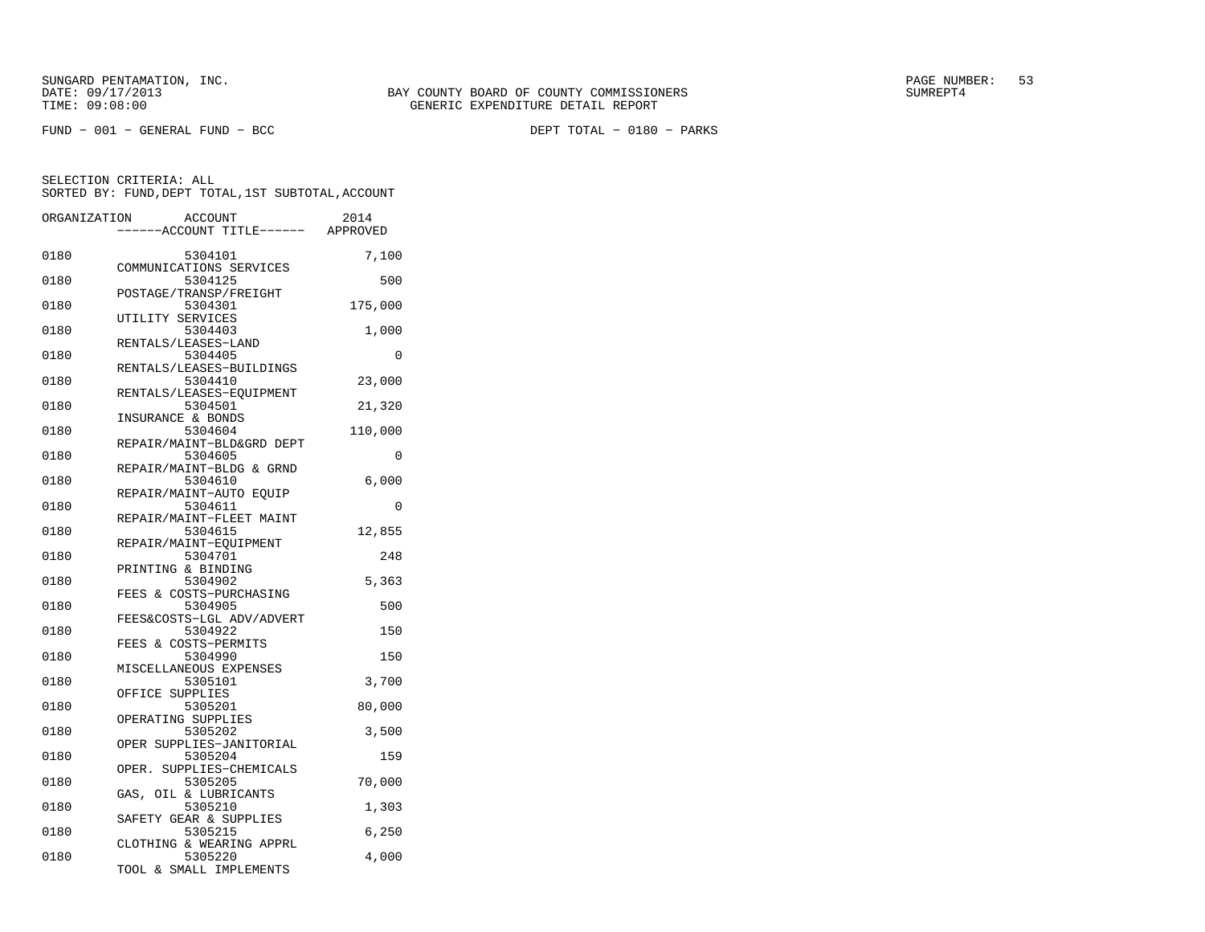BAY COUNTY BOARD OF COUNTY COMMISSIONERS
GENERIC EXPENDITURE DETAIL REPORT

SUNGARD PENTAMATION, INC.
DATE: 09/17/2013
TIME: 09:08:00

SUMREPT4

FUND − 001 − GENERAL FUND − BCC

DEPT TOTAL − 0180 − PARKS

SELECTION CRITERIA: ALL
SORTED BY: FUND,DEPT TOTAL,1ST SUBTOTAL,ACCOUNT

| ORGANIZATION | ACCOUNT | ------ACCOUNT TITLE------ | 2014 APPROVED |
|---|---|---|---|
| 0180 | 5304101 | COMMUNICATIONS SERVICES | 7,100 |
| 0180 | 5304125 | POSTAGE/TRANSP/FREIGHT | 500 |
| 0180 | 5304301 | UTILITY SERVICES | 175,000 |
| 0180 | 5304403 | RENTALS/LEASES−LAND | 1,000 |
| 0180 | 5304405 | RENTALS/LEASES−BUILDINGS | 0 |
| 0180 | 5304410 | RENTALS/LEASES−EQUIPMENT | 23,000 |
| 0180 | 5304501 | INSURANCE & BONDS | 21,320 |
| 0180 | 5304604 | REPAIR/MAINT−BLD&GRD DEPT | 110,000 |
| 0180 | 5304605 | REPAIR/MAINT−BLDG & GRND | 0 |
| 0180 | 5304610 | REPAIR/MAINT−AUTO EQUIP | 6,000 |
| 0180 | 5304611 | REPAIR/MAINT−FLEET MAINT | 0 |
| 0180 | 5304615 | REPAIR/MAINT−EQUIPMENT | 12,855 |
| 0180 | 5304701 | PRINTING & BINDING | 248 |
| 0180 | 5304902 | FEES & COSTS−PURCHASING | 5,363 |
| 0180 | 5304905 | FEES&COSTS−LGL ADV/ADVERT | 500 |
| 0180 | 5304922 | FEES & COSTS−PERMITS | 150 |
| 0180 | 5304990 | MISCELLANEOUS EXPENSES | 150 |
| 0180 | 5305101 | OFFICE SUPPLIES | 3,700 |
| 0180 | 5305201 | OPERATING SUPPLIES | 80,000 |
| 0180 | 5305202 | OPER SUPPLIES−JANITORIAL | 3,500 |
| 0180 | 5305204 | OPER. SUPPLIES−CHEMICALS | 159 |
| 0180 | 5305205 | GAS, OIL & LUBRICANTS | 70,000 |
| 0180 | 5305210 | SAFETY GEAR & SUPPLIES | 1,303 |
| 0180 | 5305215 | CLOTHING & WEARING APPRL | 6,250 |
| 0180 | 5305220 | TOOL & SMALL IMPLEMENTS | 4,000 |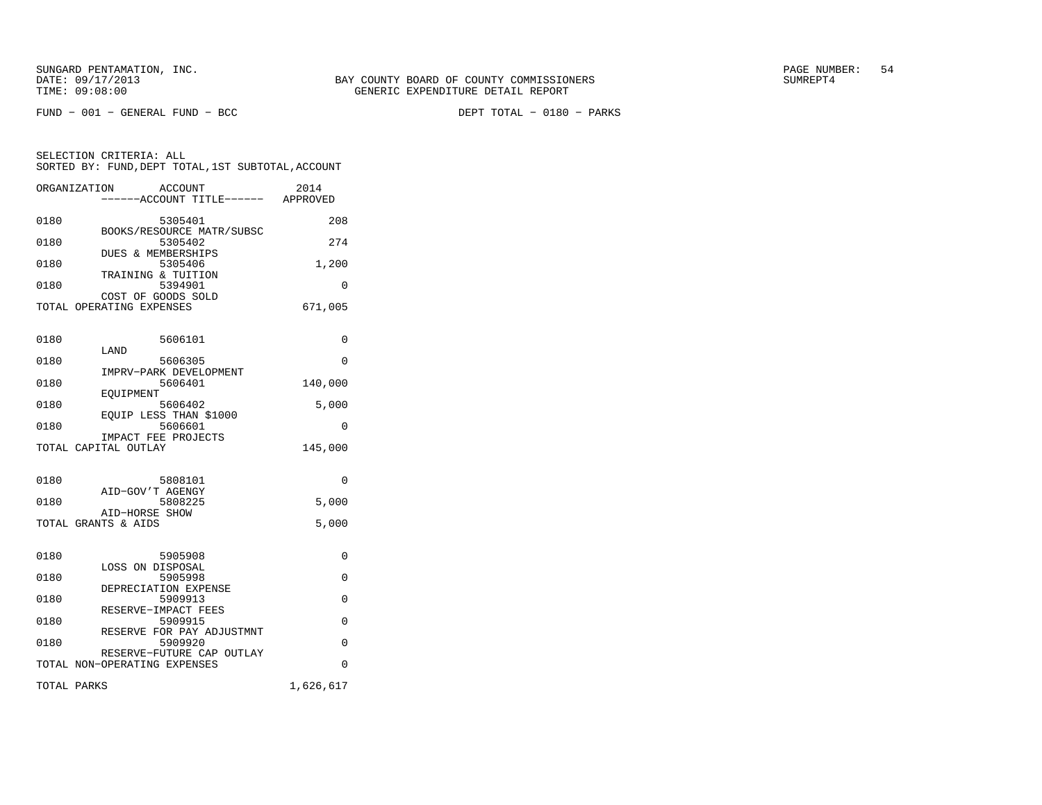SUNGARD PENTAMATION, INC.
DATE: 09/17/2013
TIME: 09:08:00

BAY COUNTY BOARD OF COUNTY COMMISSIONERS
GENERIC EXPENDITURE DETAIL REPORT

SUMREPT4

FUND − 001 − GENERAL FUND − BCC

DEPT TOTAL − 0180 − PARKS

SELECTION CRITERIA: ALL
SORTED BY: FUND,DEPT TOTAL,1ST SUBTOTAL,ACCOUNT

| ORGANIZATION | ACCOUNT ------ACCOUNT TITLE------ | 2014 APPROVED |
|---|---|---|
| 0180 | 5305401 BOOKS/RESOURCE MATR/SUBSC | 208 |
| 0180 | 5305402 DUES & MEMBERSHIPS | 274 |
| 0180 | 5305406 TRAINING & TUITION | 1,200 |
| 0180 | 5394901 COST OF GOODS SOLD | 0 |
| TOTAL OPERATING EXPENSES | | 671,005 |
| 0180 | 5606101 LAND | 0 |
| 0180 | 5606305 IMPRV−PARK DEVELOPMENT | 0 |
| 0180 | 5606401 EQUIPMENT | 140,000 |
| 0180 | 5606402 EQUIP LESS THAN $1000 | 5,000 |
| 0180 | 5606601 IMPACT FEE PROJECTS | 0 |
| TOTAL CAPITAL OUTLAY | | 145,000 |
| 0180 | 5808101 AID−GOV'T AGENGY | 0 |
| 0180 | 5808225 AID−HORSE SHOW | 5,000 |
| TOTAL GRANTS & AIDS | | 5,000 |
| 0180 | 5905908 LOSS ON DISPOSAL | 0 |
| 0180 | 5905998 DEPRECIATION EXPENSE | 0 |
| 0180 | 5909913 RESERVE−IMPACT FEES | 0 |
| 0180 | 5909915 RESERVE FOR PAY ADJUSTMNT | 0 |
| 0180 | 5909920 RESERVE−FUTURE CAP OUTLAY | 0 |
| TOTAL NON−OPERATING EXPENSES | | 0 |
| TOTAL PARKS | | 1,626,617 |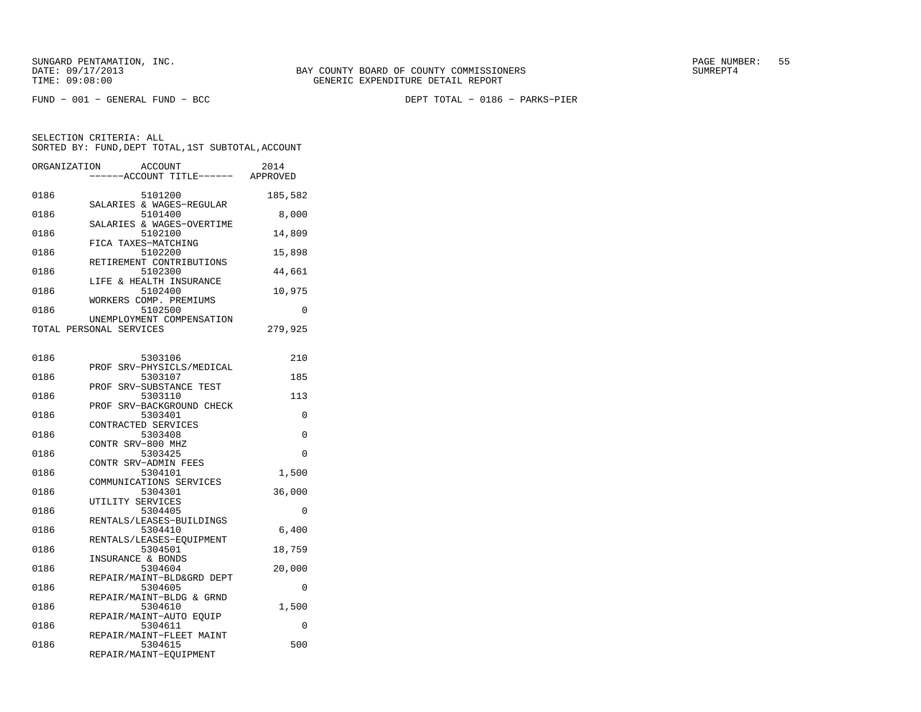SUNGARD PENTAMATION, INC.
DATE: 09/17/2013
TIME: 09:08:00

BAY COUNTY BOARD OF COUNTY COMMISSIONERS
GENERIC EXPENDITURE DETAIL REPORT

SUMREPT4

FUND − 001 − GENERAL FUND − BCC

DEPT TOTAL − 0186 − PARKS−PIER

SELECTION CRITERIA: ALL
SORTED BY: FUND,DEPT TOTAL,1ST SUBTOTAL,ACCOUNT

| ORGANIZATION | ACCOUNT / ACCOUNT TITLE | 2014 APPROVED |
|---|---|---|
| 0186 | 5101200 SALARIES & WAGES−REGULAR | 185,582 |
| 0186 | 5101400 SALARIES & WAGES−OVERTIME | 8,000 |
| 0186 | 5102100 FICA TAXES−MATCHING | 14,809 |
| 0186 | 5102200 RETIREMENT CONTRIBUTIONS | 15,898 |
| 0186 | 5102300 LIFE & HEALTH INSURANCE | 44,661 |
| 0186 | 5102400 WORKERS COMP. PREMIUMS | 10,975 |
| 0186 | 5102500 UNEMPLOYMENT COMPENSATION | 0 |
| TOTAL PERSONAL SERVICES | | 279,925 |
| 0186 | 5303106 PROF SRV−PHYSICLS/MEDICAL | 210 |
| 0186 | 5303107 PROF SRV−SUBSTANCE TEST | 185 |
| 0186 | 5303110 PROF SRV−BACKGROUND CHECK | 113 |
| 0186 | 5303401 CONTRACTED SERVICES | 0 |
| 0186 | 5303408 CONTR SRV−800 MHZ | 0 |
| 0186 | 5303425 CONTR SRV−ADMIN FEES | 0 |
| 0186 | 5304101 COMMUNICATIONS SERVICES | 1,500 |
| 0186 | 5304301 UTILITY SERVICES | 36,000 |
| 0186 | 5304405 RENTALS/LEASES−BUILDINGS | 0 |
| 0186 | 5304410 RENTALS/LEASES−EQUIPMENT | 6,400 |
| 0186 | 5304501 INSURANCE & BONDS | 18,759 |
| 0186 | 5304604 REPAIR/MAINT−BLD&GRD DEPT | 20,000 |
| 0186 | 5304605 REPAIR/MAINT−BLDG & GRND | 0 |
| 0186 | 5304610 REPAIR/MAINT−AUTO EQUIP | 1,500 |
| 0186 | 5304611 REPAIR/MAINT−FLEET MAINT | 0 |
| 0186 | 5304615 REPAIR/MAINT−EQUIPMENT | 500 |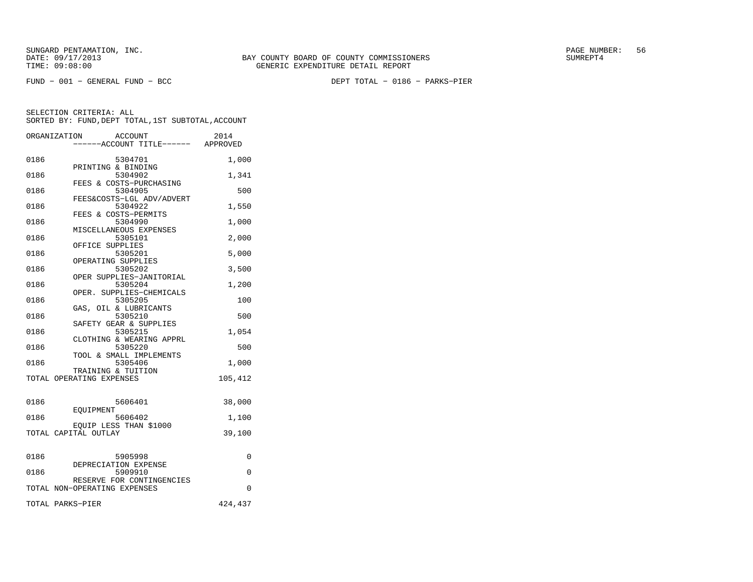SUNGARD PENTAMATION, INC.
DATE: 09/17/2013
TIME: 09:08:00

BAY COUNTY BOARD OF COUNTY COMMISSIONERS
GENERIC EXPENDITURE DETAIL REPORT

SUMREPT4

FUND - 001 - GENERAL FUND - BCC

DEPT TOTAL - 0186 - PARKS-PIER

SELECTION CRITERIA: ALL
SORTED BY: FUND,DEPT TOTAL,1ST SUBTOTAL,ACCOUNT

| ORGANIZATION | ACCOUNT / ACCOUNT TITLE | 2014 APPROVED |
|---|---|---|
| 0186 | 5304701 PRINTING & BINDING | 1,000 |
| 0186 | 5304902 FEES & COSTS-PURCHASING | 1,341 |
| 0186 | 5304905 FEES&COSTS-LGL ADV/ADVERT | 500 |
| 0186 | 5304922 FEES & COSTS-PERMITS | 1,550 |
| 0186 | 5304990 MISCELLANEOUS EXPENSES | 1,000 |
| 0186 | 5305101 OFFICE SUPPLIES | 2,000 |
| 0186 | 5305201 OPERATING SUPPLIES | 5,000 |
| 0186 | 5305202 OPER SUPPLIES-JANITORIAL | 3,500 |
| 0186 | 5305204 OPER. SUPPLIES-CHEMICALS | 1,200 |
| 0186 | 5305205 GAS, OIL & LUBRICANTS | 100 |
| 0186 | 5305210 SAFETY GEAR & SUPPLIES | 500 |
| 0186 | 5305215 CLOTHING & WEARING APPRL | 1,054 |
| 0186 | 5305220 TOOL & SMALL IMPLEMENTS | 500 |
| 0186 | 5305406 TRAINING & TUITION | 1,000 |
| TOTAL OPERATING EXPENSES | | 105,412 |
| 0186 | 5606401 EQUIPMENT | 38,000 |
| 0186 | 5606402 EQUIP LESS THAN $1000 | 1,100 |
| TOTAL CAPITAL OUTLAY | | 39,100 |
| 0186 | 5905998 DEPRECIATION EXPENSE | 0 |
| 0186 | 5909910 RESERVE FOR CONTINGENCIES | 0 |
| TOTAL NON-OPERATING EXPENSES | | 0 |
| TOTAL PARKS-PIER | | 424,437 |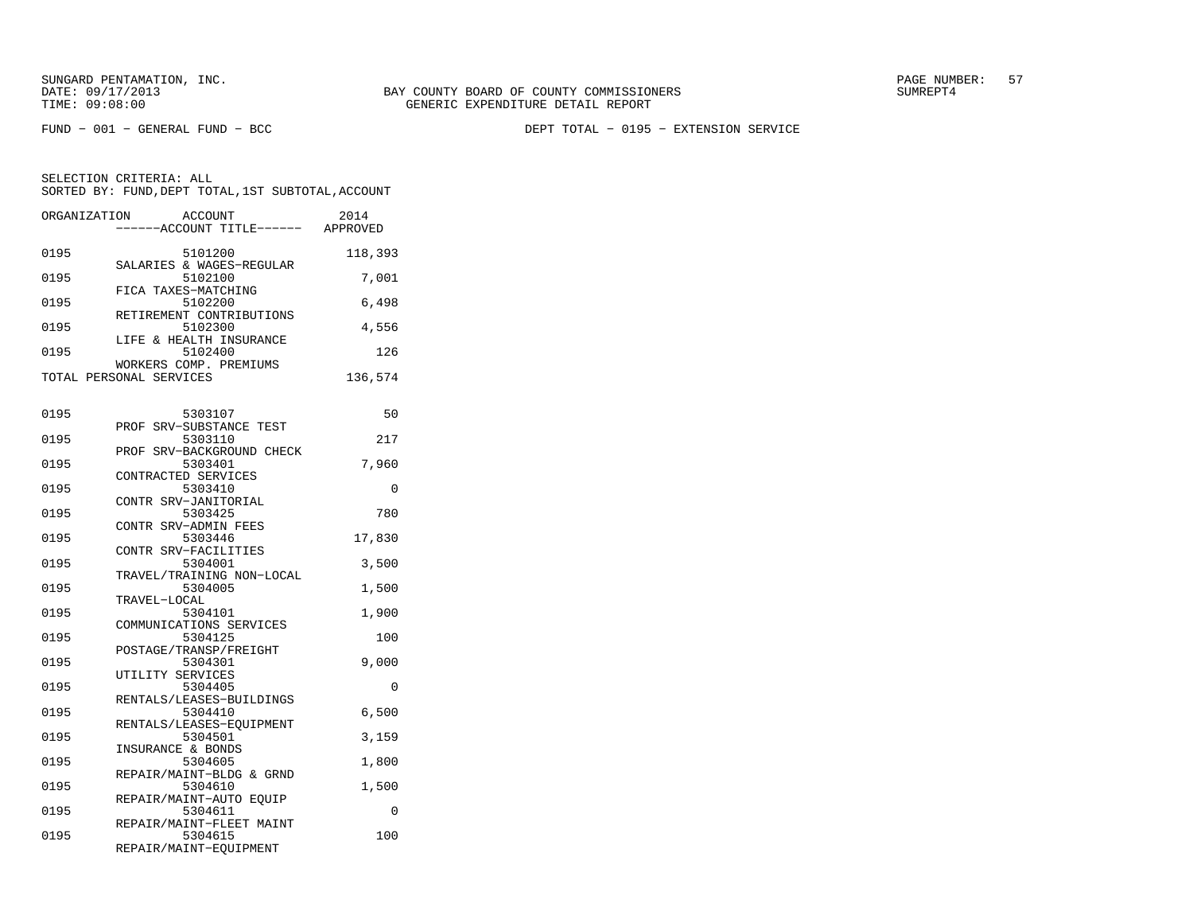SUNGARD PENTAMATION, INC.
DATE: 09/17/2013
TIME: 09:08:00

BAY COUNTY BOARD OF COUNTY COMMISSIONERS
GENERIC EXPENDITURE DETAIL REPORT

PAGE NUMBER: 57
SUMREPT4

FUND − 001 − GENERAL FUND − BCC

DEPT TOTAL − 0195 − EXTENSION SERVICE

SELECTION CRITERIA: ALL
SORTED BY: FUND,DEPT TOTAL,1ST SUBTOTAL,ACCOUNT

| ORGANIZATION | ACCOUNT / ACCOUNT TITLE | 2014 APPROVED |
|---|---|---|
| 0195 | 5101200 SALARIES & WAGES−REGULAR | 118,393 |
| 0195 | 5102100 FICA TAXES−MATCHING | 7,001 |
| 0195 | 5102200 RETIREMENT CONTRIBUTIONS | 6,498 |
| 0195 | 5102300 LIFE & HEALTH INSURANCE | 4,556 |
| 0195 | 5102400 WORKERS COMP. PREMIUMS | 126 |
| TOTAL PERSONAL SERVICES | | 136,574 |
| 0195 | 5303107 PROF SRV−SUBSTANCE TEST | 50 |
| 0195 | 5303110 PROF SRV−BACKGROUND CHECK | 217 |
| 0195 | 5303401 CONTRACTED SERVICES | 7,960 |
| 0195 | 5303410 CONTR SRV−JANITORIAL | 0 |
| 0195 | 5303425 CONTR SRV−ADMIN FEES | 780 |
| 0195 | 5303446 CONTR SRV−FACILITIES | 17,830 |
| 0195 | 5304001 TRAVEL/TRAINING NON−LOCAL | 3,500 |
| 0195 | 5304005 TRAVEL−LOCAL | 1,500 |
| 0195 | 5304101 COMMUNICATIONS SERVICES | 1,900 |
| 0195 | 5304125 POSTAGE/TRANSP/FREIGHT | 100 |
| 0195 | 5304301 UTILITY SERVICES | 9,000 |
| 0195 | 5304405 RENTALS/LEASES−BUILDINGS | 0 |
| 0195 | 5304410 RENTALS/LEASES−EQUIPMENT | 6,500 |
| 0195 | 5304501 INSURANCE & BONDS | 3,159 |
| 0195 | 5304605 REPAIR/MAINT−BLDG & GRND | 1,800 |
| 0195 | 5304610 REPAIR/MAINT−AUTO EQUIP | 1,500 |
| 0195 | 5304611 REPAIR/MAINT−FLEET MAINT | 0 |
| 0195 | 5304615 REPAIR/MAINT−EQUIPMENT | 100 |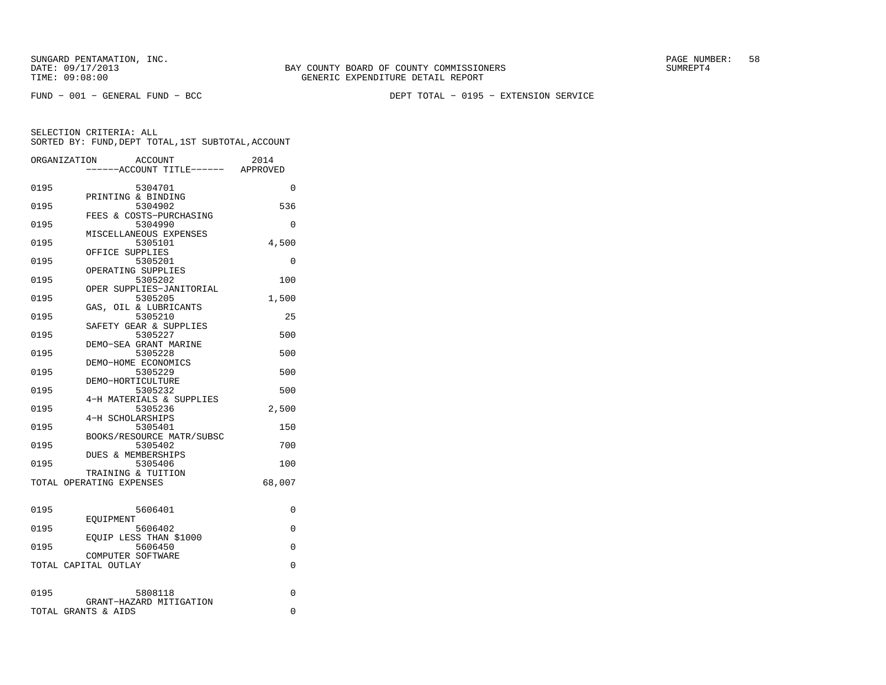SUNGARD PENTAMATION, INC.
DATE: 09/17/2013
TIME: 09:08:00

BAY COUNTY BOARD OF COUNTY COMMISSIONERS
GENERIC EXPENDITURE DETAIL REPORT

SUMREPT4

FUND − 001 − GENERAL FUND − BCC

DEPT TOTAL − 0195 − EXTENSION SERVICE

SELECTION CRITERIA: ALL
SORTED BY: FUND,DEPT TOTAL,1ST SUBTOTAL,ACCOUNT

| ORGANIZATION | ACCOUNT / ------ACCOUNT TITLE------ | 2014 APPROVED |
|---|---|---|
| 0195 | 5304701 PRINTING & BINDING | 0 |
| 0195 | 5304902 FEES & COSTS−PURCHASING | 536 |
| 0195 | 5304990 MISCELLANEOUS EXPENSES | 0 |
| 0195 | 5305101 OFFICE SUPPLIES | 4,500 |
| 0195 | 5305201 OPERATING SUPPLIES | 0 |
| 0195 | 5305202 OPER SUPPLIES−JANITORIAL | 100 |
| 0195 | 5305205 GAS, OIL & LUBRICANTS | 1,500 |
| 0195 | 5305210 SAFETY GEAR & SUPPLIES | 25 |
| 0195 | 5305227 DEMO−SEA GRANT MARINE | 500 |
| 0195 | 5305228 DEMO−HOME ECONOMICS | 500 |
| 0195 | 5305229 DEMO−HORTICULTURE | 500 |
| 0195 | 5305232 4−H MATERIALS & SUPPLIES | 500 |
| 0195 | 5305236 4−H SCHOLARSHIPS | 2,500 |
| 0195 | 5305401 BOOKS/RESOURCE MATR/SUBSC | 150 |
| 0195 | 5305402 DUES & MEMBERSHIPS | 700 |
| 0195 | 5305406 TRAINING & TUITION | 100 |
| TOTAL OPERATING EXPENSES | | 68,007 |
| 0195 | 5606401 EQUIPMENT | 0 |
| 0195 | 5606402 EQUIP LESS THAN $1000 | 0 |
| 0195 | 5606450 COMPUTER SOFTWARE | 0 |
| TOTAL CAPITAL OUTLAY | | 0 |
| 0195 | 5808118 GRANT−HAZARD MITIGATION | 0 |
| TOTAL GRANTS & AIDS | | 0 |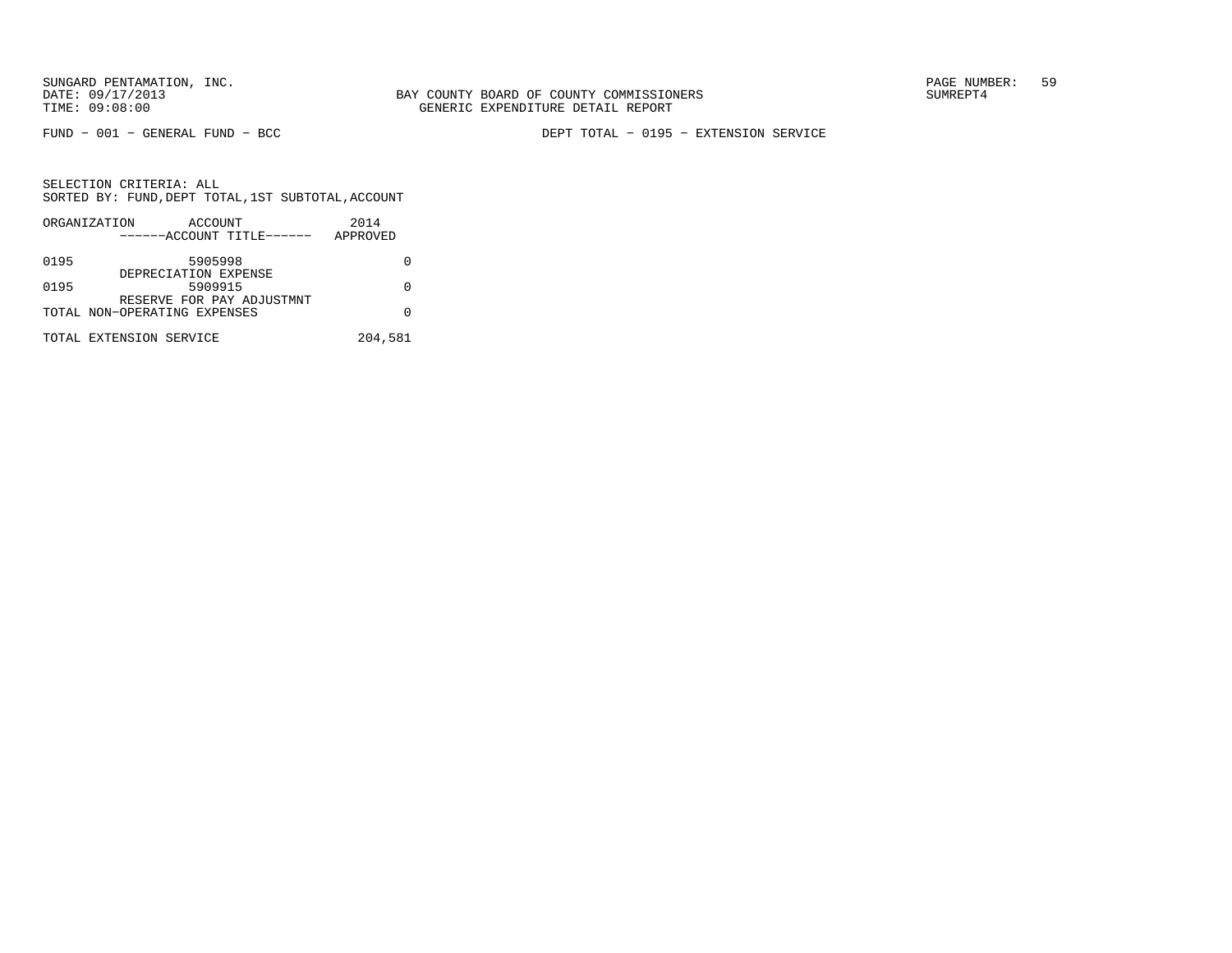BAY COUNTY BOARD OF COUNTY COMMISSIONERS
GENERIC EXPENDITURE DETAIL REPORT

FUND − 001 − GENERAL FUND − BCC

DEPT TOTAL − 0195 − EXTENSION SERVICE

SELECTION CRITERIA: ALL
SORTED BY: FUND,DEPT TOTAL,1ST SUBTOTAL,ACCOUNT

| ORGANIZATION | ACCOUNT<br>------ACCOUNT TITLE------ | 2014<br>APPROVED |
|---|---|---|
| 0195 | 5905998<br>DEPRECIATION EXPENSE | 0 |
| 0195 | 5909915<br>RESERVE FOR PAY ADJUSTMNT | 0 |
| TOTAL NON−OPERATING EXPENSES | | 0 |
| TOTAL EXTENSION SERVICE | | 204,581 |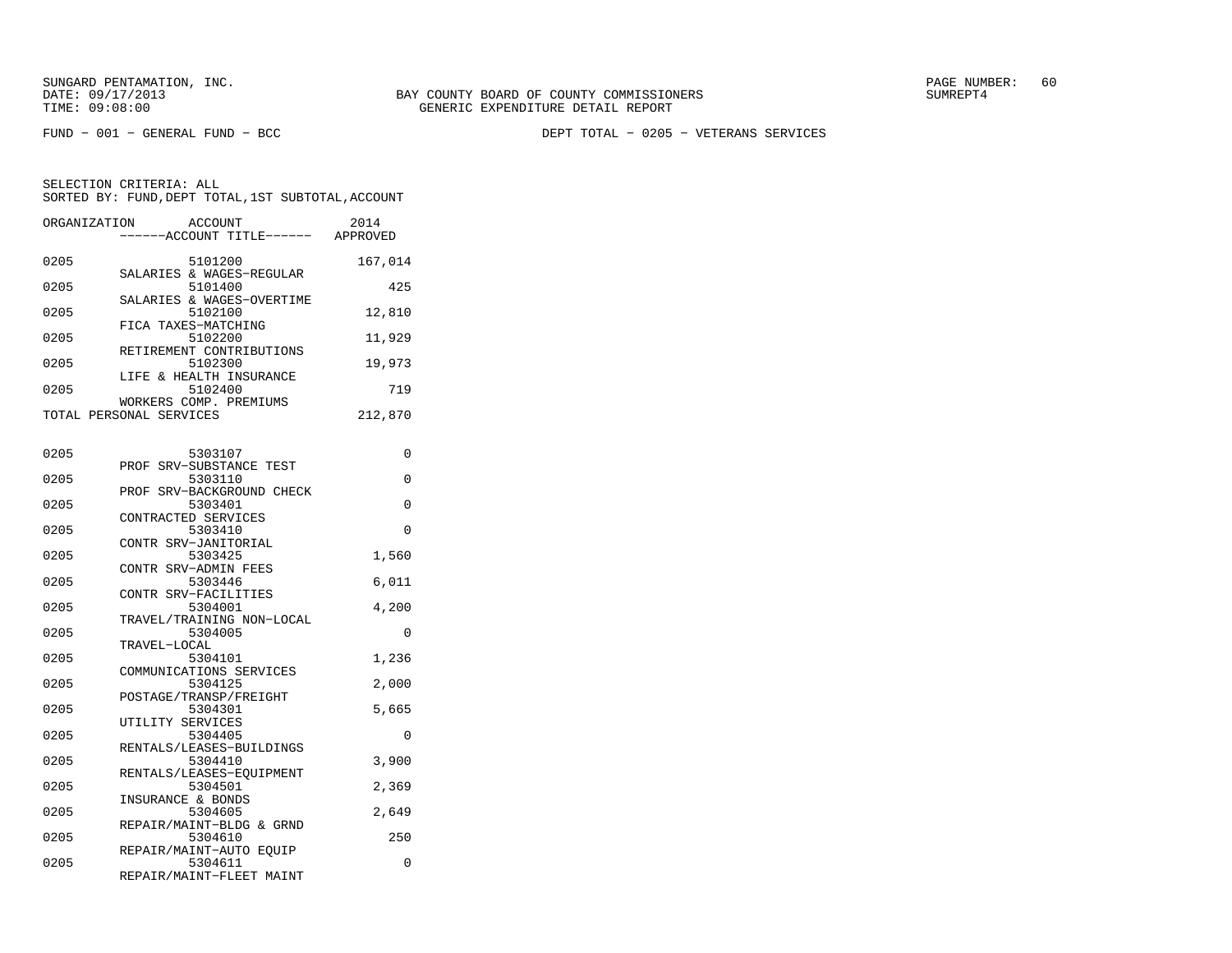SUNGARD PENTAMATION, INC.
DATE: 09/17/2013
TIME: 09:08:00

BAY COUNTY BOARD OF COUNTY COMMISSIONERS
GENERIC EXPENDITURE DETAIL REPORT

PAGE NUMBER: 60
SUMREPT4

FUND - 001 - GENERAL FUND - BCC

DEPT TOTAL - 0205 - VETERANS SERVICES

SELECTION CRITERIA: ALL
SORTED BY: FUND,DEPT TOTAL,1ST SUBTOTAL,ACCOUNT

| ORGANIZATION | ACCOUNT / ------ACCOUNT TITLE------ | 2014 APPROVED |
|---|---|---|
| 0205 | 5101200 SALARIES & WAGES-REGULAR | 167,014 |
| 0205 | 5101400 SALARIES & WAGES-OVERTIME | 425 |
| 0205 | 5102100 FICA TAXES-MATCHING | 12,810 |
| 0205 | 5102200 RETIREMENT CONTRIBUTIONS | 11,929 |
| 0205 | 5102300 LIFE & HEALTH INSURANCE | 19,973 |
| 0205 | 5102400 WORKERS COMP. PREMIUMS | 719 |
| TOTAL PERSONAL SERVICES | | 212,870 |
| 0205 | 5303107 PROF SRV-SUBSTANCE TEST | 0 |
| 0205 | 5303110 PROF SRV-BACKGROUND CHECK | 0 |
| 0205 | 5303401 CONTRACTED SERVICES | 0 |
| 0205 | 5303410 CONTR SRV-JANITORIAL | 0 |
| 0205 | 5303425 CONTR SRV-ADMIN FEES | 1,560 |
| 0205 | 5303446 CONTR SRV-FACILITIES | 6,011 |
| 0205 | 5304001 TRAVEL/TRAINING NON-LOCAL | 4,200 |
| 0205 | 5304005 TRAVEL-LOCAL | 0 |
| 0205 | 5304101 COMMUNICATIONS SERVICES | 1,236 |
| 0205 | 5304125 POSTAGE/TRANSP/FREIGHT | 2,000 |
| 0205 | 5304301 UTILITY SERVICES | 5,665 |
| 0205 | 5304405 RENTALS/LEASES-BUILDINGS | 0 |
| 0205 | 5304410 RENTALS/LEASES-EQUIPMENT | 3,900 |
| 0205 | 5304501 INSURANCE & BONDS | 2,369 |
| 0205 | 5304605 REPAIR/MAINT-BLDG & GRND | 2,649 |
| 0205 | 5304610 REPAIR/MAINT-AUTO EQUIP | 250 |
| 0205 | 5304611 REPAIR/MAINT-FLEET MAINT | 0 |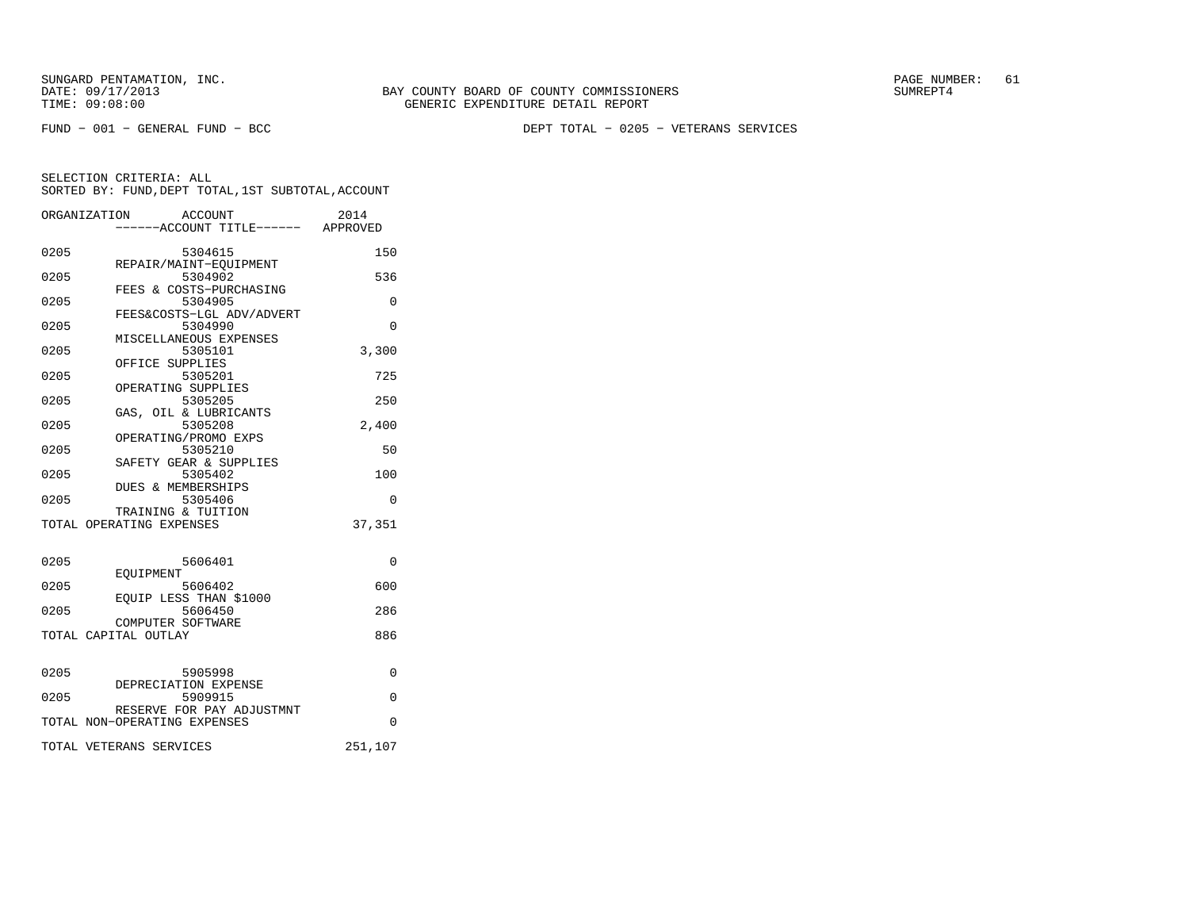FUND − 001 − GENERAL FUND − BCC

DEPT TOTAL − 0205 − VETERANS SERVICES

SELECTION CRITERIA: ALL
SORTED BY: FUND,DEPT TOTAL,1ST SUBTOTAL,ACCOUNT

| ORGANIZATION | ACCOUNT / ------ACCOUNT TITLE------ | 2014 APPROVED |
|---|---|---|
| 0205 | 5304615 REPAIR/MAINT−EQUIPMENT | 150 |
| 0205 | 5304902 FEES & COSTS−PURCHASING | 536 |
| 0205 | 5304905 FEES&COSTS−LGL ADV/ADVERT | 0 |
| 0205 | 5304990 MISCELLANEOUS EXPENSES | 0 |
| 0205 | 5305101 OFFICE SUPPLIES | 3,300 |
| 0205 | 5305201 OPERATING SUPPLIES | 725 |
| 0205 | 5305205 GAS, OIL & LUBRICANTS | 250 |
| 0205 | 5305208 OPERATING/PROMO EXPS | 2,400 |
| 0205 | 5305210 SAFETY GEAR & SUPPLIES | 50 |
| 0205 | 5305402 DUES & MEMBERSHIPS | 100 |
| 0205 | 5305406 TRAINING & TUITION | 0 |
| TOTAL OPERATING EXPENSES | | 37,351 |
| 0205 | 5606401 EQUIPMENT | 0 |
| 0205 | 5606402 EQUIP LESS THAN $1000 | 600 |
| 0205 | 5606450 COMPUTER SOFTWARE | 286 |
| TOTAL CAPITAL OUTLAY | | 886 |
| 0205 | 5905998 DEPRECIATION EXPENSE | 0 |
| 0205 | 5909915 RESERVE FOR PAY ADJUSTMNT | 0 |
| TOTAL NON−OPERATING EXPENSES | | 0 |
| TOTAL VETERANS SERVICES | | 251,107 |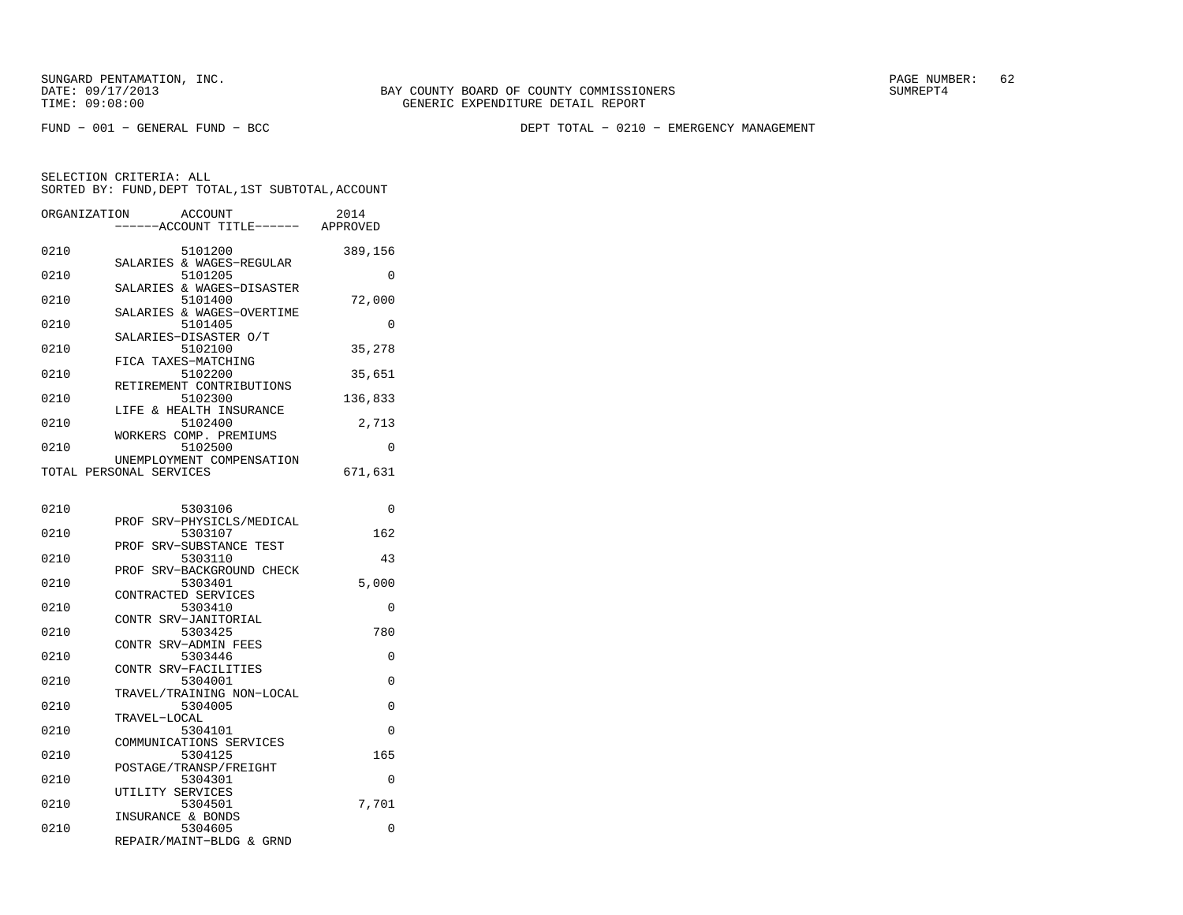SUNGARD PENTAMATION, INC.
DATE: 09/17/2013
TIME: 09:08:00

BAY COUNTY BOARD OF COUNTY COMMISSIONERS
GENERIC EXPENDITURE DETAIL REPORT

SUMREPT4

FUND − 001 − GENERAL FUND − BCC

DEPT TOTAL − 0210 − EMERGENCY MANAGEMENT

SELECTION CRITERIA: ALL
SORTED BY: FUND,DEPT TOTAL,1ST SUBTOTAL,ACCOUNT

| ORGANIZATION | ACCOUNT / ------ACCOUNT TITLE------ | 2014 APPROVED |
|---|---|---|
| 0210 | 5101200 SALARIES & WAGES−REGULAR | 389,156 |
| 0210 | 5101205 SALARIES & WAGES−DISASTER | 0 |
| 0210 | 5101400 SALARIES & WAGES−OVERTIME | 72,000 |
| 0210 | 5101405 SALARIES−DISASTER O/T | 0 |
| 0210 | 5102100 FICA TAXES−MATCHING | 35,278 |
| 0210 | 5102200 RETIREMENT CONTRIBUTIONS | 35,651 |
| 0210 | 5102300 LIFE & HEALTH INSURANCE | 136,833 |
| 0210 | 5102400 WORKERS COMP. PREMIUMS | 2,713 |
| 0210 | 5102500 UNEMPLOYMENT COMPENSATION | 0 |
| TOTAL PERSONAL SERVICES | | 671,631 |
| 0210 | 5303106 PROF SRV−PHYSICLS/MEDICAL | 0 |
| 0210 | 5303107 PROF SRV−SUBSTANCE TEST | 162 |
| 0210 | 5303110 PROF SRV−BACKGROUND CHECK | 43 |
| 0210 | 5303401 CONTRACTED SERVICES | 5,000 |
| 0210 | 5303410 CONTR SRV−JANITORIAL | 0 |
| 0210 | 5303425 CONTR SRV−ADMIN FEES | 780 |
| 0210 | 5303446 CONTR SRV−FACILITIES | 0 |
| 0210 | 5304001 TRAVEL/TRAINING NON−LOCAL | 0 |
| 0210 | 5304005 TRAVEL−LOCAL | 0 |
| 0210 | 5304101 COMMUNICATIONS SERVICES | 0 |
| 0210 | 5304125 POSTAGE/TRANSP/FREIGHT | 165 |
| 0210 | 5304301 UTILITY SERVICES | 0 |
| 0210 | 5304501 INSURANCE & BONDS | 7,701 |
| 0210 | 5304605 REPAIR/MAINT−BLDG & GRND | 0 |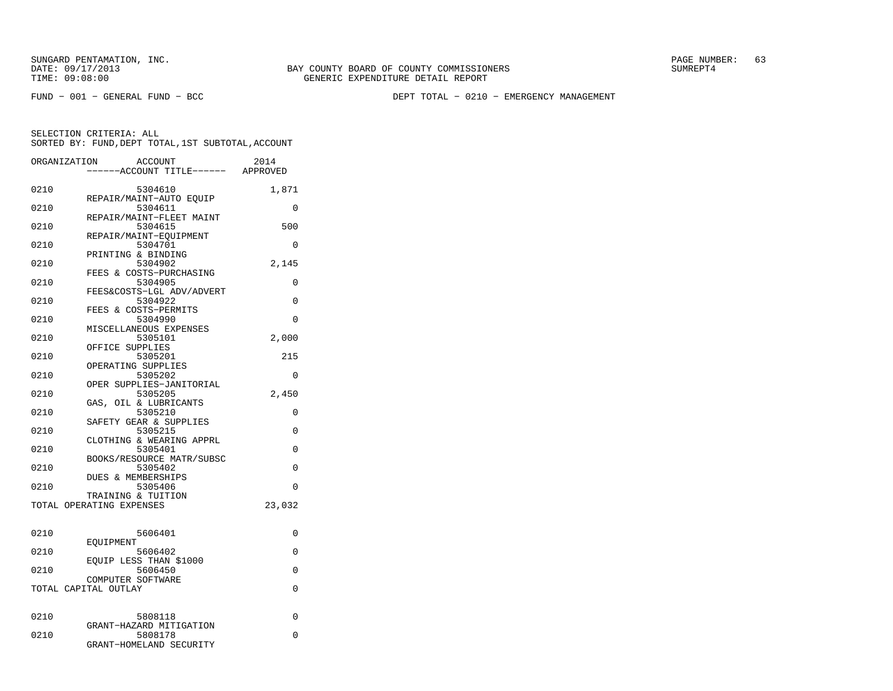SUNGARD PENTAMATION, INC.
DATE: 09/17/2013
TIME: 09:08:00

BAY COUNTY BOARD OF COUNTY COMMISSIONERS
GENERIC EXPENDITURE DETAIL REPORT

SUMREPT4

FUND − 001 − GENERAL FUND − BCC

DEPT TOTAL − 0210 − EMERGENCY MANAGEMENT

SELECTION CRITERIA: ALL
SORTED BY: FUND,DEPT TOTAL,1ST SUBTOTAL,ACCOUNT

| ORGANIZATION | ACCOUNT ------ACCOUNT TITLE------ | 2014 APPROVED |
|---|---|---|
| 0210 | 5304610 REPAIR/MAINT−AUTO EQUIP | 1,871 |
| 0210 | 5304611 REPAIR/MAINT−FLEET MAINT | 0 |
| 0210 | 5304615 REPAIR/MAINT−EQUIPMENT | 500 |
| 0210 | 5304701 PRINTING & BINDING | 0 |
| 0210 | 5304902 FEES & COSTS−PURCHASING | 2,145 |
| 0210 | 5304905 FEES&COSTS−LGL ADV/ADVERT | 0 |
| 0210 | 5304922 FEES & COSTS−PERMITS | 0 |
| 0210 | 5304990 MISCELLANEOUS EXPENSES | 0 |
| 0210 | 5305101 OFFICE SUPPLIES | 2,000 |
| 0210 | 5305201 OPERATING SUPPLIES | 215 |
| 0210 | 5305202 OPER SUPPLIES−JANITORIAL | 0 |
| 0210 | 5305205 GAS, OIL & LUBRICANTS | 2,450 |
| 0210 | 5305210 SAFETY GEAR & SUPPLIES | 0 |
| 0210 | 5305215 CLOTHING & WEARING APPRL | 0 |
| 0210 | 5305401 BOOKS/RESOURCE MATR/SUBSC | 0 |
| 0210 | 5305402 DUES & MEMBERSHIPS | 0 |
| 0210 | 5305406 TRAINING & TUITION | 0 |
| TOTAL OPERATING EXPENSES | | 23,032 |
| 0210 | 5606401 EQUIPMENT | 0 |
| 0210 | 5606402 EQUIP LESS THAN $1000 | 0 |
| 0210 | 5606450 COMPUTER SOFTWARE | 0 |
| TOTAL CAPITAL OUTLAY | | 0 |
| 0210 | 5808118 GRANT−HAZARD MITIGATION | 0 |
| 0210 | 5808178 GRANT−HOMELAND SECURITY | 0 |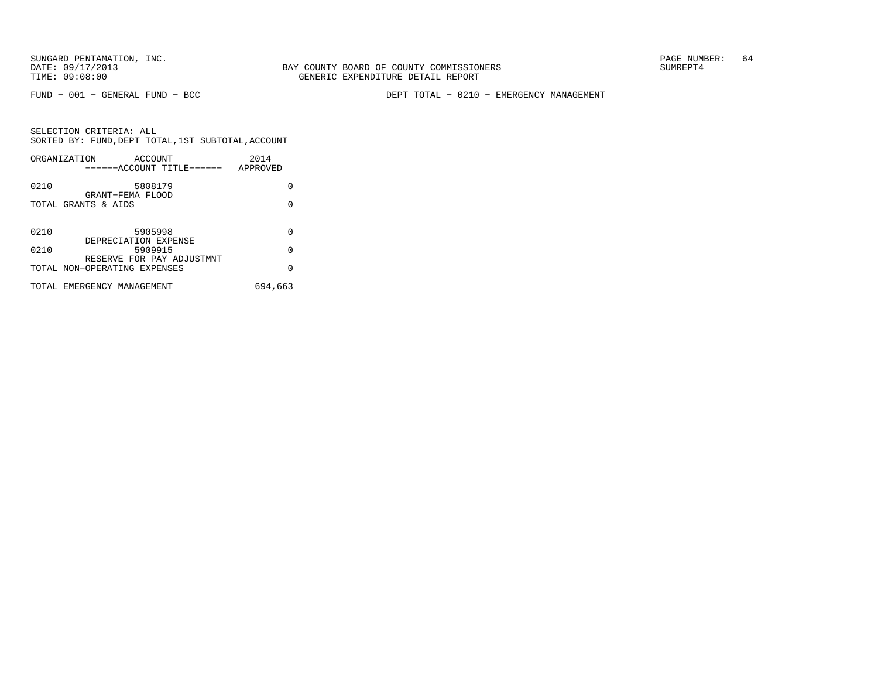BAY COUNTY BOARD OF COUNTY COMMISSIONERS
GENERIC EXPENDITURE DETAIL REPORT

FUND - 001 - GENERAL FUND - BCC

DEPT TOTAL - 0210 - EMERGENCY MANAGEMENT

SELECTION CRITERIA: ALL
SORTED BY: FUND,DEPT TOTAL,1ST SUBTOTAL,ACCOUNT

| ORGANIZATION | ACCOUNT / ------ACCOUNT TITLE------ | 2014 APPROVED |
|---|---|---|
| 0210 | 5808179 GRANT-FEMA FLOOD | 0 |
| TOTAL GRANTS & AIDS | | 0 |
| 0210 | 5905998 DEPRECIATION EXPENSE | 0 |
| 0210 | 5909915 RESERVE FOR PAY ADJUSTMNT | 0 |
| TOTAL NON-OPERATING EXPENSES | | 0 |
| TOTAL EMERGENCY MANAGEMENT | | 694,663 |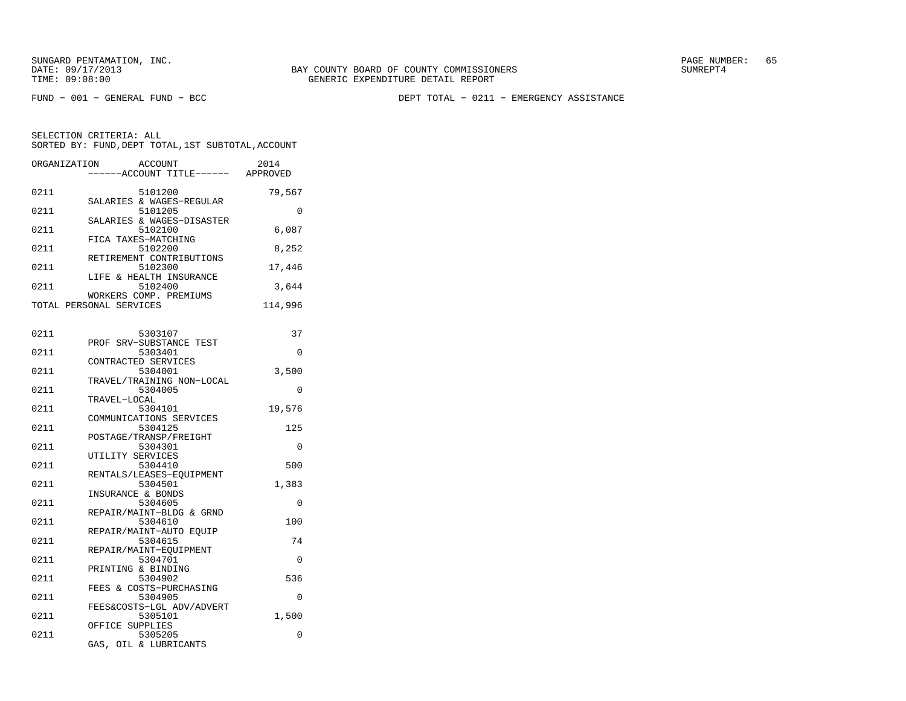SUNGARD PENTAMATION, INC.
DATE: 09/17/2013
TIME: 09:08:00

BAY COUNTY BOARD OF COUNTY COMMISSIONERS
GENERIC EXPENDITURE DETAIL REPORT

SUMREPT4

FUND − 001 − GENERAL FUND − BCC

DEPT TOTAL − 0211 − EMERGENCY ASSISTANCE

SELECTION CRITERIA: ALL
SORTED BY: FUND,DEPT TOTAL,1ST SUBTOTAL,ACCOUNT

| ORGANIZATION | ACCOUNT / ------ACCOUNT TITLE------ | 2014 APPROVED |
|---|---|---|
| 0211 | 5101200 SALARIES & WAGES−REGULAR | 79,567 |
| 0211 | 5101205 SALARIES & WAGES−DISASTER | 0 |
| 0211 | 5102100 FICA TAXES−MATCHING | 6,087 |
| 0211 | 5102200 RETIREMENT CONTRIBUTIONS | 8,252 |
| 0211 | 5102300 LIFE & HEALTH INSURANCE | 17,446 |
| 0211 | 5102400 WORKERS COMP. PREMIUMS | 3,644 |
| TOTAL PERSONAL SERVICES | | 114,996 |
| 0211 | 5303107 PROF SRV−SUBSTANCE TEST | 37 |
| 0211 | 5303401 CONTRACTED SERVICES | 0 |
| 0211 | 5304001 TRAVEL/TRAINING NON−LOCAL | 3,500 |
| 0211 | 5304005 TRAVEL−LOCAL | 0 |
| 0211 | 5304101 COMMUNICATIONS SERVICES | 19,576 |
| 0211 | 5304125 POSTAGE/TRANSP/FREIGHT | 125 |
| 0211 | 5304301 UTILITY SERVICES | 0 |
| 0211 | 5304410 RENTALS/LEASES−EQUIPMENT | 500 |
| 0211 | 5304501 INSURANCE & BONDS | 1,383 |
| 0211 | 5304605 REPAIR/MAINT−BLDG & GRND | 0 |
| 0211 | 5304610 REPAIR/MAINT−AUTO EQUIP | 100 |
| 0211 | 5304615 REPAIR/MAINT−EQUIPMENT | 74 |
| 0211 | 5304701 PRINTING & BINDING | 0 |
| 0211 | 5304902 FEES & COSTS−PURCHASING | 536 |
| 0211 | 5304905 FEES&COSTS−LGL ADV/ADVERT | 0 |
| 0211 | 5305101 OFFICE SUPPLIES | 1,500 |
| 0211 | 5305205 GAS, OIL & LUBRICANTS | 0 |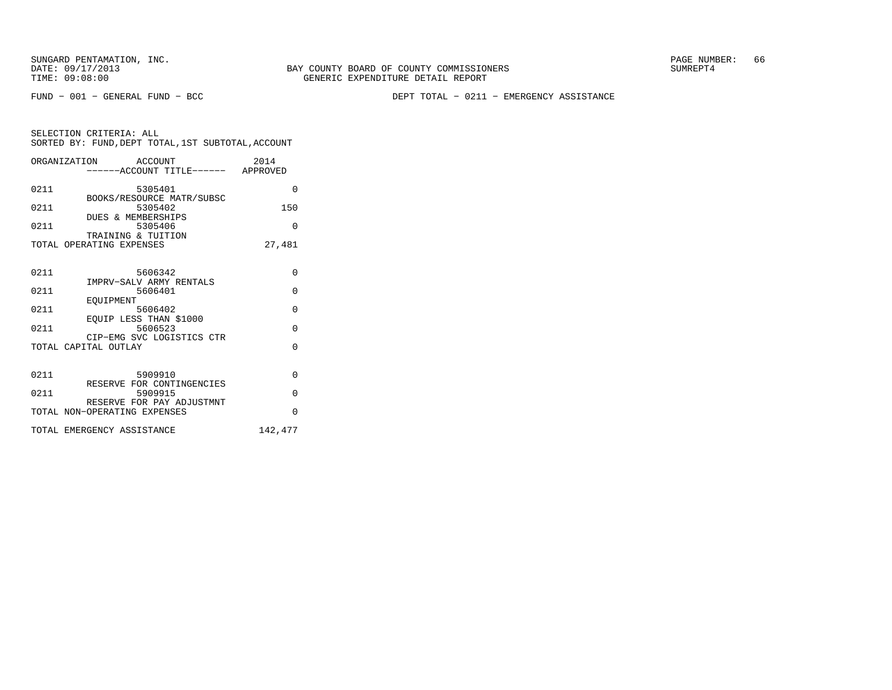SUNGARD PENTAMATION, INC.
DATE: 09/17/2013
TIME: 09:08:00

BAY COUNTY BOARD OF COUNTY COMMISSIONERS
GENERIC EXPENDITURE DETAIL REPORT

SUMREPT4

FUND − 001 − GENERAL FUND − BCC

DEPT TOTAL − 0211 − EMERGENCY ASSISTANCE

SELECTION CRITERIA: ALL
SORTED BY: FUND,DEPT TOTAL,1ST SUBTOTAL,ACCOUNT

| ORGANIZATION | ACCOUNT / ------ACCOUNT TITLE------ | 2014 APPROVED |
|---|---|---|
| 0211 | 5305401 BOOKS/RESOURCE MATR/SUBSC | 0 |
| 0211 | 5305402 DUES & MEMBERSHIPS | 150 |
| 0211 | 5305406 TRAINING & TUITION | 0 |
| TOTAL OPERATING EXPENSES | | 27,481 |
| 0211 | 5606342 IMPRV−SALV ARMY RENTALS | 0 |
| 0211 | 5606401 EQUIPMENT | 0 |
| 0211 | 5606402 EQUIP LESS THAN $1000 | 0 |
| 0211 | 5606523 CIP−EMG SVC LOGISTICS CTR | 0 |
| TOTAL CAPITAL OUTLAY | | 0 |
| 0211 | 5909910 RESERVE FOR CONTINGENCIES | 0 |
| 0211 | 5909915 RESERVE FOR PAY ADJUSTMNT | 0 |
| TOTAL NON−OPERATING EXPENSES | | 0 |
| TOTAL EMERGENCY ASSISTANCE | | 142,477 |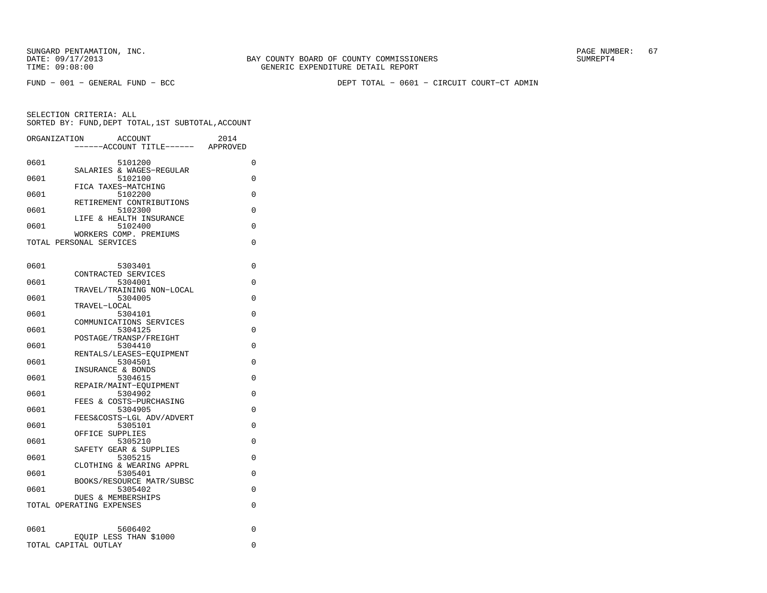SUNGARD PENTAMATION, INC.
DATE: 09/17/2013
TIME: 09:08:00

BAY COUNTY BOARD OF COUNTY COMMISSIONERS
GENERIC EXPENDITURE DETAIL REPORT

SUMREPT4

FUND - 001 - GENERAL FUND - BCC

DEPT TOTAL - 0601 - CIRCUIT COURT-CT ADMIN

SELECTION CRITERIA: ALL
SORTED BY: FUND,DEPT TOTAL,1ST SUBTOTAL,ACCOUNT

| ORGANIZATION | ACCOUNT ------ACCOUNT TITLE------ | 2014 APPROVED |
|---|---|---|
| 0601 | 5101200 SALARIES & WAGES-REGULAR | 0 |
| 0601 | 5102100 FICA TAXES-MATCHING | 0 |
| 0601 | 5102200 RETIREMENT CONTRIBUTIONS | 0 |
| 0601 | 5102300 LIFE & HEALTH INSURANCE | 0 |
| 0601 | 5102400 WORKERS COMP. PREMIUMS | 0 |
| TOTAL PERSONAL SERVICES | | 0 |
| 0601 | 5303401 CONTRACTED SERVICES | 0 |
| 0601 | 5304001 TRAVEL/TRAINING NON-LOCAL | 0 |
| 0601 | 5304005 TRAVEL-LOCAL | 0 |
| 0601 | 5304101 COMMUNICATIONS SERVICES | 0 |
| 0601 | 5304125 POSTAGE/TRANSP/FREIGHT | 0 |
| 0601 | 5304410 RENTALS/LEASES-EQUIPMENT | 0 |
| 0601 | 5304501 INSURANCE & BONDS | 0 |
| 0601 | 5304615 REPAIR/MAINT-EQUIPMENT | 0 |
| 0601 | 5304902 FEES & COSTS-PURCHASING | 0 |
| 0601 | 5304905 FEES&COSTS-LGL ADV/ADVERT | 0 |
| 0601 | 5305101 OFFICE SUPPLIES | 0 |
| 0601 | 5305210 SAFETY GEAR & SUPPLIES | 0 |
| 0601 | 5305215 CLOTHING & WEARING APPRL | 0 |
| 0601 | 5305401 BOOKS/RESOURCE MATR/SUBSC | 0 |
| 0601 | 5305402 DUES & MEMBERSHIPS | 0 |
| TOTAL OPERATING EXPENSES | | 0 |
| 0601 | 5606402 EQUIP LESS THAN $1000 | 0 |
| TOTAL CAPITAL OUTLAY | | 0 |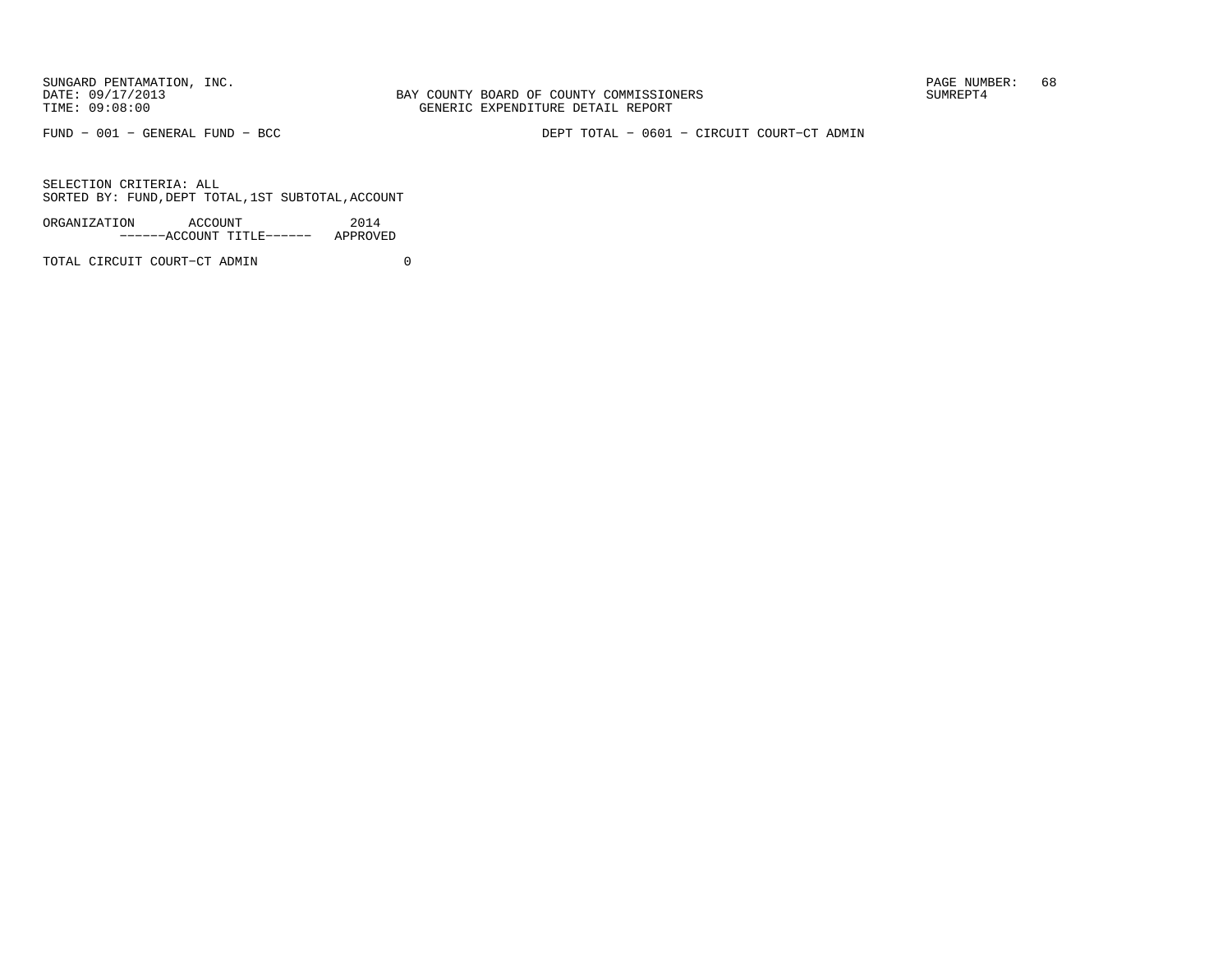FUND - 001 - GENERAL FUND - BCC

DEPT TOTAL - 0601 - CIRCUIT COURT-CT ADMIN

SELECTION CRITERIA: ALL
SORTED BY: FUND,DEPT TOTAL,1ST SUBTOTAL,ACCOUNT

| ORGANIZATION ACCOUNT ------ACCOUNT TITLE------ | 2014 APPROVED |
|---|---|
| TOTAL CIRCUIT COURT-CT ADMIN | 0 |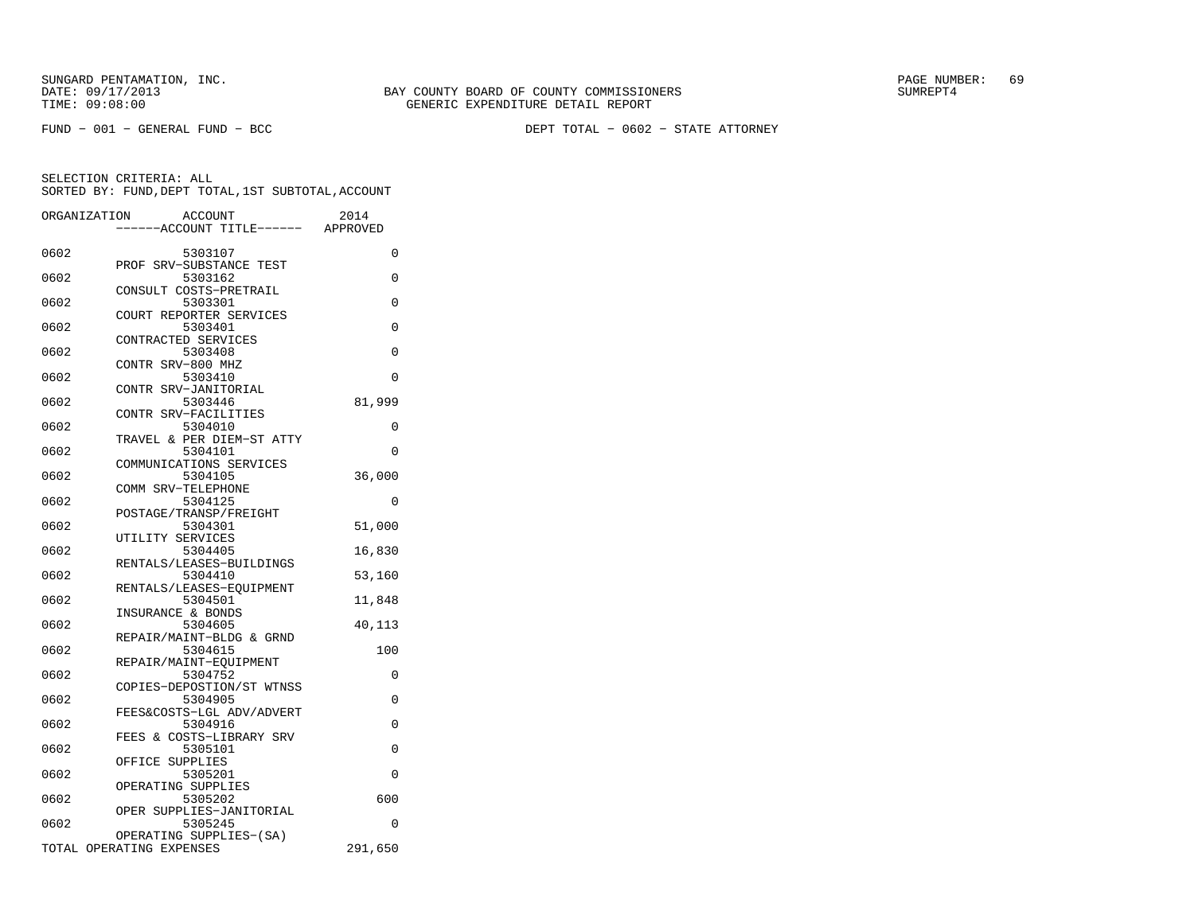SUNGARD PENTAMATION, INC.
DATE: 09/17/2013
TIME: 09:08:00

BAY COUNTY BOARD OF COUNTY COMMISSIONERS
GENERIC EXPENDITURE DETAIL REPORT

SUMREPT4

FUND − 001 − GENERAL FUND − BCC

DEPT TOTAL − 0602 − STATE ATTORNEY

SELECTION CRITERIA: ALL
SORTED BY: FUND,DEPT TOTAL,1ST SUBTOTAL,ACCOUNT

| ORGANIZATION | ACCOUNT ------ACCOUNT TITLE------ | 2014 APPROVED |
|---|---|---|
| 0602 | 5303107 PROF SRV−SUBSTANCE TEST | 0 |
| 0602 | 5303162 CONSULT COSTS−PRETRAIL | 0 |
| 0602 | 5303301 COURT REPORTER SERVICES | 0 |
| 0602 | 5303401 CONTRACTED SERVICES | 0 |
| 0602 | 5303408 CONTR SRV−800 MHZ | 0 |
| 0602 | 5303410 CONTR SRV−JANITORIAL | 0 |
| 0602 | 5303446 CONTR SRV−FACILITIES | 81,999 |
| 0602 | 5304010 TRAVEL & PER DIEM−ST ATTY | 0 |
| 0602 | 5304101 COMMUNICATIONS SERVICES | 0 |
| 0602 | 5304105 COMM SRV−TELEPHONE | 36,000 |
| 0602 | 5304125 POSTAGE/TRANSP/FREIGHT | 0 |
| 0602 | 5304301 UTILITY SERVICES | 51,000 |
| 0602 | 5304405 RENTALS/LEASES−BUILDINGS | 16,830 |
| 0602 | 5304410 RENTALS/LEASES−EQUIPMENT | 53,160 |
| 0602 | 5304501 INSURANCE & BONDS | 11,848 |
| 0602 | 5304605 REPAIR/MAINT−BLDG & GRND | 40,113 |
| 0602 | 5304615 REPAIR/MAINT−EQUIPMENT | 100 |
| 0602 | 5304752 COPIES−DEPOSTION/ST WTNSS | 0 |
| 0602 | 5304905 FEES&COSTS−LGL ADV/ADVERT | 0 |
| 0602 | 5304916 FEES & COSTS−LIBRARY SRV | 0 |
| 0602 | 5305101 OFFICE SUPPLIES | 0 |
| 0602 | 5305201 OPERATING SUPPLIES | 0 |
| 0602 | 5305202 OPER SUPPLIES−JANITORIAL | 600 |
| 0602 | 5305245 OPERATING SUPPLIES−(SA) | 0 |
| TOTAL OPERATING EXPENSES | | 291,650 |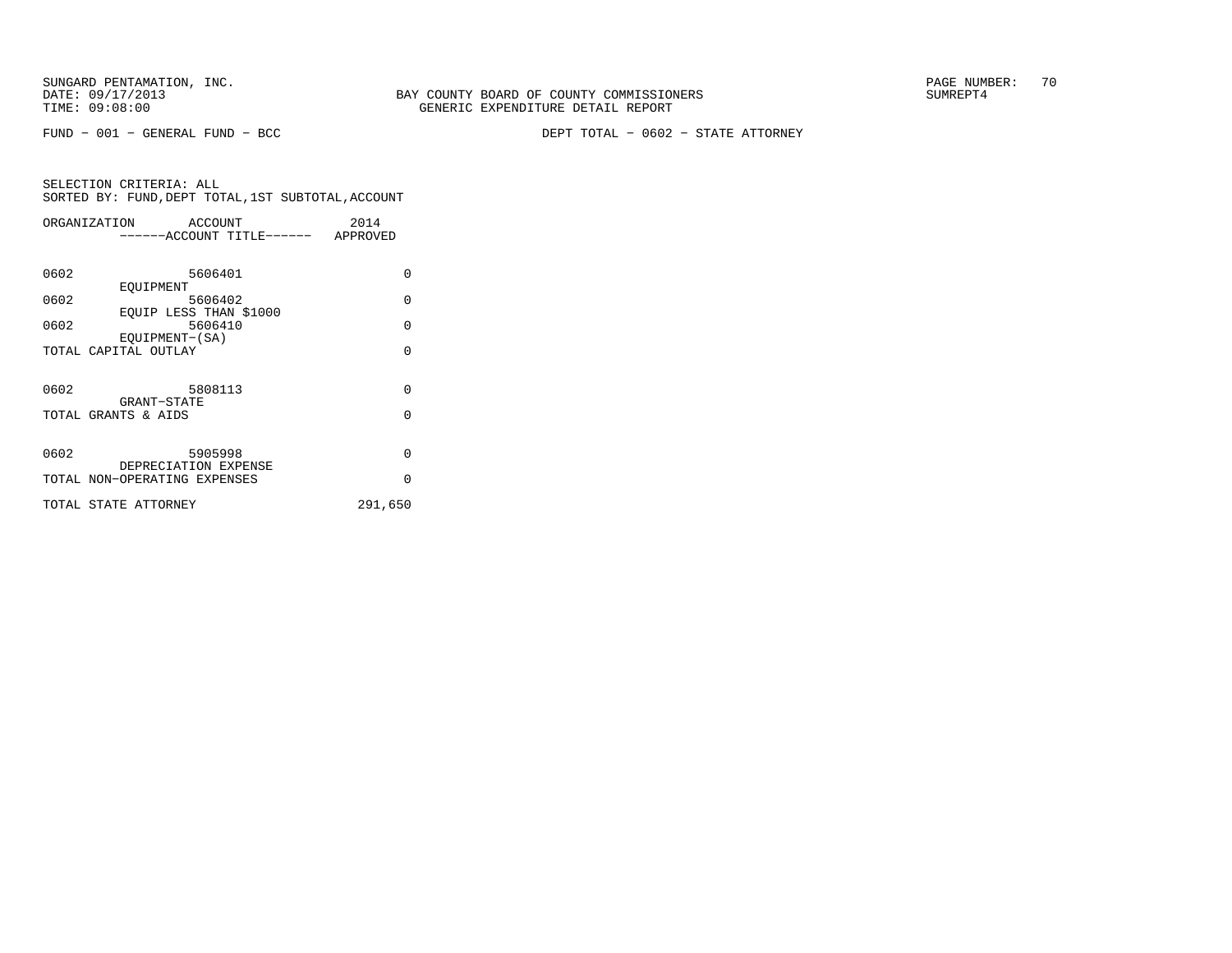SUNGARD PENTAMATION, INC.
DATE: 09/17/2013
TIME: 09:08:00

BAY COUNTY BOARD OF COUNTY COMMISSIONERS
GENERIC EXPENDITURE DETAIL REPORT

SUMREPT4

FUND − 001 − GENERAL FUND − BCC

DEPT TOTAL − 0602 − STATE ATTORNEY

SELECTION CRITERIA: ALL
SORTED BY: FUND,DEPT TOTAL,1ST SUBTOTAL,ACCOUNT

| ORGANIZATION | ACCOUNT / ------ACCOUNT TITLE------ | 2014 APPROVED |
|---|---|---|
| 0602 | 5606401 EQUIPMENT | 0 |
| 0602 | 5606402 EQUIP LESS THAN $1000 | 0 |
| 0602 | 5606410 EQUIPMENT−(SA) | 0 |
| TOTAL CAPITAL OUTLAY | | 0 |
| 0602 | 5808113 GRANT−STATE | 0 |
| TOTAL GRANTS & AIDS | | 0 |
| 0602 | 5905998 DEPRECIATION EXPENSE | 0 |
| TOTAL NON−OPERATING EXPENSES | | 0 |
| TOTAL STATE ATTORNEY | | 291,650 |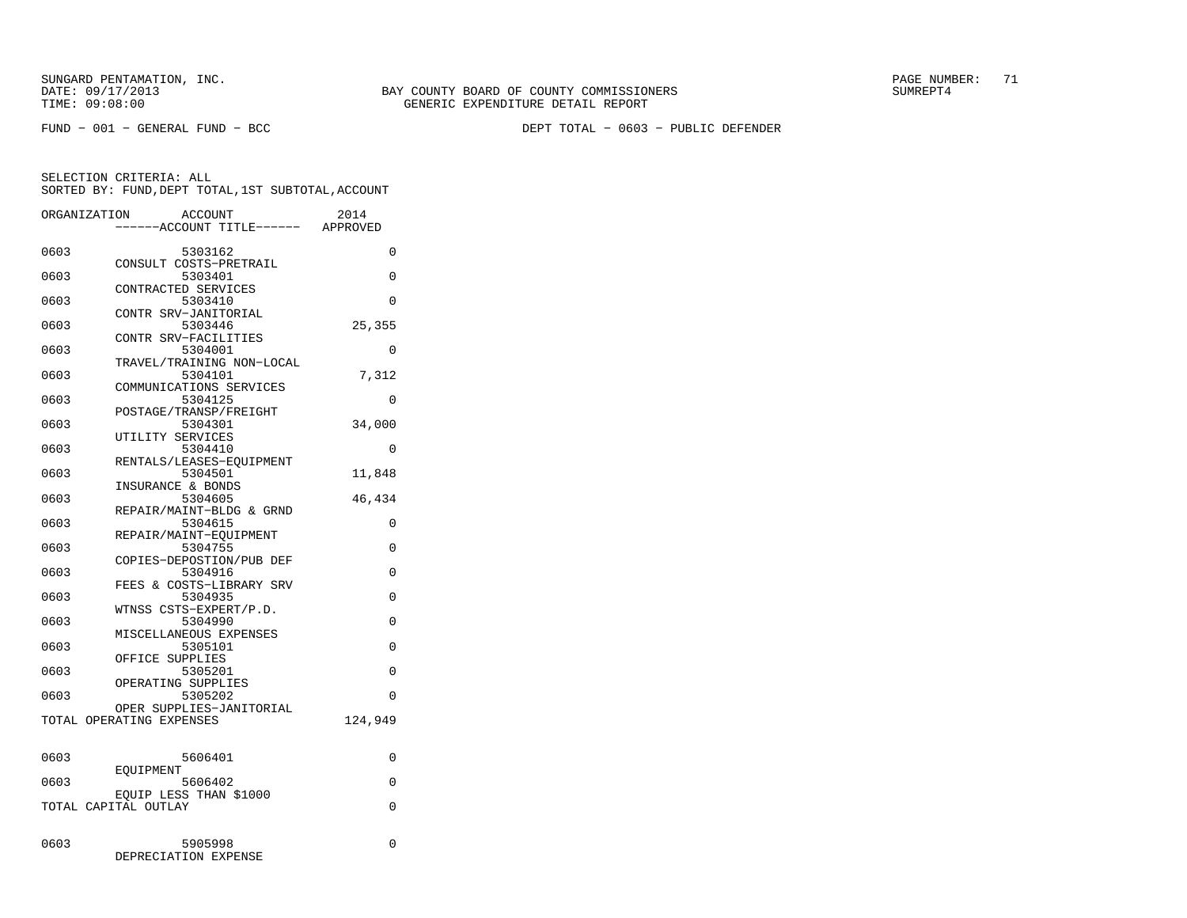SUNGARD PENTAMATION, INC.
DATE: 09/17/2013
TIME: 09:08:00

BAY COUNTY BOARD OF COUNTY COMMISSIONERS
GENERIC EXPENDITURE DETAIL REPORT

SUMREPT4

FUND − 001 − GENERAL FUND − BCC

DEPT TOTAL − 0603 − PUBLIC DEFENDER

SELECTION CRITERIA: ALL
SORTED BY: FUND,DEPT TOTAL,1ST SUBTOTAL,ACCOUNT

| ORGANIZATION | ACCOUNT / ------ACCOUNT TITLE------ | 2014 APPROVED |
|---|---|---|
| 0603 | 5303162 CONSULT COSTS−PRETRAIL | 0 |
| 0603 | 5303401 CONTRACTED SERVICES | 0 |
| 0603 | 5303410 CONTR SRV−JANITORIAL | 0 |
| 0603 | 5303446 CONTR SRV−FACILITIES | 25,355 |
| 0603 | 5304001 TRAVEL/TRAINING NON−LOCAL | 0 |
| 0603 | 5304101 COMMUNICATIONS SERVICES | 7,312 |
| 0603 | 5304125 POSTAGE/TRANSP/FREIGHT | 0 |
| 0603 | 5304301 UTILITY SERVICES | 34,000 |
| 0603 | 5304410 RENTALS/LEASES−EQUIPMENT | 0 |
| 0603 | 5304501 INSURANCE & BONDS | 11,848 |
| 0603 | 5304605 REPAIR/MAINT−BLDG & GRND | 46,434 |
| 0603 | 5304615 REPAIR/MAINT−EQUIPMENT | 0 |
| 0603 | 5304755 COPIES−DEPOSTION/PUB DEF | 0 |
| 0603 | 5304916 FEES & COSTS−LIBRARY SRV | 0 |
| 0603 | 5304935 WTNSS CSTS−EXPERT/P.D. | 0 |
| 0603 | 5304990 MISCELLANEOUS EXPENSES | 0 |
| 0603 | 5305101 OFFICE SUPPLIES | 0 |
| 0603 | 5305201 OPERATING SUPPLIES | 0 |
| 0603 | 5305202 OPER SUPPLIES−JANITORIAL | 0 |
| TOTAL OPERATING EXPENSES | | 124,949 |
| 0603 | 5606401 EQUIPMENT | 0 |
| 0603 | 5606402 EQUIP LESS THAN $1000 | 0 |
| TOTAL CAPITAL OUTLAY | | 0 |
| 0603 | 5905998 DEPRECIATION EXPENSE | 0 |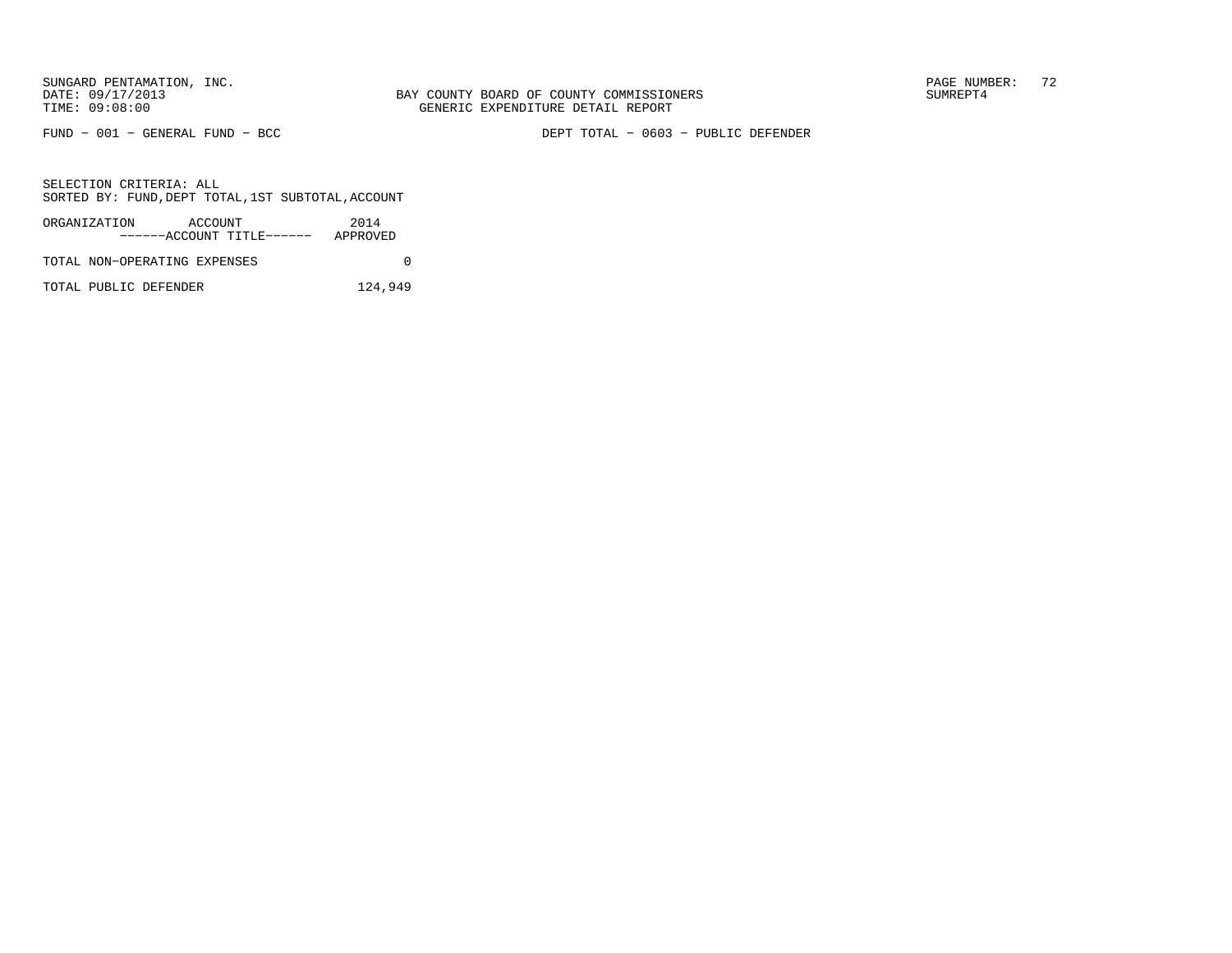SUNGARD PENTAMATION, INC.
DATE: 09/17/2013
TIME: 09:08:00

BAY COUNTY BOARD OF COUNTY COMMISSIONERS
GENERIC EXPENDITURE DETAIL REPORT

SUMREPT4

FUND − 001 − GENERAL FUND − BCC

DEPT TOTAL − 0603 − PUBLIC DEFENDER

SELECTION CRITERIA: ALL
SORTED BY: FUND,DEPT TOTAL,1ST SUBTOTAL,ACCOUNT

| ORGANIZATION ACCOUNT ------ACCOUNT TITLE------ | 2014 APPROVED |
|---|---|
| TOTAL NON-OPERATING EXPENSES | 0 |
| TOTAL PUBLIC DEFENDER | 124,949 |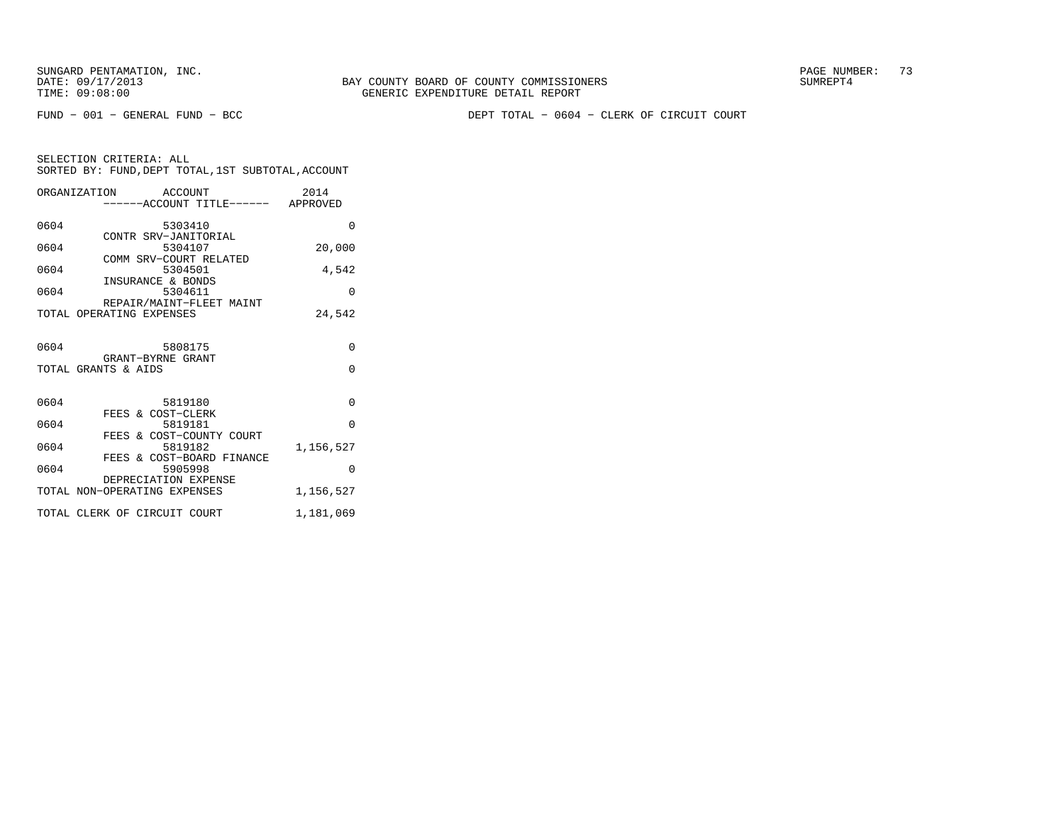FUND − 001 − GENERAL FUND − BCC

DEPT TOTAL − 0604 − CLERK OF CIRCUIT COURT

SELECTION CRITERIA: ALL
SORTED BY: FUND,DEPT TOTAL,1ST SUBTOTAL,ACCOUNT

| ORGANIZATION | ACCOUNT / ACCOUNT TITLE | 2014 APPROVED |
|---|---|---|
| 0604 | 5303410 CONTR SRV−JANITORIAL | 0 |
| 0604 | 5304107 COMM SRV−COURT RELATED | 20,000 |
| 0604 | 5304501 INSURANCE & BONDS | 4,542 |
| 0604 | 5304611 REPAIR/MAINT−FLEET MAINT | 0 |
| TOTAL OPERATING EXPENSES | | 24,542 |
| 0604 | 5808175 GRANT−BYRNE GRANT | 0 |
| TOTAL GRANTS & AIDS | | 0 |
| 0604 | 5819180 FEES & COST−CLERK | 0 |
| 0604 | 5819181 FEES & COST−COUNTY COURT | 0 |
| 0604 | 5819182 FEES & COST−BOARD FINANCE | 1,156,527 |
| 0604 | 5905998 DEPRECIATION EXPENSE | 0 |
| TOTAL NON−OPERATING EXPENSES | | 1,156,527 |
| TOTAL CLERK OF CIRCUIT COURT | | 1,181,069 |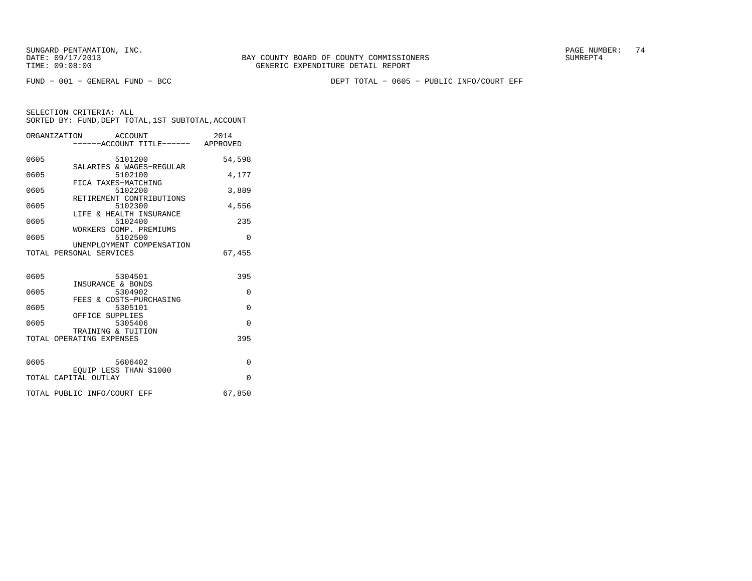SUNGARD PENTAMATION, INC.
DATE: 09/17/2013
TIME: 09:08:00

BAY COUNTY BOARD OF COUNTY COMMISSIONERS
GENERIC EXPENDITURE DETAIL REPORT

SUMREPT4

FUND − 001 − GENERAL FUND − BCC

DEPT TOTAL − 0605 − PUBLIC INFO/COURT EFF

SELECTION CRITERIA: ALL
SORTED BY: FUND,DEPT TOTAL,1ST SUBTOTAL,ACCOUNT

| ORGANIZATION | ACCOUNT ------ACCOUNT TITLE------ | 2014 APPROVED |
|---|---|---|
| 0605 | 5101200 SALARIES & WAGES−REGULAR | 54,598 |
| 0605 | 5102100 FICA TAXES−MATCHING | 4,177 |
| 0605 | 5102200 RETIREMENT CONTRIBUTIONS | 3,889 |
| 0605 | 5102300 LIFE & HEALTH INSURANCE | 4,556 |
| 0605 | 5102400 WORKERS COMP. PREMIUMS | 235 |
| 0605 | 5102500 UNEMPLOYMENT COMPENSATION | 0 |
| TOTAL PERSONAL SERVICES | | 67,455 |
| 0605 | 5304501 INSURANCE & BONDS | 395 |
| 0605 | 5304902 FEES & COSTS−PURCHASING | 0 |
| 0605 | 5305101 OFFICE SUPPLIES | 0 |
| 0605 | 5305406 TRAINING & TUITION | 0 |
| TOTAL OPERATING EXPENSES | | 395 |
| 0605 | 5606402 EQUIP LESS THAN $1000 | 0 |
| TOTAL CAPITAL OUTLAY | | 0 |
| TOTAL PUBLIC INFO/COURT EFF | | 67,850 |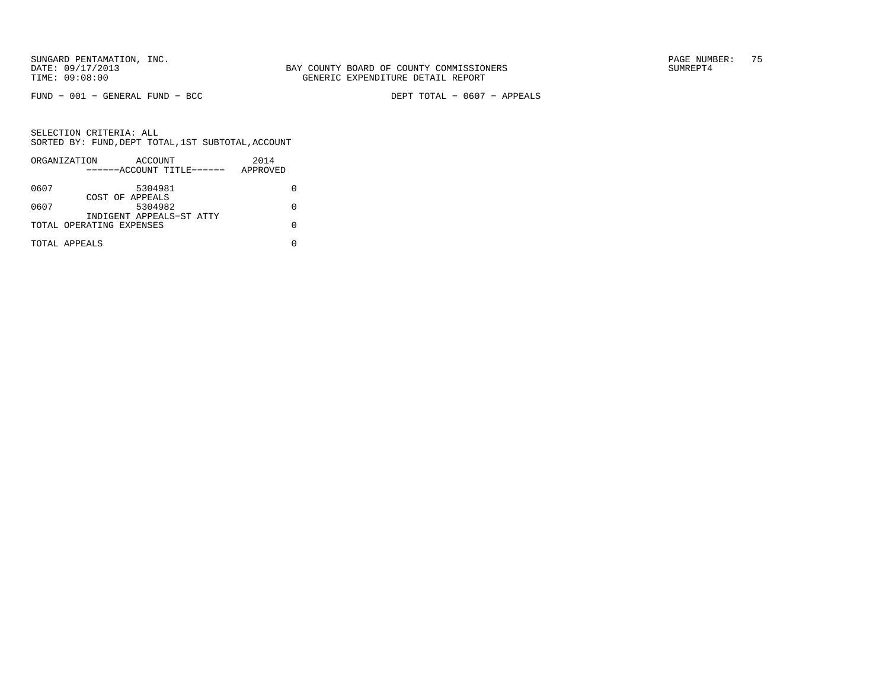SUNGARD PENTAMATION, INC.
DATE: 09/17/2013
TIME: 09:08:00

BAY COUNTY BOARD OF COUNTY COMMISSIONERS
GENERIC EXPENDITURE DETAIL REPORT

PAGE NUMBER: 75
SUMREPT4

FUND - 001 - GENERAL FUND - BCC

DEPT TOTAL - 0607 - APPEALS

SELECTION CRITERIA: ALL
SORTED BY: FUND,DEPT TOTAL,1ST SUBTOTAL,ACCOUNT

| ORGANIZATION | ACCOUNT<br>------ACCOUNT TITLE------ | 2014<br>APPROVED |
|---|---|---|
| 0607 | 5304981<br>COST OF APPEALS | 0 |
| 0607 | 5304982<br>INDIGENT APPEALS-ST ATTY | 0 |
| TOTAL OPERATING EXPENSES | | 0 |
| TOTAL APPEALS | | 0 |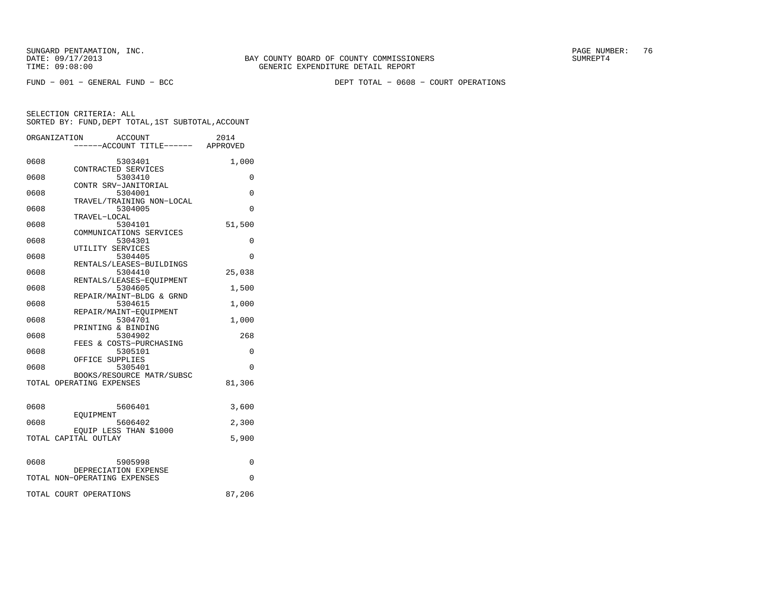SUNGARD PENTAMATION, INC.
DATE: 09/17/2013 BAY COUNTY BOARD OF COUNTY COMMISSIONERS SUMREPT4
TIME: 09:08:00 GENERIC EXPENDITURE DETAIL REPORT

FUND − 001 − GENERAL FUND − BCC DEPT TOTAL − 0608 − COURT OPERATIONS

SELECTION CRITERIA: ALL
SORTED BY: FUND,DEPT TOTAL,1ST SUBTOTAL,ACCOUNT

| ORGANIZATION | ACCOUNT / ACCOUNT TITLE | 2014 APPROVED |
|---|---|---|
| 0608 | 5303401 CONTRACTED SERVICES | 1,000 |
| 0608 | 5303410 CONTR SRV−JANITORIAL | 0 |
| 0608 | 5304001 TRAVEL/TRAINING NON−LOCAL | 0 |
| 0608 | 5304005 TRAVEL−LOCAL | 0 |
| 0608 | 5304101 COMMUNICATIONS SERVICES | 51,500 |
| 0608 | 5304301 UTILITY SERVICES | 0 |
| 0608 | 5304405 RENTALS/LEASES−BUILDINGS | 0 |
| 0608 | 5304410 RENTALS/LEASES−EQUIPMENT | 25,038 |
| 0608 | 5304605 REPAIR/MAINT−BLDG & GRND | 1,500 |
| 0608 | 5304615 REPAIR/MAINT−EQUIPMENT | 1,000 |
| 0608 | 5304701 PRINTING & BINDING | 1,000 |
| 0608 | 5304902 FEES & COSTS−PURCHASING | 268 |
| 0608 | 5305101 OFFICE SUPPLIES | 0 |
| 0608 | 5305401 BOOKS/RESOURCE MATR/SUBSC | 0 |
| TOTAL OPERATING EXPENSES | | 81,306 |
| 0608 | 5606401 EQUIPMENT | 3,600 |
| 0608 | 5606402 EQUIP LESS THAN $1000 | 2,300 |
| TOTAL CAPITAL OUTLAY | | 5,900 |
| 0608 | 5905998 DEPRECIATION EXPENSE | 0 |
| TOTAL NON−OPERATING EXPENSES | | 0 |
| TOTAL COURT OPERATIONS | | 87,206 |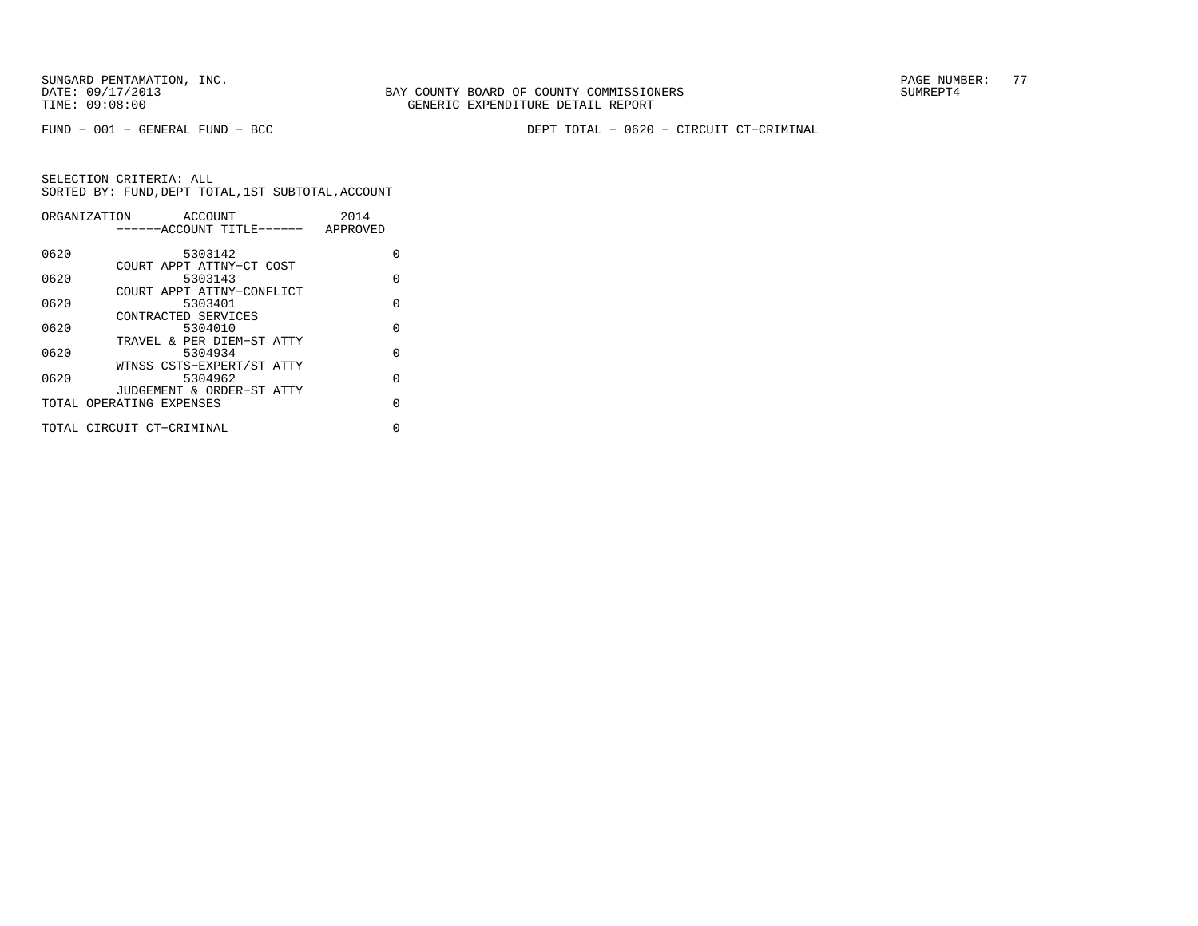SUNGARD PENTAMATION, INC.
DATE: 09/17/2013
TIME: 09:08:00

BAY COUNTY BOARD OF COUNTY COMMISSIONERS
GENERIC EXPENDITURE DETAIL REPORT

SUMREPT4

FUND − 001 − GENERAL FUND − BCC

DEPT TOTAL − 0620 − CIRCUIT CT−CRIMINAL

SELECTION CRITERIA: ALL
SORTED BY: FUND,DEPT TOTAL,1ST SUBTOTAL,ACCOUNT

| ORGANIZATION | ACCOUNT / ------ACCOUNT TITLE------ | 2014 APPROVED |
|---|---|---|
| 0620 | 5303142 COURT APPT ATTNY−CT COST | 0 |
| 0620 | 5303143 COURT APPT ATTNY−CONFLICT | 0 |
| 0620 | 5303401 CONTRACTED SERVICES | 0 |
| 0620 | 5304010 TRAVEL & PER DIEM−ST ATTY | 0 |
| 0620 | 5304934 WTNSS CSTS−EXPERT/ST ATTY | 0 |
| 0620 | 5304962 JUDGEMENT & ORDER−ST ATTY | 0 |
| TOTAL OPERATING EXPENSES | | 0 |
| TOTAL CIRCUIT CT−CRIMINAL | | 0 |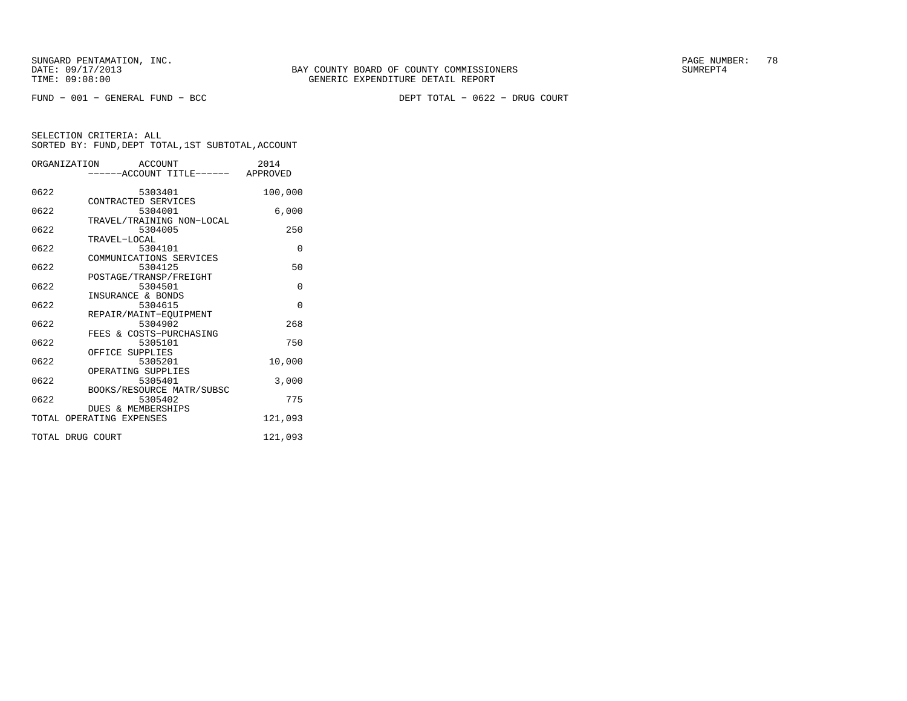SUNGARD PENTAMATION, INC.
DATE: 09/17/2013
TIME: 09:08:00

BAY COUNTY BOARD OF COUNTY COMMISSIONERS
GENERIC EXPENDITURE DETAIL REPORT

SUMREPT4

FUND − 001 − GENERAL FUND − BCC

DEPT TOTAL − 0622 − DRUG COURT

SELECTION CRITERIA: ALL
SORTED BY: FUND,DEPT TOTAL,1ST SUBTOTAL,ACCOUNT

| ORGANIZATION | ACCOUNT ------ACCOUNT TITLE------ | 2014 APPROVED |
|---|---|---|
| 0622 | 5303401 CONTRACTED SERVICES | 100,000 |
| 0622 | 5304001 TRAVEL/TRAINING NON−LOCAL | 6,000 |
| 0622 | 5304005 TRAVEL−LOCAL | 250 |
| 0622 | 5304101 COMMUNICATIONS SERVICES | 0 |
| 0622 | 5304125 POSTAGE/TRANSP/FREIGHT | 50 |
| 0622 | 5304501 INSURANCE & BONDS | 0 |
| 0622 | 5304615 REPAIR/MAINT−EQUIPMENT | 0 |
| 0622 | 5304902 FEES & COSTS−PURCHASING | 268 |
| 0622 | 5305101 OFFICE SUPPLIES | 750 |
| 0622 | 5305201 OPERATING SUPPLIES | 10,000 |
| 0622 | 5305401 BOOKS/RESOURCE MATR/SUBSC | 3,000 |
| 0622 | 5305402 DUES & MEMBERSHIPS | 775 |
| TOTAL OPERATING EXPENSES | | 121,093 |
| TOTAL DRUG COURT | | 121,093 |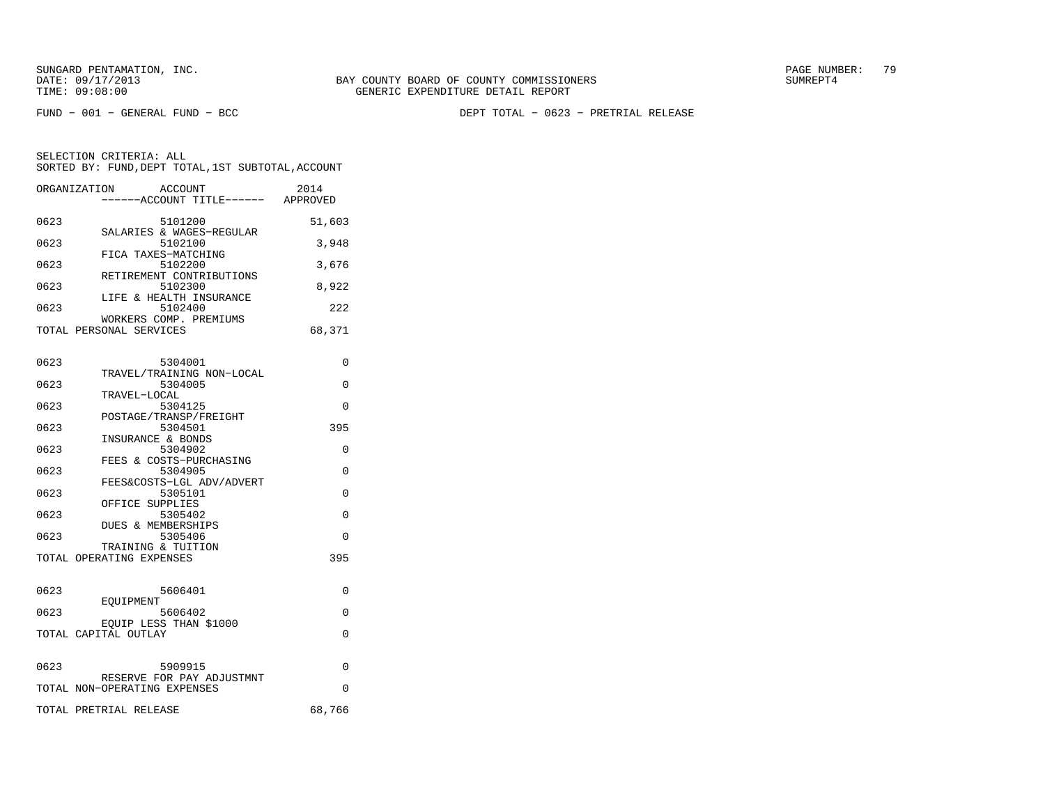SUNGARD PENTAMATION, INC.
DATE: 09/17/2013
TIME: 09:08:00

BAY COUNTY BOARD OF COUNTY COMMISSIONERS
GENERIC EXPENDITURE DETAIL REPORT

SUMREPT4

FUND − 001 − GENERAL FUND − BCC

DEPT TOTAL − 0623 − PRETRIAL RELEASE

SELECTION CRITERIA: ALL
SORTED BY: FUND,DEPT TOTAL,1ST SUBTOTAL,ACCOUNT

| ORGANIZATION | ACCOUNT / ------ACCOUNT TITLE------ | 2014 APPROVED |
|---|---|---|
| 0623 | 5101200 SALARIES & WAGES−REGULAR | 51,603 |
| 0623 | 5102100 FICA TAXES−MATCHING | 3,948 |
| 0623 | 5102200 RETIREMENT CONTRIBUTIONS | 3,676 |
| 0623 | 5102300 LIFE & HEALTH INSURANCE | 8,922 |
| 0623 | 5102400 WORKERS COMP. PREMIUMS | 222 |
| TOTAL PERSONAL SERVICES | | 68,371 |
| 0623 | 5304001 TRAVEL/TRAINING NON−LOCAL | 0 |
| 0623 | 5304005 TRAVEL−LOCAL | 0 |
| 0623 | 5304125 POSTAGE/TRANSP/FREIGHT | 0 |
| 0623 | 5304501 INSURANCE & BONDS | 395 |
| 0623 | 5304902 FEES & COSTS−PURCHASING | 0 |
| 0623 | 5304905 FEES&COSTS−LGL ADV/ADVERT | 0 |
| 0623 | 5305101 OFFICE SUPPLIES | 0 |
| 0623 | 5305402 DUES & MEMBERSHIPS | 0 |
| 0623 | 5305406 TRAINING & TUITION | 0 |
| TOTAL OPERATING EXPENSES | | 395 |
| 0623 | 5606401 EQUIPMENT | 0 |
| 0623 | 5606402 EQUIP LESS THAN $1000 | 0 |
| TOTAL CAPITAL OUTLAY | | 0 |
| 0623 | 5909915 RESERVE FOR PAY ADJUSTMNT | 0 |
| TOTAL NON−OPERATING EXPENSES | | 0 |
| TOTAL PRETRIAL RELEASE | | 68,766 |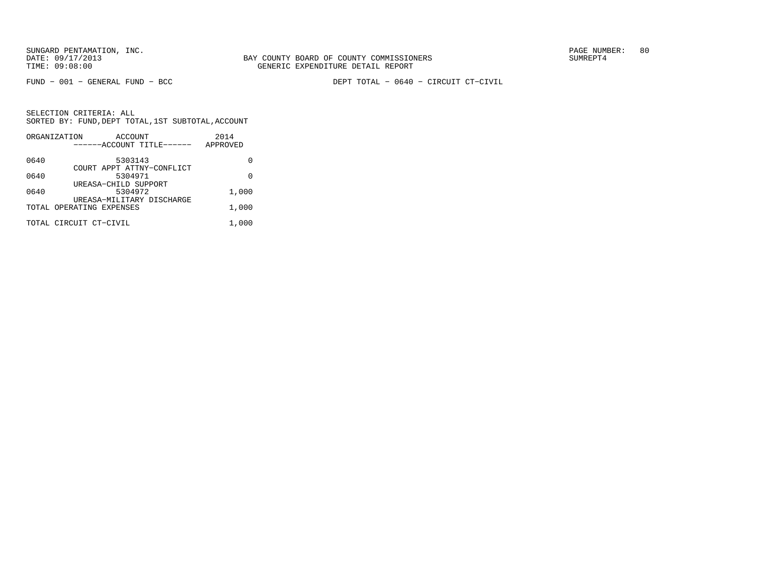BAY COUNTY BOARD OF COUNTY COMMISSIONERS
GENERIC EXPENDITURE DETAIL REPORT

FUND − 001 − GENERAL FUND − BCC

DEPT TOTAL − 0640 − CIRCUIT CT−CIVIL

SELECTION CRITERIA: ALL
SORTED BY: FUND,DEPT TOTAL,1ST SUBTOTAL,ACCOUNT

| ORGANIZATION | ACCOUNT / ------ACCOUNT TITLE------ | 2014 APPROVED |
|---|---|---|
| 0640 | 5303143 COURT APPT ATTNY−CONFLICT | 0 |
| 0640 | 5304971 UREASA−CHILD SUPPORT | 0 |
| 0640 | 5304972 UREASA−MILITARY DISCHARGE | 1,000 |
| TOTAL OPERATING EXPENSES | | 1,000 |
| TOTAL CIRCUIT CT−CIVIL | | 1,000 |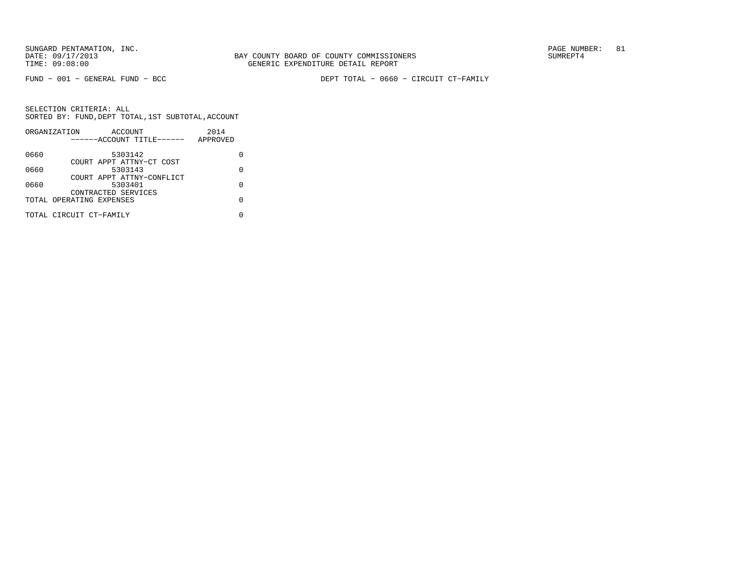FUND − 001 − GENERAL FUND − BCC

DEPT TOTAL − 0660 − CIRCUIT CT−FAMILY

SELECTION CRITERIA: ALL
SORTED BY: FUND,DEPT TOTAL,1ST SUBTOTAL,ACCOUNT

| ORGANIZATION | ACCOUNT / ------ACCOUNT TITLE------ | 2014 APPROVED |
|---|---|---|
| 0660 | 5303142 COURT APPT ATTNY−CT COST | 0 |
| 0660 | 5303143 COURT APPT ATTNY−CONFLICT | 0 |
| 0660 | 5303401 CONTRACTED SERVICES | 0 |
| TOTAL OPERATING EXPENSES | | 0 |
| TOTAL CIRCUIT CT−FAMILY | | 0 |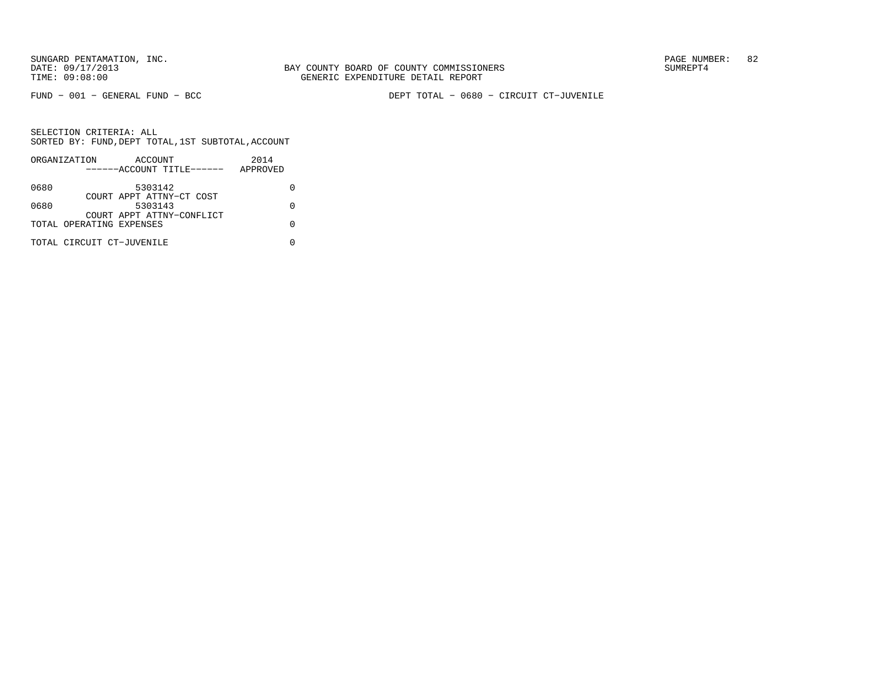BAY COUNTY BOARD OF COUNTY COMMISSIONERS
GENERIC EXPENDITURE DETAIL REPORT

SUNGARD PENTAMATION, INC.
DATE: 09/17/2013
TIME: 09:08:00

SUMREPT4

FUND − 001 − GENERAL FUND − BCC

DEPT TOTAL − 0680 − CIRCUIT CT−JUVENILE

SELECTION CRITERIA: ALL
SORTED BY: FUND,DEPT TOTAL,1ST SUBTOTAL,ACCOUNT

| ORGANIZATION | ACCOUNT<br>------ACCOUNT TITLE------ | 2014<br>APPROVED |
|---|---|---|
| 0680 | 5303142<br>COURT APPT ATTNY−CT COST | 0 |
| 0680 | 5303143<br>COURT APPT ATTNY−CONFLICT | 0 |
| TOTAL OPERATING EXPENSES | | 0 |
| TOTAL CIRCUIT CT−JUVENILE | | 0 |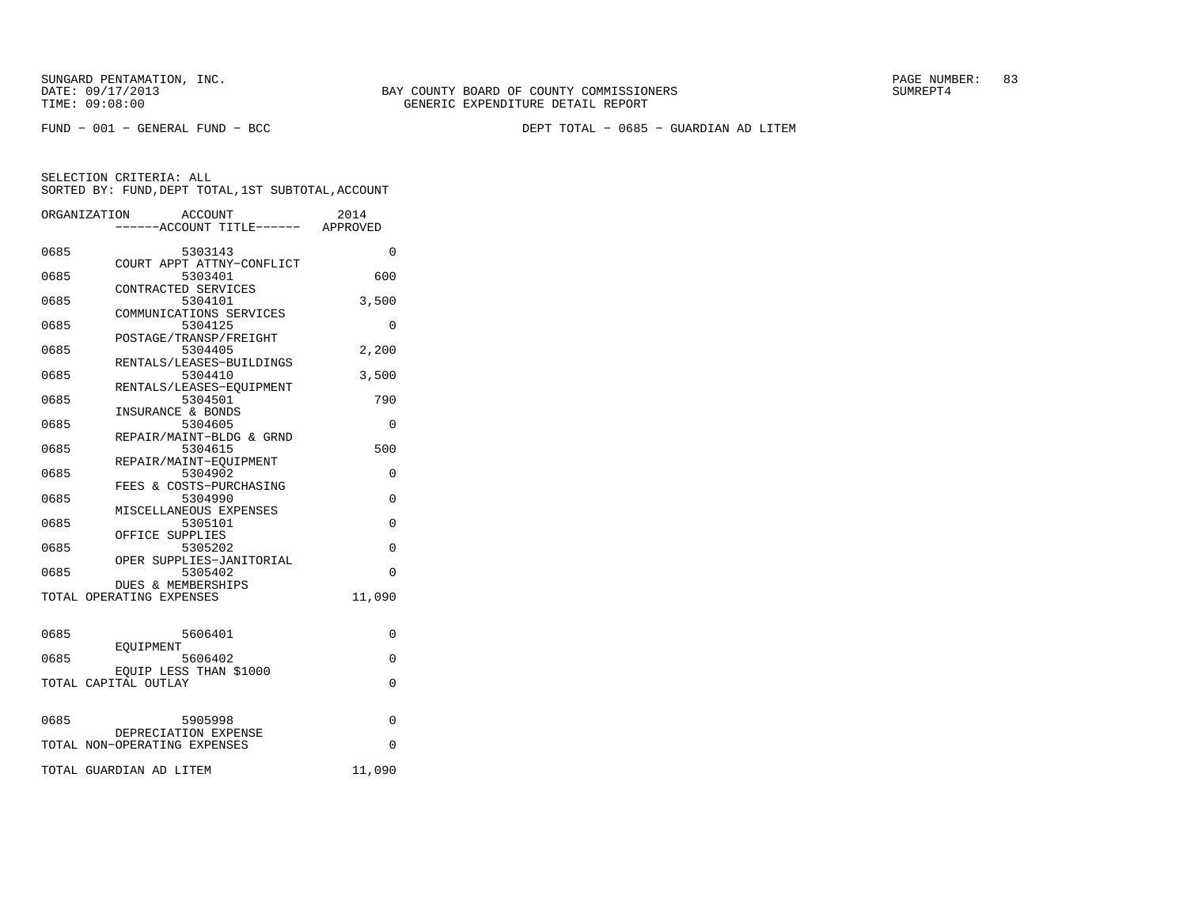SUNGARD PENTAMATION, INC.
DATE: 09/17/2013
TIME: 09:08:00

BAY COUNTY BOARD OF COUNTY COMMISSIONERS
GENERIC EXPENDITURE DETAIL REPORT

SUMREPT4

FUND − 001 − GENERAL FUND − BCC

DEPT TOTAL − 0685 − GUARDIAN AD LITEM

SELECTION CRITERIA: ALL
SORTED BY: FUND,DEPT TOTAL,1ST SUBTOTAL,ACCOUNT

| ORGANIZATION | ACCOUNT / ACCOUNT TITLE | 2014 APPROVED |
|---|---|---|
| 0685 | 5303143 COURT APPT ATTNY−CONFLICT | 0 |
| 0685 | 5303401 CONTRACTED SERVICES | 600 |
| 0685 | 5304101 COMMUNICATIONS SERVICES | 3,500 |
| 0685 | 5304125 POSTAGE/TRANSP/FREIGHT | 0 |
| 0685 | 5304405 RENTALS/LEASES−BUILDINGS | 2,200 |
| 0685 | 5304410 RENTALS/LEASES−EQUIPMENT | 3,500 |
| 0685 | 5304501 INSURANCE & BONDS | 790 |
| 0685 | 5304605 REPAIR/MAINT−BLDG & GRND | 0 |
| 0685 | 5304615 REPAIR/MAINT−EQUIPMENT | 500 |
| 0685 | 5304902 FEES & COSTS−PURCHASING | 0 |
| 0685 | 5304990 MISCELLANEOUS EXPENSES | 0 |
| 0685 | 5305101 OFFICE SUPPLIES | 0 |
| 0685 | 5305202 OPER SUPPLIES−JANITORIAL | 0 |
| 0685 | 5305402 DUES & MEMBERSHIPS | 0 |
| TOTAL OPERATING EXPENSES | | 11,090 |
| 0685 | 5606401 EQUIPMENT | 0 |
| 0685 | 5606402 EQUIP LESS THAN $1000 | 0 |
| TOTAL CAPITAL OUTLAY | | 0 |
| 0685 | 5905998 DEPRECIATION EXPENSE | 0 |
| TOTAL NON−OPERATING EXPENSES | | 0 |
| TOTAL GUARDIAN AD LITEM | | 11,090 |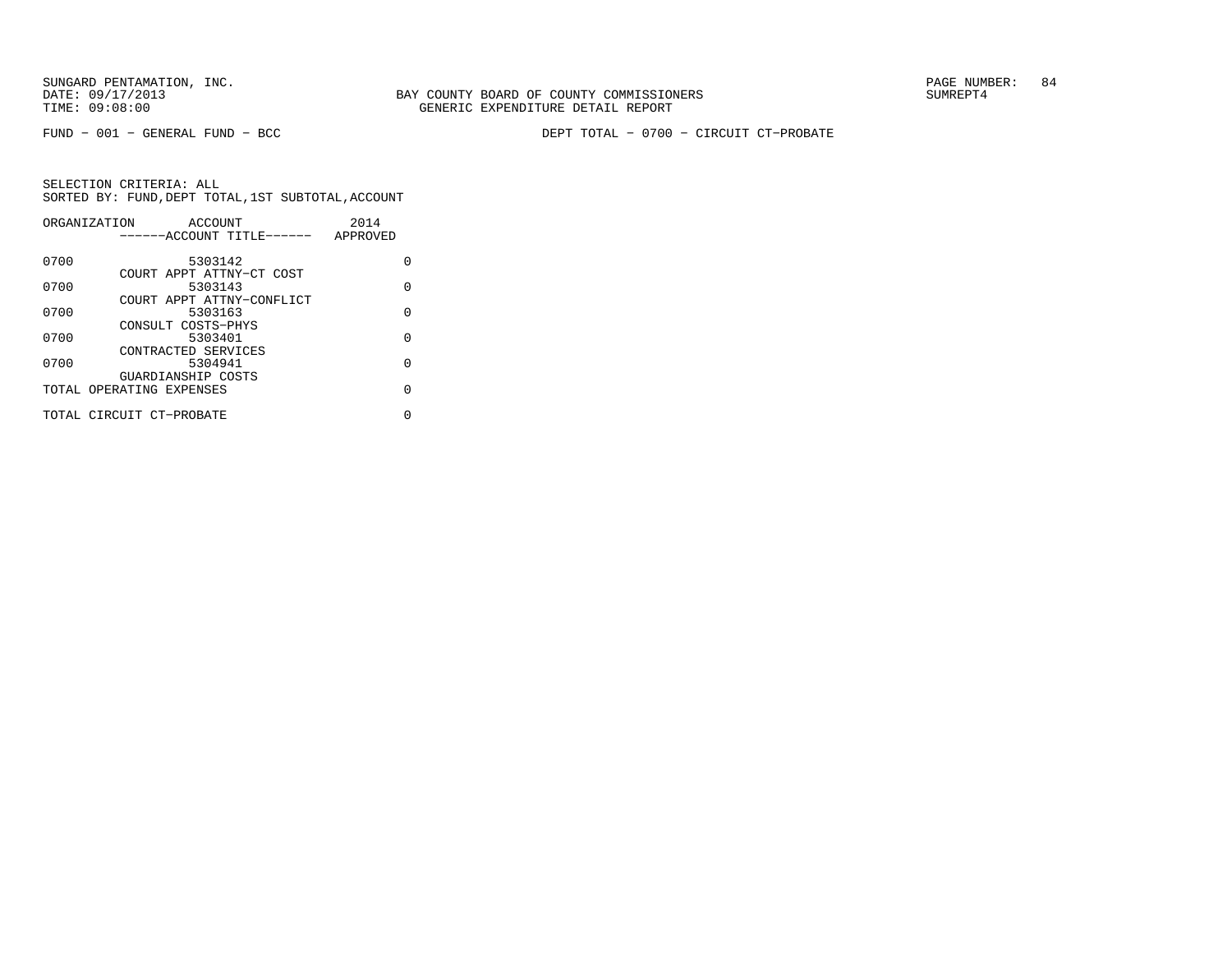FUND − 001 − GENERAL FUND − BCC

DEPT TOTAL − 0700 − CIRCUIT CT−PROBATE

SELECTION CRITERIA: ALL
SORTED BY: FUND,DEPT TOTAL,1ST SUBTOTAL,ACCOUNT

| ORGANIZATION | ACCOUNT / ------ACCOUNT TITLE------ | 2014 APPROVED |
|---|---|---|
| 0700 | 5303142 COURT APPT ATTNY−CT COST | 0 |
| 0700 | 5303143 COURT APPT ATTNY−CONFLICT | 0 |
| 0700 | 5303163 CONSULT COSTS−PHYS | 0 |
| 0700 | 5303401 CONTRACTED SERVICES | 0 |
| 0700 | 5304941 GUARDIANSHIP COSTS | 0 |
| TOTAL OPERATING EXPENSES | | 0 |
| TOTAL CIRCUIT CT−PROBATE | | 0 |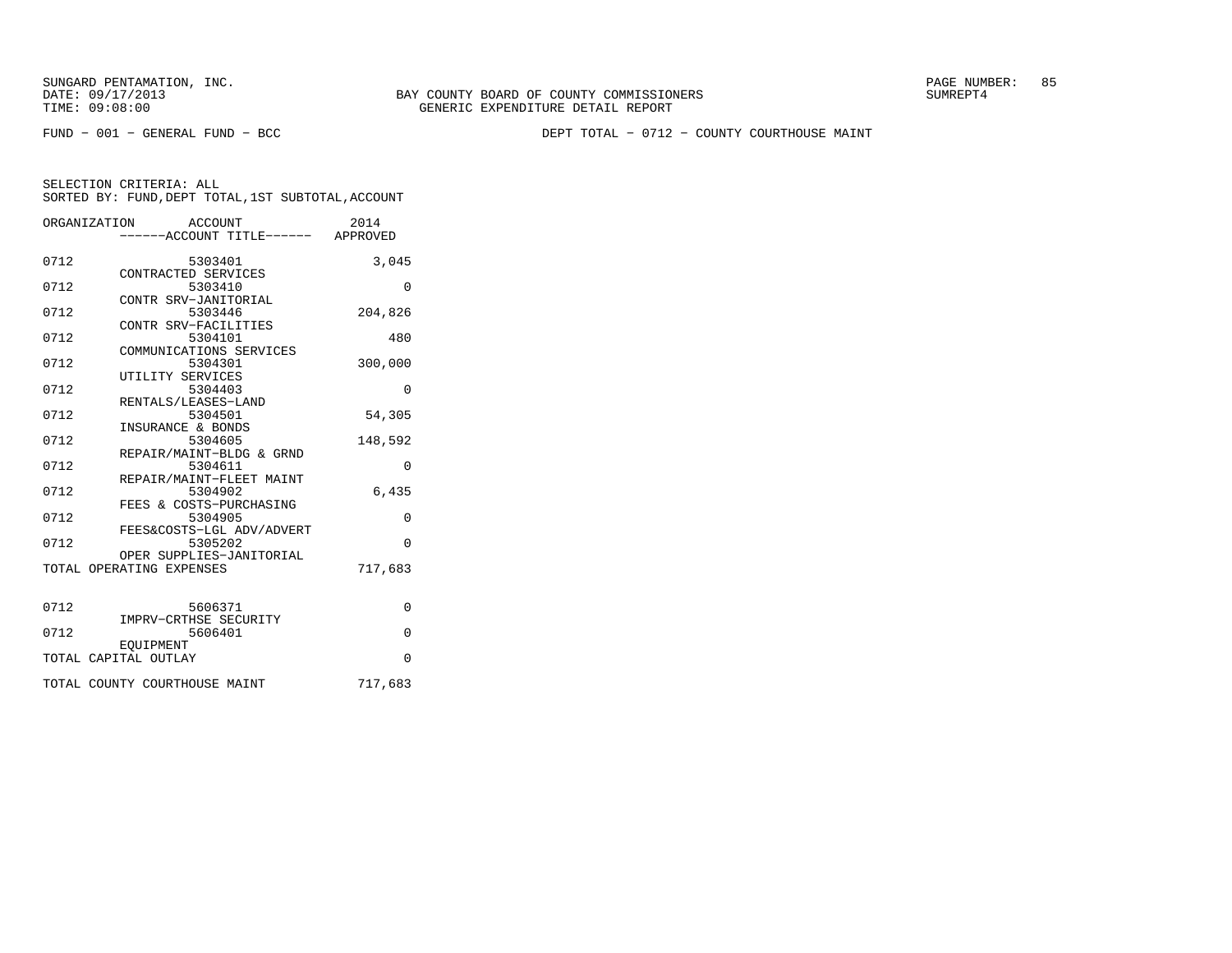SUNGARD PENTAMATION, INC.
DATE: 09/17/2013
TIME: 09:08:00

BAY COUNTY BOARD OF COUNTY COMMISSIONERS
GENERIC EXPENDITURE DETAIL REPORT

SUMREPT4

FUND − 001 − GENERAL FUND − BCC

DEPT TOTAL − 0712 − COUNTY COURTHOUSE MAINT

SELECTION CRITERIA: ALL
SORTED BY: FUND,DEPT TOTAL,1ST SUBTOTAL,ACCOUNT

| ORGANIZATION | ACCOUNT / ------ACCOUNT TITLE------ | 2014 APPROVED |
|---|---|---|
| 0712 | 5303401 CONTRACTED SERVICES | 3,045 |
| 0712 | 5303410 CONTR SRV−JANITORIAL | 0 |
| 0712 | 5303446 CONTR SRV−FACILITIES | 204,826 |
| 0712 | 5304101 COMMUNICATIONS SERVICES | 480 |
| 0712 | 5304301 UTILITY SERVICES | 300,000 |
| 0712 | 5304403 RENTALS/LEASES−LAND | 0 |
| 0712 | 5304501 INSURANCE & BONDS | 54,305 |
| 0712 | 5304605 REPAIR/MAINT−BLDG & GRND | 148,592 |
| 0712 | 5304611 REPAIR/MAINT−FLEET MAINT | 0 |
| 0712 | 5304902 FEES & COSTS−PURCHASING | 6,435 |
| 0712 | 5304905 FEES&COSTS−LGL ADV/ADVERT | 0 |
| 0712 | 5305202 OPER SUPPLIES−JANITORIAL | 0 |
| TOTAL OPERATING EXPENSES | | 717,683 |
| 0712 | 5606371 IMPRV−CRTHSE SECURITY | 0 |
| 0712 | 5606401 EQUIPMENT | 0 |
| TOTAL CAPITAL OUTLAY | | 0 |
| TOTAL COUNTY COURTHOUSE MAINT | | 717,683 |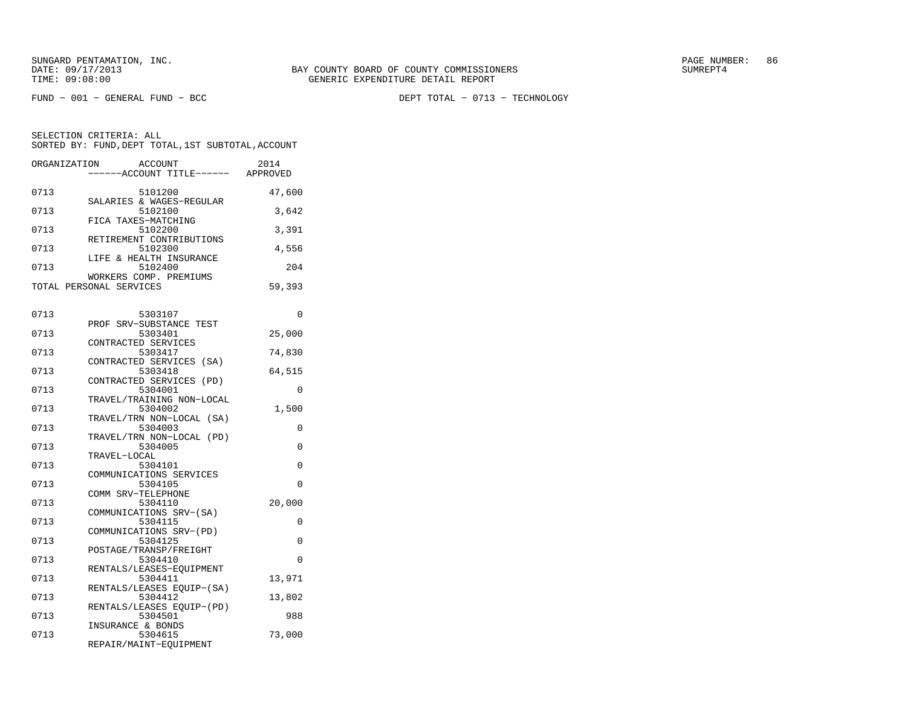SUNGARD PENTAMATION, INC.
DATE: 09/17/2013
TIME: 09:08:00

BAY COUNTY BOARD OF COUNTY COMMISSIONERS
GENERIC EXPENDITURE DETAIL REPORT

SUMREPT4

FUND - 001 - GENERAL FUND - BCC

DEPT TOTAL - 0713 - TECHNOLOGY

SELECTION CRITERIA: ALL
SORTED BY: FUND,DEPT TOTAL,1ST SUBTOTAL,ACCOUNT

| ORGANIZATION | ACCOUNT / ------ACCOUNT TITLE------ | 2014 APPROVED |
|---|---|---|
| 0713 | 5101200 SALARIES & WAGES-REGULAR | 47,600 |
| 0713 | 5102100 FICA TAXES-MATCHING | 3,642 |
| 0713 | 5102200 RETIREMENT CONTRIBUTIONS | 3,391 |
| 0713 | 5102300 LIFE & HEALTH INSURANCE | 4,556 |
| 0713 | 5102400 WORKERS COMP. PREMIUMS | 204 |
| TOTAL PERSONAL SERVICES | | 59,393 |
| 0713 | 5303107 PROF SRV-SUBSTANCE TEST | 0 |
| 0713 | 5303401 CONTRACTED SERVICES | 25,000 |
| 0713 | 5303417 CONTRACTED SERVICES (SA) | 74,830 |
| 0713 | 5303418 CONTRACTED SERVICES (PD) | 64,515 |
| 0713 | 5304001 TRAVEL/TRAINING NON-LOCAL | 0 |
| 0713 | 5304002 TRAVEL/TRN NON-LOCAL (SA) | 1,500 |
| 0713 | 5304003 TRAVEL/TRN NON-LOCAL (PD) | 0 |
| 0713 | 5304005 TRAVEL-LOCAL | 0 |
| 0713 | 5304101 COMMUNICATIONS SERVICES | 0 |
| 0713 | 5304105 COMM SRV-TELEPHONE | 0 |
| 0713 | 5304110 COMMUNICATIONS SRV-(SA) | 20,000 |
| 0713 | 5304115 COMMUNICATIONS SRV-(PD) | 0 |
| 0713 | 5304125 POSTAGE/TRANSP/FREIGHT | 0 |
| 0713 | 5304410 RENTALS/LEASES-EQUIPMENT | 0 |
| 0713 | 5304411 RENTALS/LEASES EQUIP-(SA) | 13,971 |
| 0713 | 5304412 RENTALS/LEASES EQUIP-(PD) | 13,802 |
| 0713 | 5304501 INSURANCE & BONDS | 988 |
| 0713 | 5304615 REPAIR/MAINT-EQUIPMENT | 73,000 |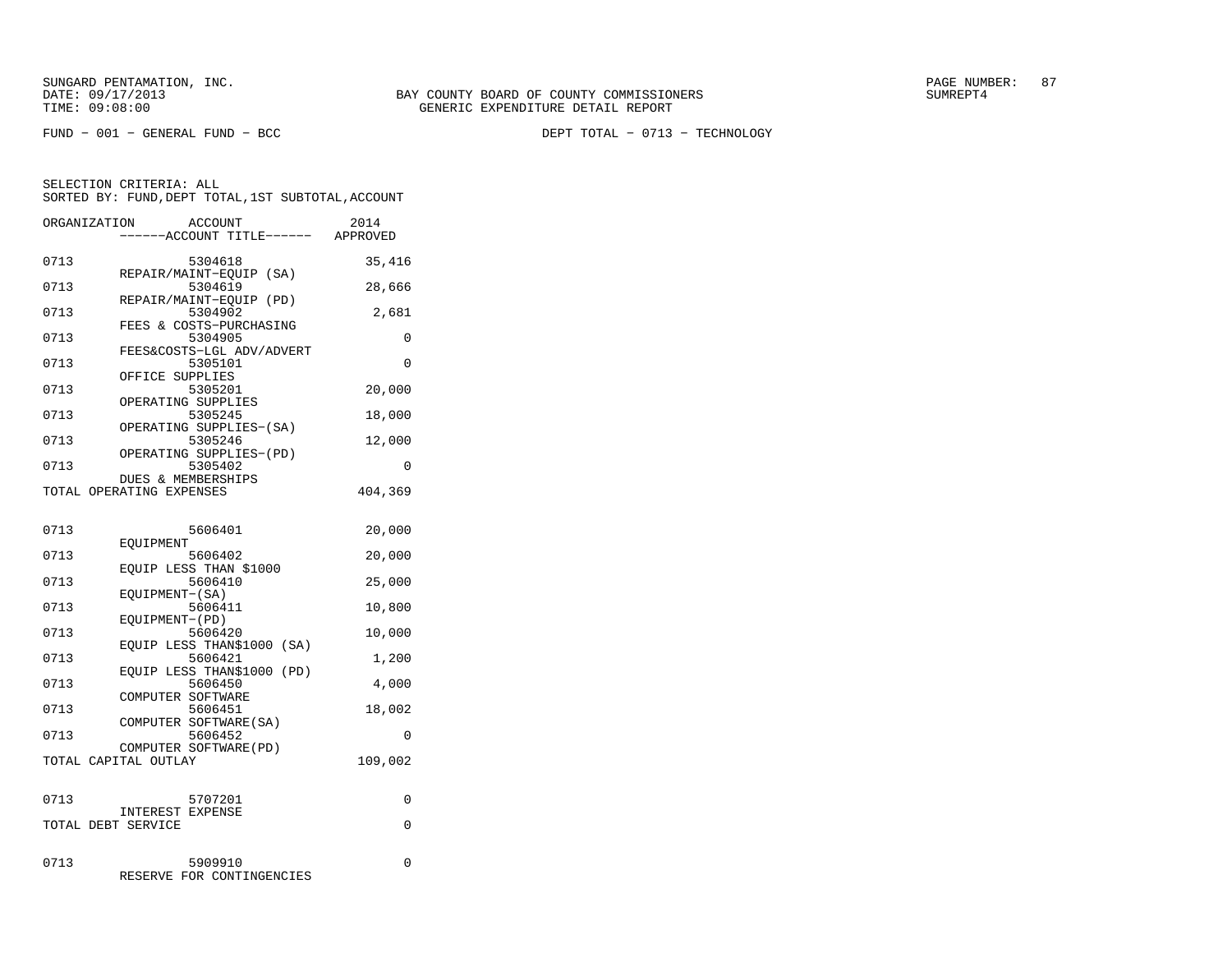SUNGARD PENTAMATION, INC.
DATE: 09/17/2013
TIME: 09:08:00

BAY COUNTY BOARD OF COUNTY COMMISSIONERS
GENERIC EXPENDITURE DETAIL REPORT

SUMREPT4

FUND - 001 - GENERAL FUND - BCC

DEPT TOTAL - 0713 - TECHNOLOGY

SELECTION CRITERIA: ALL
SORTED BY: FUND,DEPT TOTAL,1ST SUBTOTAL,ACCOUNT

| ORGANIZATION | ACCOUNT / ------ACCOUNT TITLE------ | 2014 APPROVED |
|---|---|---|
| 0713 | 5304618 REPAIR/MAINT-EQUIP (SA) | 35,416 |
| 0713 | 5304619 REPAIR/MAINT-EQUIP (PD) | 28,666 |
| 0713 | 5304902 FEES & COSTS-PURCHASING | 2,681 |
| 0713 | 5304905 FEES&COSTS-LGL ADV/ADVERT | 0 |
| 0713 | 5305101 OFFICE SUPPLIES | 0 |
| 0713 | 5305201 OPERATING SUPPLIES | 20,000 |
| 0713 | 5305245 OPERATING SUPPLIES-(SA) | 18,000 |
| 0713 | 5305246 OPERATING SUPPLIES-(PD) | 12,000 |
| 0713 | 5305402 DUES & MEMBERSHIPS | 0 |
| TOTAL OPERATING EXPENSES | | 404,369 |
| 0713 | 5606401 EQUIPMENT | 20,000 |
| 0713 | 5606402 EQUIP LESS THAN $1000 | 20,000 |
| 0713 | 5606410 EQUIPMENT-(SA) | 25,000 |
| 0713 | 5606411 EQUIPMENT-(PD) | 10,800 |
| 0713 | 5606420 EQUIP LESS THAN$1000 (SA) | 10,000 |
| 0713 | 5606421 EQUIP LESS THAN$1000 (PD) | 1,200 |
| 0713 | 5606450 COMPUTER SOFTWARE | 4,000 |
| 0713 | 5606451 COMPUTER SOFTWARE(SA) | 18,002 |
| 0713 | 5606452 COMPUTER SOFTWARE(PD) | 0 |
| TOTAL CAPITAL OUTLAY | | 109,002 |
| 0713 | 5707201 INTEREST EXPENSE | 0 |
| TOTAL DEBT SERVICE | | 0 |
| 0713 | 5909910 RESERVE FOR CONTINGENCIES | 0 |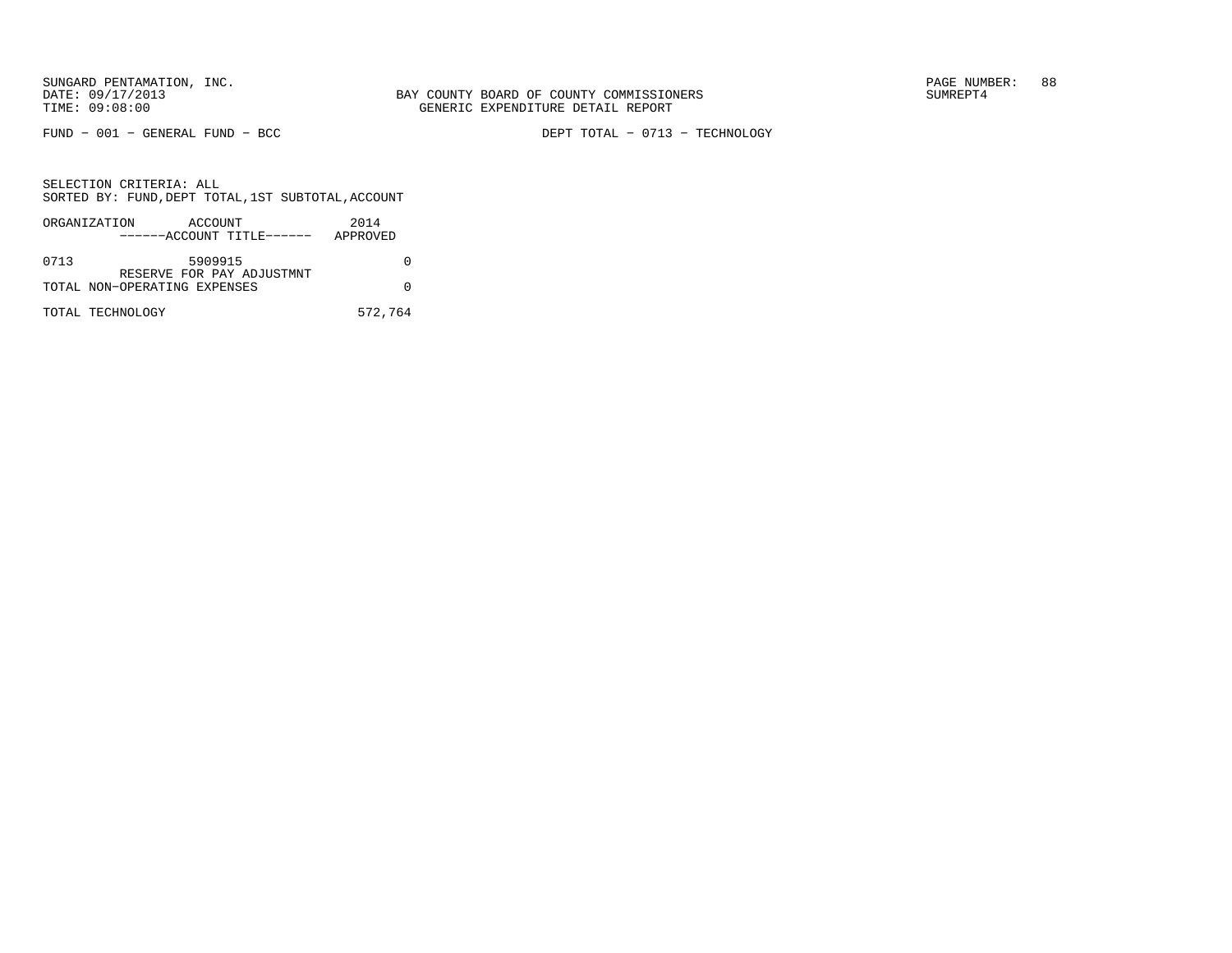SUNGARD PENTAMATION, INC.
DATE: 09/17/2013
TIME: 09:08:00

BAY COUNTY BOARD OF COUNTY COMMISSIONERS
GENERIC EXPENDITURE DETAIL REPORT

SUMREPT4

FUND − 001 − GENERAL FUND − BCC

DEPT TOTAL − 0713 − TECHNOLOGY

SELECTION CRITERIA: ALL
SORTED BY: FUND,DEPT TOTAL,1ST SUBTOTAL,ACCOUNT

| ORGANIZATION | ACCOUNT<br>------ACCOUNT TITLE------ | 2014<br>APPROVED |
|---|---|---|
| 0713 | 5909915<br>RESERVE FOR PAY ADJUSTMNT | 0 |
| TOTAL NON−OPERATING EXPENSES | | 0 |
| TOTAL TECHNOLOGY | | 572,764 |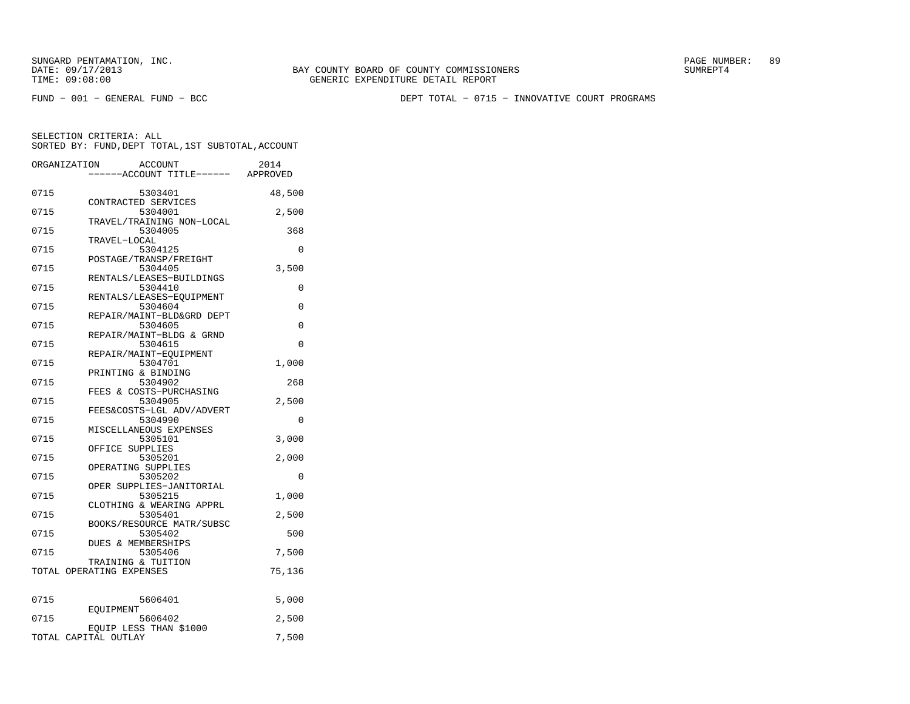SUNGARD PENTAMATION, INC.
DATE: 09/17/2013
TIME: 09:08:00

BAY COUNTY BOARD OF COUNTY COMMISSIONERS
GENERIC EXPENDITURE DETAIL REPORT

SUMREPT4

FUND − 001 − GENERAL FUND − BCC

DEPT TOTAL − 0715 − INNOVATIVE COURT PROGRAMS

SELECTION CRITERIA: ALL
SORTED BY: FUND,DEPT TOTAL,1ST SUBTOTAL,ACCOUNT

| ORGANIZATION | ACCOUNT / ------ACCOUNT TITLE------ | 2014 APPROVED |
|---|---|---|
| 0715 | 5303401 CONTRACTED SERVICES | 48,500 |
| 0715 | 5304001 TRAVEL/TRAINING NON−LOCAL | 2,500 |
| 0715 | 5304005 TRAVEL−LOCAL | 368 |
| 0715 | 5304125 POSTAGE/TRANSP/FREIGHT | 0 |
| 0715 | 5304405 RENTALS/LEASES−BUILDINGS | 3,500 |
| 0715 | 5304410 RENTALS/LEASES−EQUIPMENT | 0 |
| 0715 | 5304604 REPAIR/MAINT−BLD&GRD DEPT | 0 |
| 0715 | 5304605 REPAIR/MAINT−BLDG & GRND | 0 |
| 0715 | 5304615 REPAIR/MAINT−EQUIPMENT | 0 |
| 0715 | 5304701 PRINTING & BINDING | 1,000 |
| 0715 | 5304902 FEES & COSTS−PURCHASING | 268 |
| 0715 | 5304905 FEES&COSTS−LGL ADV/ADVERT | 2,500 |
| 0715 | 5304990 MISCELLANEOUS EXPENSES | 0 |
| 0715 | 5305101 OFFICE SUPPLIES | 3,000 |
| 0715 | 5305201 OPERATING SUPPLIES | 2,000 |
| 0715 | 5305202 OPER SUPPLIES−JANITORIAL | 0 |
| 0715 | 5305215 CLOTHING & WEARING APPRL | 1,000 |
| 0715 | 5305401 BOOKS/RESOURCE MATR/SUBSC | 2,500 |
| 0715 | 5305402 DUES & MEMBERSHIPS | 500 |
| 0715 | 5305406 TRAINING & TUITION | 7,500 |
| TOTAL OPERATING EXPENSES | | 75,136 |
| 0715 | 5606401 EQUIPMENT | 5,000 |
| 0715 | 5606402 EQUIP LESS THAN $1000 | 2,500 |
| TOTAL CAPITAL OUTLAY | | 7,500 |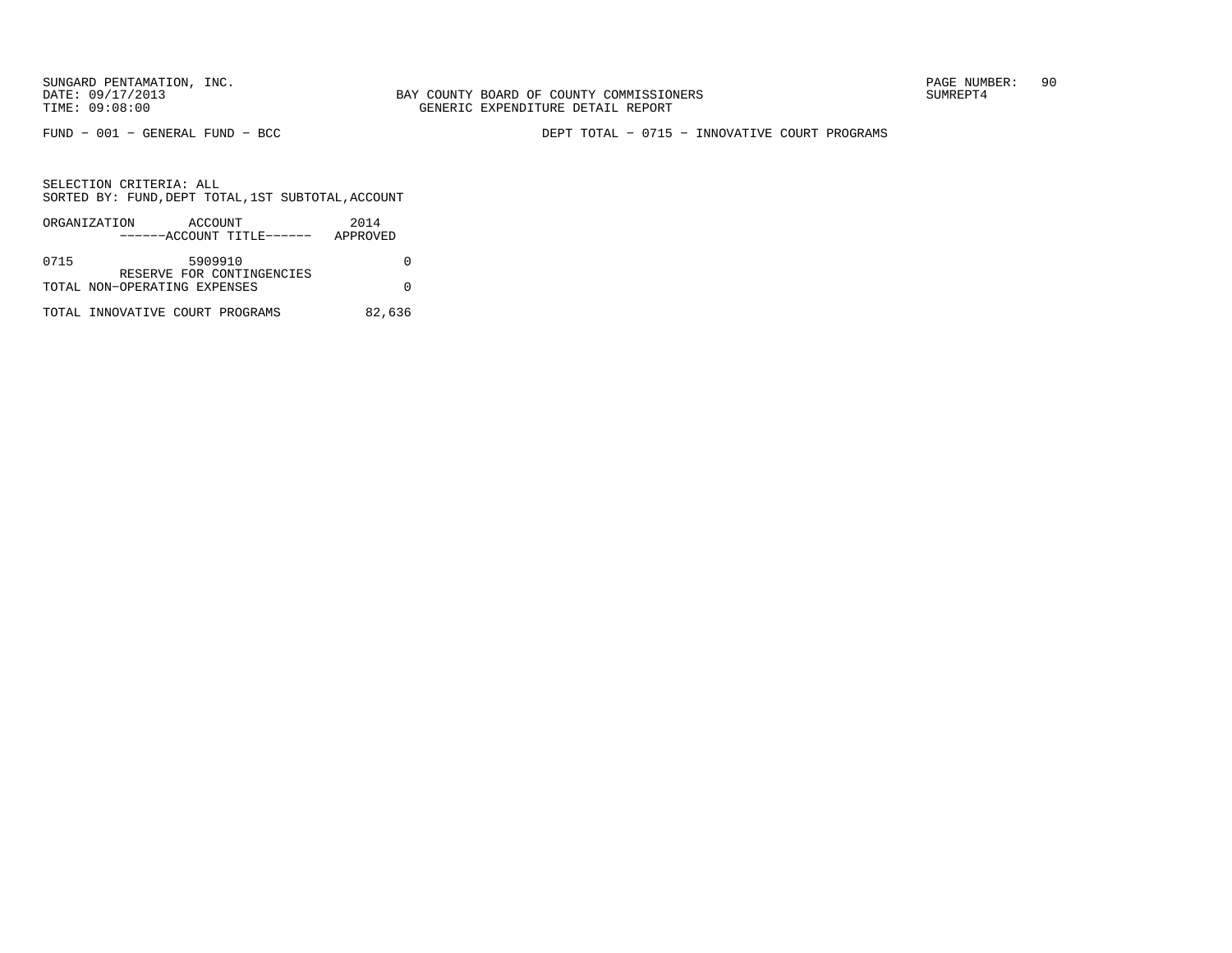SUNGARD PENTAMATION, INC.
DATE: 09/17/2013
TIME: 09:08:00

BAY COUNTY BOARD OF COUNTY COMMISSIONERS
GENERIC EXPENDITURE DETAIL REPORT

SUMREPT4

FUND - 001 - GENERAL FUND - BCC

DEPT TOTAL - 0715 - INNOVATIVE COURT PROGRAMS

SELECTION CRITERIA: ALL
SORTED BY: FUND,DEPT TOTAL,1ST SUBTOTAL,ACCOUNT

| ORGANIZATION | ACCOUNT<br>------ACCOUNT TITLE------ | 2014<br>APPROVED |
|---|---|---|
| 0715 | 5909910<br>RESERVE FOR CONTINGENCIES | 0 |
| TOTAL NON-OPERATING EXPENSES | | 0 |
| TOTAL INNOVATIVE COURT PROGRAMS | | 82,636 |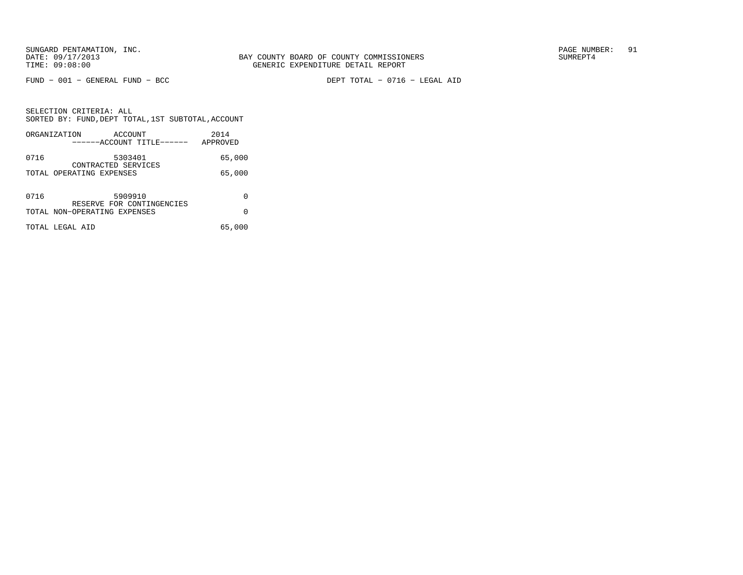BAY COUNTY BOARD OF COUNTY COMMISSIONERS
GENERIC EXPENDITURE DETAIL REPORT

FUND − 001 − GENERAL FUND − BCC

DEPT TOTAL − 0716 − LEGAL AID

SELECTION CRITERIA: ALL
SORTED BY: FUND,DEPT TOTAL,1ST SUBTOTAL,ACCOUNT

| ORGANIZATION | ACCOUNT<br>------ACCOUNT TITLE------ | 2014<br>APPROVED |
|---|---|---|
| 0716 | 5303401<br>CONTRACTED SERVICES | 65,000 |
| TOTAL OPERATING EXPENSES | | 65,000 |
| 0716 | 5909910<br>RESERVE FOR CONTINGENCIES | 0 |
| TOTAL NON−OPERATING EXPENSES | | 0 |
| TOTAL LEGAL AID | | 65,000 |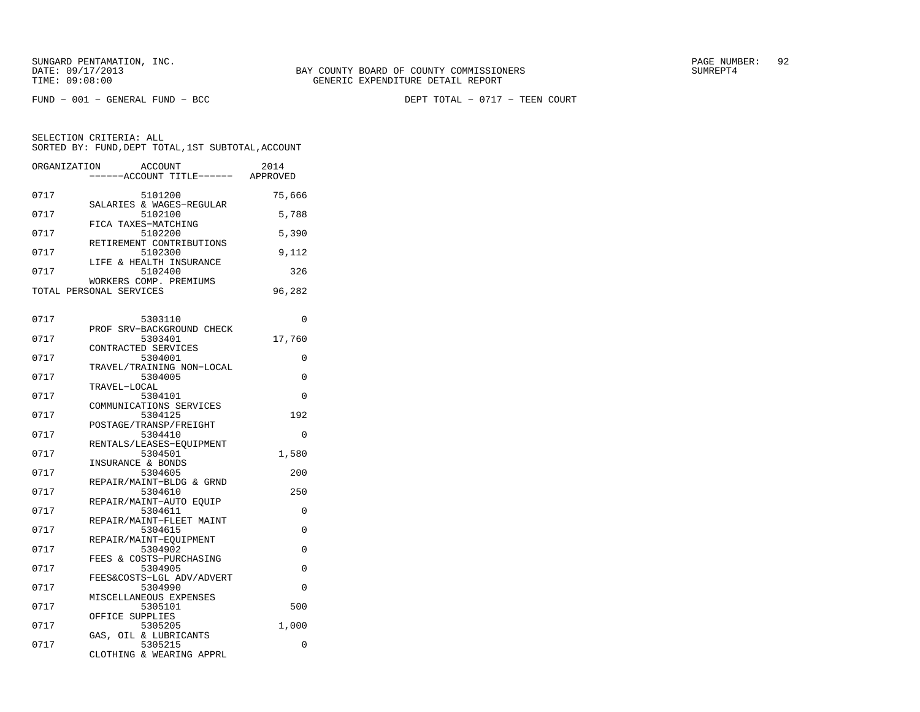SUNGARD PENTAMATION, INC.
DATE: 09/17/2013
TIME: 09:08:00

BAY COUNTY BOARD OF COUNTY COMMISSIONERS
GENERIC EXPENDITURE DETAIL REPORT

PAGE NUMBER: 92
SUMREPT4

FUND - 001 - GENERAL FUND - BCC

DEPT TOTAL - 0717 - TEEN COURT

SELECTION CRITERIA: ALL
SORTED BY: FUND,DEPT TOTAL,1ST SUBTOTAL,ACCOUNT

| ORGANIZATION | ACCOUNT<br>------ACCOUNT TITLE------ | 2014<br>APPROVED |
|---|---|---|
| 0717 | 5101200<br>SALARIES & WAGES-REGULAR | 75,666 |
| 0717 | 5102100<br>FICA TAXES-MATCHING | 5,788 |
| 0717 | 5102200<br>RETIREMENT CONTRIBUTIONS | 5,390 |
| 0717 | 5102300<br>LIFE & HEALTH INSURANCE | 9,112 |
| 0717 | 5102400<br>WORKERS COMP. PREMIUMS | 326 |
| TOTAL PERSONAL SERVICES | | 96,282 |
| 0717 | 5303110<br>PROF SRV-BACKGROUND CHECK | 0 |
| 0717 | 5303401<br>CONTRACTED SERVICES | 17,760 |
| 0717 | 5304001<br>TRAVEL/TRAINING NON-LOCAL | 0 |
| 0717 | 5304005<br>TRAVEL-LOCAL | 0 |
| 0717 | 5304101<br>COMMUNICATIONS SERVICES | 0 |
| 0717 | 5304125<br>POSTAGE/TRANSP/FREIGHT | 192 |
| 0717 | 5304410<br>RENTALS/LEASES-EQUIPMENT | 0 |
| 0717 | 5304501<br>INSURANCE & BONDS | 1,580 |
| 0717 | 5304605<br>REPAIR/MAINT-BLDG & GRND | 200 |
| 0717 | 5304610<br>REPAIR/MAINT-AUTO EQUIP | 250 |
| 0717 | 5304611<br>REPAIR/MAINT-FLEET MAINT | 0 |
| 0717 | 5304615<br>REPAIR/MAINT-EQUIPMENT | 0 |
| 0717 | 5304902<br>FEES & COSTS-PURCHASING | 0 |
| 0717 | 5304905<br>FEES&COSTS-LGL ADV/ADVERT | 0 |
| 0717 | 5304990<br>MISCELLANEOUS EXPENSES | 0 |
| 0717 | 5305101<br>OFFICE SUPPLIES | 500 |
| 0717 | 5305205<br>GAS, OIL & LUBRICANTS | 1,000 |
| 0717 | 5305215<br>CLOTHING & WEARING APPRL | 0 |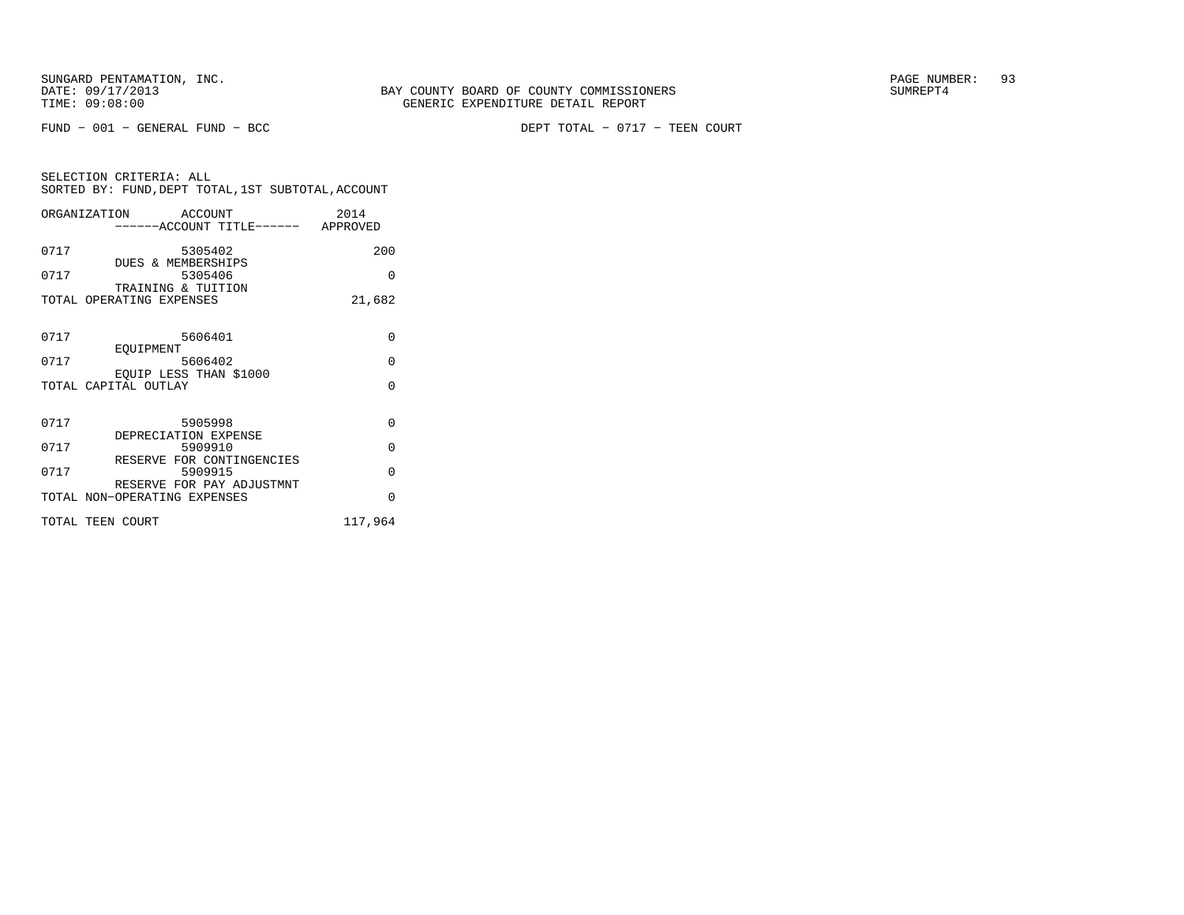BAY COUNTY BOARD OF COUNTY COMMISSIONERS
GENERIC EXPENDITURE DETAIL REPORT

FUND − 001 − GENERAL FUND − BCC

DEPT TOTAL − 0717 − TEEN COURT

SELECTION CRITERIA: ALL
SORTED BY: FUND,DEPT TOTAL,1ST SUBTOTAL,ACCOUNT

| ORGANIZATION | ACCOUNT ------ACCOUNT TITLE------ | 2014 APPROVED |
|---|---|---|
| 0717 | 5305402 DUES & MEMBERSHIPS | 200 |
| 0717 | 5305406 TRAINING & TUITION | 0 |
| TOTAL OPERATING EXPENSES | | 21,682 |
| 0717 | 5606401 EQUIPMENT | 0 |
| 0717 | 5606402 EQUIP LESS THAN $1000 | 0 |
| TOTAL CAPITAL OUTLAY | | 0 |
| 0717 | 5905998 DEPRECIATION EXPENSE | 0 |
| 0717 | 5909910 RESERVE FOR CONTINGENCIES | 0 |
| 0717 | 5909915 RESERVE FOR PAY ADJUSTMNT | 0 |
| TOTAL NON−OPERATING EXPENSES | | 0 |
| TOTAL TEEN COURT | | 117,964 |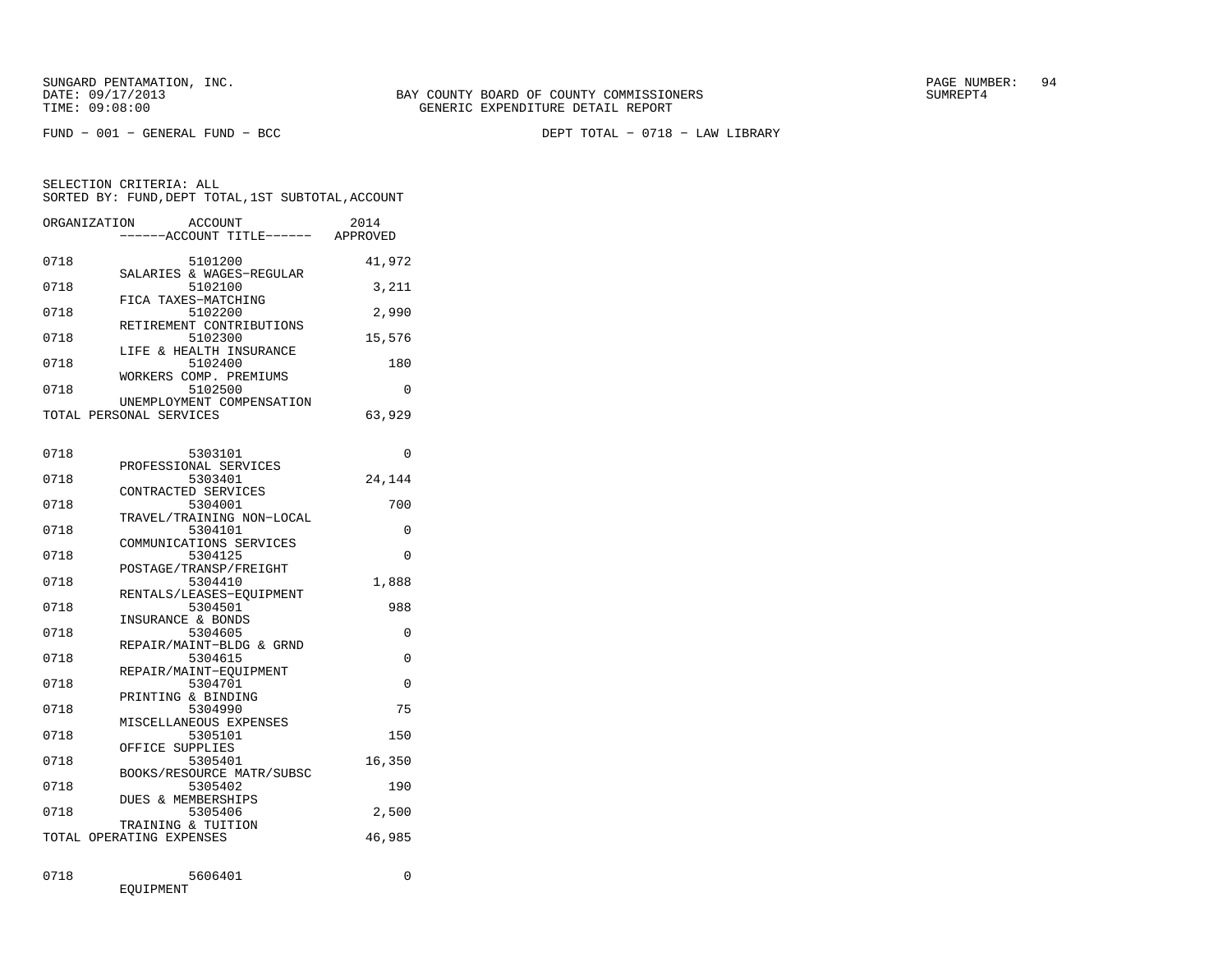SUNGARD PENTAMATION, INC.
DATE: 09/17/2013
TIME: 09:08:00

BAY COUNTY BOARD OF COUNTY COMMISSIONERS
GENERIC EXPENDITURE DETAIL REPORT

SUMREPT4

FUND − 001 − GENERAL FUND − BCC

DEPT TOTAL − 0718 − LAW LIBRARY

SELECTION CRITERIA: ALL
SORTED BY: FUND,DEPT TOTAL,1ST SUBTOTAL,ACCOUNT

| ORGANIZATION | ACCOUNT / ------ACCOUNT TITLE------ | 2014 APPROVED |
|---|---|---|
| 0718 | 5101200 SALARIES & WAGES−REGULAR | 41,972 |
| 0718 | 5102100 FICA TAXES−MATCHING | 3,211 |
| 0718 | 5102200 RETIREMENT CONTRIBUTIONS | 2,990 |
| 0718 | 5102300 LIFE & HEALTH INSURANCE | 15,576 |
| 0718 | 5102400 WORKERS COMP. PREMIUMS | 180 |
| 0718 | 5102500 UNEMPLOYMENT COMPENSATION | 0 |
| TOTAL PERSONAL SERVICES | | 63,929 |
| 0718 | 5303101 PROFESSIONAL SERVICES | 0 |
| 0718 | 5303401 CONTRACTED SERVICES | 24,144 |
| 0718 | 5304001 TRAVEL/TRAINING NON−LOCAL | 700 |
| 0718 | 5304101 COMMUNICATIONS SERVICES | 0 |
| 0718 | 5304125 POSTAGE/TRANSP/FREIGHT | 0 |
| 0718 | 5304410 RENTALS/LEASES−EQUIPMENT | 1,888 |
| 0718 | 5304501 INSURANCE & BONDS | 988 |
| 0718 | 5304605 REPAIR/MAINT−BLDG & GRND | 0 |
| 0718 | 5304615 REPAIR/MAINT−EQUIPMENT | 0 |
| 0718 | 5304701 PRINTING & BINDING | 0 |
| 0718 | 5304990 MISCELLANEOUS EXPENSES | 75 |
| 0718 | 5305101 OFFICE SUPPLIES | 150 |
| 0718 | 5305401 BOOKS/RESOURCE MATR/SUBSC | 16,350 |
| 0718 | 5305402 DUES & MEMBERSHIPS | 190 |
| 0718 | 5305406 TRAINING & TUITION | 2,500 |
| TOTAL OPERATING EXPENSES | | 46,985 |
| 0718 | 5606401 EQUIPMENT | 0 |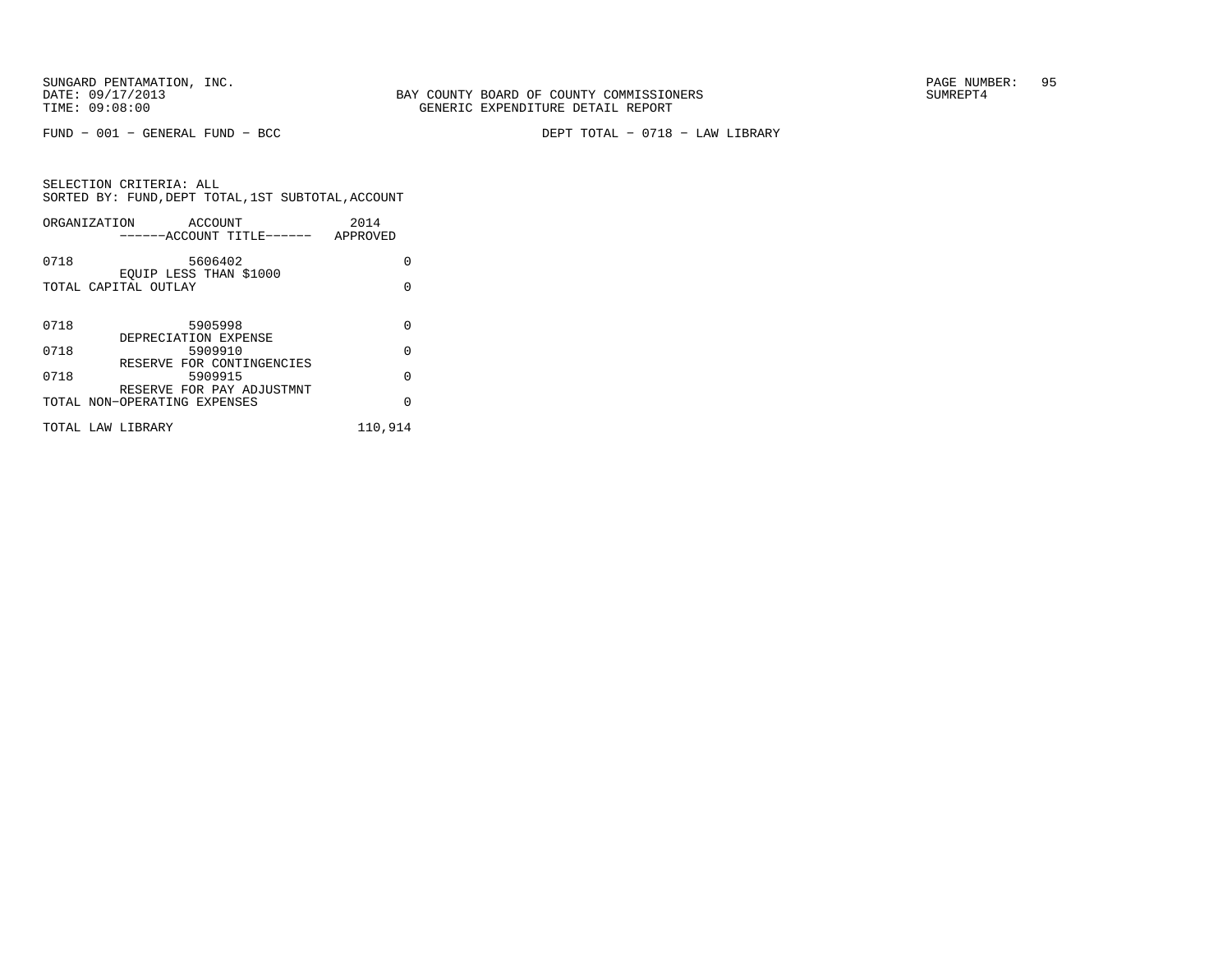SUNGARD PENTAMATION, INC.
DATE: 09/17/2013
TIME: 09:08:00

BAY COUNTY BOARD OF COUNTY COMMISSIONERS
GENERIC EXPENDITURE DETAIL REPORT

SUMREPT4

FUND − 001 − GENERAL FUND − BCC

DEPT TOTAL − 0718 − LAW LIBRARY

SELECTION CRITERIA: ALL
SORTED BY: FUND,DEPT TOTAL,1ST SUBTOTAL,ACCOUNT

| ORGANIZATION | ACCOUNT<br>------ACCOUNT TITLE------ | 2014<br>APPROVED |
|---|---|---|
| 0718 | 5606402<br>EQUIP LESS THAN $1000 | 0 |
| TOTAL CAPITAL OUTLAY | | 0 |
| 0718 | 5905998<br>DEPRECIATION EXPENSE | 0 |
| 0718 | 5909910<br>RESERVE FOR CONTINGENCIES | 0 |
| 0718 | 5909915<br>RESERVE FOR PAY ADJUSTMNT | 0 |
| TOTAL NON-OPERATING EXPENSES | | 0 |
| TOTAL LAW LIBRARY | | 110,914 |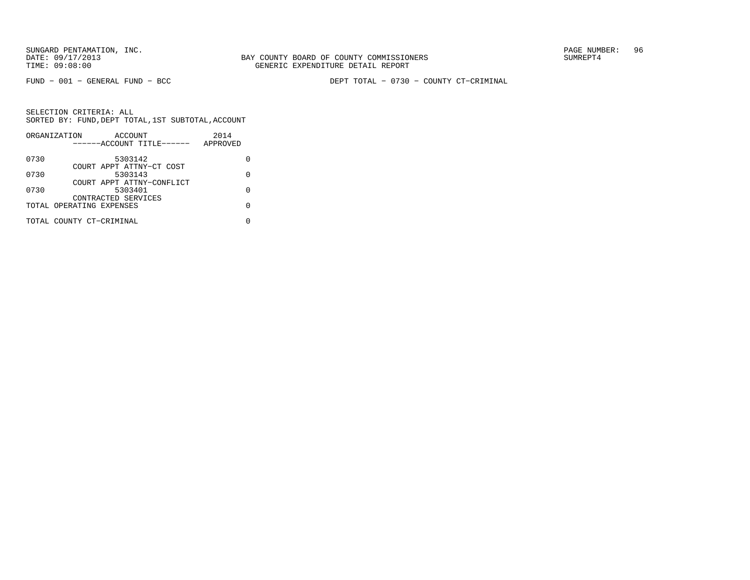FUND − 001 − GENERAL FUND − BCC

DEPT TOTAL − 0730 − COUNTY CT−CRIMINAL

SELECTION CRITERIA: ALL
SORTED BY: FUND,DEPT TOTAL,1ST SUBTOTAL,ACCOUNT

| ORGANIZATION | ACCOUNT / ------ACCOUNT TITLE------ | 2014 APPROVED |
|---|---|---|
| 0730 | 5303142 COURT APPT ATTNY−CT COST | 0 |
| 0730 | 5303143 COURT APPT ATTNY−CONFLICT | 0 |
| 0730 | 5303401 CONTRACTED SERVICES | 0 |
| TOTAL OPERATING EXPENSES | | 0 |
| TOTAL COUNTY CT−CRIMINAL | | 0 |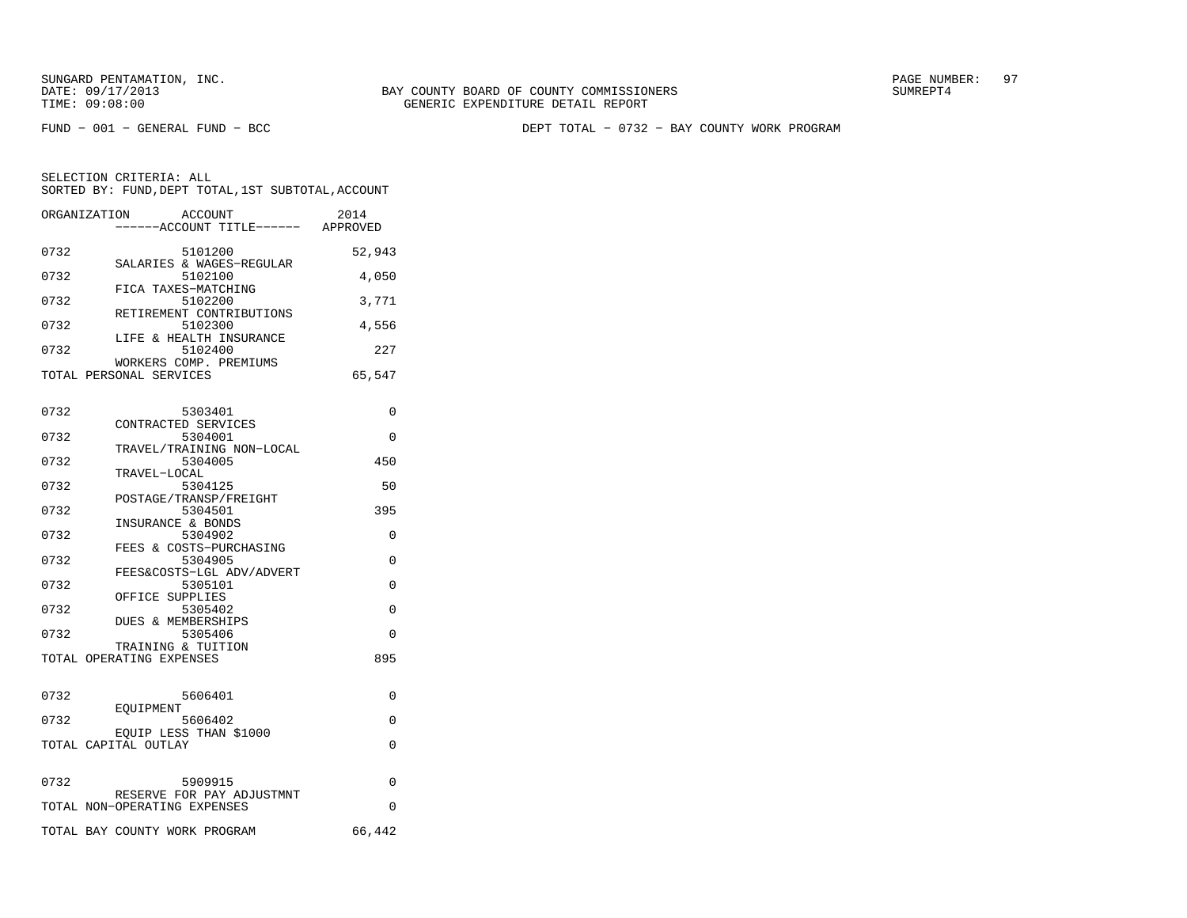BAY COUNTY BOARD OF COUNTY COMMISSIONERS
GENERIC EXPENDITURE DETAIL REPORT

FUND − 001 − GENERAL FUND − BCC

DEPT TOTAL − 0732 − BAY COUNTY WORK PROGRAM

SELECTION CRITERIA: ALL
SORTED BY: FUND,DEPT TOTAL,1ST SUBTOTAL,ACCOUNT

| ORGANIZATION | ACCOUNT / ACCOUNT TITLE | 2014 APPROVED |
|---|---|---|
| 0732 | 5101200 SALARIES & WAGES−REGULAR | 52,943 |
| 0732 | 5102100 FICA TAXES−MATCHING | 4,050 |
| 0732 | 5102200 RETIREMENT CONTRIBUTIONS | 3,771 |
| 0732 | 5102300 LIFE & HEALTH INSURANCE | 4,556 |
| 0732 | 5102400 WORKERS COMP. PREMIUMS | 227 |
| TOTAL PERSONAL SERVICES | | 65,547 |
| 0732 | 5303401 CONTRACTED SERVICES | 0 |
| 0732 | 5304001 TRAVEL/TRAINING NON−LOCAL | 0 |
| 0732 | 5304005 TRAVEL−LOCAL | 450 |
| 0732 | 5304125 POSTAGE/TRANSP/FREIGHT | 50 |
| 0732 | 5304501 INSURANCE & BONDS | 395 |
| 0732 | 5304902 FEES & COSTS−PURCHASING | 0 |
| 0732 | 5304905 FEES&COSTS−LGL ADV/ADVERT | 0 |
| 0732 | 5305101 OFFICE SUPPLIES | 0 |
| 0732 | 5305402 DUES & MEMBERSHIPS | 0 |
| 0732 | 5305406 TRAINING & TUITION | 0 |
| TOTAL OPERATING EXPENSES | | 895 |
| 0732 | 5606401 EQUIPMENT | 0 |
| 0732 | 5606402 EQUIP LESS THAN $1000 | 0 |
| TOTAL CAPITAL OUTLAY | | 0 |
| 0732 | 5909915 RESERVE FOR PAY ADJUSTMNT | 0 |
| TOTAL NON−OPERATING EXPENSES | | 0 |
| TOTAL BAY COUNTY WORK PROGRAM | | 66,442 |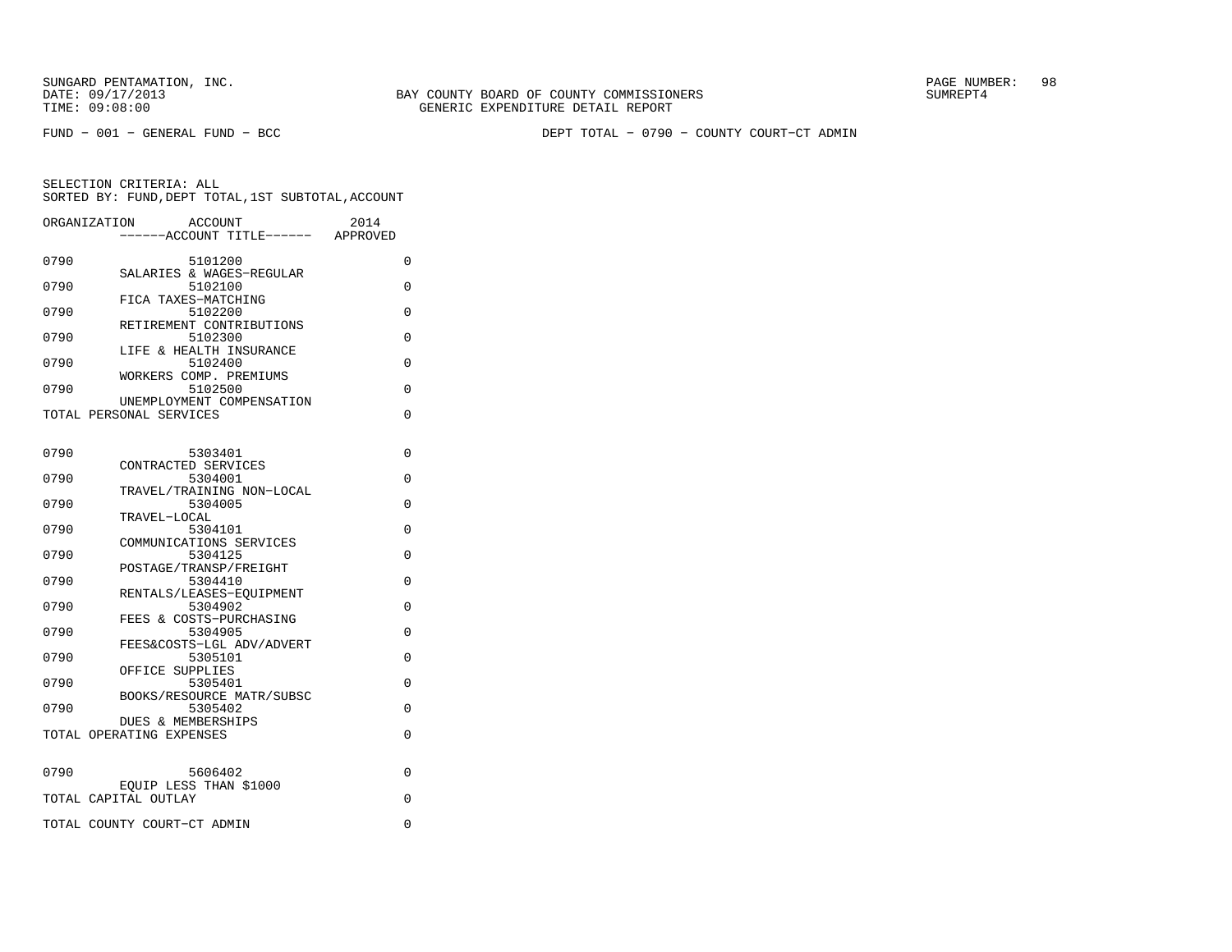BAY COUNTY BOARD OF COUNTY COMMISSIONERS
GENERIC EXPENDITURE DETAIL REPORT

SUNGARD PENTAMATION, INC.
DATE: 09/17/2013
TIME: 09:08:00

SUMREPT4

FUND − 001 − GENERAL FUND − BCC

DEPT TOTAL − 0790 − COUNTY COURT−CT ADMIN

SELECTION CRITERIA: ALL
SORTED BY: FUND,DEPT TOTAL,1ST SUBTOTAL,ACCOUNT

| ORGANIZATION | ACCOUNT / ------ACCOUNT TITLE------ | 2014 APPROVED |
|---|---|---|
| 0790 | 5101200 SALARIES & WAGES−REGULAR | 0 |
| 0790 | 5102100 FICA TAXES−MATCHING | 0 |
| 0790 | 5102200 RETIREMENT CONTRIBUTIONS | 0 |
| 0790 | 5102300 LIFE & HEALTH INSURANCE | 0 |
| 0790 | 5102400 WORKERS COMP. PREMIUMS | 0 |
| 0790 | 5102500 UNEMPLOYMENT COMPENSATION | 0 |
| TOTAL PERSONAL SERVICES | | 0 |
| 0790 | 5303401 CONTRACTED SERVICES | 0 |
| 0790 | 5304001 TRAVEL/TRAINING NON−LOCAL | 0 |
| 0790 | 5304005 TRAVEL−LOCAL | 0 |
| 0790 | 5304101 COMMUNICATIONS SERVICES | 0 |
| 0790 | 5304125 POSTAGE/TRANSP/FREIGHT | 0 |
| 0790 | 5304410 RENTALS/LEASES−EQUIPMENT | 0 |
| 0790 | 5304902 FEES & COSTS−PURCHASING | 0 |
| 0790 | 5304905 FEES&COSTS−LGL ADV/ADVERT | 0 |
| 0790 | 5305101 OFFICE SUPPLIES | 0 |
| 0790 | 5305401 BOOKS/RESOURCE MATR/SUBSC | 0 |
| 0790 | 5305402 DUES & MEMBERSHIPS | 0 |
| TOTAL OPERATING EXPENSES | | 0 |
| 0790 | 5606402 EQUIP LESS THAN $1000 | 0 |
| TOTAL CAPITAL OUTLAY | | 0 |
| TOTAL COUNTY COURT−CT ADMIN | | 0 |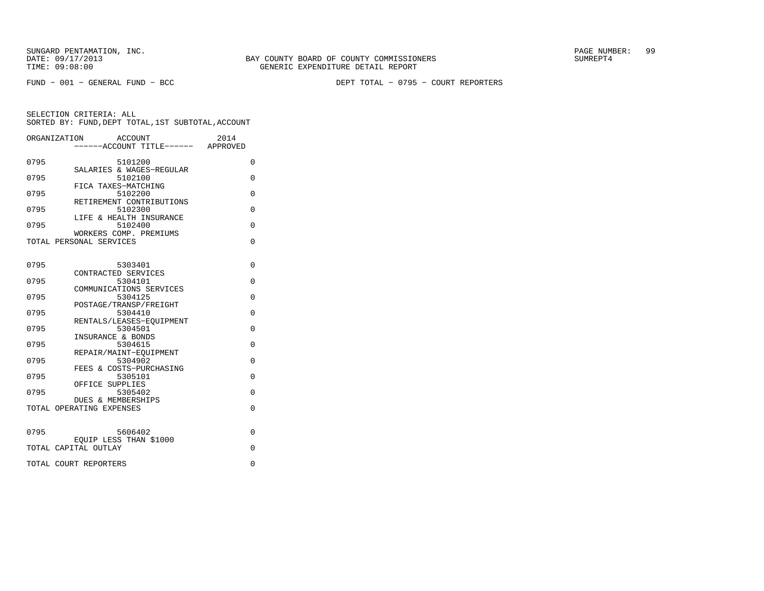SUNGARD PENTAMATION, INC.
DATE: 09/17/2013
TIME: 09:08:00

BAY COUNTY BOARD OF COUNTY COMMISSIONERS
GENERIC EXPENDITURE DETAIL REPORT

SUMREPT4

FUND − 001 − GENERAL FUND − BCC

DEPT TOTAL − 0795 − COURT REPORTERS

SELECTION CRITERIA: ALL
SORTED BY: FUND,DEPT TOTAL,1ST SUBTOTAL,ACCOUNT

| ORGANIZATION | ACCOUNT ------ACCOUNT TITLE------ | 2014 APPROVED |
|---|---|---|
| 0795 | 5101200 SALARIES & WAGES−REGULAR | 0 |
| 0795 | 5102100 FICA TAXES−MATCHING | 0 |
| 0795 | 5102200 RETIREMENT CONTRIBUTIONS | 0 |
| 0795 | 5102300 LIFE & HEALTH INSURANCE | 0 |
| 0795 | 5102400 WORKERS COMP. PREMIUMS | 0 |
| TOTAL PERSONAL SERVICES | | 0 |
| 0795 | 5303401 CONTRACTED SERVICES | 0 |
| 0795 | 5304101 COMMUNICATIONS SERVICES | 0 |
| 0795 | 5304125 POSTAGE/TRANSP/FREIGHT | 0 |
| 0795 | 5304410 RENTALS/LEASES−EQUIPMENT | 0 |
| 0795 | 5304501 INSURANCE & BONDS | 0 |
| 0795 | 5304615 REPAIR/MAINT−EQUIPMENT | 0 |
| 0795 | 5304902 FEES & COSTS−PURCHASING | 0 |
| 0795 | 5305101 OFFICE SUPPLIES | 0 |
| 0795 | 5305402 DUES & MEMBERSHIPS | 0 |
| TOTAL OPERATING EXPENSES | | 0 |
| 0795 | 5606402 EQUIP LESS THAN $1000 | 0 |
| TOTAL CAPITAL OUTLAY | | 0 |
| TOTAL COURT REPORTERS | | 0 |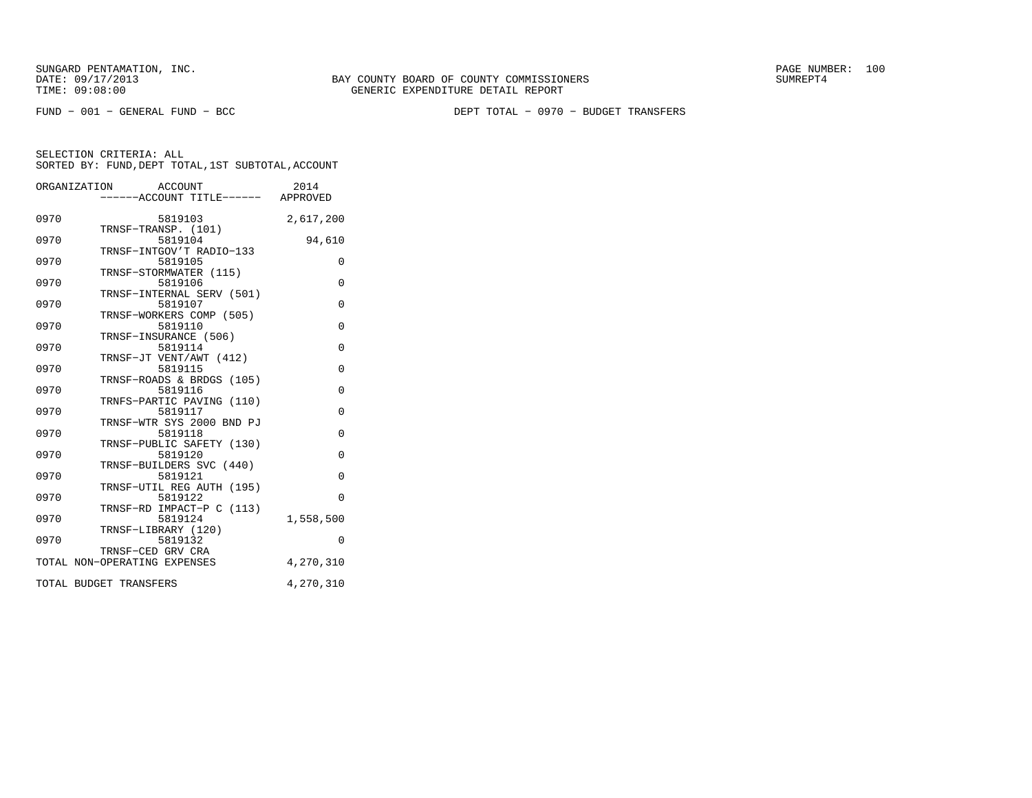BAY COUNTY BOARD OF COUNTY COMMISSIONERS
GENERIC EXPENDITURE DETAIL REPORT

FUND − 001 − GENERAL FUND − BCC

DEPT TOTAL − 0970 − BUDGET TRANSFERS

SELECTION CRITERIA: ALL
SORTED BY: FUND,DEPT TOTAL,1ST SUBTOTAL,ACCOUNT

| ORGANIZATION | ACCOUNT / ACCOUNT TITLE | 2014 APPROVED |
|---|---|---|
| 0970 | 5819103 TRNSF−TRANSP. (101) | 2,617,200 |
| 0970 | 5819104 TRNSF−INTGOV'T RADIO−133 | 94,610 |
| 0970 | 5819105 TRNSF−STORMWATER (115) | 0 |
| 0970 | 5819106 TRNSF−INTERNAL SERV (501) | 0 |
| 0970 | 5819107 TRNSF−WORKERS COMP (505) | 0 |
| 0970 | 5819110 TRNSF−INSURANCE (506) | 0 |
| 0970 | 5819114 TRNSF−JT VENT/AWT (412) | 0 |
| 0970 | 5819115 TRNSF−ROADS & BRDGS (105) | 0 |
| 0970 | 5819116 TRNFS−PARTIC PAVING (110) | 0 |
| 0970 | 5819117 TRNSF−WTR SYS 2000 BND PJ | 0 |
| 0970 | 5819118 TRNSF−PUBLIC SAFETY (130) | 0 |
| 0970 | 5819120 TRNSF−BUILDERS SVC (440) | 0 |
| 0970 | 5819121 TRNSF−UTIL REG AUTH (195) | 0 |
| 0970 | 5819122 TRNSF−RD IMPACT−P C (113) | 0 |
| 0970 | 5819124 TRNSF−LIBRARY (120) | 1,558,500 |
| 0970 | 5819132 TRNSF−CED GRV CRA | 0 |
| TOTAL NON−OPERATING EXPENSES | | 4,270,310 |
| TOTAL BUDGET TRANSFERS | | 4,270,310 |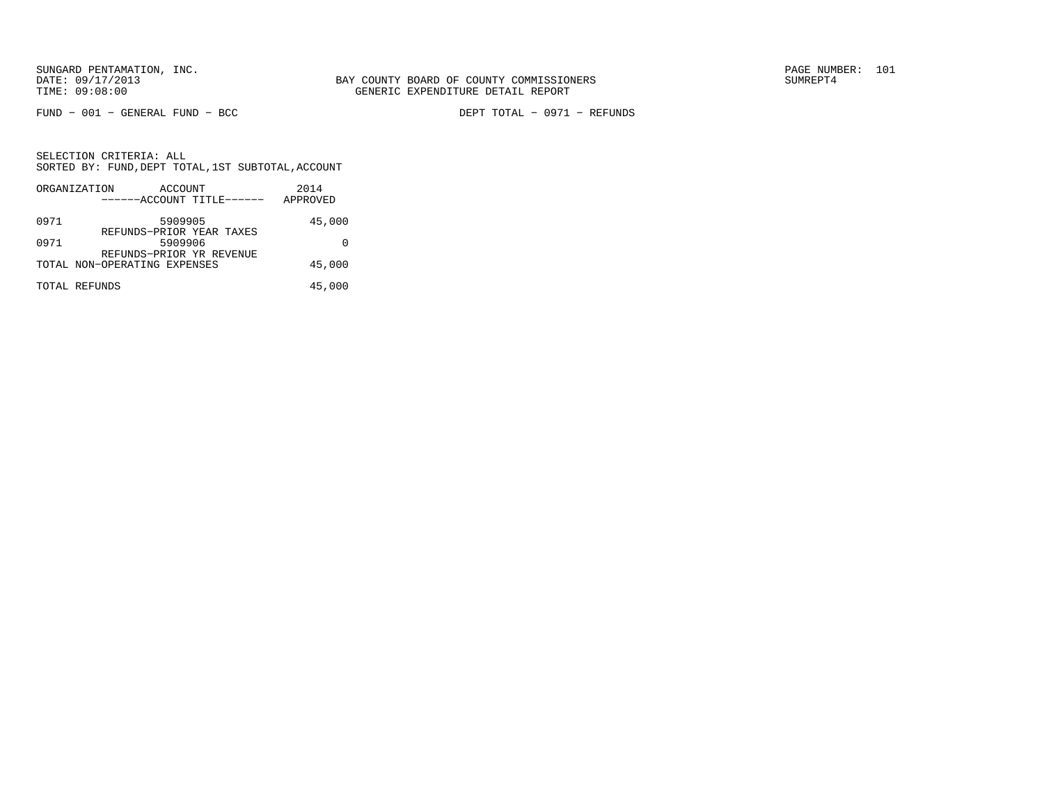BAY COUNTY BOARD OF COUNTY COMMISSIONERS
GENERIC EXPENDITURE DETAIL REPORT

FUND − 001 − GENERAL FUND − BCC

DEPT TOTAL − 0971 − REFUNDS

SELECTION CRITERIA: ALL
SORTED BY: FUND,DEPT TOTAL,1ST SUBTOTAL,ACCOUNT

| ORGANIZATION | ACCOUNT ------ACCOUNT TITLE------ | 2014 APPROVED |
|---|---|---|
| 0971 | 5909905 REFUNDS−PRIOR YEAR TAXES | 45,000 |
| 0971 | 5909906 REFUNDS−PRIOR YR REVENUE | 0 |
| TOTAL NON−OPERATING EXPENSES | | 45,000 |
| TOTAL REFUNDS | | 45,000 |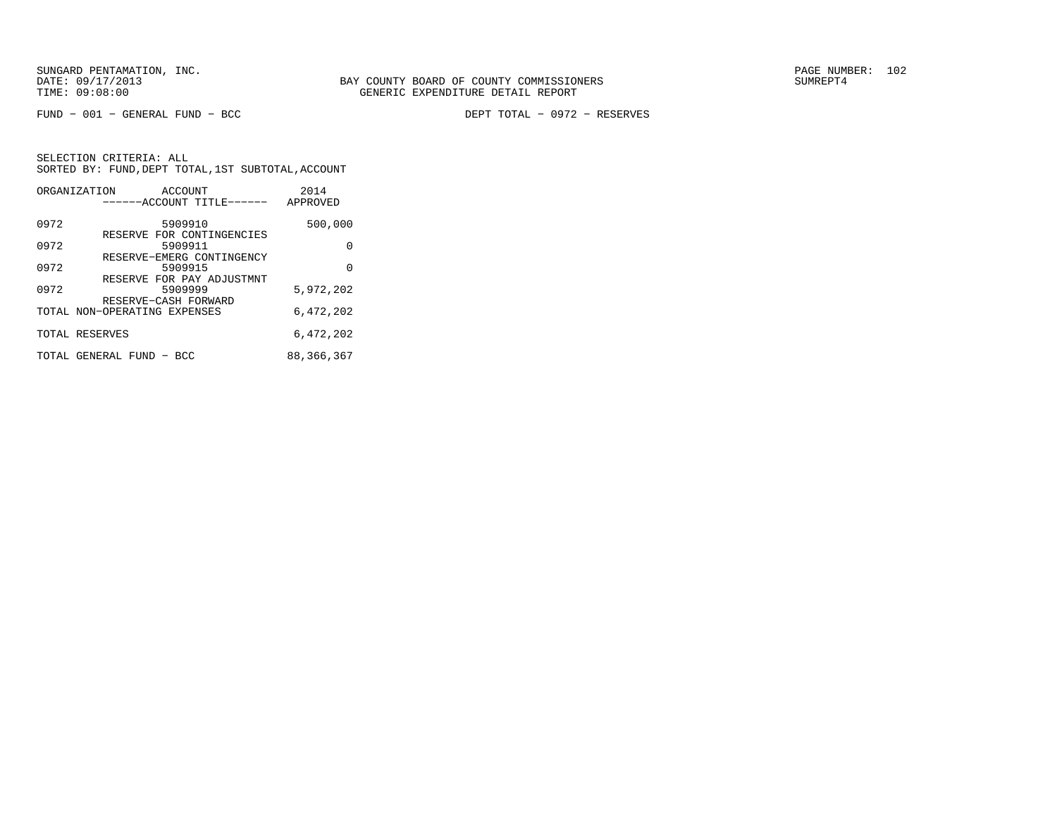SUNGARD PENTAMATION, INC.
DATE: 09/17/2013
TIME: 09:08:00

BAY COUNTY BOARD OF COUNTY COMMISSIONERS
GENERIC EXPENDITURE DETAIL REPORT

SUMREPT4

FUND - 001 - GENERAL FUND - BCC

DEPT TOTAL - 0972 - RESERVES

SELECTION CRITERIA: ALL
SORTED BY: FUND,DEPT TOTAL,1ST SUBTOTAL,ACCOUNT

| ORGANIZATION | ACCOUNT<br>------ACCOUNT TITLE------ | 2014<br>APPROVED |
|---|---|---|
| 0972 | 5909910<br>RESERVE FOR CONTINGENCIES | 500,000 |
| 0972 | 5909911<br>RESERVE-EMERG CONTINGENCY | 0 |
| 0972 | 5909915<br>RESERVE FOR PAY ADJUSTMNT | 0 |
| 0972 | 5909999<br>RESERVE-CASH FORWARD | 5,972,202 |
| TOTAL NON-OPERATING EXPENSES | | 6,472,202 |
| TOTAL RESERVES | | 6,472,202 |
| TOTAL GENERAL FUND - BCC | | 88,366,367 |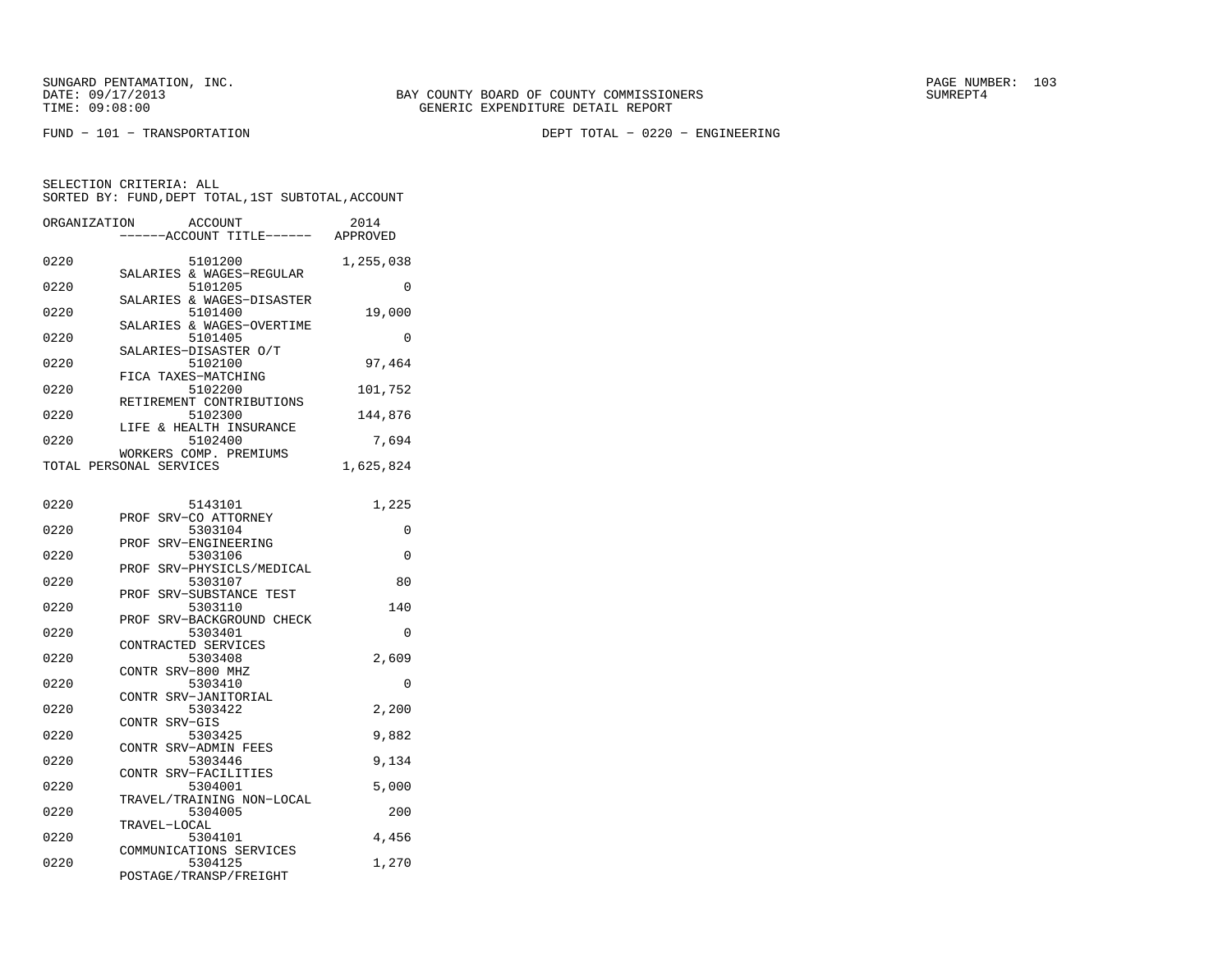BAY COUNTY BOARD OF COUNTY COMMISSIONERS
GENERIC EXPENDITURE DETAIL REPORT

FUND − 101 − TRANSPORTATION

DEPT TOTAL − 0220 − ENGINEERING

SELECTION CRITERIA: ALL
SORTED BY: FUND,DEPT TOTAL,1ST SUBTOTAL,ACCOUNT

| ORGANIZATION | ACCOUNT / ACCOUNT TITLE | 2014 APPROVED |
|---|---|---|
| 0220 | 5101200 SALARIES & WAGES−REGULAR | 1,255,038 |
| 0220 | 5101205 SALARIES & WAGES−DISASTER | 0 |
| 0220 | 5101400 SALARIES & WAGES−OVERTIME | 19,000 |
| 0220 | 5101405 SALARIES−DISASTER O/T | 0 |
| 0220 | 5102100 FICA TAXES−MATCHING | 97,464 |
| 0220 | 5102200 RETIREMENT CONTRIBUTIONS | 101,752 |
| 0220 | 5102300 LIFE & HEALTH INSURANCE | 144,876 |
| 0220 | 5102400 WORKERS COMP. PREMIUMS | 7,694 |
| TOTAL PERSONAL SERVICES | | 1,625,824 |
| 0220 | 5143101 PROF SRV−CO ATTORNEY | 1,225 |
| 0220 | 5303104 PROF SRV−ENGINEERING | 0 |
| 0220 | 5303106 PROF SRV−PHYSICLS/MEDICAL | 0 |
| 0220 | 5303107 PROF SRV−SUBSTANCE TEST | 80 |
| 0220 | 5303110 PROF SRV−BACKGROUND CHECK | 140 |
| 0220 | 5303401 CONTRACTED SERVICES | 0 |
| 0220 | 5303408 CONTR SRV−800 MHZ | 2,609 |
| 0220 | 5303410 CONTR SRV−JANITORIAL | 0 |
| 0220 | 5303422 CONTR SRV−GIS | 2,200 |
| 0220 | 5303425 CONTR SRV−ADMIN FEES | 9,882 |
| 0220 | 5303446 CONTR SRV−FACILITIES | 9,134 |
| 0220 | 5304001 TRAVEL/TRAINING NON−LOCAL | 5,000 |
| 0220 | 5304005 TRAVEL−LOCAL | 200 |
| 0220 | 5304101 COMMUNICATIONS SERVICES | 4,456 |
| 0220 | 5304125 POSTAGE/TRANSP/FREIGHT | 1,270 |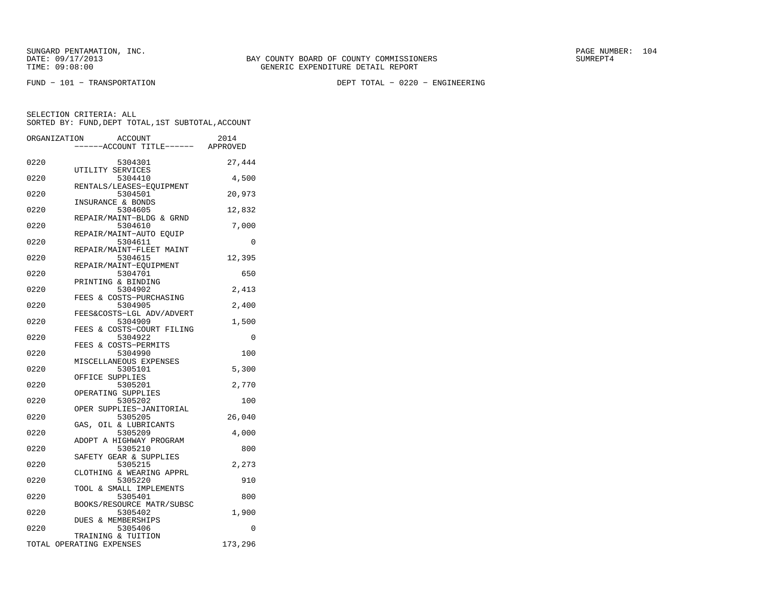SUNGARD PENTAMATION, INC.
DATE: 09/17/2013
TIME: 09:08:00

BAY COUNTY BOARD OF COUNTY COMMISSIONERS
GENERIC EXPENDITURE DETAIL REPORT

SUMREPT4

FUND − 101 − TRANSPORTATION

DEPT TOTAL − 0220 − ENGINEERING

SELECTION CRITERIA: ALL
SORTED BY: FUND,DEPT TOTAL,1ST SUBTOTAL,ACCOUNT

| ORGANIZATION | ACCOUNT / ACCOUNT TITLE | 2014 APPROVED |
|---|---|---|
| 0220 | 5304301 UTILITY SERVICES | 27,444 |
| 0220 | 5304410 RENTALS/LEASES−EQUIPMENT | 4,500 |
| 0220 | 5304501 INSURANCE & BONDS | 20,973 |
| 0220 | 5304605 REPAIR/MAINT−BLDG & GRND | 12,832 |
| 0220 | 5304610 REPAIR/MAINT−AUTO EQUIP | 7,000 |
| 0220 | 5304611 REPAIR/MAINT−FLEET MAINT | 0 |
| 0220 | 5304615 REPAIR/MAINT−EQUIPMENT | 12,395 |
| 0220 | 5304701 PRINTING & BINDING | 650 |
| 0220 | 5304902 FEES & COSTS−PURCHASING | 2,413 |
| 0220 | 5304905 FEES&COSTS−LGL ADV/ADVERT | 2,400 |
| 0220 | 5304909 FEES & COSTS−COURT FILING | 1,500 |
| 0220 | 5304922 FEES & COSTS−PERMITS | 0 |
| 0220 | 5304990 MISCELLANEOUS EXPENSES | 100 |
| 0220 | 5305101 OFFICE SUPPLIES | 5,300 |
| 0220 | 5305201 OPERATING SUPPLIES | 2,770 |
| 0220 | 5305202 OPER SUPPLIES−JANITORIAL | 100 |
| 0220 | 5305205 GAS, OIL & LUBRICANTS | 26,040 |
| 0220 | 5305209 ADOPT A HIGHWAY PROGRAM | 4,000 |
| 0220 | 5305210 SAFETY GEAR & SUPPLIES | 800 |
| 0220 | 5305215 CLOTHING & WEARING APPRL | 2,273 |
| 0220 | 5305220 TOOL & SMALL IMPLEMENTS | 910 |
| 0220 | 5305401 BOOKS/RESOURCE MATR/SUBSC | 800 |
| 0220 | 5305402 DUES & MEMBERSHIPS | 1,900 |
| 0220 | 5305406 TRAINING & TUITION | 0 |
| TOTAL OPERATING EXPENSES | | 173,296 |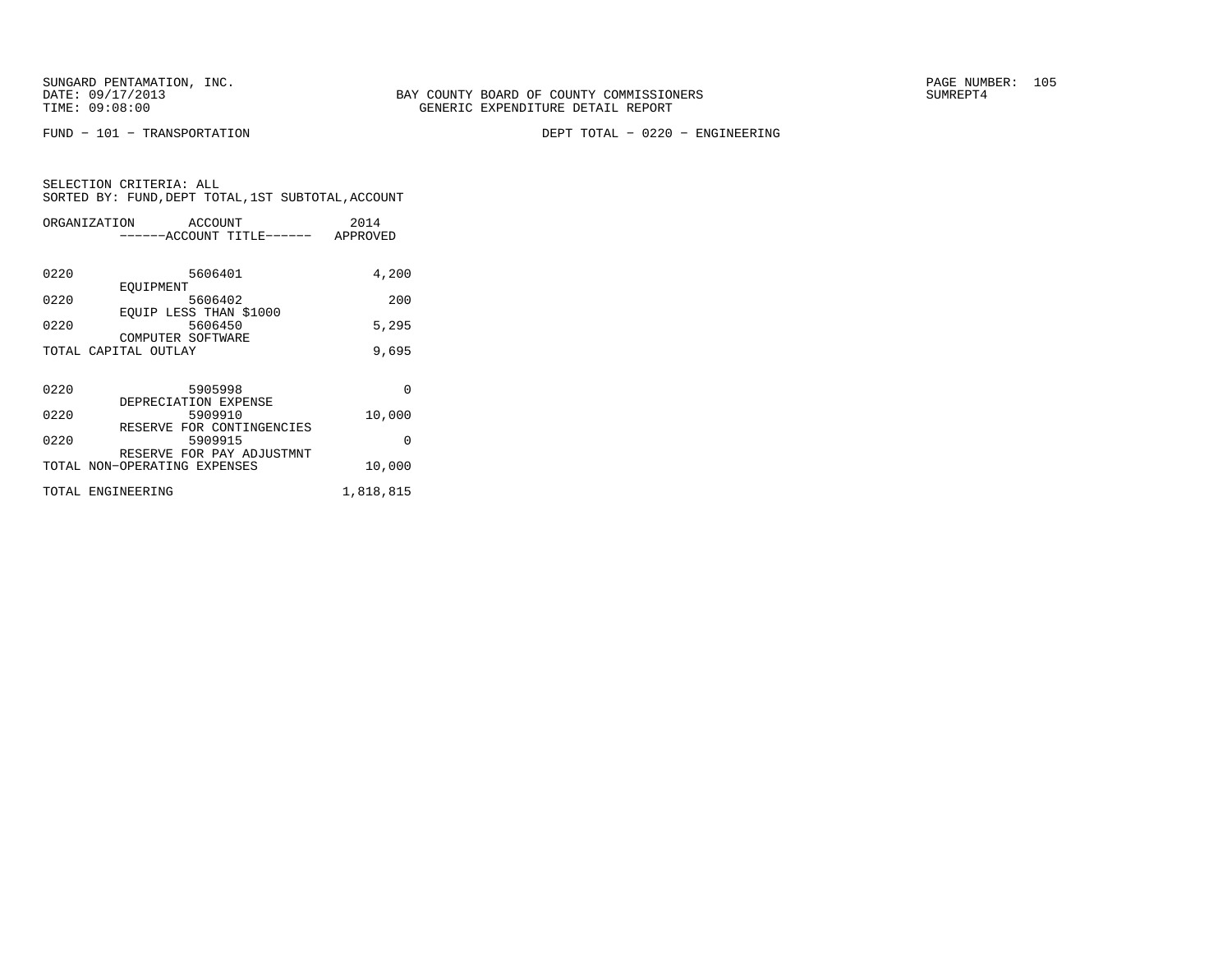SUNGARD PENTAMATION, INC.
DATE: 09/17/2013
TIME: 09:08:00

BAY COUNTY BOARD OF COUNTY COMMISSIONERS
GENERIC EXPENDITURE DETAIL REPORT

PAGE NUMBER: 105
SUMREPT4

FUND − 101 − TRANSPORTATION

DEPT TOTAL − 0220 − ENGINEERING

SELECTION CRITERIA: ALL
SORTED BY: FUND,DEPT TOTAL,1ST SUBTOTAL,ACCOUNT

| ORGANIZATION | ACCOUNT / ------ACCOUNT TITLE------ | 2014 APPROVED |
|---|---|---|
| 0220 | 5606401 EQUIPMENT | 4,200 |
| 0220 | 5606402 EQUIP LESS THAN $1000 | 200 |
| 0220 | 5606450 COMPUTER SOFTWARE | 5,295 |
| TOTAL CAPITAL OUTLAY | | 9,695 |
| 0220 | 5905998 DEPRECIATION EXPENSE | 0 |
| 0220 | 5909910 RESERVE FOR CONTINGENCIES | 10,000 |
| 0220 | 5909915 RESERVE FOR PAY ADJUSTMNT | 0 |
| TOTAL NON−OPERATING EXPENSES | | 10,000 |
| TOTAL ENGINEERING | | 1,818,815 |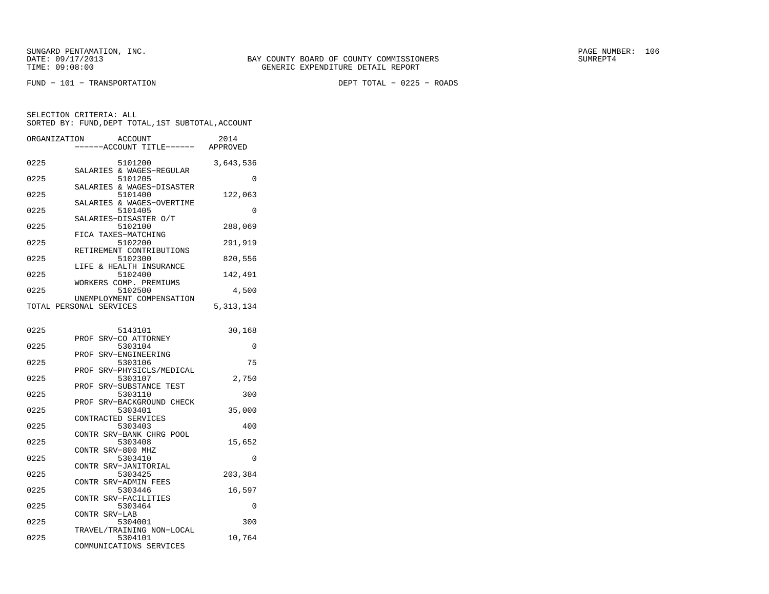SUNGARD PENTAMATION, INC.
DATE: 09/17/2013
TIME: 09:08:00

BAY COUNTY BOARD OF COUNTY COMMISSIONERS
GENERIC EXPENDITURE DETAIL REPORT

SUMREPT4

FUND − 101 − TRANSPORTATION

DEPT TOTAL − 0225 − ROADS

SELECTION CRITERIA: ALL
SORTED BY: FUND,DEPT TOTAL,1ST SUBTOTAL,ACCOUNT

| ORGANIZATION | ACCOUNT / ACCOUNT TITLE | 2014 APPROVED |
|---|---|---|
| 0225 | 5101200 SALARIES & WAGES−REGULAR | 3,643,536 |
| 0225 | 5101205 SALARIES & WAGES−DISASTER | 0 |
| 0225 | 5101400 SALARIES & WAGES−OVERTIME | 122,063 |
| 0225 | 5101405 SALARIES−DISASTER O/T | 0 |
| 0225 | 5102100 FICA TAXES−MATCHING | 288,069 |
| 0225 | 5102200 RETIREMENT CONTRIBUTIONS | 291,919 |
| 0225 | 5102300 LIFE & HEALTH INSURANCE | 820,556 |
| 0225 | 5102400 WORKERS COMP. PREMIUMS | 142,491 |
| 0225 | 5102500 UNEMPLOYMENT COMPENSATION | 4,500 |
| TOTAL PERSONAL SERVICES | | 5,313,134 |
| 0225 | 5143101 PROF SRV−CO ATTORNEY | 30,168 |
| 0225 | 5303104 PROF SRV−ENGINEERING | 0 |
| 0225 | 5303106 PROF SRV−PHYSICLS/MEDICAL | 75 |
| 0225 | 5303107 PROF SRV−SUBSTANCE TEST | 2,750 |
| 0225 | 5303110 PROF SRV−BACKGROUND CHECK | 300 |
| 0225 | 5303401 CONTRACTED SERVICES | 35,000 |
| 0225 | 5303403 CONTR SRV−BANK CHRG POOL | 400 |
| 0225 | 5303408 CONTR SRV−800 MHZ | 15,652 |
| 0225 | 5303410 CONTR SRV−JANITORIAL | 0 |
| 0225 | 5303425 CONTR SRV−ADMIN FEES | 203,384 |
| 0225 | 5303446 CONTR SRV−FACILITIES | 16,597 |
| 0225 | 5303464 CONTR SRV−LAB | 0 |
| 0225 | 5304001 TRAVEL/TRAINING NON−LOCAL | 300 |
| 0225 | 5304101 COMMUNICATIONS SERVICES | 10,764 |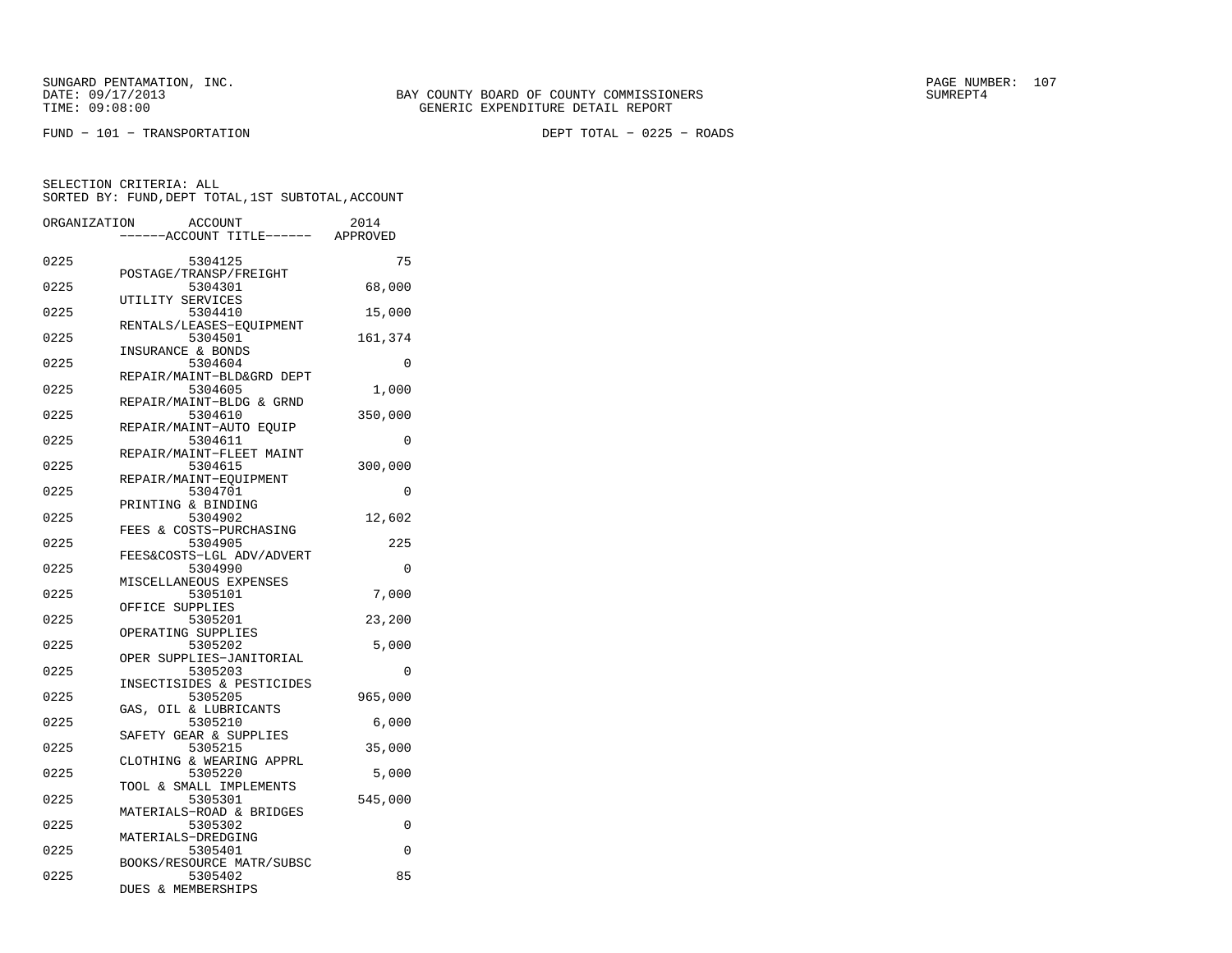SUNGARD PENTAMATION, INC.
DATE: 09/17/2013
TIME: 09:08:00

BAY COUNTY BOARD OF COUNTY COMMISSIONERS
GENERIC EXPENDITURE DETAIL REPORT

SUMREPT4

FUND - 101 - TRANSPORTATION

DEPT TOTAL - 0225 - ROADS

SELECTION CRITERIA: ALL
SORTED BY: FUND,DEPT TOTAL,1ST SUBTOTAL,ACCOUNT

| ORGANIZATION | ACCOUNT | ------ACCOUNT TITLE------ | 2014 APPROVED |
|---|---|---|---|
| 0225 | 5304125 | POSTAGE/TRANSP/FREIGHT | 75 |
| 0225 | 5304301 | UTILITY SERVICES | 68,000 |
| 0225 | 5304410 | RENTALS/LEASES-EQUIPMENT | 15,000 |
| 0225 | 5304501 | INSURANCE & BONDS | 161,374 |
| 0225 | 5304604 | REPAIR/MAINT-BLD&GRD DEPT | 0 |
| 0225 | 5304605 | REPAIR/MAINT-BLDG & GRND | 1,000 |
| 0225 | 5304610 | REPAIR/MAINT-AUTO EQUIP | 350,000 |
| 0225 | 5304611 | REPAIR/MAINT-FLEET MAINT | 0 |
| 0225 | 5304615 | REPAIR/MAINT-EQUIPMENT | 300,000 |
| 0225 | 5304701 | PRINTING & BINDING | 0 |
| 0225 | 5304902 | FEES & COSTS-PURCHASING | 12,602 |
| 0225 | 5304905 | FEES&COSTS-LGL ADV/ADVERT | 225 |
| 0225 | 5304990 | MISCELLANEOUS EXPENSES | 0 |
| 0225 | 5305101 | OFFICE SUPPLIES | 7,000 |
| 0225 | 5305201 | OPERATING SUPPLIES | 23,200 |
| 0225 | 5305202 | OPER SUPPLIES-JANITORIAL | 5,000 |
| 0225 | 5305203 | INSECTISIDES & PESTICIDES | 0 |
| 0225 | 5305205 | GAS, OIL & LUBRICANTS | 965,000 |
| 0225 | 5305210 | SAFETY GEAR & SUPPLIES | 6,000 |
| 0225 | 5305215 | CLOTHING & WEARING APPRL | 35,000 |
| 0225 | 5305220 | TOOL & SMALL IMPLEMENTS | 5,000 |
| 0225 | 5305301 | MATERIALS-ROAD & BRIDGES | 545,000 |
| 0225 | 5305302 | MATERIALS-DREDGING | 0 |
| 0225 | 5305401 | BOOKS/RESOURCE MATR/SUBSC | 0 |
| 0225 | 5305402 | DUES & MEMBERSHIPS | 85 |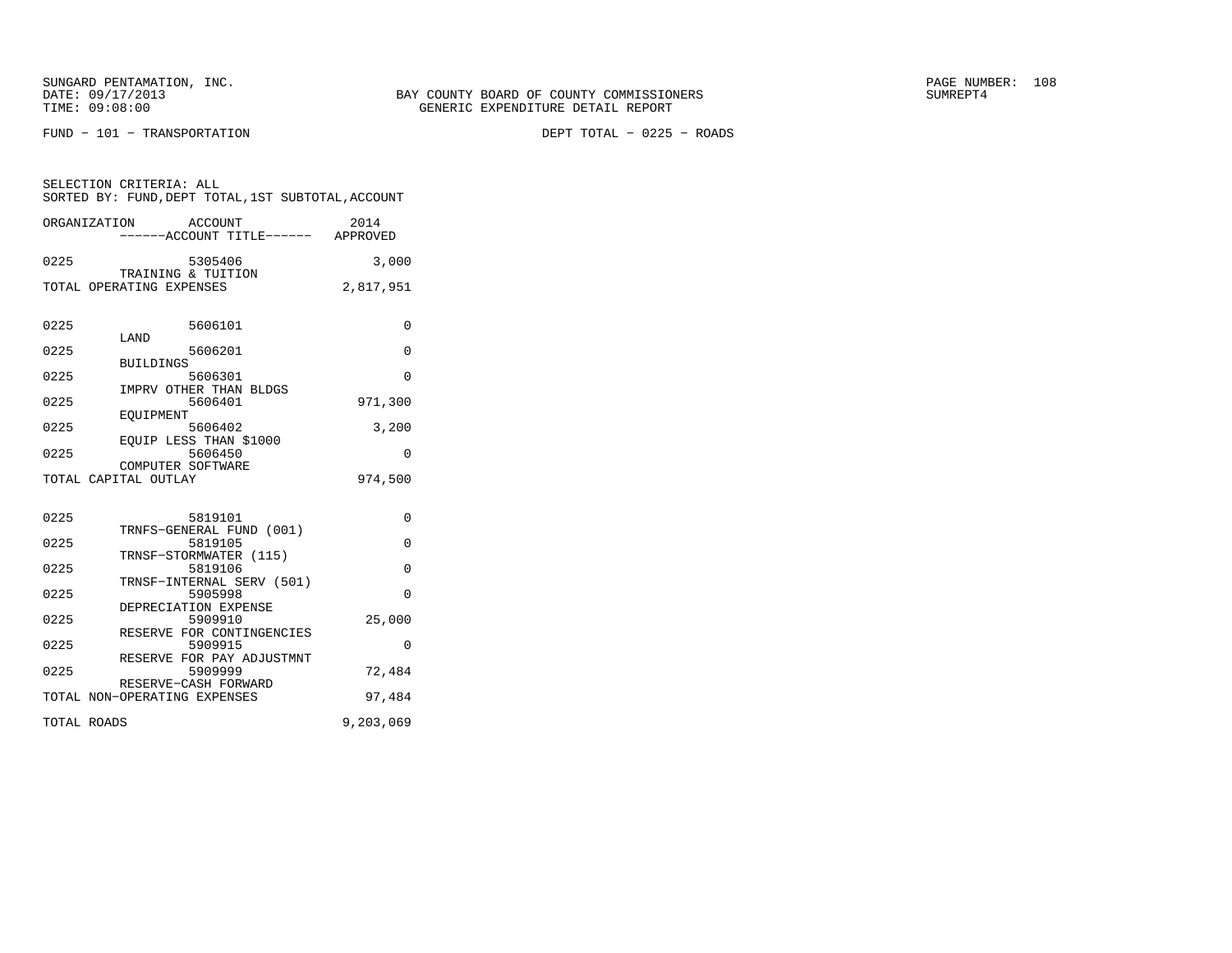SUNGARD PENTAMATION, INC.
DATE: 09/17/2013
TIME: 09:08:00

BAY COUNTY BOARD OF COUNTY COMMISSIONERS
GENERIC EXPENDITURE DETAIL REPORT

SUMREPT4

FUND − 101 − TRANSPORTATION

DEPT TOTAL − 0225 − ROADS

SELECTION CRITERIA: ALL
SORTED BY: FUND,DEPT TOTAL,1ST SUBTOTAL,ACCOUNT

| ORGANIZATION | ACCOUNT / ------ACCOUNT TITLE------ | 2014 APPROVED |
|---|---|---|
| 0225 | 5305406 TRAINING & TUITION | 3,000 |
| TOTAL OPERATING EXPENSES | | 2,817,951 |
| 0225 | 5606101 LAND | 0 |
| 0225 | 5606201 BUILDINGS | 0 |
| 0225 | 5606301 IMPRV OTHER THAN BLDGS | 0 |
| 0225 | 5606401 EQUIPMENT | 971,300 |
| 0225 | 5606402 EQUIP LESS THAN $1000 | 3,200 |
| 0225 | 5606450 COMPUTER SOFTWARE | 0 |
| TOTAL CAPITAL OUTLAY | | 974,500 |
| 0225 | 5819101 TRNFS−GENERAL FUND (001) | 0 |
| 0225 | 5819105 TRNSF−STORMWATER (115) | 0 |
| 0225 | 5819106 TRNSF−INTERNAL SERV (501) | 0 |
| 0225 | 5905998 DEPRECIATION EXPENSE | 0 |
| 0225 | 5909910 RESERVE FOR CONTINGENCIES | 25,000 |
| 0225 | 5909915 RESERVE FOR PAY ADJUSTMNT | 0 |
| 0225 | 5909999 RESERVE−CASH FORWARD | 72,484 |
| TOTAL NON−OPERATING EXPENSES | | 97,484 |
| TOTAL ROADS | | 9,203,069 |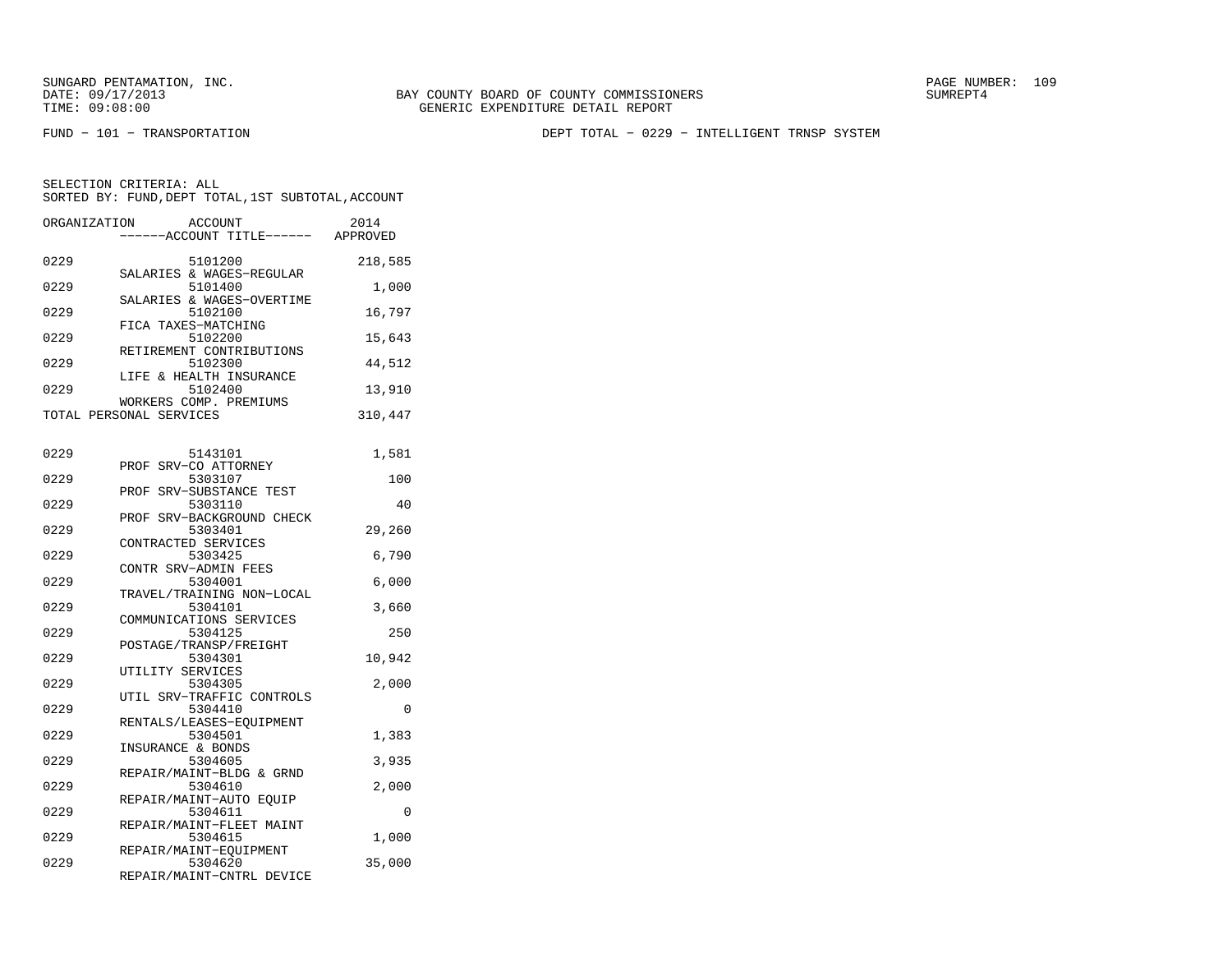SUNGARD PENTAMATION, INC.
DATE: 09/17/2013
TIME: 09:08:00

BAY COUNTY BOARD OF COUNTY COMMISSIONERS
GENERIC EXPENDITURE DETAIL REPORT

SUMREPT4

FUND - 101 - TRANSPORTATION

DEPT TOTAL - 0229 - INTELLIGENT TRNSP SYSTEM

SELECTION CRITERIA: ALL
SORTED BY: FUND,DEPT TOTAL,1ST SUBTOTAL,ACCOUNT

| ORGANIZATION | ACCOUNT / ------ACCOUNT TITLE------ | 2014 APPROVED |
|---|---|---|
| 0229 | 5101200 SALARIES & WAGES-REGULAR | 218,585 |
| 0229 | 5101400 SALARIES & WAGES-OVERTIME | 1,000 |
| 0229 | 5102100 FICA TAXES-MATCHING | 16,797 |
| 0229 | 5102200 RETIREMENT CONTRIBUTIONS | 15,643 |
| 0229 | 5102300 LIFE & HEALTH INSURANCE | 44,512 |
| 0229 | 5102400 WORKERS COMP. PREMIUMS | 13,910 |
| TOTAL PERSONAL SERVICES | | 310,447 |
| 0229 | 5143101 PROF SRV-CO ATTORNEY | 1,581 |
| 0229 | 5303107 PROF SRV-SUBSTANCE TEST | 100 |
| 0229 | 5303110 PROF SRV-BACKGROUND CHECK | 40 |
| 0229 | 5303401 CONTRACTED SERVICES | 29,260 |
| 0229 | 5303425 CONTR SRV-ADMIN FEES | 6,790 |
| 0229 | 5304001 TRAVEL/TRAINING NON-LOCAL | 6,000 |
| 0229 | 5304101 COMMUNICATIONS SERVICES | 3,660 |
| 0229 | 5304125 POSTAGE/TRANSP/FREIGHT | 250 |
| 0229 | 5304301 UTILITY SERVICES | 10,942 |
| 0229 | 5304305 UTIL SRV-TRAFFIC CONTROLS | 2,000 |
| 0229 | 5304410 RENTALS/LEASES-EQUIPMENT | 0 |
| 0229 | 5304501 INSURANCE & BONDS | 1,383 |
| 0229 | 5304605 REPAIR/MAINT-BLDG & GRND | 3,935 |
| 0229 | 5304610 REPAIR/MAINT-AUTO EQUIP | 2,000 |
| 0229 | 5304611 REPAIR/MAINT-FLEET MAINT | 0 |
| 0229 | 5304615 REPAIR/MAINT-EQUIPMENT | 1,000 |
| 0229 | 5304620 REPAIR/MAINT-CNTRL DEVICE | 35,000 |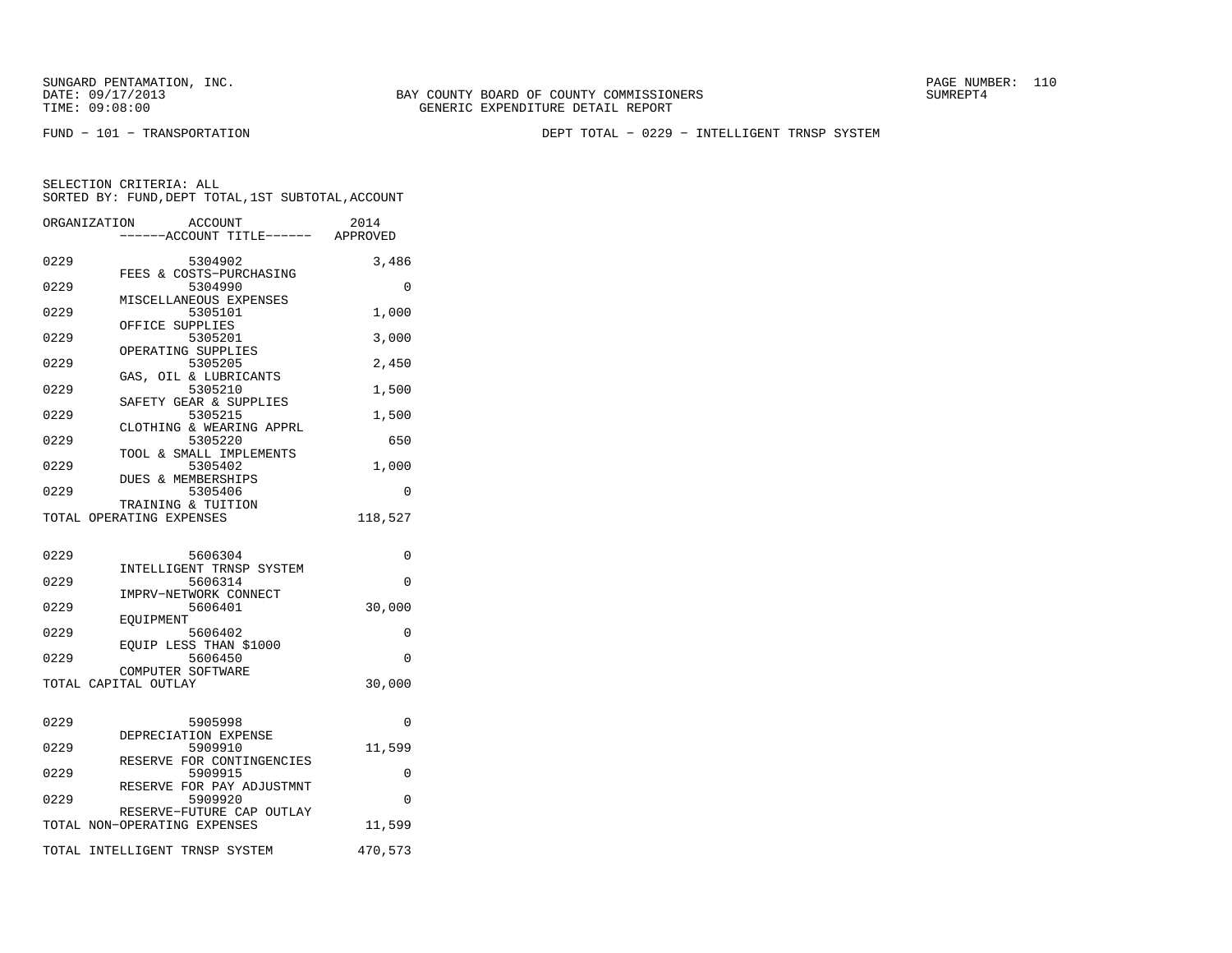SUNGARD PENTAMATION, INC.
DATE: 09/17/2013
TIME: 09:08:00

BAY COUNTY BOARD OF COUNTY COMMISSIONERS
GENERIC EXPENDITURE DETAIL REPORT

SUMREPT4

FUND - 101 - TRANSPORTATION

DEPT TOTAL - 0229 - INTELLIGENT TRNSP SYSTEM

SELECTION CRITERIA: ALL
SORTED BY: FUND,DEPT TOTAL,1ST SUBTOTAL,ACCOUNT

| ORGANIZATION | ACCOUNT ------ACCOUNT TITLE------ | 2014 APPROVED |
|---|---|---|
| 0229 | 5304902 FEES & COSTS-PURCHASING | 3,486 |
| 0229 | 5304990 MISCELLANEOUS EXPENSES | 0 |
| 0229 | 5305101 OFFICE SUPPLIES | 1,000 |
| 0229 | 5305201 OPERATING SUPPLIES | 3,000 |
| 0229 | 5305205 GAS, OIL & LUBRICANTS | 2,450 |
| 0229 | 5305210 SAFETY GEAR & SUPPLIES | 1,500 |
| 0229 | 5305215 CLOTHING & WEARING APPRL | 1,500 |
| 0229 | 5305220 TOOL & SMALL IMPLEMENTS | 650 |
| 0229 | 5305402 DUES & MEMBERSHIPS | 1,000 |
| 0229 | 5305406 TRAINING & TUITION | 0 |
| TOTAL OPERATING EXPENSES | | 118,527 |
| 0229 | 5606304 INTELLIGENT TRNSP SYSTEM | 0 |
| 0229 | 5606314 IMPRV-NETWORK CONNECT | 0 |
| 0229 | 5606401 EQUIPMENT | 30,000 |
| 0229 | 5606402 EQUIP LESS THAN $1000 | 0 |
| 0229 | 5606450 COMPUTER SOFTWARE | 0 |
| TOTAL CAPITAL OUTLAY | | 30,000 |
| 0229 | 5905998 DEPRECIATION EXPENSE | 0 |
| 0229 | 5909910 RESERVE FOR CONTINGENCIES | 11,599 |
| 0229 | 5909915 RESERVE FOR PAY ADJUSTMNT | 0 |
| 0229 | 5909920 RESERVE-FUTURE CAP OUTLAY | 0 |
| TOTAL NON-OPERATING EXPENSES | | 11,599 |
| TOTAL INTELLIGENT TRNSP SYSTEM | | 470,573 |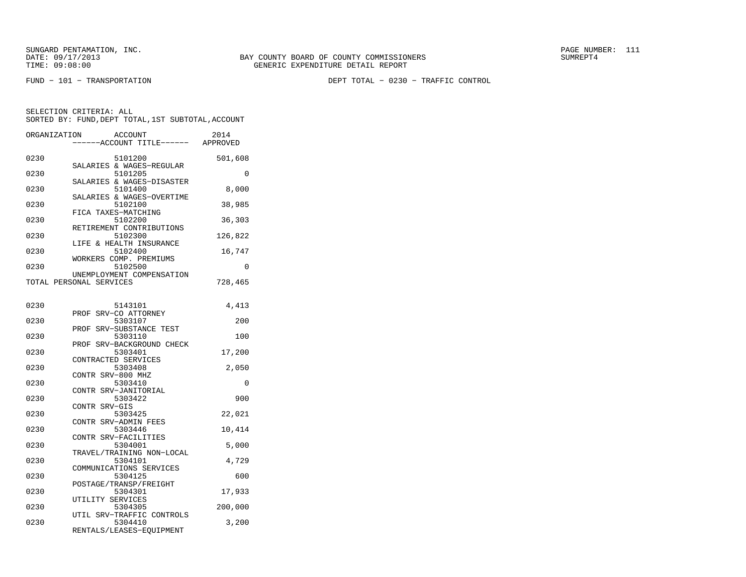BAY COUNTY BOARD OF COUNTY COMMISSIONERS
GENERIC EXPENDITURE DETAIL REPORT

SUNGARD PENTAMATION, INC.
DATE: 09/17/2013
TIME: 09:08:00

SUMREPT4

FUND - 101 - TRANSPORTATION

DEPT TOTAL - 0230 - TRAFFIC CONTROL

SELECTION CRITERIA: ALL
SORTED BY: FUND,DEPT TOTAL,1ST SUBTOTAL,ACCOUNT

| ORGANIZATION | ACCOUNT / ------ACCOUNT TITLE------ | 2014 APPROVED |
|---|---|---|
| 0230 | 5101200 SALARIES & WAGES-REGULAR | 501,608 |
| 0230 | 5101205 SALARIES & WAGES-DISASTER | 0 |
| 0230 | 5101400 SALARIES & WAGES-OVERTIME | 8,000 |
| 0230 | 5102100 FICA TAXES-MATCHING | 38,985 |
| 0230 | 5102200 RETIREMENT CONTRIBUTIONS | 36,303 |
| 0230 | 5102300 LIFE & HEALTH INSURANCE | 126,822 |
| 0230 | 5102400 WORKERS COMP. PREMIUMS | 16,747 |
| 0230 | 5102500 UNEMPLOYMENT COMPENSATION | 0 |
| TOTAL PERSONAL SERVICES | | 728,465 |
| 0230 | 5143101 PROF SRV-CO ATTORNEY | 4,413 |
| 0230 | 5303107 PROF SRV-SUBSTANCE TEST | 200 |
| 0230 | 5303110 PROF SRV-BACKGROUND CHECK | 100 |
| 0230 | 5303401 CONTRACTED SERVICES | 17,200 |
| 0230 | 5303408 CONTR SRV-800 MHZ | 2,050 |
| 0230 | 5303410 CONTR SRV-JANITORIAL | 0 |
| 0230 | 5303422 CONTR SRV-GIS | 900 |
| 0230 | 5303425 CONTR SRV-ADMIN FEES | 22,021 |
| 0230 | 5303446 CONTR SRV-FACILITIES | 10,414 |
| 0230 | 5304001 TRAVEL/TRAINING NON-LOCAL | 5,000 |
| 0230 | 5304101 COMMUNICATIONS SERVICES | 4,729 |
| 0230 | 5304125 POSTAGE/TRANSP/FREIGHT | 600 |
| 0230 | 5304301 UTILITY SERVICES | 17,933 |
| 0230 | 5304305 UTIL SRV-TRAFFIC CONTROLS | 200,000 |
| 0230 | 5304410 RENTALS/LEASES-EQUIPMENT | 3,200 |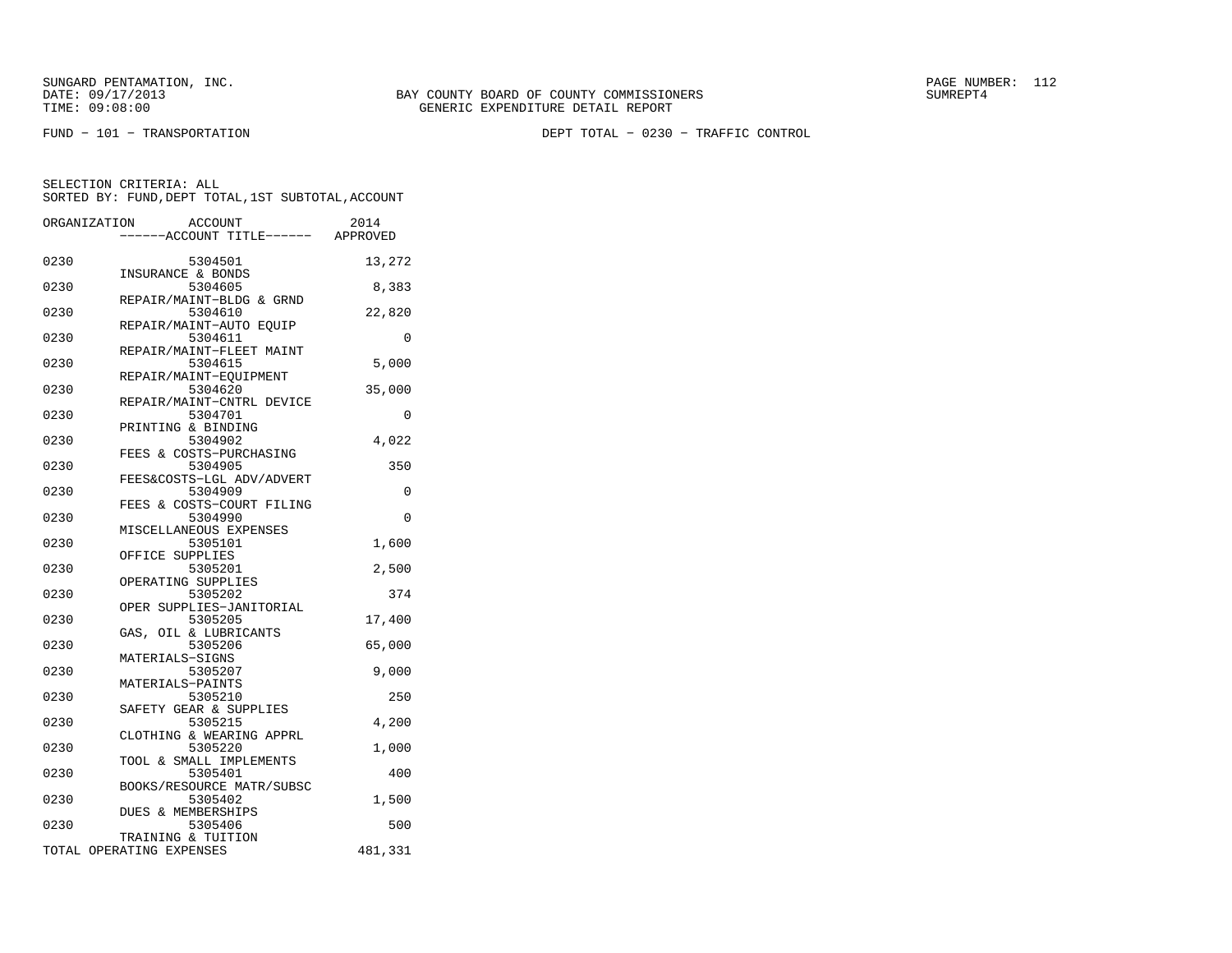SUNGARD PENTAMATION, INC.
DATE: 09/17/2013
TIME: 09:08:00

BAY COUNTY BOARD OF COUNTY COMMISSIONERS
GENERIC EXPENDITURE DETAIL REPORT

SUMREPT4

FUND − 101 − TRANSPORTATION

DEPT TOTAL − 0230 − TRAFFIC CONTROL

SELECTION CRITERIA: ALL
SORTED BY: FUND,DEPT TOTAL,1ST SUBTOTAL,ACCOUNT

| ORGANIZATION | ACCOUNT / ------ACCOUNT TITLE------ | 2014 APPROVED |
|---|---|---|
| 0230 | 5304501 INSURANCE & BONDS | 13,272 |
| 0230 | 5304605 REPAIR/MAINT−BLDG & GRND | 8,383 |
| 0230 | 5304610 REPAIR/MAINT−AUTO EQUIP | 22,820 |
| 0230 | 5304611 REPAIR/MAINT−FLEET MAINT | 0 |
| 0230 | 5304615 REPAIR/MAINT−EQUIPMENT | 5,000 |
| 0230 | 5304620 REPAIR/MAINT−CNTRL DEVICE | 35,000 |
| 0230 | 5304701 PRINTING & BINDING | 0 |
| 0230 | 5304902 FEES & COSTS−PURCHASING | 4,022 |
| 0230 | 5304905 FEES&COSTS−LGL ADV/ADVERT | 350 |
| 0230 | 5304909 FEES & COSTS−COURT FILING | 0 |
| 0230 | 5304990 MISCELLANEOUS EXPENSES | 0 |
| 0230 | 5305101 OFFICE SUPPLIES | 1,600 |
| 0230 | 5305201 OPERATING SUPPLIES | 2,500 |
| 0230 | 5305202 OPER SUPPLIES−JANITORIAL | 374 |
| 0230 | 5305205 GAS, OIL & LUBRICANTS | 17,400 |
| 0230 | 5305206 MATERIALS−SIGNS | 65,000 |
| 0230 | 5305207 MATERIALS−PAINTS | 9,000 |
| 0230 | 5305210 SAFETY GEAR & SUPPLIES | 250 |
| 0230 | 5305215 CLOTHING & WEARING APPRL | 4,200 |
| 0230 | 5305220 TOOL & SMALL IMPLEMENTS | 1,000 |
| 0230 | 5305401 BOOKS/RESOURCE MATR/SUBSC | 400 |
| 0230 | 5305402 DUES & MEMBERSHIPS | 1,500 |
| 0230 | 5305406 TRAINING & TUITION | 500 |
| TOTAL OPERATING EXPENSES | | 481,331 |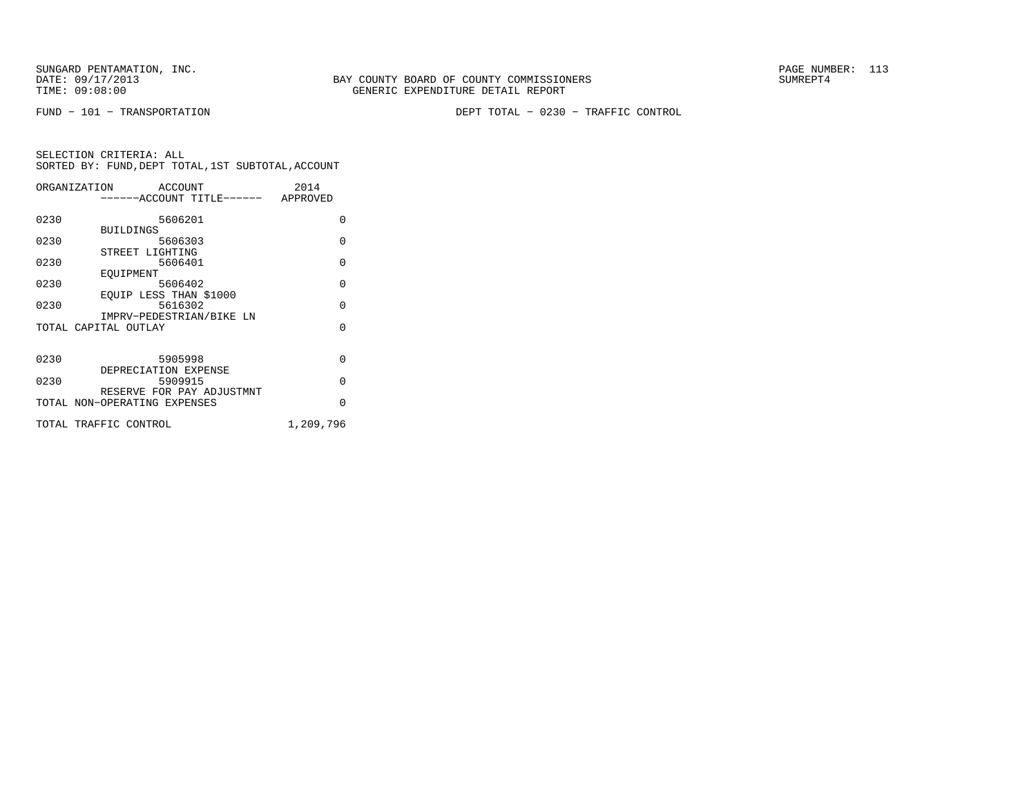SUNGARD PENTAMATION, INC.
DATE: 09/17/2013
TIME: 09:08:00

BAY COUNTY BOARD OF COUNTY COMMISSIONERS
GENERIC EXPENDITURE DETAIL REPORT

SUMREPT4

FUND − 101 − TRANSPORTATION

DEPT TOTAL − 0230 − TRAFFIC CONTROL

SELECTION CRITERIA: ALL
SORTED BY: FUND,DEPT TOTAL,1ST SUBTOTAL,ACCOUNT

| ORGANIZATION | ACCOUNT / ------ACCOUNT TITLE------ | 2014 APPROVED |
|---|---|---|
| 0230 | 5606201 BUILDINGS | 0 |
| 0230 | 5606303 STREET LIGHTING | 0 |
| 0230 | 5606401 EQUIPMENT | 0 |
| 0230 | 5606402 EQUIP LESS THAN $1000 | 0 |
| 0230 | 5616302 IMPRV−PEDESTRIAN/BIKE LN | 0 |
| TOTAL CAPITAL OUTLAY | | 0 |
| 0230 | 5905998 DEPRECIATION EXPENSE | 0 |
| 0230 | 5909915 RESERVE FOR PAY ADJUSTMNT | 0 |
| TOTAL NON−OPERATING EXPENSES | | 0 |
| TOTAL TRAFFIC CONTROL | | 1,209,796 |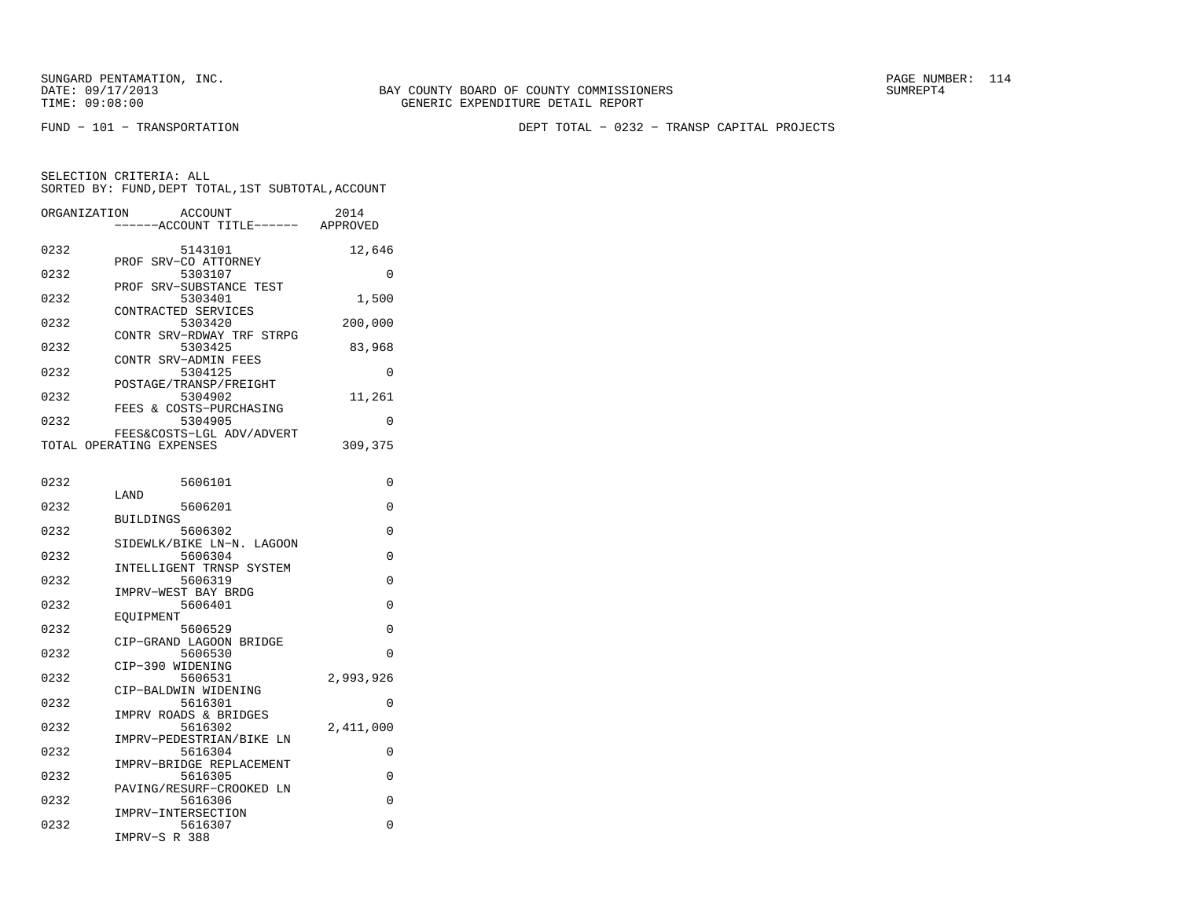SUNGARD PENTAMATION, INC.
DATE: 09/17/2013
TIME: 09:08:00

BAY COUNTY BOARD OF COUNTY COMMISSIONERS
GENERIC EXPENDITURE DETAIL REPORT

PAGE NUMBER: 114
SUMREPT4

FUND - 101 - TRANSPORTATION

DEPT TOTAL - 0232 - TRANSP CAPITAL PROJECTS

SELECTION CRITERIA: ALL
SORTED BY: FUND,DEPT TOTAL,1ST SUBTOTAL,ACCOUNT

| ORGANIZATION | ACCOUNT / ------ACCOUNT TITLE------ | 2014 APPROVED |
|---|---|---|
| 0232 | 5143101 PROF SRV-CO ATTORNEY | 12,646 |
| 0232 | 5303107 PROF SRV-SUBSTANCE TEST | 0 |
| 0232 | 5303401 CONTRACTED SERVICES | 1,500 |
| 0232 | 5303420 CONTR SRV-RDWAY TRF STRPG | 200,000 |
| 0232 | 5303425 CONTR SRV-ADMIN FEES | 83,968 |
| 0232 | 5304125 POSTAGE/TRANSP/FREIGHT | 0 |
| 0232 | 5304902 FEES & COSTS-PURCHASING | 11,261 |
| 0232 | 5304905 FEES&COSTS-LGL ADV/ADVERT | 0 |
| TOTAL OPERATING EXPENSES | | 309,375 |
| 0232 | 5606101 LAND | 0 |
| 0232 | 5606201 BUILDINGS | 0 |
| 0232 | 5606302 SIDEWLK/BIKE LN-N. LAGOON | 0 |
| 0232 | 5606304 INTELLIGENT TRNSP SYSTEM | 0 |
| 0232 | 5606319 IMPRV-WEST BAY BRDG | 0 |
| 0232 | 5606401 EQUIPMENT | 0 |
| 0232 | 5606529 CIP-GRAND LAGOON BRIDGE | 0 |
| 0232 | 5606530 CIP-390 WIDENING | 0 |
| 0232 | 5606531 CIP-BALDWIN WIDENING | 2,993,926 |
| 0232 | 5616301 IMPRV ROADS & BRIDGES | 0 |
| 0232 | 5616302 IMPRV-PEDESTRIAN/BIKE LN | 2,411,000 |
| 0232 | 5616304 IMPRV-BRIDGE REPLACEMENT | 0 |
| 0232 | 5616305 PAVING/RESURF-CROOKED LN | 0 |
| 0232 | 5616306 IMPRV-INTERSECTION | 0 |
| 0232 | 5616307 IMPRV-S R 388 | 0 |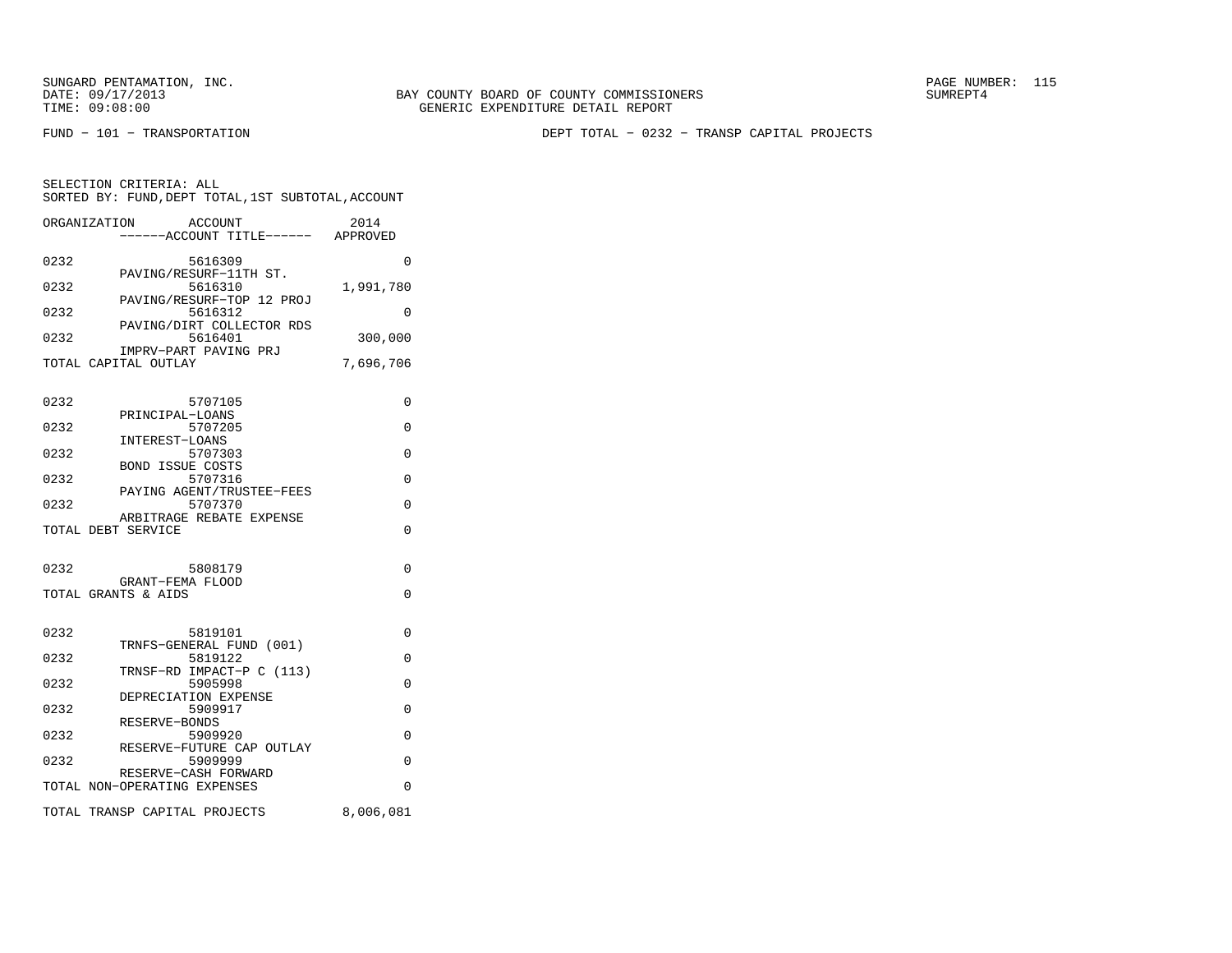SUNGARD PENTAMATION, INC.
DATE: 09/17/2013
TIME: 09:08:00

BAY COUNTY BOARD OF COUNTY COMMISSIONERS
GENERIC EXPENDITURE DETAIL REPORT

PAGE NUMBER: 115
SUMREPT4

FUND − 101 − TRANSPORTATION

DEPT TOTAL − 0232 − TRANSP CAPITAL PROJECTS

SELECTION CRITERIA: ALL
SORTED BY: FUND,DEPT TOTAL,1ST SUBTOTAL,ACCOUNT

| ORGANIZATION | ACCOUNT ------ACCOUNT TITLE------ | 2014 APPROVED |
|---|---|---|
| 0232 | 5616309 PAVING/RESURF−11TH ST. | 0 |
| 0232 | 5616310 PAVING/RESURF−TOP 12 PROJ | 1,991,780 |
| 0232 | 5616312 PAVING/DIRT COLLECTOR RDS | 0 |
| 0232 | 5616401 IMPRV−PART PAVING PRJ | 300,000 |
| TOTAL CAPITAL OUTLAY | | 7,696,706 |
| 0232 | 5707105 PRINCIPAL−LOANS | 0 |
| 0232 | 5707205 INTEREST−LOANS | 0 |
| 0232 | 5707303 BOND ISSUE COSTS | 0 |
| 0232 | 5707316 PAYING AGENT/TRUSTEE−FEES | 0 |
| 0232 | 5707370 ARBITRAGE REBATE EXPENSE | 0 |
| TOTAL DEBT SERVICE | | 0 |
| 0232 | 5808179 GRANT−FEMA FLOOD | 0 |
| TOTAL GRANTS & AIDS | | 0 |
| 0232 | 5819101 TRNFS−GENERAL FUND (001) | 0 |
| 0232 | 5819122 TRNSF−RD IMPACT−P C (113) | 0 |
| 0232 | 5905998 DEPRECIATION EXPENSE | 0 |
| 0232 | 5909917 RESERVE−BONDS | 0 |
| 0232 | 5909920 RESERVE−FUTURE CAP OUTLAY | 0 |
| 0232 | 5909999 RESERVE−CASH FORWARD | 0 |
| TOTAL NON−OPERATING EXPENSES | | 0 |
| TOTAL TRANSP CAPITAL PROJECTS | | 8,006,081 |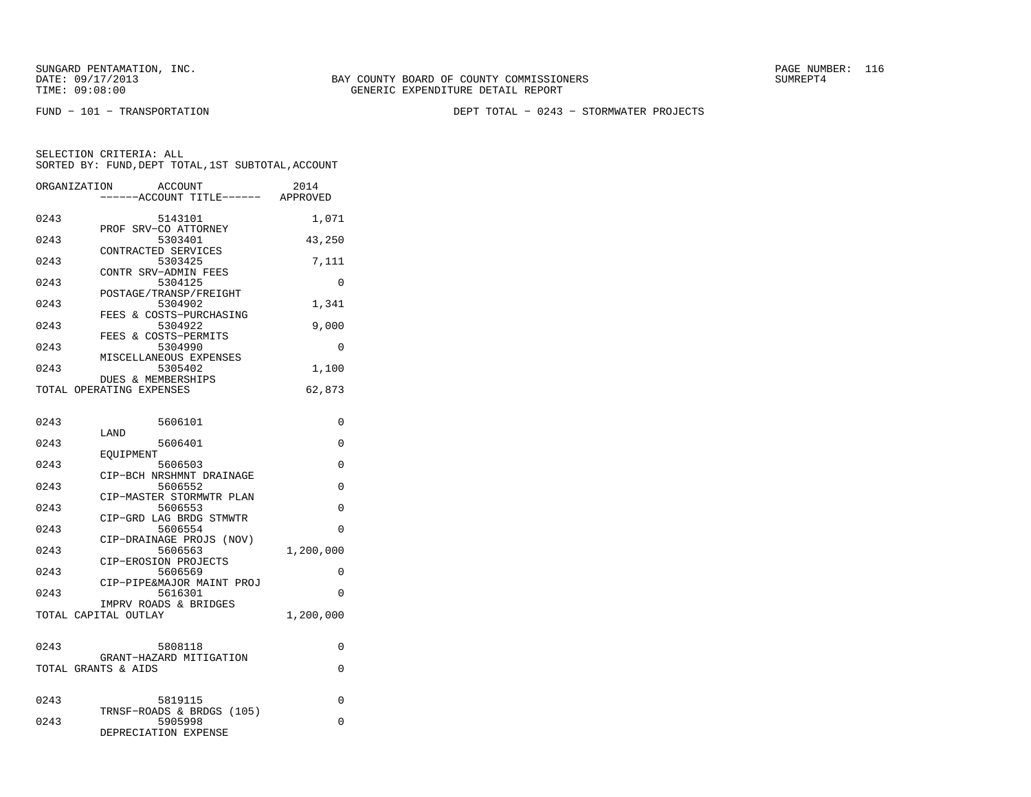SUNGARD PENTAMATION, INC.
DATE: 09/17/2013
TIME: 09:08:00

BAY COUNTY BOARD OF COUNTY COMMISSIONERS
GENERIC EXPENDITURE DETAIL REPORT

SUMREPT4

FUND − 101 − TRANSPORTATION

DEPT TOTAL − 0243 − STORMWATER PROJECTS

SELECTION CRITERIA: ALL
SORTED BY: FUND,DEPT TOTAL,1ST SUBTOTAL,ACCOUNT

| ORGANIZATION | ACCOUNT<br>------ACCOUNT TITLE------ | 2014<br>APPROVED |
|---|---|---|
| 0243 | 5143101<br>PROF SRV−CO ATTORNEY | 1,071 |
| 0243 | 5303401<br>CONTRACTED SERVICES | 43,250 |
| 0243 | 5303425<br>CONTR SRV−ADMIN FEES | 7,111 |
| 0243 | 5304125<br>POSTAGE/TRANSP/FREIGHT | 0 |
| 0243 | 5304902<br>FEES & COSTS−PURCHASING | 1,341 |
| 0243 | 5304922<br>FEES & COSTS−PERMITS | 9,000 |
| 0243 | 5304990<br>MISCELLANEOUS EXPENSES | 0 |
| 0243 | 5305402<br>DUES & MEMBERSHIPS | 1,100 |
| TOTAL OPERATING EXPENSES | | 62,873 |
| | | |
| 0243 | 5606101<br>LAND | 0 |
| 0243 | 5606401<br>EQUIPMENT | 0 |
| 0243 | 5606503<br>CIP−BCH NRSHMNT DRAINAGE | 0 |
| 0243 | 5606552<br>CIP−MASTER STORMWTR PLAN | 0 |
| 0243 | 5606553<br>CIP−GRD LAG BRDG STMWTR | 0 |
| 0243 | 5606554<br>CIP−DRAINAGE PROJS (NOV) | 0 |
| 0243 | 5606563<br>CIP−EROSION PROJECTS | 1,200,000 |
| 0243 | 5606569<br>CIP−PIPE&MAJOR MAINT PROJ | 0 |
| 0243 | 5616301<br>IMPRV ROADS & BRIDGES | 0 |
| TOTAL CAPITAL OUTLAY | | 1,200,000 |
| | | |
| 0243 | 5808118<br>GRANT−HAZARD MITIGATION | 0 |
| TOTAL GRANTS & AIDS | | 0 |
| | | |
| 0243 | 5819115<br>TRNSF−ROADS & BRDGS (105) | 0 |
| 0243 | 5905998<br>DEPRECIATION EXPENSE | 0 |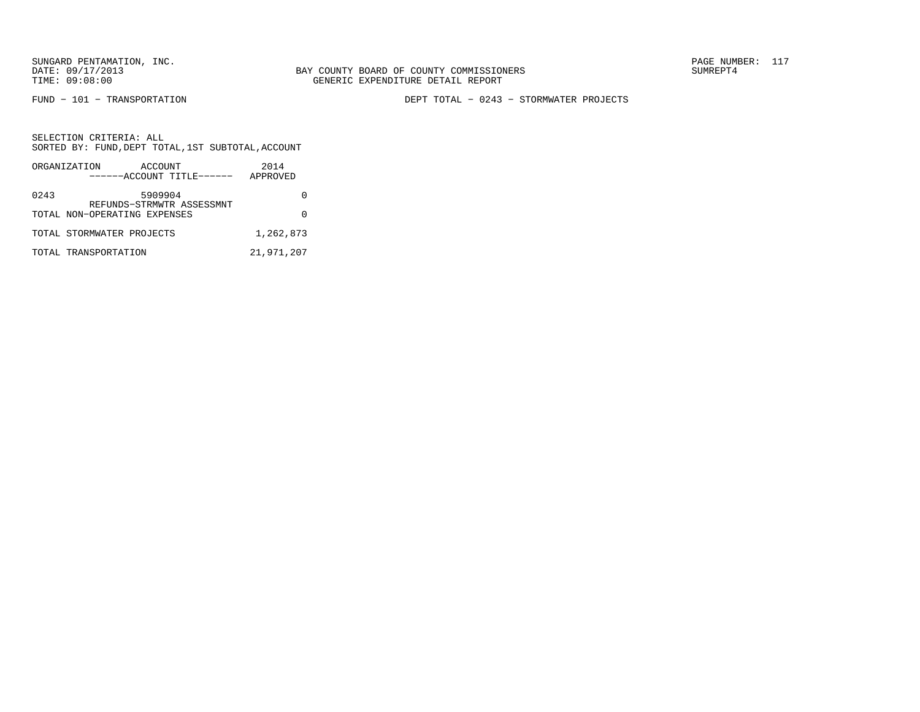BAY COUNTY BOARD OF COUNTY COMMISSIONERS
GENERIC EXPENDITURE DETAIL REPORT

FUND − 101 − TRANSPORTATION

DEPT TOTAL − 0243 − STORMWATER PROJECTS

SELECTION CRITERIA: ALL
SORTED BY: FUND,DEPT TOTAL,1ST SUBTOTAL,ACCOUNT

| ORGANIZATION | ACCOUNT<br>------ACCOUNT TITLE------ | 2014<br>APPROVED |
|---|---|---|
| 0243 | 5909904<br>REFUNDS−STRMWTR ASSESSMNT | 0 |
| TOTAL NON−OPERATING EXPENSES | | 0 |
| TOTAL STORMWATER PROJECTS | | 1,262,873 |
| TOTAL TRANSPORTATION | | 21,971,207 |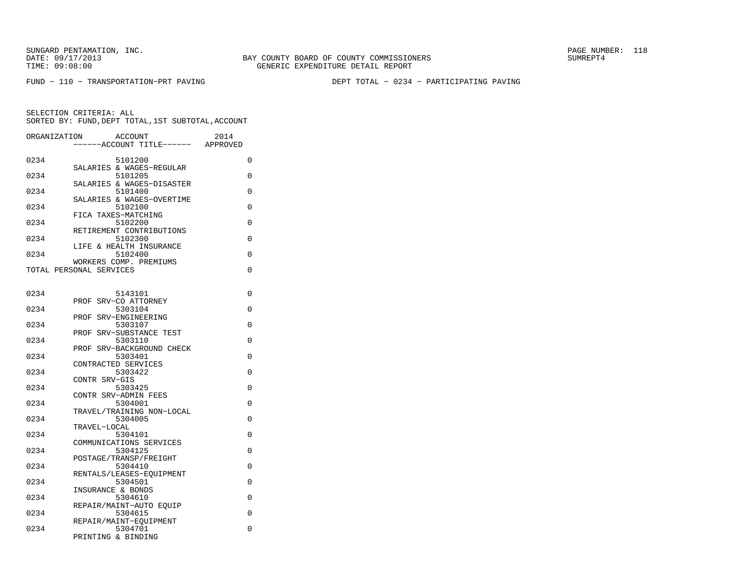SUNGARD PENTAMATION, INC.
DATE: 09/17/2013
TIME: 09:08:00

BAY COUNTY BOARD OF COUNTY COMMISSIONERS
GENERIC EXPENDITURE DETAIL REPORT

SUMREPT4

FUND − 110 − TRANSPORTATION−PRT PAVING

DEPT TOTAL − 0234 − PARTICIPATING PAVING

SELECTION CRITERIA: ALL
SORTED BY: FUND,DEPT TOTAL,1ST SUBTOTAL,ACCOUNT

| ORGANIZATION | ACCOUNT / ------ACCOUNT TITLE------ | 2014 APPROVED |
|---|---|---|
| 0234 | 5101200 SALARIES & WAGES−REGULAR | 0 |
| 0234 | 5101205 SALARIES & WAGES−DISASTER | 0 |
| 0234 | 5101400 SALARIES & WAGES−OVERTIME | 0 |
| 0234 | 5102100 FICA TAXES−MATCHING | 0 |
| 0234 | 5102200 RETIREMENT CONTRIBUTIONS | 0 |
| 0234 | 5102300 LIFE & HEALTH INSURANCE | 0 |
| 0234 | 5102400 WORKERS COMP. PREMIUMS | 0 |
| TOTAL PERSONAL SERVICES | | 0 |
| 0234 | 5143101 PROF SRV−CO ATTORNEY | 0 |
| 0234 | 5303104 PROF SRV−ENGINEERING | 0 |
| 0234 | 5303107 PROF SRV−SUBSTANCE TEST | 0 |
| 0234 | 5303110 PROF SRV−BACKGROUND CHECK | 0 |
| 0234 | 5303401 CONTRACTED SERVICES | 0 |
| 0234 | 5303422 CONTR SRV−GIS | 0 |
| 0234 | 5303425 CONTR SRV−ADMIN FEES | 0 |
| 0234 | 5304001 TRAVEL/TRAINING NON−LOCAL | 0 |
| 0234 | 5304005 TRAVEL−LOCAL | 0 |
| 0234 | 5304101 COMMUNICATIONS SERVICES | 0 |
| 0234 | 5304125 POSTAGE/TRANSP/FREIGHT | 0 |
| 0234 | 5304410 RENTALS/LEASES−EQUIPMENT | 0 |
| 0234 | 5304501 INSURANCE & BONDS | 0 |
| 0234 | 5304610 REPAIR/MAINT−AUTO EQUIP | 0 |
| 0234 | 5304615 REPAIR/MAINT−EQUIPMENT | 0 |
| 0234 | 5304701 PRINTING & BINDING | 0 |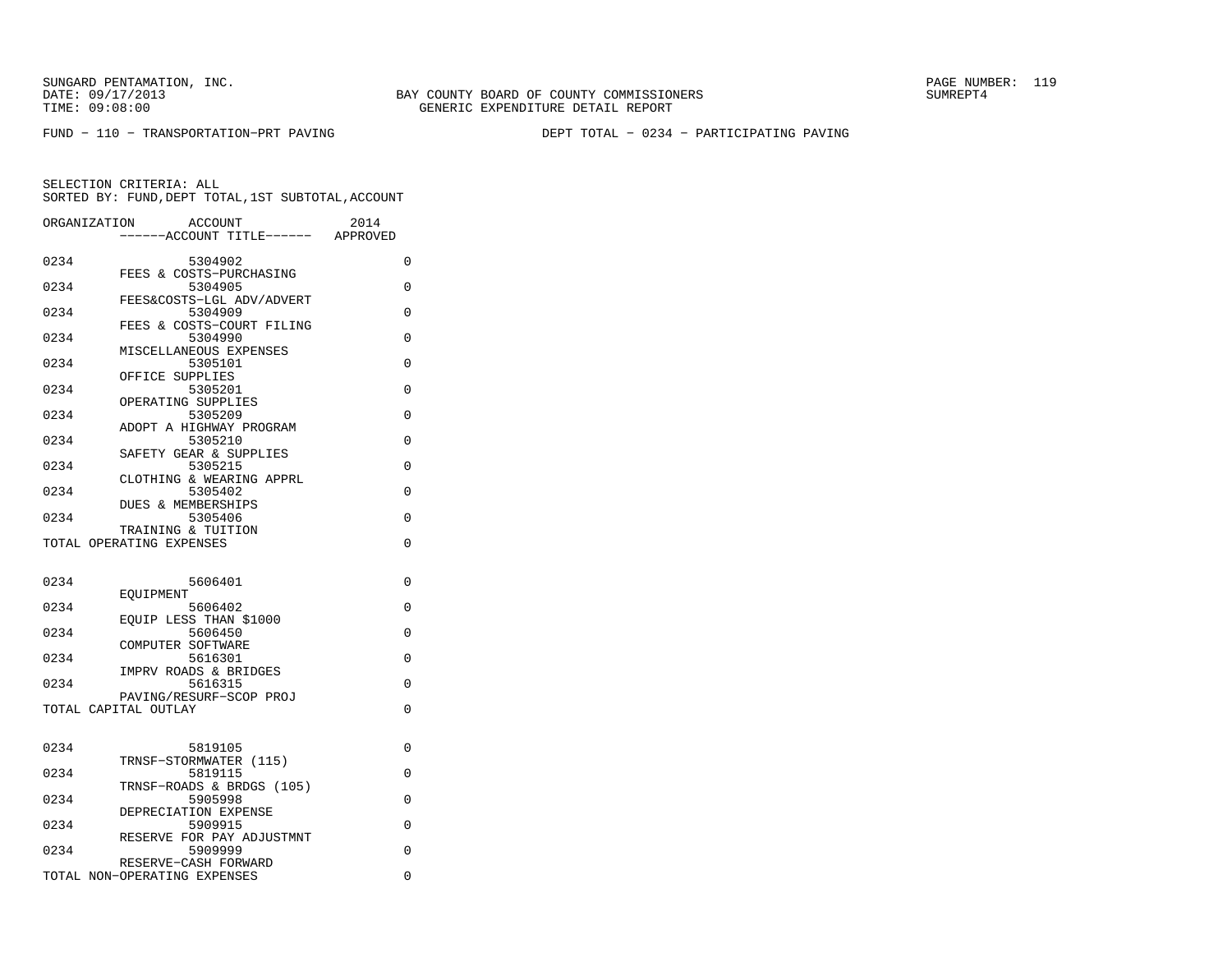SUNGARD PENTAMATION, INC.
DATE: 09/17/2013
TIME: 09:08:00

BAY COUNTY BOARD OF COUNTY COMMISSIONERS
GENERIC EXPENDITURE DETAIL REPORT

SUMREPT4

FUND − 110 − TRANSPORTATION−PRT PAVING

DEPT TOTAL − 0234 − PARTICIPATING PAVING

SELECTION CRITERIA: ALL
SORTED BY: FUND,DEPT TOTAL,1ST SUBTOTAL,ACCOUNT

| ORGANIZATION | ACCOUNT / ------ACCOUNT TITLE------ | 2014 APPROVED |
|---|---|---|
| 0234 | 5304902 FEES & COSTS−PURCHASING | 0 |
| 0234 | 5304905 FEES&COSTS−LGL ADV/ADVERT | 0 |
| 0234 | 5304909 FEES & COSTS−COURT FILING | 0 |
| 0234 | 5304990 MISCELLANEOUS EXPENSES | 0 |
| 0234 | 5305101 OFFICE SUPPLIES | 0 |
| 0234 | 5305201 OPERATING SUPPLIES | 0 |
| 0234 | 5305209 ADOPT A HIGHWAY PROGRAM | 0 |
| 0234 | 5305210 SAFETY GEAR & SUPPLIES | 0 |
| 0234 | 5305215 CLOTHING & WEARING APPRL | 0 |
| 0234 | 5305402 DUES & MEMBERSHIPS | 0 |
| 0234 | 5305406 TRAINING & TUITION | 0 |
| TOTAL OPERATING EXPENSES | | 0 |
| 0234 | 5606401 EQUIPMENT | 0 |
| 0234 | 5606402 EQUIP LESS THAN $1000 | 0 |
| 0234 | 5606450 COMPUTER SOFTWARE | 0 |
| 0234 | 5616301 IMPRV ROADS & BRIDGES | 0 |
| 0234 | 5616315 PAVING/RESURF−SCOP PROJ | 0 |
| TOTAL CAPITAL OUTLAY | | 0 |
| 0234 | 5819105 TRNSF−STORMWATER (115) | 0 |
| 0234 | 5819115 TRNSF−ROADS & BRDGS (105) | 0 |
| 0234 | 5905998 DEPRECIATION EXPENSE | 0 |
| 0234 | 5909915 RESERVE FOR PAY ADJUSTMNT | 0 |
| 0234 | 5909999 RESERVE−CASH FORWARD | 0 |
| TOTAL NON−OPERATING EXPENSES | | 0 |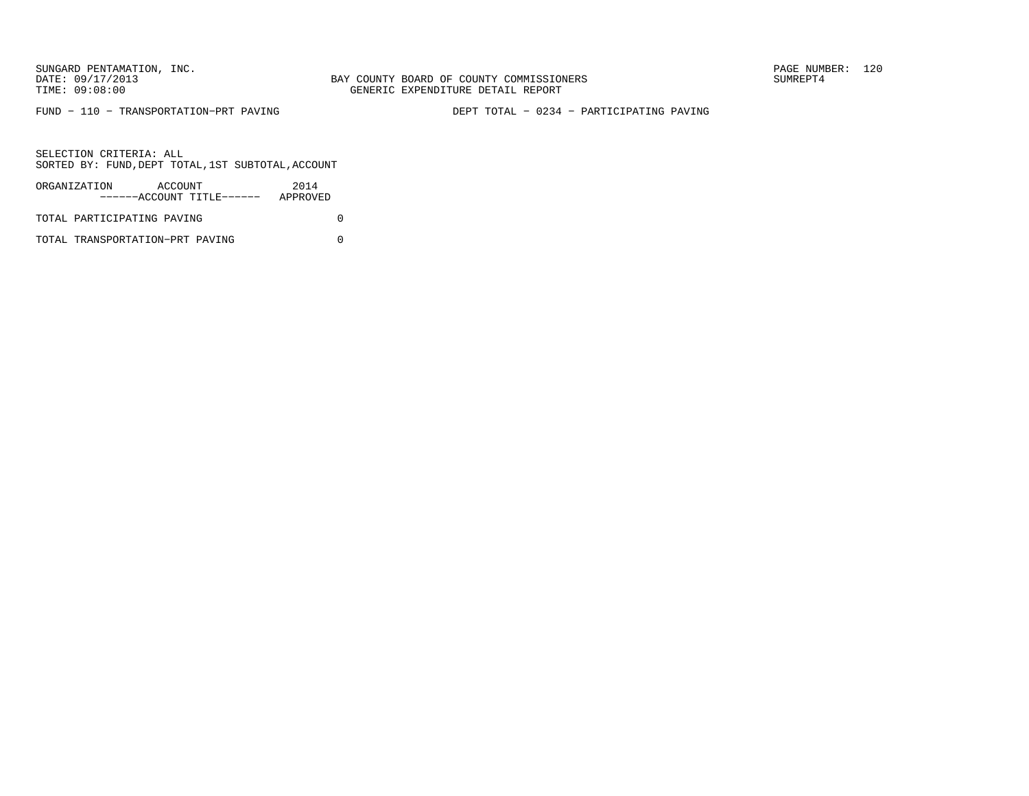FUND − 110 − TRANSPORTATION−PRT PAVING　　　　DEPT TOTAL − 0234 − PARTICIPATING PAVING

SELECTION CRITERIA: ALL
SORTED BY: FUND,DEPT TOTAL,1ST SUBTOTAL,ACCOUNT

| ORGANIZATION ACCOUNT ------ACCOUNT TITLE------ | 2014 APPROVED |
|---|---|
| TOTAL PARTICIPATING PAVING | 0 |
| TOTAL TRANSPORTATION−PRT PAVING | 0 |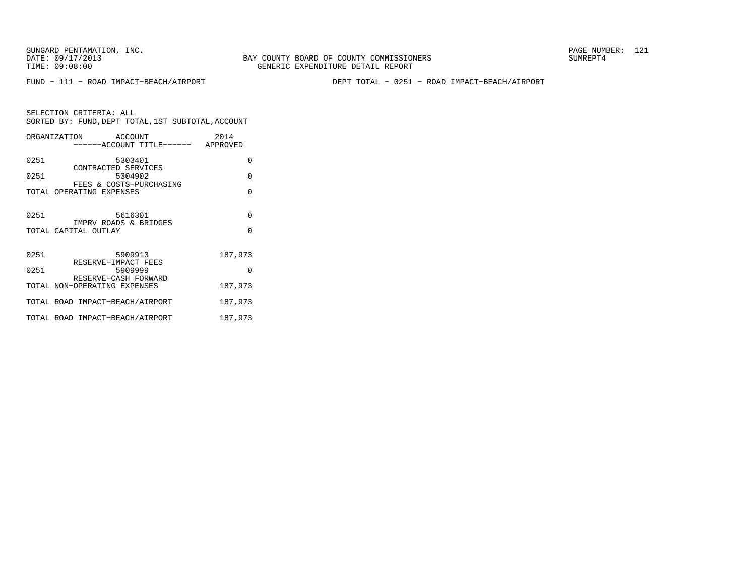SUNGARD PENTAMATION, INC.
DATE: 09/17/2013
TIME: 09:08:00

BAY COUNTY BOARD OF COUNTY COMMISSIONERS
GENERIC EXPENDITURE DETAIL REPORT

SUMREPT4

FUND - 111 - ROAD IMPACT-BEACH/AIRPORT

DEPT TOTAL - 0251 - ROAD IMPACT-BEACH/AIRPORT

SELECTION CRITERIA: ALL
SORTED BY: FUND,DEPT TOTAL,1ST SUBTOTAL,ACCOUNT

| ORGANIZATION | ACCOUNT ------ACCOUNT TITLE------ | 2014 APPROVED |
|---|---|---|
| 0251 | 5303401 CONTRACTED SERVICES | 0 |
| 0251 | 5304902 FEES & COSTS-PURCHASING | 0 |
| TOTAL OPERATING EXPENSES | | 0 |
| 0251 | 5616301 IMPRV ROADS & BRIDGES | 0 |
| TOTAL CAPITAL OUTLAY | | 0 |
| 0251 | 5909913 RESERVE-IMPACT FEES | 187,973 |
| 0251 | 5909999 RESERVE-CASH FORWARD | 0 |
| TOTAL NON-OPERATING EXPENSES | | 187,973 |
| TOTAL ROAD IMPACT-BEACH/AIRPORT | | 187,973 |
| TOTAL ROAD IMPACT-BEACH/AIRPORT | | 187,973 |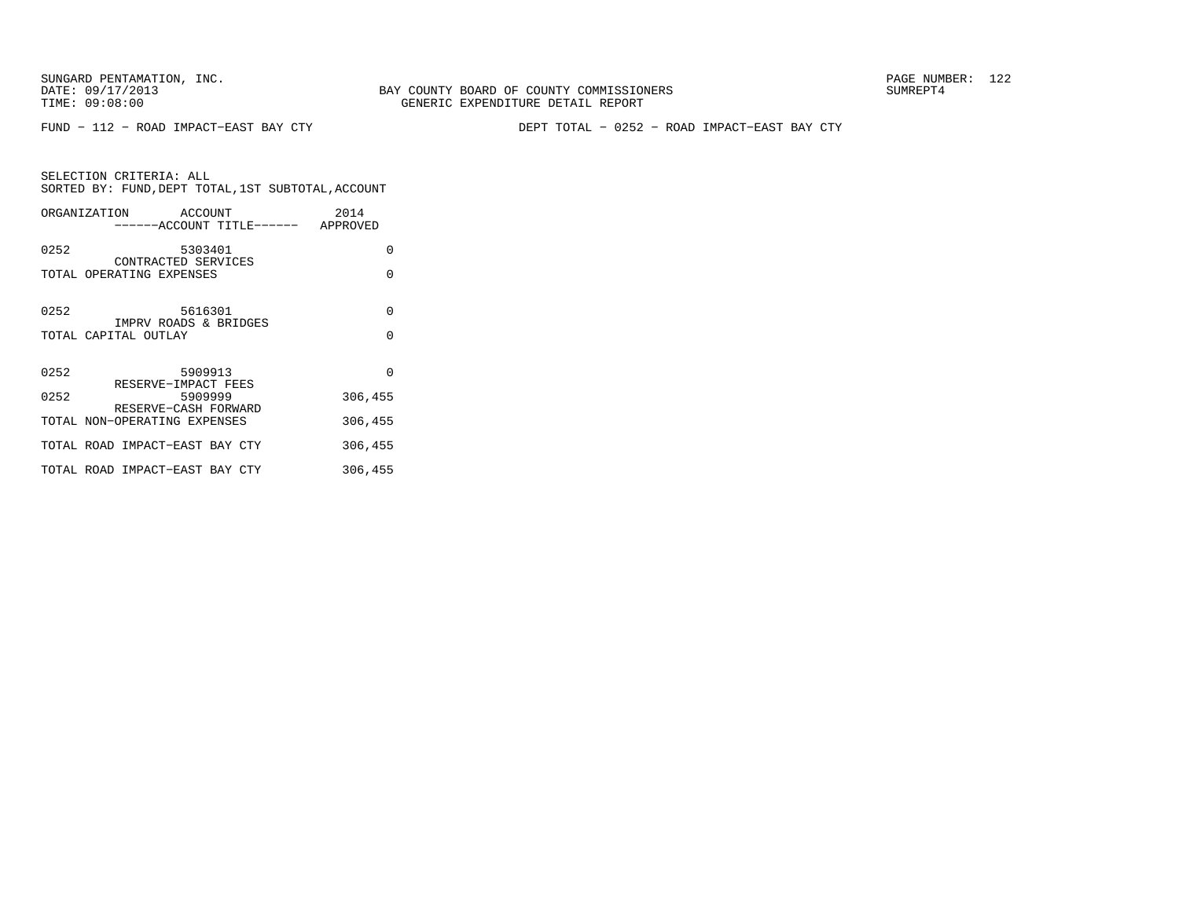SUNGARD PENTAMATION, INC.
DATE: 09/17/2013
TIME: 09:08:00

BAY COUNTY BOARD OF COUNTY COMMISSIONERS
GENERIC EXPENDITURE DETAIL REPORT

SUMREPT4

FUND − 112 − ROAD IMPACT−EAST BAY CTY

DEPT TOTAL − 0252 − ROAD IMPACT−EAST BAY CTY

SELECTION CRITERIA: ALL
SORTED BY: FUND,DEPT TOTAL,1ST SUBTOTAL,ACCOUNT

| ORGANIZATION | ACCOUNT<br>------ACCOUNT TITLE------ | 2014<br>APPROVED |
|---|---|---|
| 0252 | 5303401<br>CONTRACTED SERVICES | 0 |
| TOTAL OPERATING EXPENSES | | 0 |
| 0252 | 5616301<br>IMPRV ROADS & BRIDGES | 0 |
| TOTAL CAPITAL OUTLAY | | 0 |
| 0252 | 5909913<br>RESERVE−IMPACT FEES | 0 |
| 0252 | 5909999<br>RESERVE−CASH FORWARD | 306,455 |
| TOTAL NON−OPERATING EXPENSES | | 306,455 |
| TOTAL ROAD IMPACT−EAST BAY CTY | | 306,455 |
| TOTAL ROAD IMPACT−EAST BAY CTY | | 306,455 |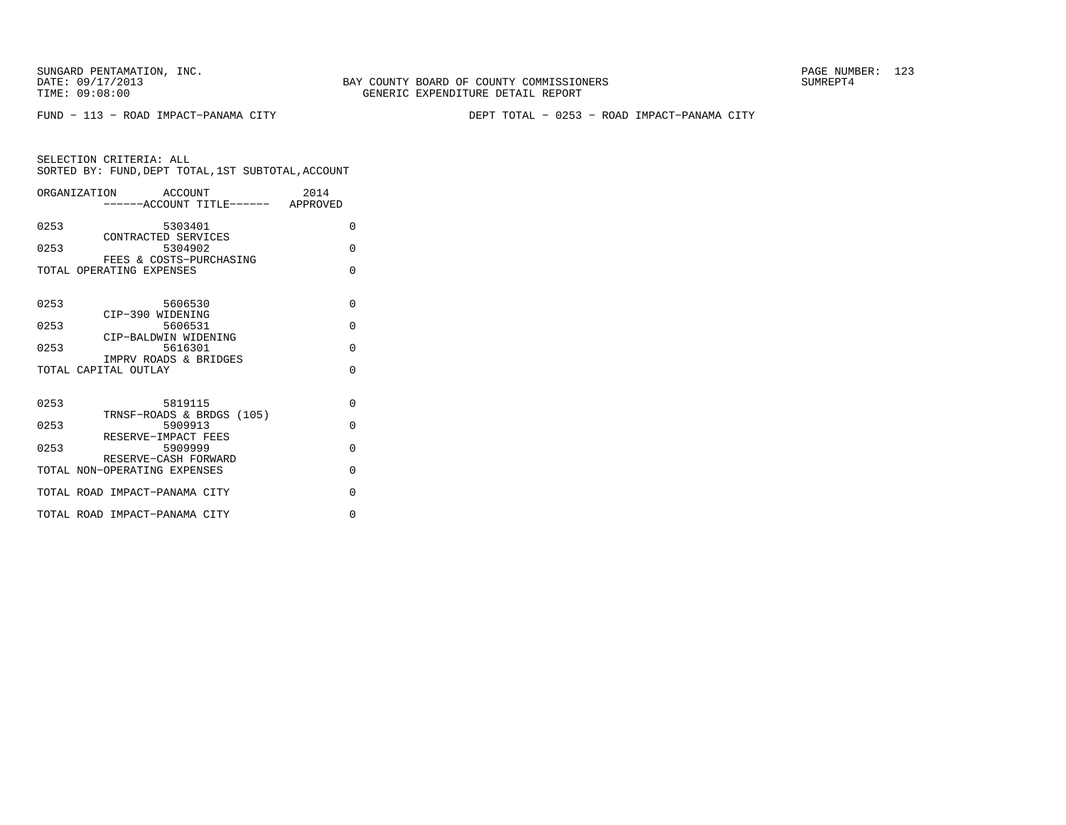SUNGARD PENTAMATION, INC.
DATE: 09/17/2013
TIME: 09:08:00

BAY COUNTY BOARD OF COUNTY COMMISSIONERS
GENERIC EXPENDITURE DETAIL REPORT

SUMREPT4

FUND − 113 − ROAD IMPACT−PANAMA CITY

DEPT TOTAL − 0253 − ROAD IMPACT−PANAMA CITY

SELECTION CRITERIA: ALL
SORTED BY: FUND,DEPT TOTAL,1ST SUBTOTAL,ACCOUNT

| ORGANIZATION | ACCOUNT ------ACCOUNT TITLE------ | 2014 APPROVED |
|---|---|---|
| 0253 | 5303401 CONTRACTED SERVICES | 0 |
| 0253 | 5304902 FEES & COSTS−PURCHASING | 0 |
| TOTAL OPERATING EXPENSES | | 0 |
| 0253 | 5606530 CIP−390 WIDENING | 0 |
| 0253 | 5606531 CIP−BALDWIN WIDENING | 0 |
| 0253 | 5616301 IMPRV ROADS & BRIDGES | 0 |
| TOTAL CAPITAL OUTLAY | | 0 |
| 0253 | 5819115 TRNSF−ROADS & BRDGS (105) | 0 |
| 0253 | 5909913 RESERVE−IMPACT FEES | 0 |
| 0253 | 5909999 RESERVE−CASH FORWARD | 0 |
| TOTAL NON−OPERATING EXPENSES | | 0 |
| TOTAL ROAD IMPACT−PANAMA CITY | | 0 |
| TOTAL ROAD IMPACT−PANAMA CITY | | 0 |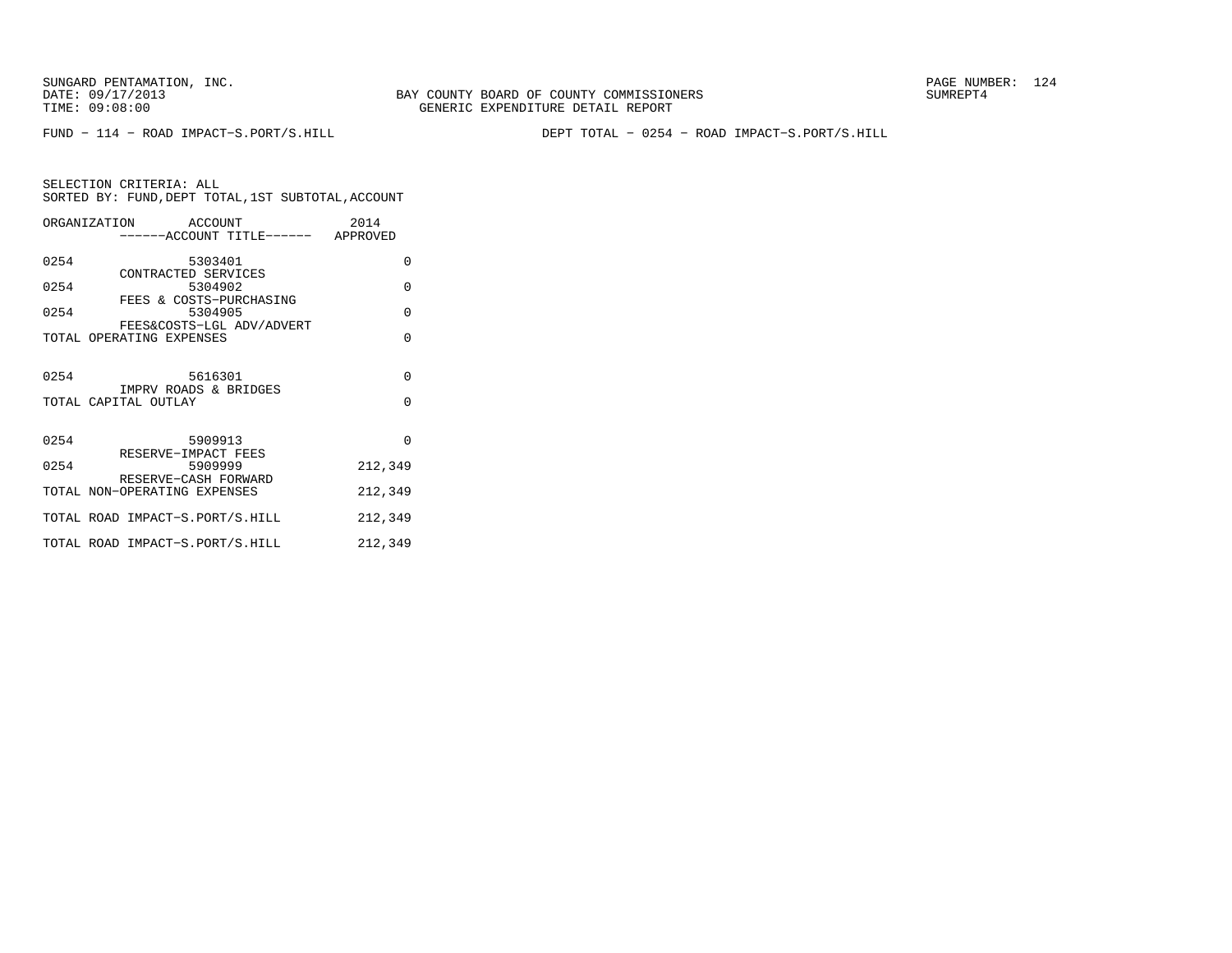SUNGARD PENTAMATION, INC.
DATE: 09/17/2013
TIME: 09:08:00

BAY COUNTY BOARD OF COUNTY COMMISSIONERS
GENERIC EXPENDITURE DETAIL REPORT

SUMREPT4

FUND - 114 - ROAD IMPACT-S.PORT/S.HILL

DEPT TOTAL - 0254 - ROAD IMPACT-S.PORT/S.HILL

SELECTION CRITERIA: ALL
SORTED BY: FUND,DEPT TOTAL,1ST SUBTOTAL,ACCOUNT

| ORGANIZATION | ACCOUNT ------ACCOUNT TITLE------ | 2014 APPROVED |
|---|---|---|
| 0254 | 5303401 CONTRACTED SERVICES | 0 |
| 0254 | 5304902 FEES & COSTS-PURCHASING | 0 |
| 0254 | 5304905 FEES&COSTS-LGL ADV/ADVERT | 0 |
| TOTAL OPERATING EXPENSES | | 0 |
| 0254 | 5616301 IMPRV ROADS & BRIDGES | 0 |
| TOTAL CAPITAL OUTLAY | | 0 |
| 0254 | 5909913 RESERVE-IMPACT FEES | 0 |
| 0254 | 5909999 RESERVE-CASH FORWARD | 212,349 |
| TOTAL NON-OPERATING EXPENSES | | 212,349 |
| TOTAL ROAD IMPACT-S.PORT/S.HILL | | 212,349 |
| TOTAL ROAD IMPACT-S.PORT/S.HILL | | 212,349 |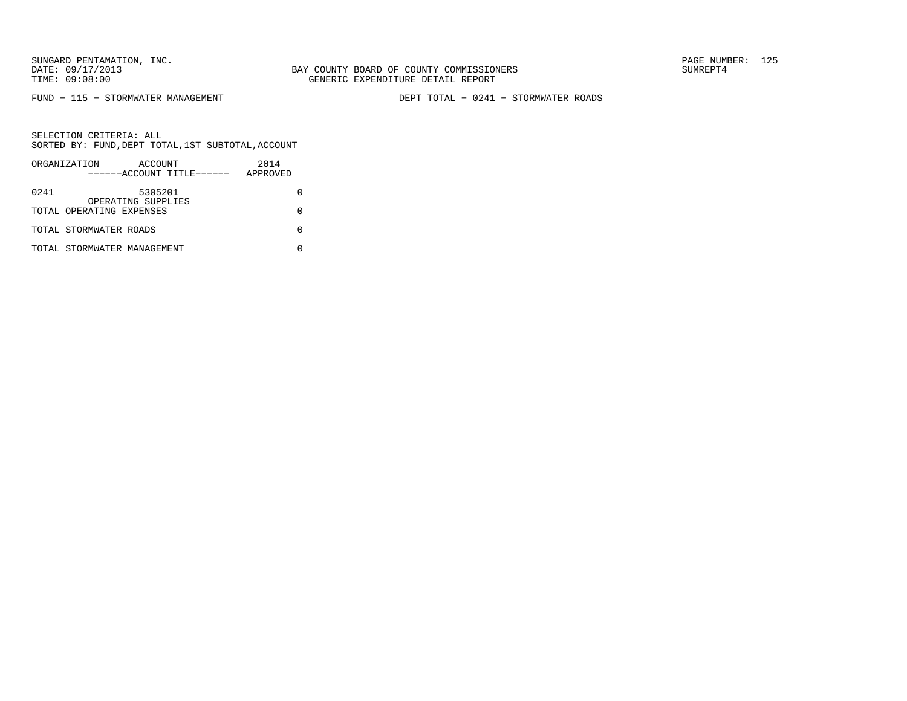BAY COUNTY BOARD OF COUNTY COMMISSIONERS
GENERIC EXPENDITURE DETAIL REPORT

FUND − 115 − STORMWATER MANAGEMENT

DEPT TOTAL − 0241 − STORMWATER ROADS

SELECTION CRITERIA: ALL
SORTED BY: FUND,DEPT TOTAL,1ST SUBTOTAL,ACCOUNT

| ORGANIZATION | ACCOUNT ------ACCOUNT TITLE------ | 2014 APPROVED |
|---|---|---|
| 0241 | 5305201 OPERATING SUPPLIES | 0 |
| TOTAL OPERATING EXPENSES | | 0 |
| TOTAL STORMWATER ROADS | | 0 |
| TOTAL STORMWATER MANAGEMENT | | 0 |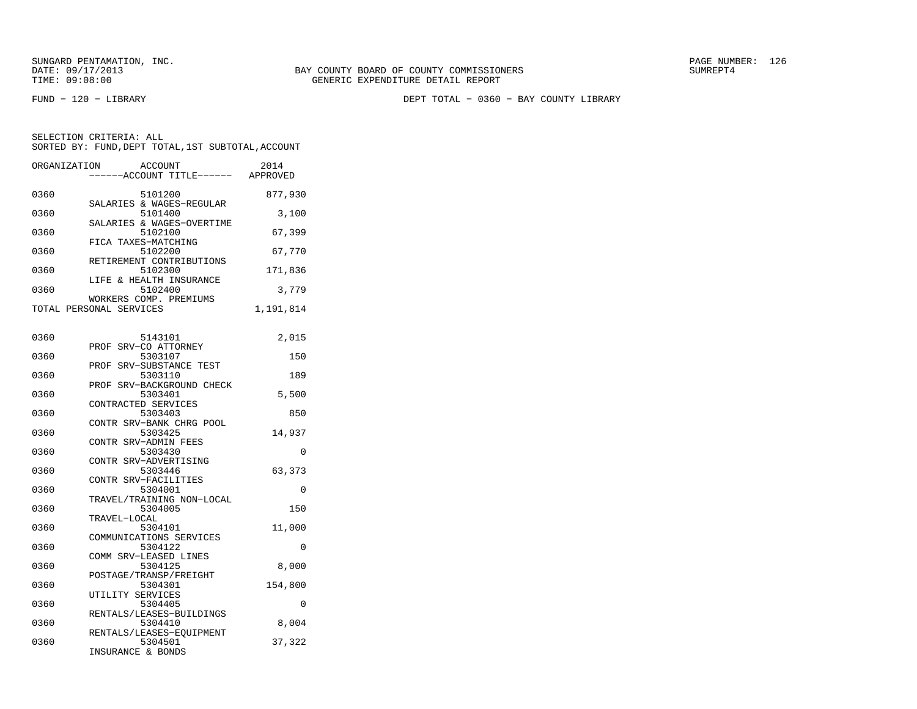SUNGARD PENTAMATION, INC.
DATE: 09/17/2013
TIME: 09:08:00

BAY COUNTY BOARD OF COUNTY COMMISSIONERS
GENERIC EXPENDITURE DETAIL REPORT

PAGE NUMBER: 126
SUMREPT4

FUND - 120 - LIBRARY

DEPT TOTAL - 0360 - BAY COUNTY LIBRARY

SELECTION CRITERIA: ALL
SORTED BY: FUND,DEPT TOTAL,1ST SUBTOTAL,ACCOUNT

| ORGANIZATION | ACCOUNT / ------ACCOUNT TITLE------ | 2014 APPROVED |
|---|---|---|
| 0360 | 5101200 SALARIES & WAGES-REGULAR | 877,930 |
| 0360 | 5101400 SALARIES & WAGES-OVERTIME | 3,100 |
| 0360 | 5102100 FICA TAXES-MATCHING | 67,399 |
| 0360 | 5102200 RETIREMENT CONTRIBUTIONS | 67,770 |
| 0360 | 5102300 LIFE & HEALTH INSURANCE | 171,836 |
| 0360 | 5102400 WORKERS COMP. PREMIUMS | 3,779 |
| TOTAL PERSONAL SERVICES | | 1,191,814 |
| 0360 | 5143101 PROF SRV-CO ATTORNEY | 2,015 |
| 0360 | 5303107 PROF SRV-SUBSTANCE TEST | 150 |
| 0360 | 5303110 PROF SRV-BACKGROUND CHECK | 189 |
| 0360 | 5303401 CONTRACTED SERVICES | 5,500 |
| 0360 | 5303403 CONTR SRV-BANK CHRG POOL | 850 |
| 0360 | 5303425 CONTR SRV-ADMIN FEES | 14,937 |
| 0360 | 5303430 CONTR SRV-ADVERTISING | 0 |
| 0360 | 5303446 CONTR SRV-FACILITIES | 63,373 |
| 0360 | 5304001 TRAVEL/TRAINING NON-LOCAL | 0 |
| 0360 | 5304005 TRAVEL-LOCAL | 150 |
| 0360 | 5304101 COMMUNICATIONS SERVICES | 11,000 |
| 0360 | 5304122 COMM SRV-LEASED LINES | 0 |
| 0360 | 5304125 POSTAGE/TRANSP/FREIGHT | 8,000 |
| 0360 | 5304301 UTILITY SERVICES | 154,800 |
| 0360 | 5304405 RENTALS/LEASES-BUILDINGS | 0 |
| 0360 | 5304410 RENTALS/LEASES-EQUIPMENT | 8,004 |
| 0360 | 5304501 INSURANCE & BONDS | 37,322 |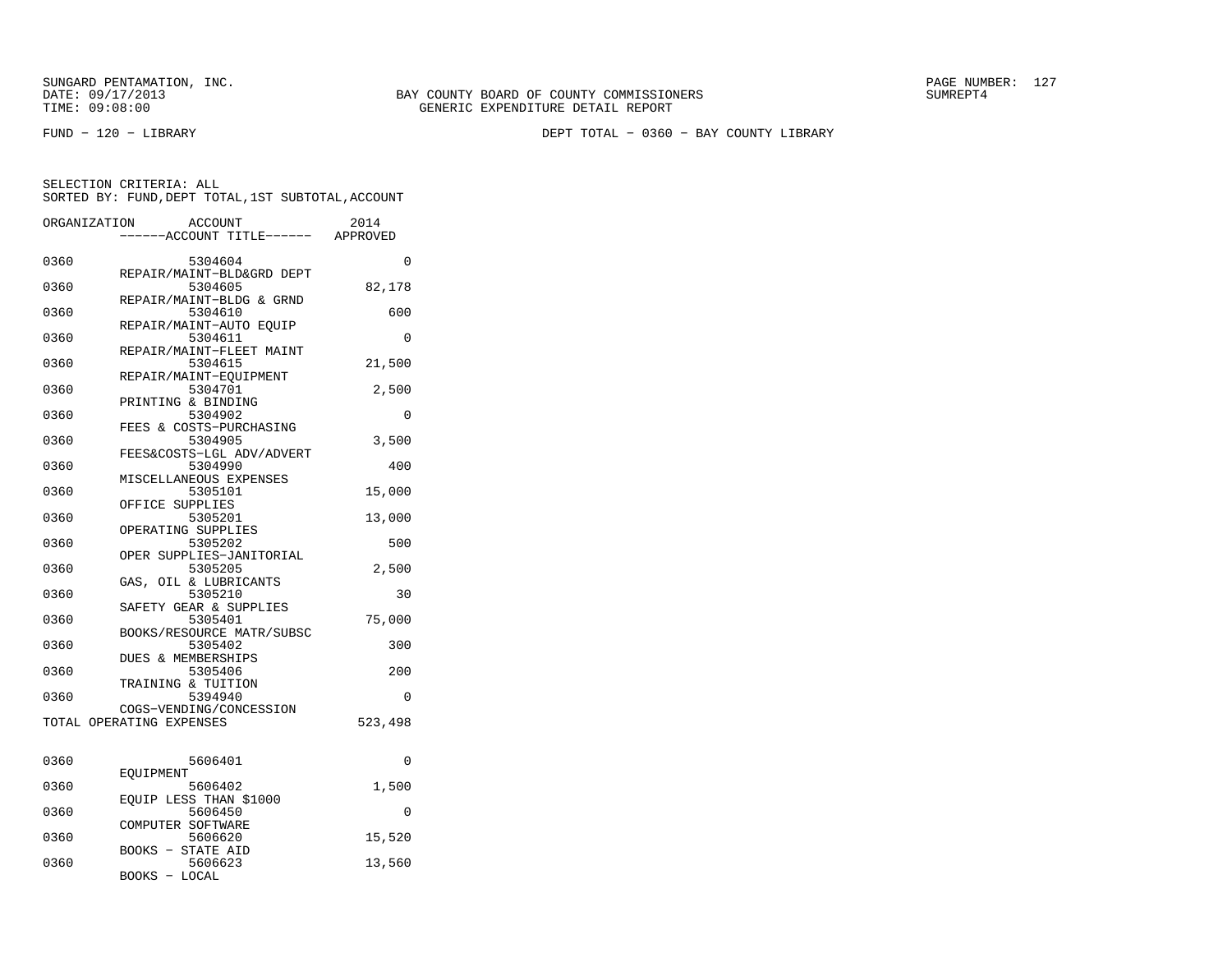SUNGARD PENTAMATION, INC.
DATE: 09/17/2013
TIME: 09:08:00

BAY COUNTY BOARD OF COUNTY COMMISSIONERS
GENERIC EXPENDITURE DETAIL REPORT

SUMREPT4

FUND - 120 - LIBRARY

DEPT TOTAL - 0360 - BAY COUNTY LIBRARY

SELECTION CRITERIA: ALL
SORTED BY: FUND,DEPT TOTAL,1ST SUBTOTAL,ACCOUNT

| ORGANIZATION | ACCOUNT / ------ACCOUNT TITLE------ | 2014 APPROVED |
|---|---|---|
| 0360 | 5304604 REPAIR/MAINT-BLD&GRD DEPT | 0 |
| 0360 | 5304605 REPAIR/MAINT-BLDG & GRND | 82,178 |
| 0360 | 5304610 REPAIR/MAINT-AUTO EQUIP | 600 |
| 0360 | 5304611 REPAIR/MAINT-FLEET MAINT | 0 |
| 0360 | 5304615 REPAIR/MAINT-EQUIPMENT | 21,500 |
| 0360 | 5304701 PRINTING & BINDING | 2,500 |
| 0360 | 5304902 FEES & COSTS-PURCHASING | 0 |
| 0360 | 5304905 FEES&COSTS-LGL ADV/ADVERT | 3,500 |
| 0360 | 5304990 MISCELLANEOUS EXPENSES | 400 |
| 0360 | 5305101 OFFICE SUPPLIES | 15,000 |
| 0360 | 5305201 OPERATING SUPPLIES | 13,000 |
| 0360 | 5305202 OPER SUPPLIES-JANITORIAL | 500 |
| 0360 | 5305205 GAS, OIL & LUBRICANTS | 2,500 |
| 0360 | 5305210 SAFETY GEAR & SUPPLIES | 30 |
| 0360 | 5305401 BOOKS/RESOURCE MATR/SUBSC | 75,000 |
| 0360 | 5305402 DUES & MEMBERSHIPS | 300 |
| 0360 | 5305406 TRAINING & TUITION | 200 |
| 0360 | 5394940 COGS-VENDING/CONCESSION | 0 |
| TOTAL OPERATING EXPENSES | | 523,498 |
| 0360 | 5606401 EQUIPMENT | 0 |
| 0360 | 5606402 EQUIP LESS THAN $1000 | 1,500 |
| 0360 | 5606450 COMPUTER SOFTWARE | 0 |
| 0360 | 5606620 BOOKS - STATE AID | 15,520 |
| 0360 | 5606623 BOOKS - LOCAL | 13,560 |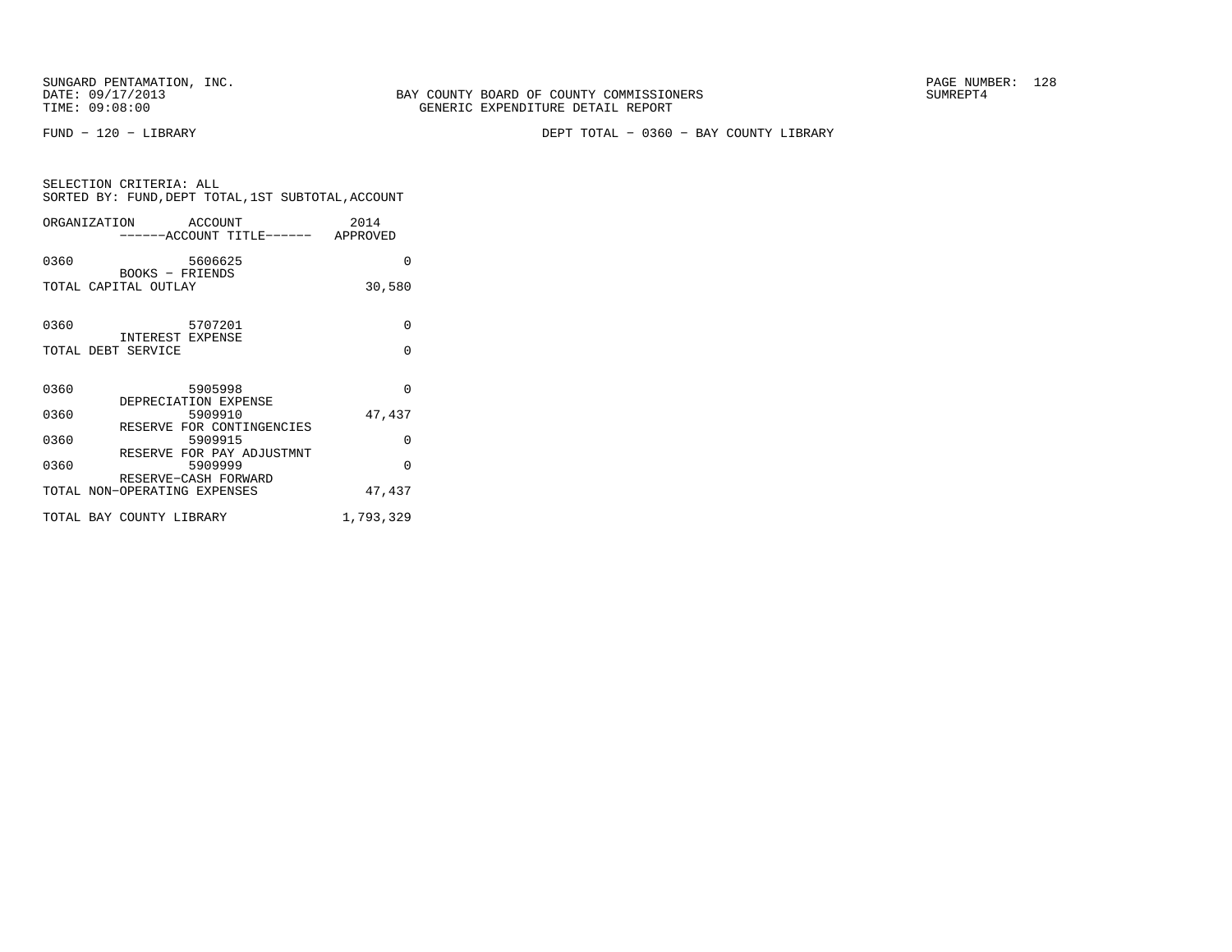SUNGARD PENTAMATION, INC.
DATE: 09/17/2013
TIME: 09:08:00

BAY COUNTY BOARD OF COUNTY COMMISSIONERS
GENERIC EXPENDITURE DETAIL REPORT

SUMREPT4

FUND - 120 - LIBRARY

DEPT TOTAL - 0360 - BAY COUNTY LIBRARY

SELECTION CRITERIA: ALL
SORTED BY: FUND,DEPT TOTAL,1ST SUBTOTAL,ACCOUNT

| ORGANIZATION | ACCOUNT / ------ACCOUNT TITLE------ | 2014 APPROVED |
|---|---|---|
| 0360 | 5606625 BOOKS - FRIENDS | 0 |
| TOTAL CAPITAL OUTLAY | | 30,580 |
| 0360 | 5707201 INTEREST EXPENSE | 0 |
| TOTAL DEBT SERVICE | | 0 |
| 0360 | 5905998 DEPRECIATION EXPENSE | 0 |
| 0360 | 5909910 RESERVE FOR CONTINGENCIES | 47,437 |
| 0360 | 5909915 RESERVE FOR PAY ADJUSTMNT | 0 |
| 0360 | 5909999 RESERVE-CASH FORWARD | 0 |
| TOTAL NON-OPERATING EXPENSES | | 47,437 |
| TOTAL BAY COUNTY LIBRARY | | 1,793,329 |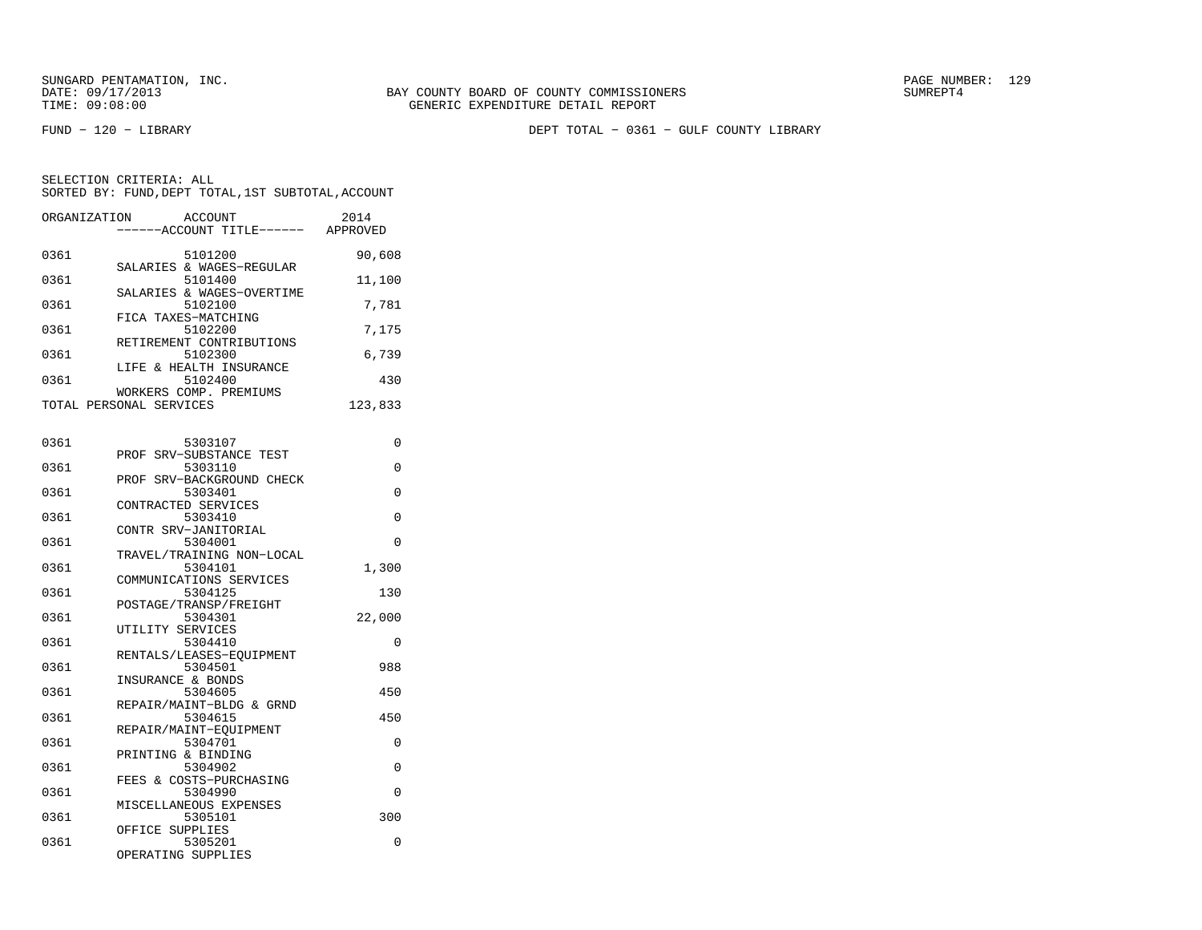SUNGARD PENTAMATION, INC.
DATE: 09/17/2013
TIME: 09:08:00

BAY COUNTY BOARD OF COUNTY COMMISSIONERS
GENERIC EXPENDITURE DETAIL REPORT

PAGE NUMBER: 129
SUMREPT4

FUND - 120 - LIBRARY

DEPT TOTAL - 0361 - GULF COUNTY LIBRARY

SELECTION CRITERIA: ALL
SORTED BY: FUND,DEPT TOTAL,1ST SUBTOTAL,ACCOUNT

| ORGANIZATION | ACCOUNT / ------ACCOUNT TITLE------ | 2014 APPROVED |
|---|---|---|
| 0361 | 5101200 SALARIES & WAGES-REGULAR | 90,608 |
| 0361 | 5101400 SALARIES & WAGES-OVERTIME | 11,100 |
| 0361 | 5102100 FICA TAXES-MATCHING | 7,781 |
| 0361 | 5102200 RETIREMENT CONTRIBUTIONS | 7,175 |
| 0361 | 5102300 LIFE & HEALTH INSURANCE | 6,739 |
| 0361 | 5102400 WORKERS COMP. PREMIUMS | 430 |
| TOTAL PERSONAL SERVICES | | 123,833 |
| 0361 | 5303107 PROF SRV-SUBSTANCE TEST | 0 |
| 0361 | 5303110 PROF SRV-BACKGROUND CHECK | 0 |
| 0361 | 5303401 CONTRACTED SERVICES | 0 |
| 0361 | 5303410 CONTR SRV-JANITORIAL | 0 |
| 0361 | 5304001 TRAVEL/TRAINING NON-LOCAL | 0 |
| 0361 | 5304101 COMMUNICATIONS SERVICES | 1,300 |
| 0361 | 5304125 POSTAGE/TRANSP/FREIGHT | 130 |
| 0361 | 5304301 UTILITY SERVICES | 22,000 |
| 0361 | 5304410 RENTALS/LEASES-EQUIPMENT | 0 |
| 0361 | 5304501 INSURANCE & BONDS | 988 |
| 0361 | 5304605 REPAIR/MAINT-BLDG & GRND | 450 |
| 0361 | 5304615 REPAIR/MAINT-EQUIPMENT | 450 |
| 0361 | 5304701 PRINTING & BINDING | 0 |
| 0361 | 5304902 FEES & COSTS-PURCHASING | 0 |
| 0361 | 5304990 MISCELLANEOUS EXPENSES | 0 |
| 0361 | 5305101 OFFICE SUPPLIES | 300 |
| 0361 | 5305201 OPERATING SUPPLIES | 0 |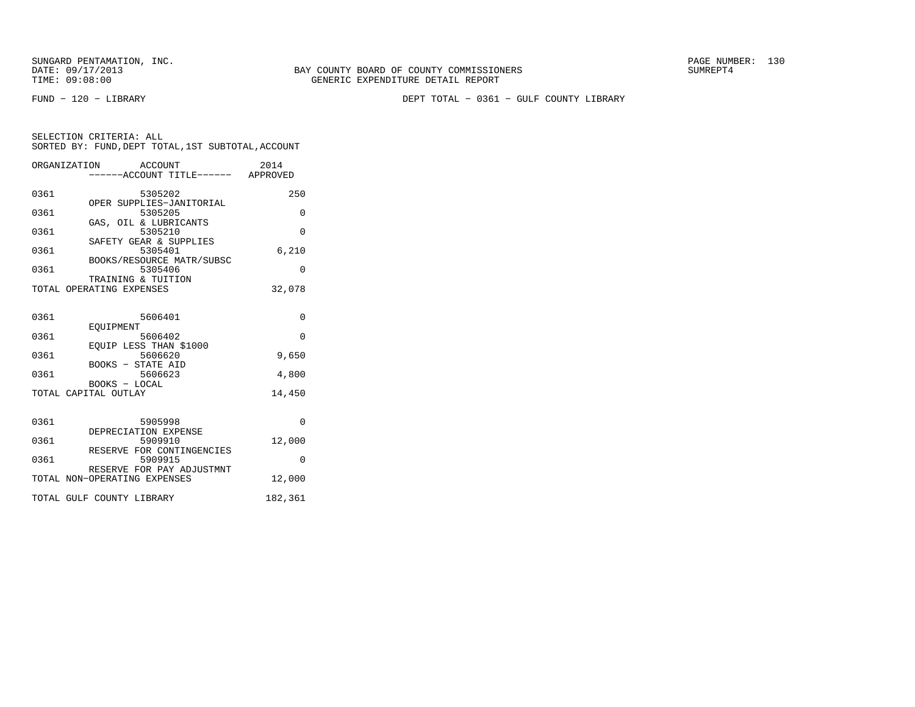SUNGARD PENTAMATION, INC.
DATE: 09/17/2013
TIME: 09:08:00

BAY COUNTY BOARD OF COUNTY COMMISSIONERS
GENERIC EXPENDITURE DETAIL REPORT

SUMREPT4

FUND − 120 − LIBRARY

DEPT TOTAL − 0361 − GULF COUNTY LIBRARY

SELECTION CRITERIA: ALL
SORTED BY: FUND,DEPT TOTAL,1ST SUBTOTAL,ACCOUNT

| ORGANIZATION | ACCOUNT / ACCOUNT TITLE | 2014 APPROVED |
|---|---|---|
| 0361 | 5305202 OPER SUPPLIES−JANITORIAL | 250 |
| 0361 | 5305205 GAS, OIL & LUBRICANTS | 0 |
| 0361 | 5305210 SAFETY GEAR & SUPPLIES | 0 |
| 0361 | 5305401 BOOKS/RESOURCE MATR/SUBSC | 6,210 |
| 0361 | 5305406 TRAINING & TUITION | 0 |
| TOTAL OPERATING EXPENSES | | 32,078 |
| 0361 | 5606401 EQUIPMENT | 0 |
| 0361 | 5606402 EQUIP LESS THAN $1000 | 0 |
| 0361 | 5606620 BOOKS − STATE AID | 9,650 |
| 0361 | 5606623 BOOKS − LOCAL | 4,800 |
| TOTAL CAPITAL OUTLAY | | 14,450 |
| 0361 | 5905998 DEPRECIATION EXPENSE | 0 |
| 0361 | 5909910 RESERVE FOR CONTINGENCIES | 12,000 |
| 0361 | 5909915 RESERVE FOR PAY ADJUSTMNT | 0 |
| TOTAL NON−OPERATING EXPENSES | | 12,000 |
| TOTAL GULF COUNTY LIBRARY | | 182,361 |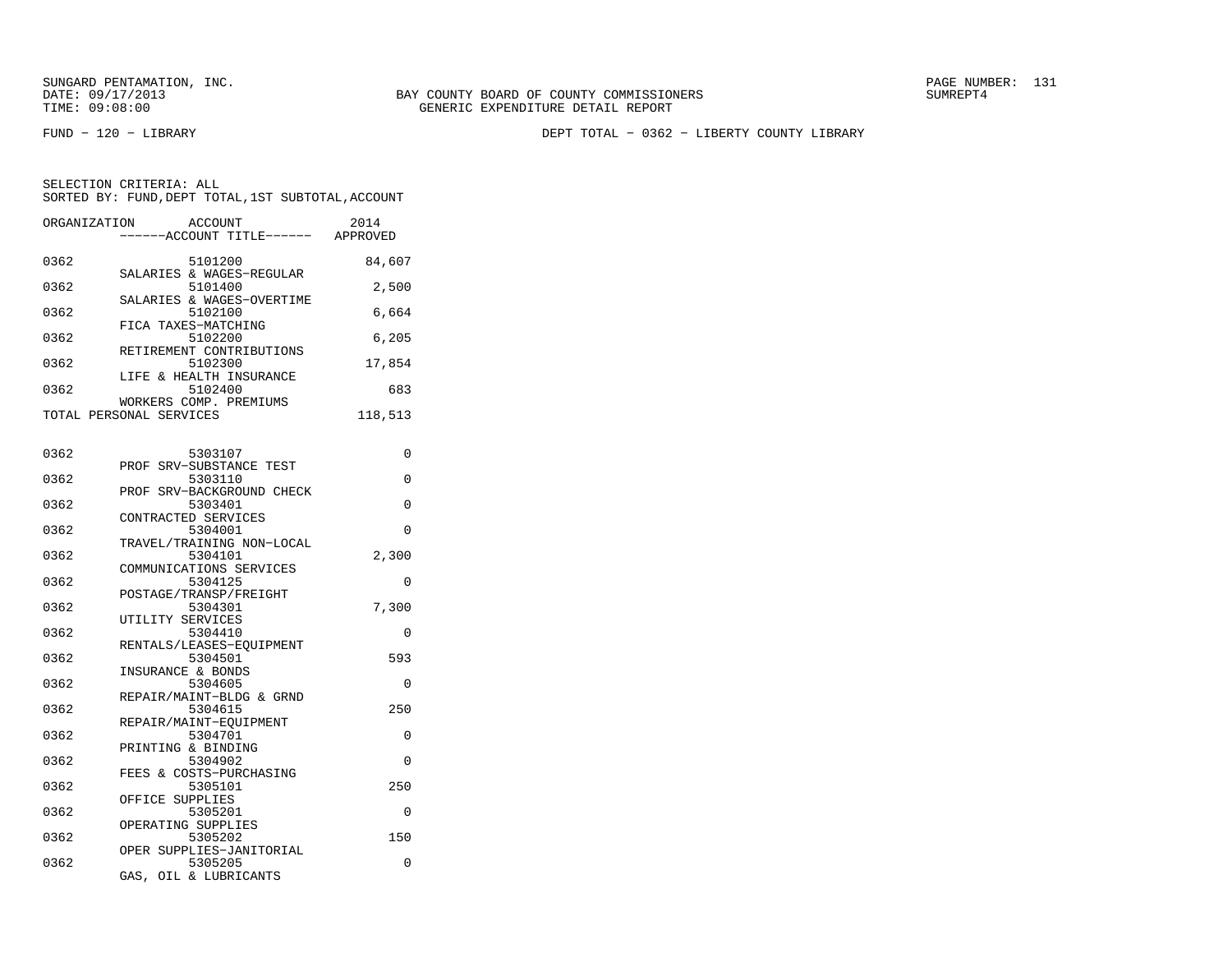SUNGARD PENTAMATION, INC.
DATE: 09/17/2013
TIME: 09:08:00

BAY COUNTY BOARD OF COUNTY COMMISSIONERS
GENERIC EXPENDITURE DETAIL REPORT

PAGE NUMBER: 131
SUMREPT4

FUND - 120 - LIBRARY

DEPT TOTAL - 0362 - LIBERTY COUNTY LIBRARY

SELECTION CRITERIA: ALL
SORTED BY: FUND,DEPT TOTAL,1ST SUBTOTAL,ACCOUNT

| ORGANIZATION | ACCOUNT / ------ACCOUNT TITLE------ | 2014 APPROVED |
|---|---|---|
| 0362 | 5101200 SALARIES & WAGES-REGULAR | 84,607 |
| 0362 | 5101400 SALARIES & WAGES-OVERTIME | 2,500 |
| 0362 | 5102100 FICA TAXES-MATCHING | 6,664 |
| 0362 | 5102200 RETIREMENT CONTRIBUTIONS | 6,205 |
| 0362 | 5102300 LIFE & HEALTH INSURANCE | 17,854 |
| 0362 | 5102400 WORKERS COMP. PREMIUMS | 683 |
| TOTAL PERSONAL SERVICES | | 118,513 |
| 0362 | 5303107 PROF SRV-SUBSTANCE TEST | 0 |
| 0362 | 5303110 PROF SRV-BACKGROUND CHECK | 0 |
| 0362 | 5303401 CONTRACTED SERVICES | 0 |
| 0362 | 5304001 TRAVEL/TRAINING NON-LOCAL | 0 |
| 0362 | 5304101 COMMUNICATIONS SERVICES | 2,300 |
| 0362 | 5304125 POSTAGE/TRANSP/FREIGHT | 0 |
| 0362 | 5304301 UTILITY SERVICES | 7,300 |
| 0362 | 5304410 RENTALS/LEASES-EQUIPMENT | 0 |
| 0362 | 5304501 INSURANCE & BONDS | 593 |
| 0362 | 5304605 REPAIR/MAINT-BLDG & GRND | 0 |
| 0362 | 5304615 REPAIR/MAINT-EQUIPMENT | 250 |
| 0362 | 5304701 PRINTING & BINDING | 0 |
| 0362 | 5304902 FEES & COSTS-PURCHASING | 0 |
| 0362 | 5305101 OFFICE SUPPLIES | 250 |
| 0362 | 5305201 OPERATING SUPPLIES | 0 |
| 0362 | 5305202 OPER SUPPLIES-JANITORIAL | 150 |
| 0362 | 5305205 GAS, OIL & LUBRICANTS | 0 |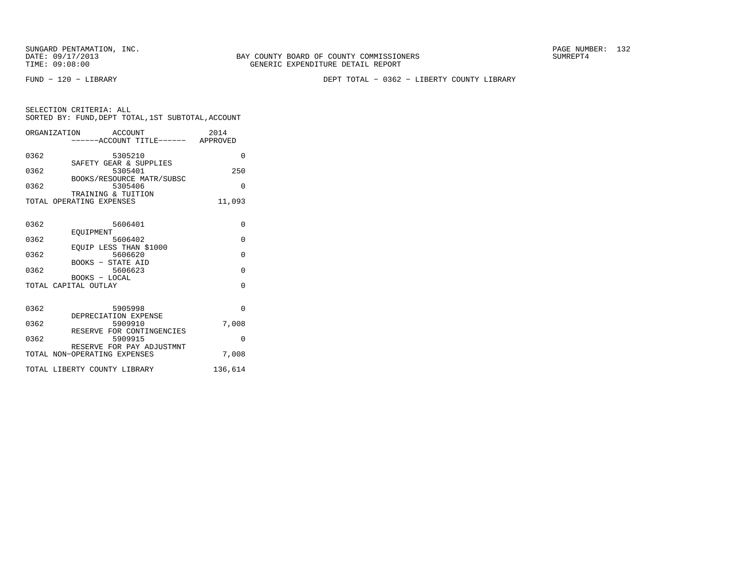SUNGARD PENTAMATION, INC.
DATE: 09/17/2013
TIME: 09:08:00

BAY COUNTY BOARD OF COUNTY COMMISSIONERS
GENERIC EXPENDITURE DETAIL REPORT

SUMREPT4

FUND − 120 − LIBRARY

DEPT TOTAL − 0362 − LIBERTY COUNTY LIBRARY

SELECTION CRITERIA: ALL
SORTED BY: FUND,DEPT TOTAL,1ST SUBTOTAL,ACCOUNT

| ORGANIZATION | ACCOUNT / ------ACCOUNT TITLE------ | 2014 APPROVED |
|---|---|---|
| 0362 | 5305210 SAFETY GEAR & SUPPLIES | 0 |
| 0362 | 5305401 BOOKS/RESOURCE MATR/SUBSC | 250 |
| 0362 | 5305406 TRAINING & TUITION | 0 |
| TOTAL OPERATING EXPENSES | | 11,093 |
| 0362 | 5606401 EQUIPMENT | 0 |
| 0362 | 5606402 EQUIP LESS THAN $1000 | 0 |
| 0362 | 5606620 BOOKS − STATE AID | 0 |
| 0362 | 5606623 BOOKS − LOCAL | 0 |
| TOTAL CAPITAL OUTLAY | | 0 |
| 0362 | 5905998 DEPRECIATION EXPENSE | 0 |
| 0362 | 5909910 RESERVE FOR CONTINGENCIES | 7,008 |
| 0362 | 5909915 RESERVE FOR PAY ADJUSTMNT | 0 |
| TOTAL NON−OPERATING EXPENSES | | 7,008 |
| TOTAL LIBERTY COUNTY LIBRARY | | 136,614 |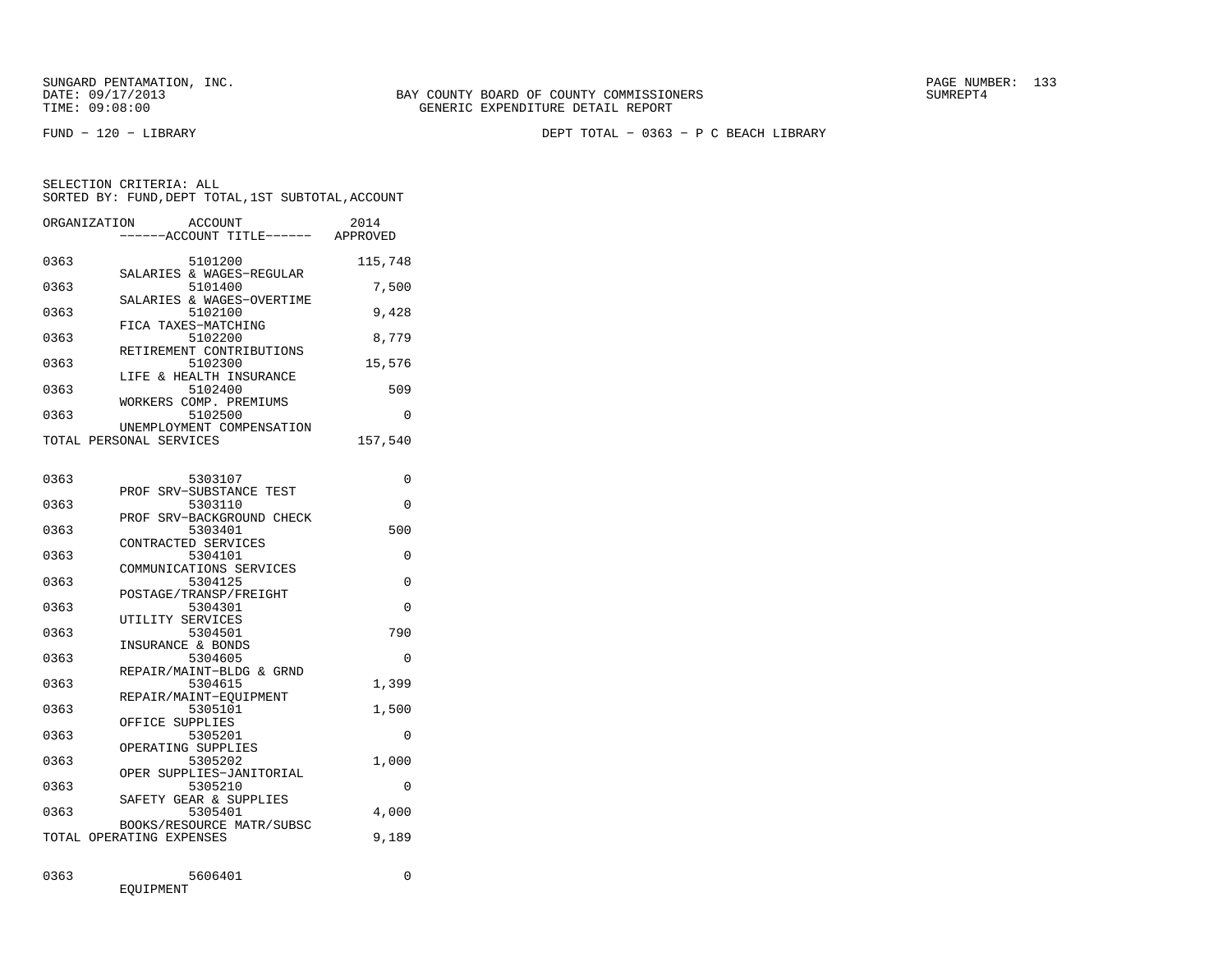SUNGARD PENTAMATION, INC.
DATE: 09/17/2013
TIME: 09:08:00

BAY COUNTY BOARD OF COUNTY COMMISSIONERS
GENERIC EXPENDITURE DETAIL REPORT

SUMREPT4

FUND − 120 − LIBRARY

DEPT TOTAL − 0363 − P C BEACH LIBRARY

SELECTION CRITERIA: ALL
SORTED BY: FUND,DEPT TOTAL,1ST SUBTOTAL,ACCOUNT

| ORGANIZATION | ACCOUNT ------ACCOUNT TITLE------ | 2014 APPROVED |
|---|---|---|
| 0363 | 5101200 SALARIES & WAGES−REGULAR | 115,748 |
| 0363 | 5101400 SALARIES & WAGES−OVERTIME | 7,500 |
| 0363 | 5102100 FICA TAXES−MATCHING | 9,428 |
| 0363 | 5102200 RETIREMENT CONTRIBUTIONS | 8,779 |
| 0363 | 5102300 LIFE & HEALTH INSURANCE | 15,576 |
| 0363 | 5102400 WORKERS COMP. PREMIUMS | 509 |
| 0363 | 5102500 UNEMPLOYMENT COMPENSATION | 0 |
| TOTAL PERSONAL SERVICES | | 157,540 |
| 0363 | 5303107 PROF SRV−SUBSTANCE TEST | 0 |
| 0363 | 5303110 PROF SRV−BACKGROUND CHECK | 0 |
| 0363 | 5303401 CONTRACTED SERVICES | 500 |
| 0363 | 5304101 COMMUNICATIONS SERVICES | 0 |
| 0363 | 5304125 POSTAGE/TRANSP/FREIGHT | 0 |
| 0363 | 5304301 UTILITY SERVICES | 0 |
| 0363 | 5304501 INSURANCE & BONDS | 790 |
| 0363 | 5304605 REPAIR/MAINT−BLDG & GRND | 0 |
| 0363 | 5304615 REPAIR/MAINT−EQUIPMENT | 1,399 |
| 0363 | 5305101 OFFICE SUPPLIES | 1,500 |
| 0363 | 5305201 OPERATING SUPPLIES | 0 |
| 0363 | 5305202 OPER SUPPLIES−JANITORIAL | 1,000 |
| 0363 | 5305210 SAFETY GEAR & SUPPLIES | 0 |
| 0363 | 5305401 BOOKS/RESOURCE MATR/SUBSC | 4,000 |
| TOTAL OPERATING EXPENSES | | 9,189 |
| 0363 | 5606401 EQUIPMENT | 0 |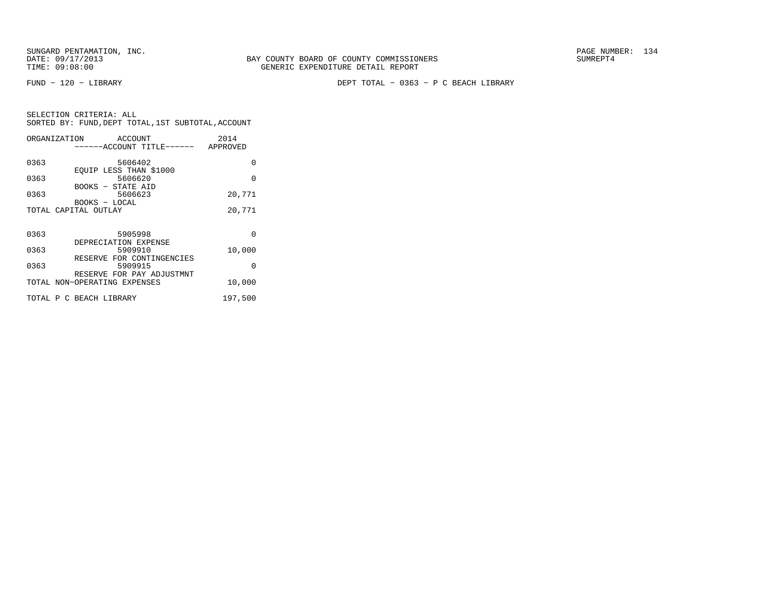SUNGARD PENTAMATION, INC.
DATE: 09/17/2013
TIME: 09:08:00

BAY COUNTY BOARD OF COUNTY COMMISSIONERS
GENERIC EXPENDITURE DETAIL REPORT

SUMREPT4

FUND − 120 − LIBRARY

DEPT TOTAL − 0363 − P C BEACH LIBRARY

SELECTION CRITERIA: ALL
SORTED BY: FUND,DEPT TOTAL,1ST SUBTOTAL,ACCOUNT

| ORGANIZATION | ACCOUNT / ACCOUNT TITLE | 2014 APPROVED |
|---|---|---|
| 0363 | 5606402 EQUIP LESS THAN $1000 | 0 |
| 0363 | 5606620 BOOKS − STATE AID | 0 |
| 0363 | 5606623 BOOKS − LOCAL | 20,771 |
| TOTAL CAPITAL OUTLAY | | 20,771 |
| 0363 | 5905998 DEPRECIATION EXPENSE | 0 |
| 0363 | 5909910 RESERVE FOR CONTINGENCIES | 10,000 |
| 0363 | 5909915 RESERVE FOR PAY ADJUSTMNT | 0 |
| TOTAL NON−OPERATING EXPENSES | | 10,000 |
| TOTAL P C BEACH LIBRARY | | 197,500 |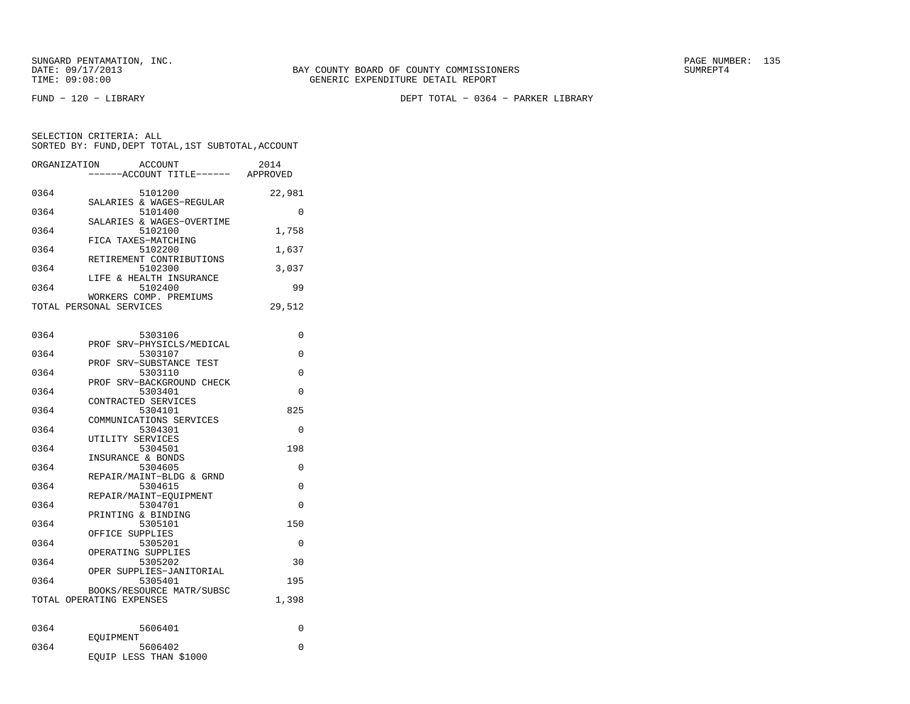SUNGARD PENTAMATION, INC.
DATE: 09/17/2013
TIME: 09:08:00

BAY COUNTY BOARD OF COUNTY COMMISSIONERS
GENERIC EXPENDITURE DETAIL REPORT

SUMREPT4

FUND − 120 − LIBRARY

DEPT TOTAL − 0364 − PARKER LIBRARY

SELECTION CRITERIA: ALL
SORTED BY: FUND,DEPT TOTAL,1ST SUBTOTAL,ACCOUNT

| ORGANIZATION | ACCOUNT<br>------ACCOUNT TITLE------ | 2014<br>APPROVED |
|---|---|---|
| 0364 | 5101200<br>SALARIES & WAGES−REGULAR | 22,981 |
| 0364 | 5101400<br>SALARIES & WAGES−OVERTIME | 0 |
| 0364 | 5102100<br>FICA TAXES−MATCHING | 1,758 |
| 0364 | 5102200<br>RETIREMENT CONTRIBUTIONS | 1,637 |
| 0364 | 5102300<br>LIFE & HEALTH INSURANCE | 3,037 |
| 0364 | 5102400<br>WORKERS COMP. PREMIUMS | 99 |
| TOTAL PERSONAL SERVICES | | 29,512 |
| | | |
| 0364 | 5303106<br>PROF SRV−PHYSICLS/MEDICAL | 0 |
| 0364 | 5303107<br>PROF SRV−SUBSTANCE TEST | 0 |
| 0364 | 5303110<br>PROF SRV−BACKGROUND CHECK | 0 |
| 0364 | 5303401<br>CONTRACTED SERVICES | 0 |
| 0364 | 5304101<br>COMMUNICATIONS SERVICES | 825 |
| 0364 | 5304301<br>UTILITY SERVICES | 0 |
| 0364 | 5304501<br>INSURANCE & BONDS | 198 |
| 0364 | 5304605<br>REPAIR/MAINT−BLDG & GRND | 0 |
| 0364 | 5304615<br>REPAIR/MAINT−EQUIPMENT | 0 |
| 0364 | 5304701<br>PRINTING & BINDING | 0 |
| 0364 | 5305101<br>OFFICE SUPPLIES | 150 |
| 0364 | 5305201<br>OPERATING SUPPLIES | 0 |
| 0364 | 5305202<br>OPER SUPPLIES−JANITORIAL | 30 |
| 0364 | 5305401<br>BOOKS/RESOURCE MATR/SUBSC | 195 |
| TOTAL OPERATING EXPENSES | | 1,398 |
| | | |
| 0364 | 5606401<br>EQUIPMENT | 0 |
| 0364 | 5606402<br>EQUIP LESS THAN $1000 | 0 |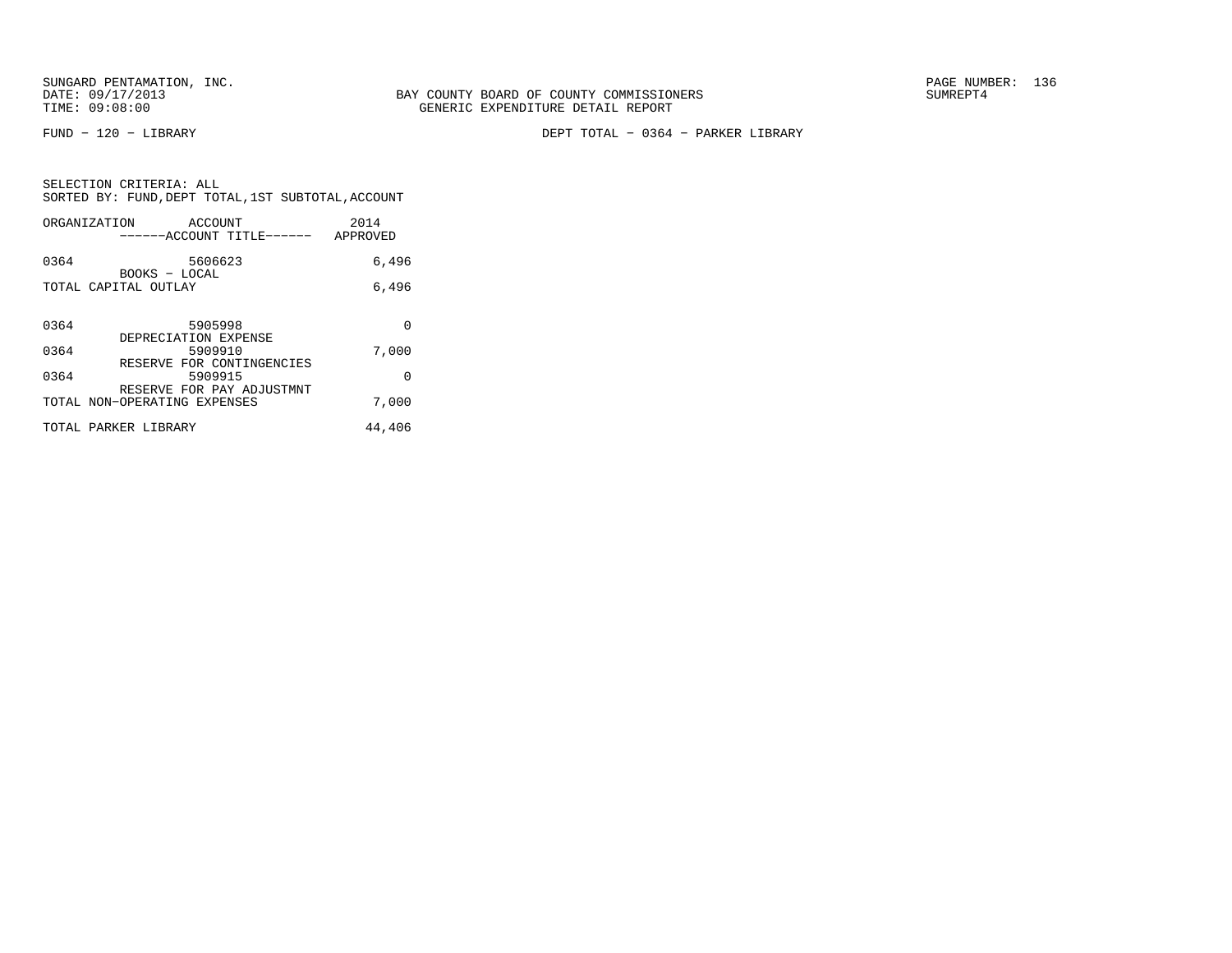BAY COUNTY BOARD OF COUNTY COMMISSIONERS
GENERIC EXPENDITURE DETAIL REPORT

SUNGARD PENTAMATION, INC.
DATE: 09/17/2013
TIME: 09:08:00

SUMREPT4

FUND − 120 − LIBRARY

DEPT TOTAL − 0364 − PARKER LIBRARY

SELECTION CRITERIA: ALL
SORTED BY: FUND,DEPT TOTAL,1ST SUBTOTAL,ACCOUNT

| ORGANIZATION | ACCOUNT<br>------ACCOUNT TITLE------ | 2014<br>APPROVED |
|---|---|---|
| 0364 | 5606623<br>BOOKS − LOCAL | 6,496 |
| TOTAL CAPITAL OUTLAY | | 6,496 |
| 0364 | 5905998<br>DEPRECIATION EXPENSE | 0 |
| 0364 | 5909910<br>RESERVE FOR CONTINGENCIES | 7,000 |
| 0364 | 5909915<br>RESERVE FOR PAY ADJUSTMNT | 0 |
| TOTAL NON−OPERATING EXPENSES | | 7,000 |
| TOTAL PARKER LIBRARY | | 44,406 |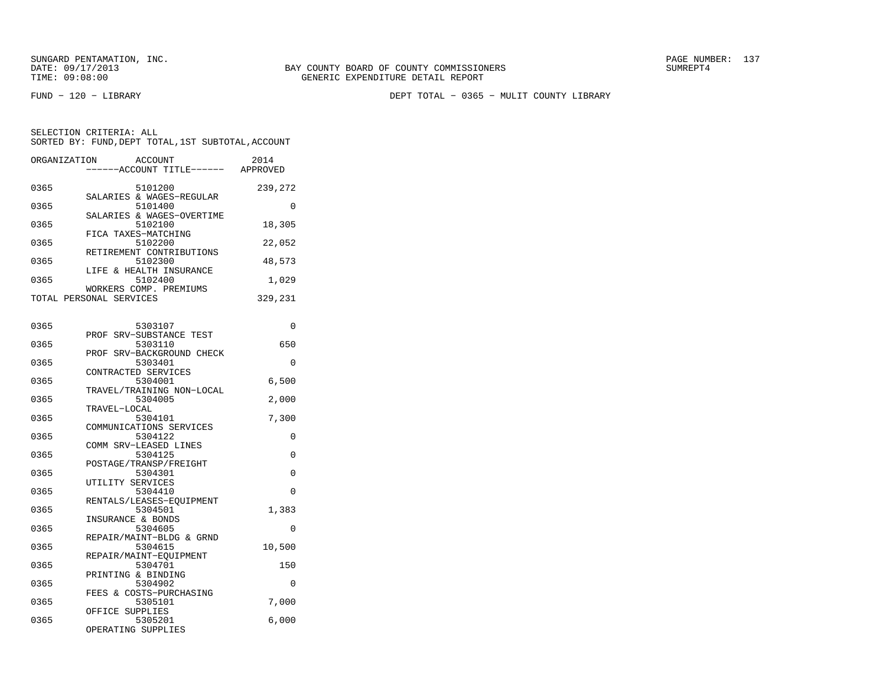SUNGARD PENTAMATION, INC.
DATE: 09/17/2013
TIME: 09:08:00

BAY COUNTY BOARD OF COUNTY COMMISSIONERS
GENERIC EXPENDITURE DETAIL REPORT

PAGE NUMBER: 137
SUMREPT4

FUND - 120 - LIBRARY

DEPT TOTAL - 0365 - MULIT COUNTY LIBRARY

SELECTION CRITERIA: ALL
SORTED BY: FUND,DEPT TOTAL,1ST SUBTOTAL,ACCOUNT

| ORGANIZATION | ACCOUNT / ------ACCOUNT TITLE------ | 2014 APPROVED |
|---|---|---|
| 0365 | 5101200 SALARIES & WAGES-REGULAR | 239,272 |
| 0365 | 5101400 SALARIES & WAGES-OVERTIME | 0 |
| 0365 | 5102100 FICA TAXES-MATCHING | 18,305 |
| 0365 | 5102200 RETIREMENT CONTRIBUTIONS | 22,052 |
| 0365 | 5102300 LIFE & HEALTH INSURANCE | 48,573 |
| 0365 | 5102400 WORKERS COMP. PREMIUMS | 1,029 |
| TOTAL PERSONAL SERVICES | | 329,231 |
| 0365 | 5303107 PROF SRV-SUBSTANCE TEST | 0 |
| 0365 | 5303110 PROF SRV-BACKGROUND CHECK | 650 |
| 0365 | 5303401 CONTRACTED SERVICES | 0 |
| 0365 | 5304001 TRAVEL/TRAINING NON-LOCAL | 6,500 |
| 0365 | 5304005 TRAVEL-LOCAL | 2,000 |
| 0365 | 5304101 COMMUNICATIONS SERVICES | 7,300 |
| 0365 | 5304122 COMM SRV-LEASED LINES | 0 |
| 0365 | 5304125 POSTAGE/TRANSP/FREIGHT | 0 |
| 0365 | 5304301 UTILITY SERVICES | 0 |
| 0365 | 5304410 RENTALS/LEASES-EQUIPMENT | 0 |
| 0365 | 5304501 INSURANCE & BONDS | 1,383 |
| 0365 | 5304605 REPAIR/MAINT-BLDG & GRND | 0 |
| 0365 | 5304615 REPAIR/MAINT-EQUIPMENT | 10,500 |
| 0365 | 5304701 PRINTING & BINDING | 150 |
| 0365 | 5304902 FEES & COSTS-PURCHASING | 0 |
| 0365 | 5305101 OFFICE SUPPLIES | 7,000 |
| 0365 | 5305201 OPERATING SUPPLIES | 6,000 |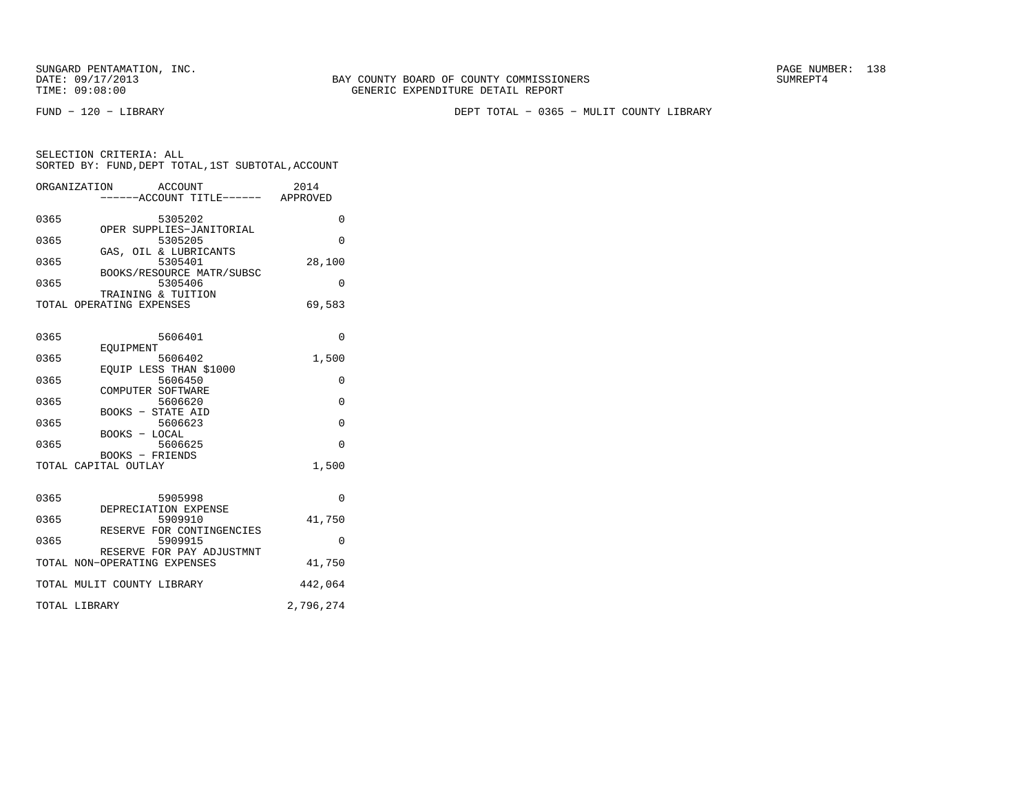SUNGARD PENTAMATION, INC.
DATE: 09/17/2013
TIME: 09:08:00

BAY COUNTY BOARD OF COUNTY COMMISSIONERS
GENERIC EXPENDITURE DETAIL REPORT

SUMREPT4

FUND − 120 − LIBRARY

DEPT TOTAL − 0365 − MULIT COUNTY LIBRARY

SELECTION CRITERIA: ALL
SORTED BY: FUND,DEPT TOTAL,1ST SUBTOTAL,ACCOUNT

| ORGANIZATION | ACCOUNT ------ACCOUNT TITLE------ | 2014 APPROVED |
|---|---|---|
| 0365 | 5305202 OPER SUPPLIES−JANITORIAL | 0 |
| 0365 | 5305205 GAS, OIL & LUBRICANTS | 0 |
| 0365 | 5305401 BOOKS/RESOURCE MATR/SUBSC | 28,100 |
| 0365 | 5305406 TRAINING & TUITION | 0 |
| TOTAL OPERATING EXPENSES | | 69,583 |
| 0365 | 5606401 EQUIPMENT | 0 |
| 0365 | 5606402 EQUIP LESS THAN $1000 | 1,500 |
| 0365 | 5606450 COMPUTER SOFTWARE | 0 |
| 0365 | 5606620 BOOKS − STATE AID | 0 |
| 0365 | 5606623 BOOKS − LOCAL | 0 |
| 0365 | 5606625 BOOKS − FRIENDS | 0 |
| TOTAL CAPITAL OUTLAY | | 1,500 |
| 0365 | 5905998 DEPRECIATION EXPENSE | 0 |
| 0365 | 5909910 RESERVE FOR CONTINGENCIES | 41,750 |
| 0365 | 5909915 RESERVE FOR PAY ADJUSTMNT | 0 |
| TOTAL NON−OPERATING EXPENSES | | 41,750 |
| TOTAL MULIT COUNTY LIBRARY | | 442,064 |
| TOTAL LIBRARY | | 2,796,274 |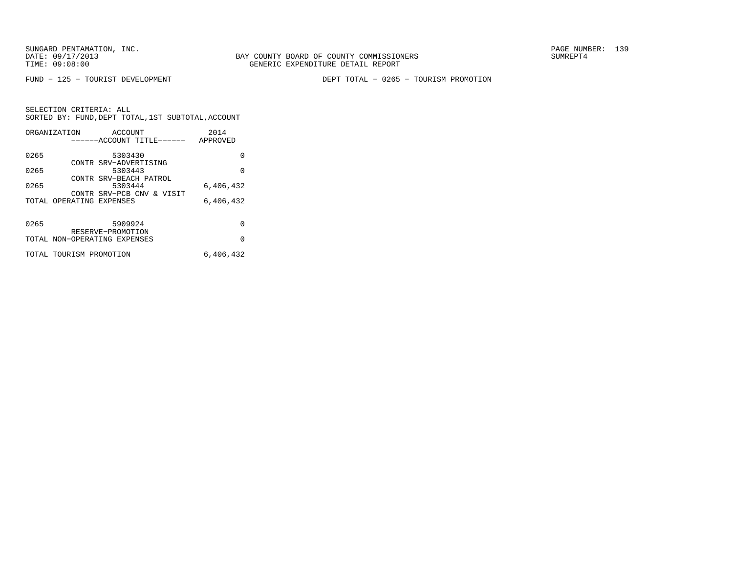BAY COUNTY BOARD OF COUNTY COMMISSIONERS
GENERIC EXPENDITURE DETAIL REPORT

SUNGARD PENTAMATION, INC.
DATE: 09/17/2013
TIME: 09:08:00

SUMREPT4

FUND - 125 - TOURIST DEVELOPMENT

DEPT TOTAL - 0265 - TOURISM PROMOTION

SELECTION CRITERIA: ALL
SORTED BY: FUND,DEPT TOTAL,1ST SUBTOTAL,ACCOUNT

| ORGANIZATION | ACCOUNT / ------ACCOUNT TITLE------ | 2014 APPROVED |
|---|---|---|
| 0265 | 5303430 CONTR SRV-ADVERTISING | 0 |
| 0265 | 5303443 CONTR SRV-BEACH PATROL | 0 |
| 0265 | 5303444 CONTR SRV-PCB CNV & VISIT | 6,406,432 |
| TOTAL OPERATING EXPENSES | | 6,406,432 |
| 0265 | 5909924 RESERVE-PROMOTION | 0 |
| TOTAL NON-OPERATING EXPENSES | | 0 |
| TOTAL TOURISM PROMOTION | | 6,406,432 |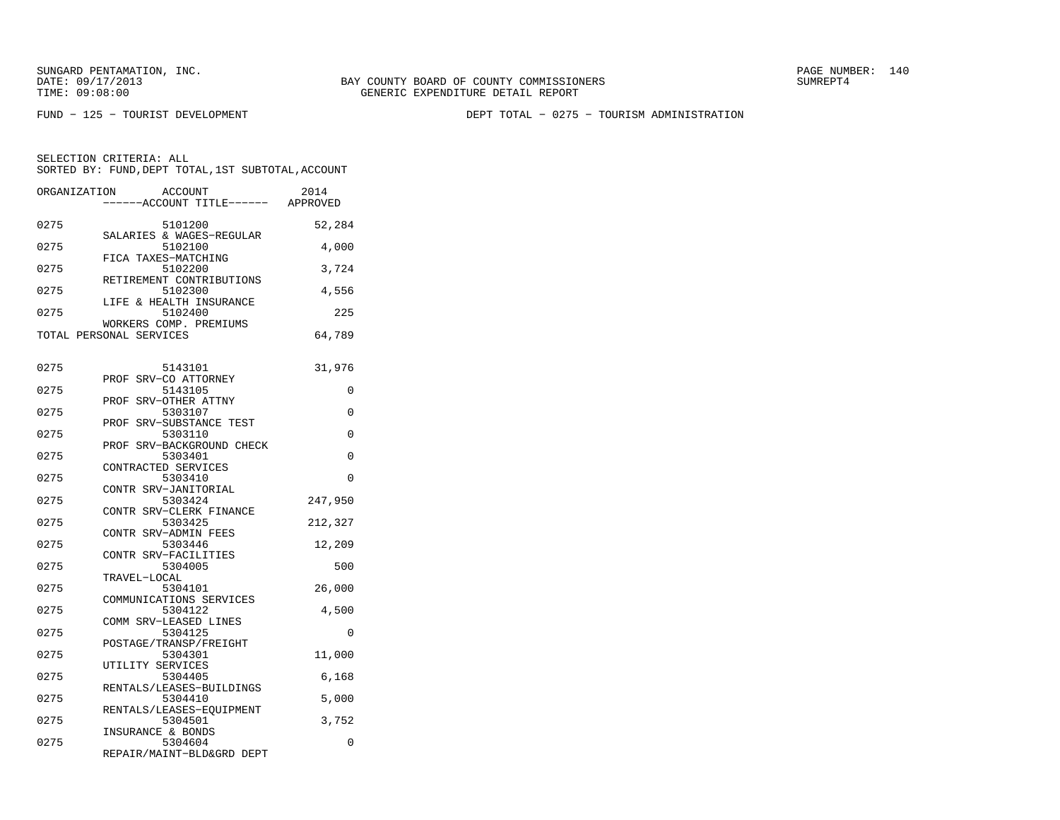SUNGARD PENTAMATION, INC.
DATE: 09/17/2013
TIME: 09:08:00

BAY COUNTY BOARD OF COUNTY COMMISSIONERS
GENERIC EXPENDITURE DETAIL REPORT

SUMREPT4

FUND - 125 - TOURIST DEVELOPMENT

DEPT TOTAL - 0275 - TOURISM ADMINISTRATION

SELECTION CRITERIA: ALL
SORTED BY: FUND,DEPT TOTAL,1ST SUBTOTAL,ACCOUNT

| ORGANIZATION | ACCOUNT / ------ACCOUNT TITLE------ | 2014 APPROVED |
|---|---|---|
| 0275 | 5101200 SALARIES & WAGES-REGULAR | 52,284 |
| 0275 | 5102100 FICA TAXES-MATCHING | 4,000 |
| 0275 | 5102200 RETIREMENT CONTRIBUTIONS | 3,724 |
| 0275 | 5102300 LIFE & HEALTH INSURANCE | 4,556 |
| 0275 | 5102400 WORKERS COMP. PREMIUMS | 225 |
| TOTAL PERSONAL SERVICES | | 64,789 |
| 0275 | 5143101 PROF SRV-CO ATTORNEY | 31,976 |
| 0275 | 5143105 PROF SRV-OTHER ATTNY | 0 |
| 0275 | 5303107 PROF SRV-SUBSTANCE TEST | 0 |
| 0275 | 5303110 PROF SRV-BACKGROUND CHECK | 0 |
| 0275 | 5303401 CONTRACTED SERVICES | 0 |
| 0275 | 5303410 CONTR SRV-JANITORIAL | 0 |
| 0275 | 5303424 CONTR SRV-CLERK FINANCE | 247,950 |
| 0275 | 5303425 CONTR SRV-ADMIN FEES | 212,327 |
| 0275 | 5303446 CONTR SRV-FACILITIES | 12,209 |
| 0275 | 5304005 TRAVEL-LOCAL | 500 |
| 0275 | 5304101 COMMUNICATIONS SERVICES | 26,000 |
| 0275 | 5304122 COMM SRV-LEASED LINES | 4,500 |
| 0275 | 5304125 POSTAGE/TRANSP/FREIGHT | 0 |
| 0275 | 5304301 UTILITY SERVICES | 11,000 |
| 0275 | 5304405 RENTALS/LEASES-BUILDINGS | 6,168 |
| 0275 | 5304410 RENTALS/LEASES-EQUIPMENT | 5,000 |
| 0275 | 5304501 INSURANCE & BONDS | 3,752 |
| 0275 | 5304604 REPAIR/MAINT-BLD&GRD DEPT | 0 |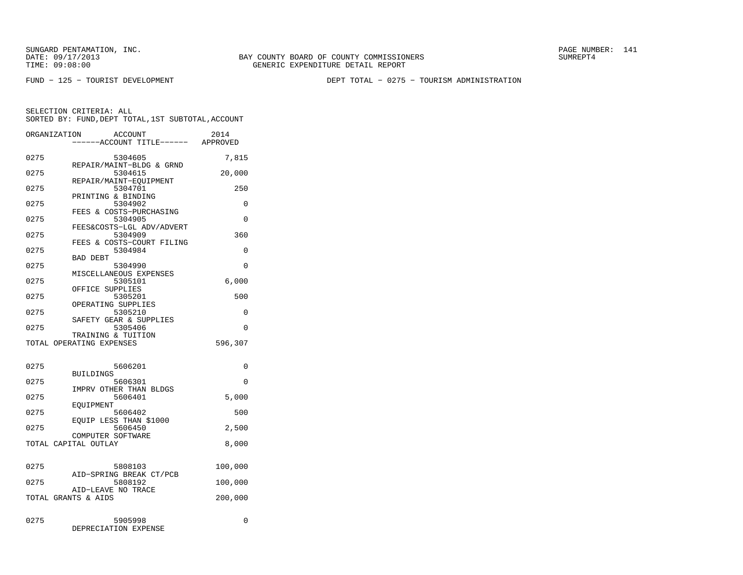SUNGARD PENTAMATION, INC.
DATE: 09/17/2013
TIME: 09:08:00

BAY COUNTY BOARD OF COUNTY COMMISSIONERS
GENERIC EXPENDITURE DETAIL REPORT

SUMREPT4

FUND - 125 - TOURIST DEVELOPMENT

DEPT TOTAL - 0275 - TOURISM ADMINISTRATION

SELECTION CRITERIA: ALL
SORTED BY: FUND,DEPT TOTAL,1ST SUBTOTAL,ACCOUNT

| ORGANIZATION | ACCOUNT ------ACCOUNT TITLE------ | 2014 APPROVED |
|---|---|---|
| 0275 | 5304605 REPAIR/MAINT-BLDG & GRND | 7,815 |
| 0275 | 5304615 REPAIR/MAINT-EQUIPMENT | 20,000 |
| 0275 | 5304701 PRINTING & BINDING | 250 |
| 0275 | 5304902 FEES & COSTS-PURCHASING | 0 |
| 0275 | 5304905 FEES&COSTS-LGL ADV/ADVERT | 0 |
| 0275 | 5304909 FEES & COSTS-COURT FILING | 360 |
| 0275 | 5304984 BAD DEBT | 0 |
| 0275 | 5304990 MISCELLANEOUS EXPENSES | 0 |
| 0275 | 5305101 OFFICE SUPPLIES | 6,000 |
| 0275 | 5305201 OPERATING SUPPLIES | 500 |
| 0275 | 5305210 SAFETY GEAR & SUPPLIES | 0 |
| 0275 | 5305406 TRAINING & TUITION | 0 |
| TOTAL OPERATING EXPENSES | | 596,307 |
| 0275 | 5606201 BUILDINGS | 0 |
| 0275 | 5606301 IMPRV OTHER THAN BLDGS | 0 |
| 0275 | 5606401 EQUIPMENT | 5,000 |
| 0275 | 5606402 EQUIP LESS THAN $1000 | 500 |
| 0275 | 5606450 COMPUTER SOFTWARE | 2,500 |
| TOTAL CAPITAL OUTLAY | | 8,000 |
| 0275 | 5808103 AID-SPRING BREAK CT/PCB | 100,000 |
| 0275 | 5808192 AID-LEAVE NO TRACE | 100,000 |
| TOTAL GRANTS & AIDS | | 200,000 |
| 0275 | 5905998 DEPRECIATION EXPENSE | 0 |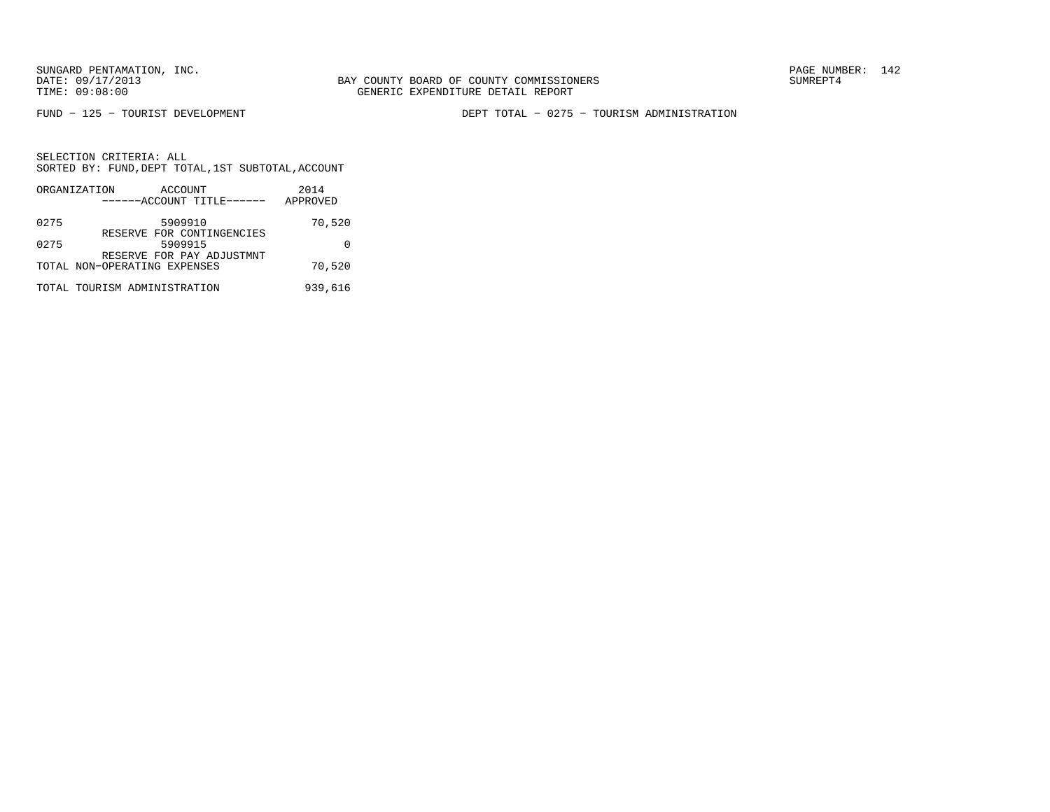BAY COUNTY BOARD OF COUNTY COMMISSIONERS
GENERIC EXPENDITURE DETAIL REPORT

FUND − 125 − TOURIST DEVELOPMENT

DEPT TOTAL − 0275 − TOURISM ADMINISTRATION

SELECTION CRITERIA: ALL
SORTED BY: FUND,DEPT TOTAL,1ST SUBTOTAL,ACCOUNT

| ORGANIZATION | ACCOUNT<br>------ACCOUNT TITLE------ | 2014<br>APPROVED |
|---|---|---|
| 0275 | 5909910<br>RESERVE FOR CONTINGENCIES | 70,520 |
| 0275 | 5909915<br>RESERVE FOR PAY ADJUSTMNT | 0 |
| TOTAL NON−OPERATING EXPENSES | | 70,520 |
| TOTAL TOURISM ADMINISTRATION | | 939,616 |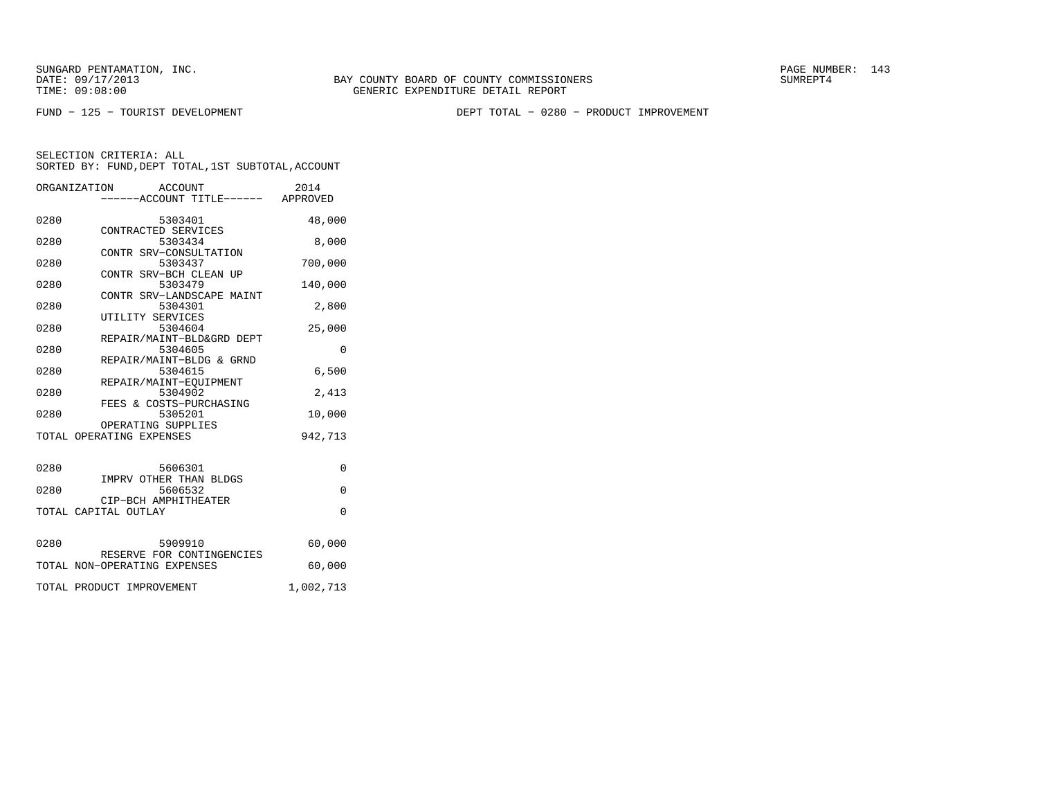SUNGARD PENTAMATION, INC.
DATE: 09/17/2013
TIME: 09:08:00

BAY COUNTY BOARD OF COUNTY COMMISSIONERS
GENERIC EXPENDITURE DETAIL REPORT

PAGE NUMBER: 143
SUMREPT4

FUND - 125 - TOURIST DEVELOPMENT

DEPT TOTAL - 0280 - PRODUCT IMPROVEMENT

SELECTION CRITERIA: ALL
SORTED BY: FUND,DEPT TOTAL,1ST SUBTOTAL,ACCOUNT

| ORGANIZATION | ACCOUNT / ------ACCOUNT TITLE------ | 2014 APPROVED |
|---|---|---|
| 0280 | 5303401 CONTRACTED SERVICES | 48,000 |
| 0280 | 5303434 CONTR SRV-CONSULTATION | 8,000 |
| 0280 | 5303437 CONTR SRV-BCH CLEAN UP | 700,000 |
| 0280 | 5303479 CONTR SRV-LANDSCAPE MAINT | 140,000 |
| 0280 | 5304301 UTILITY SERVICES | 2,800 |
| 0280 | 5304604 REPAIR/MAINT-BLD&GRD DEPT | 25,000 |
| 0280 | 5304605 REPAIR/MAINT-BLDG & GRND | 0 |
| 0280 | 5304615 REPAIR/MAINT-EQUIPMENT | 6,500 |
| 0280 | 5304902 FEES & COSTS-PURCHASING | 2,413 |
| 0280 | 5305201 OPERATING SUPPLIES | 10,000 |
| TOTAL OPERATING EXPENSES | | 942,713 |
| 0280 | 5606301 IMPRV OTHER THAN BLDGS | 0 |
| 0280 | 5606532 CIP-BCH AMPHITHEATER | 0 |
| TOTAL CAPITAL OUTLAY | | 0 |
| 0280 | 5909910 RESERVE FOR CONTINGENCIES | 60,000 |
| TOTAL NON-OPERATING EXPENSES | | 60,000 |
| TOTAL PRODUCT IMPROVEMENT | | 1,002,713 |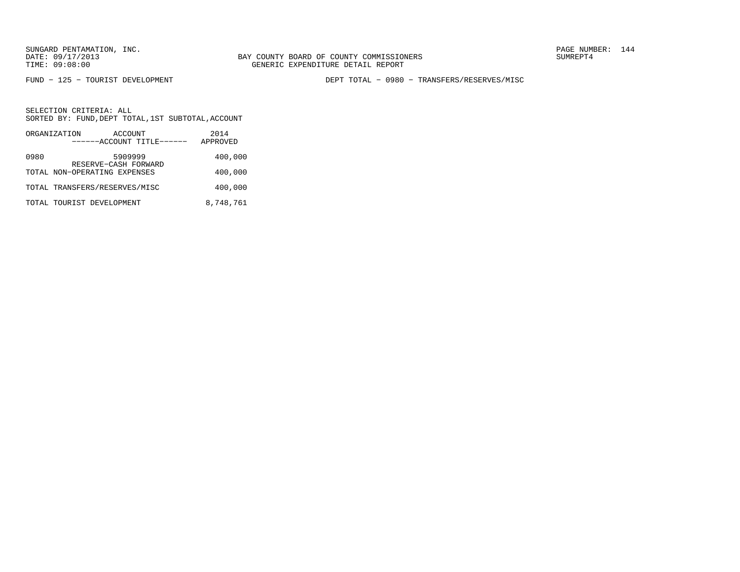SUNGARD PENTAMATION, INC.
DATE: 09/17/2013
TIME: 09:08:00

BAY COUNTY BOARD OF COUNTY COMMISSIONERS
GENERIC EXPENDITURE DETAIL REPORT

SUMREPT4

FUND − 125 − TOURIST DEVELOPMENT

DEPT TOTAL − 0980 − TRANSFERS/RESERVES/MISC

SELECTION CRITERIA: ALL
SORTED BY: FUND,DEPT TOTAL,1ST SUBTOTAL,ACCOUNT

| ORGANIZATION | ACCOUNT<br>------ACCOUNT TITLE------ | 2014<br>APPROVED |
|---|---|---|
| 0980 | 5909999<br>RESERVE−CASH FORWARD | 400,000 |
| TOTAL NON−OPERATING EXPENSES | | 400,000 |
| TOTAL TRANSFERS/RESERVES/MISC | | 400,000 |
| TOTAL TOURIST DEVELOPMENT | | 8,748,761 |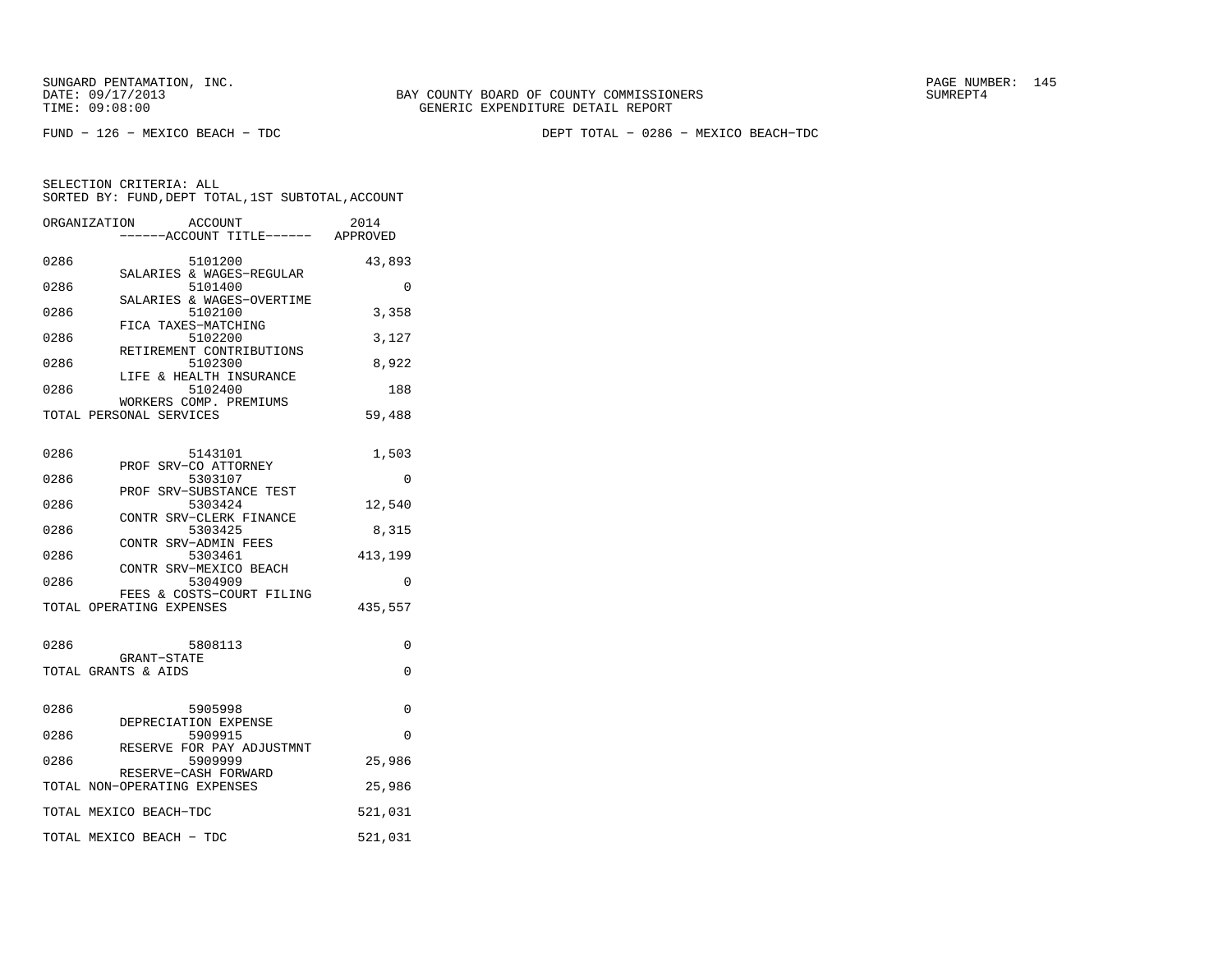SUNGARD PENTAMATION, INC.
DATE: 09/17/2013
TIME: 09:08:00

BAY COUNTY BOARD OF COUNTY COMMISSIONERS
GENERIC EXPENDITURE DETAIL REPORT

PAGE NUMBER: 145
SUMREPT4

FUND - 126 - MEXICO BEACH - TDC

DEPT TOTAL - 0286 - MEXICO BEACH-TDC

SELECTION CRITERIA: ALL
SORTED BY: FUND,DEPT TOTAL,1ST SUBTOTAL,ACCOUNT

| ORGANIZATION | ACCOUNT / ------ACCOUNT TITLE------ | 2014 APPROVED |
|---|---|---|
| 0286 | 5101200 SALARIES & WAGES-REGULAR | 43,893 |
| 0286 | 5101400 SALARIES & WAGES-OVERTIME | 0 |
| 0286 | 5102100 FICA TAXES-MATCHING | 3,358 |
| 0286 | 5102200 RETIREMENT CONTRIBUTIONS | 3,127 |
| 0286 | 5102300 LIFE & HEALTH INSURANCE | 8,922 |
| 0286 | 5102400 WORKERS COMP. PREMIUMS | 188 |
| TOTAL PERSONAL SERVICES | | 59,488 |
| 0286 | 5143101 PROF SRV-CO ATTORNEY | 1,503 |
| 0286 | 5303107 PROF SRV-SUBSTANCE TEST | 0 |
| 0286 | 5303424 CONTR SRV-CLERK FINANCE | 12,540 |
| 0286 | 5303425 CONTR SRV-ADMIN FEES | 8,315 |
| 0286 | 5303461 CONTR SRV-MEXICO BEACH | 413,199 |
| 0286 | 5304909 FEES & COSTS-COURT FILING | 0 |
| TOTAL OPERATING EXPENSES | | 435,557 |
| 0286 | 5808113 GRANT-STATE | 0 |
| TOTAL GRANTS & AIDS | | 0 |
| 0286 | 5905998 DEPRECIATION EXPENSE | 0 |
| 0286 | 5909915 RESERVE FOR PAY ADJUSTMNT | 0 |
| 0286 | 5909999 RESERVE-CASH FORWARD | 25,986 |
| TOTAL NON-OPERATING EXPENSES | | 25,986 |
| TOTAL MEXICO BEACH-TDC | | 521,031 |
| TOTAL MEXICO BEACH - TDC | | 521,031 |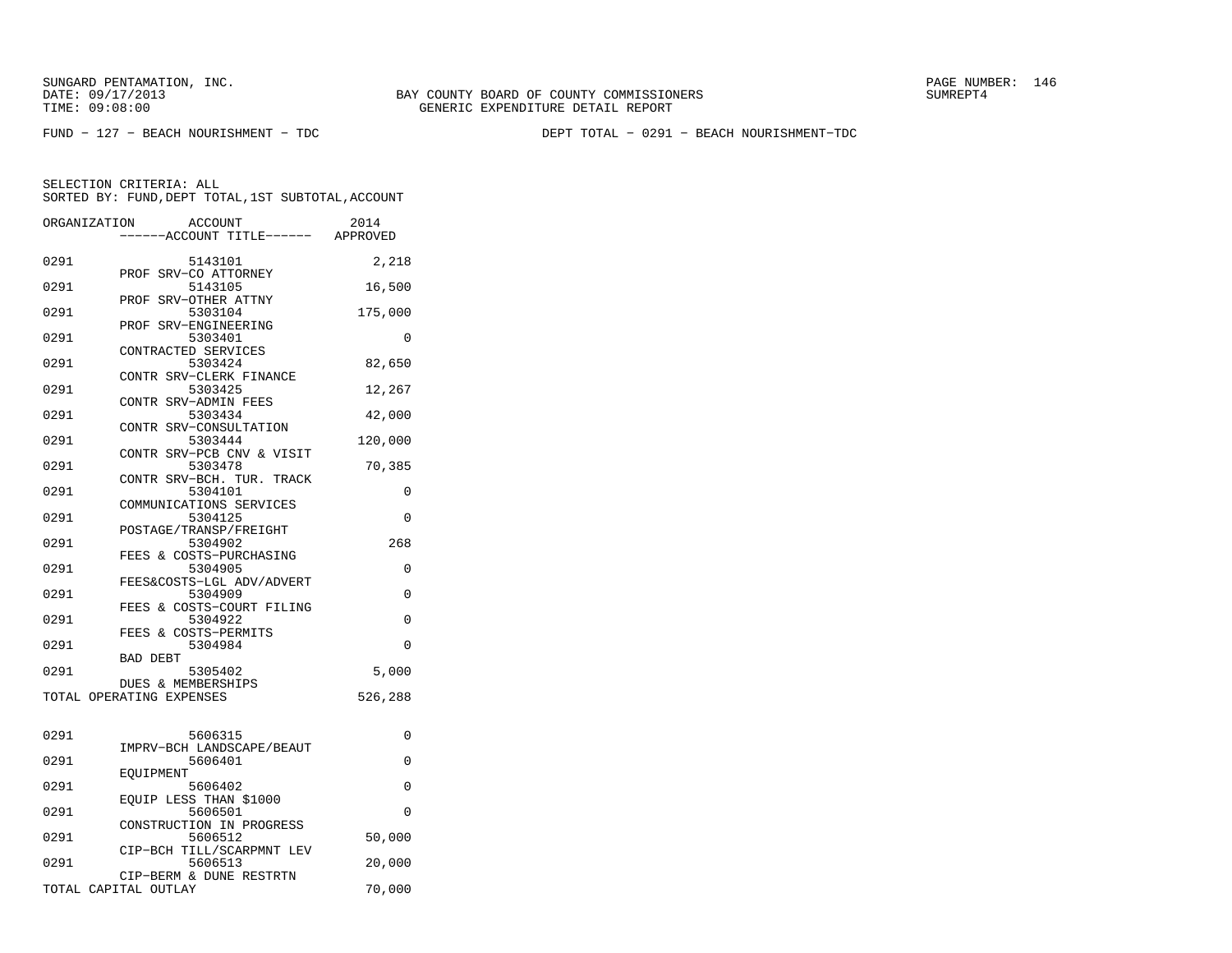SUNGARD PENTAMATION, INC.
DATE: 09/17/2013
TIME: 09:08:00

BAY COUNTY BOARD OF COUNTY COMMISSIONERS
GENERIC EXPENDITURE DETAIL REPORT

SUMREPT4

FUND − 127 − BEACH NOURISHMENT − TDC

DEPT TOTAL − 0291 − BEACH NOURISHMENT−TDC

SELECTION CRITERIA: ALL
SORTED BY: FUND,DEPT TOTAL,1ST SUBTOTAL,ACCOUNT

| ORGANIZATION | ACCOUNT / ------ACCOUNT TITLE------ | 2014 APPROVED |
|---|---|---|
| 0291 | 5143101 PROF SRV−CO ATTORNEY | 2,218 |
| 0291 | 5143105 PROF SRV−OTHER ATTNY | 16,500 |
| 0291 | 5303104 PROF SRV−ENGINEERING | 175,000 |
| 0291 | 5303401 CONTRACTED SERVICES | 0 |
| 0291 | 5303424 CONTR SRV−CLERK FINANCE | 82,650 |
| 0291 | 5303425 CONTR SRV−ADMIN FEES | 12,267 |
| 0291 | 5303434 CONTR SRV−CONSULTATION | 42,000 |
| 0291 | 5303444 CONTR SRV−PCB CNV & VISIT | 120,000 |
| 0291 | 5303478 CONTR SRV−BCH. TUR. TRACK | 70,385 |
| 0291 | 5304101 COMMUNICATIONS SERVICES | 0 |
| 0291 | 5304125 POSTAGE/TRANSP/FREIGHT | 0 |
| 0291 | 5304902 FEES & COSTS−PURCHASING | 268 |
| 0291 | 5304905 FEES&COSTS−LGL ADV/ADVERT | 0 |
| 0291 | 5304909 FEES & COSTS−COURT FILING | 0 |
| 0291 | 5304922 FEES & COSTS−PERMITS | 0 |
| 0291 | 5304984 BAD DEBT | 0 |
| 0291 | 5305402 DUES & MEMBERSHIPS | 5,000 |
| TOTAL OPERATING EXPENSES | | 526,288 |
| 0291 | 5606315 IMPRV−BCH LANDSCAPE/BEAUT | 0 |
| 0291 | 5606401 EQUIPMENT | 0 |
| 0291 | 5606402 EQUIP LESS THAN $1000 | 0 |
| 0291 | 5606501 CONSTRUCTION IN PROGRESS | 0 |
| 0291 | 5606512 CIP−BCH TILL/SCARPMNT LEV | 50,000 |
| 0291 | 5606513 CIP−BERM & DUNE RESTRTN | 20,000 |
| TOTAL CAPITAL OUTLAY | | 70,000 |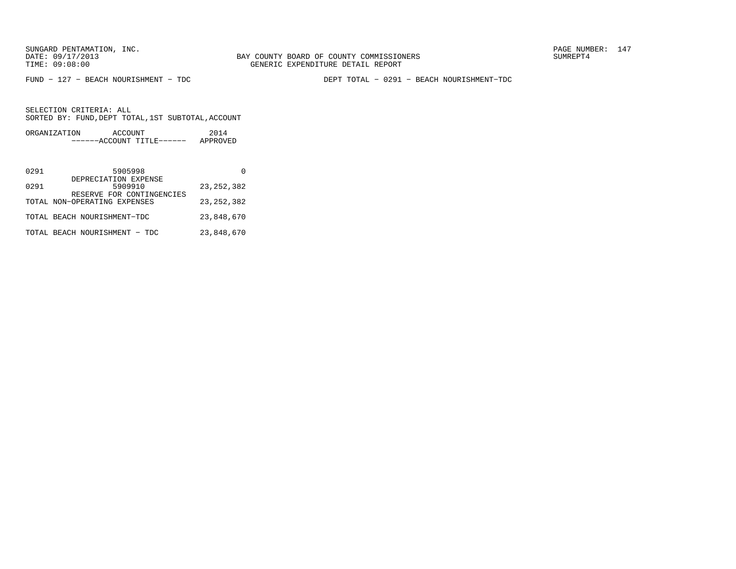SUNGARD PENTAMATION, INC.
DATE: 09/17/2013
TIME: 09:08:00

BAY COUNTY BOARD OF COUNTY COMMISSIONERS
GENERIC EXPENDITURE DETAIL REPORT

SUMREPT4

FUND - 127 - BEACH NOURISHMENT - TDC

DEPT TOTAL - 0291 - BEACH NOURISHMENT-TDC

SELECTION CRITERIA: ALL
SORTED BY: FUND,DEPT TOTAL,1ST SUBTOTAL,ACCOUNT

| ORGANIZATION | ACCOUNT<br>------ACCOUNT TITLE------ | 2014<br>APPROVED |
|---|---|---|
| 0291 | 5905998<br>DEPRECIATION EXPENSE | 0 |
| 0291 | 5909910<br>RESERVE FOR CONTINGENCIES | 23,252,382 |
| TOTAL NON-OPERATING EXPENSES | | 23,252,382 |
| TOTAL BEACH NOURISHMENT-TDC | | 23,848,670 |
| TOTAL BEACH NOURISHMENT - TDC | | 23,848,670 |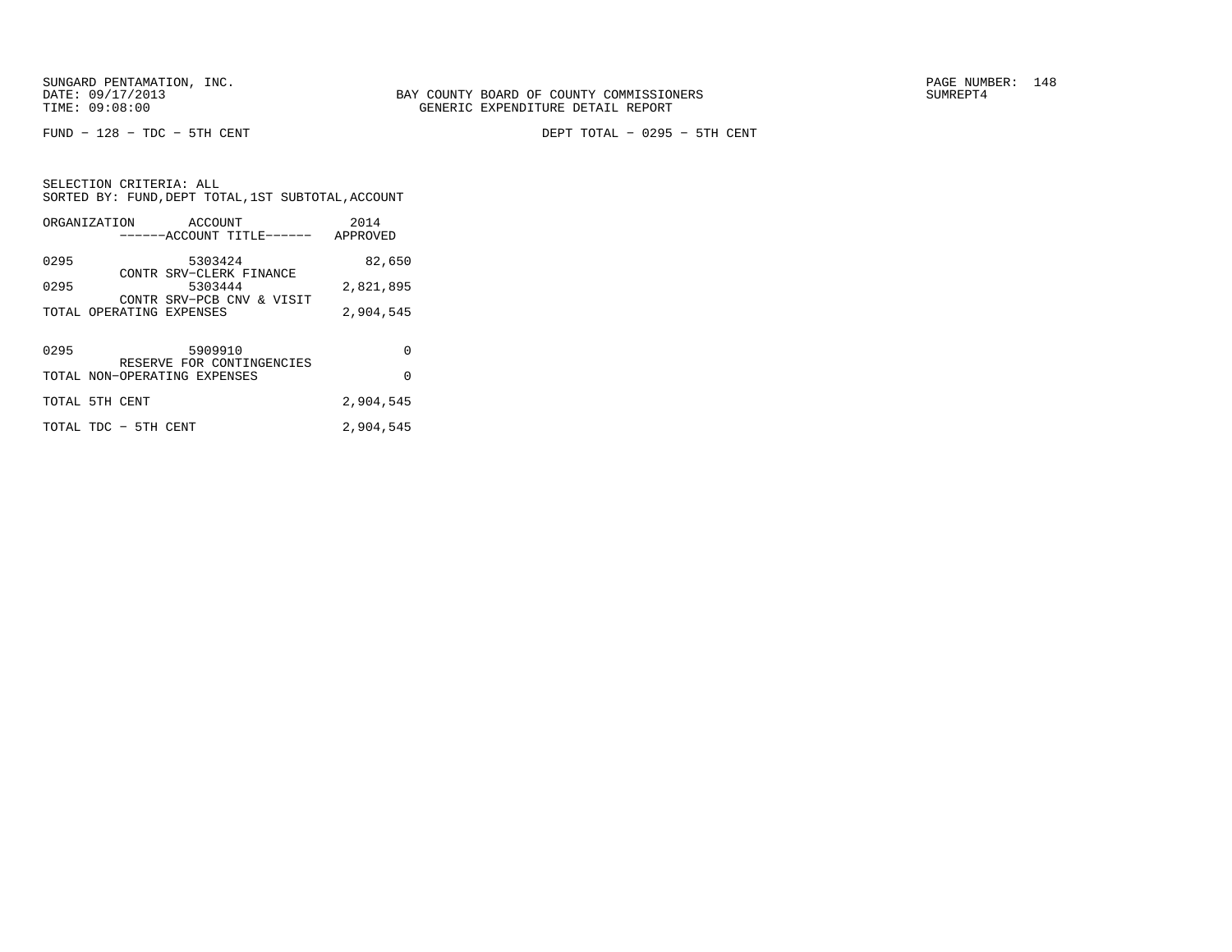BAY COUNTY BOARD OF COUNTY COMMISSIONERS
GENERIC EXPENDITURE DETAIL REPORT

SUNGARD PENTAMATION, INC.
DATE: 09/17/2013
TIME: 09:08:00

SUMREPT4

FUND - 128 - TDC - 5TH CENT

DEPT TOTAL - 0295 - 5TH CENT

SELECTION CRITERIA: ALL
SORTED BY: FUND,DEPT TOTAL,1ST SUBTOTAL,ACCOUNT

| ORGANIZATION | ACCOUNT ------ACCOUNT TITLE------ | 2014 APPROVED |
|---|---|---|
| 0295 | 5303424 CONTR SRV-CLERK FINANCE | 82,650 |
| 0295 | 5303444 CONTR SRV-PCB CNV & VISIT | 2,821,895 |
| TOTAL OPERATING EXPENSES | | 2,904,545 |
| 0295 | 5909910 RESERVE FOR CONTINGENCIES | 0 |
| TOTAL NON-OPERATING EXPENSES | | 0 |
| TOTAL 5TH CENT | | 2,904,545 |
| TOTAL TDC - 5TH CENT | | 2,904,545 |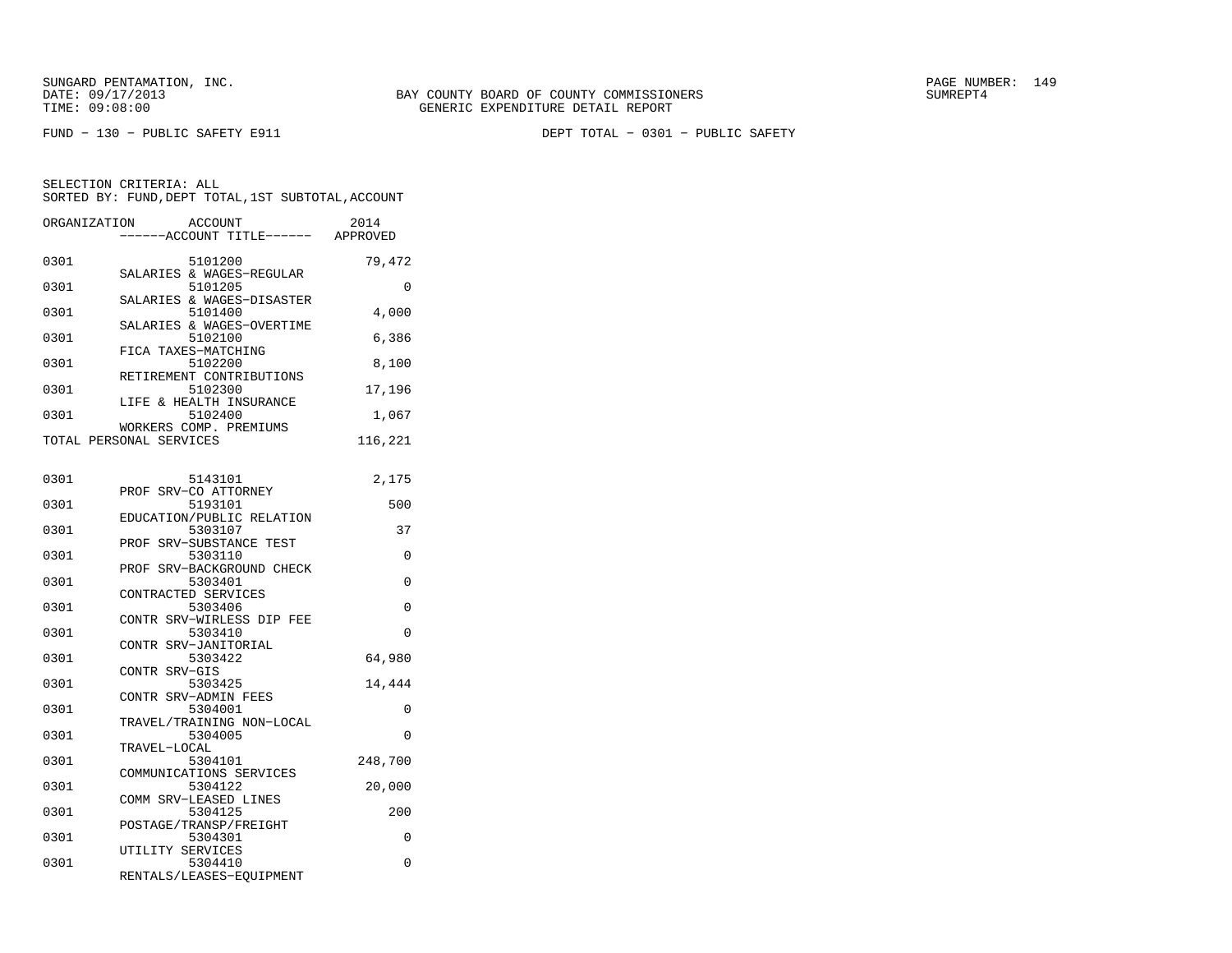SUNGARD PENTAMATION, INC.
DATE: 09/17/2013
TIME: 09:08:00

BAY COUNTY BOARD OF COUNTY COMMISSIONERS
GENERIC EXPENDITURE DETAIL REPORT

SUMREPT4

FUND - 130 - PUBLIC SAFETY E911

DEPT TOTAL - 0301 - PUBLIC SAFETY

SELECTION CRITERIA: ALL
SORTED BY: FUND,DEPT TOTAL,1ST SUBTOTAL,ACCOUNT

| ORGANIZATION | ACCOUNT / ------ACCOUNT TITLE------ | 2014 APPROVED |
|---|---|---|
| 0301 | 5101200 SALARIES & WAGES-REGULAR | 79,472 |
| 0301 | 5101205 SALARIES & WAGES-DISASTER | 0 |
| 0301 | 5101400 SALARIES & WAGES-OVERTIME | 4,000 |
| 0301 | 5102100 FICA TAXES-MATCHING | 6,386 |
| 0301 | 5102200 RETIREMENT CONTRIBUTIONS | 8,100 |
| 0301 | 5102300 LIFE & HEALTH INSURANCE | 17,196 |
| 0301 | 5102400 WORKERS COMP. PREMIUMS | 1,067 |
| TOTAL PERSONAL SERVICES | | 116,221 |
| 0301 | 5143101 PROF SRV-CO ATTORNEY | 2,175 |
| 0301 | 5193101 EDUCATION/PUBLIC RELATION | 500 |
| 0301 | 5303107 PROF SRV-SUBSTANCE TEST | 37 |
| 0301 | 5303110 PROF SRV-BACKGROUND CHECK | 0 |
| 0301 | 5303401 CONTRACTED SERVICES | 0 |
| 0301 | 5303406 CONTR SRV-WIRLESS DIP FEE | 0 |
| 0301 | 5303410 CONTR SRV-JANITORIAL | 0 |
| 0301 | 5303422 CONTR SRV-GIS | 64,980 |
| 0301 | 5303425 CONTR SRV-ADMIN FEES | 14,444 |
| 0301 | 5304001 TRAVEL/TRAINING NON-LOCAL | 0 |
| 0301 | 5304005 TRAVEL-LOCAL | 0 |
| 0301 | 5304101 COMMUNICATIONS SERVICES | 248,700 |
| 0301 | 5304122 COMM SRV-LEASED LINES | 20,000 |
| 0301 | 5304125 POSTAGE/TRANSP/FREIGHT | 200 |
| 0301 | 5304301 UTILITY SERVICES | 0 |
| 0301 | 5304410 RENTALS/LEASES-EQUIPMENT | 0 |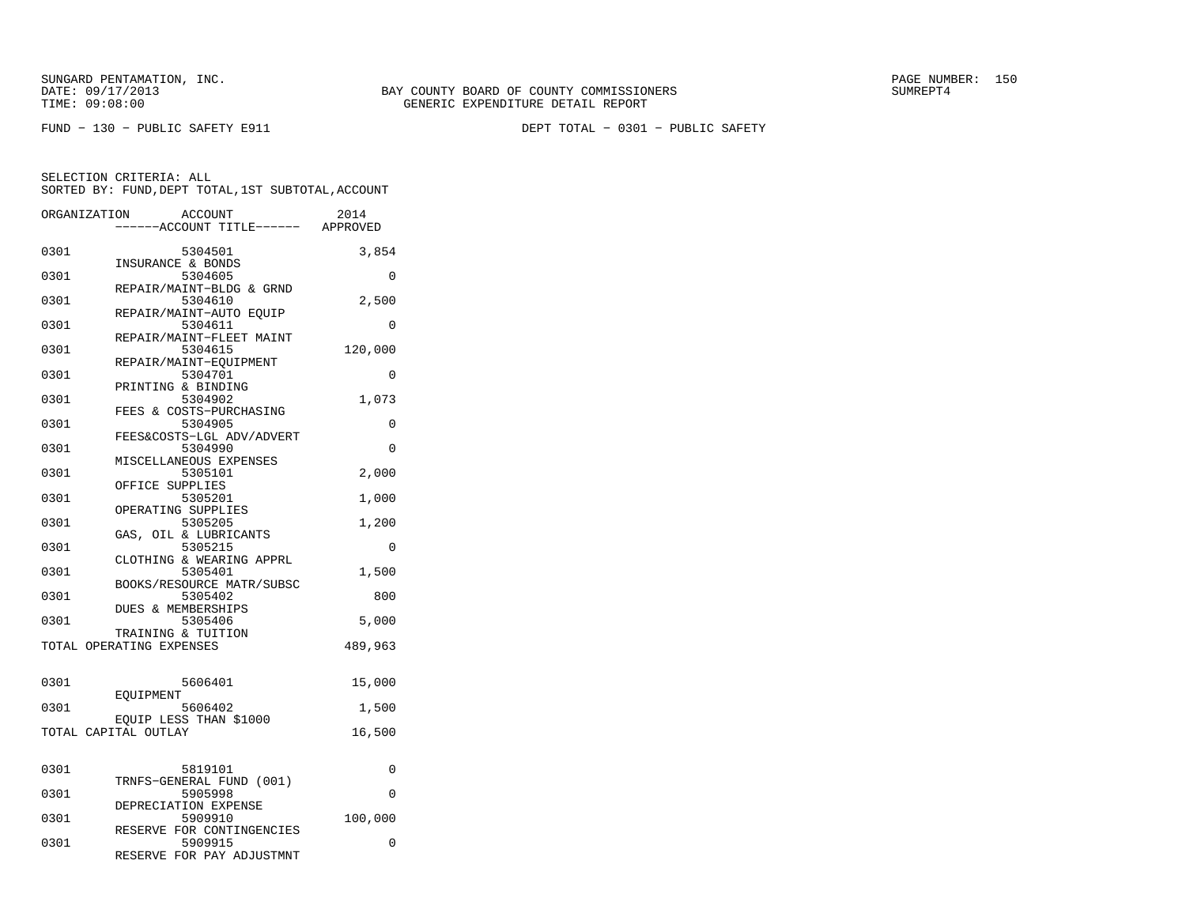SUNGARD PENTAMATION, INC.
DATE: 09/17/2013
TIME: 09:08:00

BAY COUNTY BOARD OF COUNTY COMMISSIONERS
GENERIC EXPENDITURE DETAIL REPORT

SUMREPT4

FUND − 130 − PUBLIC SAFETY E911

DEPT TOTAL − 0301 − PUBLIC SAFETY

SELECTION CRITERIA: ALL
SORTED BY: FUND,DEPT TOTAL,1ST SUBTOTAL,ACCOUNT

| ORGANIZATION | ACCOUNT / ------ACCOUNT TITLE------ | 2014 APPROVED |
|---|---|---|
| 0301 | 5304501 INSURANCE & BONDS | 3,854 |
| 0301 | 5304605 REPAIR/MAINT−BLDG & GRND | 0 |
| 0301 | 5304610 REPAIR/MAINT−AUTO EQUIP | 2,500 |
| 0301 | 5304611 REPAIR/MAINT−FLEET MAINT | 0 |
| 0301 | 5304615 REPAIR/MAINT−EQUIPMENT | 120,000 |
| 0301 | 5304701 PRINTING & BINDING | 0 |
| 0301 | 5304902 FEES & COSTS−PURCHASING | 1,073 |
| 0301 | 5304905 FEES&COSTS−LGL ADV/ADVERT | 0 |
| 0301 | 5304990 MISCELLANEOUS EXPENSES | 0 |
| 0301 | 5305101 OFFICE SUPPLIES | 2,000 |
| 0301 | 5305201 OPERATING SUPPLIES | 1,000 |
| 0301 | 5305205 GAS, OIL & LUBRICANTS | 1,200 |
| 0301 | 5305215 CLOTHING & WEARING APPRL | 0 |
| 0301 | 5305401 BOOKS/RESOURCE MATR/SUBSC | 1,500 |
| 0301 | 5305402 DUES & MEMBERSHIPS | 800 |
| 0301 | 5305406 TRAINING & TUITION | 5,000 |
| TOTAL OPERATING EXPENSES | | 489,963 |
| 0301 | 5606401 EQUIPMENT | 15,000 |
| 0301 | 5606402 EQUIP LESS THAN $1000 | 1,500 |
| TOTAL CAPITAL OUTLAY | | 16,500 |
| 0301 | 5819101 TRNFS−GENERAL FUND (001) | 0 |
| 0301 | 5905998 DEPRECIATION EXPENSE | 0 |
| 0301 | 5909910 RESERVE FOR CONTINGENCIES | 100,000 |
| 0301 | 5909915 RESERVE FOR PAY ADJUSTMNT | 0 |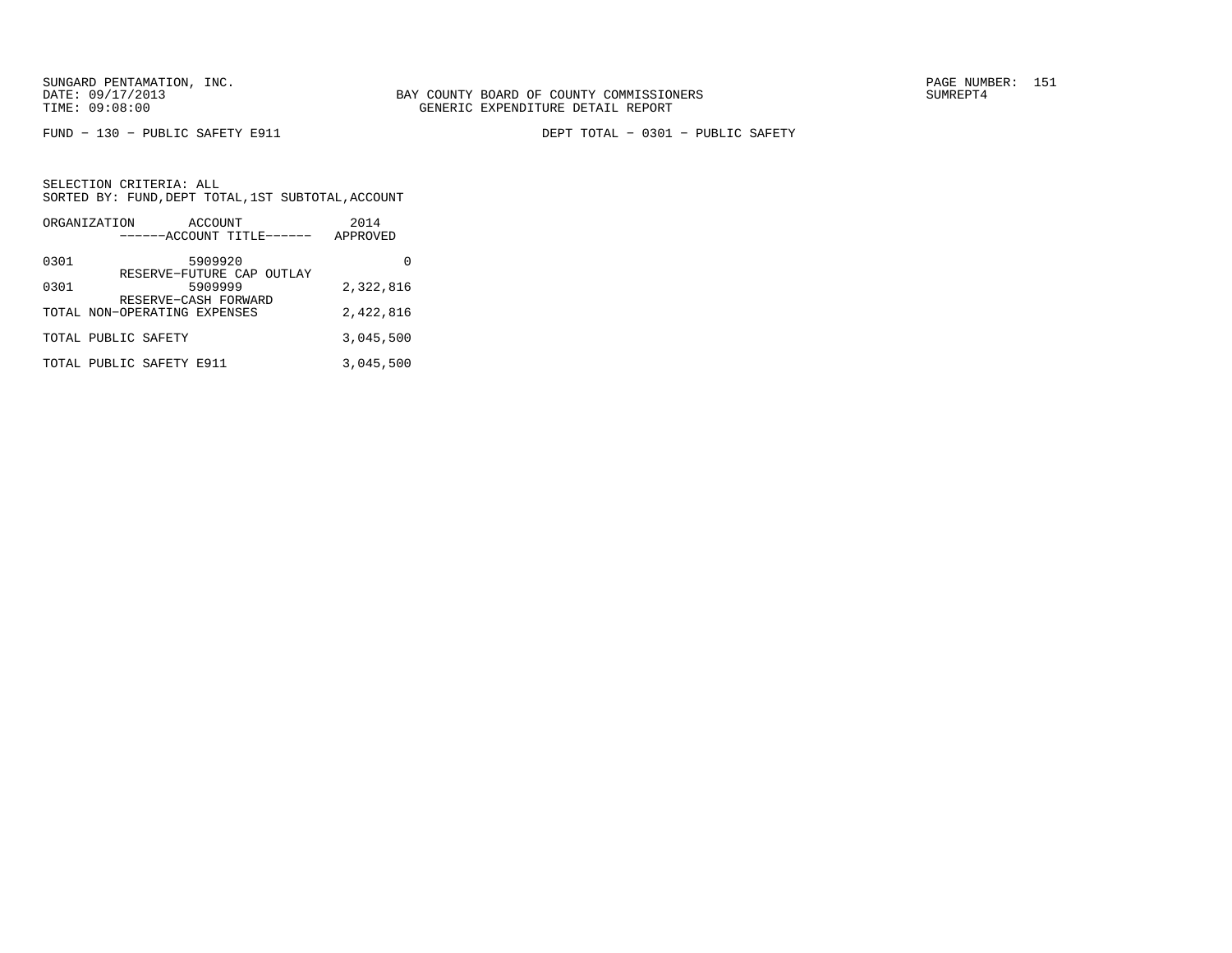BAY COUNTY BOARD OF COUNTY COMMISSIONERS
GENERIC EXPENDITURE DETAIL REPORT

FUND − 130 − PUBLIC SAFETY E911 DEPT TOTAL − 0301 − PUBLIC SAFETY

SELECTION CRITERIA: ALL
SORTED BY: FUND,DEPT TOTAL,1ST SUBTOTAL,ACCOUNT

| ORGANIZATION | ACCOUNT ------ACCOUNT TITLE------ | 2014 APPROVED |
|---|---|---|
| 0301 | 5909920 RESERVE−FUTURE CAP OUTLAY | 0 |
| 0301 | 5909999 RESERVE−CASH FORWARD | 2,322,816 |
| TOTAL NON−OPERATING EXPENSES | | 2,422,816 |
| TOTAL PUBLIC SAFETY | | 3,045,500 |
| TOTAL PUBLIC SAFETY E911 | | 3,045,500 |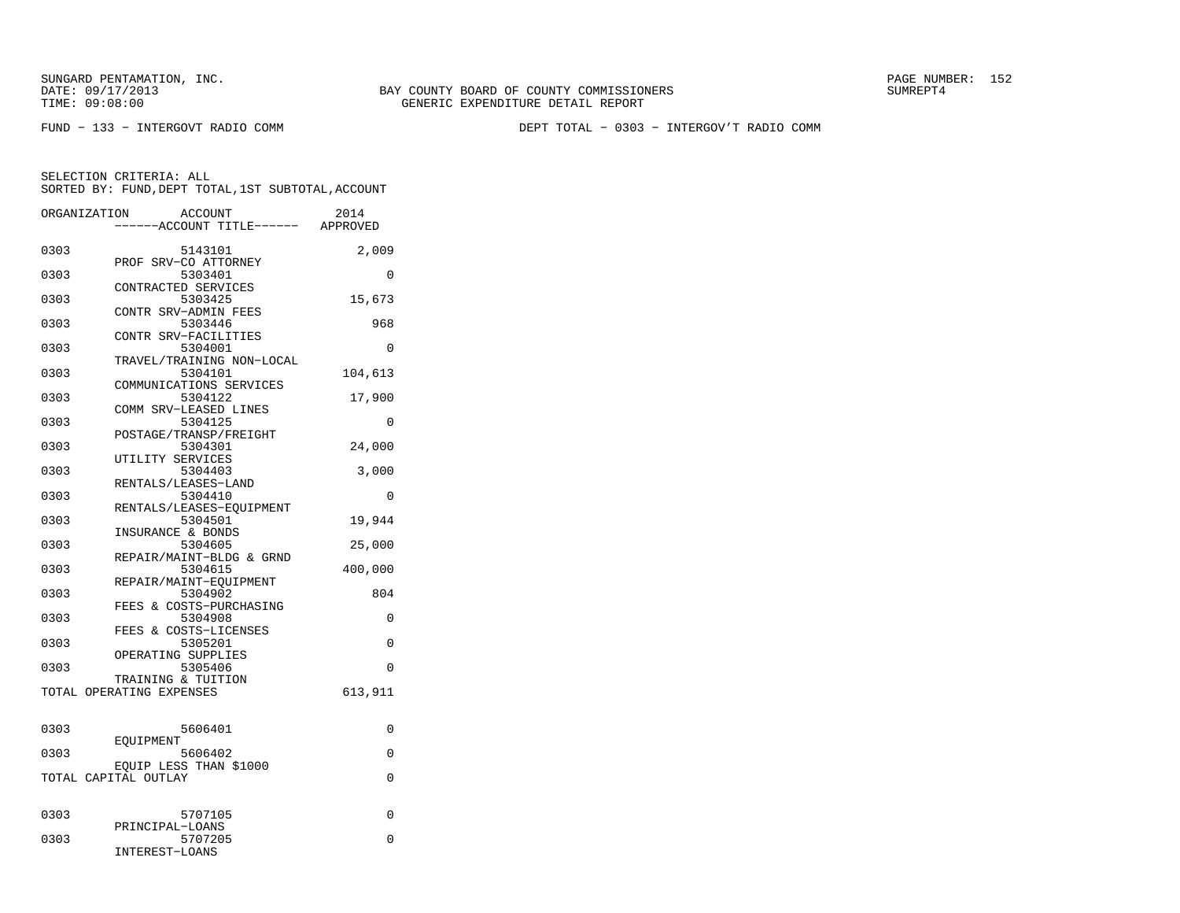SUNGARD PENTAMATION, INC.
DATE: 09/17/2013
TIME: 09:08:00

BAY COUNTY BOARD OF COUNTY COMMISSIONERS
GENERIC EXPENDITURE DETAIL REPORT

SUMREPT4

FUND - 133 - INTERGOVT RADIO COMM

DEPT TOTAL - 0303 - INTERGOV'T RADIO COMM

SELECTION CRITERIA: ALL
SORTED BY: FUND,DEPT TOTAL,1ST SUBTOTAL,ACCOUNT

| ORGANIZATION | ACCOUNT | ------ACCOUNT TITLE------ | 2014 APPROVED |
|---|---|---|---|
| 0303 | 5143101 | PROF SRV-CO ATTORNEY | 2,009 |
| 0303 | 5303401 | CONTRACTED SERVICES | 0 |
| 0303 | 5303425 | CONTR SRV-ADMIN FEES | 15,673 |
| 0303 | 5303446 | CONTR SRV-FACILITIES | 968 |
| 0303 | 5304001 | TRAVEL/TRAINING NON-LOCAL | 0 |
| 0303 | 5304101 | COMMUNICATIONS SERVICES | 104,613 |
| 0303 | 5304122 | COMM SRV-LEASED LINES | 17,900 |
| 0303 | 5304125 | POSTAGE/TRANSP/FREIGHT | 0 |
| 0303 | 5304301 | UTILITY SERVICES | 24,000 |
| 0303 | 5304403 | RENTALS/LEASES-LAND | 3,000 |
| 0303 | 5304410 | RENTALS/LEASES-EQUIPMENT | 0 |
| 0303 | 5304501 | INSURANCE & BONDS | 19,944 |
| 0303 | 5304605 | REPAIR/MAINT-BLDG & GRND | 25,000 |
| 0303 | 5304615 | REPAIR/MAINT-EQUIPMENT | 400,000 |
| 0303 | 5304902 | FEES & COSTS-PURCHASING | 804 |
| 0303 | 5304908 | FEES & COSTS-LICENSES | 0 |
| 0303 | 5305201 | OPERATING SUPPLIES | 0 |
| 0303 | 5305406 | TRAINING & TUITION | 0 |
| TOTAL OPERATING EXPENSES | | | 613,911 |
| 0303 | 5606401 | EQUIPMENT | 0 |
| 0303 | 5606402 | EQUIP LESS THAN $1000 | 0 |
| TOTAL CAPITAL OUTLAY | | | 0 |
| 0303 | 5707105 | PRINCIPAL-LOANS | 0 |
| 0303 | 5707205 | INTEREST-LOANS | 0 |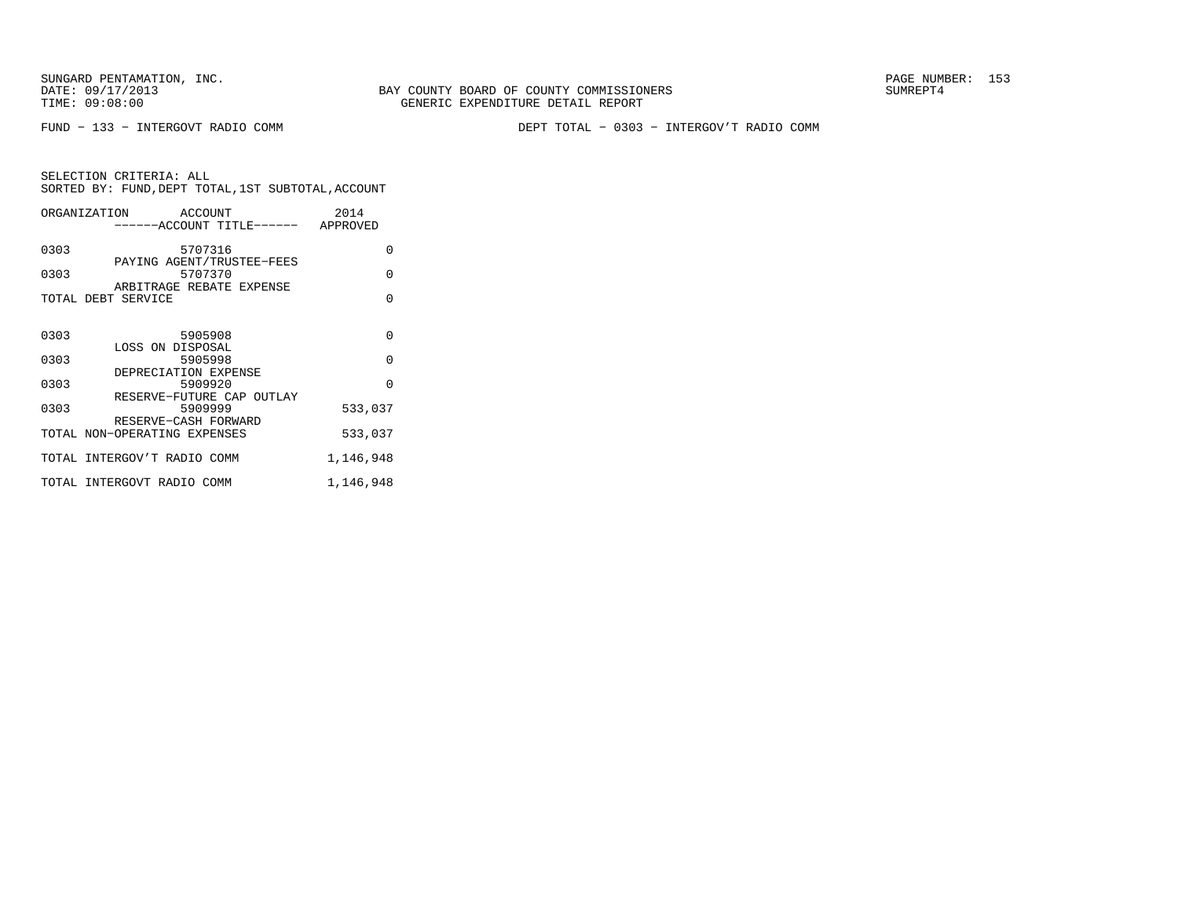SUNGARD PENTAMATION, INC.
DATE: 09/17/2013
TIME: 09:08:00

BAY COUNTY BOARD OF COUNTY COMMISSIONERS
GENERIC EXPENDITURE DETAIL REPORT

SUMREPT4

FUND − 133 − INTERGOVT RADIO COMM

DEPT TOTAL − 0303 − INTERGOV'T RADIO COMM

SELECTION CRITERIA: ALL
SORTED BY: FUND,DEPT TOTAL,1ST SUBTOTAL,ACCOUNT

| ORGANIZATION | ACCOUNT ------ACCOUNT TITLE------ | 2014 APPROVED |
|---|---|---|
| 0303 | 5707316 PAYING AGENT/TRUSTEE−FEES | 0 |
| 0303 | 5707370 ARBITRAGE REBATE EXPENSE | 0 |
| TOTAL DEBT SERVICE | | 0 |
| 0303 | 5905908 LOSS ON DISPOSAL | 0 |
| 0303 | 5905998 DEPRECIATION EXPENSE | 0 |
| 0303 | 5909920 RESERVE−FUTURE CAP OUTLAY | 0 |
| 0303 | 5909999 RESERVE−CASH FORWARD | 533,037 |
| TOTAL NON−OPERATING EXPENSES | | 533,037 |
| TOTAL INTERGOV'T RADIO COMM | | 1,146,948 |
| TOTAL INTERGOVT RADIO COMM | | 1,146,948 |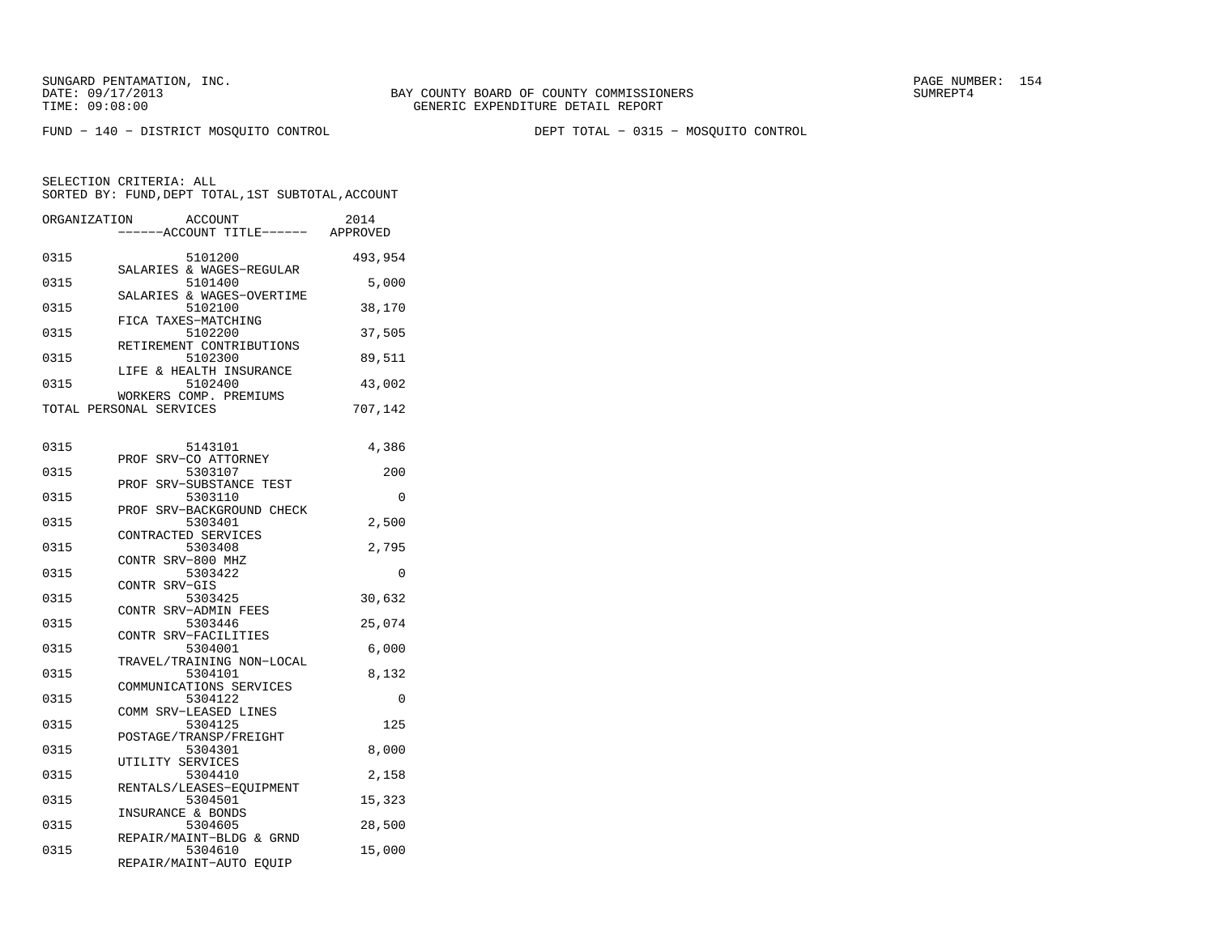SUNGARD PENTAMATION, INC.
DATE: 09/17/2013
TIME: 09:08:00

BAY COUNTY BOARD OF COUNTY COMMISSIONERS
GENERIC EXPENDITURE DETAIL REPORT

SUMREPT4

FUND − 140 − DISTRICT MOSQUITO CONTROL

DEPT TOTAL − 0315 − MOSQUITO CONTROL

SELECTION CRITERIA: ALL
SORTED BY: FUND,DEPT TOTAL,1ST SUBTOTAL,ACCOUNT

| ORGANIZATION | ACCOUNT / ------ACCOUNT TITLE------ | 2014 APPROVED |
|---|---|---|
| 0315 | 5101200 SALARIES & WAGES−REGULAR | 493,954 |
| 0315 | 5101400 SALARIES & WAGES−OVERTIME | 5,000 |
| 0315 | 5102100 FICA TAXES−MATCHING | 38,170 |
| 0315 | 5102200 RETIREMENT CONTRIBUTIONS | 37,505 |
| 0315 | 5102300 LIFE & HEALTH INSURANCE | 89,511 |
| 0315 | 5102400 WORKERS COMP. PREMIUMS | 43,002 |
| TOTAL PERSONAL SERVICES | | 707,142 |
| 0315 | 5143101 PROF SRV−CO ATTORNEY | 4,386 |
| 0315 | 5303107 PROF SRV−SUBSTANCE TEST | 200 |
| 0315 | 5303110 PROF SRV−BACKGROUND CHECK | 0 |
| 0315 | 5303401 CONTRACTED SERVICES | 2,500 |
| 0315 | 5303408 CONTR SRV−800 MHZ | 2,795 |
| 0315 | 5303422 CONTR SRV−GIS | 0 |
| 0315 | 5303425 CONTR SRV−ADMIN FEES | 30,632 |
| 0315 | 5303446 CONTR SRV−FACILITIES | 25,074 |
| 0315 | 5304001 TRAVEL/TRAINING NON−LOCAL | 6,000 |
| 0315 | 5304101 COMMUNICATIONS SERVICES | 8,132 |
| 0315 | 5304122 COMM SRV−LEASED LINES | 0 |
| 0315 | 5304125 POSTAGE/TRANSP/FREIGHT | 125 |
| 0315 | 5304301 UTILITY SERVICES | 8,000 |
| 0315 | 5304410 RENTALS/LEASES−EQUIPMENT | 2,158 |
| 0315 | 5304501 INSURANCE & BONDS | 15,323 |
| 0315 | 5304605 REPAIR/MAINT−BLDG & GRND | 28,500 |
| 0315 | 5304610 REPAIR/MAINT−AUTO EQUIP | 15,000 |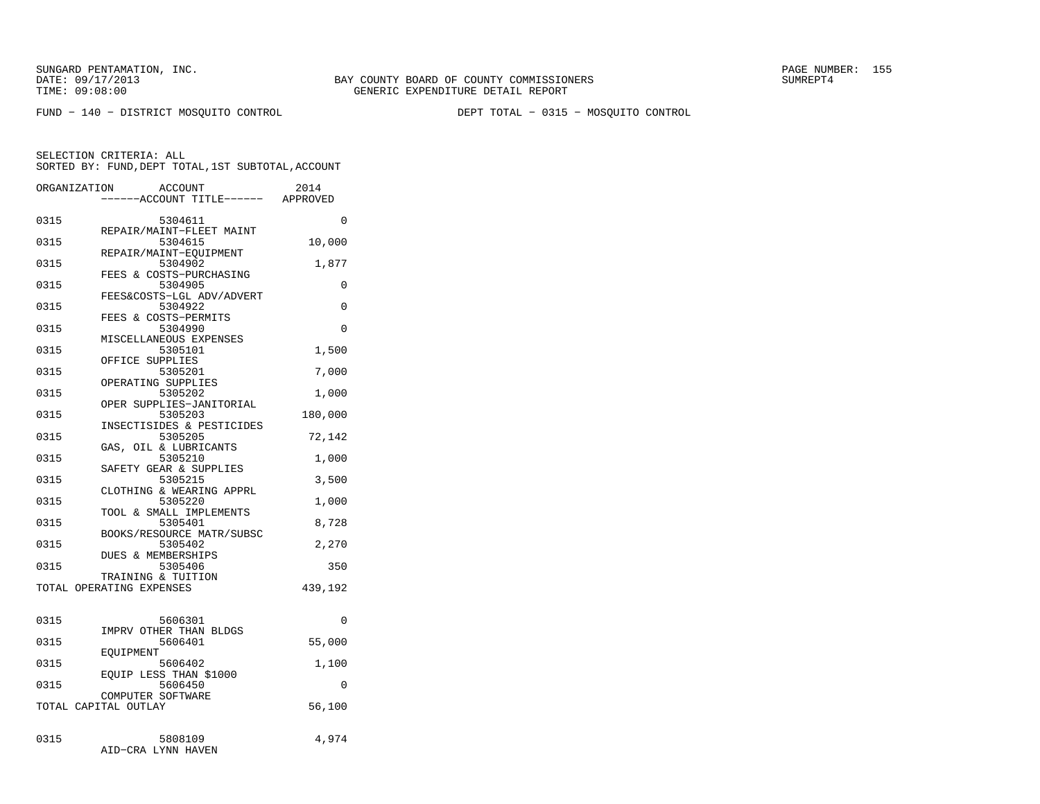SUNGARD PENTAMATION, INC.
DATE: 09/17/2013
TIME: 09:08:00

BAY COUNTY BOARD OF COUNTY COMMISSIONERS
GENERIC EXPENDITURE DETAIL REPORT

SUMREPT4

FUND − 140 − DISTRICT MOSQUITO CONTROL

DEPT TOTAL − 0315 − MOSQUITO CONTROL

SELECTION CRITERIA: ALL
SORTED BY: FUND,DEPT TOTAL,1ST SUBTOTAL,ACCOUNT

| ORGANIZATION | ACCOUNT / ------ACCOUNT TITLE------ | 2014 APPROVED |
|---|---|---|
| 0315 | 5304611 REPAIR/MAINT−FLEET MAINT | 0 |
| 0315 | 5304615 REPAIR/MAINT−EQUIPMENT | 10,000 |
| 0315 | 5304902 FEES & COSTS−PURCHASING | 1,877 |
| 0315 | 5304905 FEES&COSTS−LGL ADV/ADVERT | 0 |
| 0315 | 5304922 FEES & COSTS−PERMITS | 0 |
| 0315 | 5304990 MISCELLANEOUS EXPENSES | 0 |
| 0315 | 5305101 OFFICE SUPPLIES | 1,500 |
| 0315 | 5305201 OPERATING SUPPLIES | 7,000 |
| 0315 | 5305202 OPER SUPPLIES−JANITORIAL | 1,000 |
| 0315 | 5305203 INSECTISIDES & PESTICIDES | 180,000 |
| 0315 | 5305205 GAS, OIL & LUBRICANTS | 72,142 |
| 0315 | 5305210 SAFETY GEAR & SUPPLIES | 1,000 |
| 0315 | 5305215 CLOTHING & WEARING APPRL | 3,500 |
| 0315 | 5305220 TOOL & SMALL IMPLEMENTS | 1,000 |
| 0315 | 5305401 BOOKS/RESOURCE MATR/SUBSC | 8,728 |
| 0315 | 5305402 DUES & MEMBERSHIPS | 2,270 |
| 0315 | 5305406 TRAINING & TUITION | 350 |
| TOTAL OPERATING EXPENSES | | 439,192 |
| 0315 | 5606301 IMPRV OTHER THAN BLDGS | 0 |
| 0315 | 5606401 EQUIPMENT | 55,000 |
| 0315 | 5606402 EQUIP LESS THAN $1000 | 1,100 |
| 0315 | 5606450 COMPUTER SOFTWARE | 0 |
| TOTAL CAPITAL OUTLAY | | 56,100 |
| 0315 | 5808109 AID−CRA LYNN HAVEN | 4,974 |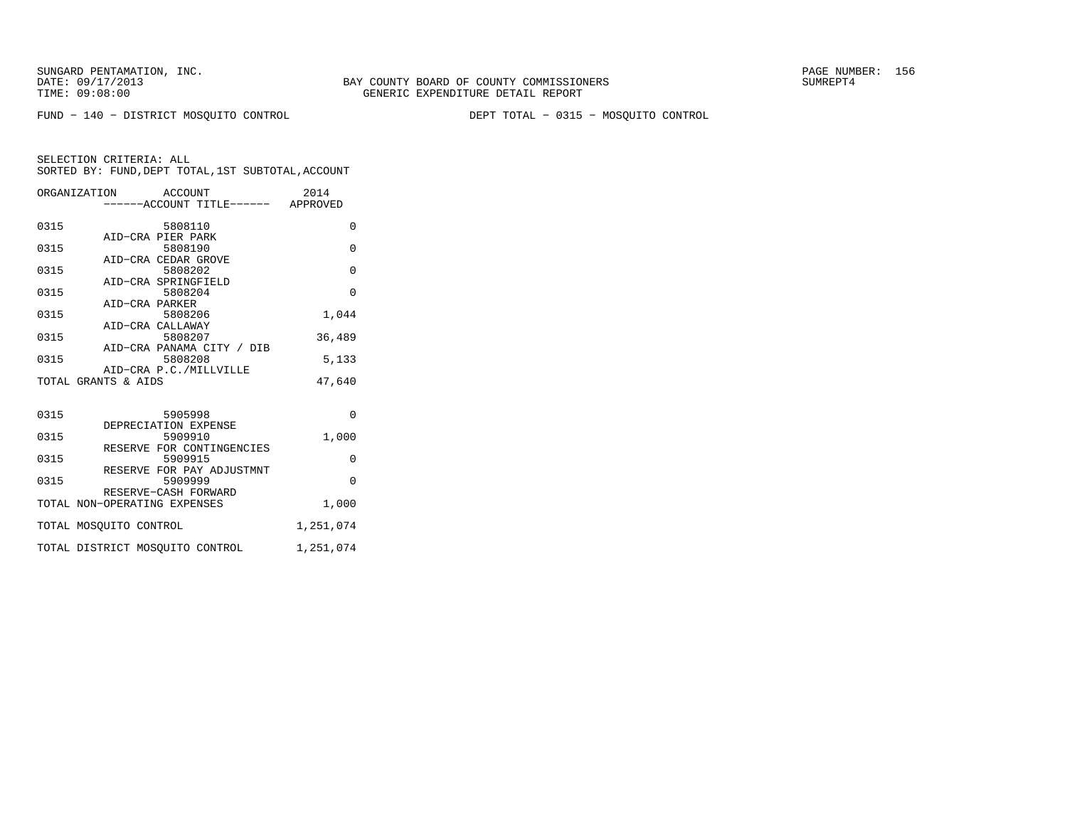SUNGARD PENTAMATION, INC.
DATE: 09/17/2013
TIME: 09:08:00

BAY COUNTY BOARD OF COUNTY COMMISSIONERS
GENERIC EXPENDITURE DETAIL REPORT

SUMREPT4

FUND − 140 − DISTRICT MOSQUITO CONTROL

DEPT TOTAL − 0315 − MOSQUITO CONTROL

SELECTION CRITERIA: ALL
SORTED BY: FUND,DEPT TOTAL,1ST SUBTOTAL,ACCOUNT

| ORGANIZATION | ACCOUNT / ACCOUNT TITLE | 2014 APPROVED |
|---|---|---|
| 0315 | 5808110 AID−CRA PIER PARK | 0 |
| 0315 | 5808190 AID−CRA CEDAR GROVE | 0 |
| 0315 | 5808202 AID−CRA SPRINGFIELD | 0 |
| 0315 | 5808204 AID−CRA PARKER | 0 |
| 0315 | 5808206 AID−CRA CALLAWAY | 1,044 |
| 0315 | 5808207 AID−CRA PANAMA CITY / DIB | 36,489 |
| 0315 | 5808208 AID−CRA P.C./MILLVILLE | 5,133 |
| TOTAL GRANTS & AIDS | | 47,640 |
| 0315 | 5905998 DEPRECIATION EXPENSE | 0 |
| 0315 | 5909910 RESERVE FOR CONTINGENCIES | 1,000 |
| 0315 | 5909915 RESERVE FOR PAY ADJUSTMNT | 0 |
| 0315 | 5909999 RESERVE−CASH FORWARD | 0 |
| TOTAL NON−OPERATING EXPENSES | | 1,000 |
| TOTAL MOSQUITO CONTROL | | 1,251,074 |
| TOTAL DISTRICT MOSQUITO CONTROL | | 1,251,074 |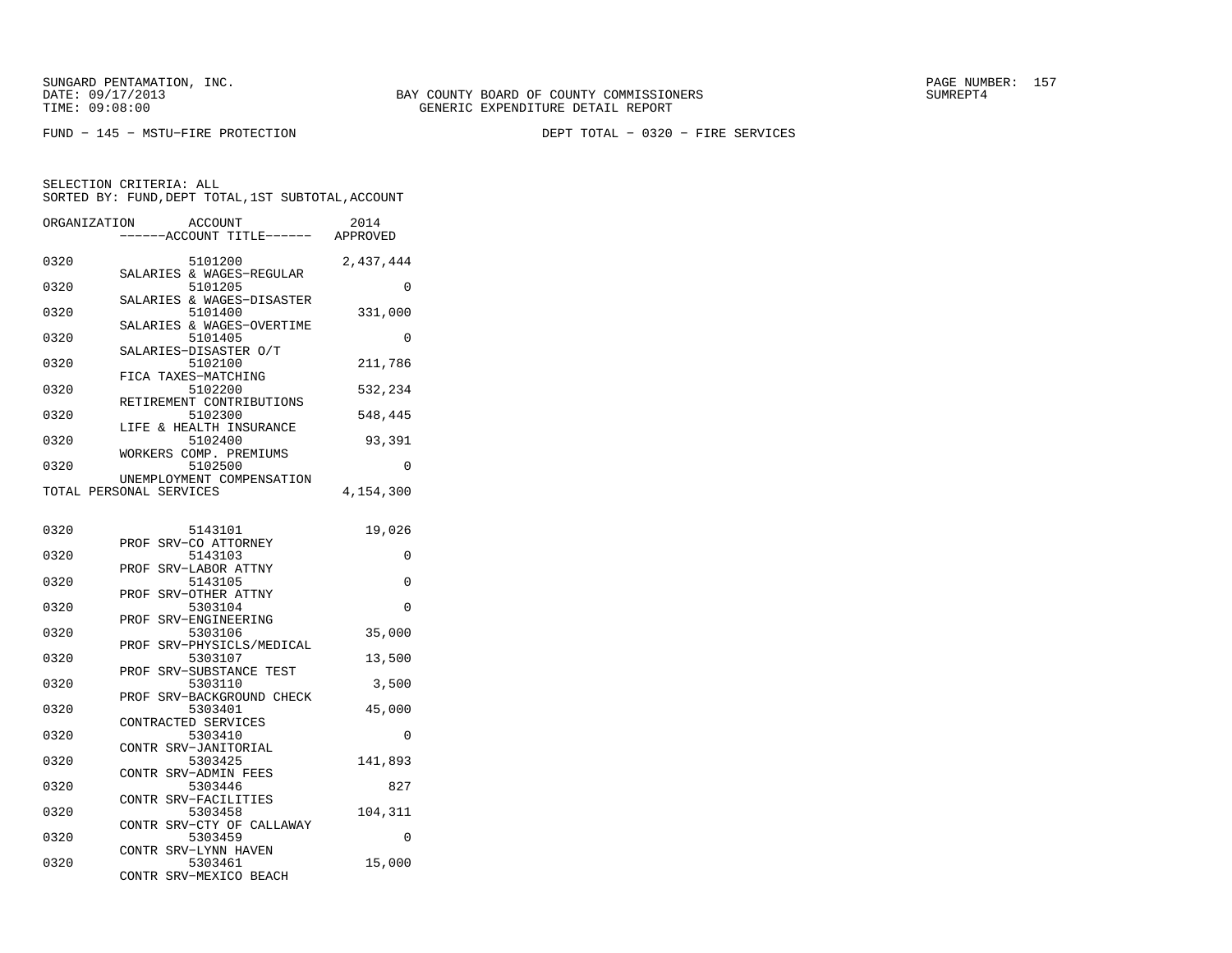SUNGARD PENTAMATION, INC.
DATE: 09/17/2013
TIME: 09:08:00

BAY COUNTY BOARD OF COUNTY COMMISSIONERS
GENERIC EXPENDITURE DETAIL REPORT

PAGE NUMBER: 157
SUMREPT4

FUND - 145 - MSTU-FIRE PROTECTION

DEPT TOTAL - 0320 - FIRE SERVICES

SELECTION CRITERIA: ALL
SORTED BY: FUND,DEPT TOTAL,1ST SUBTOTAL,ACCOUNT

| ORGANIZATION | ACCOUNT / ------ACCOUNT TITLE------ | 2014 APPROVED |
|---|---|---|
| 0320 | 5101200 SALARIES & WAGES-REGULAR | 2,437,444 |
| 0320 | 5101205 SALARIES & WAGES-DISASTER | 0 |
| 0320 | 5101400 SALARIES & WAGES-OVERTIME | 331,000 |
| 0320 | 5101405 SALARIES-DISASTER O/T | 0 |
| 0320 | 5102100 FICA TAXES-MATCHING | 211,786 |
| 0320 | 5102200 RETIREMENT CONTRIBUTIONS | 532,234 |
| 0320 | 5102300 LIFE & HEALTH INSURANCE | 548,445 |
| 0320 | 5102400 WORKERS COMP. PREMIUMS | 93,391 |
| 0320 | 5102500 UNEMPLOYMENT COMPENSATION | 0 |
| TOTAL PERSONAL SERVICES | | 4,154,300 |
| 0320 | 5143101 PROF SRV-CO ATTORNEY | 19,026 |
| 0320 | 5143103 PROF SRV-LABOR ATTNY | 0 |
| 0320 | 5143105 PROF SRV-OTHER ATTNY | 0 |
| 0320 | 5303104 PROF SRV-ENGINEERING | 0 |
| 0320 | 5303106 PROF SRV-PHYSICLS/MEDICAL | 35,000 |
| 0320 | 5303107 PROF SRV-SUBSTANCE TEST | 13,500 |
| 0320 | 5303110 PROF SRV-BACKGROUND CHECK | 3,500 |
| 0320 | 5303401 CONTRACTED SERVICES | 45,000 |
| 0320 | 5303410 CONTR SRV-JANITORIAL | 0 |
| 0320 | 5303425 CONTR SRV-ADMIN FEES | 141,893 |
| 0320 | 5303446 CONTR SRV-FACILITIES | 827 |
| 0320 | 5303458 CONTR SRV-CTY OF CALLAWAY | 104,311 |
| 0320 | 5303459 CONTR SRV-LYNN HAVEN | 0 |
| 0320 | 5303461 CONTR SRV-MEXICO BEACH | 15,000 |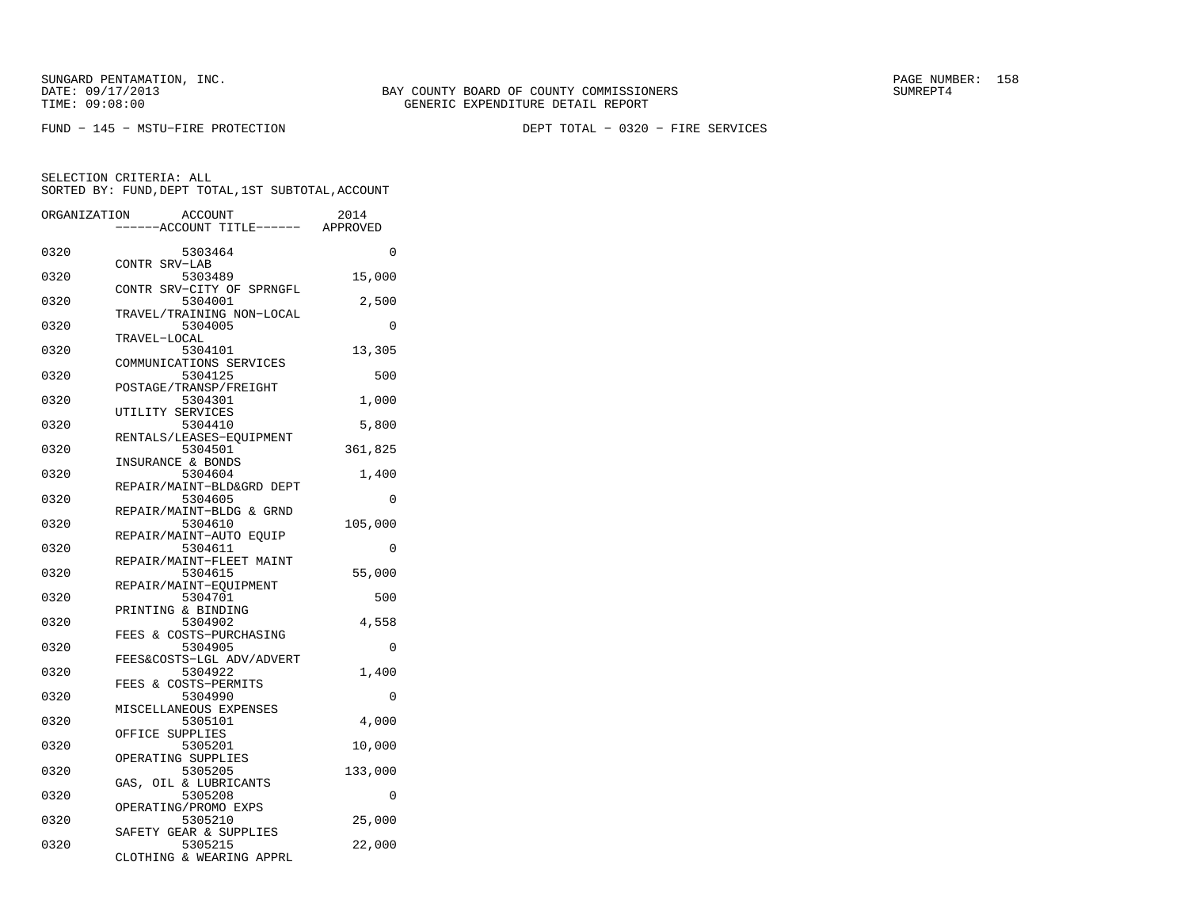SUNGARD PENTAMATION, INC.
DATE: 09/17/2013
TIME: 09:08:00

BAY COUNTY BOARD OF COUNTY COMMISSIONERS
GENERIC EXPENDITURE DETAIL REPORT

PAGE NUMBER: 158
SUMREPT4

FUND − 145 − MSTU−FIRE PROTECTION

DEPT TOTAL − 0320 − FIRE SERVICES

SELECTION CRITERIA: ALL
SORTED BY: FUND,DEPT TOTAL,1ST SUBTOTAL,ACCOUNT

| ORGANIZATION | ACCOUNT / ------ACCOUNT TITLE------ | 2014 APPROVED |
|---|---|---|
| 0320 | 5303464 CONTR SRV−LAB | 0 |
| 0320 | 5303489 CONTR SRV−CITY OF SPRNGFL | 15,000 |
| 0320 | 5304001 TRAVEL/TRAINING NON−LOCAL | 2,500 |
| 0320 | 5304005 TRAVEL−LOCAL | 0 |
| 0320 | 5304101 COMMUNICATIONS SERVICES | 13,305 |
| 0320 | 5304125 POSTAGE/TRANSP/FREIGHT | 500 |
| 0320 | 5304301 UTILITY SERVICES | 1,000 |
| 0320 | 5304410 RENTALS/LEASES−EQUIPMENT | 5,800 |
| 0320 | 5304501 INSURANCE & BONDS | 361,825 |
| 0320 | 5304604 REPAIR/MAINT−BLD&GRD DEPT | 1,400 |
| 0320 | 5304605 REPAIR/MAINT−BLDG & GRND | 0 |
| 0320 | 5304610 REPAIR/MAINT−AUTO EQUIP | 105,000 |
| 0320 | 5304611 REPAIR/MAINT−FLEET MAINT | 0 |
| 0320 | 5304615 REPAIR/MAINT−EQUIPMENT | 55,000 |
| 0320 | 5304701 PRINTING & BINDING | 500 |
| 0320 | 5304902 FEES & COSTS−PURCHASING | 4,558 |
| 0320 | 5304905 FEES&COSTS−LGL ADV/ADVERT | 0 |
| 0320 | 5304922 FEES & COSTS−PERMITS | 1,400 |
| 0320 | 5304990 MISCELLANEOUS EXPENSES | 0 |
| 0320 | 5305101 OFFICE SUPPLIES | 4,000 |
| 0320 | 5305201 OPERATING SUPPLIES | 10,000 |
| 0320 | 5305205 GAS, OIL & LUBRICANTS | 133,000 |
| 0320 | 5305208 OPERATING/PROMO EXPS | 0 |
| 0320 | 5305210 SAFETY GEAR & SUPPLIES | 25,000 |
| 0320 | 5305215 CLOTHING & WEARING APPRL | 22,000 |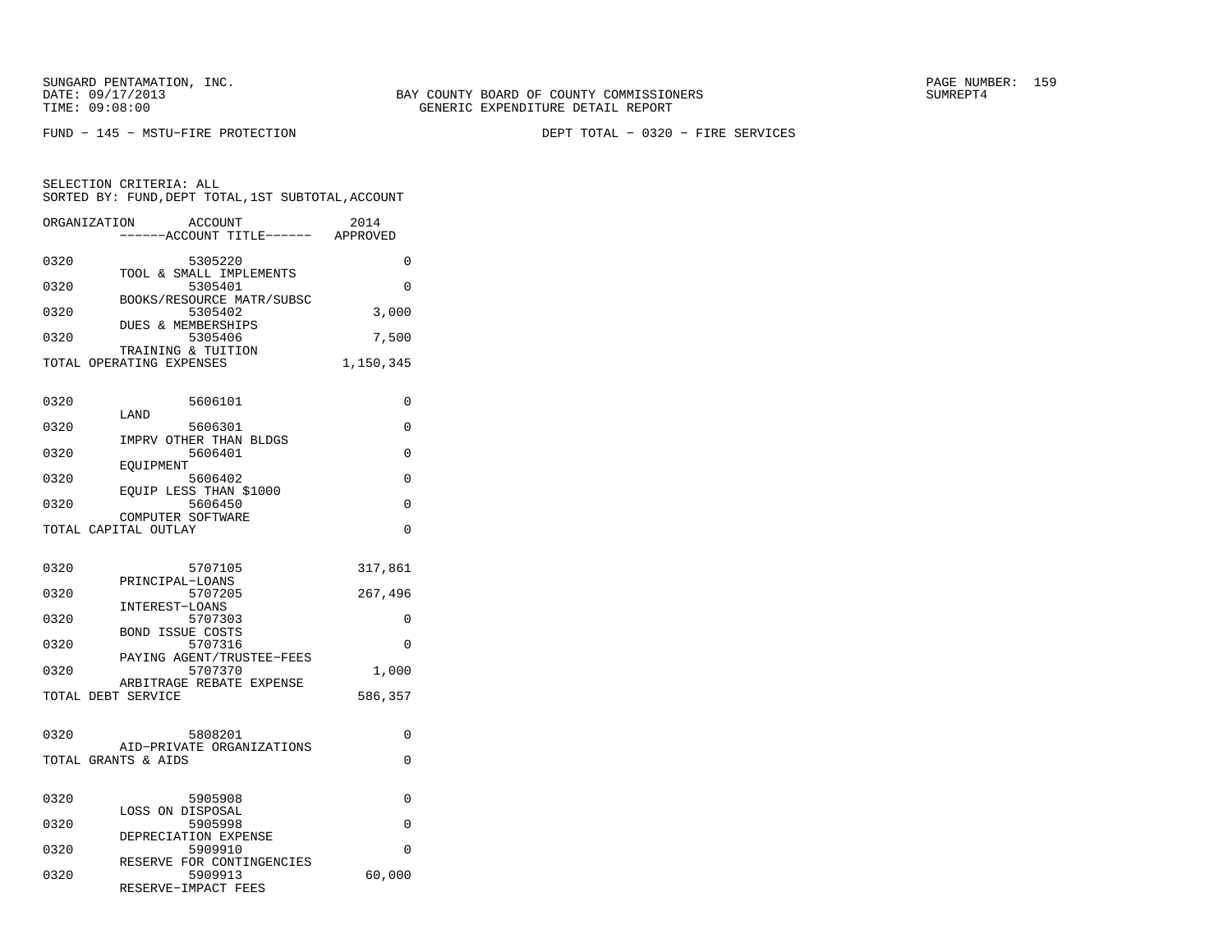SUNGARD PENTAMATION, INC.
DATE: 09/17/2013
TIME: 09:08:00

BAY COUNTY BOARD OF COUNTY COMMISSIONERS
GENERIC EXPENDITURE DETAIL REPORT

PAGE NUMBER: 159
SUMREPT4

FUND - 145 - MSTU-FIRE PROTECTION

DEPT TOTAL - 0320 - FIRE SERVICES

SELECTION CRITERIA: ALL
SORTED BY: FUND,DEPT TOTAL,1ST SUBTOTAL,ACCOUNT

| ORGANIZATION | ACCOUNT ------ACCOUNT TITLE------ | 2014 APPROVED |
|---|---|---|
| 0320 | 5305220 TOOL & SMALL IMPLEMENTS | 0 |
| 0320 | 5305401 BOOKS/RESOURCE MATR/SUBSC | 0 |
| 0320 | 5305402 DUES & MEMBERSHIPS | 3,000 |
| 0320 | 5305406 TRAINING & TUITION | 7,500 |
| TOTAL OPERATING EXPENSES | | 1,150,345 |
| 0320 | 5606101 LAND | 0 |
| 0320 | 5606301 IMPRV OTHER THAN BLDGS | 0 |
| 0320 | 5606401 EQUIPMENT | 0 |
| 0320 | 5606402 EQUIP LESS THAN $1000 | 0 |
| 0320 | 5606450 COMPUTER SOFTWARE | 0 |
| TOTAL CAPITAL OUTLAY | | 0 |
| 0320 | 5707105 PRINCIPAL-LOANS | 317,861 |
| 0320 | 5707205 INTEREST-LOANS | 267,496 |
| 0320 | 5707303 BOND ISSUE COSTS | 0 |
| 0320 | 5707316 PAYING AGENT/TRUSTEE-FEES | 0 |
| 0320 | 5707370 ARBITRAGE REBATE EXPENSE | 1,000 |
| TOTAL DEBT SERVICE | | 586,357 |
| 0320 | 5808201 AID-PRIVATE ORGANIZATIONS | 0 |
| TOTAL GRANTS & AIDS | | 0 |
| 0320 | 5905908 LOSS ON DISPOSAL | 0 |
| 0320 | 5905998 DEPRECIATION EXPENSE | 0 |
| 0320 | 5909910 RESERVE FOR CONTINGENCIES | 0 |
| 0320 | 5909913 RESERVE-IMPACT FEES | 60,000 |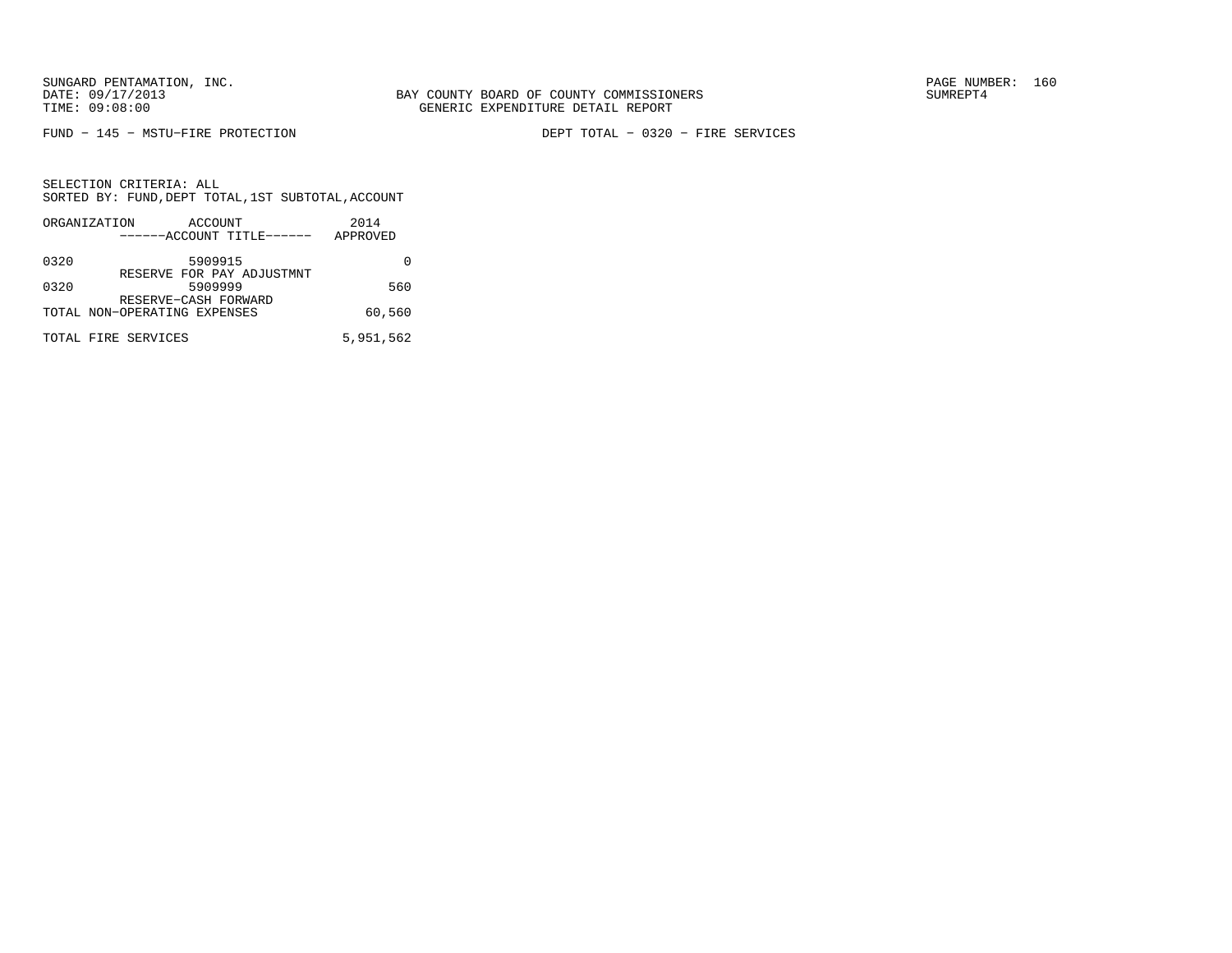BAY COUNTY BOARD OF COUNTY COMMISSIONERS
GENERIC EXPENDITURE DETAIL REPORT

FUND - 145 - MSTU-FIRE PROTECTION

DEPT TOTAL - 0320 - FIRE SERVICES

SELECTION CRITERIA: ALL
SORTED BY: FUND,DEPT TOTAL,1ST SUBTOTAL,ACCOUNT

| ORGANIZATION | ACCOUNT / ------ACCOUNT TITLE------ | 2014 APPROVED |
|---|---|---|
| 0320 | 5909915 RESERVE FOR PAY ADJUSTMNT | 0 |
| 0320 | 5909999 RESERVE-CASH FORWARD | 560 |
| TOTAL NON-OPERATING EXPENSES | | 60,560 |
| TOTAL FIRE SERVICES | | 5,951,562 |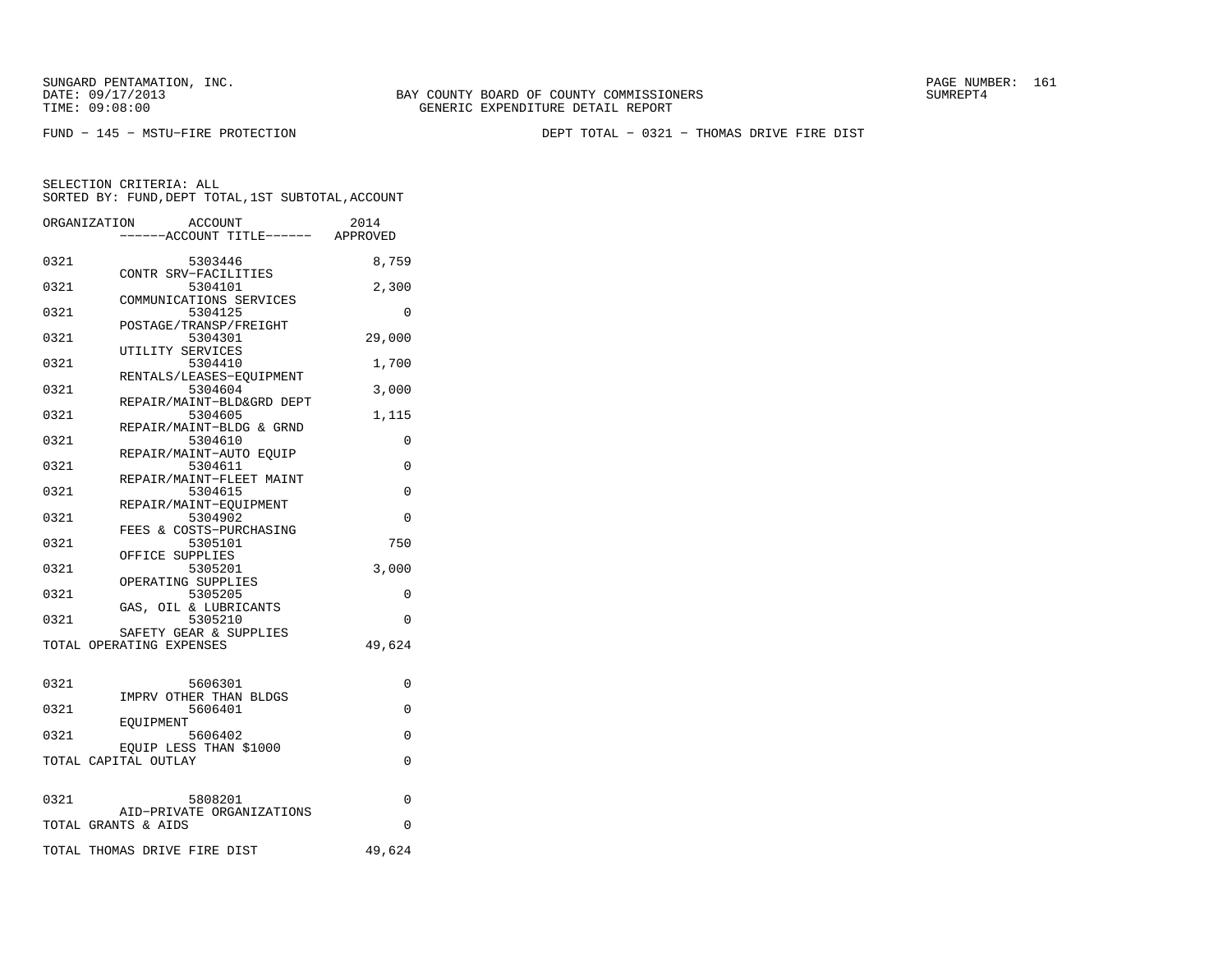SUNGARD PENTAMATION, INC.
DATE: 09/17/2013
TIME: 09:08:00

BAY COUNTY BOARD OF COUNTY COMMISSIONERS
GENERIC EXPENDITURE DETAIL REPORT

PAGE NUMBER: 161
SUMREPT4

FUND − 145 − MSTU−FIRE PROTECTION

DEPT TOTAL − 0321 − THOMAS DRIVE FIRE DIST

SELECTION CRITERIA: ALL
SORTED BY: FUND,DEPT TOTAL,1ST SUBTOTAL,ACCOUNT

| ORGANIZATION | ACCOUNT / ------ACCOUNT TITLE------ | 2014 APPROVED |
|---|---|---|
| 0321 | 5303446 CONTR SRV−FACILITIES | 8,759 |
| 0321 | 5304101 COMMUNICATIONS SERVICES | 2,300 |
| 0321 | 5304125 POSTAGE/TRANSP/FREIGHT | 0 |
| 0321 | 5304301 UTILITY SERVICES | 29,000 |
| 0321 | 5304410 RENTALS/LEASES−EQUIPMENT | 1,700 |
| 0321 | 5304604 REPAIR/MAINT−BLD&GRD DEPT | 3,000 |
| 0321 | 5304605 REPAIR/MAINT−BLDG & GRND | 1,115 |
| 0321 | 5304610 REPAIR/MAINT−AUTO EQUIP | 0 |
| 0321 | 5304611 REPAIR/MAINT−FLEET MAINT | 0 |
| 0321 | 5304615 REPAIR/MAINT−EQUIPMENT | 0 |
| 0321 | 5304902 FEES & COSTS−PURCHASING | 0 |
| 0321 | 5305101 OFFICE SUPPLIES | 750 |
| 0321 | 5305201 OPERATING SUPPLIES | 3,000 |
| 0321 | 5305205 GAS, OIL & LUBRICANTS | 0 |
| 0321 | 5305210 SAFETY GEAR & SUPPLIES | 0 |
| TOTAL OPERATING EXPENSES | | 49,624 |
| 0321 | 5606301 IMPRV OTHER THAN BLDGS | 0 |
| 0321 | 5606401 EQUIPMENT | 0 |
| 0321 | 5606402 EQUIP LESS THAN $1000 | 0 |
| TOTAL CAPITAL OUTLAY | | 0 |
| 0321 | 5808201 AID−PRIVATE ORGANIZATIONS | 0 |
| TOTAL GRANTS & AIDS | | 0 |
| TOTAL THOMAS DRIVE FIRE DIST | | 49,624 |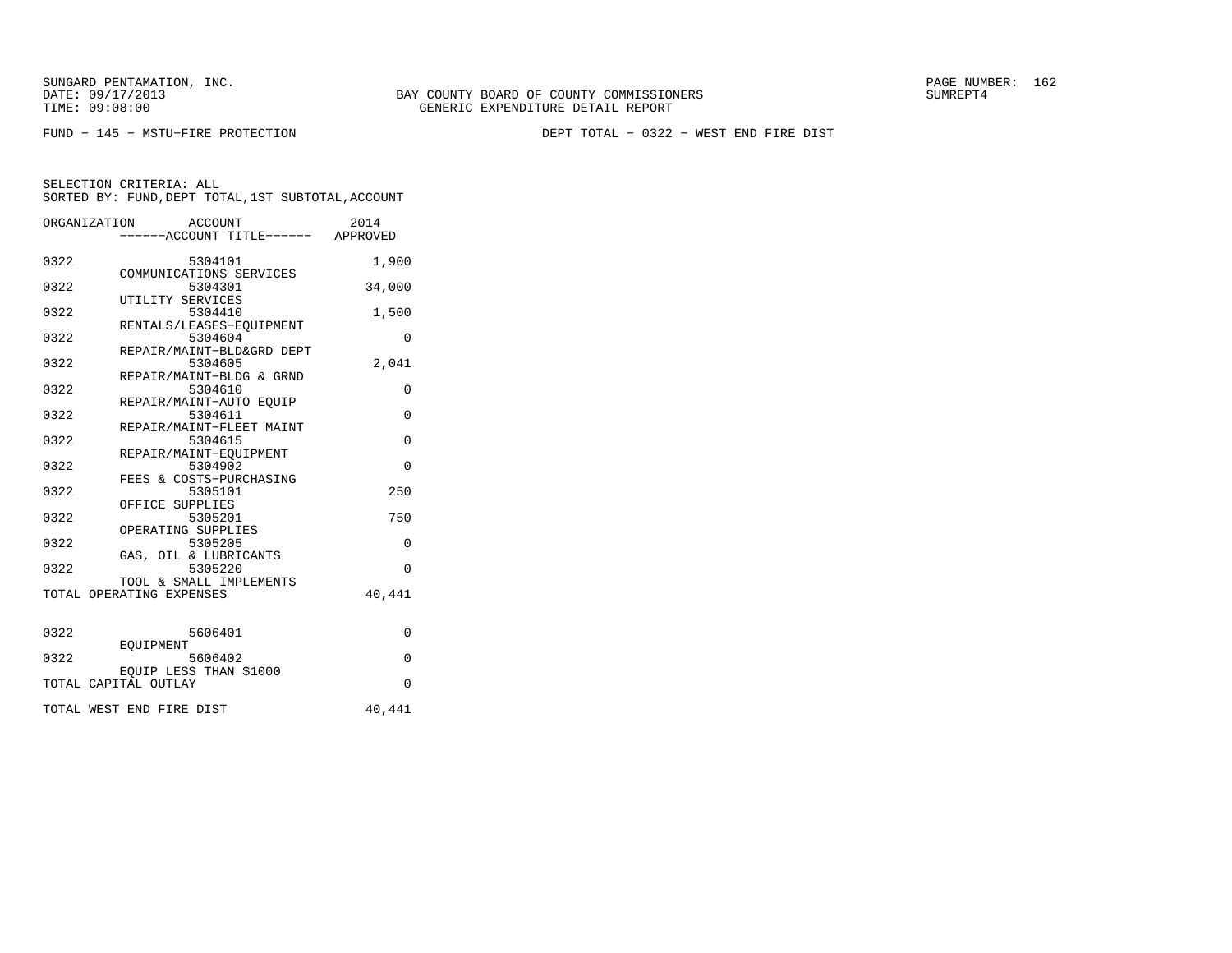SUNGARD PENTAMATION, INC.
DATE: 09/17/2013
TIME: 09:08:00

BAY COUNTY BOARD OF COUNTY COMMISSIONERS
GENERIC EXPENDITURE DETAIL REPORT

SUMREPT4

FUND − 145 − MSTU−FIRE PROTECTION

DEPT TOTAL − 0322 − WEST END FIRE DIST

SELECTION CRITERIA: ALL
SORTED BY: FUND,DEPT TOTAL,1ST SUBTOTAL,ACCOUNT

| ORGANIZATION | ACCOUNT / ACCOUNT TITLE | 2014 APPROVED |
|---|---|---|
| 0322 | 5304101 COMMUNICATIONS SERVICES | 1,900 |
| 0322 | 5304301 UTILITY SERVICES | 34,000 |
| 0322 | 5304410 RENTALS/LEASES−EQUIPMENT | 1,500 |
| 0322 | 5304604 REPAIR/MAINT−BLD&GRD DEPT | 0 |
| 0322 | 5304605 REPAIR/MAINT−BLDG & GRND | 2,041 |
| 0322 | 5304610 REPAIR/MAINT−AUTO EQUIP | 0 |
| 0322 | 5304611 REPAIR/MAINT−FLEET MAINT | 0 |
| 0322 | 5304615 REPAIR/MAINT−EQUIPMENT | 0 |
| 0322 | 5304902 FEES & COSTS−PURCHASING | 0 |
| 0322 | 5305101 OFFICE SUPPLIES | 250 |
| 0322 | 5305201 OPERATING SUPPLIES | 750 |
| 0322 | 5305205 GAS, OIL & LUBRICANTS | 0 |
| 0322 | 5305220 TOOL & SMALL IMPLEMENTS | 0 |
| TOTAL OPERATING EXPENSES | | 40,441 |
| 0322 | 5606401 EQUIPMENT | 0 |
| 0322 | 5606402 EQUIP LESS THAN $1000 | 0 |
| TOTAL CAPITAL OUTLAY | | 0 |
| TOTAL WEST END FIRE DIST | | 40,441 |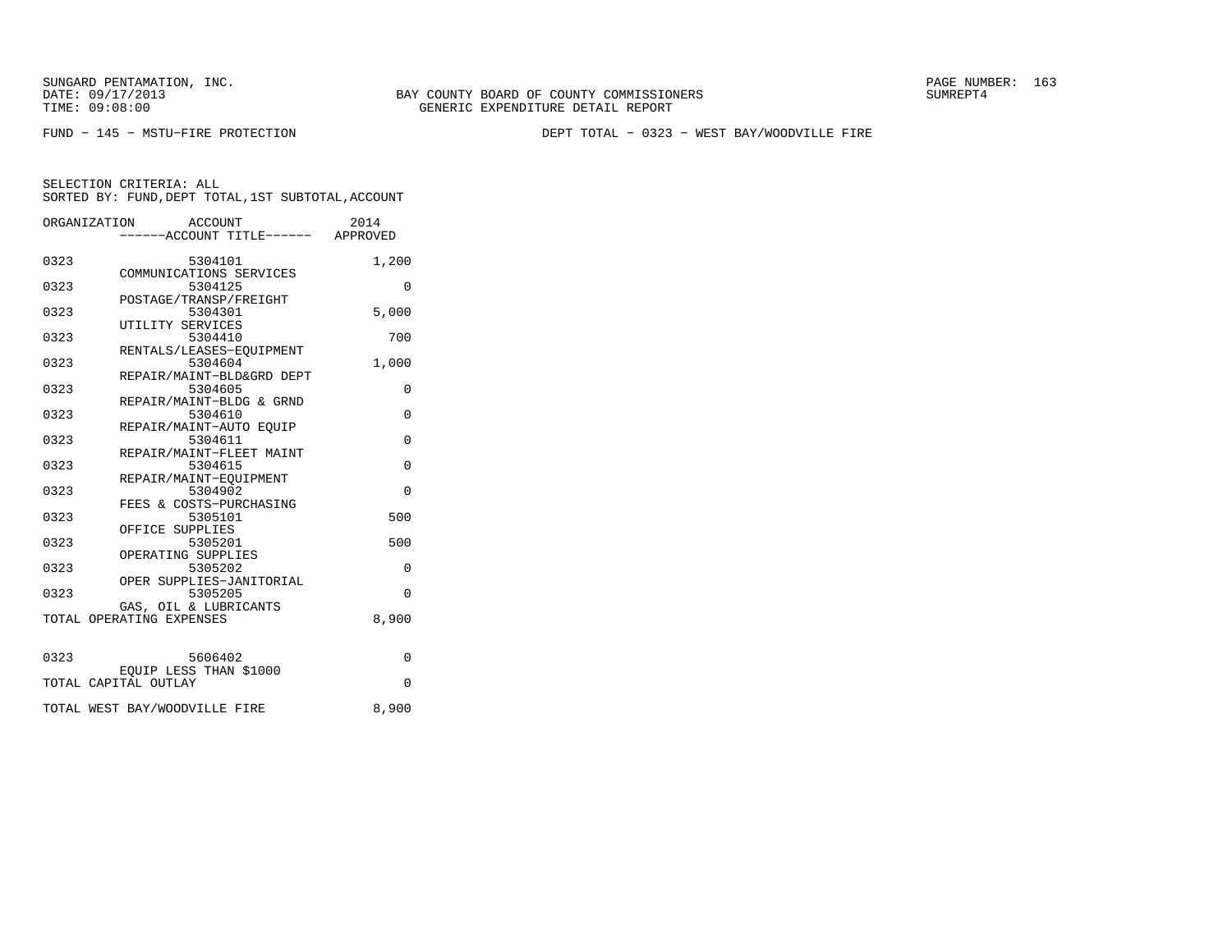SUNGARD PENTAMATION, INC.
DATE: 09/17/2013
TIME: 09:08:00

BAY COUNTY BOARD OF COUNTY COMMISSIONERS
GENERIC EXPENDITURE DETAIL REPORT

PAGE NUMBER: 163
SUMREPT4

FUND − 145 − MSTU−FIRE PROTECTION

DEPT TOTAL − 0323 − WEST BAY/WOODVILLE FIRE

SELECTION CRITERIA: ALL
SORTED BY: FUND,DEPT TOTAL,1ST SUBTOTAL,ACCOUNT

| ORGANIZATION | ACCOUNT ------ACCOUNT TITLE------ | 2014 APPROVED |
|---|---|---|
| 0323 | 5304101 COMMUNICATIONS SERVICES | 1,200 |
| 0323 | 5304125 POSTAGE/TRANSP/FREIGHT | 0 |
| 0323 | 5304301 UTILITY SERVICES | 5,000 |
| 0323 | 5304410 RENTALS/LEASES−EQUIPMENT | 700 |
| 0323 | 5304604 REPAIR/MAINT−BLD&GRD DEPT | 1,000 |
| 0323 | 5304605 REPAIR/MAINT−BLDG & GRND | 0 |
| 0323 | 5304610 REPAIR/MAINT−AUTO EQUIP | 0 |
| 0323 | 5304611 REPAIR/MAINT−FLEET MAINT | 0 |
| 0323 | 5304615 REPAIR/MAINT−EQUIPMENT | 0 |
| 0323 | 5304902 FEES & COSTS−PURCHASING | 0 |
| 0323 | 5305101 OFFICE SUPPLIES | 500 |
| 0323 | 5305201 OPERATING SUPPLIES | 500 |
| 0323 | 5305202 OPER SUPPLIES−JANITORIAL | 0 |
| 0323 | 5305205 GAS, OIL & LUBRICANTS | 0 |
| TOTAL OPERATING EXPENSES | | 8,900 |
| 0323 | 5606402 EQUIP LESS THAN $1000 | 0 |
| TOTAL CAPITAL OUTLAY | | 0 |
| TOTAL WEST BAY/WOODVILLE FIRE | | 8,900 |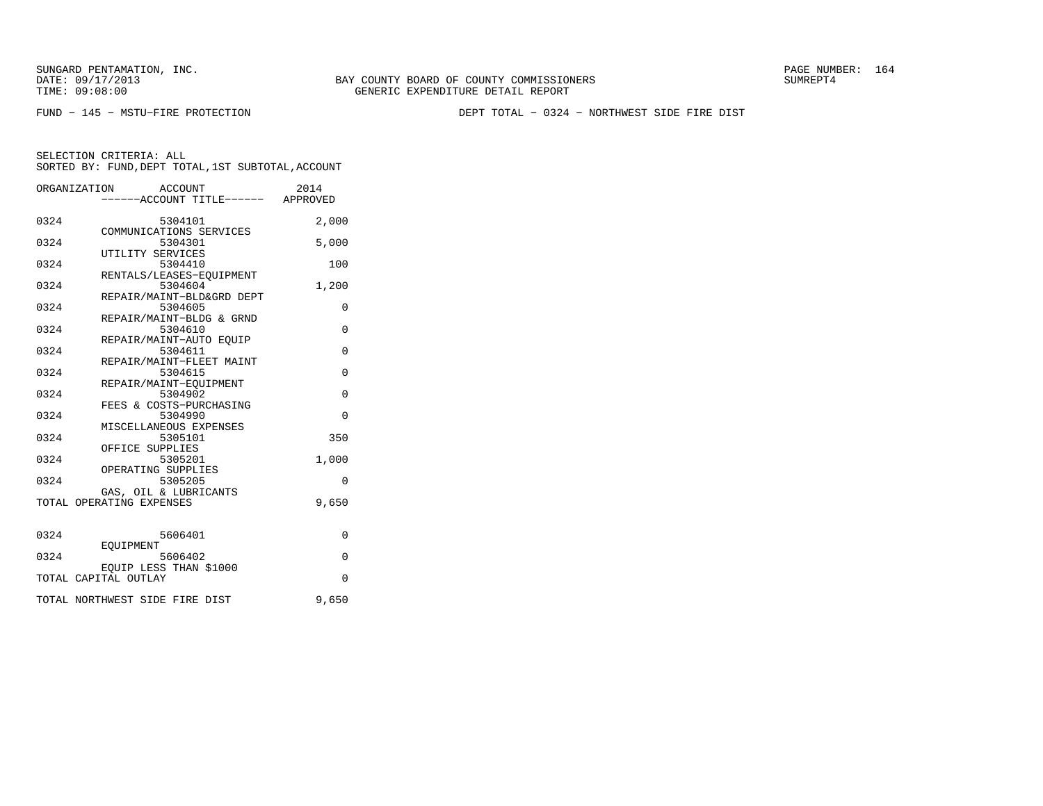BAY COUNTY BOARD OF COUNTY COMMISSIONERS
GENERIC EXPENDITURE DETAIL REPORT

FUND − 145 − MSTU−FIRE PROTECTION

DEPT TOTAL − 0324 − NORTHWEST SIDE FIRE DIST

SELECTION CRITERIA: ALL
SORTED BY: FUND,DEPT TOTAL,1ST SUBTOTAL,ACCOUNT

| ORGANIZATION | ACCOUNT / ACCOUNT TITLE | 2014 APPROVED |
|---|---|---|
| 0324 | 5304101 COMMUNICATIONS SERVICES | 2,000 |
| 0324 | 5304301 UTILITY SERVICES | 5,000 |
| 0324 | 5304410 RENTALS/LEASES−EQUIPMENT | 100 |
| 0324 | 5304604 REPAIR/MAINT−BLD&GRD DEPT | 1,200 |
| 0324 | 5304605 REPAIR/MAINT−BLDG & GRND | 0 |
| 0324 | 5304610 REPAIR/MAINT−AUTO EQUIP | 0 |
| 0324 | 5304611 REPAIR/MAINT−FLEET MAINT | 0 |
| 0324 | 5304615 REPAIR/MAINT−EQUIPMENT | 0 |
| 0324 | 5304902 FEES & COSTS−PURCHASING | 0 |
| 0324 | 5304990 MISCELLANEOUS EXPENSES | 0 |
| 0324 | 5305101 OFFICE SUPPLIES | 350 |
| 0324 | 5305201 OPERATING SUPPLIES | 1,000 |
| 0324 | 5305205 GAS, OIL & LUBRICANTS | 0 |
| TOTAL OPERATING EXPENSES | | 9,650 |
| 0324 | 5606401 EQUIPMENT | 0 |
| 0324 | 5606402 EQUIP LESS THAN $1000 | 0 |
| TOTAL CAPITAL OUTLAY | | 0 |
| TOTAL NORTHWEST SIDE FIRE DIST | | 9,650 |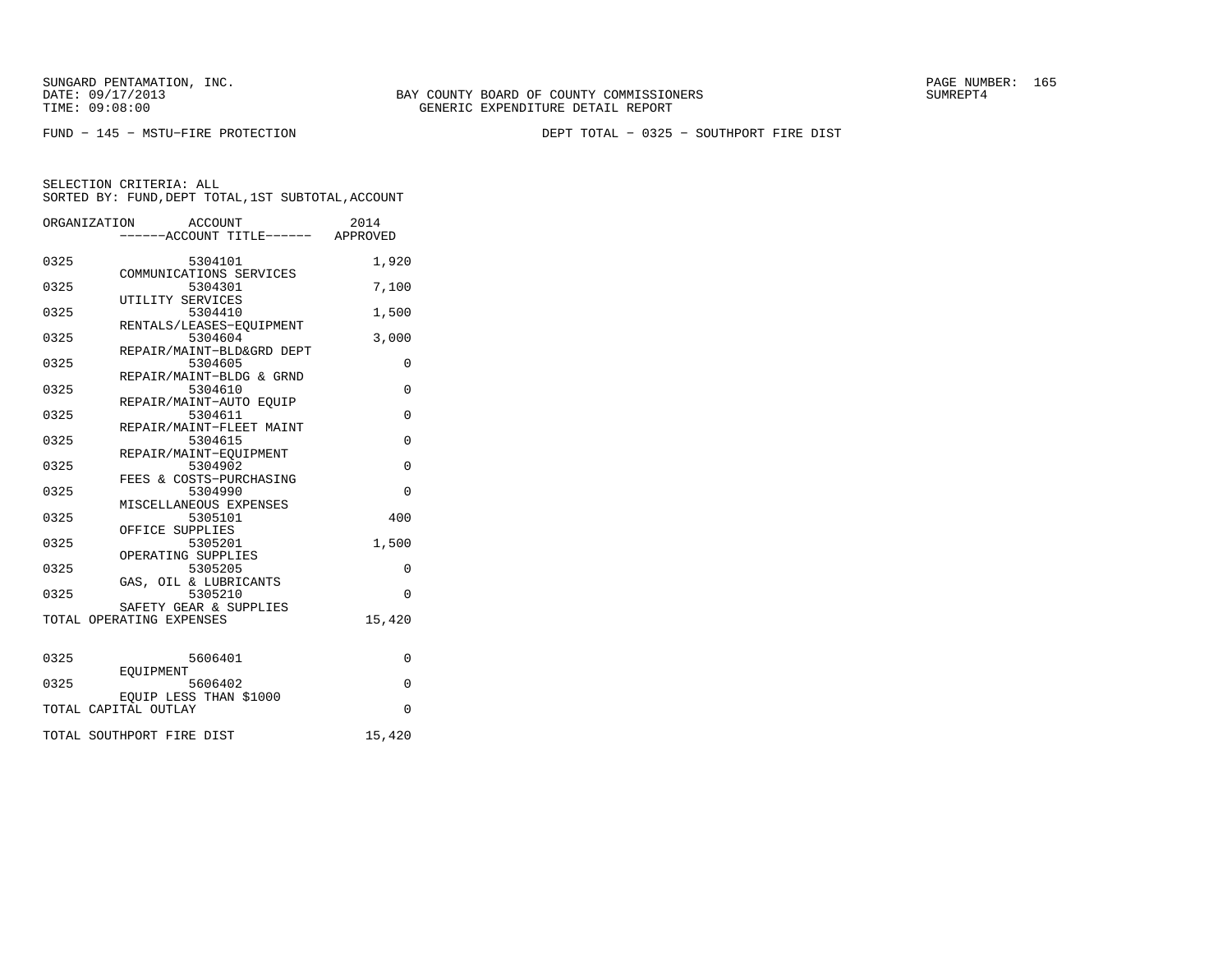SUNGARD PENTAMATION, INC.
DATE: 09/17/2013
TIME: 09:08:00

BAY COUNTY BOARD OF COUNTY COMMISSIONERS
GENERIC EXPENDITURE DETAIL REPORT

SUMREPT4

FUND − 145 − MSTU−FIRE PROTECTION

DEPT TOTAL − 0325 − SOUTHPORT FIRE DIST

SELECTION CRITERIA: ALL
SORTED BY: FUND,DEPT TOTAL,1ST SUBTOTAL,ACCOUNT

| ORGANIZATION | ACCOUNT ------ACCOUNT TITLE------ | 2014 APPROVED |
|---|---|---|
| 0325 | 5304101 COMMUNICATIONS SERVICES | 1,920 |
| 0325 | 5304301 UTILITY SERVICES | 7,100 |
| 0325 | 5304410 RENTALS/LEASES−EQUIPMENT | 1,500 |
| 0325 | 5304604 REPAIR/MAINT−BLD&GRD DEPT | 3,000 |
| 0325 | 5304605 REPAIR/MAINT−BLDG & GRND | 0 |
| 0325 | 5304610 REPAIR/MAINT−AUTO EQUIP | 0 |
| 0325 | 5304611 REPAIR/MAINT−FLEET MAINT | 0 |
| 0325 | 5304615 REPAIR/MAINT−EQUIPMENT | 0 |
| 0325 | 5304902 FEES & COSTS−PURCHASING | 0 |
| 0325 | 5304990 MISCELLANEOUS EXPENSES | 0 |
| 0325 | 5305101 OFFICE SUPPLIES | 400 |
| 0325 | 5305201 OPERATING SUPPLIES | 1,500 |
| 0325 | 5305205 GAS, OIL & LUBRICANTS | 0 |
| 0325 | 5305210 SAFETY GEAR & SUPPLIES | 0 |
| TOTAL OPERATING EXPENSES | | 15,420 |
| 0325 | 5606401 EQUIPMENT | 0 |
| 0325 | 5606402 EQUIP LESS THAN $1000 | 0 |
| TOTAL CAPITAL OUTLAY | | 0 |
| TOTAL SOUTHPORT FIRE DIST | | 15,420 |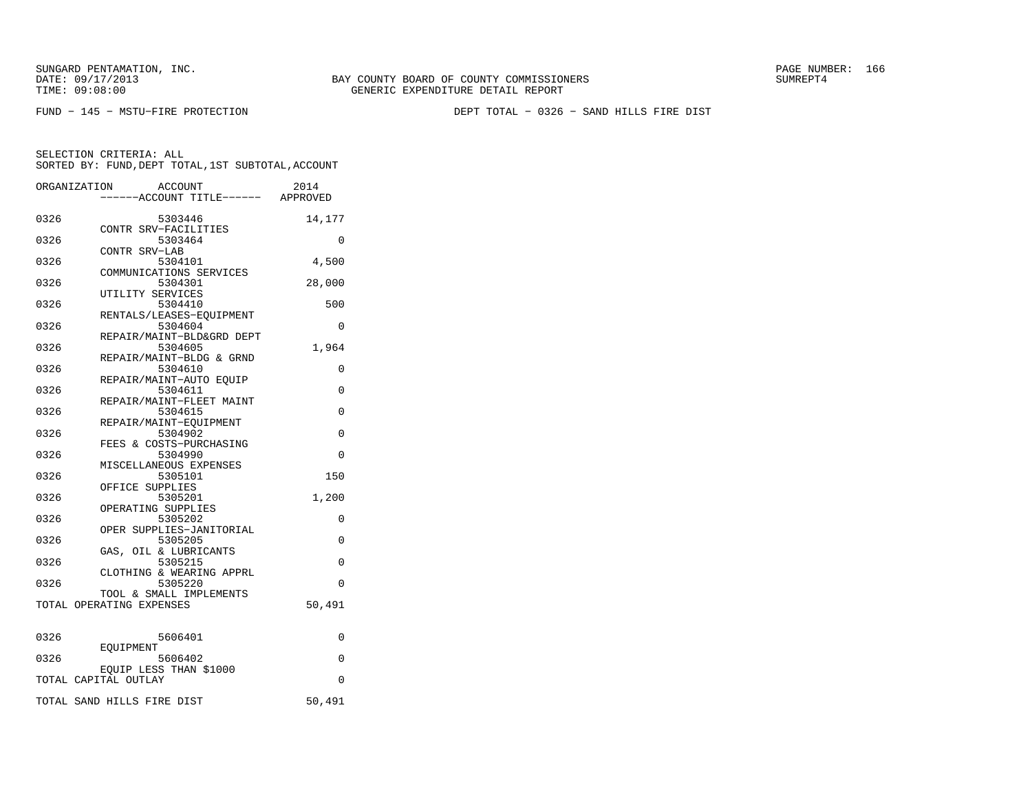SUNGARD PENTAMATION, INC.
DATE: 09/17/2013
TIME: 09:08:00

BAY COUNTY BOARD OF COUNTY COMMISSIONERS
GENERIC EXPENDITURE DETAIL REPORT

SUMREPT4

FUND - 145 - MSTU-FIRE PROTECTION

DEPT TOTAL - 0326 - SAND HILLS FIRE DIST

SELECTION CRITERIA: ALL
SORTED BY: FUND,DEPT TOTAL,1ST SUBTOTAL,ACCOUNT

| ORGANIZATION | ACCOUNT / ------ACCOUNT TITLE------ | 2014 APPROVED |
|---|---|---|
| 0326 | 5303446 CONTR SRV-FACILITIES | 14,177 |
| 0326 | 5303464 CONTR SRV-LAB | 0 |
| 0326 | 5304101 COMMUNICATIONS SERVICES | 4,500 |
| 0326 | 5304301 UTILITY SERVICES | 28,000 |
| 0326 | 5304410 RENTALS/LEASES-EQUIPMENT | 500 |
| 0326 | 5304604 REPAIR/MAINT-BLD&GRD DEPT | 0 |
| 0326 | 5304605 REPAIR/MAINT-BLDG & GRND | 1,964 |
| 0326 | 5304610 REPAIR/MAINT-AUTO EQUIP | 0 |
| 0326 | 5304611 REPAIR/MAINT-FLEET MAINT | 0 |
| 0326 | 5304615 REPAIR/MAINT-EQUIPMENT | 0 |
| 0326 | 5304902 FEES & COSTS-PURCHASING | 0 |
| 0326 | 5304990 MISCELLANEOUS EXPENSES | 0 |
| 0326 | 5305101 OFFICE SUPPLIES | 150 |
| 0326 | 5305201 OPERATING SUPPLIES | 1,200 |
| 0326 | 5305202 OPER SUPPLIES-JANITORIAL | 0 |
| 0326 | 5305205 GAS, OIL & LUBRICANTS | 0 |
| 0326 | 5305215 CLOTHING & WEARING APPRL | 0 |
| 0326 | 5305220 TOOL & SMALL IMPLEMENTS | 0 |
| TOTAL OPERATING EXPENSES | | 50,491 |
| 0326 | 5606401 EQUIPMENT | 0 |
| 0326 | 5606402 EQUIP LESS THAN $1000 | 0 |
| TOTAL CAPITAL OUTLAY | | 0 |
| TOTAL SAND HILLS FIRE DIST | | 50,491 |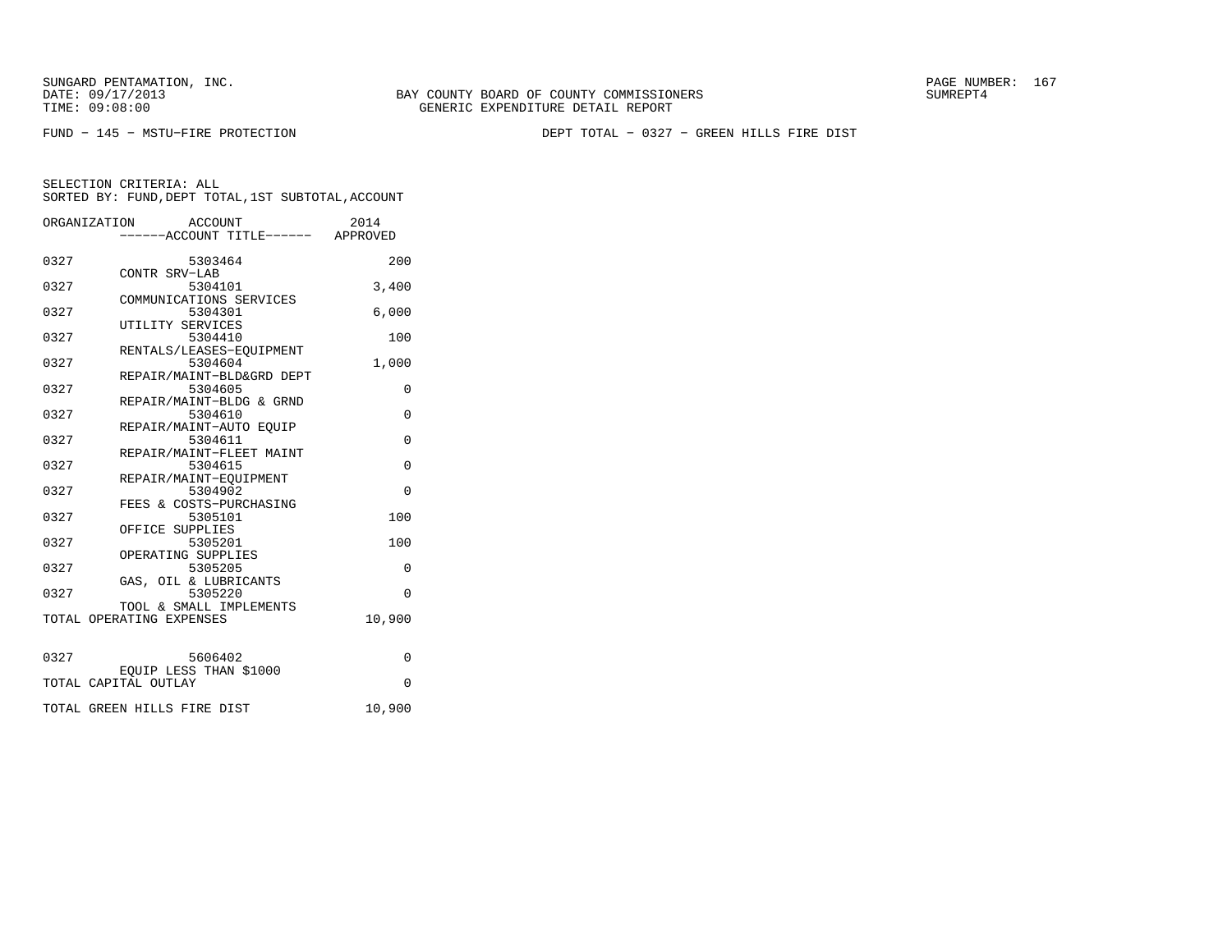SUNGARD PENTAMATION, INC.
DATE: 09/17/2013
TIME: 09:08:00

BAY COUNTY BOARD OF COUNTY COMMISSIONERS
GENERIC EXPENDITURE DETAIL REPORT

SUMREPT4

FUND - 145 - MSTU-FIRE PROTECTION

DEPT TOTAL - 0327 - GREEN HILLS FIRE DIST

SELECTION CRITERIA: ALL
SORTED BY: FUND,DEPT TOTAL,1ST SUBTOTAL,ACCOUNT

| ORGANIZATION | ACCOUNT / ------ACCOUNT TITLE------ | 2014 APPROVED |
|---|---|---|
| 0327 | 5303464 CONTR SRV-LAB | 200 |
| 0327 | 5304101 COMMUNICATIONS SERVICES | 3,400 |
| 0327 | 5304301 UTILITY SERVICES | 6,000 |
| 0327 | 5304410 RENTALS/LEASES-EQUIPMENT | 100 |
| 0327 | 5304604 REPAIR/MAINT-BLD&GRD DEPT | 1,000 |
| 0327 | 5304605 REPAIR/MAINT-BLDG & GRND | 0 |
| 0327 | 5304610 REPAIR/MAINT-AUTO EQUIP | 0 |
| 0327 | 5304611 REPAIR/MAINT-FLEET MAINT | 0 |
| 0327 | 5304615 REPAIR/MAINT-EQUIPMENT | 0 |
| 0327 | 5304902 FEES & COSTS-PURCHASING | 0 |
| 0327 | 5305101 OFFICE SUPPLIES | 100 |
| 0327 | 5305201 OPERATING SUPPLIES | 100 |
| 0327 | 5305205 GAS, OIL & LUBRICANTS | 0 |
| 0327 | 5305220 TOOL & SMALL IMPLEMENTS | 0 |
| TOTAL OPERATING EXPENSES | | 10,900 |
| 0327 | 5606402 EQUIP LESS THAN $1000 | 0 |
| TOTAL CAPITAL OUTLAY | | 0 |
| TOTAL GREEN HILLS FIRE DIST | | 10,900 |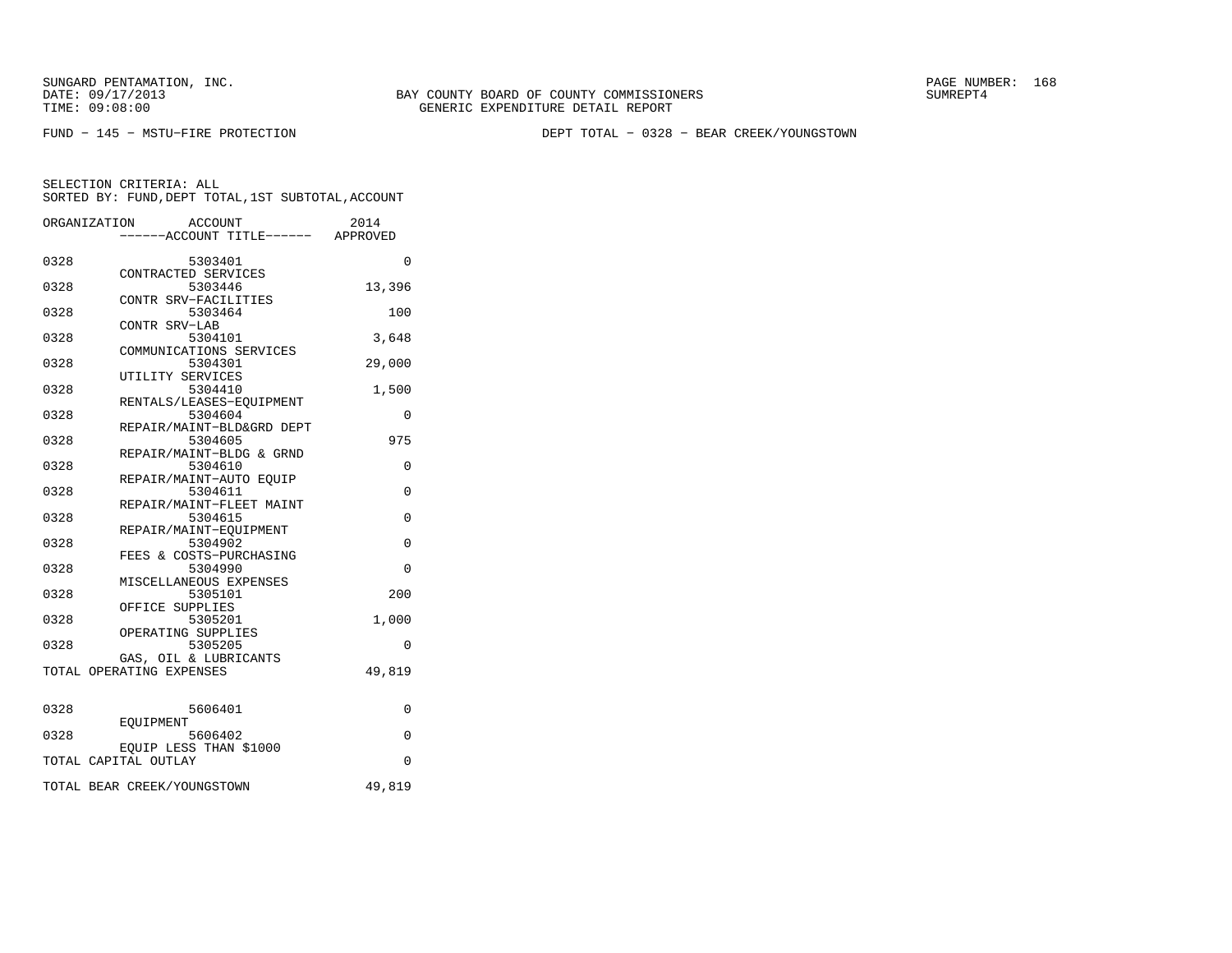SUNGARD PENTAMATION, INC.
DATE: 09/17/2013
TIME: 09:08:00

BAY COUNTY BOARD OF COUNTY COMMISSIONERS
GENERIC EXPENDITURE DETAIL REPORT

SUMREPT4

FUND − 145 − MSTU−FIRE PROTECTION

DEPT TOTAL − 0328 − BEAR CREEK/YOUNGSTOWN

SELECTION CRITERIA: ALL
SORTED BY: FUND,DEPT TOTAL,1ST SUBTOTAL,ACCOUNT

| ORGANIZATION | ACCOUNT ------ACCOUNT TITLE------ | 2014 APPROVED |
|---|---|---|
| 0328 | 5303401 CONTRACTED SERVICES | 0 |
| 0328 | 5303446 CONTR SRV−FACILITIES | 13,396 |
| 0328 | 5303464 CONTR SRV−LAB | 100 |
| 0328 | 5304101 COMMUNICATIONS SERVICES | 3,648 |
| 0328 | 5304301 UTILITY SERVICES | 29,000 |
| 0328 | 5304410 RENTALS/LEASES−EQUIPMENT | 1,500 |
| 0328 | 5304604 REPAIR/MAINT−BLD&GRD DEPT | 0 |
| 0328 | 5304605 REPAIR/MAINT−BLDG & GRND | 975 |
| 0328 | 5304610 REPAIR/MAINT−AUTO EQUIP | 0 |
| 0328 | 5304611 REPAIR/MAINT−FLEET MAINT | 0 |
| 0328 | 5304615 REPAIR/MAINT−EQUIPMENT | 0 |
| 0328 | 5304902 FEES & COSTS−PURCHASING | 0 |
| 0328 | 5304990 MISCELLANEOUS EXPENSES | 0 |
| 0328 | 5305101 OFFICE SUPPLIES | 200 |
| 0328 | 5305201 OPERATING SUPPLIES | 1,000 |
| 0328 | 5305205 GAS, OIL & LUBRICANTS | 0 |
| TOTAL OPERATING EXPENSES | | 49,819 |
| 0328 | 5606401 EQUIPMENT | 0 |
| 0328 | 5606402 EQUIP LESS THAN $1000 | 0 |
| TOTAL CAPITAL OUTLAY | | 0 |
| TOTAL BEAR CREEK/YOUNGSTOWN | | 49,819 |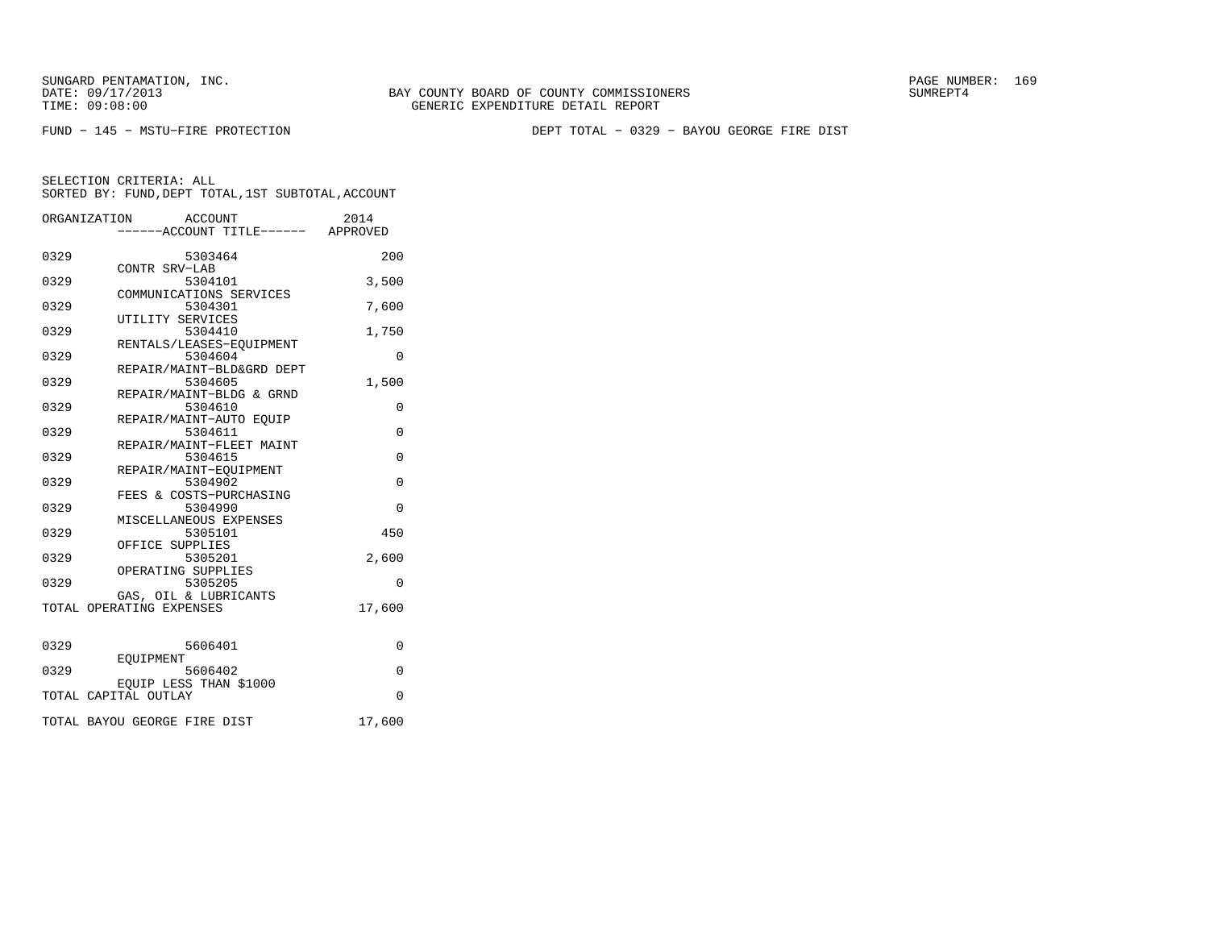SUNGARD PENTAMATION, INC.
DATE: 09/17/2013
TIME: 09:08:00

BAY COUNTY BOARD OF COUNTY COMMISSIONERS
GENERIC EXPENDITURE DETAIL REPORT

SUMREPT4

FUND − 145 − MSTU−FIRE PROTECTION

DEPT TOTAL − 0329 − BAYOU GEORGE FIRE DIST

SELECTION CRITERIA: ALL
SORTED BY: FUND,DEPT TOTAL,1ST SUBTOTAL,ACCOUNT

| ORGANIZATION | ACCOUNT ------ACCOUNT TITLE------ | 2014 APPROVED |
|---|---|---|
| 0329 | 5303464 CONTR SRV−LAB | 200 |
| 0329 | 5304101 COMMUNICATIONS SERVICES | 3,500 |
| 0329 | 5304301 UTILITY SERVICES | 7,600 |
| 0329 | 5304410 RENTALS/LEASES−EQUIPMENT | 1,750 |
| 0329 | 5304604 REPAIR/MAINT−BLD&GRD DEPT | 0 |
| 0329 | 5304605 REPAIR/MAINT−BLDG & GRND | 1,500 |
| 0329 | 5304610 REPAIR/MAINT−AUTO EQUIP | 0 |
| 0329 | 5304611 REPAIR/MAINT−FLEET MAINT | 0 |
| 0329 | 5304615 REPAIR/MAINT−EQUIPMENT | 0 |
| 0329 | 5304902 FEES & COSTS−PURCHASING | 0 |
| 0329 | 5304990 MISCELLANEOUS EXPENSES | 0 |
| 0329 | 5305101 OFFICE SUPPLIES | 450 |
| 0329 | 5305201 OPERATING SUPPLIES | 2,600 |
| 0329 | 5305205 GAS, OIL & LUBRICANTS | 0 |
| TOTAL OPERATING EXPENSES | | 17,600 |
| 0329 | 5606401 EQUIPMENT | 0 |
| 0329 | 5606402 EQUIP LESS THAN $1000 | 0 |
| TOTAL CAPITAL OUTLAY | | 0 |
| TOTAL BAYOU GEORGE FIRE DIST | | 17,600 |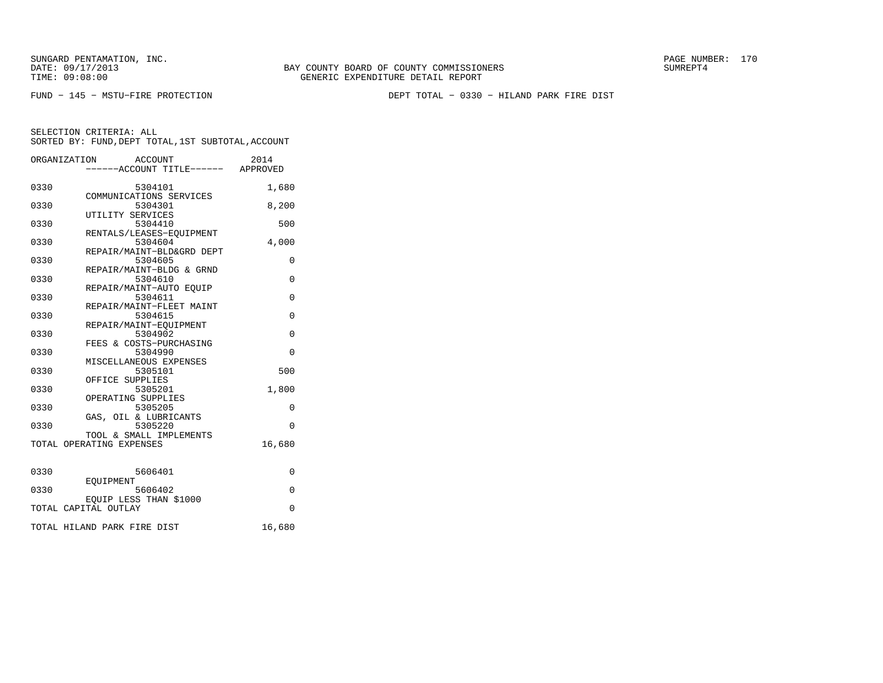SUNGARD PENTAMATION, INC.
DATE: 09/17/2013
TIME: 09:08:00

BAY COUNTY BOARD OF COUNTY COMMISSIONERS
GENERIC EXPENDITURE DETAIL REPORT

SUMREPT4

FUND − 145 − MSTU−FIRE PROTECTION

DEPT TOTAL − 0330 − HILAND PARK FIRE DIST

SELECTION CRITERIA: ALL
SORTED BY: FUND,DEPT TOTAL,1ST SUBTOTAL,ACCOUNT

| ORGANIZATION | ACCOUNT / ACCOUNT TITLE | 2014 APPROVED |
|---|---|---|
| 0330 | 5304101 COMMUNICATIONS SERVICES | 1,680 |
| 0330 | 5304301 UTILITY SERVICES | 8,200 |
| 0330 | 5304410 RENTALS/LEASES−EQUIPMENT | 500 |
| 0330 | 5304604 REPAIR/MAINT−BLD&GRD DEPT | 4,000 |
| 0330 | 5304605 REPAIR/MAINT−BLDG & GRND | 0 |
| 0330 | 5304610 REPAIR/MAINT−AUTO EQUIP | 0 |
| 0330 | 5304611 REPAIR/MAINT−FLEET MAINT | 0 |
| 0330 | 5304615 REPAIR/MAINT−EQUIPMENT | 0 |
| 0330 | 5304902 FEES & COSTS−PURCHASING | 0 |
| 0330 | 5304990 MISCELLANEOUS EXPENSES | 0 |
| 0330 | 5305101 OFFICE SUPPLIES | 500 |
| 0330 | 5305201 OPERATING SUPPLIES | 1,800 |
| 0330 | 5305205 GAS, OIL & LUBRICANTS | 0 |
| 0330 | 5305220 TOOL & SMALL IMPLEMENTS | 0 |
| TOTAL OPERATING EXPENSES | | 16,680 |
| 0330 | 5606401 EQUIPMENT | 0 |
| 0330 | 5606402 EQUIP LESS THAN $1000 | 0 |
| TOTAL CAPITAL OUTLAY | | 0 |
| TOTAL HILAND PARK FIRE DIST | | 16,680 |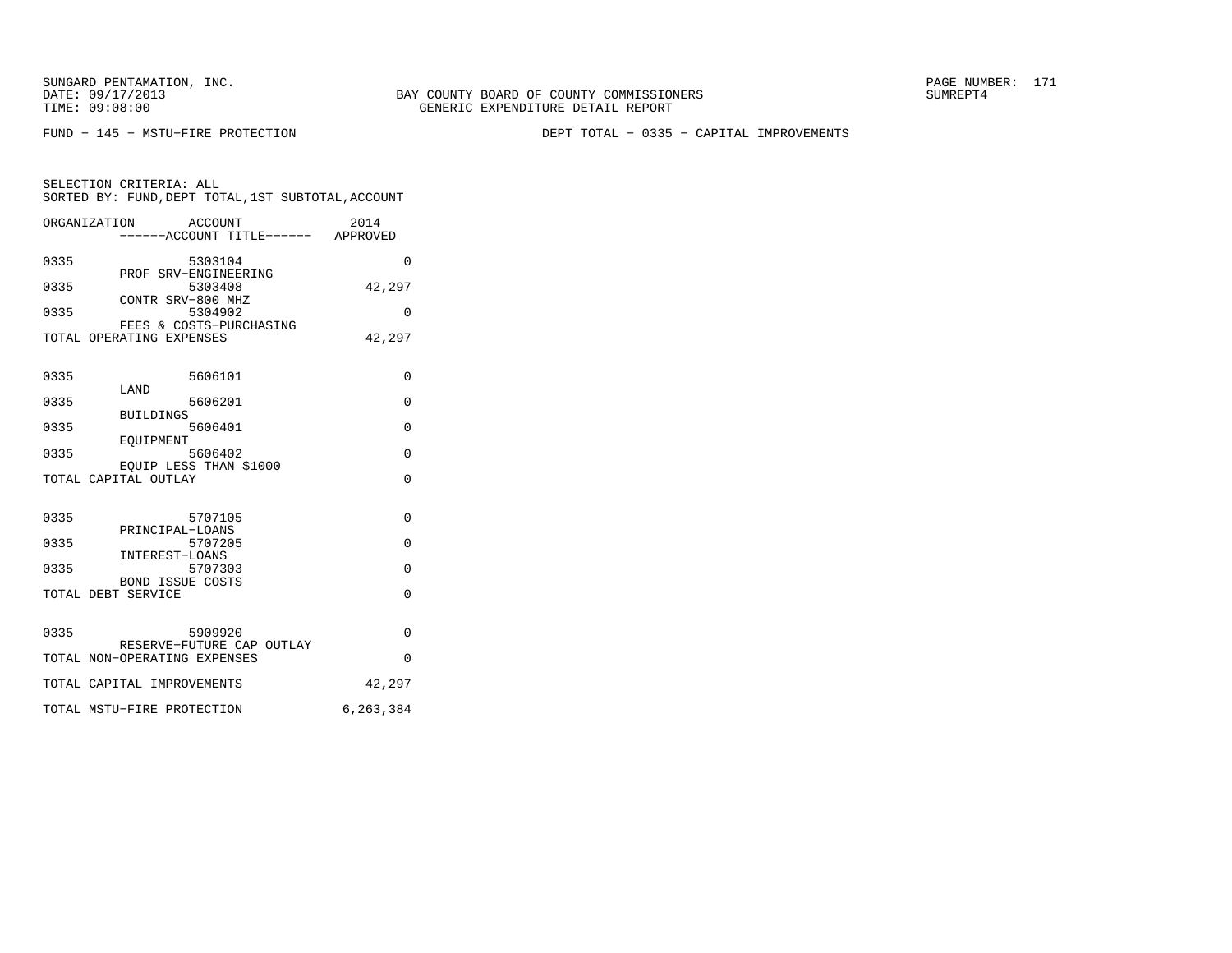SUNGARD PENTAMATION, INC.
DATE: 09/17/2013
TIME: 09:08:00

BAY COUNTY BOARD OF COUNTY COMMISSIONERS
GENERIC EXPENDITURE DETAIL REPORT

SUMREPT4

FUND - 145 - MSTU-FIRE PROTECTION

DEPT TOTAL - 0335 - CAPITAL IMPROVEMENTS

SELECTION CRITERIA: ALL
SORTED BY: FUND,DEPT TOTAL,1ST SUBTOTAL,ACCOUNT

| ORGANIZATION | ACCOUNT ------ACCOUNT TITLE------ | 2014 APPROVED |
|---|---|---|
| 0335 | 5303104 PROF SRV-ENGINEERING | 0 |
| 0335 | 5303408 CONTR SRV-800 MHZ | 42,297 |
| 0335 | 5304902 FEES & COSTS-PURCHASING | 0 |
| TOTAL OPERATING EXPENSES | | 42,297 |
| 0335 | 5606101 LAND | 0 |
| 0335 | 5606201 BUILDINGS | 0 |
| 0335 | 5606401 EQUIPMENT | 0 |
| 0335 | 5606402 EQUIP LESS THAN $1000 | 0 |
| TOTAL CAPITAL OUTLAY | | 0 |
| 0335 | 5707105 PRINCIPAL-LOANS | 0 |
| 0335 | 5707205 INTEREST-LOANS | 0 |
| 0335 | 5707303 BOND ISSUE COSTS | 0 |
| TOTAL DEBT SERVICE | | 0 |
| 0335 | 5909920 RESERVE-FUTURE CAP OUTLAY | 0 |
| TOTAL NON-OPERATING EXPENSES | | 0 |
| TOTAL CAPITAL IMPROVEMENTS | | 42,297 |
| TOTAL MSTU-FIRE PROTECTION | | 6,263,384 |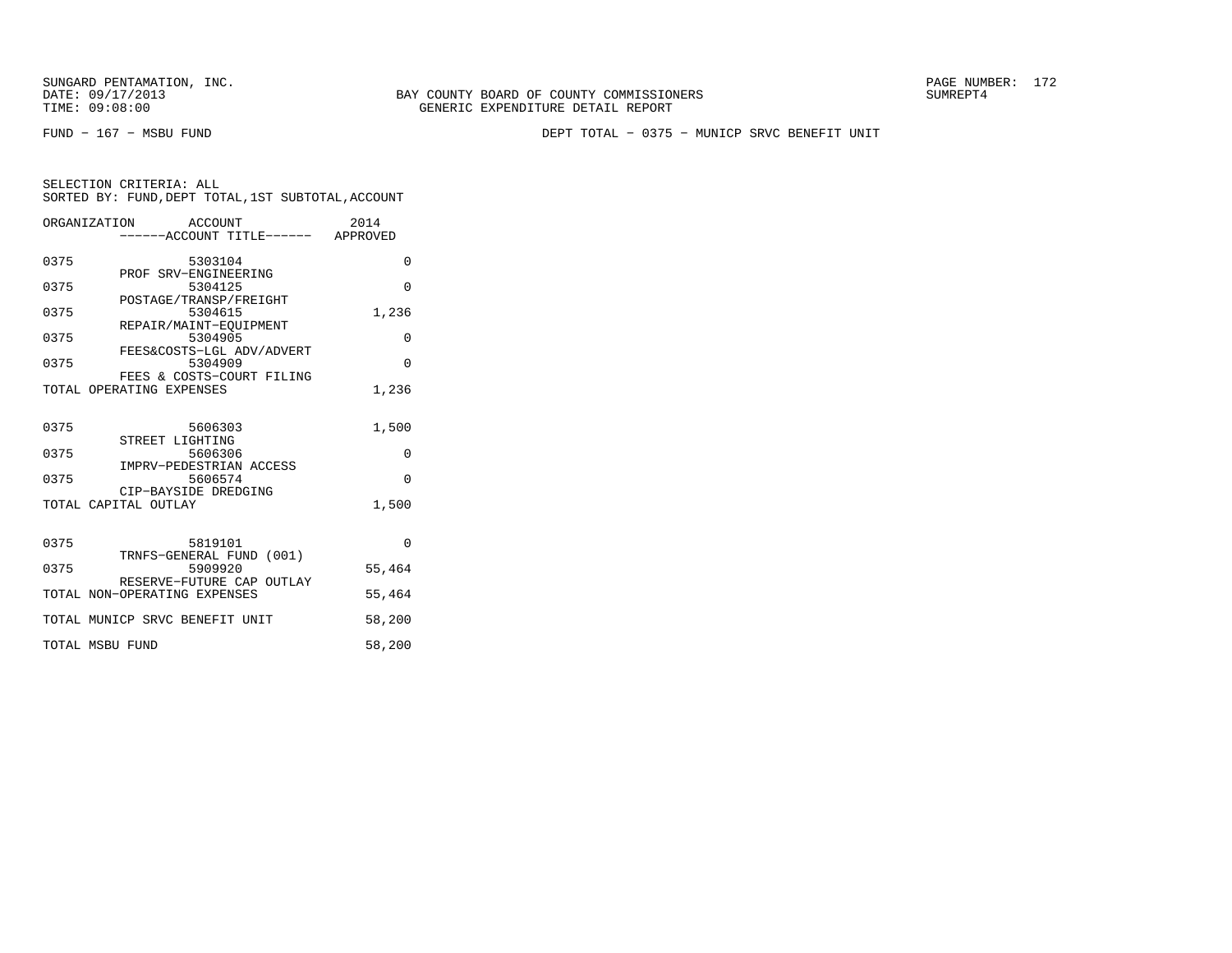SUNGARD PENTAMATION, INC.
DATE: 09/17/2013
TIME: 09:08:00

BAY COUNTY BOARD OF COUNTY COMMISSIONERS
GENERIC EXPENDITURE DETAIL REPORT

SUMREPT4

FUND − 167 − MSBU FUND

DEPT TOTAL − 0375 − MUNICP SRVC BENEFIT UNIT

SELECTION CRITERIA: ALL
SORTED BY: FUND,DEPT TOTAL,1ST SUBTOTAL,ACCOUNT

| ORGANIZATION | ACCOUNT ------ACCOUNT TITLE------ | 2014 APPROVED |
|---|---|---|
| 0375 | 5303104 PROF SRV−ENGINEERING | 0 |
| 0375 | 5304125 POSTAGE/TRANSP/FREIGHT | 0 |
| 0375 | 5304615 REPAIR/MAINT−EQUIPMENT | 1,236 |
| 0375 | 5304905 FEES&COSTS−LGL ADV/ADVERT | 0 |
| 0375 | 5304909 FEES & COSTS−COURT FILING | 0 |
| TOTAL OPERATING EXPENSES | | 1,236 |
| 0375 | 5606303 STREET LIGHTING | 1,500 |
| 0375 | 5606306 IMPRV−PEDESTRIAN ACCESS | 0 |
| 0375 | 5606574 CIP−BAYSIDE DREDGING | 0 |
| TOTAL CAPITAL OUTLAY | | 1,500 |
| 0375 | 5819101 TRNFS−GENERAL FUND (001) | 0 |
| 0375 | 5909920 RESERVE−FUTURE CAP OUTLAY | 55,464 |
| TOTAL NON−OPERATING EXPENSES | | 55,464 |
| TOTAL MUNICP SRVC BENEFIT UNIT | | 58,200 |
| TOTAL MSBU FUND | | 58,200 |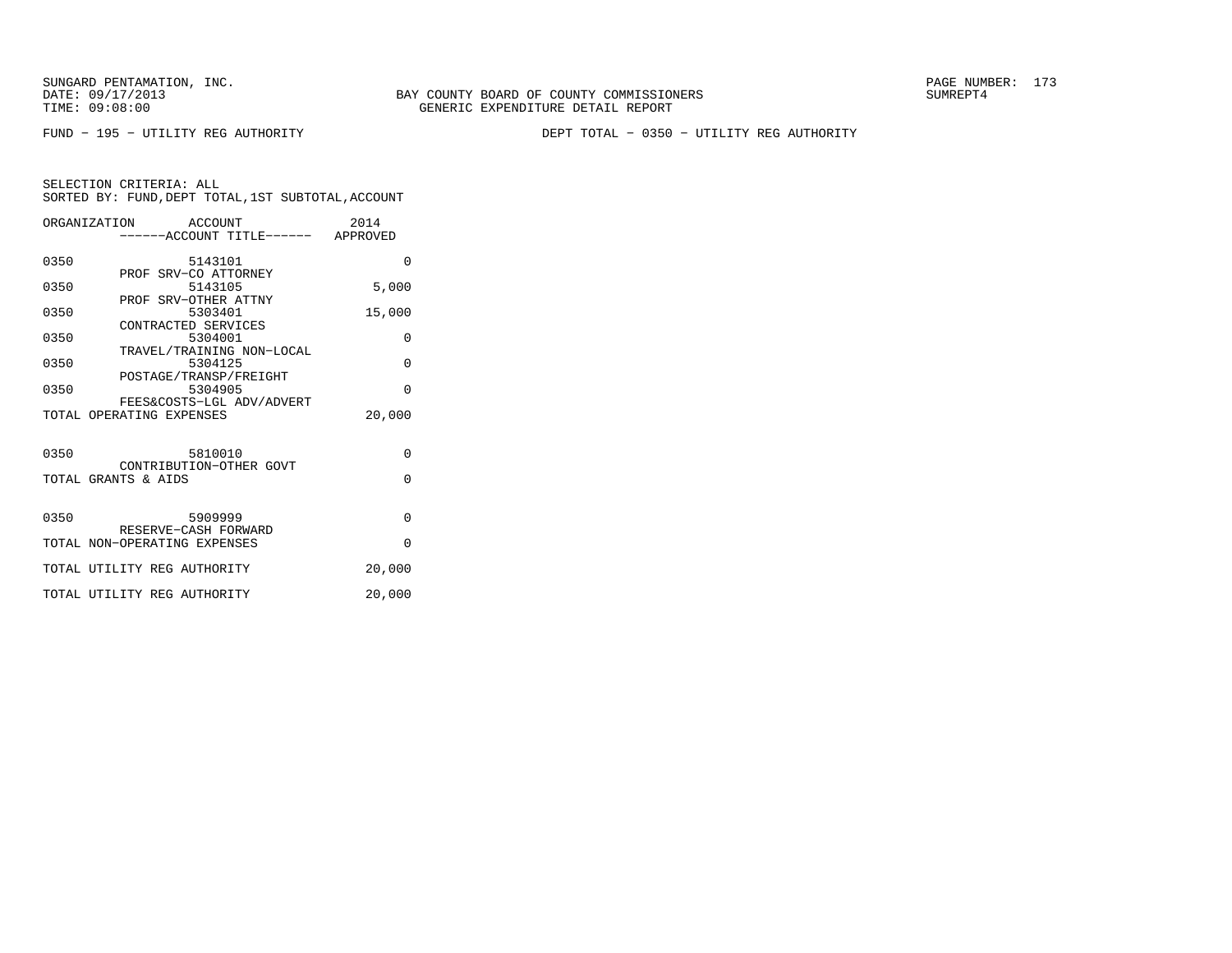SUNGARD PENTAMATION, INC.
DATE: 09/17/2013
TIME: 09:08:00

BAY COUNTY BOARD OF COUNTY COMMISSIONERS
GENERIC EXPENDITURE DETAIL REPORT

SUMREPT4

FUND - 195 - UTILITY REG AUTHORITY

DEPT TOTAL - 0350 - UTILITY REG AUTHORITY

SELECTION CRITERIA: ALL
SORTED BY: FUND,DEPT TOTAL,1ST SUBTOTAL,ACCOUNT

| ORGANIZATION | ACCOUNT ------ACCOUNT TITLE------ | 2014 APPROVED |
|---|---|---|
| 0350 | 5143101 PROF SRV-CO ATTORNEY | 0 |
| 0350 | 5143105 PROF SRV-OTHER ATTNY | 5,000 |
| 0350 | 5303401 CONTRACTED SERVICES | 15,000 |
| 0350 | 5304001 TRAVEL/TRAINING NON-LOCAL | 0 |
| 0350 | 5304125 POSTAGE/TRANSP/FREIGHT | 0 |
| 0350 | 5304905 FEES&COSTS-LGL ADV/ADVERT | 0 |
| TOTAL OPERATING EXPENSES | | 20,000 |
| 0350 | 5810010 CONTRIBUTION-OTHER GOVT | 0 |
| TOTAL GRANTS & AIDS | | 0 |
| 0350 | 5909999 RESERVE-CASH FORWARD | 0 |
| TOTAL NON-OPERATING EXPENSES | | 0 |
| TOTAL UTILITY REG AUTHORITY | | 20,000 |
| TOTAL UTILITY REG AUTHORITY | | 20,000 |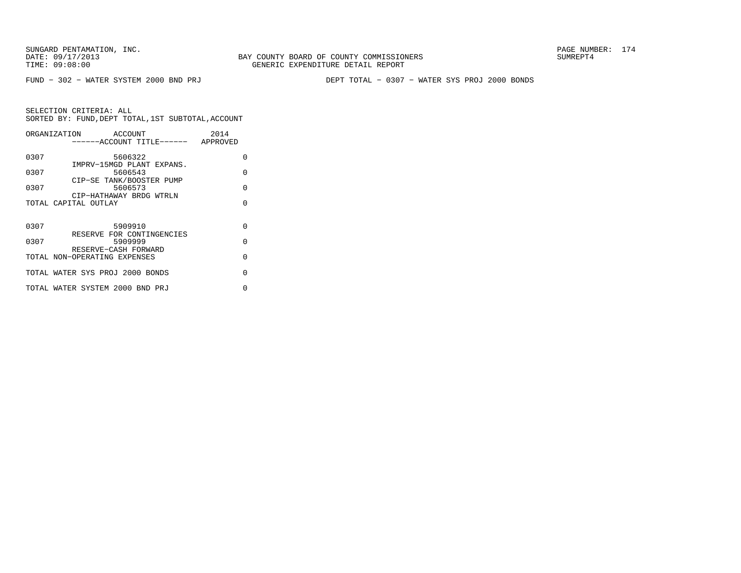SUNGARD PENTAMATION, INC.
DATE: 09/17/2013
TIME: 09:08:00

BAY COUNTY BOARD OF COUNTY COMMISSIONERS
GENERIC EXPENDITURE DETAIL REPORT

PAGE NUMBER: 174
SUMREPT4

FUND − 302 − WATER SYSTEM 2000 BND PRJ

DEPT TOTAL − 0307 − WATER SYS PROJ 2000 BONDS

SELECTION CRITERIA: ALL
SORTED BY: FUND,DEPT TOTAL,1ST SUBTOTAL,ACCOUNT

| ORGANIZATION | ACCOUNT ------ACCOUNT TITLE------ | 2014 APPROVED |
|---|---|---|
| 0307 | 5606322 IMPRV−15MGD PLANT EXPANS. | 0 |
| 0307 | 5606543 CIP−SE TANK/BOOSTER PUMP | 0 |
| 0307 | 5606573 CIP−HATHAWAY BRDG WTRLN | 0 |
| TOTAL CAPITAL OUTLAY | | 0 |
| 0307 | 5909910 RESERVE FOR CONTINGENCIES | 0 |
| 0307 | 5909999 RESERVE−CASH FORWARD | 0 |
| TOTAL NON−OPERATING EXPENSES | | 0 |
| TOTAL WATER SYS PROJ 2000 BONDS | | 0 |
| TOTAL WATER SYSTEM 2000 BND PRJ | | 0 |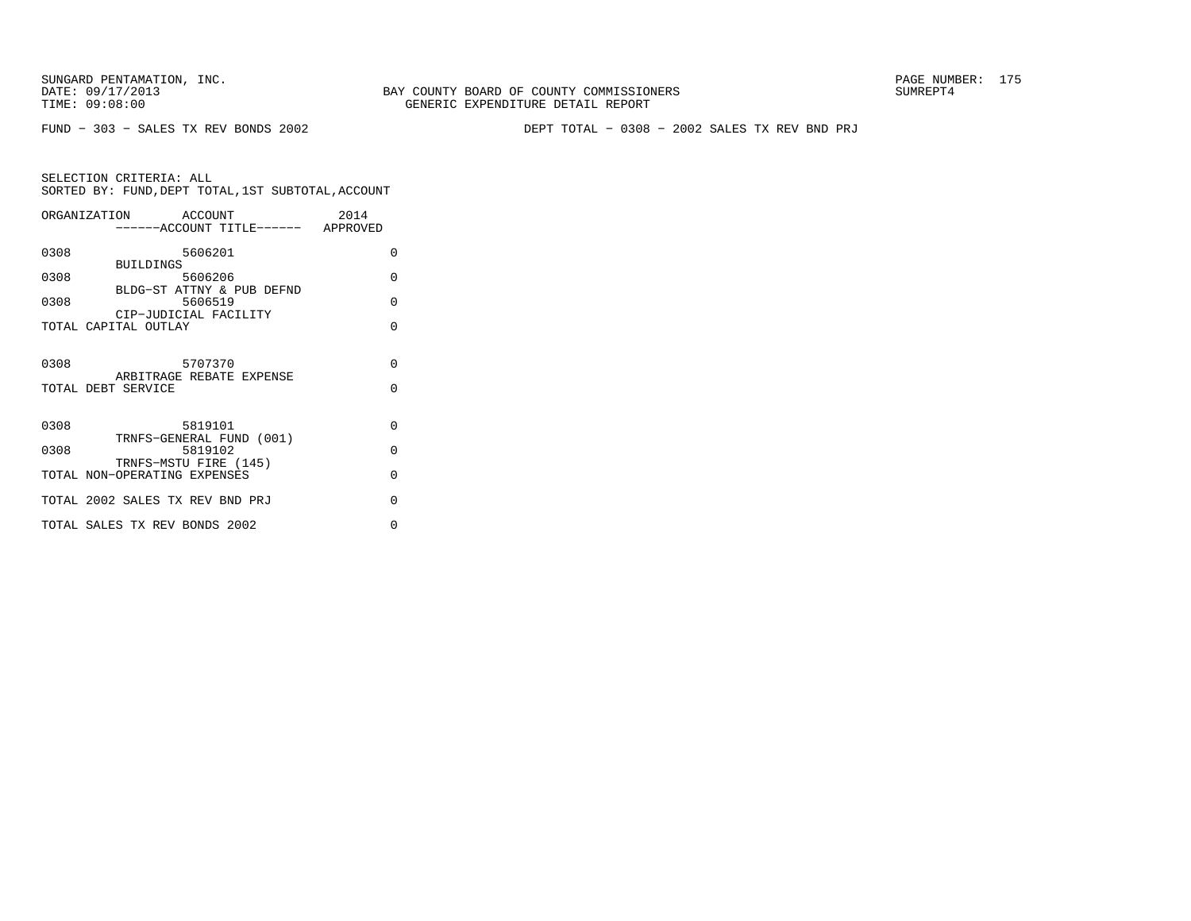SUNGARD PENTAMATION, INC.
DATE: 09/17/2013
TIME: 09:08:00

BAY COUNTY BOARD OF COUNTY COMMISSIONERS
GENERIC EXPENDITURE DETAIL REPORT

PAGE NUMBER: 175
SUMREPT4

FUND - 303 - SALES TX REV BONDS 2002

DEPT TOTAL - 0308 - 2002 SALES TX REV BND PRJ

SELECTION CRITERIA: ALL
SORTED BY: FUND,DEPT TOTAL,1ST SUBTOTAL,ACCOUNT

| ORGANIZATION | ACCOUNT ------ACCOUNT TITLE------ | 2014 APPROVED |
|---|---|---|
| 0308 | 5606201 BUILDINGS | 0 |
| 0308 | 5606206 BLDG-ST ATTNY & PUB DEFND | 0 |
| 0308 | 5606519 CIP-JUDICIAL FACILITY | 0 |
| TOTAL CAPITAL OUTLAY | | 0 |
| 0308 | 5707370 ARBITRAGE REBATE EXPENSE | 0 |
| TOTAL DEBT SERVICE | | 0 |
| 0308 | 5819101 TRNFS-GENERAL FUND (001) | 0 |
| 0308 | 5819102 TRNFS-MSTU FIRE (145) | 0 |
| TOTAL NON-OPERATING EXPENSES | | 0 |
| TOTAL 2002 SALES TX REV BND PRJ | | 0 |
| TOTAL SALES TX REV BONDS 2002 | | 0 |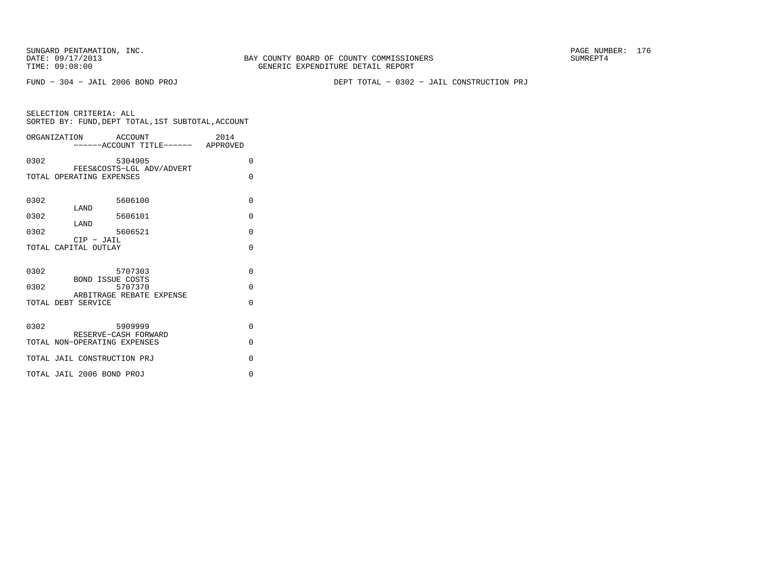SUNGARD PENTAMATION, INC.
DATE: 09/17/2013
TIME: 09:08:00

BAY COUNTY BOARD OF COUNTY COMMISSIONERS
GENERIC EXPENDITURE DETAIL REPORT

SUMREPT4

FUND − 304 − JAIL 2006 BOND PROJ

DEPT TOTAL − 0302 − JAIL CONSTRUCTION PRJ

SELECTION CRITERIA: ALL
SORTED BY: FUND,DEPT TOTAL,1ST SUBTOTAL,ACCOUNT

| ORGANIZATION | ACCOUNT ------ACCOUNT TITLE------ | 2014 APPROVED |
|---|---|---|
| 0302 | 5304905 FEES&COSTS−LGL ADV/ADVERT | 0 |
| TOTAL OPERATING EXPENSES | | 0 |
| 0302 | 5606100 LAND | 0 |
| 0302 | 5606101 LAND | 0 |
| 0302 | 5606521 CIP − JAIL | 0 |
| TOTAL CAPITAL OUTLAY | | 0 |
| 0302 | 5707303 BOND ISSUE COSTS | 0 |
| 0302 | 5707370 ARBITRAGE REBATE EXPENSE | 0 |
| TOTAL DEBT SERVICE | | 0 |
| 0302 | 5909999 RESERVE−CASH FORWARD | 0 |
| TOTAL NON−OPERATING EXPENSES | | 0 |
| TOTAL JAIL CONSTRUCTION PRJ | | 0 |
| TOTAL JAIL 2006 BOND PROJ | | 0 |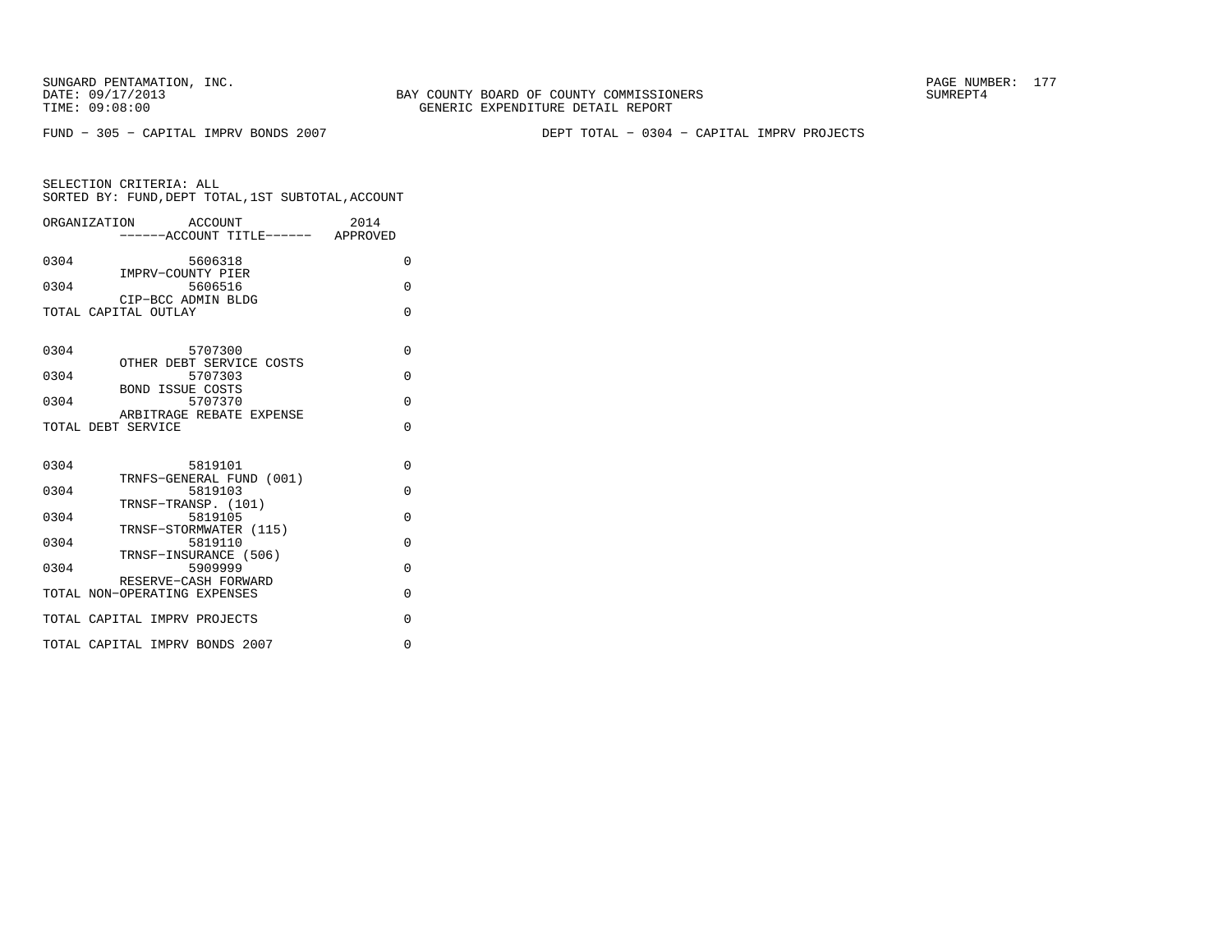FUND - 305 - CAPITAL IMPRV BONDS 2007

DEPT TOTAL - 0304 - CAPITAL IMPRV PROJECTS

SELECTION CRITERIA: ALL
SORTED BY: FUND,DEPT TOTAL,1ST SUBTOTAL,ACCOUNT

| ORGANIZATION | ACCOUNT / ------ACCOUNT TITLE------ | 2014 APPROVED |
|---|---|---|
| 0304 | 5606318 IMPRV-COUNTY PIER | 0 |
| 0304 | 5606516 CIP-BCC ADMIN BLDG | 0 |
| TOTAL CAPITAL OUTLAY | | 0 |
| 0304 | 5707300 OTHER DEBT SERVICE COSTS | 0 |
| 0304 | 5707303 BOND ISSUE COSTS | 0 |
| 0304 | 5707370 ARBITRAGE REBATE EXPENSE | 0 |
| TOTAL DEBT SERVICE | | 0 |
| 0304 | 5819101 TRNFS-GENERAL FUND (001) | 0 |
| 0304 | 5819103 TRNSF-TRANSP. (101) | 0 |
| 0304 | 5819105 TRNSF-STORMWATER (115) | 0 |
| 0304 | 5819110 TRNSF-INSURANCE (506) | 0 |
| 0304 | 5909999 RESERVE-CASH FORWARD | 0 |
| TOTAL NON-OPERATING EXPENSES | | 0 |
| TOTAL CAPITAL IMPRV PROJECTS | | 0 |
| TOTAL CAPITAL IMPRV BONDS 2007 | | 0 |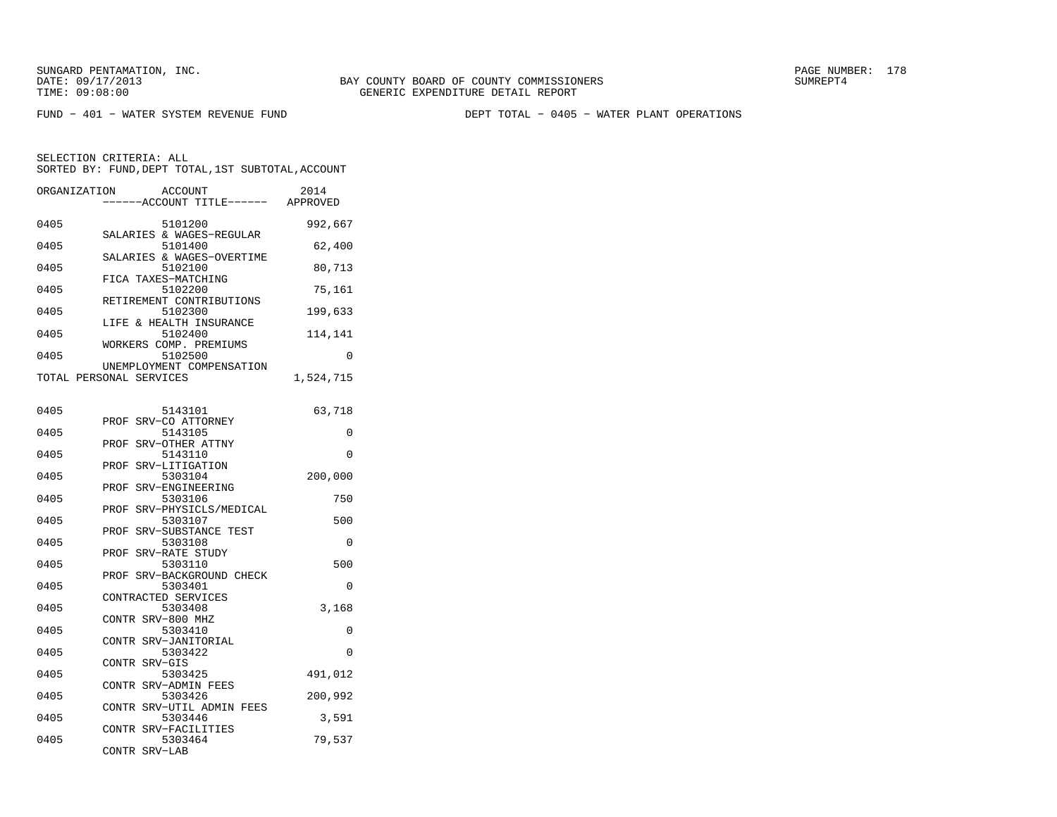SUNGARD PENTAMATION, INC.
DATE: 09/17/2013
TIME: 09:08:00

BAY COUNTY BOARD OF COUNTY COMMISSIONERS
GENERIC EXPENDITURE DETAIL REPORT

SUMREPT4

FUND - 401 - WATER SYSTEM REVENUE FUND

DEPT TOTAL - 0405 - WATER PLANT OPERATIONS

SELECTION CRITERIA: ALL
SORTED BY: FUND,DEPT TOTAL,1ST SUBTOTAL,ACCOUNT

| ORGANIZATION | ACCOUNT / ------ACCOUNT TITLE------ | 2014 APPROVED |
|---|---|---|
| 0405 | 5101200 SALARIES & WAGES-REGULAR | 992,667 |
| 0405 | 5101400 SALARIES & WAGES-OVERTIME | 62,400 |
| 0405 | 5102100 FICA TAXES-MATCHING | 80,713 |
| 0405 | 5102200 RETIREMENT CONTRIBUTIONS | 75,161 |
| 0405 | 5102300 LIFE & HEALTH INSURANCE | 199,633 |
| 0405 | 5102400 WORKERS COMP. PREMIUMS | 114,141 |
| 0405 | 5102500 UNEMPLOYMENT COMPENSATION | 0 |
| TOTAL PERSONAL SERVICES | | 1,524,715 |
| 0405 | 5143101 PROF SRV-CO ATTORNEY | 63,718 |
| 0405 | 5143105 PROF SRV-OTHER ATTNY | 0 |
| 0405 | 5143110 PROF SRV-LITIGATION | 0 |
| 0405 | 5303104 PROF SRV-ENGINEERING | 200,000 |
| 0405 | 5303106 PROF SRV-PHYSICLS/MEDICAL | 750 |
| 0405 | 5303107 PROF SRV-SUBSTANCE TEST | 500 |
| 0405 | 5303108 PROF SRV-RATE STUDY | 0 |
| 0405 | 5303110 PROF SRV-BACKGROUND CHECK | 500 |
| 0405 | 5303401 CONTRACTED SERVICES | 0 |
| 0405 | 5303408 CONTR SRV-800 MHZ | 3,168 |
| 0405 | 5303410 CONTR SRV-JANITORIAL | 0 |
| 0405 | 5303422 CONTR SRV-GIS | 0 |
| 0405 | 5303425 CONTR SRV-ADMIN FEES | 491,012 |
| 0405 | 5303426 CONTR SRV-UTIL ADMIN FEES | 200,992 |
| 0405 | 5303446 CONTR SRV-FACILITIES | 3,591 |
| 0405 | 5303464 CONTR SRV-LAB | 79,537 |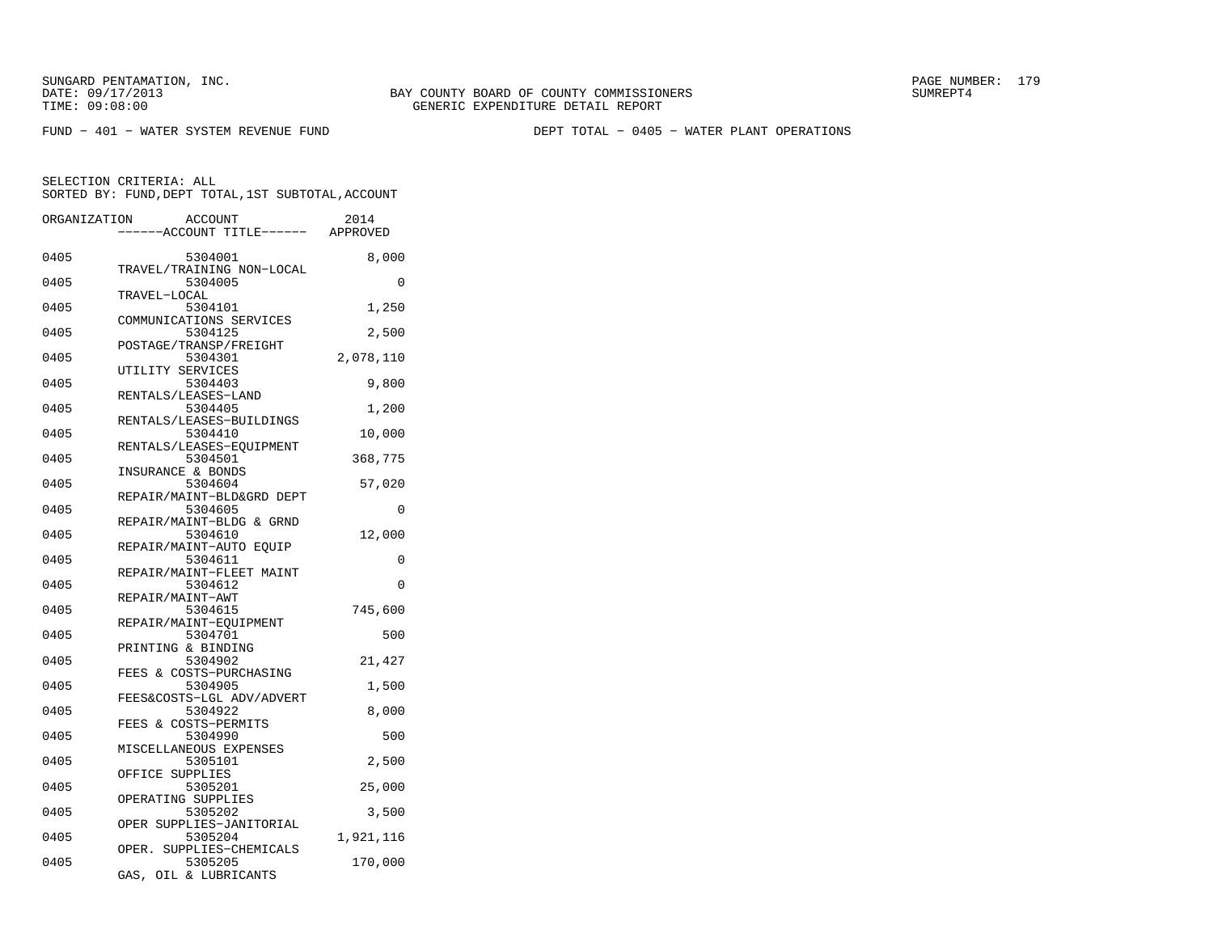SUNGARD PENTAMATION, INC.
DATE: 09/17/2013
TIME: 09:08:00

BAY COUNTY BOARD OF COUNTY COMMISSIONERS
GENERIC EXPENDITURE DETAIL REPORT

SUMREPT4

FUND − 401 − WATER SYSTEM REVENUE FUND

DEPT TOTAL − 0405 − WATER PLANT OPERATIONS

SELECTION CRITERIA: ALL
SORTED BY: FUND,DEPT TOTAL,1ST SUBTOTAL,ACCOUNT

| ORGANIZATION | ACCOUNT / ------ACCOUNT TITLE------ | 2014 APPROVED |
|---|---|---|
| 0405 | 5304001 TRAVEL/TRAINING NON-LOCAL | 8,000 |
| 0405 | 5304005 TRAVEL-LOCAL | 0 |
| 0405 | 5304101 COMMUNICATIONS SERVICES | 1,250 |
| 0405 | 5304125 POSTAGE/TRANSP/FREIGHT | 2,500 |
| 0405 | 5304301 UTILITY SERVICES | 2,078,110 |
| 0405 | 5304403 RENTALS/LEASES-LAND | 9,800 |
| 0405 | 5304405 RENTALS/LEASES-BUILDINGS | 1,200 |
| 0405 | 5304410 RENTALS/LEASES-EQUIPMENT | 10,000 |
| 0405 | 5304501 INSURANCE & BONDS | 368,775 |
| 0405 | 5304604 REPAIR/MAINT-BLD&GRD DEPT | 57,020 |
| 0405 | 5304605 REPAIR/MAINT-BLDG & GRND | 0 |
| 0405 | 5304610 REPAIR/MAINT-AUTO EQUIP | 12,000 |
| 0405 | 5304611 REPAIR/MAINT-FLEET MAINT | 0 |
| 0405 | 5304612 REPAIR/MAINT-AWT | 0 |
| 0405 | 5304615 REPAIR/MAINT-EQUIPMENT | 745,600 |
| 0405 | 5304701 PRINTING & BINDING | 500 |
| 0405 | 5304902 FEES & COSTS-PURCHASING | 21,427 |
| 0405 | 5304905 FEES&COSTS-LGL ADV/ADVERT | 1,500 |
| 0405 | 5304922 FEES & COSTS-PERMITS | 8,000 |
| 0405 | 5304990 MISCELLANEOUS EXPENSES | 500 |
| 0405 | 5305101 OFFICE SUPPLIES | 2,500 |
| 0405 | 5305201 OPERATING SUPPLIES | 25,000 |
| 0405 | 5305202 OPER SUPPLIES-JANITORIAL | 3,500 |
| 0405 | 5305204 OPER. SUPPLIES-CHEMICALS | 1,921,116 |
| 0405 | 5305205 GAS, OIL & LUBRICANTS | 170,000 |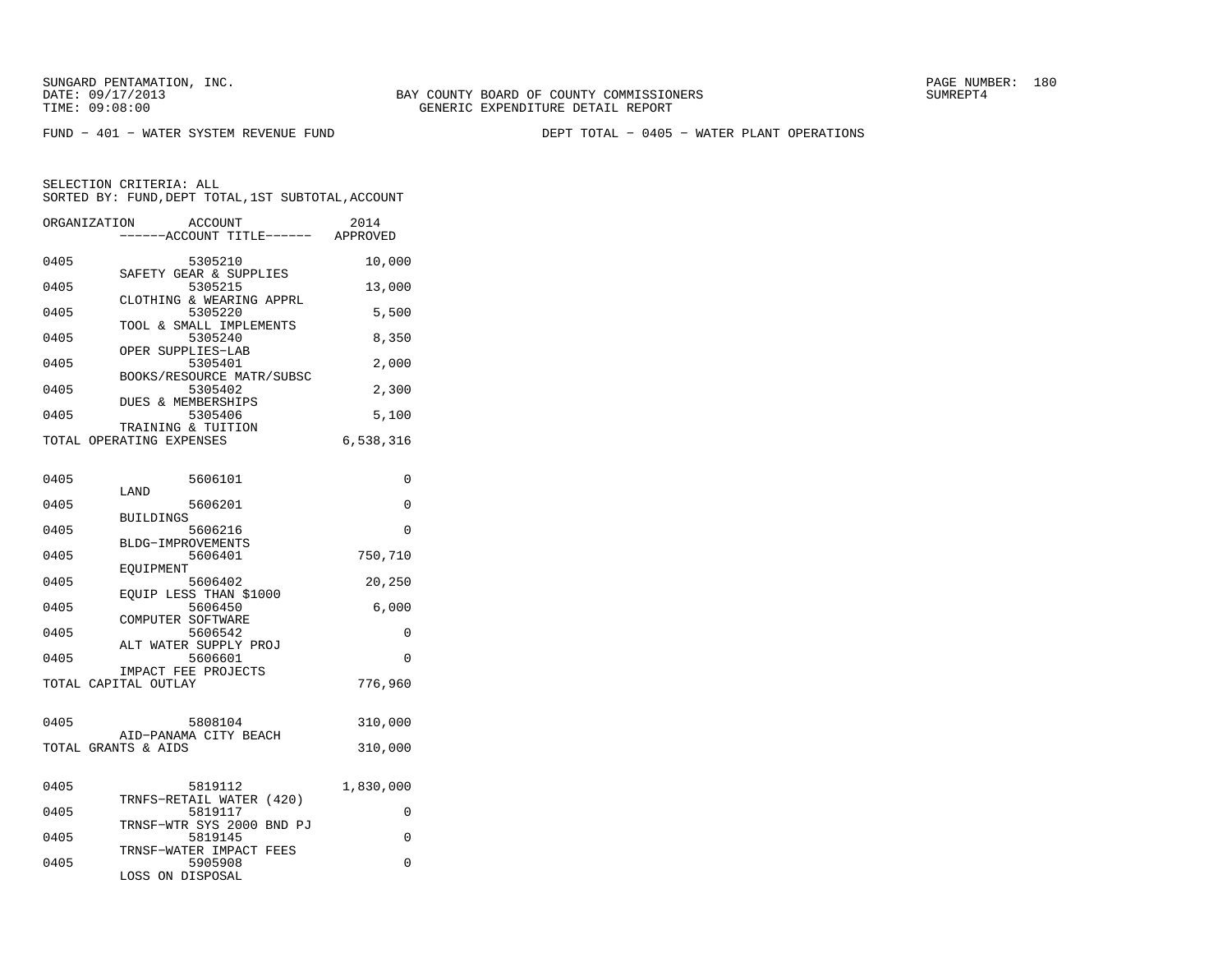SUNGARD PENTAMATION, INC.
DATE: 09/17/2013
TIME: 09:08:00

BAY COUNTY BOARD OF COUNTY COMMISSIONERS
GENERIC EXPENDITURE DETAIL REPORT

SUMREPT4

FUND − 401 − WATER SYSTEM REVENUE FUND

DEPT TOTAL − 0405 − WATER PLANT OPERATIONS

SELECTION CRITERIA: ALL
SORTED BY: FUND,DEPT TOTAL,1ST SUBTOTAL,ACCOUNT

| ORGANIZATION | ACCOUNT / ------ACCOUNT TITLE------ | 2014 APPROVED |
|---|---|---|
| 0405 | 5305210 SAFETY GEAR & SUPPLIES | 10,000 |
| 0405 | 5305215 CLOTHING & WEARING APPRL | 13,000 |
| 0405 | 5305220 TOOL & SMALL IMPLEMENTS | 5,500 |
| 0405 | 5305240 OPER SUPPLIES−LAB | 8,350 |
| 0405 | 5305401 BOOKS/RESOURCE MATR/SUBSC | 2,000 |
| 0405 | 5305402 DUES & MEMBERSHIPS | 2,300 |
| 0405 | 5305406 TRAINING & TUITION | 5,100 |
| TOTAL OPERATING EXPENSES | | 6,538,316 |
| 0405 | 5606101 LAND | 0 |
| 0405 | 5606201 BUILDINGS | 0 |
| 0405 | 5606216 BLDG−IMPROVEMENTS | 0 |
| 0405 | 5606401 EQUIPMENT | 750,710 |
| 0405 | 5606402 EQUIP LESS THAN $1000 | 20,250 |
| 0405 | 5606450 COMPUTER SOFTWARE | 6,000 |
| 0405 | 5606542 ALT WATER SUPPLY PROJ | 0 |
| 0405 | 5606601 IMPACT FEE PROJECTS | 0 |
| TOTAL CAPITAL OUTLAY | | 776,960 |
| 0405 | 5808104 AID−PANAMA CITY BEACH | 310,000 |
| TOTAL GRANTS & AIDS | | 310,000 |
| 0405 | 5819112 TRNFS−RETAIL WATER (420) | 1,830,000 |
| 0405 | 5819117 TRNSF−WTR SYS 2000 BND PJ | 0 |
| 0405 | 5819145 TRNSF−WATER IMPACT FEES | 0 |
| 0405 | 5905908 LOSS ON DISPOSAL | 0 |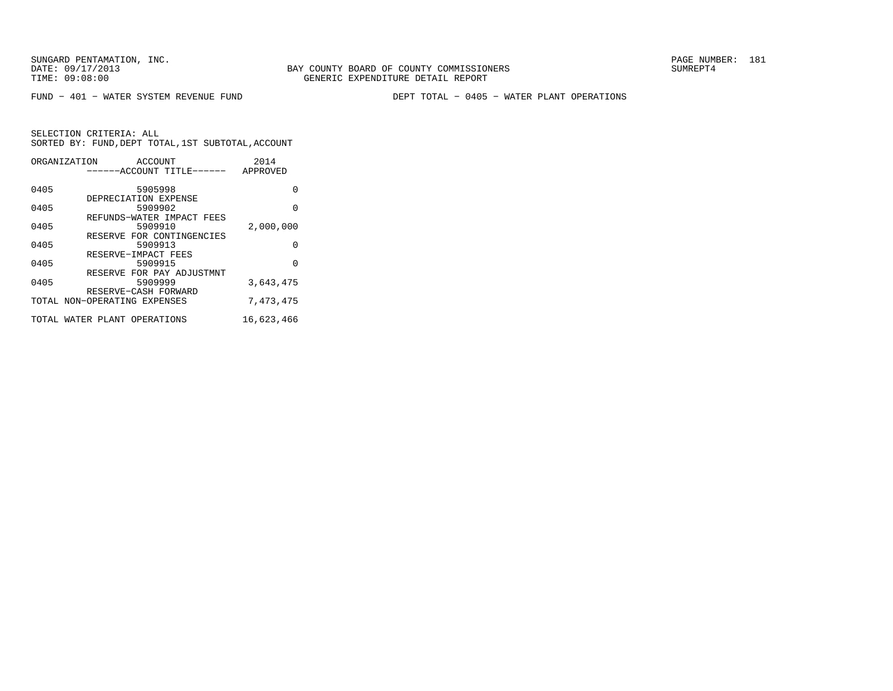FUND − 401 − WATER SYSTEM REVENUE FUND

DEPT TOTAL − 0405 − WATER PLANT OPERATIONS

SELECTION CRITERIA: ALL
SORTED BY: FUND,DEPT TOTAL,1ST SUBTOTAL,ACCOUNT

| ORGANIZATION | ACCOUNT / ------ACCOUNT TITLE------ | 2014 APPROVED |
|---|---|---|
| 0405 | 5905998 DEPRECIATION EXPENSE | 0 |
| 0405 | 5909902 REFUNDS−WATER IMPACT FEES | 0 |
| 0405 | 5909910 RESERVE FOR CONTINGENCIES | 2,000,000 |
| 0405 | 5909913 RESERVE−IMPACT FEES | 0 |
| 0405 | 5909915 RESERVE FOR PAY ADJUSTMNT | 0 |
| 0405 | 5909999 RESERVE−CASH FORWARD | 3,643,475 |
| TOTAL NON−OPERATING EXPENSES | | 7,473,475 |
| TOTAL WATER PLANT OPERATIONS | | 16,623,466 |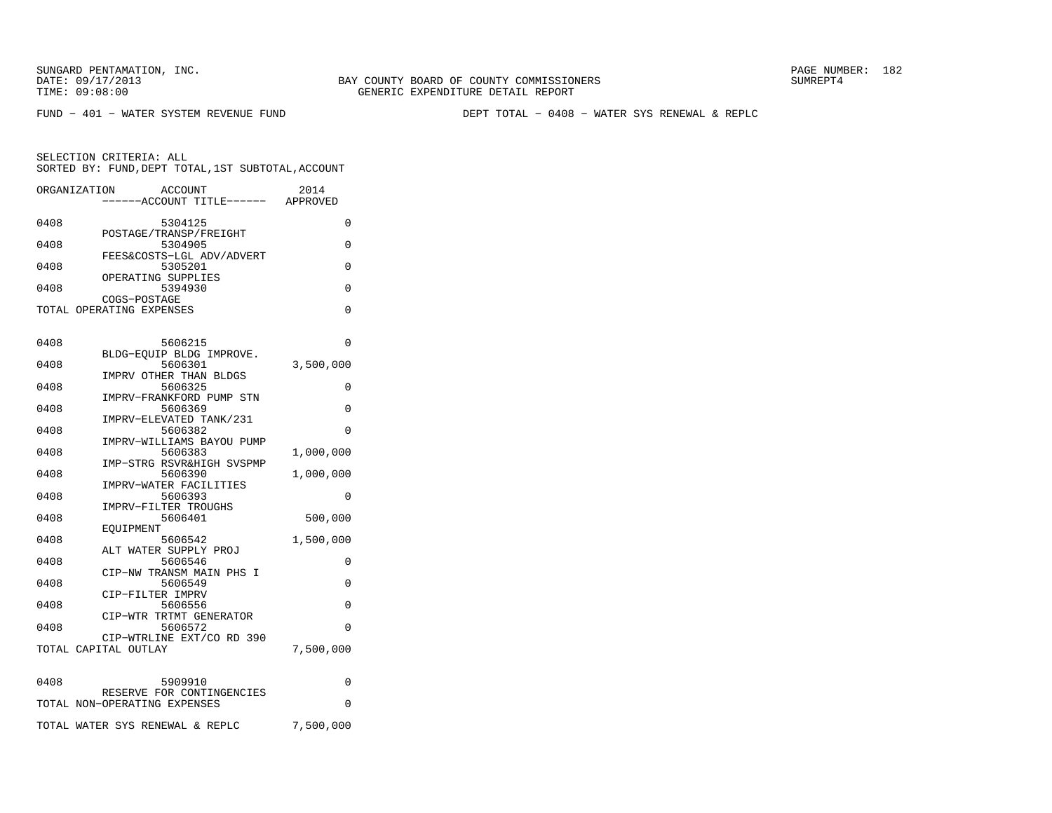SUNGARD PENTAMATION, INC.
DATE: 09/17/2013
TIME: 09:08:00

BAY COUNTY BOARD OF COUNTY COMMISSIONERS
GENERIC EXPENDITURE DETAIL REPORT

SUMREPT4

FUND − 401 − WATER SYSTEM REVENUE FUND

DEPT TOTAL − 0408 − WATER SYS RENEWAL & REPLC

SELECTION CRITERIA: ALL
SORTED BY: FUND,DEPT TOTAL,1ST SUBTOTAL,ACCOUNT

| ORGANIZATION | ACCOUNT / ACCOUNT TITLE | 2014 APPROVED |
|---|---|---|
| 0408 | 5304125 POSTAGE/TRANSP/FREIGHT | 0 |
| 0408 | 5304905 FEES&COSTS−LGL ADV/ADVERT | 0 |
| 0408 | 5305201 OPERATING SUPPLIES | 0 |
| 0408 | 5394930 COGS−POSTAGE | 0 |
| TOTAL OPERATING EXPENSES | | 0 |
| 0408 | 5606215 BLDG−EQUIP BLDG IMPROVE. | 0 |
| 0408 | 5606301 IMPRV OTHER THAN BLDGS | 3,500,000 |
| 0408 | 5606325 IMPRV−FRANKFORD PUMP STN | 0 |
| 0408 | 5606369 IMPRV−ELEVATED TANK/231 | 0 |
| 0408 | 5606382 IMPRV−WILLIAMS BAYOU PUMP | 0 |
| 0408 | 5606383 IMP−STRG RSVR&HIGH SVSPMP | 1,000,000 |
| 0408 | 5606390 IMPRV−WATER FACILITIES | 1,000,000 |
| 0408 | 5606393 IMPRV−FILTER TROUGHS | 0 |
| 0408 | 5606401 EQUIPMENT | 500,000 |
| 0408 | 5606542 ALT WATER SUPPLY PROJ | 1,500,000 |
| 0408 | 5606546 CIP−NW TRANSM MAIN PHS I | 0 |
| 0408 | 5606549 CIP−FILTER IMPRV | 0 |
| 0408 | 5606556 CIP−WTR TRTMT GENERATOR | 0 |
| 0408 | 5606572 CIP−WTRLINE EXT/CO RD 390 | 0 |
| TOTAL CAPITAL OUTLAY | | 7,500,000 |
| 0408 | 5909910 RESERVE FOR CONTINGENCIES | 0 |
| TOTAL NON−OPERATING EXPENSES | | 0 |
| TOTAL WATER SYS RENEWAL & REPLC | | 7,500,000 |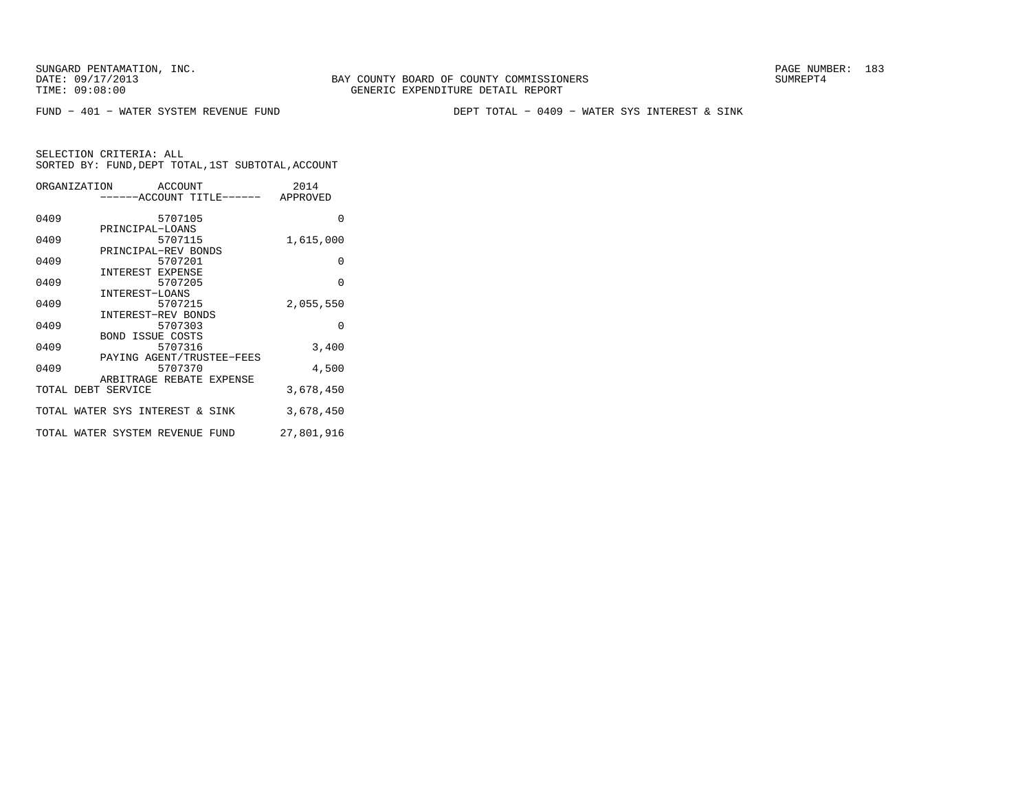SUNGARD PENTAMATION, INC.
DATE: 09/17/2013
TIME: 09:08:00

BAY COUNTY BOARD OF COUNTY COMMISSIONERS
GENERIC EXPENDITURE DETAIL REPORT

SUMREPT4

FUND − 401 − WATER SYSTEM REVENUE FUND

DEPT TOTAL − 0409 − WATER SYS INTEREST & SINK

SELECTION CRITERIA: ALL
SORTED BY: FUND,DEPT TOTAL,1ST SUBTOTAL,ACCOUNT

| ORGANIZATION | ACCOUNT / ACCOUNT TITLE | 2014 APPROVED |
|---|---|---|
| 0409 | 5707105 PRINCIPAL−LOANS | 0 |
| 0409 | 5707115 PRINCIPAL−REV BONDS | 1,615,000 |
| 0409 | 5707201 INTEREST EXPENSE | 0 |
| 0409 | 5707205 INTEREST−LOANS | 0 |
| 0409 | 5707215 INTEREST−REV BONDS | 2,055,550 |
| 0409 | 5707303 BOND ISSUE COSTS | 0 |
| 0409 | 5707316 PAYING AGENT/TRUSTEE−FEES | 3,400 |
| 0409 | 5707370 ARBITRAGE REBATE EXPENSE | 4,500 |
| TOTAL DEBT SERVICE | | 3,678,450 |
| TOTAL WATER SYS INTEREST & SINK | | 3,678,450 |
| TOTAL WATER SYSTEM REVENUE FUND | | 27,801,916 |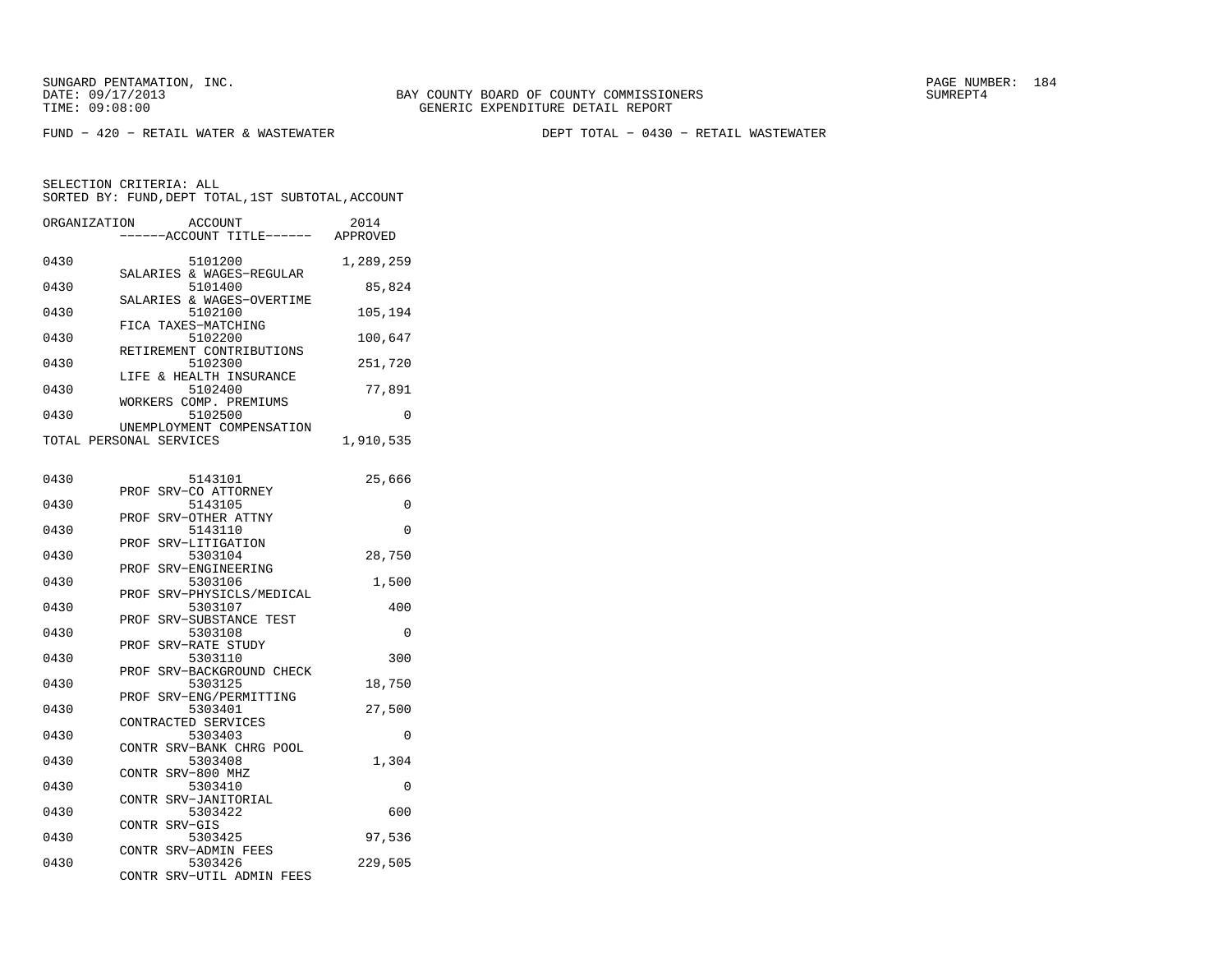BAY COUNTY BOARD OF COUNTY COMMISSIONERS
GENERIC EXPENDITURE DETAIL REPORT

FUND − 420 − RETAIL WATER & WASTEWATER

DEPT TOTAL − 0430 − RETAIL WASTEWATER

SELECTION CRITERIA: ALL
SORTED BY: FUND,DEPT TOTAL,1ST SUBTOTAL,ACCOUNT

| ORGANIZATION | ACCOUNT | ACCOUNT TITLE | 2014 APPROVED |
|---|---|---|---|
| 0430 | 5101200 | SALARIES & WAGES−REGULAR | 1,289,259 |
| 0430 | 5101400 | SALARIES & WAGES−OVERTIME | 85,824 |
| 0430 | 5102100 | FICA TAXES−MATCHING | 105,194 |
| 0430 | 5102200 | RETIREMENT CONTRIBUTIONS | 100,647 |
| 0430 | 5102300 | LIFE & HEALTH INSURANCE | 251,720 |
| 0430 | 5102400 | WORKERS COMP. PREMIUMS | 77,891 |
| 0430 | 5102500 | UNEMPLOYMENT COMPENSATION | 0 |
| TOTAL PERSONAL SERVICES | | | 1,910,535 |
| 0430 | 5143101 | PROF SRV−CO ATTORNEY | 25,666 |
| 0430 | 5143105 | PROF SRV−OTHER ATTNY | 0 |
| 0430 | 5143110 | PROF SRV−LITIGATION | 0 |
| 0430 | 5303104 | PROF SRV−ENGINEERING | 28,750 |
| 0430 | 5303106 | PROF SRV−PHYSICLS/MEDICAL | 1,500 |
| 0430 | 5303107 | PROF SRV−SUBSTANCE TEST | 400 |
| 0430 | 5303108 | PROF SRV−RATE STUDY | 0 |
| 0430 | 5303110 | PROF SRV−BACKGROUND CHECK | 300 |
| 0430 | 5303125 | PROF SRV−ENG/PERMITTING | 18,750 |
| 0430 | 5303401 | CONTRACTED SERVICES | 27,500 |
| 0430 | 5303403 | CONTR SRV−BANK CHRG POOL | 0 |
| 0430 | 5303408 | CONTR SRV−800 MHZ | 1,304 |
| 0430 | 5303410 | CONTR SRV−JANITORIAL | 0 |
| 0430 | 5303422 | CONTR SRV−GIS | 600 |
| 0430 | 5303425 | CONTR SRV−ADMIN FEES | 97,536 |
| 0430 | 5303426 | CONTR SRV−UTIL ADMIN FEES | 229,505 |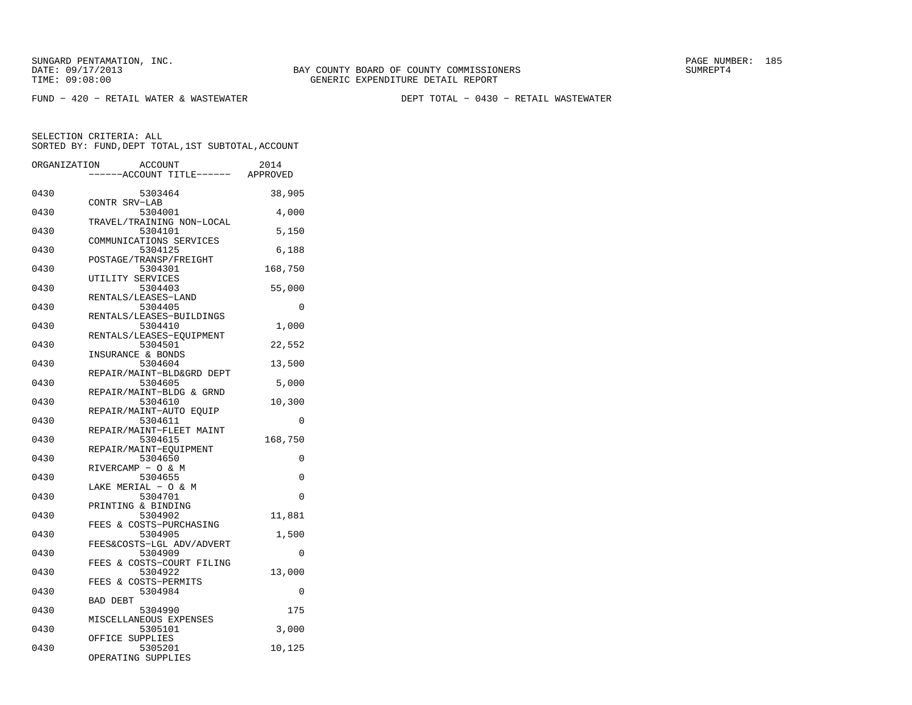SUNGARD PENTAMATION, INC.
DATE: 09/17/2013
TIME: 09:08:00

BAY COUNTY BOARD OF COUNTY COMMISSIONERS
GENERIC EXPENDITURE DETAIL REPORT

SUMREPT4

FUND − 420 − RETAIL WATER & WASTEWATER    DEPT TOTAL − 0430 − RETAIL WASTEWATER

SELECTION CRITERIA: ALL
SORTED BY: FUND,DEPT TOTAL,1ST SUBTOTAL,ACCOUNT

| ORGANIZATION | ACCOUNT / ACCOUNT TITLE | 2014 APPROVED |
|---|---|---|
| 0430 | 5303464 CONTR SRV−LAB | 38,905 |
| 0430 | 5304001 TRAVEL/TRAINING NON−LOCAL | 4,000 |
| 0430 | 5304101 COMMUNICATIONS SERVICES | 5,150 |
| 0430 | 5304125 POSTAGE/TRANSP/FREIGHT | 6,188 |
| 0430 | 5304301 UTILITY SERVICES | 168,750 |
| 0430 | 5304403 RENTALS/LEASES−LAND | 55,000 |
| 0430 | 5304405 RENTALS/LEASES−BUILDINGS | 0 |
| 0430 | 5304410 RENTALS/LEASES−EQUIPMENT | 1,000 |
| 0430 | 5304501 INSURANCE & BONDS | 22,552 |
| 0430 | 5304604 REPAIR/MAINT−BLD&GRD DEPT | 13,500 |
| 0430 | 5304605 REPAIR/MAINT−BLDG & GRND | 5,000 |
| 0430 | 5304610 REPAIR/MAINT−AUTO EQUIP | 10,300 |
| 0430 | 5304611 REPAIR/MAINT−FLEET MAINT | 0 |
| 0430 | 5304615 REPAIR/MAINT−EQUIPMENT | 168,750 |
| 0430 | 5304650 RIVERCAMP − O & M | 0 |
| 0430 | 5304655 LAKE MERIAL − O & M | 0 |
| 0430 | 5304701 PRINTING & BINDING | 0 |
| 0430 | 5304902 FEES & COSTS−PURCHASING | 11,881 |
| 0430 | 5304905 FEES&COSTS−LGL ADV/ADVERT | 1,500 |
| 0430 | 5304909 FEES & COSTS−COURT FILING | 0 |
| 0430 | 5304922 FEES & COSTS−PERMITS | 13,000 |
| 0430 | 5304984 BAD DEBT | 0 |
| 0430 | 5304990 MISCELLANEOUS EXPENSES | 175 |
| 0430 | 5305101 OFFICE SUPPLIES | 3,000 |
| 0430 | 5305201 OPERATING SUPPLIES | 10,125 |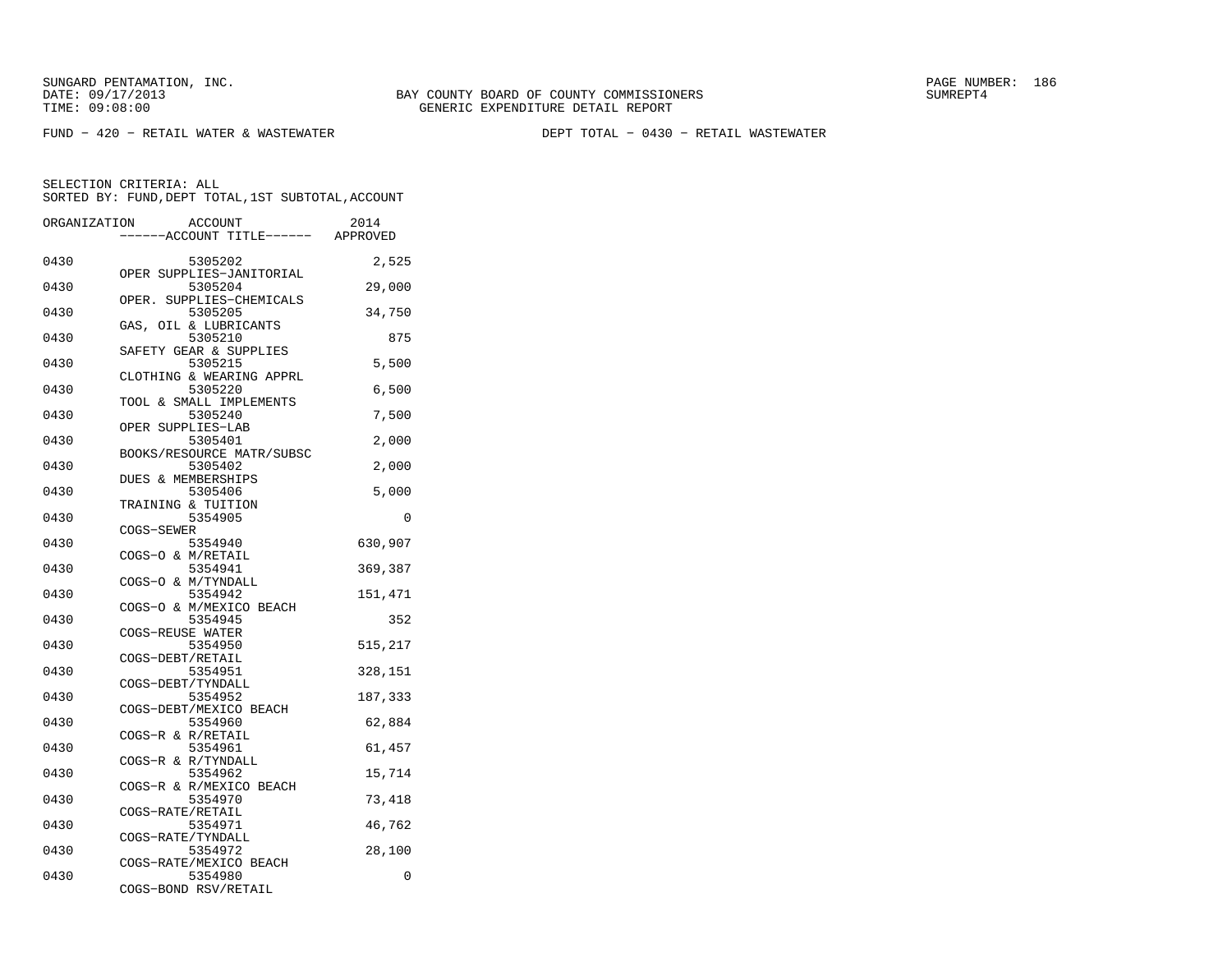SUNGARD PENTAMATION, INC.
DATE: 09/17/2013
TIME: 09:08:00

BAY COUNTY BOARD OF COUNTY COMMISSIONERS
GENERIC EXPENDITURE DETAIL REPORT

SUMREPT4

FUND − 420 − RETAIL WATER & WASTEWATER                    DEPT TOTAL − 0430 − RETAIL WASTEWATER

SELECTION CRITERIA: ALL
SORTED BY: FUND,DEPT TOTAL,1ST SUBTOTAL,ACCOUNT

| ORGANIZATION | ACCOUNT | ACCOUNT TITLE | 2014 APPROVED |
|---|---|---|---|
| 0430 | 5305202 | OPER SUPPLIES−JANITORIAL | 2,525 |
| 0430 | 5305204 | OPER. SUPPLIES−CHEMICALS | 29,000 |
| 0430 | 5305205 | GAS, OIL & LUBRICANTS | 34,750 |
| 0430 | 5305210 | SAFETY GEAR & SUPPLIES | 875 |
| 0430 | 5305215 | CLOTHING & WEARING APPRL | 5,500 |
| 0430 | 5305220 | TOOL & SMALL IMPLEMENTS | 6,500 |
| 0430 | 5305240 | OPER SUPPLIES−LAB | 7,500 |
| 0430 | 5305401 | BOOKS/RESOURCE MATR/SUBSC | 2,000 |
| 0430 | 5305402 | DUES & MEMBERSHIPS | 2,000 |
| 0430 | 5305406 | TRAINING & TUITION | 5,000 |
| 0430 | 5354905 | COGS−SEWER | 0 |
| 0430 | 5354940 | COGS−O & M/RETAIL | 630,907 |
| 0430 | 5354941 | COGS−O & M/TYNDALL | 369,387 |
| 0430 | 5354942 | COGS−O & M/MEXICO BEACH | 151,471 |
| 0430 | 5354945 | COGS−REUSE WATER | 352 |
| 0430 | 5354950 | COGS−DEBT/RETAIL | 515,217 |
| 0430 | 5354951 | COGS−DEBT/TYNDALL | 328,151 |
| 0430 | 5354952 | COGS−DEBT/MEXICO BEACH | 187,333 |
| 0430 | 5354960 | COGS−R & R/RETAIL | 62,884 |
| 0430 | 5354961 | COGS−R & R/TYNDALL | 61,457 |
| 0430 | 5354962 | COGS−R & R/MEXICO BEACH | 15,714 |
| 0430 | 5354970 | COGS−RATE/RETAIL | 73,418 |
| 0430 | 5354971 | COGS−RATE/TYNDALL | 46,762 |
| 0430 | 5354972 | COGS−RATE/MEXICO BEACH | 28,100 |
| 0430 | 5354980 | COGS−BOND RSV/RETAIL | 0 |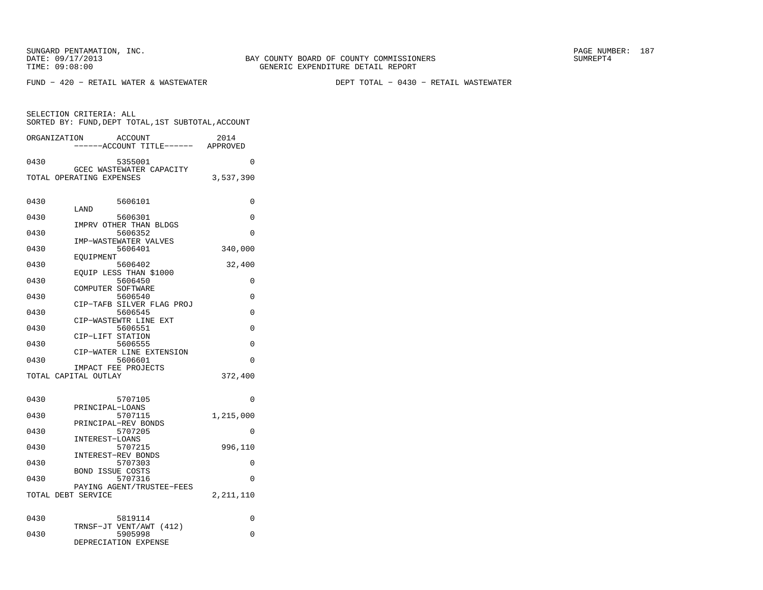SUNGARD PENTAMATION, INC.
DATE: 09/17/2013
TIME: 09:08:00

BAY COUNTY BOARD OF COUNTY COMMISSIONERS
GENERIC EXPENDITURE DETAIL REPORT

SUMREPT4

FUND − 420 − RETAIL WATER & WASTEWATER

DEPT TOTAL − 0430 − RETAIL WASTEWATER

SELECTION CRITERIA: ALL
SORTED BY: FUND,DEPT TOTAL,1ST SUBTOTAL,ACCOUNT

| ORGANIZATION | ACCOUNT ------ACCOUNT TITLE------ | 2014 APPROVED |
|---|---|---|
| 0430 | 5355001 GCEC WASTEWATER CAPACITY | 0 |
| TOTAL OPERATING EXPENSES | | 3,537,390 |
| 0430 | 5606101 LAND | 0 |
| 0430 | 5606301 IMPRV OTHER THAN BLDGS | 0 |
| 0430 | 5606352 IMP−WASTEWATER VALVES | 0 |
| 0430 | 5606401 EQUIPMENT | 340,000 |
| 0430 | 5606402 EQUIP LESS THAN $1000 | 32,400 |
| 0430 | 5606450 COMPUTER SOFTWARE | 0 |
| 0430 | 5606540 CIP−TAFB SILVER FLAG PROJ | 0 |
| 0430 | 5606545 CIP−WASTEWTR LINE EXT | 0 |
| 0430 | 5606551 CIP−LIFT STATION | 0 |
| 0430 | 5606555 CIP−WATER LINE EXTENSION | 0 |
| 0430 | 5606601 IMPACT FEE PROJECTS | 0 |
| TOTAL CAPITAL OUTLAY | | 372,400 |
| 0430 | 5707105 PRINCIPAL−LOANS | 0 |
| 0430 | 5707115 PRINCIPAL−REV BONDS | 1,215,000 |
| 0430 | 5707205 INTEREST−LOANS | 0 |
| 0430 | 5707215 INTEREST−REV BONDS | 996,110 |
| 0430 | 5707303 BOND ISSUE COSTS | 0 |
| 0430 | 5707316 PAYING AGENT/TRUSTEE−FEES | 0 |
| TOTAL DEBT SERVICE | | 2,211,110 |
| 0430 | 5819114 TRNSF−JT VENT/AWT (412) | 0 |
| 0430 | 5905998 DEPRECIATION EXPENSE | 0 |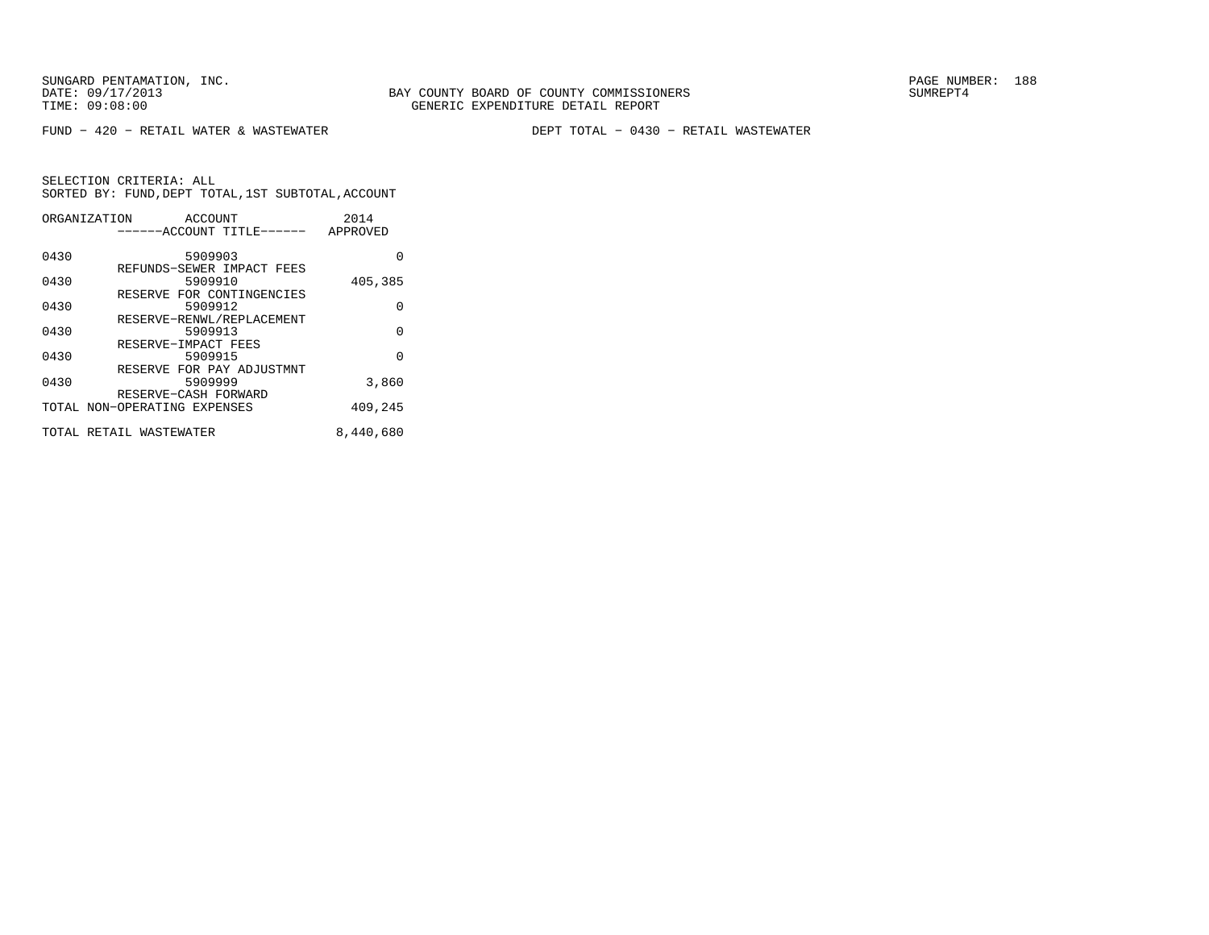SUNGARD PENTAMATION, INC.
DATE: 09/17/2013
TIME: 09:08:00

BAY COUNTY BOARD OF COUNTY COMMISSIONERS
GENERIC EXPENDITURE DETAIL REPORT

PAGE NUMBER: 188
SUMREPT4

FUND − 420 − RETAIL WATER & WASTEWATER

DEPT TOTAL − 0430 − RETAIL WASTEWATER

SELECTION CRITERIA: ALL
SORTED BY: FUND,DEPT TOTAL,1ST SUBTOTAL,ACCOUNT

| ORGANIZATION | ACCOUNT ------ACCOUNT TITLE------ | 2014 APPROVED |
|---|---|---|
| 0430 | 5909903 REFUNDS−SEWER IMPACT FEES | 0 |
| 0430 | 5909910 RESERVE FOR CONTINGENCIES | 405,385 |
| 0430 | 5909912 RESERVE−RENWL/REPLACEMENT | 0 |
| 0430 | 5909913 RESERVE−IMPACT FEES | 0 |
| 0430 | 5909915 RESERVE FOR PAY ADJUSTMNT | 0 |
| 0430 | 5909999 RESERVE−CASH FORWARD | 3,860 |
| TOTAL NON−OPERATING EXPENSES | | 409,245 |
| TOTAL RETAIL WASTEWATER | | 8,440,680 |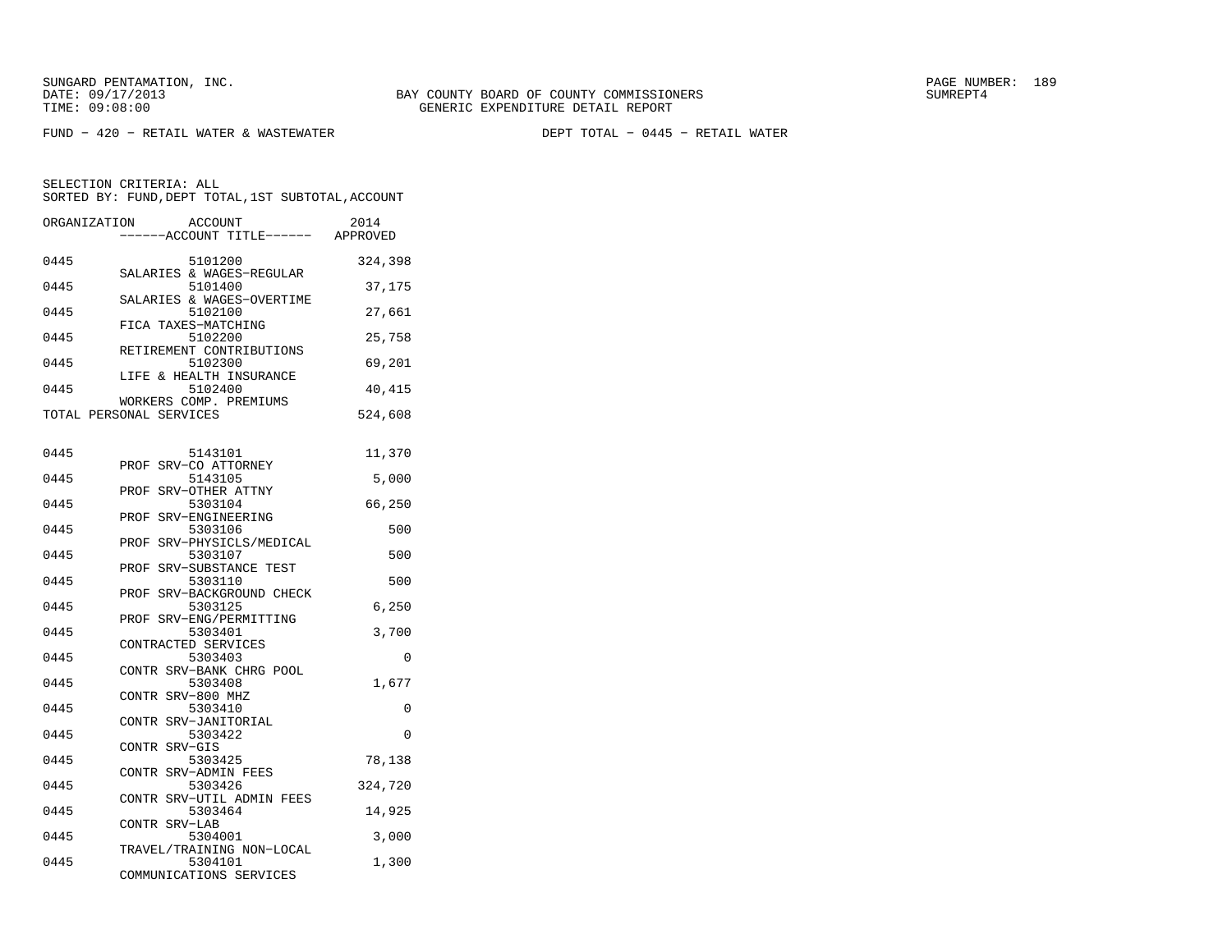SUNGARD PENTAMATION, INC.
DATE: 09/17/2013
TIME: 09:08:00

BAY COUNTY BOARD OF COUNTY COMMISSIONERS
GENERIC EXPENDITURE DETAIL REPORT

SUMREPT4

FUND - 420 - RETAIL WATER & WASTEWATER

DEPT TOTAL - 0445 - RETAIL WATER

SELECTION CRITERIA: ALL
SORTED BY: FUND,DEPT TOTAL,1ST SUBTOTAL,ACCOUNT

| ORGANIZATION | ACCOUNT / ------ACCOUNT TITLE------ | 2014 APPROVED |
|---|---|---|
| 0445 | 5101200 SALARIES & WAGES-REGULAR | 324,398 |
| 0445 | 5101400 SALARIES & WAGES-OVERTIME | 37,175 |
| 0445 | 5102100 FICA TAXES-MATCHING | 27,661 |
| 0445 | 5102200 RETIREMENT CONTRIBUTIONS | 25,758 |
| 0445 | 5102300 LIFE & HEALTH INSURANCE | 69,201 |
| 0445 | 5102400 WORKERS COMP. PREMIUMS | 40,415 |
| TOTAL PERSONAL SERVICES | | 524,608 |
| 0445 | 5143101 PROF SRV-CO ATTORNEY | 11,370 |
| 0445 | 5143105 PROF SRV-OTHER ATTNY | 5,000 |
| 0445 | 5303104 PROF SRV-ENGINEERING | 66,250 |
| 0445 | 5303106 PROF SRV-PHYSICLS/MEDICAL | 500 |
| 0445 | 5303107 PROF SRV-SUBSTANCE TEST | 500 |
| 0445 | 5303110 PROF SRV-BACKGROUND CHECK | 500 |
| 0445 | 5303125 PROF SRV-ENG/PERMITTING | 6,250 |
| 0445 | 5303401 CONTRACTED SERVICES | 3,700 |
| 0445 | 5303403 CONTR SRV-BANK CHRG POOL | 0 |
| 0445 | 5303408 CONTR SRV-800 MHZ | 1,677 |
| 0445 | 5303410 CONTR SRV-JANITORIAL | 0 |
| 0445 | 5303422 CONTR SRV-GIS | 0 |
| 0445 | 5303425 CONTR SRV-ADMIN FEES | 78,138 |
| 0445 | 5303426 CONTR SRV-UTIL ADMIN FEES | 324,720 |
| 0445 | 5303464 CONTR SRV-LAB | 14,925 |
| 0445 | 5304001 TRAVEL/TRAINING NON-LOCAL | 3,000 |
| 0445 | 5304101 COMMUNICATIONS SERVICES | 1,300 |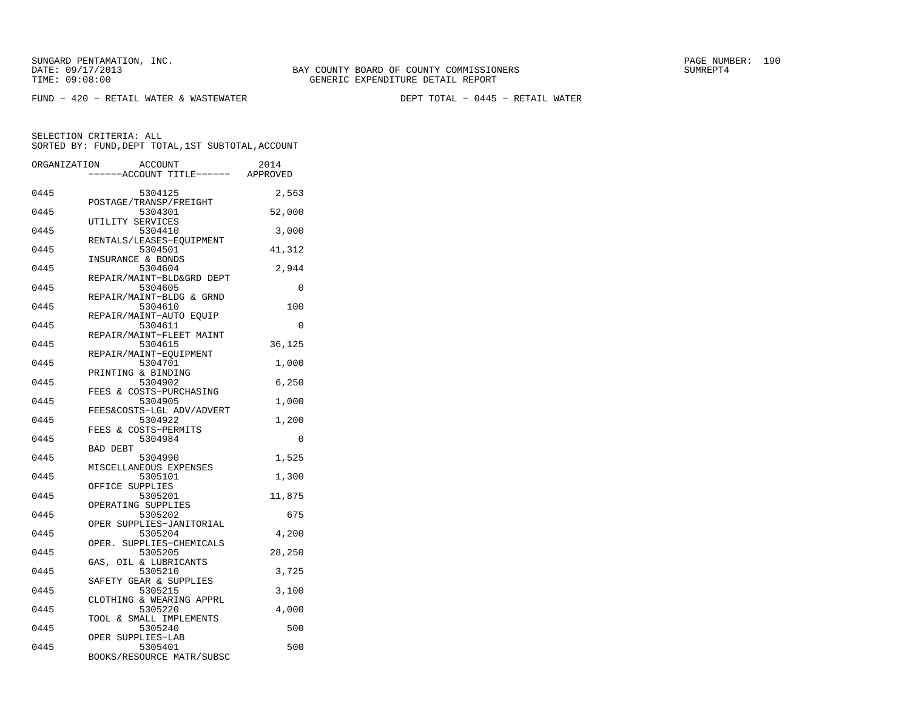SUNGARD PENTAMATION, INC.
DATE: 09/17/2013
TIME: 09:08:00

BAY COUNTY BOARD OF COUNTY COMMISSIONERS
GENERIC EXPENDITURE DETAIL REPORT

SUMREPT4

FUND − 420 − RETAIL WATER & WASTEWATER

DEPT TOTAL − 0445 − RETAIL WATER

SELECTION CRITERIA: ALL
SORTED BY: FUND,DEPT TOTAL,1ST SUBTOTAL,ACCOUNT

| ORGANIZATION | ACCOUNT / ------ACCOUNT TITLE------ | 2014 APPROVED |
|---|---|---|
| 0445 | 5304125 POSTAGE/TRANSP/FREIGHT | 2,563 |
| 0445 | 5304301 UTILITY SERVICES | 52,000 |
| 0445 | 5304410 RENTALS/LEASES−EQUIPMENT | 3,000 |
| 0445 | 5304501 INSURANCE & BONDS | 41,312 |
| 0445 | 5304604 REPAIR/MAINT−BLD&GRD DEPT | 2,944 |
| 0445 | 5304605 REPAIR/MAINT−BLDG & GRND | 0 |
| 0445 | 5304610 REPAIR/MAINT−AUTO EQUIP | 100 |
| 0445 | 5304611 REPAIR/MAINT−FLEET MAINT | 0 |
| 0445 | 5304615 REPAIR/MAINT−EQUIPMENT | 36,125 |
| 0445 | 5304701 PRINTING & BINDING | 1,000 |
| 0445 | 5304902 FEES & COSTS−PURCHASING | 6,250 |
| 0445 | 5304905 FEES&COSTS−LGL ADV/ADVERT | 1,000 |
| 0445 | 5304922 FEES & COSTS−PERMITS | 1,200 |
| 0445 | 5304984 BAD DEBT | 0 |
| 0445 | 5304990 MISCELLANEOUS EXPENSES | 1,525 |
| 0445 | 5305101 OFFICE SUPPLIES | 1,300 |
| 0445 | 5305201 OPERATING SUPPLIES | 11,875 |
| 0445 | 5305202 OPER SUPPLIES−JANITORIAL | 675 |
| 0445 | 5305204 OPER. SUPPLIES−CHEMICALS | 4,200 |
| 0445 | 5305205 GAS, OIL & LUBRICANTS | 28,250 |
| 0445 | 5305210 SAFETY GEAR & SUPPLIES | 3,725 |
| 0445 | 5305215 CLOTHING & WEARING APPRL | 3,100 |
| 0445 | 5305220 TOOL & SMALL IMPLEMENTS | 4,000 |
| 0445 | 5305240 OPER SUPPLIES−LAB | 500 |
| 0445 | 5305401 BOOKS/RESOURCE MATR/SUBSC | 500 |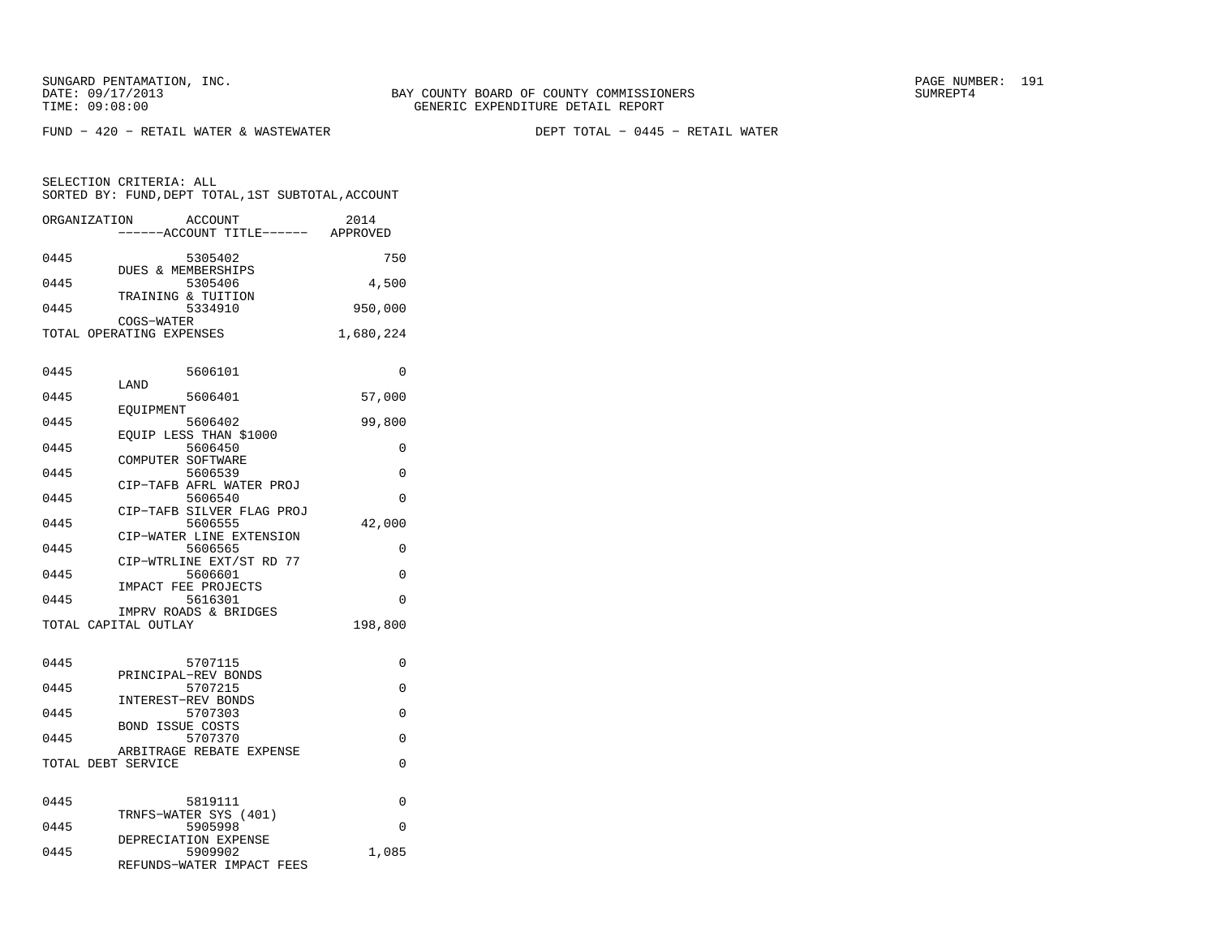SUNGARD PENTAMATION, INC.
DATE: 09/17/2013
TIME: 09:08:00

BAY COUNTY BOARD OF COUNTY COMMISSIONERS
GENERIC EXPENDITURE DETAIL REPORT

SUMREPT4

FUND − 420 − RETAIL WATER & WASTEWATER

DEPT TOTAL − 0445 − RETAIL WATER

SELECTION CRITERIA: ALL
SORTED BY: FUND,DEPT TOTAL,1ST SUBTOTAL,ACCOUNT

| ORGANIZATION | ACCOUNT ------ACCOUNT TITLE------ | 2014 APPROVED |
|---|---|---|
| 0445 | 5305402 DUES & MEMBERSHIPS | 750 |
| 0445 | 5305406 TRAINING & TUITION | 4,500 |
| 0445 | 5334910 COGS−WATER | 950,000 |
| TOTAL OPERATING EXPENSES | | 1,680,224 |
| 0445 | 5606101 LAND | 0 |
| 0445 | 5606401 EQUIPMENT | 57,000 |
| 0445 | 5606402 EQUIP LESS THAN $1000 | 99,800 |
| 0445 | 5606450 COMPUTER SOFTWARE | 0 |
| 0445 | 5606539 CIP−TAFB AFRL WATER PROJ | 0 |
| 0445 | 5606540 CIP−TAFB SILVER FLAG PROJ | 0 |
| 0445 | 5606555 CIP−WATER LINE EXTENSION | 42,000 |
| 0445 | 5606565 CIP−WTRLINE EXT/ST RD 77 | 0 |
| 0445 | 5606601 IMPACT FEE PROJECTS | 0 |
| 0445 | 5616301 IMPRV ROADS & BRIDGES | 0 |
| TOTAL CAPITAL OUTLAY | | 198,800 |
| 0445 | 5707115 PRINCIPAL−REV BONDS | 0 |
| 0445 | 5707215 INTEREST−REV BONDS | 0 |
| 0445 | 5707303 BOND ISSUE COSTS | 0 |
| 0445 | 5707370 ARBITRAGE REBATE EXPENSE | 0 |
| TOTAL DEBT SERVICE | | 0 |
| 0445 | 5819111 TRNFS−WATER SYS (401) | 0 |
| 0445 | 5905998 DEPRECIATION EXPENSE | 0 |
| 0445 | 5909902 REFUNDS−WATER IMPACT FEES | 1,085 |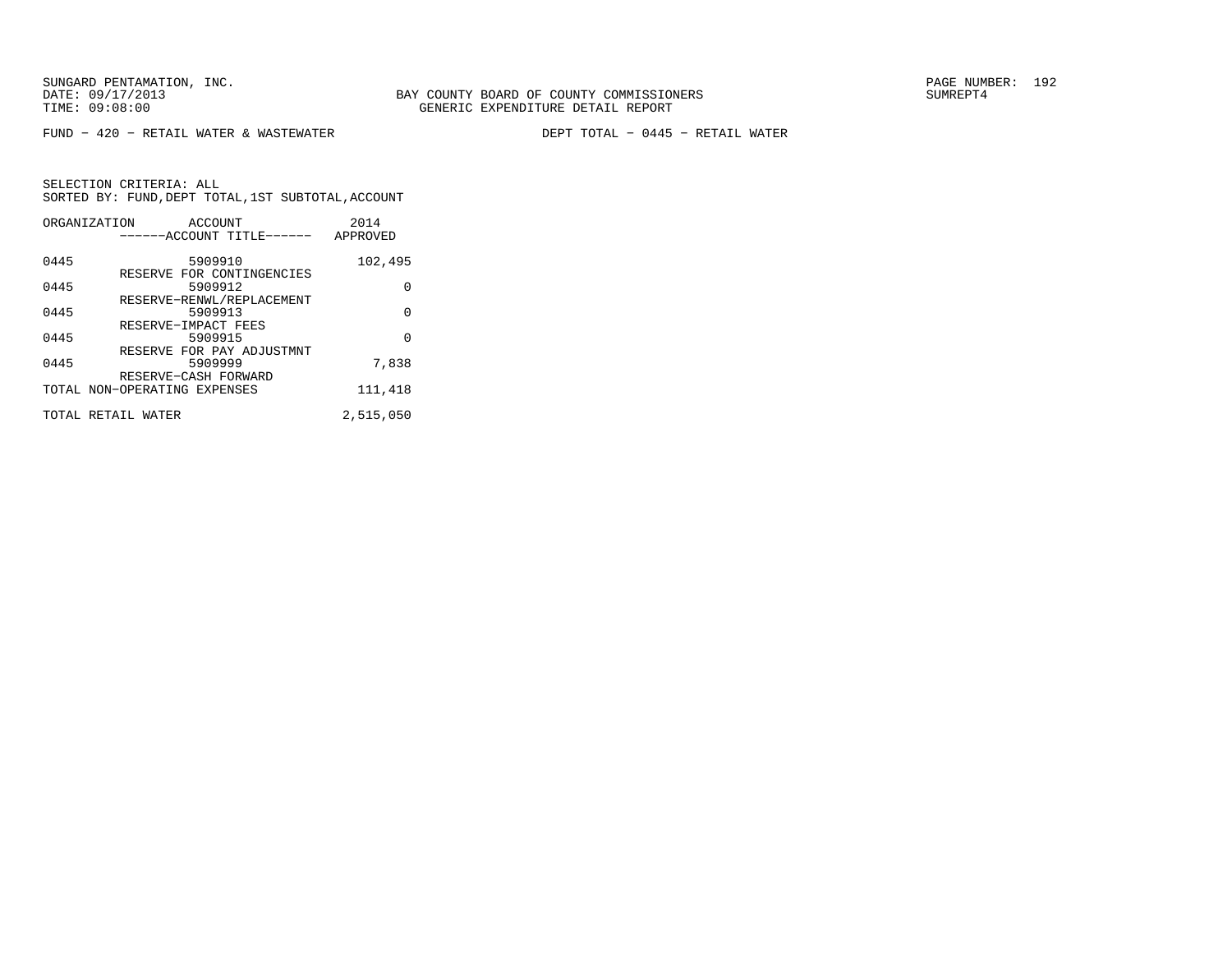FUND − 420 − RETAIL WATER & WASTEWATER                DEPT TOTAL − 0445 − RETAIL WATER

SELECTION CRITERIA: ALL
SORTED BY: FUND,DEPT TOTAL,1ST SUBTOTAL,ACCOUNT

| ORGANIZATION | ACCOUNT / ------ACCOUNT TITLE------ | 2014 APPROVED |
|---|---|---|
| 0445 | 5909910 RESERVE FOR CONTINGENCIES | 102,495 |
| 0445 | 5909912 RESERVE−RENWL/REPLACEMENT | 0 |
| 0445 | 5909913 RESERVE−IMPACT FEES | 0 |
| 0445 | 5909915 RESERVE FOR PAY ADJUSTMNT | 0 |
| 0445 | 5909999 RESERVE−CASH FORWARD | 7,838 |
| TOTAL NON−OPERATING EXPENSES | | 111,418 |
| TOTAL RETAIL WATER | | 2,515,050 |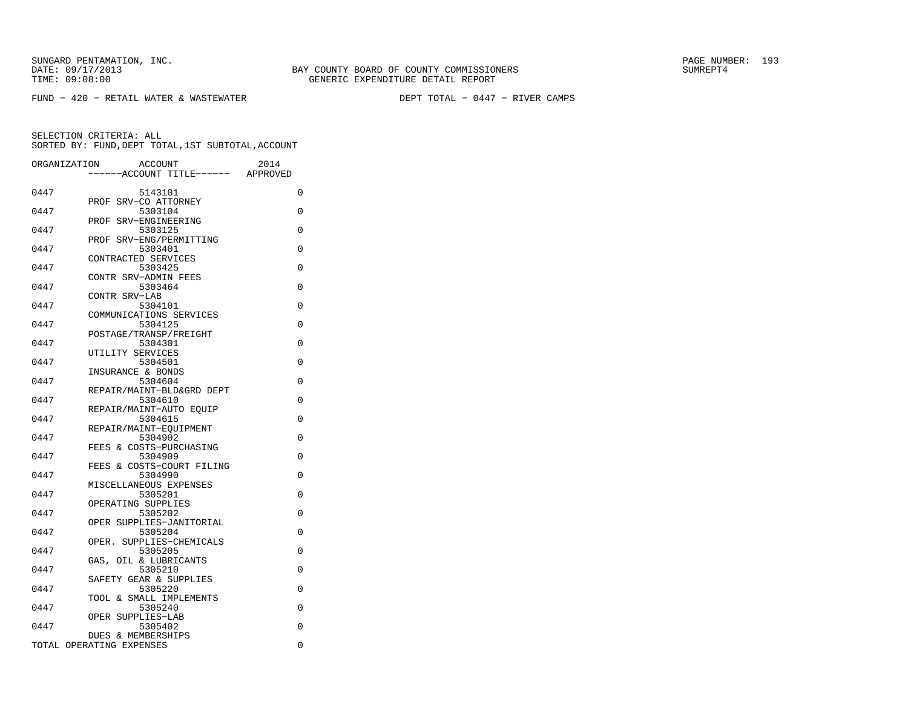SUNGARD PENTAMATION, INC.
DATE: 09/17/2013
TIME: 09:08:00

BAY COUNTY BOARD OF COUNTY COMMISSIONERS
GENERIC EXPENDITURE DETAIL REPORT

SUMREPT4

FUND − 420 − RETAIL WATER & WASTEWATER

DEPT TOTAL − 0447 − RIVER CAMPS

SELECTION CRITERIA: ALL
SORTED BY: FUND,DEPT TOTAL,1ST SUBTOTAL,ACCOUNT

| ORGANIZATION | ACCOUNT / ------ACCOUNT TITLE------ | 2014 APPROVED |
|---|---|---|
| 0447 | 5143101 PROF SRV−CO ATTORNEY | 0 |
| 0447 | 5303104 PROF SRV−ENGINEERING | 0 |
| 0447 | 5303125 PROF SRV−ENG/PERMITTING | 0 |
| 0447 | 5303401 CONTRACTED SERVICES | 0 |
| 0447 | 5303425 CONTR SRV−ADMIN FEES | 0 |
| 0447 | 5303464 CONTR SRV−LAB | 0 |
| 0447 | 5304101 COMMUNICATIONS SERVICES | 0 |
| 0447 | 5304125 POSTAGE/TRANSP/FREIGHT | 0 |
| 0447 | 5304301 UTILITY SERVICES | 0 |
| 0447 | 5304501 INSURANCE & BONDS | 0 |
| 0447 | 5304604 REPAIR/MAINT−BLD&GRD DEPT | 0 |
| 0447 | 5304610 REPAIR/MAINT−AUTO EQUIP | 0 |
| 0447 | 5304615 REPAIR/MAINT−EQUIPMENT | 0 |
| 0447 | 5304902 FEES & COSTS−PURCHASING | 0 |
| 0447 | 5304909 FEES & COSTS−COURT FILING | 0 |
| 0447 | 5304990 MISCELLANEOUS EXPENSES | 0 |
| 0447 | 5305201 OPERATING SUPPLIES | 0 |
| 0447 | 5305202 OPER SUPPLIES−JANITORIAL | 0 |
| 0447 | 5305204 OPER. SUPPLIES−CHEMICALS | 0 |
| 0447 | 5305205 GAS, OIL & LUBRICANTS | 0 |
| 0447 | 5305210 SAFETY GEAR & SUPPLIES | 0 |
| 0447 | 5305220 TOOL & SMALL IMPLEMENTS | 0 |
| 0447 | 5305240 OPER SUPPLIES−LAB | 0 |
| 0447 | 5305402 DUES & MEMBERSHIPS | 0 |
| TOTAL OPERATING EXPENSES | | 0 |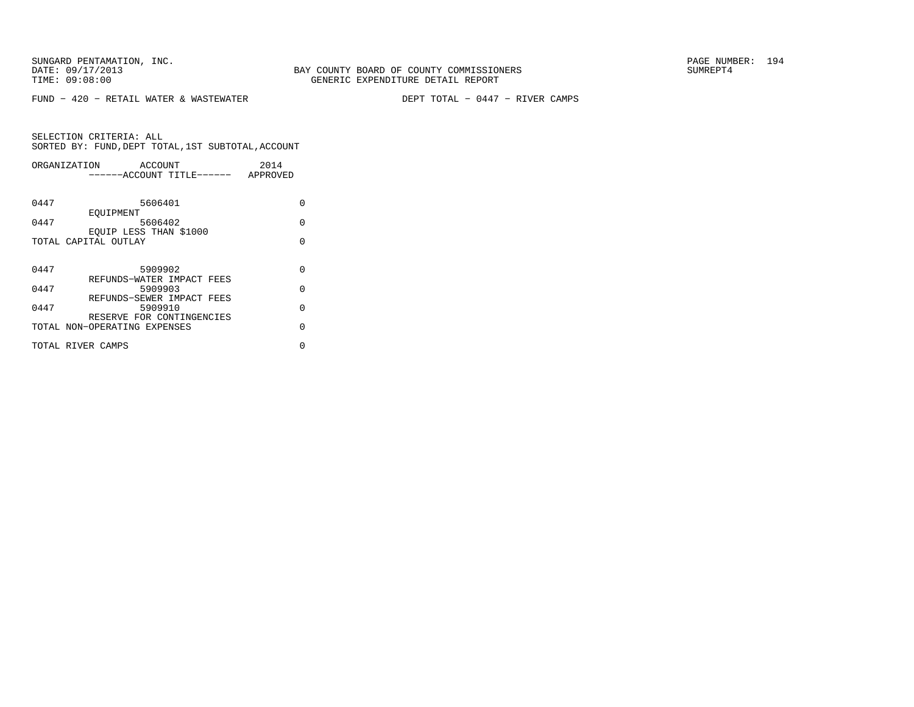SUNGARD PENTAMATION, INC.
DATE: 09/17/2013 BAY COUNTY BOARD OF COUNTY COMMISSIONERS SUMREPT4
TIME: 09:08:00 GENERIC EXPENDITURE DETAIL REPORT

FUND − 420 − RETAIL WATER & WASTEWATER DEPT TOTAL − 0447 − RIVER CAMPS

SELECTION CRITERIA: ALL
SORTED BY: FUND,DEPT TOTAL,1ST SUBTOTAL,ACCOUNT

| ORGANIZATION | ACCOUNT / ------ACCOUNT TITLE------ | 2014 APPROVED |
|---|---|---|
| 0447 | 5606401 EQUIPMENT | 0 |
| 0447 | 5606402 EQUIP LESS THAN $1000 | 0 |
| TOTAL CAPITAL OUTLAY | | 0 |
| 0447 | 5909902 REFUNDS−WATER IMPACT FEES | 0 |
| 0447 | 5909903 REFUNDS−SEWER IMPACT FEES | 0 |
| 0447 | 5909910 RESERVE FOR CONTINGENCIES | 0 |
| TOTAL NON−OPERATING EXPENSES | | 0 |
| TOTAL RIVER CAMPS | | 0 |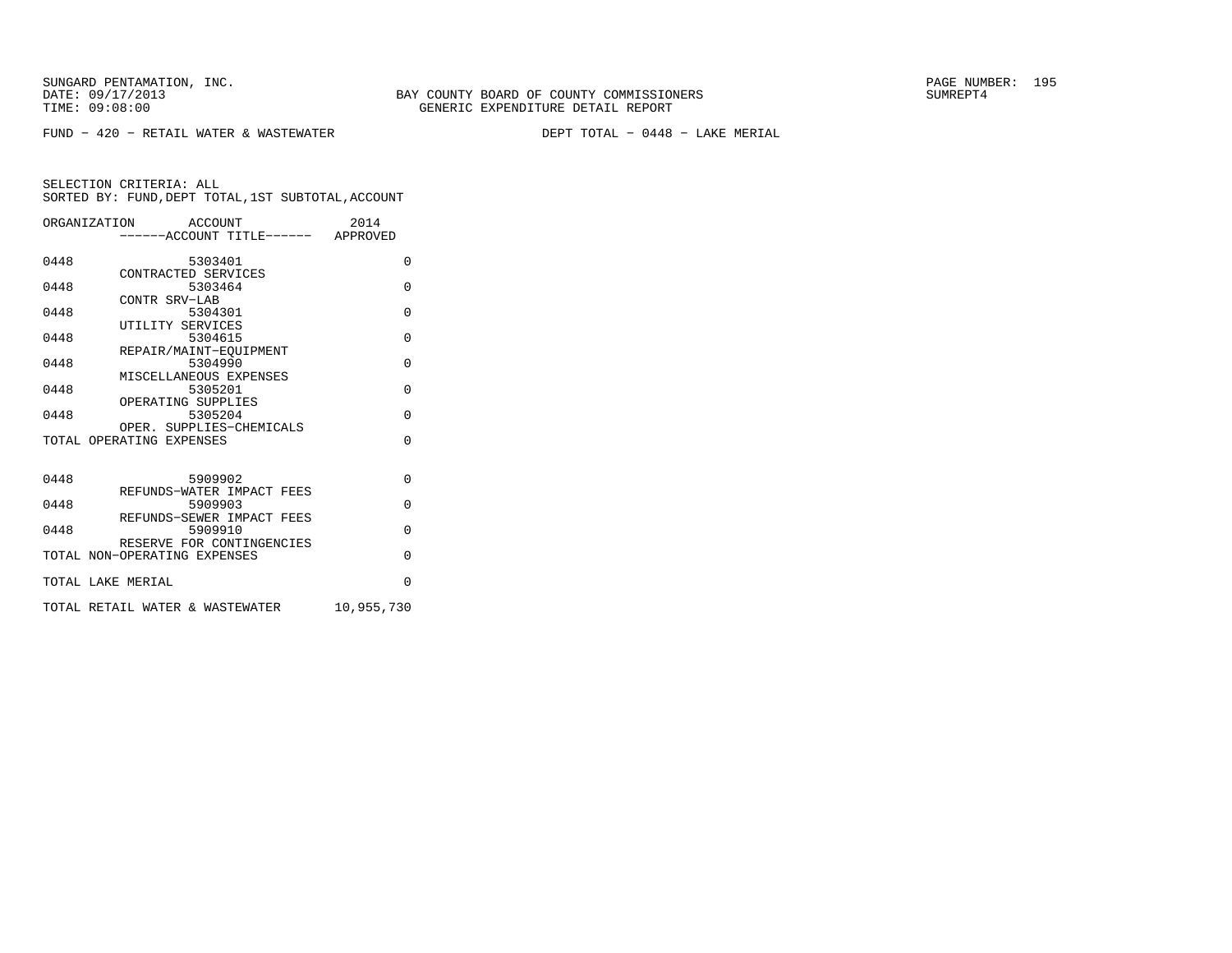SUNGARD PENTAMATION, INC.
DATE: 09/17/2013
TIME: 09:08:00

BAY COUNTY BOARD OF COUNTY COMMISSIONERS
GENERIC EXPENDITURE DETAIL REPORT

SUMREPT4

FUND - 420 - RETAIL WATER & WASTEWATER

DEPT TOTAL - 0448 - LAKE MERIAL

SELECTION CRITERIA: ALL
SORTED BY: FUND,DEPT TOTAL,1ST SUBTOTAL,ACCOUNT

| ORGANIZATION | ACCOUNT / ------ACCOUNT TITLE------ | 2014 APPROVED |
|---|---|---|
| 0448 | 5303401 CONTRACTED SERVICES | 0 |
| 0448 | 5303464 CONTR SRV-LAB | 0 |
| 0448 | 5304301 UTILITY SERVICES | 0 |
| 0448 | 5304615 REPAIR/MAINT-EQUIPMENT | 0 |
| 0448 | 5304990 MISCELLANEOUS EXPENSES | 0 |
| 0448 | 5305201 OPERATING SUPPLIES | 0 |
| 0448 | 5305204 OPER. SUPPLIES-CHEMICALS | 0 |
| TOTAL OPERATING EXPENSES | | 0 |
| 0448 | 5909902 REFUNDS-WATER IMPACT FEES | 0 |
| 0448 | 5909903 REFUNDS-SEWER IMPACT FEES | 0 |
| 0448 | 5909910 RESERVE FOR CONTINGENCIES | 0 |
| TOTAL NON-OPERATING EXPENSES | | 0 |
| TOTAL LAKE MERIAL | | 0 |
| TOTAL RETAIL WATER & WASTEWATER | | 10,955,730 |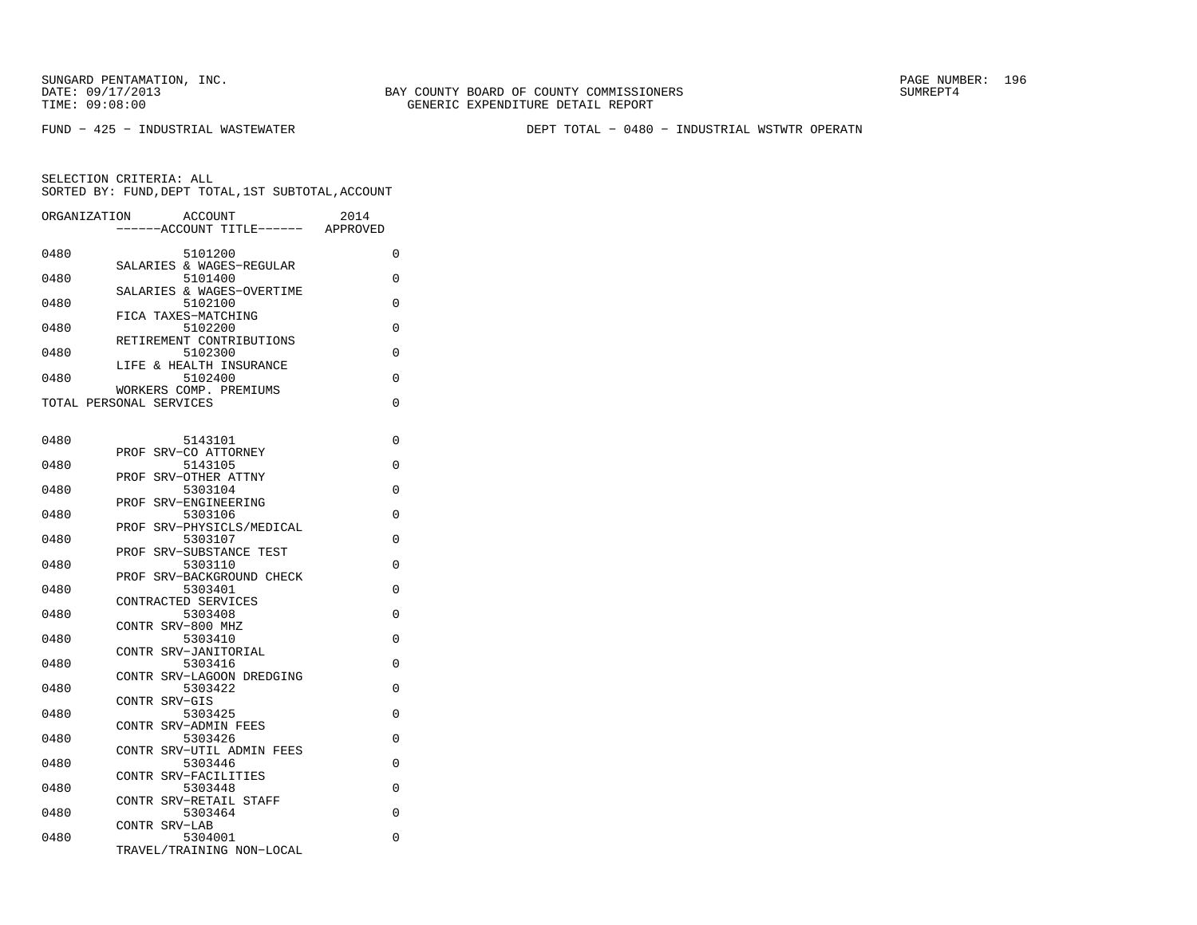SUNGARD PENTAMATION, INC.
DATE: 09/17/2013
TIME: 09:08:00

BAY COUNTY BOARD OF COUNTY COMMISSIONERS
GENERIC EXPENDITURE DETAIL REPORT

SUMREPT4

FUND − 425 − INDUSTRIAL WASTEWATER

DEPT TOTAL − 0480 − INDUSTRIAL WSTWTR OPERATN

SELECTION CRITERIA: ALL
SORTED BY: FUND,DEPT TOTAL,1ST SUBTOTAL,ACCOUNT

| ORGANIZATION | ACCOUNT ------ACCOUNT TITLE------ | 2014 APPROVED |
|---|---|---|
| 0480 | 5101200 SALARIES & WAGES−REGULAR | 0 |
| 0480 | 5101400 SALARIES & WAGES−OVERTIME | 0 |
| 0480 | 5102100 FICA TAXES−MATCHING | 0 |
| 0480 | 5102200 RETIREMENT CONTRIBUTIONS | 0 |
| 0480 | 5102300 LIFE & HEALTH INSURANCE | 0 |
| 0480 | 5102400 WORKERS COMP. PREMIUMS | 0 |
| TOTAL PERSONAL SERVICES | | 0 |
| 0480 | 5143101 PROF SRV−CO ATTORNEY | 0 |
| 0480 | 5143105 PROF SRV−OTHER ATTNY | 0 |
| 0480 | 5303104 PROF SRV−ENGINEERING | 0 |
| 0480 | 5303106 PROF SRV−PHYSICLS/MEDICAL | 0 |
| 0480 | 5303107 PROF SRV−SUBSTANCE TEST | 0 |
| 0480 | 5303110 PROF SRV−BACKGROUND CHECK | 0 |
| 0480 | 5303401 CONTRACTED SERVICES | 0 |
| 0480 | 5303408 CONTR SRV−800 MHZ | 0 |
| 0480 | 5303410 CONTR SRV−JANITORIAL | 0 |
| 0480 | 5303416 CONTR SRV−LAGOON DREDGING | 0 |
| 0480 | 5303422 CONTR SRV−GIS | 0 |
| 0480 | 5303425 CONTR SRV−ADMIN FEES | 0 |
| 0480 | 5303426 CONTR SRV−UTIL ADMIN FEES | 0 |
| 0480 | 5303446 CONTR SRV−FACILITIES | 0 |
| 0480 | 5303448 CONTR SRV−RETAIL STAFF | 0 |
| 0480 | 5303464 CONTR SRV−LAB | 0 |
| 0480 | 5304001 TRAVEL/TRAINING NON−LOCAL | 0 |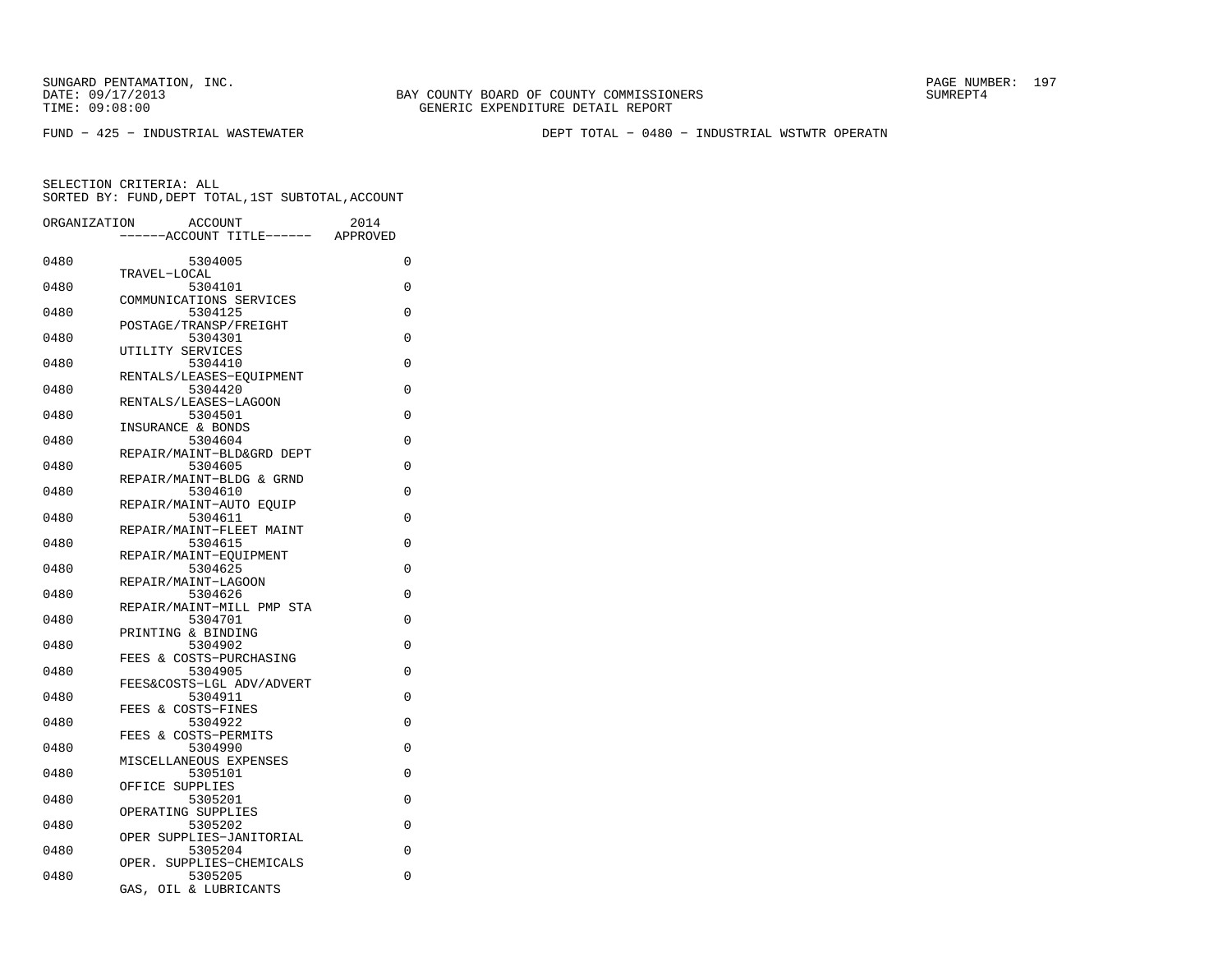SUNGARD PENTAMATION, INC.
DATE: 09/17/2013
TIME: 09:08:00

BAY COUNTY BOARD OF COUNTY COMMISSIONERS
GENERIC EXPENDITURE DETAIL REPORT

SUMREPT4

FUND - 425 - INDUSTRIAL WASTEWATER

DEPT TOTAL - 0480 - INDUSTRIAL WSTWTR OPERATN

SELECTION CRITERIA: ALL
SORTED BY: FUND,DEPT TOTAL,1ST SUBTOTAL,ACCOUNT

| ORGANIZATION | ACCOUNT / ------ACCOUNT TITLE------ | 2014 APPROVED |
|---|---|---|
| 0480 | 5304005 TRAVEL-LOCAL | 0 |
| 0480 | 5304101 COMMUNICATIONS SERVICES | 0 |
| 0480 | 5304125 POSTAGE/TRANSP/FREIGHT | 0 |
| 0480 | 5304301 UTILITY SERVICES | 0 |
| 0480 | 5304410 RENTALS/LEASES-EQUIPMENT | 0 |
| 0480 | 5304420 RENTALS/LEASES-LAGOON | 0 |
| 0480 | 5304501 INSURANCE & BONDS | 0 |
| 0480 | 5304604 REPAIR/MAINT-BLD&GRD DEPT | 0 |
| 0480 | 5304605 REPAIR/MAINT-BLDG & GRND | 0 |
| 0480 | 5304610 REPAIR/MAINT-AUTO EQUIP | 0 |
| 0480 | 5304611 REPAIR/MAINT-FLEET MAINT | 0 |
| 0480 | 5304615 REPAIR/MAINT-EQUIPMENT | 0 |
| 0480 | 5304625 REPAIR/MAINT-LAGOON | 0 |
| 0480 | 5304626 REPAIR/MAINT-MILL PMP STA | 0 |
| 0480 | 5304701 PRINTING & BINDING | 0 |
| 0480 | 5304902 FEES & COSTS-PURCHASING | 0 |
| 0480 | 5304905 FEES&COSTS-LGL ADV/ADVERT | 0 |
| 0480 | 5304911 FEES & COSTS-FINES | 0 |
| 0480 | 5304922 FEES & COSTS-PERMITS | 0 |
| 0480 | 5304990 MISCELLANEOUS EXPENSES | 0 |
| 0480 | 5305101 OFFICE SUPPLIES | 0 |
| 0480 | 5305201 OPERATING SUPPLIES | 0 |
| 0480 | 5305202 OPER SUPPLIES-JANITORIAL | 0 |
| 0480 | 5305204 OPER. SUPPLIES-CHEMICALS | 0 |
| 0480 | 5305205 GAS, OIL & LUBRICANTS | 0 |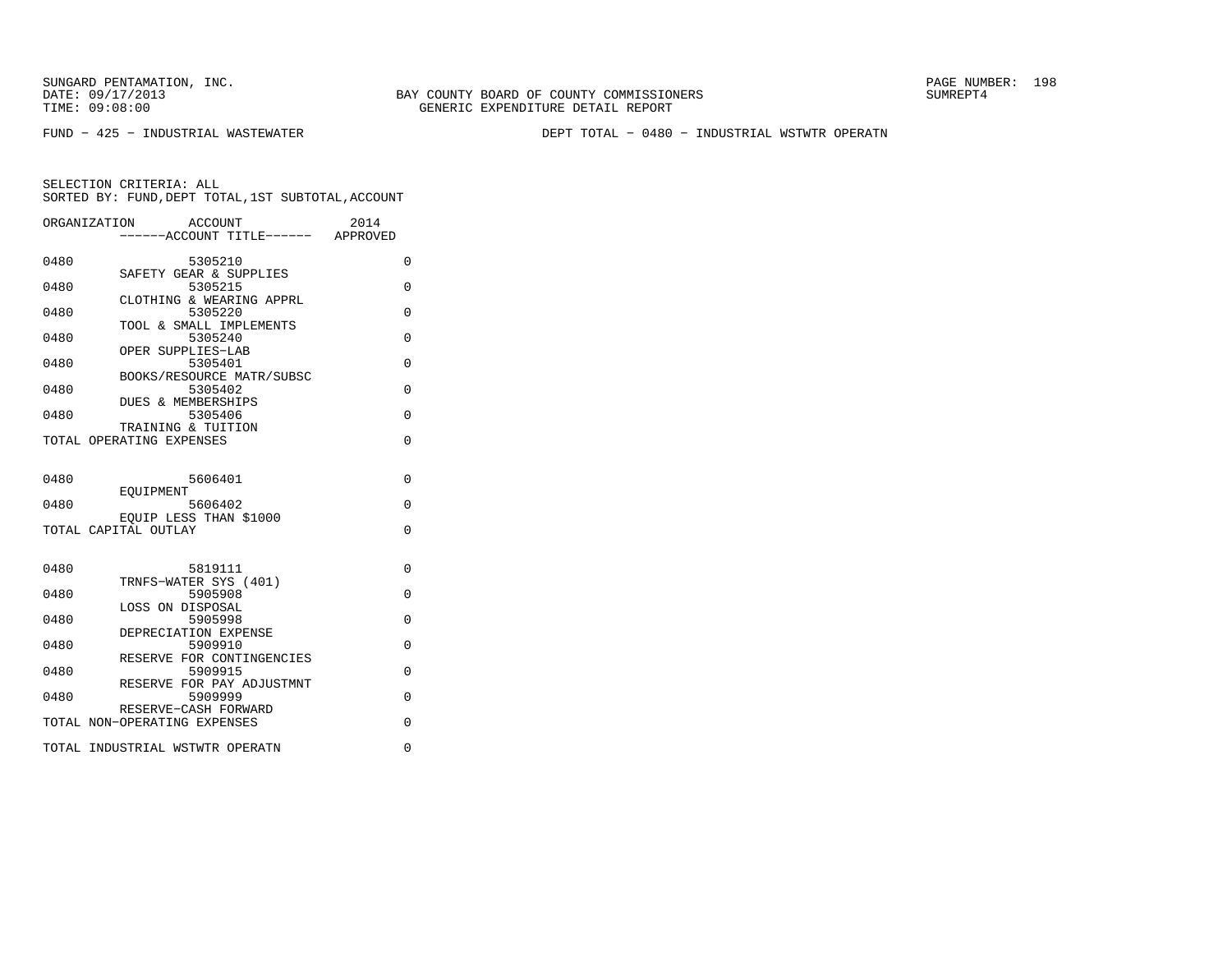SUNGARD PENTAMATION, INC.
DATE: 09/17/2013
TIME: 09:08:00

BAY COUNTY BOARD OF COUNTY COMMISSIONERS
GENERIC EXPENDITURE DETAIL REPORT

SUMREPT4

FUND - 425 - INDUSTRIAL WASTEWATER

DEPT TOTAL - 0480 - INDUSTRIAL WSTWTR OPERATN

SELECTION CRITERIA: ALL
SORTED BY: FUND,DEPT TOTAL,1ST SUBTOTAL,ACCOUNT

| ORGANIZATION | ACCOUNT / ------ACCOUNT TITLE------ | 2014 APPROVED |
|---|---|---|
| 0480 | 5305210 SAFETY GEAR & SUPPLIES | 0 |
| 0480 | 5305215 CLOTHING & WEARING APPRL | 0 |
| 0480 | 5305220 TOOL & SMALL IMPLEMENTS | 0 |
| 0480 | 5305240 OPER SUPPLIES-LAB | 0 |
| 0480 | 5305401 BOOKS/RESOURCE MATR/SUBSC | 0 |
| 0480 | 5305402 DUES & MEMBERSHIPS | 0 |
| 0480 | 5305406 TRAINING & TUITION | 0 |
| TOTAL OPERATING EXPENSES | | 0 |
| 0480 | 5606401 EQUIPMENT | 0 |
| 0480 | 5606402 EQUIP LESS THAN $1000 | 0 |
| TOTAL CAPITAL OUTLAY | | 0 |
| 0480 | 5819111 TRNFS-WATER SYS (401) | 0 |
| 0480 | 5905908 LOSS ON DISPOSAL | 0 |
| 0480 | 5905998 DEPRECIATION EXPENSE | 0 |
| 0480 | 5909910 RESERVE FOR CONTINGENCIES | 0 |
| 0480 | 5909915 RESERVE FOR PAY ADJUSTMNT | 0 |
| 0480 | 5909999 RESERVE-CASH FORWARD | 0 |
| TOTAL NON-OPERATING EXPENSES | | 0 |
| TOTAL INDUSTRIAL WSTWTR OPERATN | | 0 |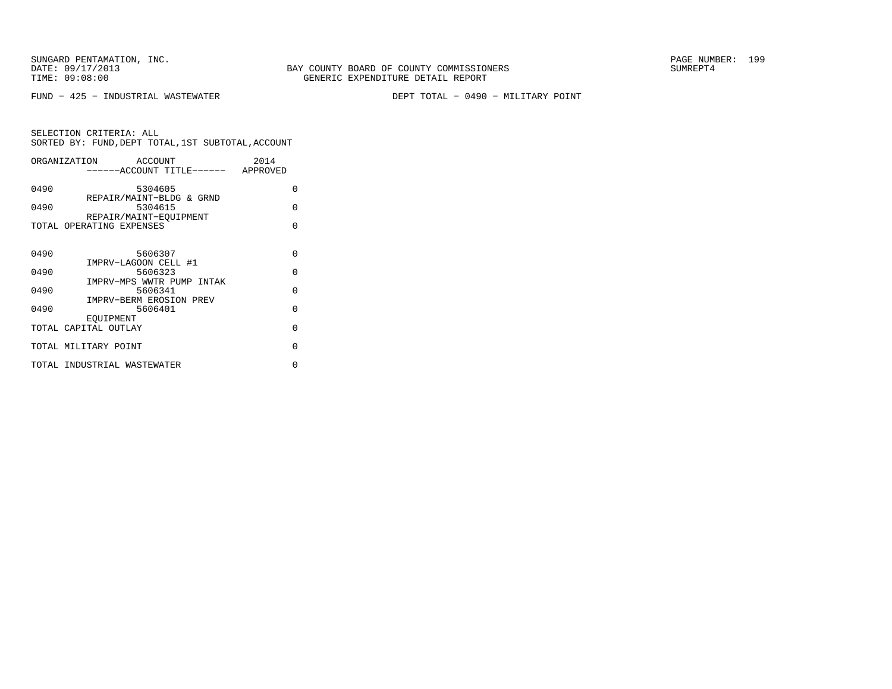SUNGARD PENTAMATION, INC.
DATE: 09/17/2013
TIME: 09:08:00

BAY COUNTY BOARD OF COUNTY COMMISSIONERS
GENERIC EXPENDITURE DETAIL REPORT

SUMREPT4

FUND − 425 − INDUSTRIAL WASTEWATER

DEPT TOTAL − 0490 − MILITARY POINT

SELECTION CRITERIA: ALL
SORTED BY: FUND,DEPT TOTAL,1ST SUBTOTAL,ACCOUNT

| ORGANIZATION | ACCOUNT ------ACCOUNT TITLE------ | 2014 APPROVED |
|---|---|---|
| 0490 | 5304605 REPAIR/MAINT−BLDG & GRND | 0 |
| 0490 | 5304615 REPAIR/MAINT−EQUIPMENT | 0 |
| TOTAL OPERATING EXPENSES | | 0 |
| 0490 | 5606307 IMPRV−LAGOON CELL #1 | 0 |
| 0490 | 5606323 IMPRV−MPS WWTR PUMP INTAK | 0 |
| 0490 | 5606341 IMPRV−BERM EROSION PREV | 0 |
| 0490 | 5606401 EQUIPMENT | 0 |
| TOTAL CAPITAL OUTLAY | | 0 |
| TOTAL MILITARY POINT | | 0 |
| TOTAL INDUSTRIAL WASTEWATER | | 0 |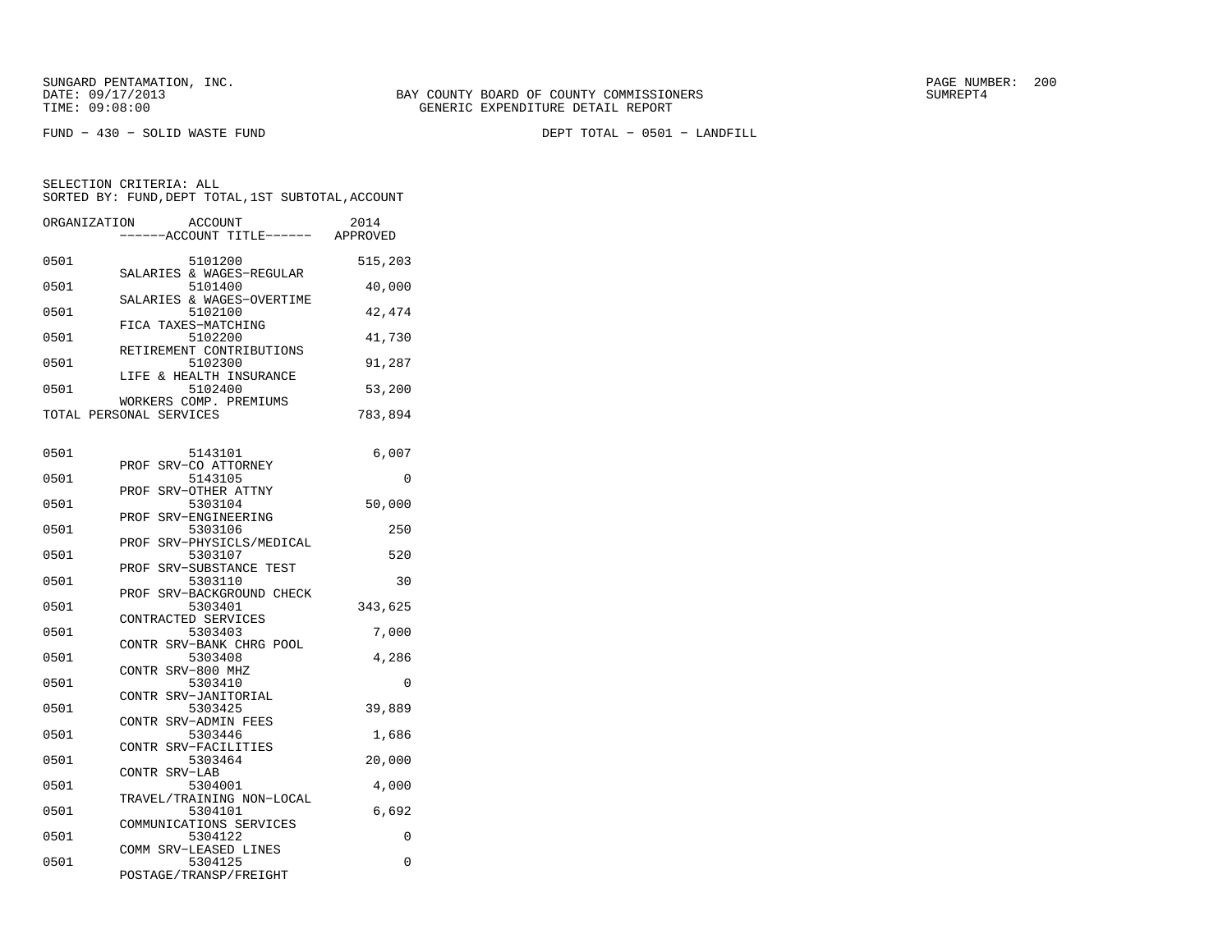SUNGARD PENTAMATION, INC.
DATE: 09/17/2013
TIME: 09:08:00

BAY COUNTY BOARD OF COUNTY COMMISSIONERS
GENERIC EXPENDITURE DETAIL REPORT

SUMREPT4

FUND - 430 - SOLID WASTE FUND

DEPT TOTAL - 0501 - LANDFILL

SELECTION CRITERIA: ALL
SORTED BY: FUND,DEPT TOTAL,1ST SUBTOTAL,ACCOUNT

| ORGANIZATION | ACCOUNT / ------ACCOUNT TITLE------ | 2014 APPROVED |
|---|---|---|
| 0501 | 5101200 SALARIES & WAGES-REGULAR | 515,203 |
| 0501 | 5101400 SALARIES & WAGES-OVERTIME | 40,000 |
| 0501 | 5102100 FICA TAXES-MATCHING | 42,474 |
| 0501 | 5102200 RETIREMENT CONTRIBUTIONS | 41,730 |
| 0501 | 5102300 LIFE & HEALTH INSURANCE | 91,287 |
| 0501 | 5102400 WORKERS COMP. PREMIUMS | 53,200 |
| TOTAL PERSONAL SERVICES | | 783,894 |
| 0501 | 5143101 PROF SRV-CO ATTORNEY | 6,007 |
| 0501 | 5143105 PROF SRV-OTHER ATTNY | 0 |
| 0501 | 5303104 PROF SRV-ENGINEERING | 50,000 |
| 0501 | 5303106 PROF SRV-PHYSICLS/MEDICAL | 250 |
| 0501 | 5303107 PROF SRV-SUBSTANCE TEST | 520 |
| 0501 | 5303110 PROF SRV-BACKGROUND CHECK | 30 |
| 0501 | 5303401 CONTRACTED SERVICES | 343,625 |
| 0501 | 5303403 CONTR SRV-BANK CHRG POOL | 7,000 |
| 0501 | 5303408 CONTR SRV-800 MHZ | 4,286 |
| 0501 | 5303410 CONTR SRV-JANITORIAL | 0 |
| 0501 | 5303425 CONTR SRV-ADMIN FEES | 39,889 |
| 0501 | 5303446 CONTR SRV-FACILITIES | 1,686 |
| 0501 | 5303464 CONTR SRV-LAB | 20,000 |
| 0501 | 5304001 TRAVEL/TRAINING NON-LOCAL | 4,000 |
| 0501 | 5304101 COMMUNICATIONS SERVICES | 6,692 |
| 0501 | 5304122 COMM SRV-LEASED LINES | 0 |
| 0501 | 5304125 POSTAGE/TRANSP/FREIGHT | 0 |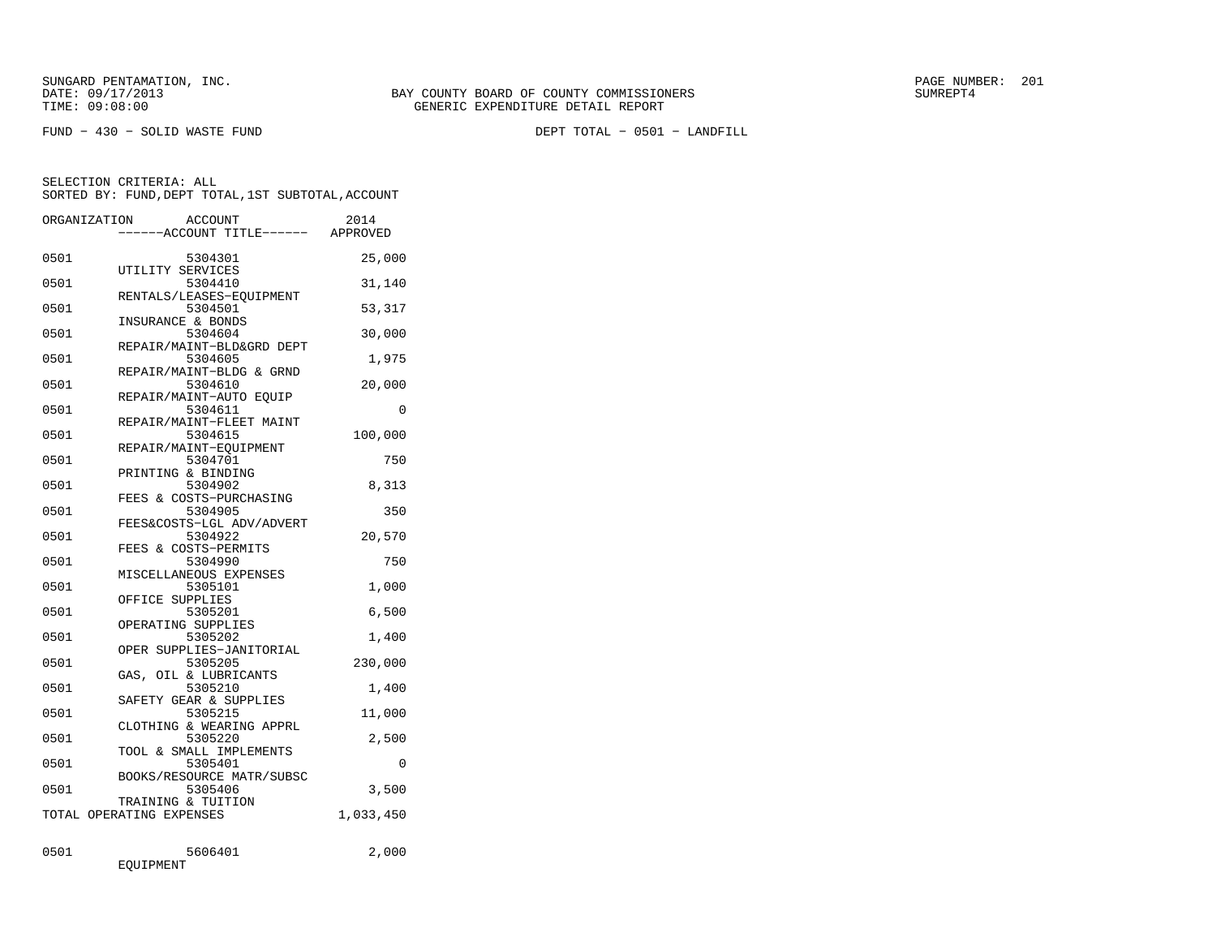SUNGARD PENTAMATION, INC.
DATE: 09/17/2013
TIME: 09:08:00

BAY COUNTY BOARD OF COUNTY COMMISSIONERS
GENERIC EXPENDITURE DETAIL REPORT

PAGE NUMBER: 201
SUMREPT4

FUND - 430 - SOLID WASTE FUND

DEPT TOTAL - 0501 - LANDFILL

SELECTION CRITERIA: ALL
SORTED BY: FUND,DEPT TOTAL,1ST SUBTOTAL,ACCOUNT

| ORGANIZATION | ACCOUNT ------ACCOUNT TITLE------ | 2014 APPROVED |
|---|---|---|
| 0501 | 5304301 UTILITY SERVICES | 25,000 |
| 0501 | 5304410 RENTALS/LEASES-EQUIPMENT | 31,140 |
| 0501 | 5304501 INSURANCE & BONDS | 53,317 |
| 0501 | 5304604 REPAIR/MAINT-BLD&GRD DEPT | 30,000 |
| 0501 | 5304605 REPAIR/MAINT-BLDG & GRND | 1,975 |
| 0501 | 5304610 REPAIR/MAINT-AUTO EQUIP | 20,000 |
| 0501 | 5304611 REPAIR/MAINT-FLEET MAINT | 0 |
| 0501 | 5304615 REPAIR/MAINT-EQUIPMENT | 100,000 |
| 0501 | 5304701 PRINTING & BINDING | 750 |
| 0501 | 5304902 FEES & COSTS-PURCHASING | 8,313 |
| 0501 | 5304905 FEES&COSTS-LGL ADV/ADVERT | 350 |
| 0501 | 5304922 FEES & COSTS-PERMITS | 20,570 |
| 0501 | 5304990 MISCELLANEOUS EXPENSES | 750 |
| 0501 | 5305101 OFFICE SUPPLIES | 1,000 |
| 0501 | 5305201 OPERATING SUPPLIES | 6,500 |
| 0501 | 5305202 OPER SUPPLIES-JANITORIAL | 1,400 |
| 0501 | 5305205 GAS, OIL & LUBRICANTS | 230,000 |
| 0501 | 5305210 SAFETY GEAR & SUPPLIES | 1,400 |
| 0501 | 5305215 CLOTHING & WEARING APPRL | 11,000 |
| 0501 | 5305220 TOOL & SMALL IMPLEMENTS | 2,500 |
| 0501 | 5305401 BOOKS/RESOURCE MATR/SUBSC | 0 |
| 0501 | 5305406 TRAINING & TUITION | 3,500 |
| TOTAL OPERATING EXPENSES | | 1,033,450 |
| 0501 | 5606401 EQUIPMENT | 2,000 |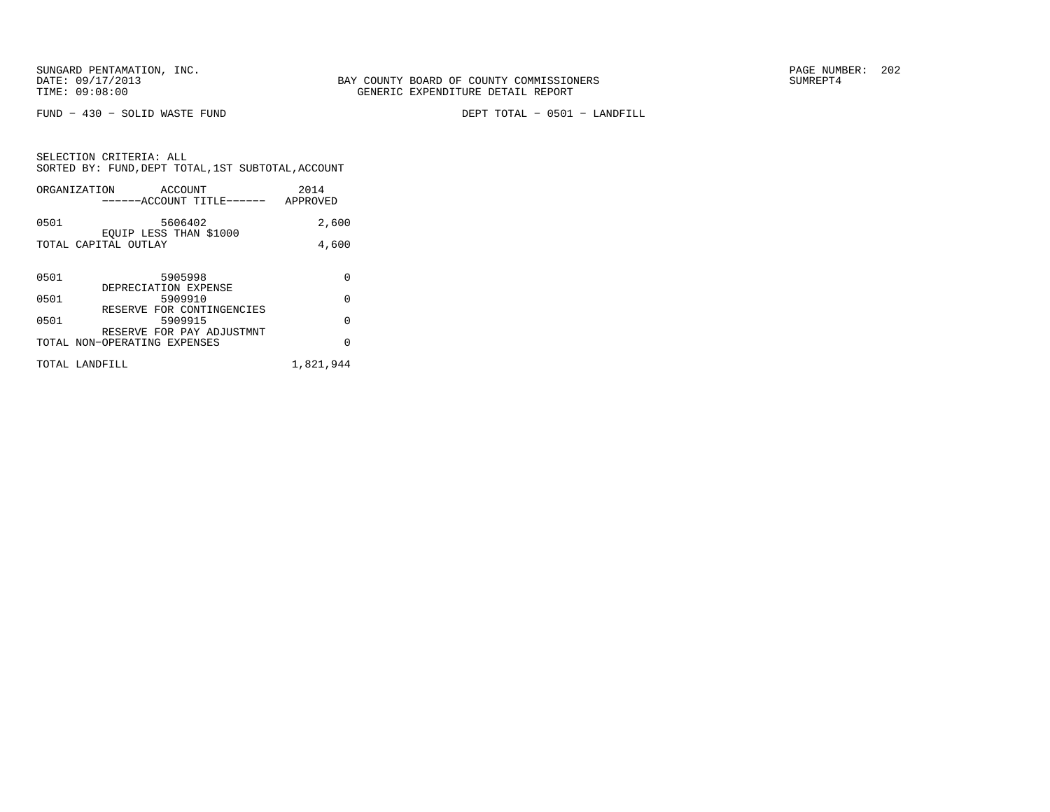SUNGARD PENTAMATION, INC.
DATE: 09/17/2013
TIME: 09:08:00

BAY COUNTY BOARD OF COUNTY COMMISSIONERS
GENERIC EXPENDITURE DETAIL REPORT

SUMREPT4

FUND - 430 - SOLID WASTE FUND

DEPT TOTAL - 0501 - LANDFILL

SELECTION CRITERIA: ALL
SORTED BY: FUND,DEPT TOTAL,1ST SUBTOTAL,ACCOUNT

| ORGANIZATION | ACCOUNT ------ACCOUNT TITLE------ | 2014 APPROVED |
|---|---|---|
| 0501 | 5606402 EQUIP LESS THAN $1000 | 2,600 |
| TOTAL CAPITAL OUTLAY | | 4,600 |
| 0501 | 5905998 DEPRECIATION EXPENSE | 0 |
| 0501 | 5909910 RESERVE FOR CONTINGENCIES | 0 |
| 0501 | 5909915 RESERVE FOR PAY ADJUSTMNT | 0 |
| TOTAL NON-OPERATING EXPENSES | | 0 |
| TOTAL LANDFILL | | 1,821,944 |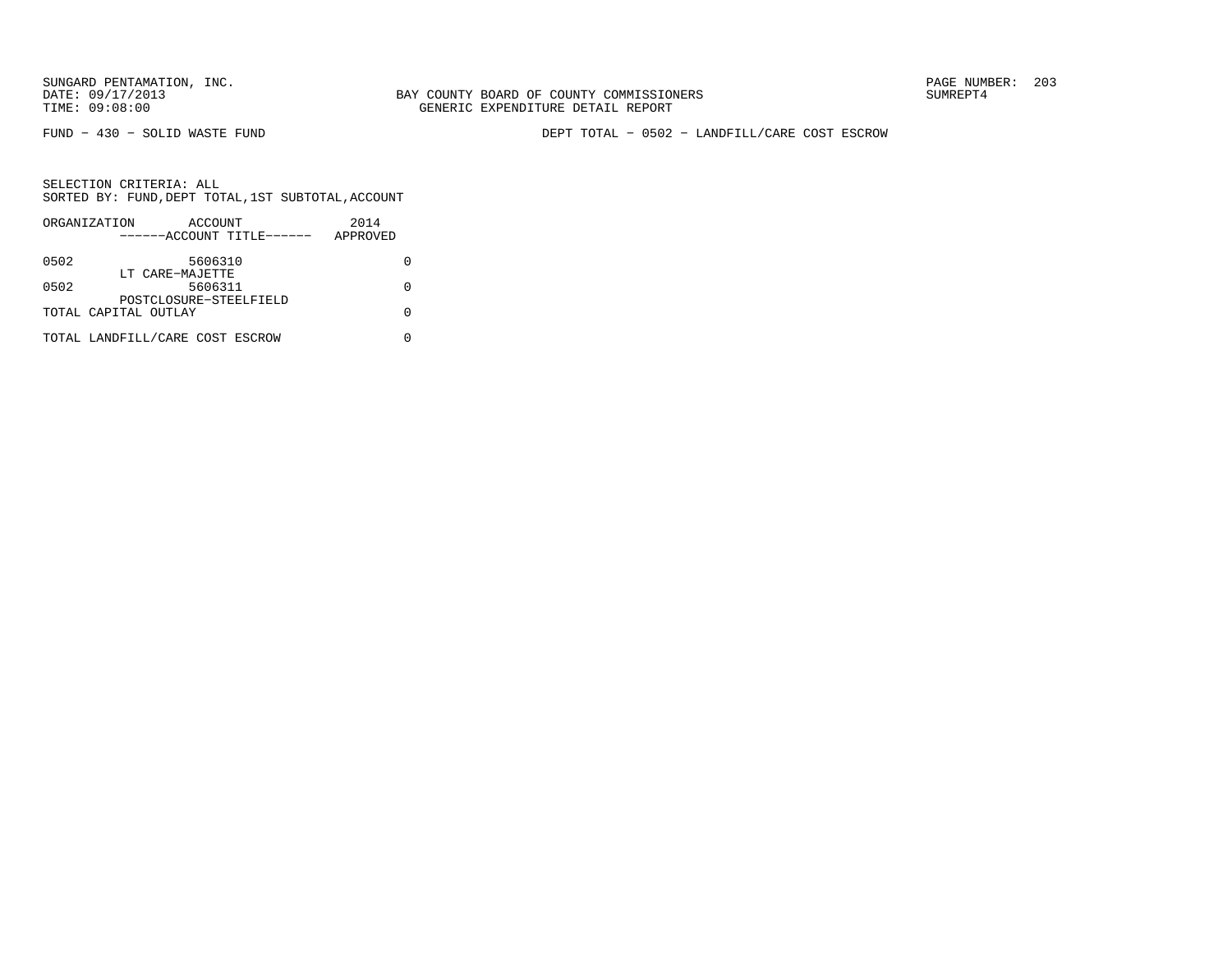BAY COUNTY BOARD OF COUNTY COMMISSIONERS
GENERIC EXPENDITURE DETAIL REPORT

FUND − 430 − SOLID WASTE FUND

DEPT TOTAL − 0502 − LANDFILL/CARE COST ESCROW

SELECTION CRITERIA: ALL
SORTED BY: FUND,DEPT TOTAL,1ST SUBTOTAL,ACCOUNT

| ORGANIZATION | ACCOUNT<br>------ACCOUNT TITLE------ | 2014<br>APPROVED |
|---|---|---|
| 0502 | 5606310<br>LT CARE−MAJETTE | 0 |
| 0502 | 5606311<br>POSTCLOSURE−STEELFIELD | 0 |
| TOTAL CAPITAL OUTLAY | | 0 |
| TOTAL LANDFILL/CARE COST ESCROW | | 0 |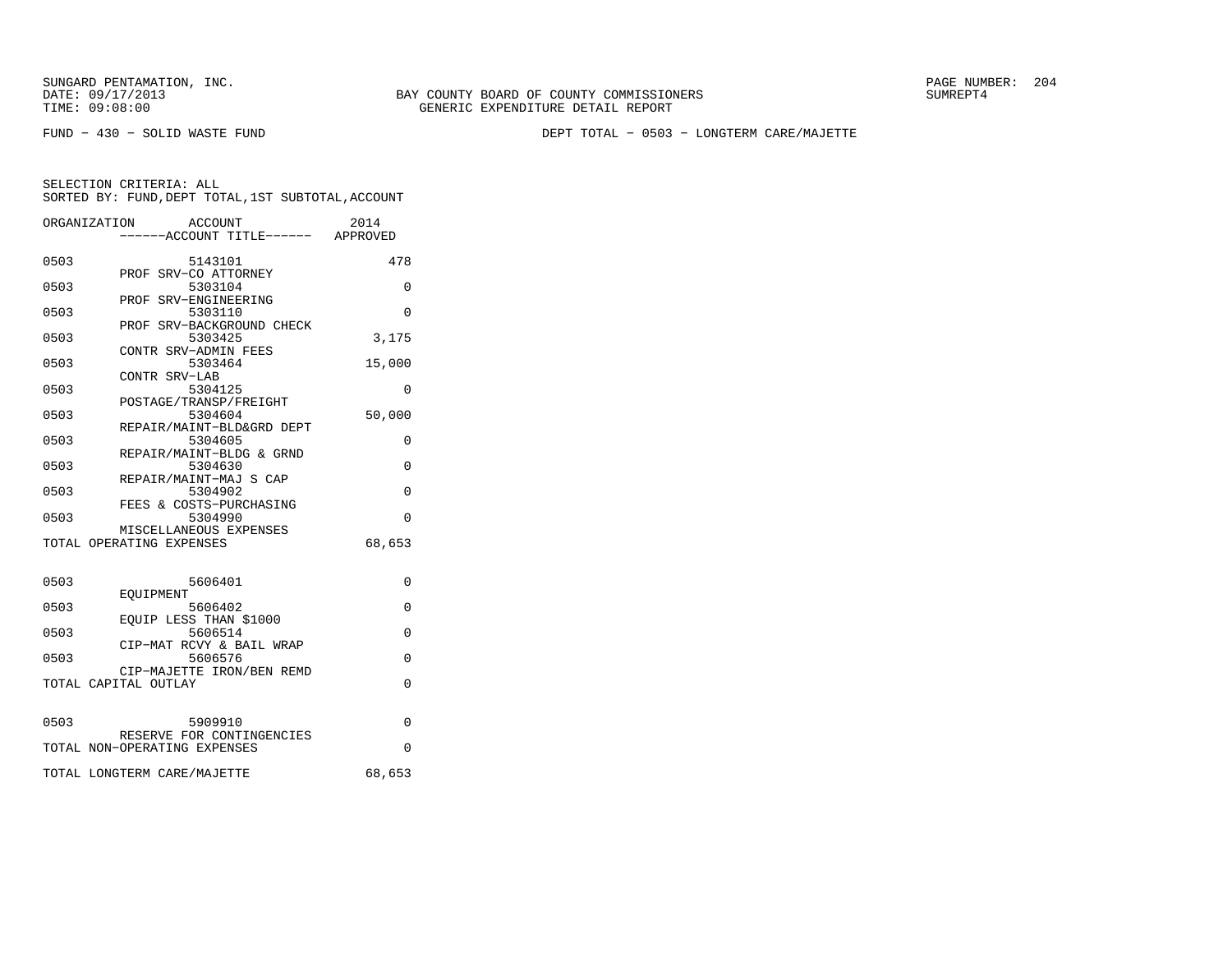SUNGARD PENTAMATION, INC.
DATE: 09/17/2013
TIME: 09:08:00

BAY COUNTY BOARD OF COUNTY COMMISSIONERS
GENERIC EXPENDITURE DETAIL REPORT

SUMREPT4

FUND - 430 - SOLID WASTE FUND

DEPT TOTAL - 0503 - LONGTERM CARE/MAJETTE

SELECTION CRITERIA: ALL
SORTED BY: FUND,DEPT TOTAL,1ST SUBTOTAL,ACCOUNT

| ORGANIZATION | ACCOUNT / ------ACCOUNT TITLE------ | 2014 APPROVED |
|---|---|---|
| 0503 | 5143101 PROF SRV-CO ATTORNEY | 478 |
| 0503 | 5303104 PROF SRV-ENGINEERING | 0 |
| 0503 | 5303110 PROF SRV-BACKGROUND CHECK | 0 |
| 0503 | 5303425 CONTR SRV-ADMIN FEES | 3,175 |
| 0503 | 5303464 CONTR SRV-LAB | 15,000 |
| 0503 | 5304125 POSTAGE/TRANSP/FREIGHT | 0 |
| 0503 | 5304604 REPAIR/MAINT-BLD&GRD DEPT | 50,000 |
| 0503 | 5304605 REPAIR/MAINT-BLDG & GRND | 0 |
| 0503 | 5304630 REPAIR/MAINT-MAJ S CAP | 0 |
| 0503 | 5304902 FEES & COSTS-PURCHASING | 0 |
| 0503 | 5304990 MISCELLANEOUS EXPENSES | 0 |
| TOTAL OPERATING EXPENSES | | 68,653 |
| 0503 | 5606401 EQUIPMENT | 0 |
| 0503 | 5606402 EQUIP LESS THAN $1000 | 0 |
| 0503 | 5606514 CIP-MAT RCVY & BAIL WRAP | 0 |
| 0503 | 5606576 CIP-MAJETTE IRON/BEN REMD | 0 |
| TOTAL CAPITAL OUTLAY | | 0 |
| 0503 | 5909910 RESERVE FOR CONTINGENCIES | 0 |
| TOTAL NON-OPERATING EXPENSES | | 0 |
| TOTAL LONGTERM CARE/MAJETTE | | 68,653 |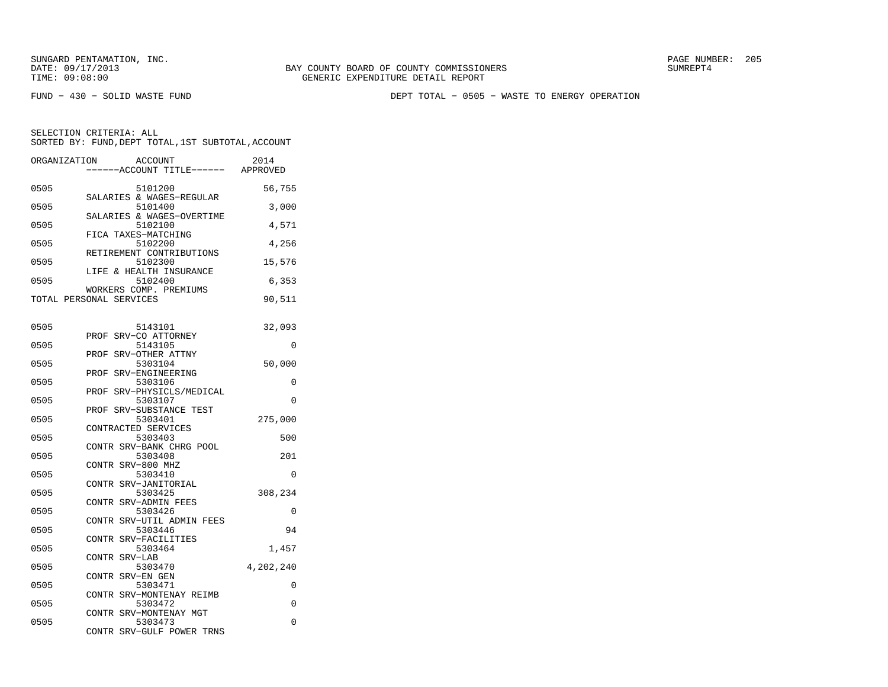FUND − 430 − SOLID WASTE FUND

DEPT TOTAL − 0505 − WASTE TO ENERGY OPERATION

SELECTION CRITERIA: ALL
SORTED BY: FUND,DEPT TOTAL,1ST SUBTOTAL,ACCOUNT

| ORGANIZATION | ACCOUNT / ACCOUNT TITLE | 2014 APPROVED |
|---|---|---|
| 0505 | 5101200 SALARIES & WAGES−REGULAR | 56,755 |
| 0505 | 5101400 SALARIES & WAGES−OVERTIME | 3,000 |
| 0505 | 5102100 FICA TAXES−MATCHING | 4,571 |
| 0505 | 5102200 RETIREMENT CONTRIBUTIONS | 4,256 |
| 0505 | 5102300 LIFE & HEALTH INSURANCE | 15,576 |
| 0505 | 5102400 WORKERS COMP. PREMIUMS | 6,353 |
| TOTAL PERSONAL SERVICES | | 90,511 |
| 0505 | 5143101 PROF SRV−CO ATTORNEY | 32,093 |
| 0505 | 5143105 PROF SRV−OTHER ATTNY | 0 |
| 0505 | 5303104 PROF SRV−ENGINEERING | 50,000 |
| 0505 | 5303106 PROF SRV−PHYSICLS/MEDICAL | 0 |
| 0505 | 5303107 PROF SRV−SUBSTANCE TEST | 0 |
| 0505 | 5303401 CONTRACTED SERVICES | 275,000 |
| 0505 | 5303403 CONTR SRV−BANK CHRG POOL | 500 |
| 0505 | 5303408 CONTR SRV−800 MHZ | 201 |
| 0505 | 5303410 CONTR SRV−JANITORIAL | 0 |
| 0505 | 5303425 CONTR SRV−ADMIN FEES | 308,234 |
| 0505 | 5303426 CONTR SRV−UTIL ADMIN FEES | 0 |
| 0505 | 5303446 CONTR SRV−FACILITIES | 94 |
| 0505 | 5303464 CONTR SRV−LAB | 1,457 |
| 0505 | 5303470 CONTR SRV−EN GEN | 4,202,240 |
| 0505 | 5303471 CONTR SRV−MONTENAY REIMB | 0 |
| 0505 | 5303472 CONTR SRV−MONTENAY MGT | 0 |
| 0505 | 5303473 CONTR SRV−GULF POWER TRNS | 0 |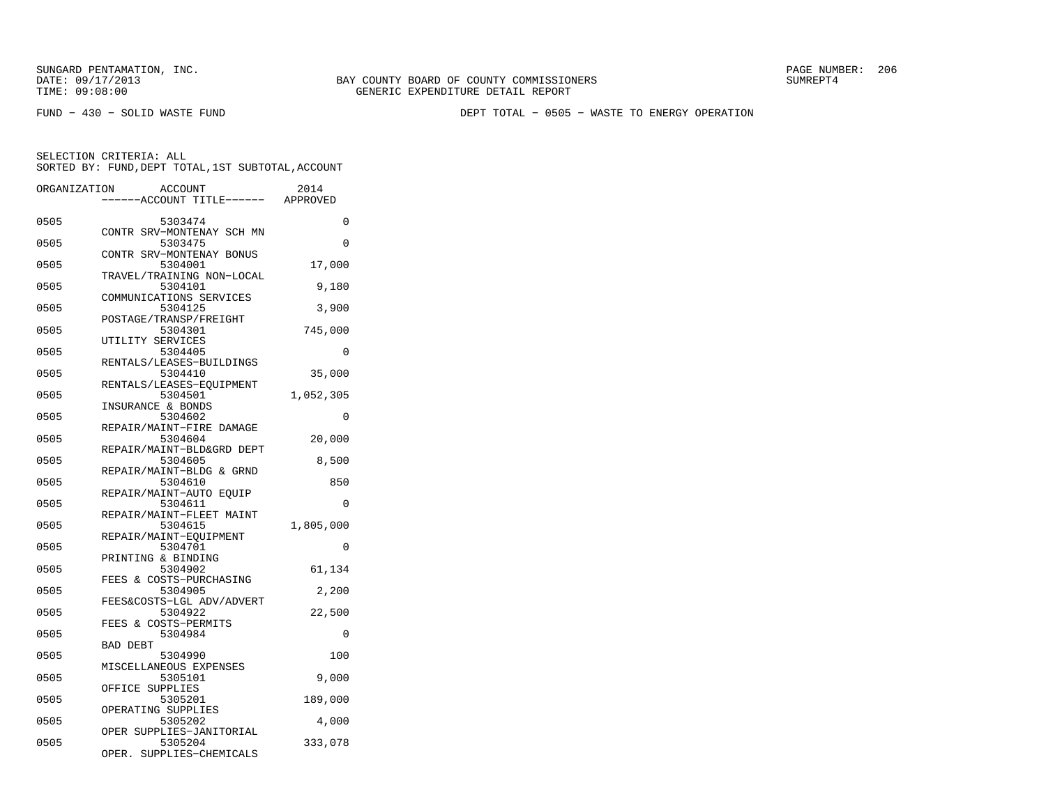SUNGARD PENTAMATION, INC.
DATE: 09/17/2013
TIME: 09:08:00

BAY COUNTY BOARD OF COUNTY COMMISSIONERS
GENERIC EXPENDITURE DETAIL REPORT

SUMREPT4

FUND − 430 − SOLID WASTE FUND

DEPT TOTAL − 0505 − WASTE TO ENERGY OPERATION

SELECTION CRITERIA: ALL
SORTED BY: FUND,DEPT TOTAL,1ST SUBTOTAL,ACCOUNT

| ORGANIZATION | ACCOUNT / ACCOUNT TITLE | 2014 APPROVED |
|---|---|---|
| 0505 | 5303474 CONTR SRV−MONTENAY SCH MN | 0 |
| 0505 | 5303475 CONTR SRV−MONTENAY BONUS | 0 |
| 0505 | 5304001 TRAVEL/TRAINING NON−LOCAL | 17,000 |
| 0505 | 5304101 COMMUNICATIONS SERVICES | 9,180 |
| 0505 | 5304125 POSTAGE/TRANSP/FREIGHT | 3,900 |
| 0505 | 5304301 UTILITY SERVICES | 745,000 |
| 0505 | 5304405 RENTALS/LEASES−BUILDINGS | 0 |
| 0505 | 5304410 RENTALS/LEASES−EQUIPMENT | 35,000 |
| 0505 | 5304501 INSURANCE & BONDS | 1,052,305 |
| 0505 | 5304602 REPAIR/MAINT−FIRE DAMAGE | 0 |
| 0505 | 5304604 REPAIR/MAINT−BLD&GRD DEPT | 20,000 |
| 0505 | 5304605 REPAIR/MAINT−BLDG & GRND | 8,500 |
| 0505 | 5304610 REPAIR/MAINT−AUTO EQUIP | 850 |
| 0505 | 5304611 REPAIR/MAINT−FLEET MAINT | 0 |
| 0505 | 5304615 REPAIR/MAINT−EQUIPMENT | 1,805,000 |
| 0505 | 5304701 PRINTING & BINDING | 0 |
| 0505 | 5304902 FEES & COSTS−PURCHASING | 61,134 |
| 0505 | 5304905 FEES&COSTS−LGL ADV/ADVERT | 2,200 |
| 0505 | 5304922 FEES & COSTS−PERMITS | 22,500 |
| 0505 | 5304984 BAD DEBT | 0 |
| 0505 | 5304990 MISCELLANEOUS EXPENSES | 100 |
| 0505 | 5305101 OFFICE SUPPLIES | 9,000 |
| 0505 | 5305201 OPERATING SUPPLIES | 189,000 |
| 0505 | 5305202 OPER SUPPLIES−JANITORIAL | 4,000 |
| 0505 | 5305204 OPER. SUPPLIES−CHEMICALS | 333,078 |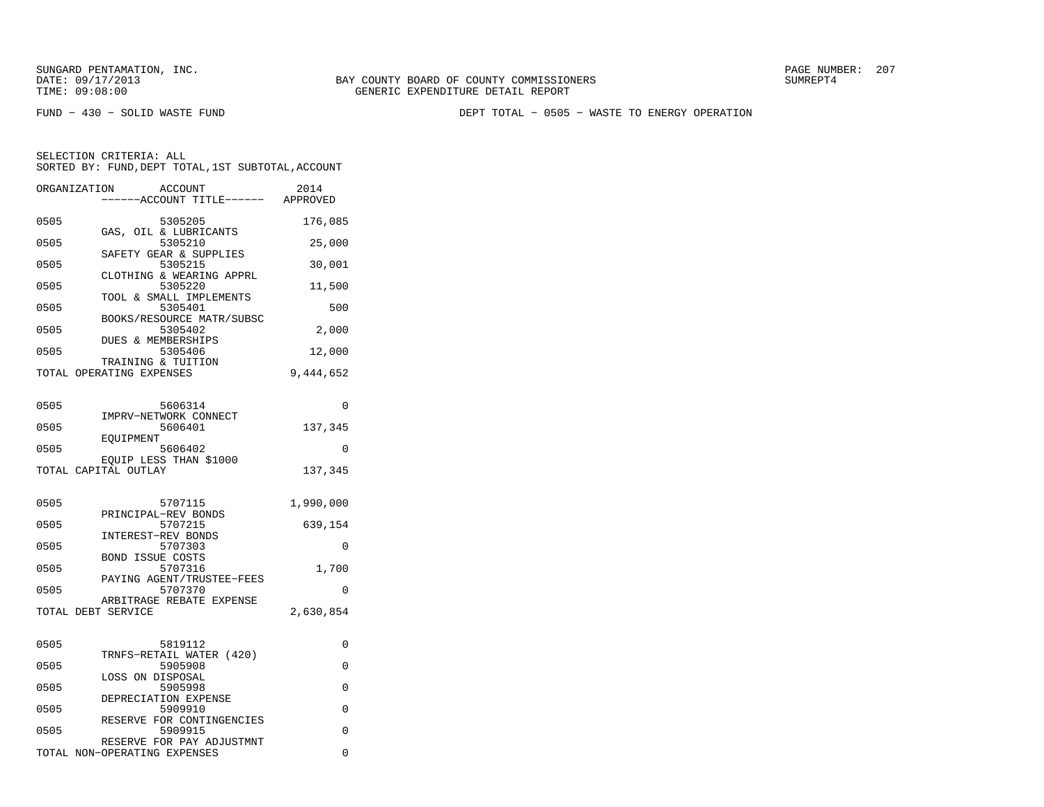SUNGARD PENTAMATION, INC.
DATE: 09/17/2013
TIME: 09:08:00

BAY COUNTY BOARD OF COUNTY COMMISSIONERS
GENERIC EXPENDITURE DETAIL REPORT

SUMREPT4

FUND − 430 − SOLID WASTE FUND

DEPT TOTAL − 0505 − WASTE TO ENERGY OPERATION

SELECTION CRITERIA: ALL
SORTED BY: FUND,DEPT TOTAL,1ST SUBTOTAL,ACCOUNT

| ORGANIZATION | ACCOUNT / ------ACCOUNT TITLE------ | 2014 APPROVED |
|---|---|---|
| 0505 | 5305205 GAS, OIL & LUBRICANTS | 176,085 |
| 0505 | 5305210 SAFETY GEAR & SUPPLIES | 25,000 |
| 0505 | 5305215 CLOTHING & WEARING APPRL | 30,001 |
| 0505 | 5305220 TOOL & SMALL IMPLEMENTS | 11,500 |
| 0505 | 5305401 BOOKS/RESOURCE MATR/SUBSC | 500 |
| 0505 | 5305402 DUES & MEMBERSHIPS | 2,000 |
| 0505 | 5305406 TRAINING & TUITION | 12,000 |
| TOTAL OPERATING EXPENSES | | 9,444,652 |
| 0505 | 5606314 IMPRV−NETWORK CONNECT | 0 |
| 0505 | 5606401 EQUIPMENT | 137,345 |
| 0505 | 5606402 EQUIP LESS THAN $1000 | 0 |
| TOTAL CAPITAL OUTLAY | | 137,345 |
| 0505 | 5707115 PRINCIPAL−REV BONDS | 1,990,000 |
| 0505 | 5707215 INTEREST−REV BONDS | 639,154 |
| 0505 | 5707303 BOND ISSUE COSTS | 0 |
| 0505 | 5707316 PAYING AGENT/TRUSTEE−FEES | 1,700 |
| 0505 | 5707370 ARBITRAGE REBATE EXPENSE | 0 |
| TOTAL DEBT SERVICE | | 2,630,854 |
| 0505 | 5819112 TRNFS−RETAIL WATER (420) | 0 |
| 0505 | 5905908 LOSS ON DISPOSAL | 0 |
| 0505 | 5905998 DEPRECIATION EXPENSE | 0 |
| 0505 | 5909910 RESERVE FOR CONTINGENCIES | 0 |
| 0505 | 5909915 RESERVE FOR PAY ADJUSTMNT | 0 |
| TOTAL NON−OPERATING EXPENSES | | 0 |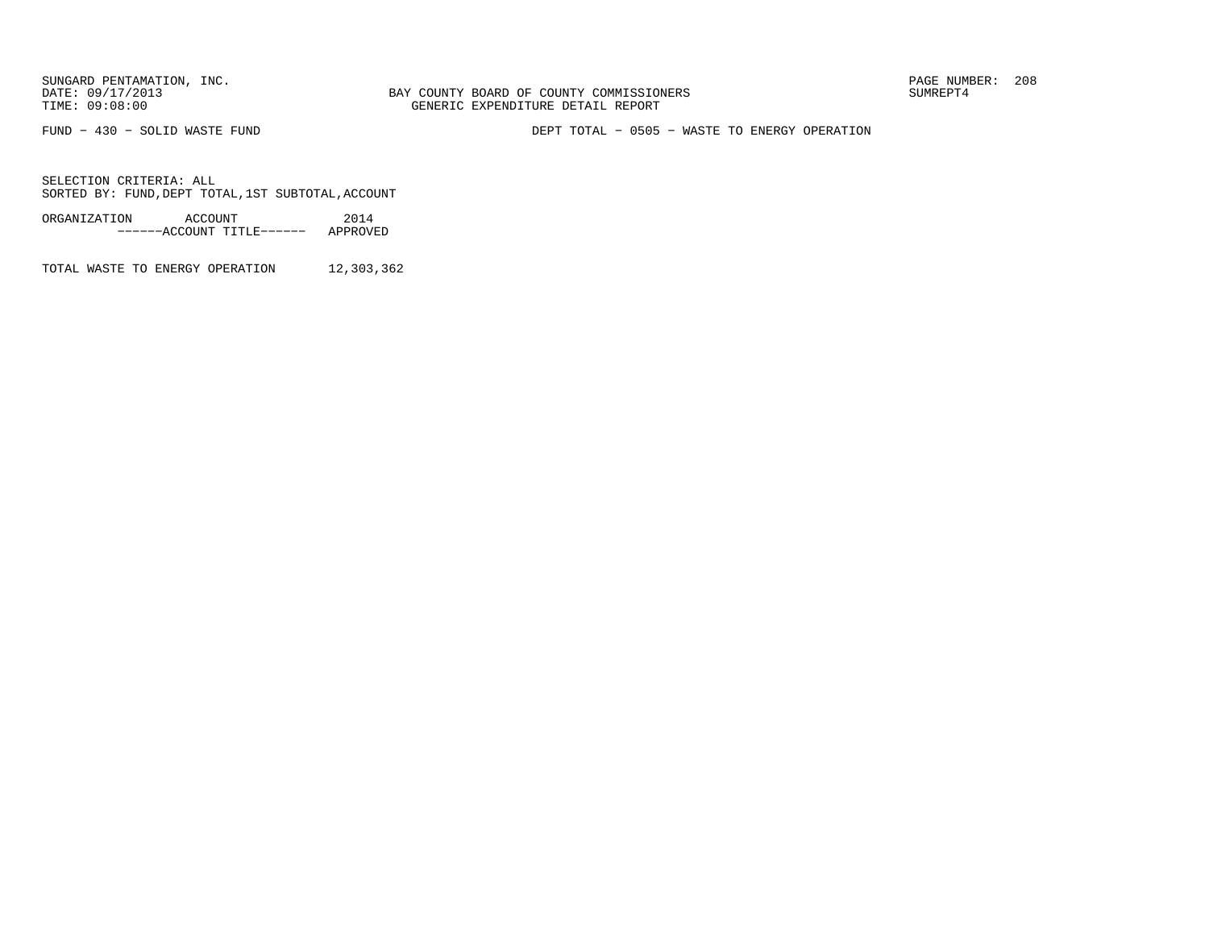BAY COUNTY BOARD OF COUNTY COMMISSIONERS
GENERIC EXPENDITURE DETAIL REPORT

FUND − 430 − SOLID WASTE FUND

DEPT TOTAL − 0505 − WASTE TO ENERGY OPERATION

SELECTION CRITERIA: ALL
SORTED BY: FUND,DEPT TOTAL,1ST SUBTOTAL,ACCOUNT

| ORGANIZATION ACCOUNT ------ACCOUNT TITLE------ | 2014 APPROVED |
|---|---|
| TOTAL WASTE TO ENERGY OPERATION | 12,303,362 |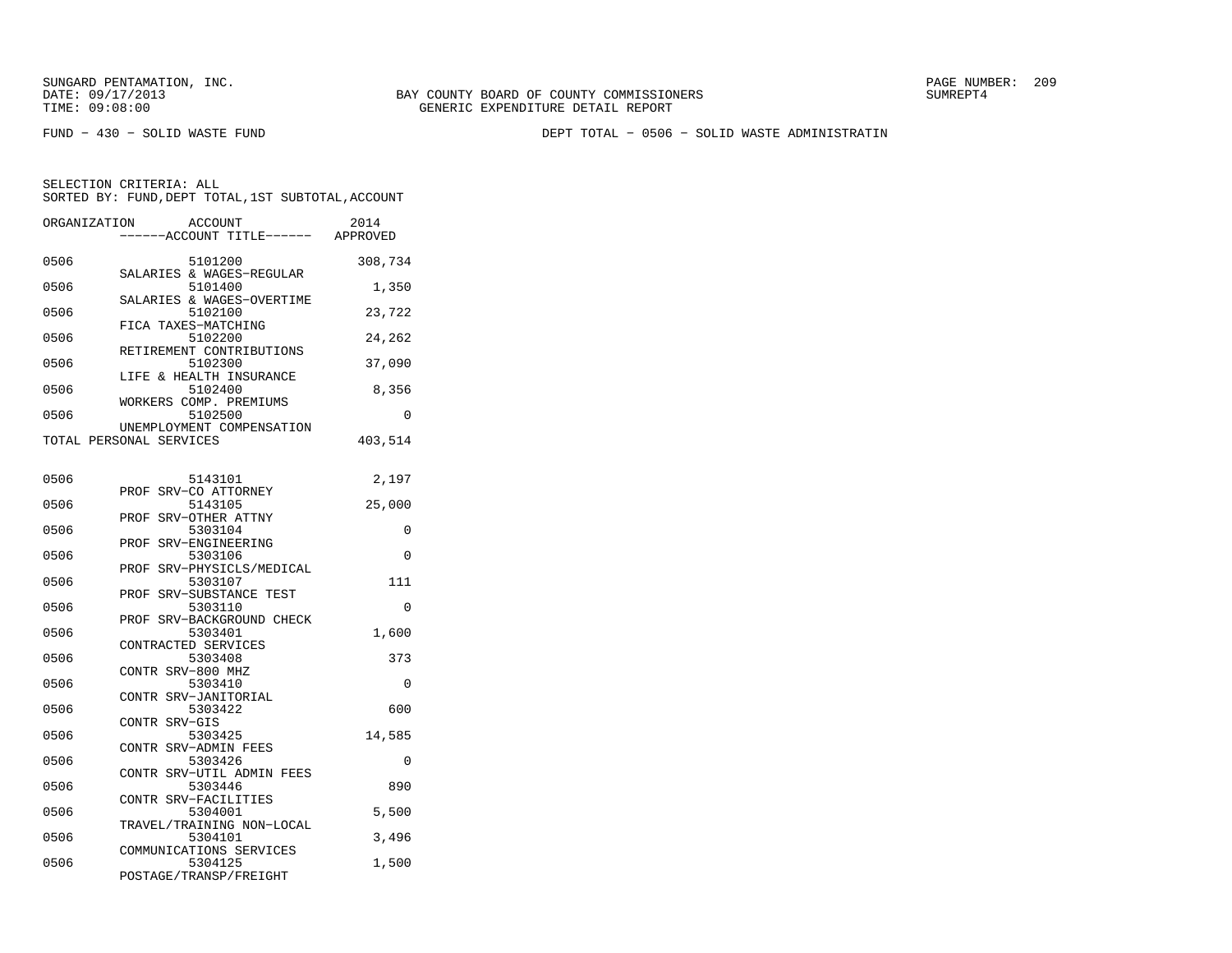SUNGARD PENTAMATION, INC.
DATE: 09/17/2013
TIME: 09:08:00

BAY COUNTY BOARD OF COUNTY COMMISSIONERS
GENERIC EXPENDITURE DETAIL REPORT

SUMREPT4

FUND - 430 - SOLID WASTE FUND

DEPT TOTAL - 0506 - SOLID WASTE ADMINISTRATIN

SELECTION CRITERIA: ALL
SORTED BY: FUND,DEPT TOTAL,1ST SUBTOTAL,ACCOUNT

| ORGANIZATION | ACCOUNT / ------ACCOUNT TITLE------ | 2014 APPROVED |
|---|---|---|
| 0506 | 5101200 SALARIES & WAGES-REGULAR | 308,734 |
| 0506 | 5101400 SALARIES & WAGES-OVERTIME | 1,350 |
| 0506 | 5102100 FICA TAXES-MATCHING | 23,722 |
| 0506 | 5102200 RETIREMENT CONTRIBUTIONS | 24,262 |
| 0506 | 5102300 LIFE & HEALTH INSURANCE | 37,090 |
| 0506 | 5102400 WORKERS COMP. PREMIUMS | 8,356 |
| 0506 | 5102500 UNEMPLOYMENT COMPENSATION | 0 |
| TOTAL PERSONAL SERVICES | | 403,514 |
| 0506 | 5143101 PROF SRV-CO ATTORNEY | 2,197 |
| 0506 | 5143105 PROF SRV-OTHER ATTNY | 25,000 |
| 0506 | 5303104 PROF SRV-ENGINEERING | 0 |
| 0506 | 5303106 PROF SRV-PHYSICLS/MEDICAL | 0 |
| 0506 | 5303107 PROF SRV-SUBSTANCE TEST | 111 |
| 0506 | 5303110 PROF SRV-BACKGROUND CHECK | 0 |
| 0506 | 5303401 CONTRACTED SERVICES | 1,600 |
| 0506 | 5303408 CONTR SRV-800 MHZ | 373 |
| 0506 | 5303410 CONTR SRV-JANITORIAL | 0 |
| 0506 | 5303422 CONTR SRV-GIS | 600 |
| 0506 | 5303425 CONTR SRV-ADMIN FEES | 14,585 |
| 0506 | 5303426 CONTR SRV-UTIL ADMIN FEES | 0 |
| 0506 | 5303446 CONTR SRV-FACILITIES | 890 |
| 0506 | 5304001 TRAVEL/TRAINING NON-LOCAL | 5,500 |
| 0506 | 5304101 COMMUNICATIONS SERVICES | 3,496 |
| 0506 | 5304125 POSTAGE/TRANSP/FREIGHT | 1,500 |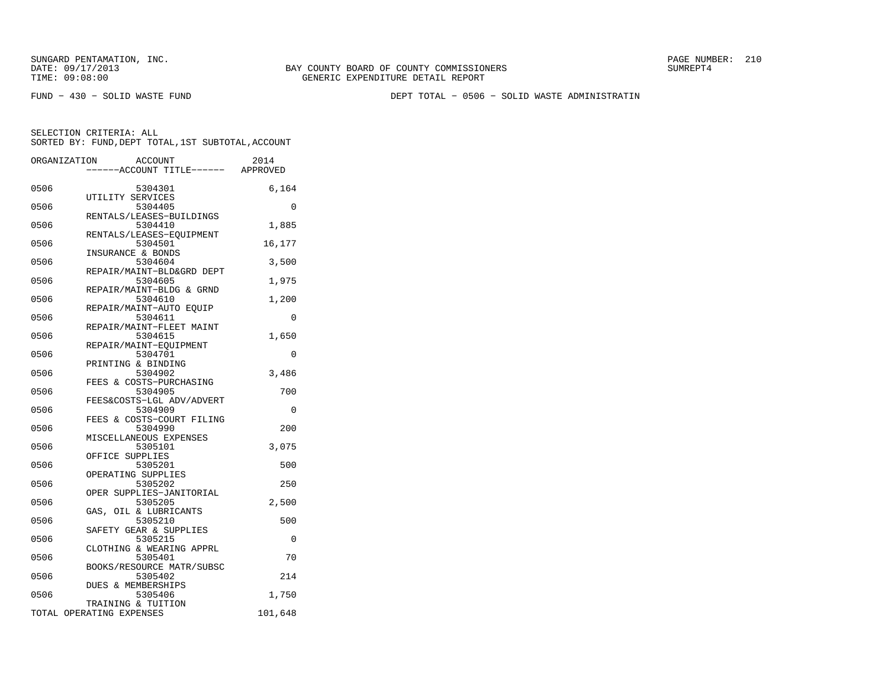SUNGARD PENTAMATION, INC.
DATE: 09/17/2013
TIME: 09:08:00

BAY COUNTY BOARD OF COUNTY COMMISSIONERS
GENERIC EXPENDITURE DETAIL REPORT

PAGE NUMBER: 210
SUMREPT4

FUND − 430 − SOLID WASTE FUND

DEPT TOTAL − 0506 − SOLID WASTE ADMINISTRATIN

SELECTION CRITERIA: ALL
SORTED BY: FUND,DEPT TOTAL,1ST SUBTOTAL,ACCOUNT

| ORGANIZATION | ACCOUNT / ACCOUNT TITLE | 2014 APPROVED |
|---|---|---|
| 0506 | 5304301 UTILITY SERVICES | 6,164 |
| 0506 | 5304405 RENTALS/LEASES−BUILDINGS | 0 |
| 0506 | 5304410 RENTALS/LEASES−EQUIPMENT | 1,885 |
| 0506 | 5304501 INSURANCE & BONDS | 16,177 |
| 0506 | 5304604 REPAIR/MAINT−BLD&GRD DEPT | 3,500 |
| 0506 | 5304605 REPAIR/MAINT−BLDG & GRND | 1,975 |
| 0506 | 5304610 REPAIR/MAINT−AUTO EQUIP | 1,200 |
| 0506 | 5304611 REPAIR/MAINT−FLEET MAINT | 0 |
| 0506 | 5304615 REPAIR/MAINT−EQUIPMENT | 1,650 |
| 0506 | 5304701 PRINTING & BINDING | 0 |
| 0506 | 5304902 FEES & COSTS−PURCHASING | 3,486 |
| 0506 | 5304905 FEES&COSTS−LGL ADV/ADVERT | 700 |
| 0506 | 5304909 FEES & COSTS−COURT FILING | 0 |
| 0506 | 5304990 MISCELLANEOUS EXPENSES | 200 |
| 0506 | 5305101 OFFICE SUPPLIES | 3,075 |
| 0506 | 5305201 OPERATING SUPPLIES | 500 |
| 0506 | 5305202 OPER SUPPLIES−JANITORIAL | 250 |
| 0506 | 5305205 GAS, OIL & LUBRICANTS | 2,500 |
| 0506 | 5305210 SAFETY GEAR & SUPPLIES | 500 |
| 0506 | 5305215 CLOTHING & WEARING APPRL | 0 |
| 0506 | 5305401 BOOKS/RESOURCE MATR/SUBSC | 70 |
| 0506 | 5305402 DUES & MEMBERSHIPS | 214 |
| 0506 | 5305406 TRAINING & TUITION | 1,750 |
| TOTAL OPERATING EXPENSES | | 101,648 |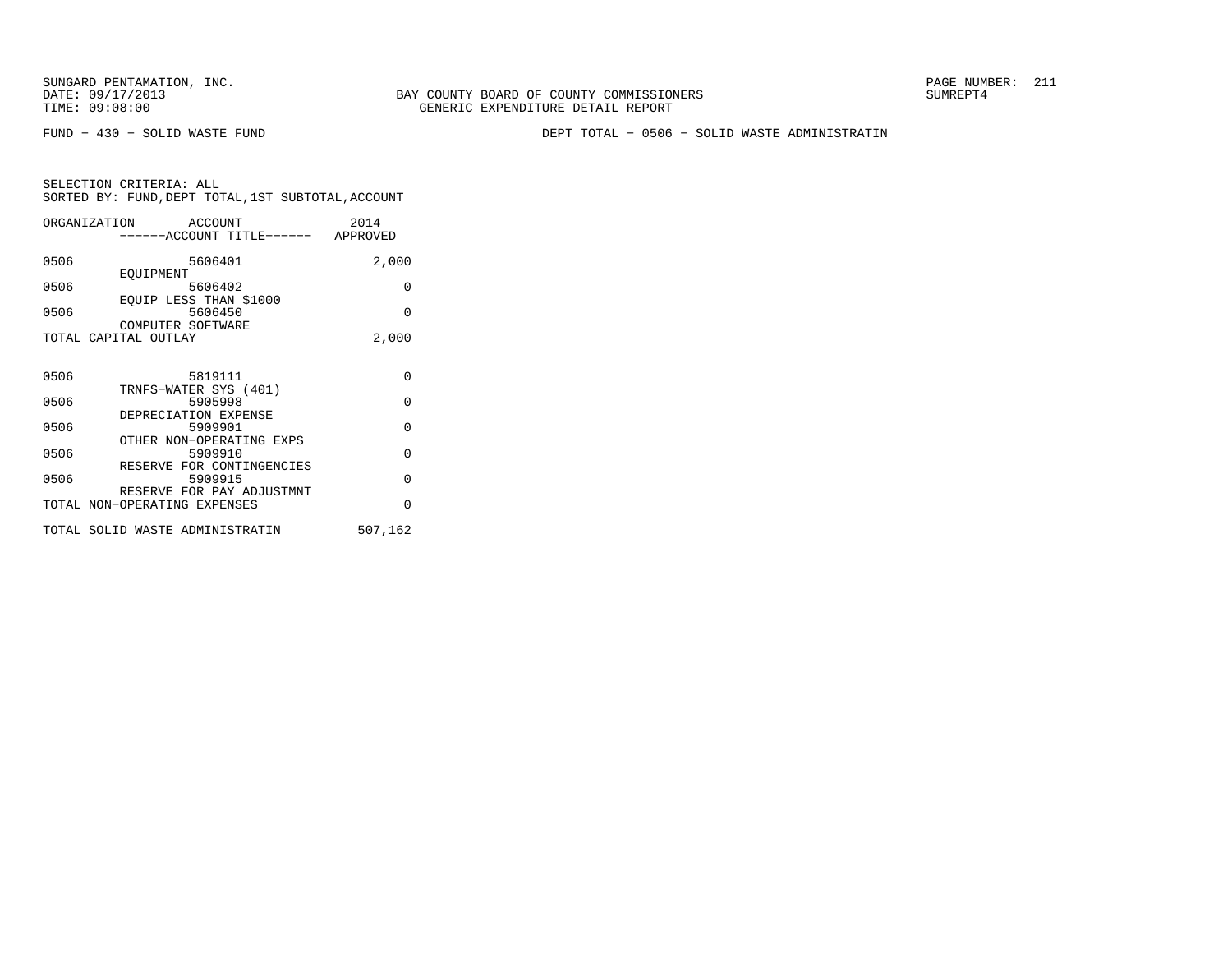BAY COUNTY BOARD OF COUNTY COMMISSIONERS
GENERIC EXPENDITURE DETAIL REPORT

SUNGARD PENTAMATION, INC.
DATE: 09/17/2013
TIME: 09:08:00

SUMREPT4

FUND − 430 − SOLID WASTE FUND

DEPT TOTAL − 0506 − SOLID WASTE ADMINISTRATIN

SELECTION CRITERIA: ALL
SORTED BY: FUND,DEPT TOTAL,1ST SUBTOTAL,ACCOUNT

| ORGANIZATION | ACCOUNT ------ACCOUNT TITLE------ | 2014 APPROVED |
|---|---|---|
| 0506 | 5606401 EQUIPMENT | 2,000 |
| 0506 | 5606402 EQUIP LESS THAN $1000 | 0 |
| 0506 | 5606450 COMPUTER SOFTWARE | 0 |
| TOTAL CAPITAL OUTLAY | | 2,000 |
| | | |
| 0506 | 5819111 TRNFS−WATER SYS (401) | 0 |
| 0506 | 5905998 DEPRECIATION EXPENSE | 0 |
| 0506 | 5909901 OTHER NON−OPERATING EXPS | 0 |
| 0506 | 5909910 RESERVE FOR CONTINGENCIES | 0 |
| 0506 | 5909915 RESERVE FOR PAY ADJUSTMNT | 0 |
| TOTAL NON−OPERATING EXPENSES | | 0 |
| | | |
| TOTAL SOLID WASTE ADMINISTRATIN | | 507,162 |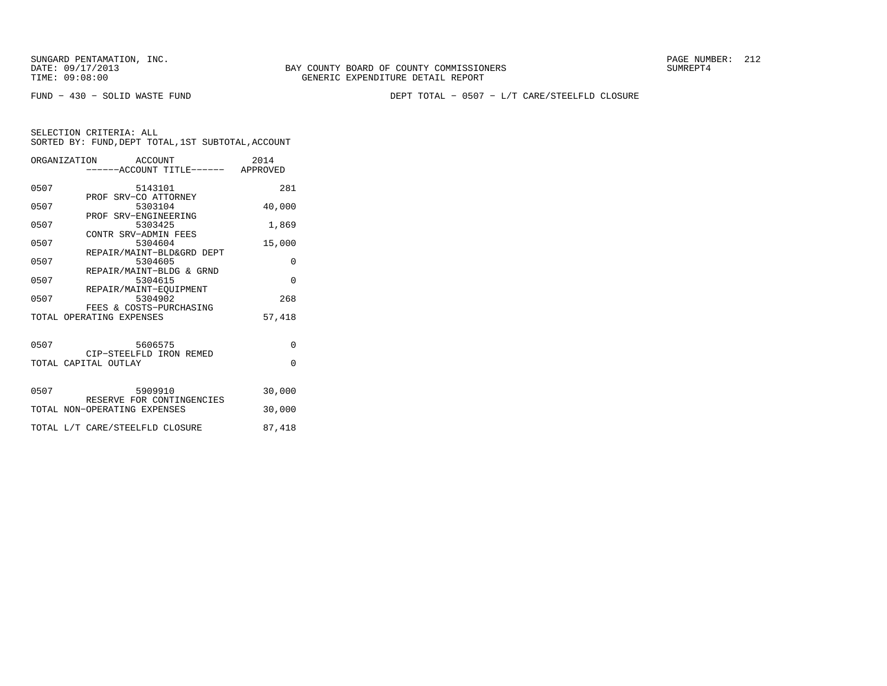SUNGARD PENTAMATION, INC.
DATE: 09/17/2013
TIME: 09:08:00

BAY COUNTY BOARD OF COUNTY COMMISSIONERS
GENERIC EXPENDITURE DETAIL REPORT

SUMREPT4

FUND - 430 - SOLID WASTE FUND

DEPT TOTAL - 0507 - L/T CARE/STEELFLD CLOSURE

SELECTION CRITERIA: ALL
SORTED BY: FUND,DEPT TOTAL,1ST SUBTOTAL,ACCOUNT

| ORGANIZATION | ACCOUNT / ------ACCOUNT TITLE------ | 2014 APPROVED |
|---|---|---|
| 0507 | 5143101 PROF SRV-CO ATTORNEY | 281 |
| 0507 | 5303104 PROF SRV-ENGINEERING | 40,000 |
| 0507 | 5303425 CONTR SRV-ADMIN FEES | 1,869 |
| 0507 | 5304604 REPAIR/MAINT-BLD&GRD DEPT | 15,000 |
| 0507 | 5304605 REPAIR/MAINT-BLDG & GRND | 0 |
| 0507 | 5304615 REPAIR/MAINT-EQUIPMENT | 0 |
| 0507 | 5304902 FEES & COSTS-PURCHASING | 268 |
| TOTAL OPERATING EXPENSES | | 57,418 |
| 0507 | 5606575 CIP-STEELFLD IRON REMED | 0 |
| TOTAL CAPITAL OUTLAY | | 0 |
| 0507 | 5909910 RESERVE FOR CONTINGENCIES | 30,000 |
| TOTAL NON-OPERATING EXPENSES | | 30,000 |
| TOTAL L/T CARE/STEELFLD CLOSURE | | 87,418 |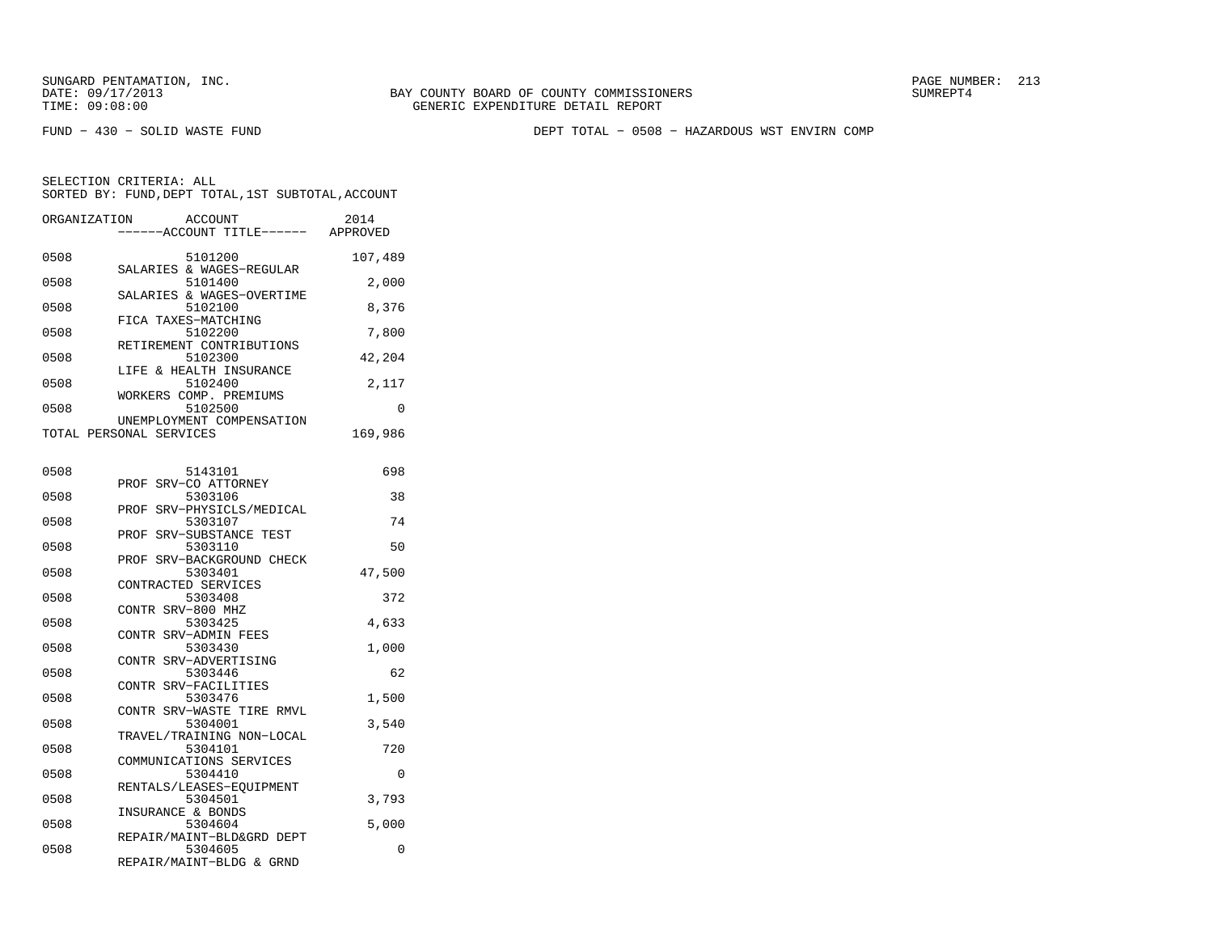SUNGARD PENTAMATION, INC.
DATE: 09/17/2013
TIME: 09:08:00

BAY COUNTY BOARD OF COUNTY COMMISSIONERS
GENERIC EXPENDITURE DETAIL REPORT

PAGE NUMBER: 213
SUMREPT4

FUND - 430 - SOLID WASTE FUND

DEPT TOTAL - 0508 - HAZARDOUS WST ENVIRN COMP

SELECTION CRITERIA: ALL
SORTED BY: FUND,DEPT TOTAL,1ST SUBTOTAL,ACCOUNT

| ORGANIZATION | ACCOUNT / ------ACCOUNT TITLE------ | 2014 APPROVED |
|---|---|---|
| 0508 | 5101200 SALARIES & WAGES-REGULAR | 107,489 |
| 0508 | 5101400 SALARIES & WAGES-OVERTIME | 2,000 |
| 0508 | 5102100 FICA TAXES-MATCHING | 8,376 |
| 0508 | 5102200 RETIREMENT CONTRIBUTIONS | 7,800 |
| 0508 | 5102300 LIFE & HEALTH INSURANCE | 42,204 |
| 0508 | 5102400 WORKERS COMP. PREMIUMS | 2,117 |
| 0508 | 5102500 UNEMPLOYMENT COMPENSATION | 0 |
| TOTAL PERSONAL SERVICES | | 169,986 |
| 0508 | 5143101 PROF SRV-CO ATTORNEY | 698 |
| 0508 | 5303106 PROF SRV-PHYSICLS/MEDICAL | 38 |
| 0508 | 5303107 PROF SRV-SUBSTANCE TEST | 74 |
| 0508 | 5303110 PROF SRV-BACKGROUND CHECK | 50 |
| 0508 | 5303401 CONTRACTED SERVICES | 47,500 |
| 0508 | 5303408 CONTR SRV-800 MHZ | 372 |
| 0508 | 5303425 CONTR SRV-ADMIN FEES | 4,633 |
| 0508 | 5303430 CONTR SRV-ADVERTISING | 1,000 |
| 0508 | 5303446 CONTR SRV-FACILITIES | 62 |
| 0508 | 5303476 CONTR SRV-WASTE TIRE RMVL | 1,500 |
| 0508 | 5304001 TRAVEL/TRAINING NON-LOCAL | 3,540 |
| 0508 | 5304101 COMMUNICATIONS SERVICES | 720 |
| 0508 | 5304410 RENTALS/LEASES-EQUIPMENT | 0 |
| 0508 | 5304501 INSURANCE & BONDS | 3,793 |
| 0508 | 5304604 REPAIR/MAINT-BLD&GRD DEPT | 5,000 |
| 0508 | 5304605 REPAIR/MAINT-BLDG & GRND | 0 |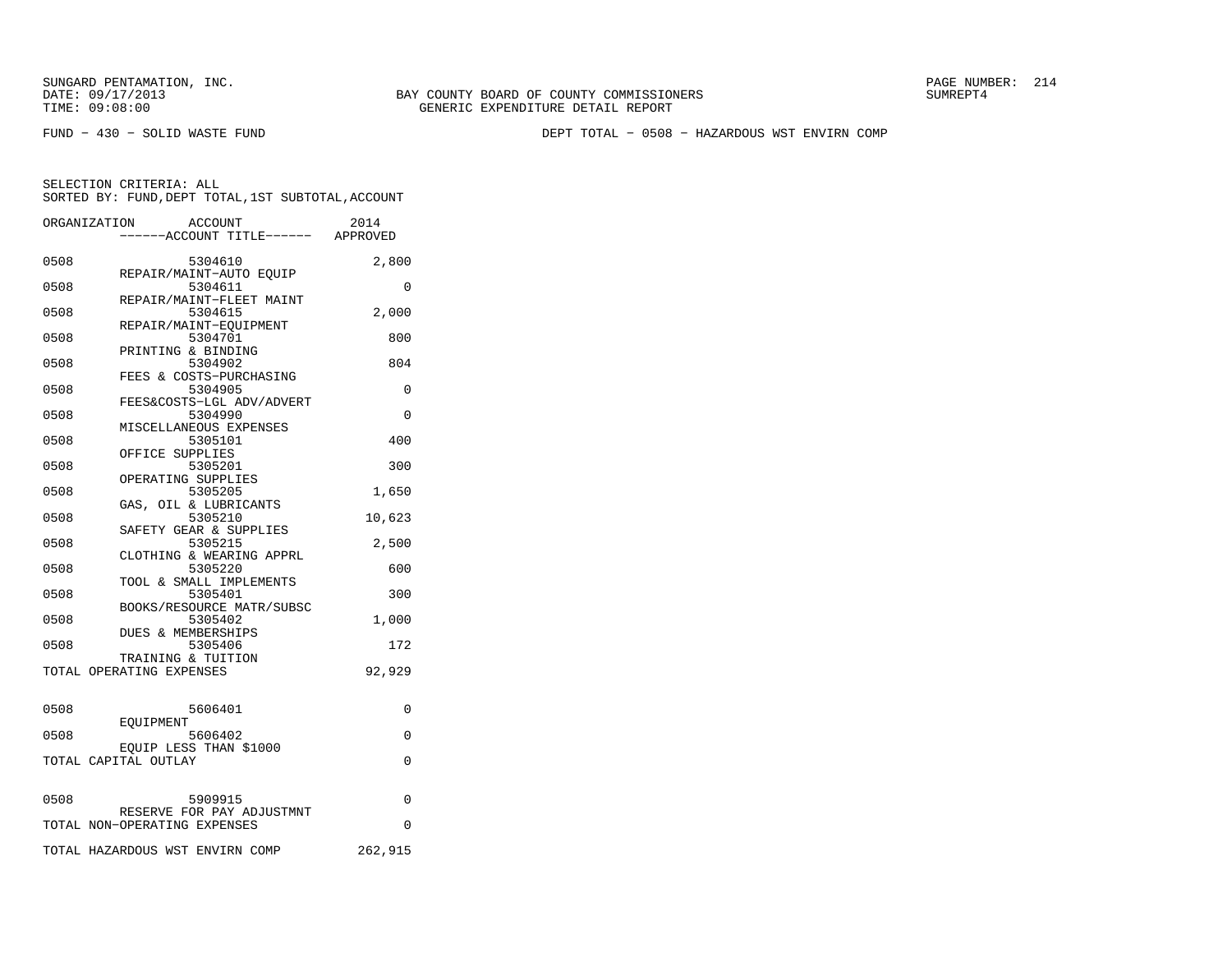SUNGARD PENTAMATION, INC.
DATE: 09/17/2013
TIME: 09:08:00

BAY COUNTY BOARD OF COUNTY COMMISSIONERS
GENERIC EXPENDITURE DETAIL REPORT

SUMREPT4

FUND − 430 − SOLID WASTE FUND

DEPT TOTAL − 0508 − HAZARDOUS WST ENVIRN COMP

SELECTION CRITERIA: ALL
SORTED BY: FUND,DEPT TOTAL,1ST SUBTOTAL,ACCOUNT

| ORGANIZATION | ACCOUNT ------ACCOUNT TITLE------ | 2014 APPROVED |
|---|---|---|
| 0508 | 5304610 REPAIR/MAINT−AUTO EQUIP | 2,800 |
| 0508 | 5304611 REPAIR/MAINT−FLEET MAINT | 0 |
| 0508 | 5304615 REPAIR/MAINT−EQUIPMENT | 2,000 |
| 0508 | 5304701 PRINTING & BINDING | 800 |
| 0508 | 5304902 FEES & COSTS−PURCHASING | 804 |
| 0508 | 5304905 FEES&COSTS−LGL ADV/ADVERT | 0 |
| 0508 | 5304990 MISCELLANEOUS EXPENSES | 0 |
| 0508 | 5305101 OFFICE SUPPLIES | 400 |
| 0508 | 5305201 OPERATING SUPPLIES | 300 |
| 0508 | 5305205 GAS, OIL & LUBRICANTS | 1,650 |
| 0508 | 5305210 SAFETY GEAR & SUPPLIES | 10,623 |
| 0508 | 5305215 CLOTHING & WEARING APPRL | 2,500 |
| 0508 | 5305220 TOOL & SMALL IMPLEMENTS | 600 |
| 0508 | 5305401 BOOKS/RESOURCE MATR/SUBSC | 300 |
| 0508 | 5305402 DUES & MEMBERSHIPS | 1,000 |
| 0508 | 5305406 TRAINING & TUITION | 172 |
| TOTAL OPERATING EXPENSES | | 92,929 |
| 0508 | 5606401 EQUIPMENT | 0 |
| 0508 | 5606402 EQUIP LESS THAN $1000 | 0 |
| TOTAL CAPITAL OUTLAY | | 0 |
| 0508 | 5909915 RESERVE FOR PAY ADJUSTMNT | 0 |
| TOTAL NON−OPERATING EXPENSES | | 0 |
| TOTAL HAZARDOUS WST ENVIRN COMP | | 262,915 |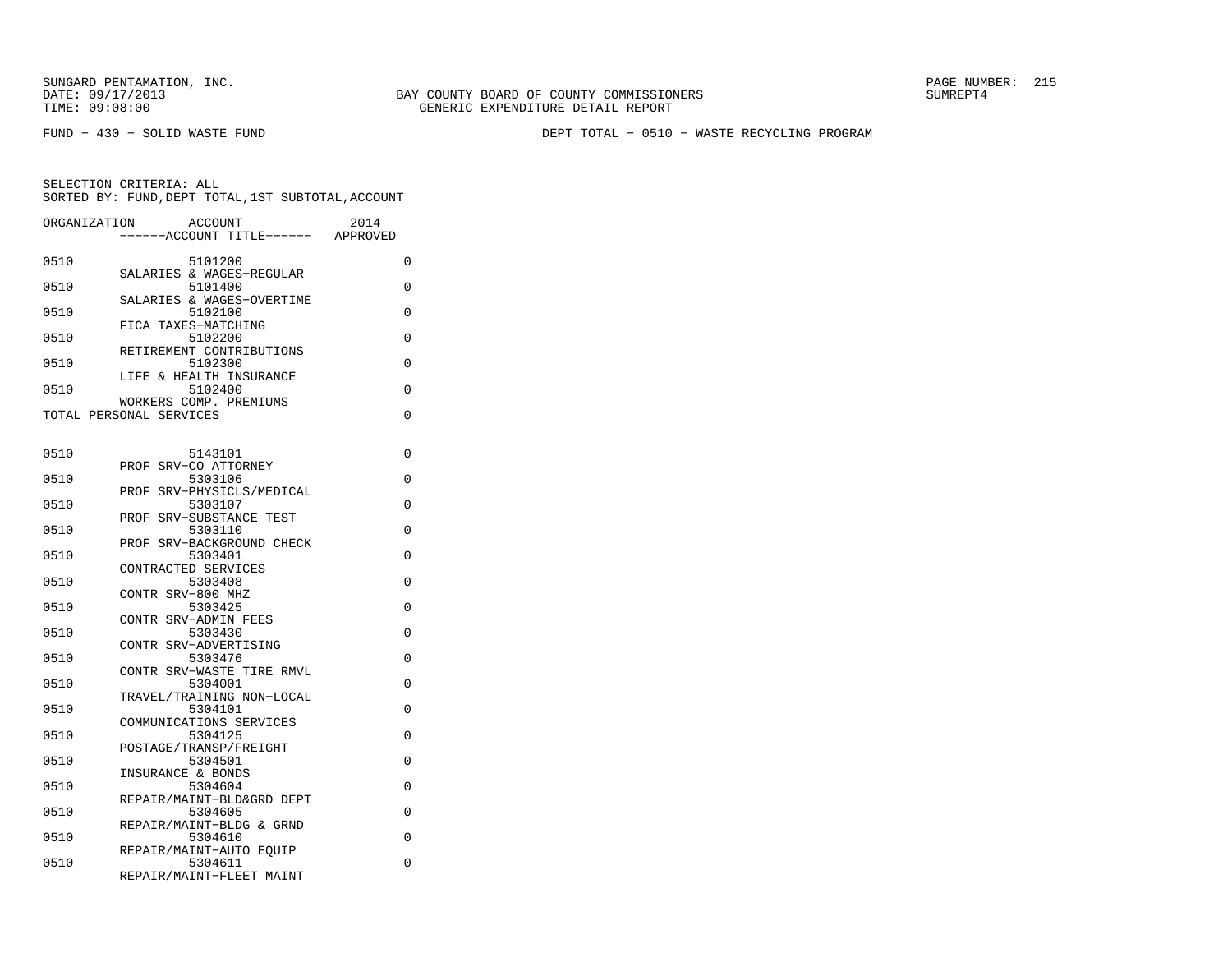SUNGARD PENTAMATION, INC.
DATE: 09/17/2013
TIME: 09:08:00

BAY COUNTY BOARD OF COUNTY COMMISSIONERS
GENERIC EXPENDITURE DETAIL REPORT

SUMREPT4

FUND - 430 - SOLID WASTE FUND

DEPT TOTAL - 0510 - WASTE RECYCLING PROGRAM

SELECTION CRITERIA: ALL
SORTED BY: FUND,DEPT TOTAL,1ST SUBTOTAL,ACCOUNT

| ORGANIZATION | ACCOUNT ------ACCOUNT TITLE------ | 2014 APPROVED |
|---|---|---|
| 0510 | 5101200 SALARIES & WAGES-REGULAR | 0 |
| 0510 | 5101400 SALARIES & WAGES-OVERTIME | 0 |
| 0510 | 5102100 FICA TAXES-MATCHING | 0 |
| 0510 | 5102200 RETIREMENT CONTRIBUTIONS | 0 |
| 0510 | 5102300 LIFE & HEALTH INSURANCE | 0 |
| 0510 | 5102400 WORKERS COMP. PREMIUMS | 0 |
| TOTAL PERSONAL SERVICES | | 0 |
| 0510 | 5143101 PROF SRV-CO ATTORNEY | 0 |
| 0510 | 5303106 PROF SRV-PHYSICLS/MEDICAL | 0 |
| 0510 | 5303107 PROF SRV-SUBSTANCE TEST | 0 |
| 0510 | 5303110 PROF SRV-BACKGROUND CHECK | 0 |
| 0510 | 5303401 CONTRACTED SERVICES | 0 |
| 0510 | 5303408 CONTR SRV-800 MHZ | 0 |
| 0510 | 5303425 CONTR SRV-ADMIN FEES | 0 |
| 0510 | 5303430 CONTR SRV-ADVERTISING | 0 |
| 0510 | 5303476 CONTR SRV-WASTE TIRE RMVL | 0 |
| 0510 | 5304001 TRAVEL/TRAINING NON-LOCAL | 0 |
| 0510 | 5304101 COMMUNICATIONS SERVICES | 0 |
| 0510 | 5304125 POSTAGE/TRANSP/FREIGHT | 0 |
| 0510 | 5304501 INSURANCE & BONDS | 0 |
| 0510 | 5304604 REPAIR/MAINT-BLD&GRD DEPT | 0 |
| 0510 | 5304605 REPAIR/MAINT-BLDG & GRND | 0 |
| 0510 | 5304610 REPAIR/MAINT-AUTO EQUIP | 0 |
| 0510 | 5304611 REPAIR/MAINT-FLEET MAINT | 0 |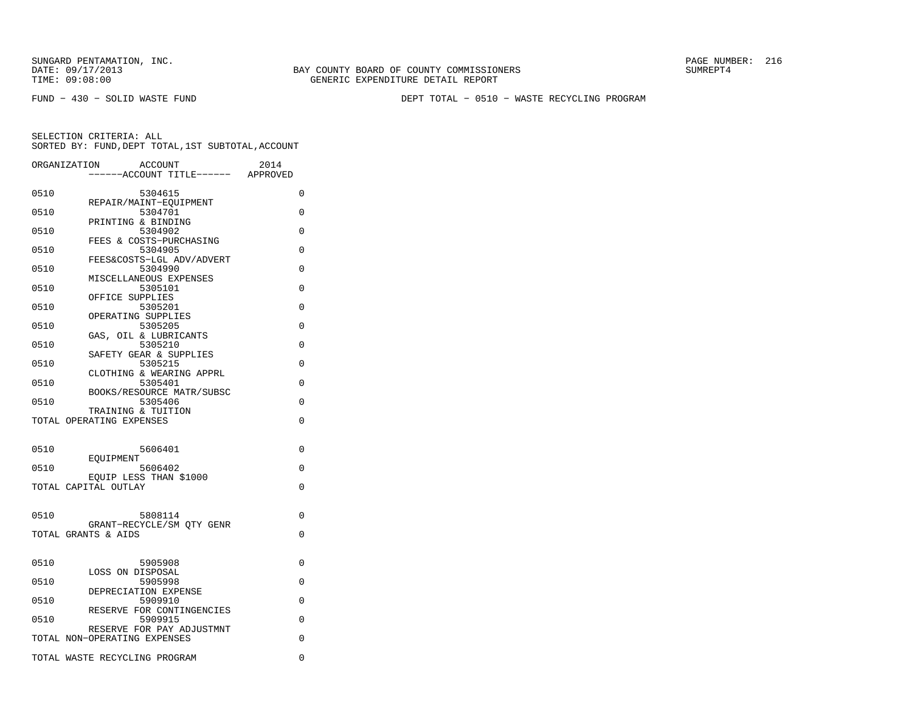SUNGARD PENTAMATION, INC.
DATE: 09/17/2013
TIME: 09:08:00

BAY COUNTY BOARD OF COUNTY COMMISSIONERS
GENERIC EXPENDITURE DETAIL REPORT

SUMREPT4

FUND − 430 − SOLID WASTE FUND

DEPT TOTAL − 0510 − WASTE RECYCLING PROGRAM

SELECTION CRITERIA: ALL
SORTED BY: FUND,DEPT TOTAL,1ST SUBTOTAL,ACCOUNT

| ORGANIZATION | ACCOUNT ------ACCOUNT TITLE------ | 2014 APPROVED |
|---|---|---|
| 0510 | 5304615 REPAIR/MAINT−EQUIPMENT | 0 |
| 0510 | 5304701 PRINTING & BINDING | 0 |
| 0510 | 5304902 FEES & COSTS−PURCHASING | 0 |
| 0510 | 5304905 FEES&COSTS−LGL ADV/ADVERT | 0 |
| 0510 | 5304990 MISCELLANEOUS EXPENSES | 0 |
| 0510 | 5305101 OFFICE SUPPLIES | 0 |
| 0510 | 5305201 OPERATING SUPPLIES | 0 |
| 0510 | 5305205 GAS, OIL & LUBRICANTS | 0 |
| 0510 | 5305210 SAFETY GEAR & SUPPLIES | 0 |
| 0510 | 5305215 CLOTHING & WEARING APPRL | 0 |
| 0510 | 5305401 BOOKS/RESOURCE MATR/SUBSC | 0 |
| 0510 | 5305406 TRAINING & TUITION | 0 |
| TOTAL OPERATING EXPENSES | | 0 |
| 0510 | 5606401 EQUIPMENT | 0 |
| 0510 | 5606402 EQUIP LESS THAN $1000 | 0 |
| TOTAL CAPITAL OUTLAY | | 0 |
| 0510 | 5808114 GRANT−RECYCLE/SM QTY GENR | 0 |
| TOTAL GRANTS & AIDS | | 0 |
| 0510 | 5905908 LOSS ON DISPOSAL | 0 |
| 0510 | 5905998 DEPRECIATION EXPENSE | 0 |
| 0510 | 5909910 RESERVE FOR CONTINGENCIES | 0 |
| 0510 | 5909915 RESERVE FOR PAY ADJUSTMNT | 0 |
| TOTAL NON−OPERATING EXPENSES | | 0 |
| TOTAL WASTE RECYCLING PROGRAM | | 0 |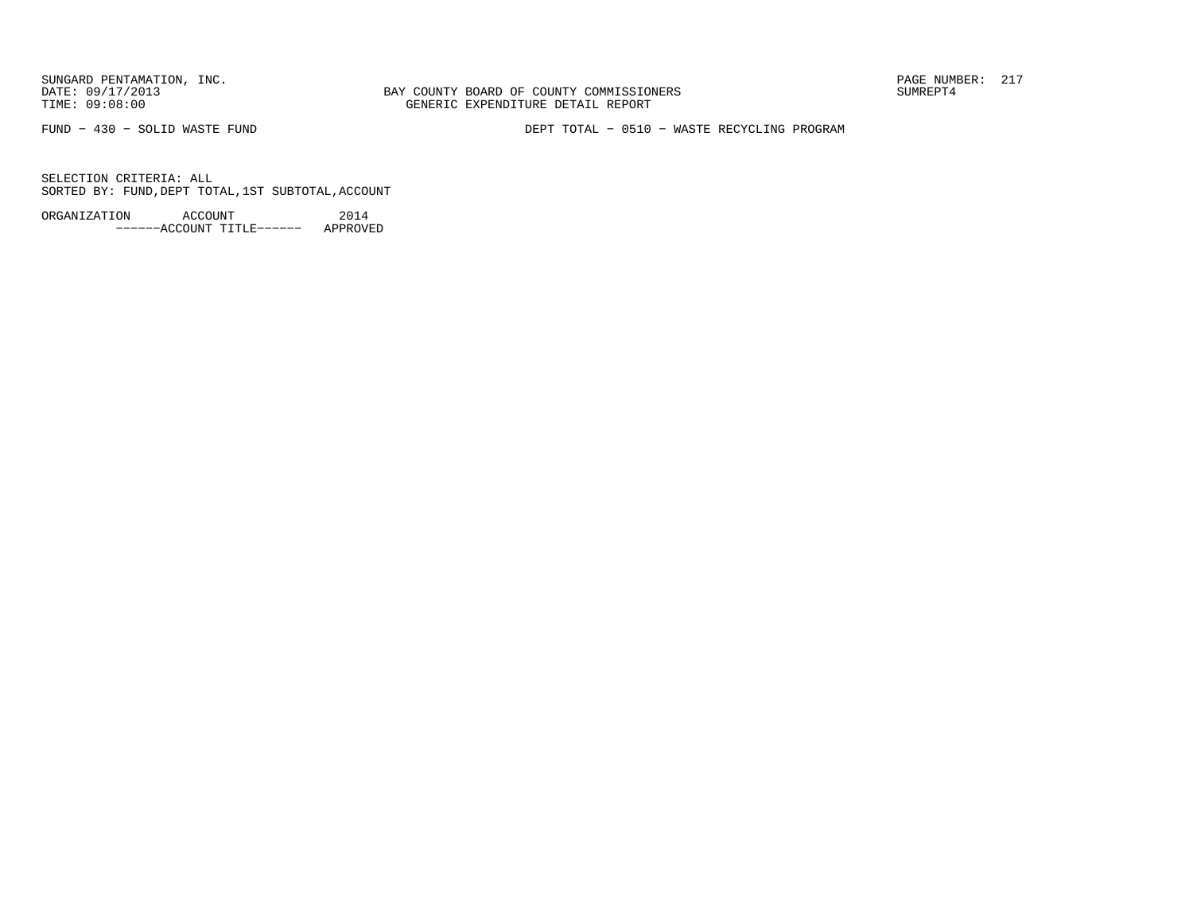SUNGARD PENTAMATION, INC.
DATE: 09/17/2013
TIME: 09:08:00

BAY COUNTY BOARD OF COUNTY COMMISSIONERS
GENERIC EXPENDITURE DETAIL REPORT

SUMREPT4

FUND - 430 - SOLID WASTE FUND

DEPT TOTAL - 0510 - WASTE RECYCLING PROGRAM

SELECTION CRITERIA: ALL
SORTED BY: FUND,DEPT TOTAL,1ST SUBTOTAL,ACCOUNT

| ORGANIZATION | ACCOUNT<br>------ACCOUNT TITLE------ | 2014<br>APPROVED |
|---|---|---|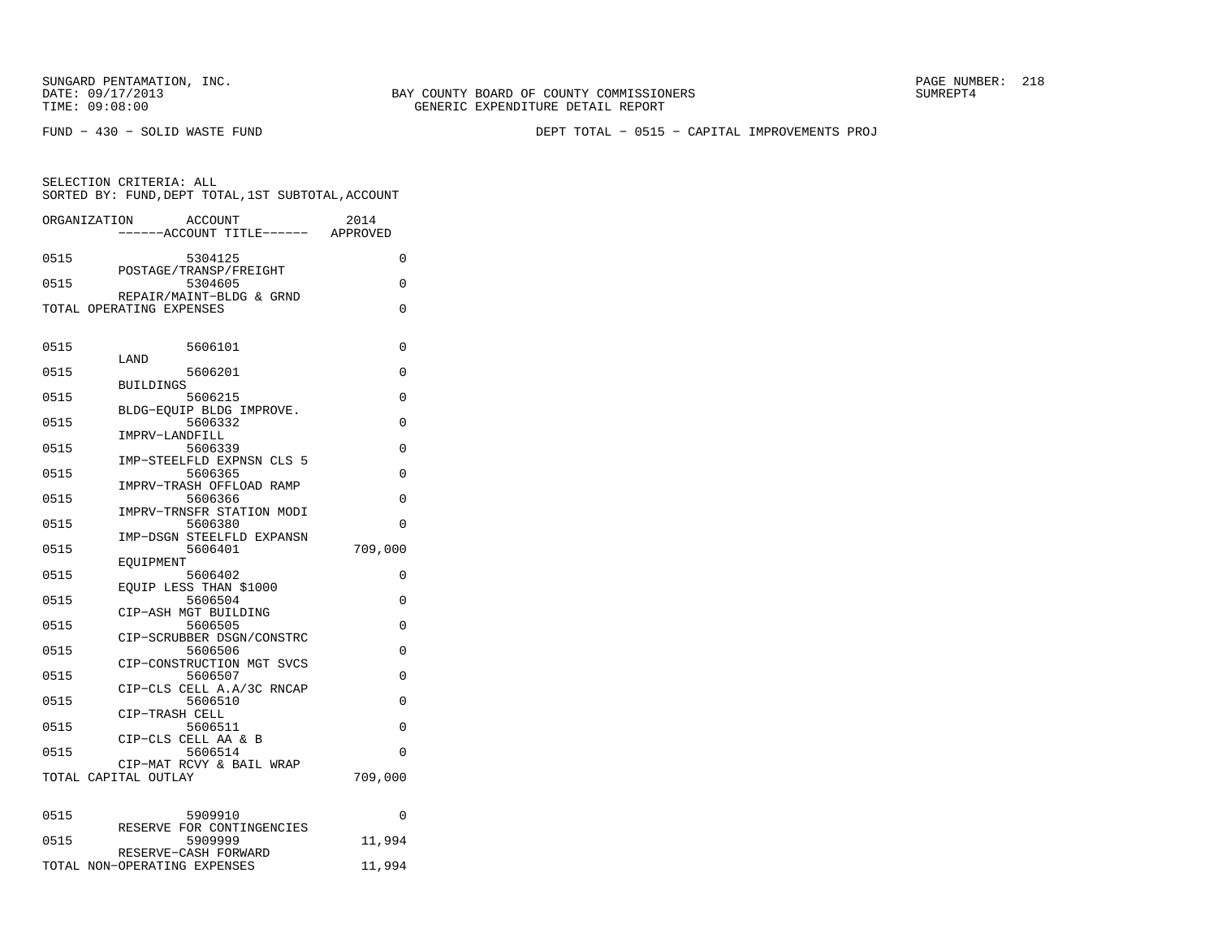SUNGARD PENTAMATION, INC.
DATE: 09/17/2013
TIME: 09:08:00

BAY COUNTY BOARD OF COUNTY COMMISSIONERS
GENERIC EXPENDITURE DETAIL REPORT

SUMREPT4

FUND - 430 - SOLID WASTE FUND

DEPT TOTAL - 0515 - CAPITAL IMPROVEMENTS PROJ

SELECTION CRITERIA: ALL
SORTED BY: FUND,DEPT TOTAL,1ST SUBTOTAL,ACCOUNT

| ORGANIZATION | ACCOUNT / ------ACCOUNT TITLE------ | 2014 APPROVED |
|---|---|---|
| 0515 | 5304125 POSTAGE/TRANSP/FREIGHT | 0 |
| 0515 | 5304605 REPAIR/MAINT-BLDG & GRND | 0 |
| TOTAL OPERATING EXPENSES | | 0 |
| 0515 | 5606101 LAND | 0 |
| 0515 | 5606201 BUILDINGS | 0 |
| 0515 | 5606215 BLDG-EQUIP BLDG IMPROVE. | 0 |
| 0515 | 5606332 IMPRV-LANDFILL | 0 |
| 0515 | 5606339 IMP-STEELFLD EXPNSN CLS 5 | 0 |
| 0515 | 5606365 IMPRV-TRASH OFFLOAD RAMP | 0 |
| 0515 | 5606366 IMPRV-TRNSFR STATION MODI | 0 |
| 0515 | 5606380 IMP-DSGN STEELFLD EXPANSN | 0 |
| 0515 | 5606401 EQUIPMENT | 709,000 |
| 0515 | 5606402 EQUIP LESS THAN $1000 | 0 |
| 0515 | 5606504 CIP-ASH MGT BUILDING | 0 |
| 0515 | 5606505 CIP-SCRUBBER DSGN/CONSTRC | 0 |
| 0515 | 5606506 CIP-CONSTRUCTION MGT SVCS | 0 |
| 0515 | 5606507 CIP-CLS CELL A.A/3C RNCAP | 0 |
| 0515 | 5606510 CIP-TRASH CELL | 0 |
| 0515 | 5606511 CIP-CLS CELL AA & B | 0 |
| 0515 | 5606514 CIP-MAT RCVY & BAIL WRAP | 0 |
| TOTAL CAPITAL OUTLAY | | 709,000 |
| 0515 | 5909910 RESERVE FOR CONTINGENCIES | 0 |
| 0515 | 5909999 RESERVE-CASH FORWARD | 11,994 |
| TOTAL NON-OPERATING EXPENSES | | 11,994 |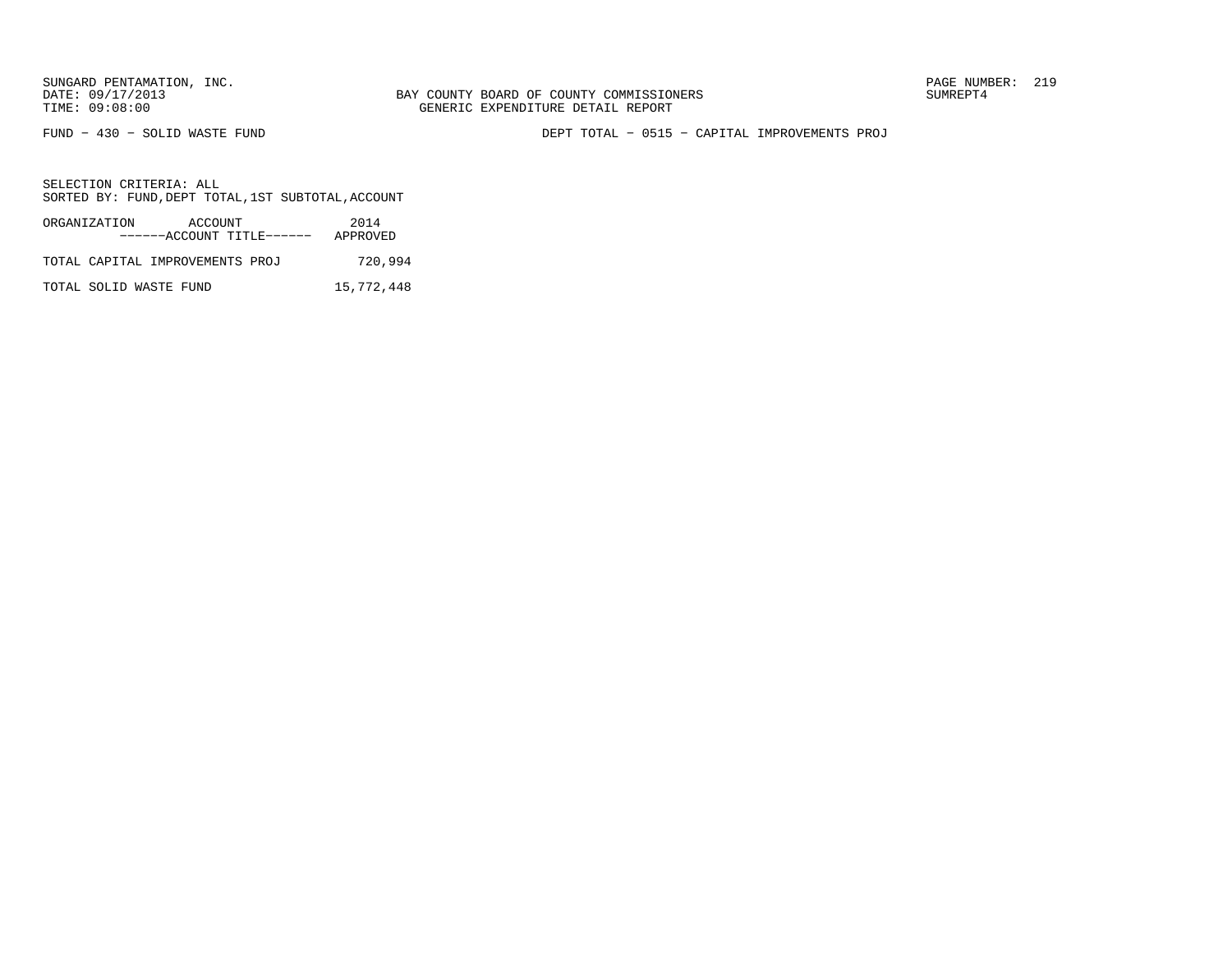BAY COUNTY BOARD OF COUNTY COMMISSIONERS
GENERIC EXPENDITURE DETAIL REPORT

FUND − 430 − SOLID WASTE FUND

DEPT TOTAL − 0515 − CAPITAL IMPROVEMENTS PROJ

SELECTION CRITERIA: ALL
SORTED BY: FUND,DEPT TOTAL,1ST SUBTOTAL,ACCOUNT

| ORGANIZATION ACCOUNT ------ACCOUNT TITLE------ | 2014 APPROVED |
|---|---|
| TOTAL CAPITAL IMPROVEMENTS PROJ | 720,994 |
| TOTAL SOLID WASTE FUND | 15,772,448 |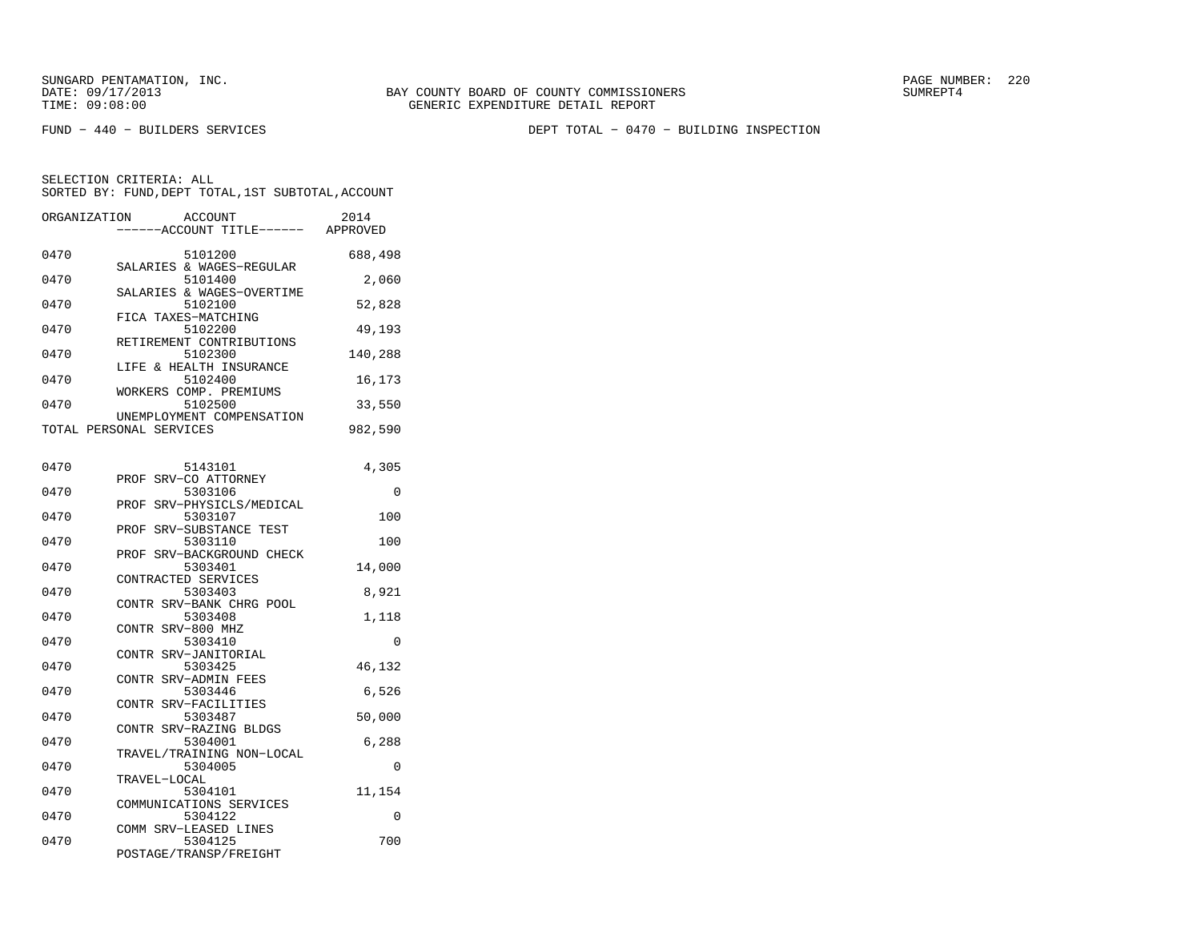FUND − 440 − BUILDERS SERVICES

DEPT TOTAL − 0470 − BUILDING INSPECTION

SELECTION CRITERIA: ALL
SORTED BY: FUND,DEPT TOTAL,1ST SUBTOTAL,ACCOUNT

| ORGANIZATION | ACCOUNT / ACCOUNT TITLE | 2014 APPROVED |
|---|---|---|
| 0470 | 5101200 SALARIES & WAGES−REGULAR | 688,498 |
| 0470 | 5101400 SALARIES & WAGES−OVERTIME | 2,060 |
| 0470 | 5102100 FICA TAXES−MATCHING | 52,828 |
| 0470 | 5102200 RETIREMENT CONTRIBUTIONS | 49,193 |
| 0470 | 5102300 LIFE & HEALTH INSURANCE | 140,288 |
| 0470 | 5102400 WORKERS COMP. PREMIUMS | 16,173 |
| 0470 | 5102500 UNEMPLOYMENT COMPENSATION | 33,550 |
| TOTAL PERSONAL SERVICES | | 982,590 |
| 0470 | 5143101 PROF SRV−CO ATTORNEY | 4,305 |
| 0470 | 5303106 PROF SRV−PHYSICLS/MEDICAL | 0 |
| 0470 | 5303107 PROF SRV−SUBSTANCE TEST | 100 |
| 0470 | 5303110 PROF SRV−BACKGROUND CHECK | 100 |
| 0470 | 5303401 CONTRACTED SERVICES | 14,000 |
| 0470 | 5303403 CONTR SRV−BANK CHRG POOL | 8,921 |
| 0470 | 5303408 CONTR SRV−800 MHZ | 1,118 |
| 0470 | 5303410 CONTR SRV−JANITORIAL | 0 |
| 0470 | 5303425 CONTR SRV−ADMIN FEES | 46,132 |
| 0470 | 5303446 CONTR SRV−FACILITIES | 6,526 |
| 0470 | 5303487 CONTR SRV−RAZING BLDGS | 50,000 |
| 0470 | 5304001 TRAVEL/TRAINING NON−LOCAL | 6,288 |
| 0470 | 5304005 TRAVEL−LOCAL | 0 |
| 0470 | 5304101 COMMUNICATIONS SERVICES | 11,154 |
| 0470 | 5304122 COMM SRV−LEASED LINES | 0 |
| 0470 | 5304125 POSTAGE/TRANSP/FREIGHT | 700 |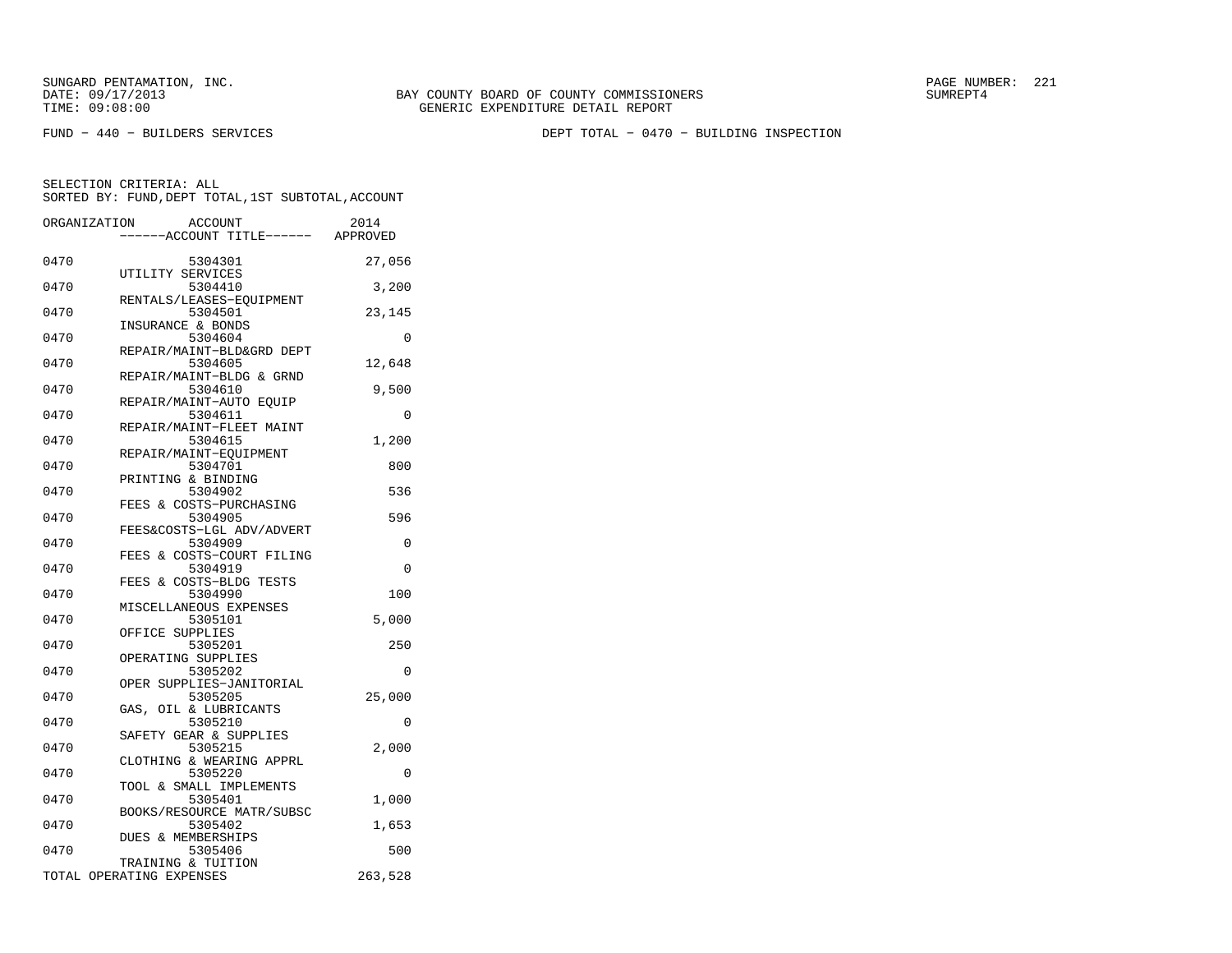SUNGARD PENTAMATION, INC.
DATE: 09/17/2013
TIME: 09:08:00

BAY COUNTY BOARD OF COUNTY COMMISSIONERS
GENERIC EXPENDITURE DETAIL REPORT

SUMREPT4

FUND − 440 − BUILDERS SERVICES

DEPT TOTAL − 0470 − BUILDING INSPECTION

SELECTION CRITERIA: ALL
SORTED BY: FUND,DEPT TOTAL,1ST SUBTOTAL,ACCOUNT

| ORGANIZATION | ACCOUNT ------ACCOUNT TITLE------ | 2014 APPROVED |
|---|---|---|
| 0470 | 5304301 UTILITY SERVICES | 27,056 |
| 0470 | 5304410 RENTALS/LEASES−EQUIPMENT | 3,200 |
| 0470 | 5304501 INSURANCE & BONDS | 23,145 |
| 0470 | 5304604 REPAIR/MAINT−BLD&GRD DEPT | 0 |
| 0470 | 5304605 REPAIR/MAINT−BLDG & GRND | 12,648 |
| 0470 | 5304610 REPAIR/MAINT−AUTO EQUIP | 9,500 |
| 0470 | 5304611 REPAIR/MAINT−FLEET MAINT | 0 |
| 0470 | 5304615 REPAIR/MAINT−EQUIPMENT | 1,200 |
| 0470 | 5304701 PRINTING & BINDING | 800 |
| 0470 | 5304902 FEES & COSTS−PURCHASING | 536 |
| 0470 | 5304905 FEES&COSTS−LGL ADV/ADVERT | 596 |
| 0470 | 5304909 FEES & COSTS−COURT FILING | 0 |
| 0470 | 5304919 FEES & COSTS−BLDG TESTS | 0 |
| 0470 | 5304990 MISCELLANEOUS EXPENSES | 100 |
| 0470 | 5305101 OFFICE SUPPLIES | 5,000 |
| 0470 | 5305201 OPERATING SUPPLIES | 250 |
| 0470 | 5305202 OPER SUPPLIES−JANITORIAL | 0 |
| 0470 | 5305205 GAS, OIL & LUBRICANTS | 25,000 |
| 0470 | 5305210 SAFETY GEAR & SUPPLIES | 0 |
| 0470 | 5305215 CLOTHING & WEARING APPRL | 2,000 |
| 0470 | 5305220 TOOL & SMALL IMPLEMENTS | 0 |
| 0470 | 5305401 BOOKS/RESOURCE MATR/SUBSC | 1,000 |
| 0470 | 5305402 DUES & MEMBERSHIPS | 1,653 |
| 0470 | 5305406 TRAINING & TUITION | 500 |
| TOTAL OPERATING EXPENSES | | 263,528 |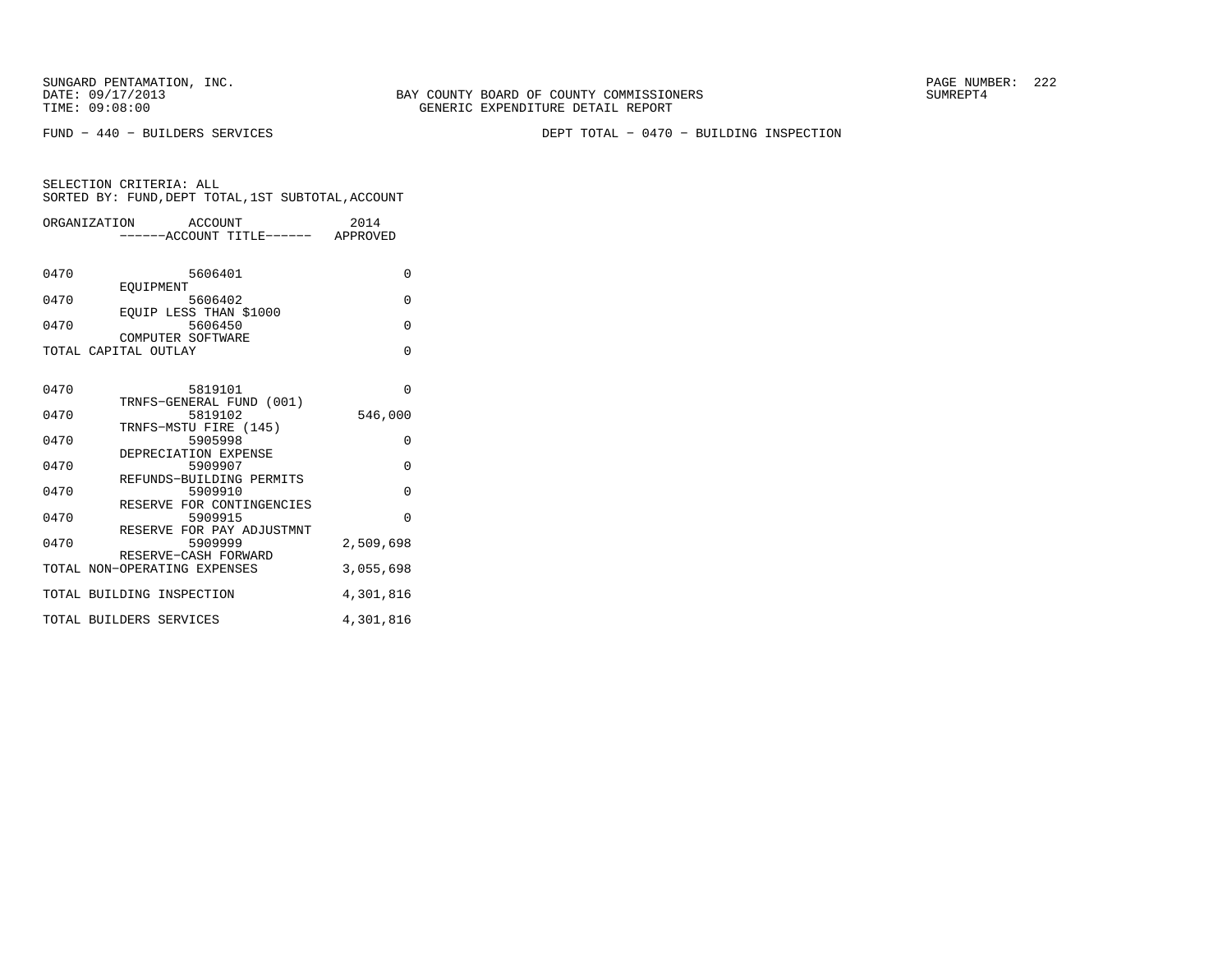FUND − 440 − BUILDERS SERVICES

DEPT TOTAL − 0470 − BUILDING INSPECTION

SELECTION CRITERIA: ALL
SORTED BY: FUND,DEPT TOTAL,1ST SUBTOTAL,ACCOUNT

| ORGANIZATION | ACCOUNT / ACCOUNT TITLE | 2014 APPROVED |
|---|---|---|
| 0470 | 5606401 EQUIPMENT | 0 |
| 0470 | 5606402 EQUIP LESS THAN $1000 | 0 |
| 0470 | 5606450 COMPUTER SOFTWARE | 0 |
| TOTAL CAPITAL OUTLAY | | 0 |
| 0470 | 5819101 TRNFS−GENERAL FUND (001) | 0 |
| 0470 | 5819102 TRNFS−MSTU FIRE (145) | 546,000 |
| 0470 | 5905998 DEPRECIATION EXPENSE | 0 |
| 0470 | 5909907 REFUNDS−BUILDING PERMITS | 0 |
| 0470 | 5909910 RESERVE FOR CONTINGENCIES | 0 |
| 0470 | 5909915 RESERVE FOR PAY ADJUSTMNT | 0 |
| 0470 | 5909999 RESERVE−CASH FORWARD | 2,509,698 |
| TOTAL NON−OPERATING EXPENSES | | 3,055,698 |
| TOTAL BUILDING INSPECTION | | 4,301,816 |
| TOTAL BUILDERS SERVICES | | 4,301,816 |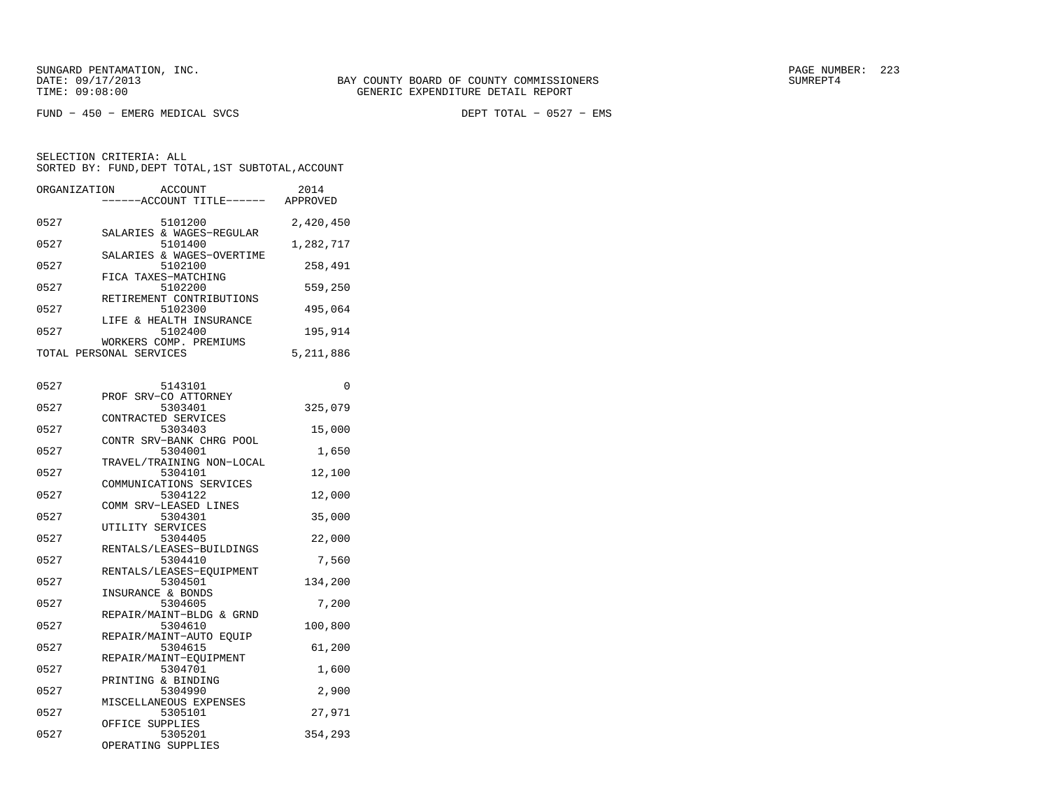FUND − 450 − EMERG MEDICAL SVCS

DEPT TOTAL − 0527 − EMS

SELECTION CRITERIA: ALL
SORTED BY: FUND,DEPT TOTAL,1ST SUBTOTAL,ACCOUNT

| ORGANIZATION | ACCOUNT / ------ACCOUNT TITLE------ | 2014 APPROVED |
|---|---|---|
| 0527 | 5101200 SALARIES & WAGES−REGULAR | 2,420,450 |
| 0527 | 5101400 SALARIES & WAGES−OVERTIME | 1,282,717 |
| 0527 | 5102100 FICA TAXES−MATCHING | 258,491 |
| 0527 | 5102200 RETIREMENT CONTRIBUTIONS | 559,250 |
| 0527 | 5102300 LIFE & HEALTH INSURANCE | 495,064 |
| 0527 | 5102400 WORKERS COMP. PREMIUMS | 195,914 |
| TOTAL PERSONAL SERVICES | | 5,211,886 |
| 0527 | 5143101 PROF SRV−CO ATTORNEY | 0 |
| 0527 | 5303401 CONTRACTED SERVICES | 325,079 |
| 0527 | 5303403 CONTR SRV−BANK CHRG POOL | 15,000 |
| 0527 | 5304001 TRAVEL/TRAINING NON−LOCAL | 1,650 |
| 0527 | 5304101 COMMUNICATIONS SERVICES | 12,100 |
| 0527 | 5304122 COMM SRV−LEASED LINES | 12,000 |
| 0527 | 5304301 UTILITY SERVICES | 35,000 |
| 0527 | 5304405 RENTALS/LEASES−BUILDINGS | 22,000 |
| 0527 | 5304410 RENTALS/LEASES−EQUIPMENT | 7,560 |
| 0527 | 5304501 INSURANCE & BONDS | 134,200 |
| 0527 | 5304605 REPAIR/MAINT−BLDG & GRND | 7,200 |
| 0527 | 5304610 REPAIR/MAINT−AUTO EQUIP | 100,800 |
| 0527 | 5304615 REPAIR/MAINT−EQUIPMENT | 61,200 |
| 0527 | 5304701 PRINTING & BINDING | 1,600 |
| 0527 | 5304990 MISCELLANEOUS EXPENSES | 2,900 |
| 0527 | 5305101 OFFICE SUPPLIES | 27,971 |
| 0527 | 5305201 OPERATING SUPPLIES | 354,293 |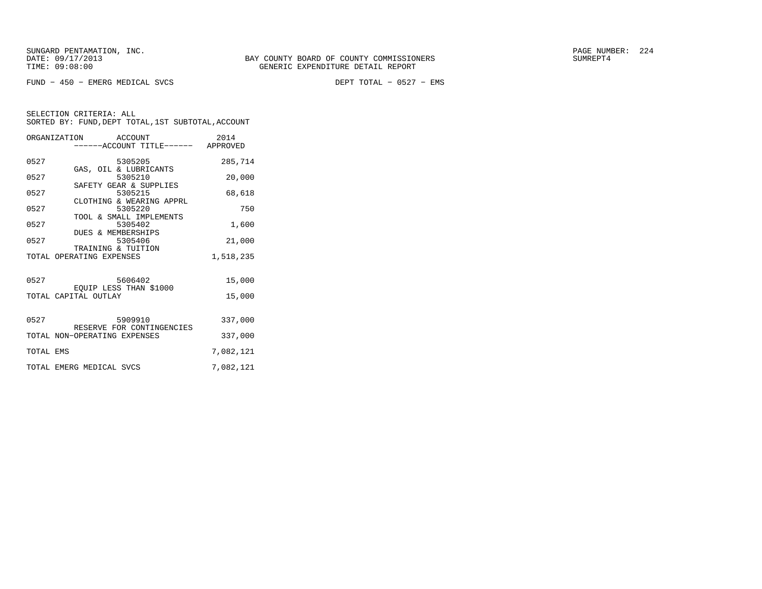BAY COUNTY BOARD OF COUNTY COMMISSIONERS
GENERIC EXPENDITURE DETAIL REPORT

FUND − 450 − EMERG MEDICAL SVCS

DEPT TOTAL − 0527 − EMS

SELECTION CRITERIA: ALL
SORTED BY: FUND,DEPT TOTAL,1ST SUBTOTAL,ACCOUNT

| ORGANIZATION | ACCOUNT / ACCOUNT TITLE | 2014 APPROVED |
|---|---|---|
| 0527 | 5305205 GAS, OIL & LUBRICANTS | 285,714 |
| 0527 | 5305210 SAFETY GEAR & SUPPLIES | 20,000 |
| 0527 | 5305215 CLOTHING & WEARING APPRL | 68,618 |
| 0527 | 5305220 TOOL & SMALL IMPLEMENTS | 750 |
| 0527 | 5305402 DUES & MEMBERSHIPS | 1,600 |
| 0527 | 5305406 TRAINING & TUITION | 21,000 |
| TOTAL OPERATING EXPENSES | | 1,518,235 |
| 0527 | 5606402 EQUIP LESS THAN $1000 | 15,000 |
| TOTAL CAPITAL OUTLAY | | 15,000 |
| 0527 | 5909910 RESERVE FOR CONTINGENCIES | 337,000 |
| TOTAL NON−OPERATING EXPENSES | | 337,000 |
| TOTAL EMS | | 7,082,121 |
| TOTAL EMERG MEDICAL SVCS | | 7,082,121 |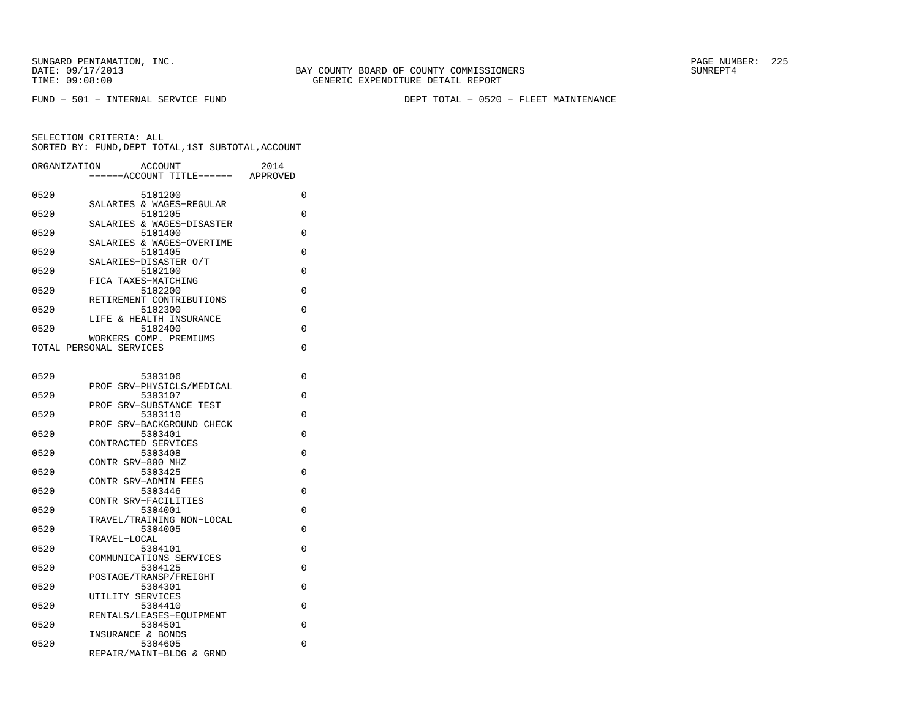SUNGARD PENTAMATION, INC.
DATE: 09/17/2013
TIME: 09:08:00

BAY COUNTY BOARD OF COUNTY COMMISSIONERS
GENERIC EXPENDITURE DETAIL REPORT

PAGE NUMBER: 225
SUMREPT4

FUND - 501 - INTERNAL SERVICE FUND

DEPT TOTAL - 0520 - FLEET MAINTENANCE

SELECTION CRITERIA: ALL
SORTED BY: FUND,DEPT TOTAL,1ST SUBTOTAL,ACCOUNT

| ORGANIZATION | ACCOUNT ------ACCOUNT TITLE------ | 2014 APPROVED |
|---|---|---|
| 0520 | 5101200 SALARIES & WAGES-REGULAR | 0 |
| 0520 | 5101205 SALARIES & WAGES-DISASTER | 0 |
| 0520 | 5101400 SALARIES & WAGES-OVERTIME | 0 |
| 0520 | 5101405 SALARIES-DISASTER O/T | 0 |
| 0520 | 5102100 FICA TAXES-MATCHING | 0 |
| 0520 | 5102200 RETIREMENT CONTRIBUTIONS | 0 |
| 0520 | 5102300 LIFE & HEALTH INSURANCE | 0 |
| 0520 | 5102400 WORKERS COMP. PREMIUMS | 0 |
| TOTAL PERSONAL SERVICES | | 0 |
| 0520 | 5303106 PROF SRV-PHYSICLS/MEDICAL | 0 |
| 0520 | 5303107 PROF SRV-SUBSTANCE TEST | 0 |
| 0520 | 5303110 PROF SRV-BACKGROUND CHECK | 0 |
| 0520 | 5303401 CONTRACTED SERVICES | 0 |
| 0520 | 5303408 CONTR SRV-800 MHZ | 0 |
| 0520 | 5303425 CONTR SRV-ADMIN FEES | 0 |
| 0520 | 5303446 CONTR SRV-FACILITIES | 0 |
| 0520 | 5304001 TRAVEL/TRAINING NON-LOCAL | 0 |
| 0520 | 5304005 TRAVEL-LOCAL | 0 |
| 0520 | 5304101 COMMUNICATIONS SERVICES | 0 |
| 0520 | 5304125 POSTAGE/TRANSP/FREIGHT | 0 |
| 0520 | 5304301 UTILITY SERVICES | 0 |
| 0520 | 5304410 RENTALS/LEASES-EQUIPMENT | 0 |
| 0520 | 5304501 INSURANCE & BONDS | 0 |
| 0520 | 5304605 REPAIR/MAINT-BLDG & GRND | 0 |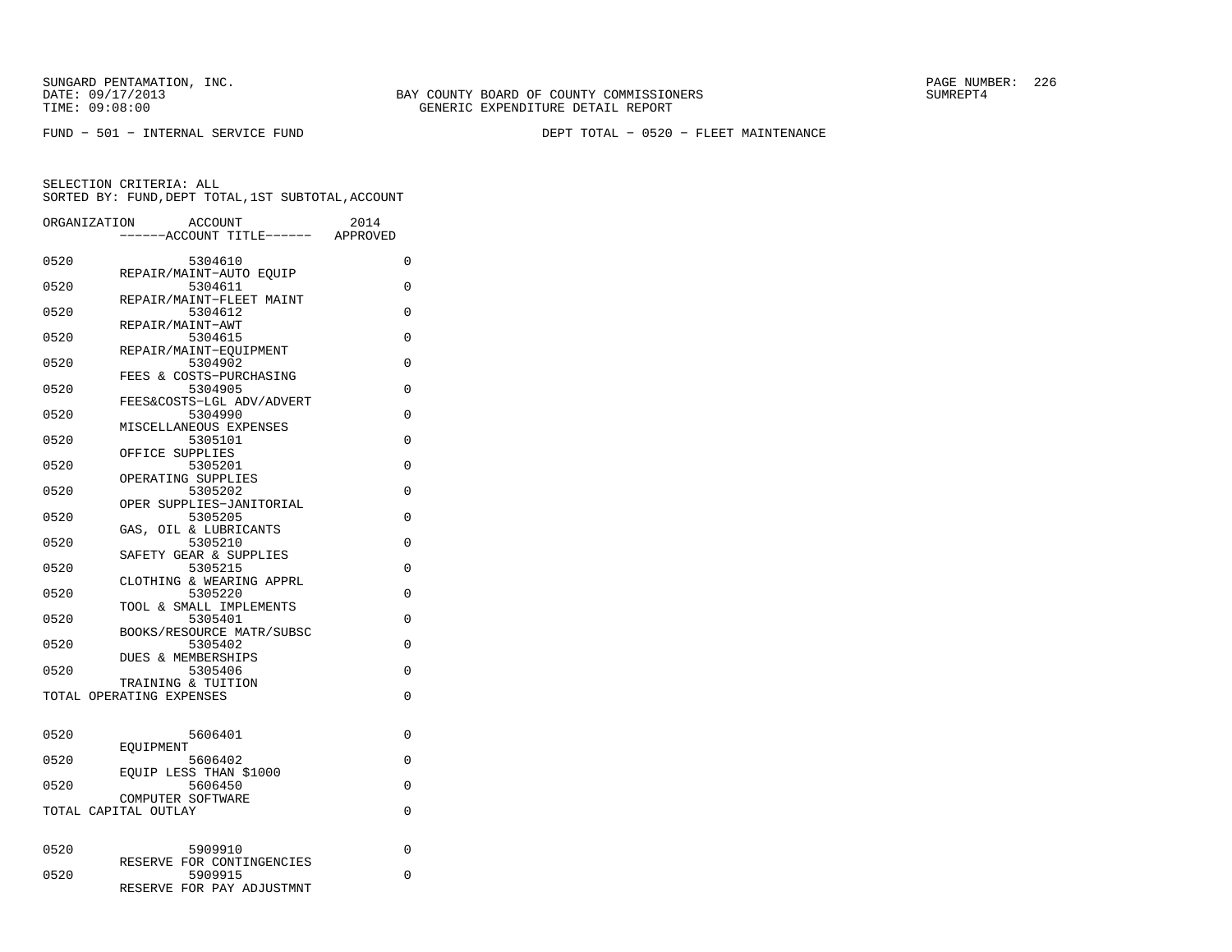SUNGARD PENTAMATION, INC.
DATE: 09/17/2013
TIME: 09:08:00

BAY COUNTY BOARD OF COUNTY COMMISSIONERS
GENERIC EXPENDITURE DETAIL REPORT

PAGE NUMBER: 226
SUMREPT4

FUND - 501 - INTERNAL SERVICE FUND

DEPT TOTAL - 0520 - FLEET MAINTENANCE

SELECTION CRITERIA: ALL
SORTED BY: FUND,DEPT TOTAL,1ST SUBTOTAL,ACCOUNT

| ORGANIZATION | ACCOUNT / ------ACCOUNT TITLE------ | 2014 APPROVED |
|---|---|---|
| 0520 | 5304610 REPAIR/MAINT-AUTO EQUIP | 0 |
| 0520 | 5304611 REPAIR/MAINT-FLEET MAINT | 0 |
| 0520 | 5304612 REPAIR/MAINT-AWT | 0 |
| 0520 | 5304615 REPAIR/MAINT-EQUIPMENT | 0 |
| 0520 | 5304902 FEES & COSTS-PURCHASING | 0 |
| 0520 | 5304905 FEES&COSTS-LGL ADV/ADVERT | 0 |
| 0520 | 5304990 MISCELLANEOUS EXPENSES | 0 |
| 0520 | 5305101 OFFICE SUPPLIES | 0 |
| 0520 | 5305201 OPERATING SUPPLIES | 0 |
| 0520 | 5305202 OPER SUPPLIES-JANITORIAL | 0 |
| 0520 | 5305205 GAS, OIL & LUBRICANTS | 0 |
| 0520 | 5305210 SAFETY GEAR & SUPPLIES | 0 |
| 0520 | 5305215 CLOTHING & WEARING APPRL | 0 |
| 0520 | 5305220 TOOL & SMALL IMPLEMENTS | 0 |
| 0520 | 5305401 BOOKS/RESOURCE MATR/SUBSC | 0 |
| 0520 | 5305402 DUES & MEMBERSHIPS | 0 |
| 0520 | 5305406 TRAINING & TUITION | 0 |
| TOTAL OPERATING EXPENSES | | 0 |
| 0520 | 5606401 EQUIPMENT | 0 |
| 0520 | 5606402 EQUIP LESS THAN $1000 | 0 |
| 0520 | 5606450 COMPUTER SOFTWARE | 0 |
| TOTAL CAPITAL OUTLAY | | 0 |
| 0520 | 5909910 RESERVE FOR CONTINGENCIES | 0 |
| 0520 | 5909915 RESERVE FOR PAY ADJUSTMNT | 0 |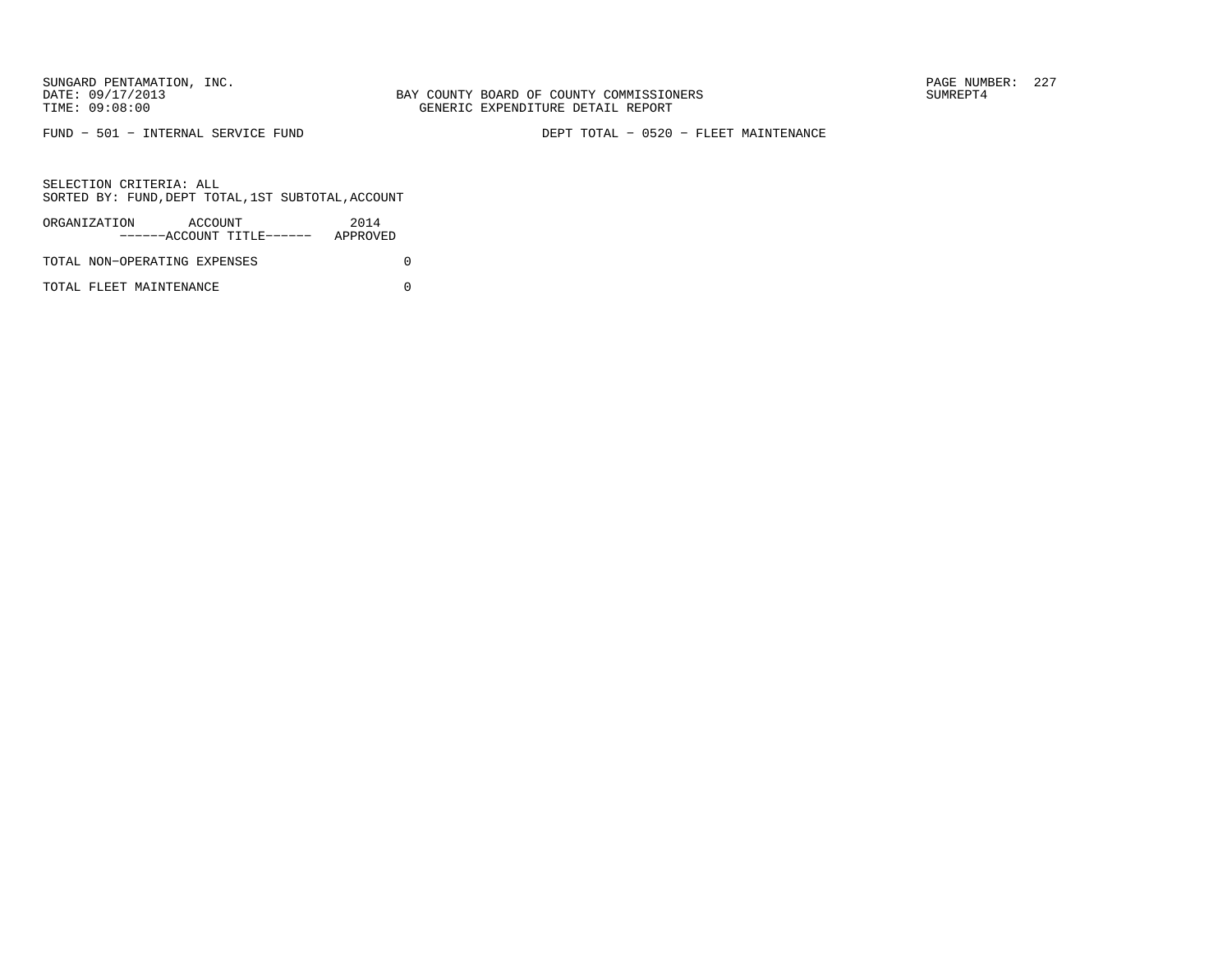FUND − 501 − INTERNAL SERVICE FUND DEPT TOTAL − 0520 − FLEET MAINTENANCE

SELECTION CRITERIA: ALL
SORTED BY: FUND,DEPT TOTAL,1ST SUBTOTAL,ACCOUNT

| ORGANIZATION ACCOUNT ------ACCOUNT TITLE------ | 2014 APPROVED |
|---|---|
| TOTAL NON−OPERATING EXPENSES | 0 |
| TOTAL FLEET MAINTENANCE | 0 |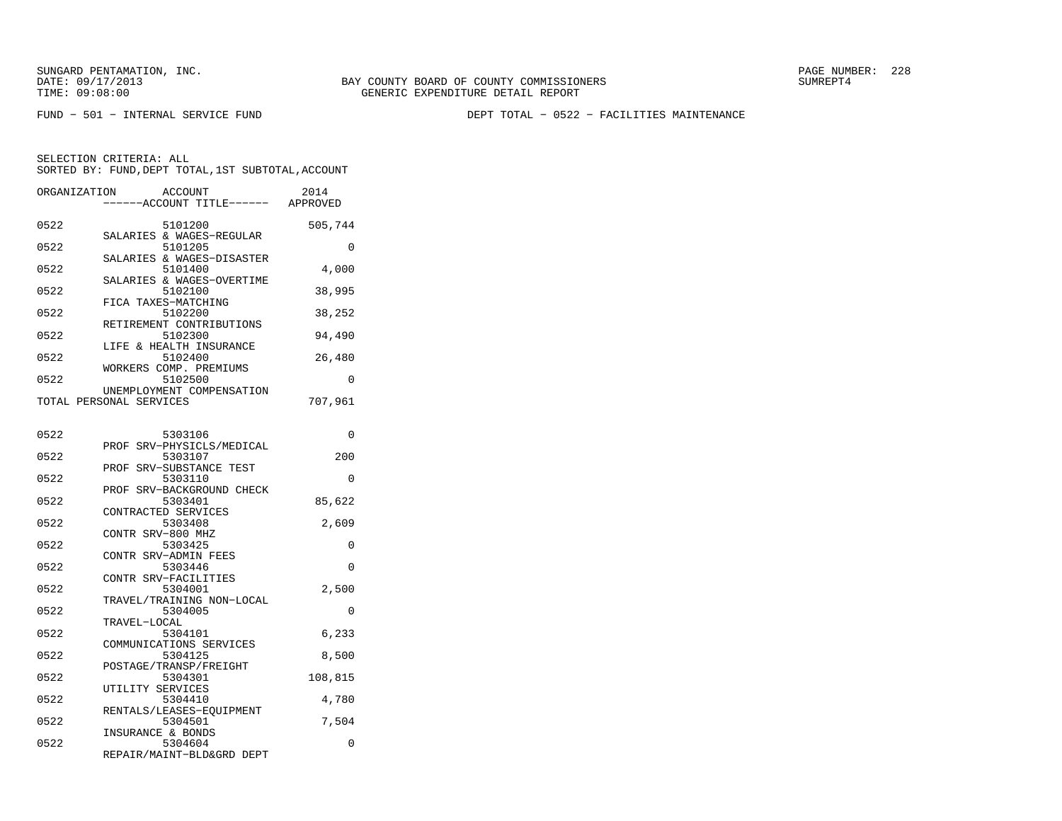SUNGARD PENTAMATION, INC.
DATE: 09/17/2013
TIME: 09:08:00

BAY COUNTY BOARD OF COUNTY COMMISSIONERS
GENERIC EXPENDITURE DETAIL REPORT

SUMREPT4

FUND - 501 - INTERNAL SERVICE FUND

DEPT TOTAL - 0522 - FACILITIES MAINTENANCE

SELECTION CRITERIA: ALL
SORTED BY: FUND,DEPT TOTAL,1ST SUBTOTAL,ACCOUNT

| ORGANIZATION | ACCOUNT / ------ACCOUNT TITLE------ | 2014 APPROVED |
|---|---|---|
| 0522 | 5101200 SALARIES & WAGES-REGULAR | 505,744 |
| 0522 | 5101205 SALARIES & WAGES-DISASTER | 0 |
| 0522 | 5101400 SALARIES & WAGES-OVERTIME | 4,000 |
| 0522 | 5102100 FICA TAXES-MATCHING | 38,995 |
| 0522 | 5102200 RETIREMENT CONTRIBUTIONS | 38,252 |
| 0522 | 5102300 LIFE & HEALTH INSURANCE | 94,490 |
| 0522 | 5102400 WORKERS COMP. PREMIUMS | 26,480 |
| 0522 | 5102500 UNEMPLOYMENT COMPENSATION | 0 |
| TOTAL PERSONAL SERVICES | | 707,961 |
| 0522 | 5303106 PROF SRV-PHYSICLS/MEDICAL | 0 |
| 0522 | 5303107 PROF SRV-SUBSTANCE TEST | 200 |
| 0522 | 5303110 PROF SRV-BACKGROUND CHECK | 0 |
| 0522 | 5303401 CONTRACTED SERVICES | 85,622 |
| 0522 | 5303408 CONTR SRV-800 MHZ | 2,609 |
| 0522 | 5303425 CONTR SRV-ADMIN FEES | 0 |
| 0522 | 5303446 CONTR SRV-FACILITIES | 0 |
| 0522 | 5304001 TRAVEL/TRAINING NON-LOCAL | 2,500 |
| 0522 | 5304005 TRAVEL-LOCAL | 0 |
| 0522 | 5304101 COMMUNICATIONS SERVICES | 6,233 |
| 0522 | 5304125 POSTAGE/TRANSP/FREIGHT | 8,500 |
| 0522 | 5304301 UTILITY SERVICES | 108,815 |
| 0522 | 5304410 RENTALS/LEASES-EQUIPMENT | 4,780 |
| 0522 | 5304501 INSURANCE & BONDS | 7,504 |
| 0522 | 5304604 REPAIR/MAINT-BLD&GRD DEPT | 0 |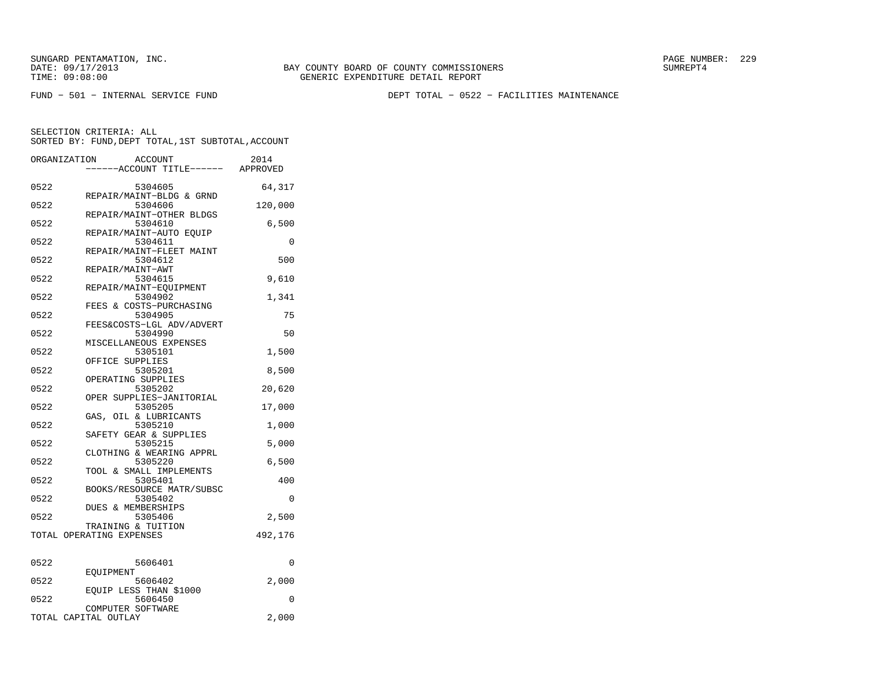SUNGARD PENTAMATION, INC.
DATE: 09/17/2013
TIME: 09:08:00

BAY COUNTY BOARD OF COUNTY COMMISSIONERS
GENERIC EXPENDITURE DETAIL REPORT

SUMREPT4

FUND − 501 − INTERNAL SERVICE FUND

DEPT TOTAL − 0522 − FACILITIES MAINTENANCE

SELECTION CRITERIA: ALL
SORTED BY: FUND,DEPT TOTAL,1ST SUBTOTAL,ACCOUNT

| ORGANIZATION | ACCOUNT / ------ACCOUNT TITLE------ | 2014 APPROVED |
|---|---|---|
| 0522 | 5304605 REPAIR/MAINT−BLDG & GRND | 64,317 |
| 0522 | 5304606 REPAIR/MAINT−OTHER BLDGS | 120,000 |
| 0522 | 5304610 REPAIR/MAINT−AUTO EQUIP | 6,500 |
| 0522 | 5304611 REPAIR/MAINT−FLEET MAINT | 0 |
| 0522 | 5304612 REPAIR/MAINT−AWT | 500 |
| 0522 | 5304615 REPAIR/MAINT−EQUIPMENT | 9,610 |
| 0522 | 5304902 FEES & COSTS−PURCHASING | 1,341 |
| 0522 | 5304905 FEES&COSTS−LGL ADV/ADVERT | 75 |
| 0522 | 5304990 MISCELLANEOUS EXPENSES | 50 |
| 0522 | 5305101 OFFICE SUPPLIES | 1,500 |
| 0522 | 5305201 OPERATING SUPPLIES | 8,500 |
| 0522 | 5305202 OPER SUPPLIES−JANITORIAL | 20,620 |
| 0522 | 5305205 GAS, OIL & LUBRICANTS | 17,000 |
| 0522 | 5305210 SAFETY GEAR & SUPPLIES | 1,000 |
| 0522 | 5305215 CLOTHING & WEARING APPRL | 5,000 |
| 0522 | 5305220 TOOL & SMALL IMPLEMENTS | 6,500 |
| 0522 | 5305401 BOOKS/RESOURCE MATR/SUBSC | 400 |
| 0522 | 5305402 DUES & MEMBERSHIPS | 0 |
| 0522 | 5305406 TRAINING & TUITION | 2,500 |
| TOTAL OPERATING EXPENSES | | 492,176 |
| 0522 | 5606401 EQUIPMENT | 0 |
| 0522 | 5606402 EQUIP LESS THAN $1000 | 2,000 |
| 0522 | 5606450 COMPUTER SOFTWARE | 0 |
| TOTAL CAPITAL OUTLAY | | 2,000 |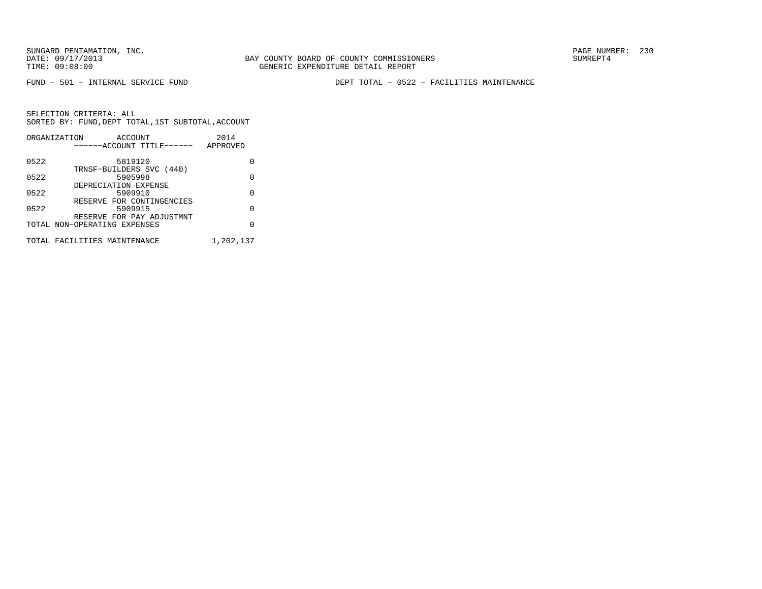BAY COUNTY BOARD OF COUNTY COMMISSIONERS
GENERIC EXPENDITURE DETAIL REPORT

SUNGARD PENTAMATION, INC.
DATE: 09/17/2013
TIME: 09:08:00

SUMREPT4

FUND − 501 − INTERNAL SERVICE FUND

DEPT TOTAL − 0522 − FACILITIES MAINTENANCE

SELECTION CRITERIA: ALL
SORTED BY: FUND,DEPT TOTAL,1ST SUBTOTAL,ACCOUNT

| ORGANIZATION | ACCOUNT ------ACCOUNT TITLE------ | 2014 APPROVED |
|---|---|---|
| 0522 | 5819120 TRNSF−BUILDERS SVC (440) | 0 |
| 0522 | 5905998 DEPRECIATION EXPENSE | 0 |
| 0522 | 5909910 RESERVE FOR CONTINGENCIES | 0 |
| 0522 | 5909915 RESERVE FOR PAY ADJUSTMNT | 0 |
| TOTAL NON−OPERATING EXPENSES | | 0 |
| TOTAL FACILITIES MAINTENANCE | | 1,202,137 |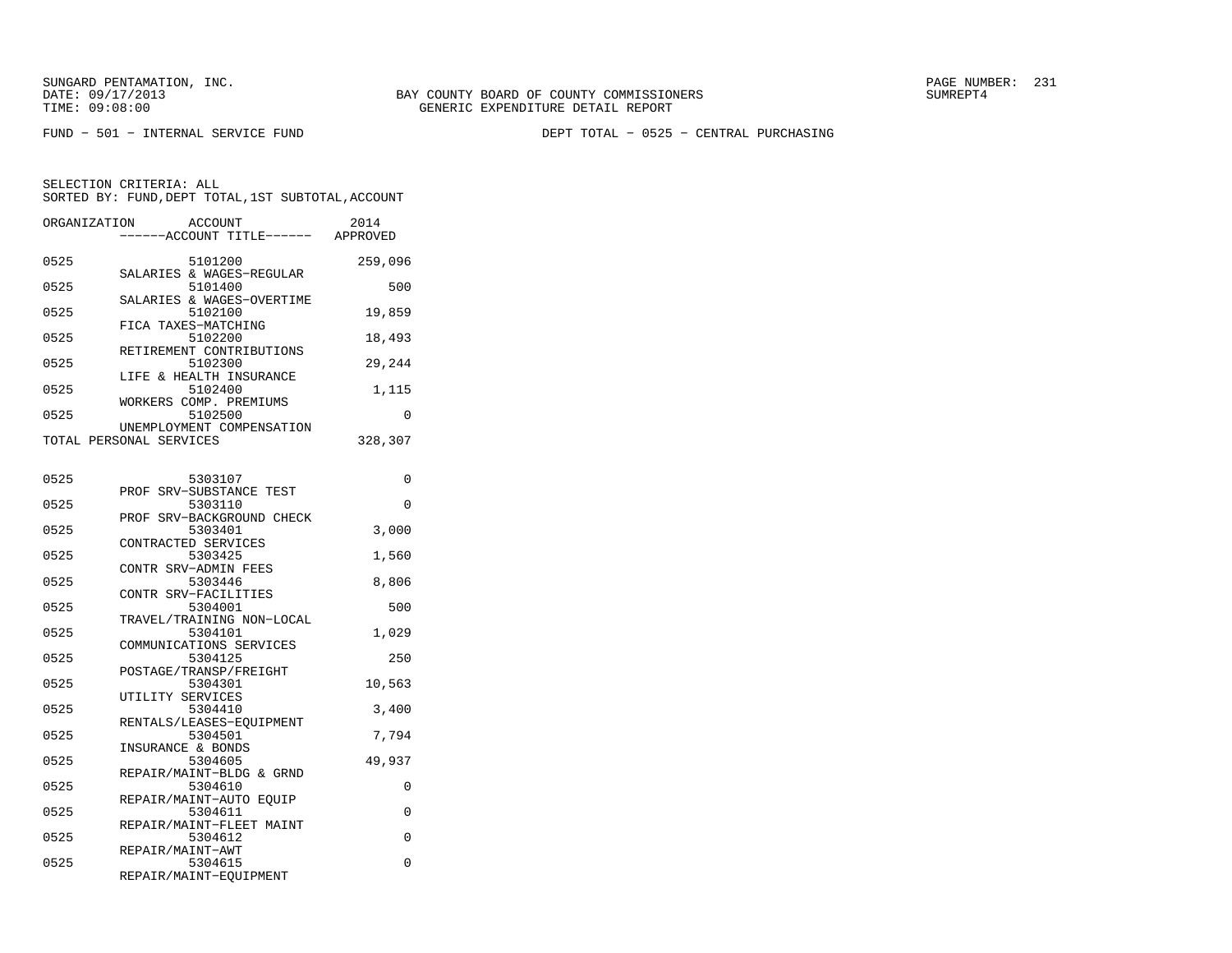SUNGARD PENTAMATION, INC.
DATE: 09/17/2013
TIME: 09:08:00

BAY COUNTY BOARD OF COUNTY COMMISSIONERS
GENERIC EXPENDITURE DETAIL REPORT

SUMREPT4

FUND - 501 - INTERNAL SERVICE FUND

DEPT TOTAL - 0525 - CENTRAL PURCHASING

SELECTION CRITERIA: ALL
SORTED BY: FUND,DEPT TOTAL,1ST SUBTOTAL,ACCOUNT

| ORGANIZATION | ACCOUNT / ------ACCOUNT TITLE------ | 2014 APPROVED |
|---|---|---|
| 0525 | 5101200 SALARIES & WAGES-REGULAR | 259,096 |
| 0525 | 5101400 SALARIES & WAGES-OVERTIME | 500 |
| 0525 | 5102100 FICA TAXES-MATCHING | 19,859 |
| 0525 | 5102200 RETIREMENT CONTRIBUTIONS | 18,493 |
| 0525 | 5102300 LIFE & HEALTH INSURANCE | 29,244 |
| 0525 | 5102400 WORKERS COMP. PREMIUMS | 1,115 |
| 0525 | 5102500 UNEMPLOYMENT COMPENSATION | 0 |
| TOTAL PERSONAL SERVICES | | 328,307 |
| 0525 | 5303107 PROF SRV-SUBSTANCE TEST | 0 |
| 0525 | 5303110 PROF SRV-BACKGROUND CHECK | 0 |
| 0525 | 5303401 CONTRACTED SERVICES | 3,000 |
| 0525 | 5303425 CONTR SRV-ADMIN FEES | 1,560 |
| 0525 | 5303446 CONTR SRV-FACILITIES | 8,806 |
| 0525 | 5304001 TRAVEL/TRAINING NON-LOCAL | 500 |
| 0525 | 5304101 COMMUNICATIONS SERVICES | 1,029 |
| 0525 | 5304125 POSTAGE/TRANSP/FREIGHT | 250 |
| 0525 | 5304301 UTILITY SERVICES | 10,563 |
| 0525 | 5304410 RENTALS/LEASES-EQUIPMENT | 3,400 |
| 0525 | 5304501 INSURANCE & BONDS | 7,794 |
| 0525 | 5304605 REPAIR/MAINT-BLDG & GRND | 49,937 |
| 0525 | 5304610 REPAIR/MAINT-AUTO EQUIP | 0 |
| 0525 | 5304611 REPAIR/MAINT-FLEET MAINT | 0 |
| 0525 | 5304612 REPAIR/MAINT-AWT | 0 |
| 0525 | 5304615 REPAIR/MAINT-EQUIPMENT | 0 |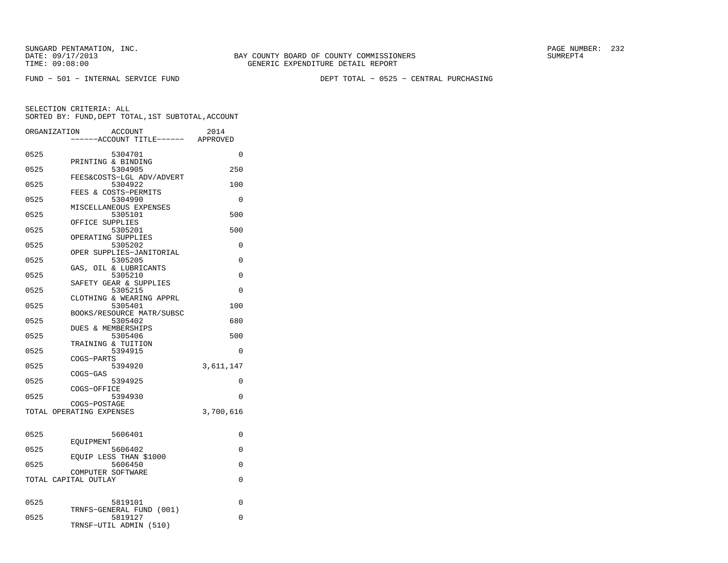SUNGARD PENTAMATION, INC.
DATE: 09/17/2013
TIME: 09:08:00

BAY COUNTY BOARD OF COUNTY COMMISSIONERS
GENERIC EXPENDITURE DETAIL REPORT

SUMREPT4

FUND - 501 - INTERNAL SERVICE FUND

DEPT TOTAL - 0525 - CENTRAL PURCHASING

SELECTION CRITERIA: ALL
SORTED BY: FUND,DEPT TOTAL,1ST SUBTOTAL,ACCOUNT

| ORGANIZATION | ACCOUNT / ------ACCOUNT TITLE------ | 2014 APPROVED |
|---|---|---|
| 0525 | 5304701 PRINTING & BINDING | 0 |
| 0525 | 5304905 FEES&COSTS-LGL ADV/ADVERT | 250 |
| 0525 | 5304922 FEES & COSTS-PERMITS | 100 |
| 0525 | 5304990 MISCELLANEOUS EXPENSES | 0 |
| 0525 | 5305101 OFFICE SUPPLIES | 500 |
| 0525 | 5305201 OPERATING SUPPLIES | 500 |
| 0525 | 5305202 OPER SUPPLIES-JANITORIAL | 0 |
| 0525 | 5305205 GAS, OIL & LUBRICANTS | 0 |
| 0525 | 5305210 SAFETY GEAR & SUPPLIES | 0 |
| 0525 | 5305215 CLOTHING & WEARING APPRL | 0 |
| 0525 | 5305401 BOOKS/RESOURCE MATR/SUBSC | 100 |
| 0525 | 5305402 DUES & MEMBERSHIPS | 680 |
| 0525 | 5305406 TRAINING & TUITION | 500 |
| 0525 | 5394915 COGS-PARTS | 0 |
| 0525 | 5394920 COGS-GAS | 3,611,147 |
| 0525 | 5394925 COGS-OFFICE | 0 |
| 0525 | 5394930 COGS-POSTAGE | 0 |
| TOTAL OPERATING EXPENSES | | 3,700,616 |
| 0525 | 5606401 EQUIPMENT | 0 |
| 0525 | 5606402 EQUIP LESS THAN $1000 | 0 |
| 0525 | 5606450 COMPUTER SOFTWARE | 0 |
| TOTAL CAPITAL OUTLAY | | 0 |
| 0525 | 5819101 TRNFS-GENERAL FUND (001) | 0 |
| 0525 | 5819127 TRNSF-UTIL ADMIN (510) | 0 |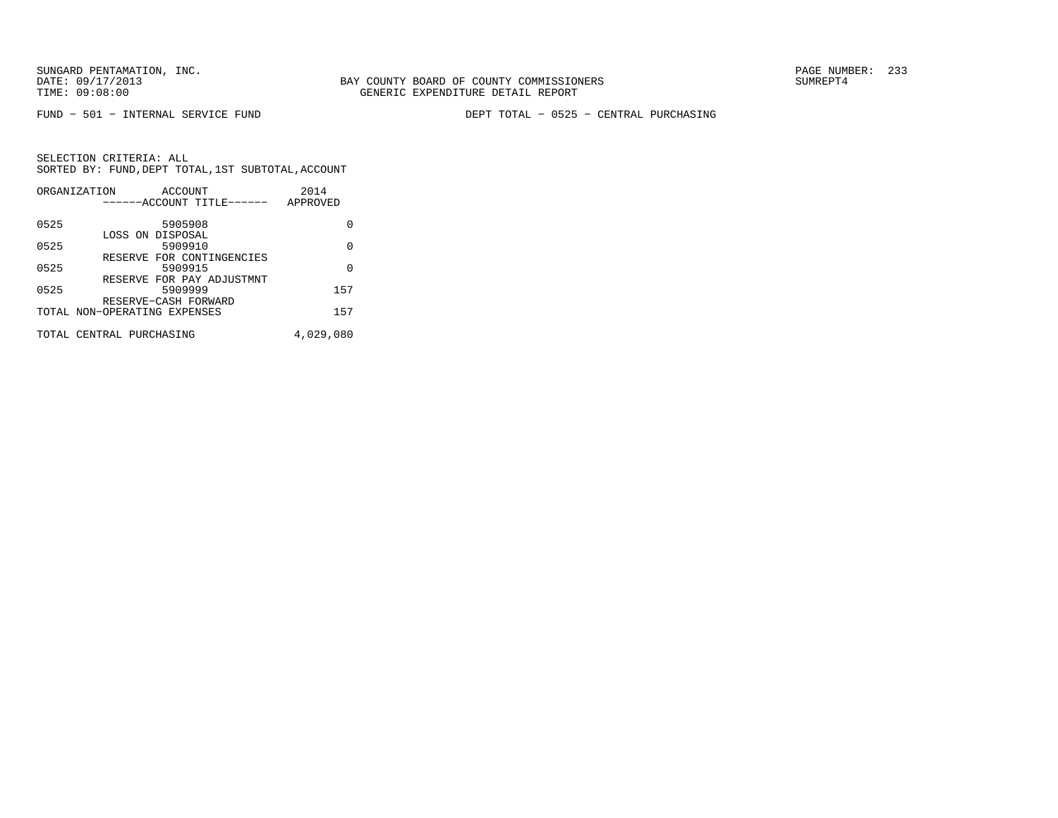SUNGARD PENTAMATION, INC.
DATE: 09/17/2013
TIME: 09:08:00

BAY COUNTY BOARD OF COUNTY COMMISSIONERS
GENERIC EXPENDITURE DETAIL REPORT

SUMREPT4

FUND - 501 - INTERNAL SERVICE FUND

DEPT TOTAL - 0525 - CENTRAL PURCHASING

SELECTION CRITERIA: ALL
SORTED BY: FUND,DEPT TOTAL,1ST SUBTOTAL,ACCOUNT

| ORGANIZATION | ACCOUNT ------ACCOUNT TITLE------ | 2014 APPROVED |
|---|---|---|
| 0525 | 5905908 LOSS ON DISPOSAL | 0 |
| 0525 | 5909910 RESERVE FOR CONTINGENCIES | 0 |
| 0525 | 5909915 RESERVE FOR PAY ADJUSTMNT | 0 |
| 0525 | 5909999 RESERVE-CASH FORWARD | 157 |
| TOTAL NON-OPERATING EXPENSES | | 157 |
| TOTAL CENTRAL PURCHASING | | 4,029,080 |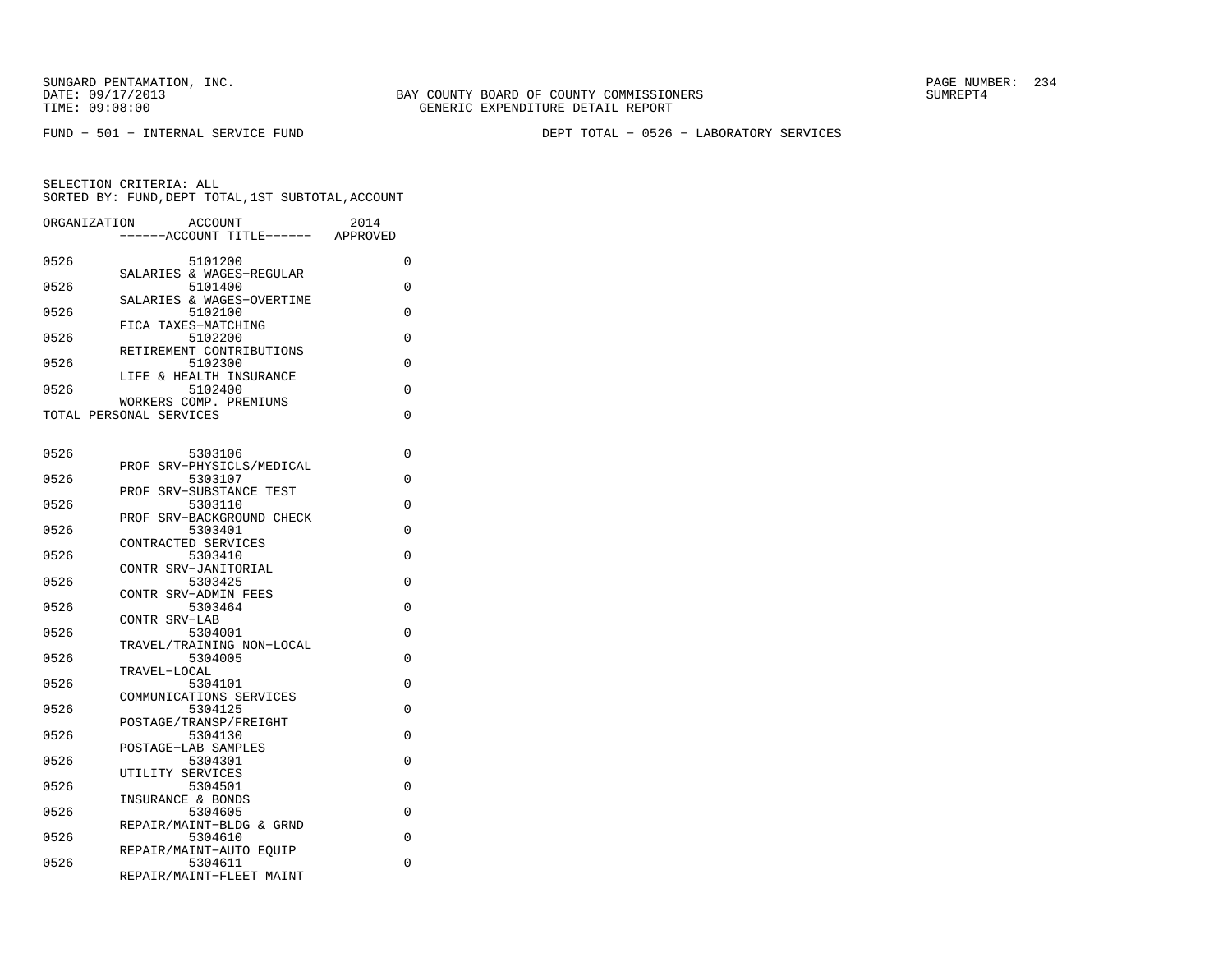SUNGARD PENTAMATION, INC.
DATE: 09/17/2013
TIME: 09:08:00

BAY COUNTY BOARD OF COUNTY COMMISSIONERS
GENERIC EXPENDITURE DETAIL REPORT

SUMREPT4

FUND - 501 - INTERNAL SERVICE FUND

DEPT TOTAL - 0526 - LABORATORY SERVICES

SELECTION CRITERIA: ALL
SORTED BY: FUND,DEPT TOTAL,1ST SUBTOTAL,ACCOUNT

| ORGANIZATION | ACCOUNT ------ACCOUNT TITLE------ | 2014 APPROVED |
|---|---|---|
| 0526 | 5101200 SALARIES & WAGES-REGULAR | 0 |
| 0526 | 5101400 SALARIES & WAGES-OVERTIME | 0 |
| 0526 | 5102100 FICA TAXES-MATCHING | 0 |
| 0526 | 5102200 RETIREMENT CONTRIBUTIONS | 0 |
| 0526 | 5102300 LIFE & HEALTH INSURANCE | 0 |
| 0526 | 5102400 WORKERS COMP. PREMIUMS | 0 |
| TOTAL PERSONAL SERVICES | | 0 |
| 0526 | 5303106 PROF SRV-PHYSICLS/MEDICAL | 0 |
| 0526 | 5303107 PROF SRV-SUBSTANCE TEST | 0 |
| 0526 | 5303110 PROF SRV-BACKGROUND CHECK | 0 |
| 0526 | 5303401 CONTRACTED SERVICES | 0 |
| 0526 | 5303410 CONTR SRV-JANITORIAL | 0 |
| 0526 | 5303425 CONTR SRV-ADMIN FEES | 0 |
| 0526 | 5303464 CONTR SRV-LAB | 0 |
| 0526 | 5304001 TRAVEL/TRAINING NON-LOCAL | 0 |
| 0526 | 5304005 TRAVEL-LOCAL | 0 |
| 0526 | 5304101 COMMUNICATIONS SERVICES | 0 |
| 0526 | 5304125 POSTAGE/TRANSP/FREIGHT | 0 |
| 0526 | 5304130 POSTAGE-LAB SAMPLES | 0 |
| 0526 | 5304301 UTILITY SERVICES | 0 |
| 0526 | 5304501 INSURANCE & BONDS | 0 |
| 0526 | 5304605 REPAIR/MAINT-BLDG & GRND | 0 |
| 0526 | 5304610 REPAIR/MAINT-AUTO EQUIP | 0 |
| 0526 | 5304611 REPAIR/MAINT-FLEET MAINT | 0 |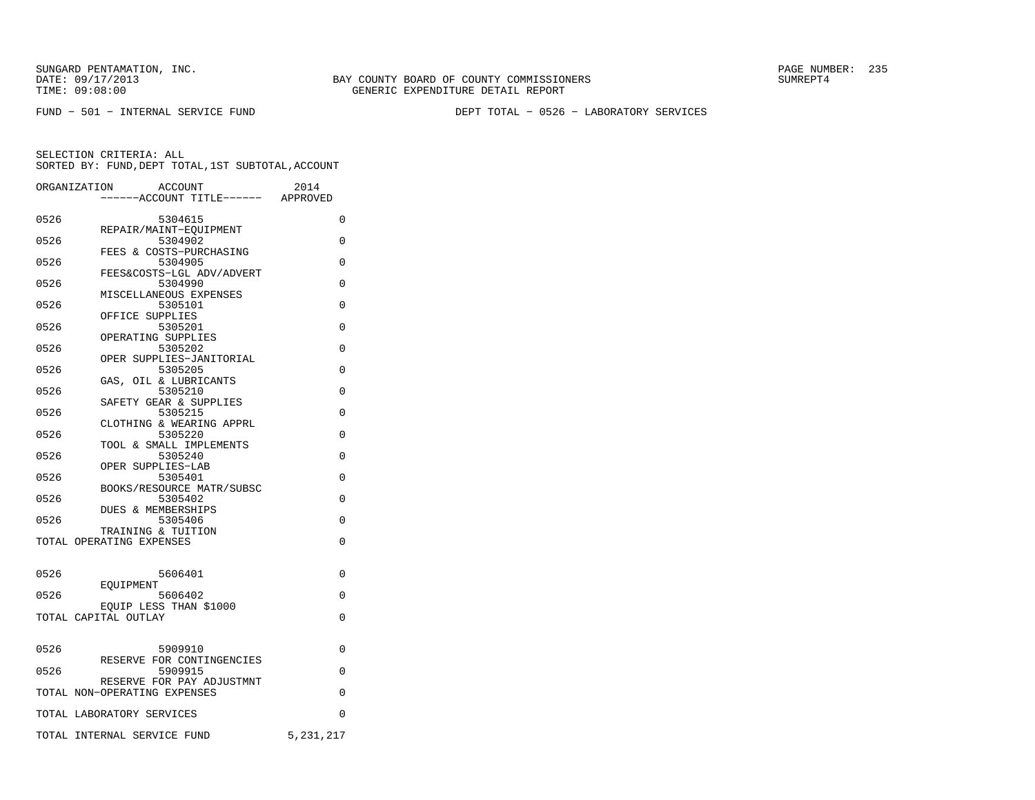SUNGARD PENTAMATION, INC.
DATE: 09/17/2013
TIME: 09:08:00

BAY COUNTY BOARD OF COUNTY COMMISSIONERS
GENERIC EXPENDITURE DETAIL REPORT

PAGE NUMBER: 235
SUMREPT4

FUND − 501 − INTERNAL SERVICE FUND

DEPT TOTAL − 0526 − LABORATORY SERVICES

SELECTION CRITERIA: ALL
SORTED BY: FUND,DEPT TOTAL,1ST SUBTOTAL,ACCOUNT

| ORGANIZATION | ACCOUNT ------ACCOUNT TITLE------ | 2014 APPROVED |
|---|---|---|
| 0526 | 5304615 REPAIR/MAINT−EQUIPMENT | 0 |
| 0526 | 5304902 FEES & COSTS−PURCHASING | 0 |
| 0526 | 5304905 FEES&COSTS−LGL ADV/ADVERT | 0 |
| 0526 | 5304990 MISCELLANEOUS EXPENSES | 0 |
| 0526 | 5305101 OFFICE SUPPLIES | 0 |
| 0526 | 5305201 OPERATING SUPPLIES | 0 |
| 0526 | 5305202 OPER SUPPLIES−JANITORIAL | 0 |
| 0526 | 5305205 GAS, OIL & LUBRICANTS | 0 |
| 0526 | 5305210 SAFETY GEAR & SUPPLIES | 0 |
| 0526 | 5305215 CLOTHING & WEARING APPRL | 0 |
| 0526 | 5305220 TOOL & SMALL IMPLEMENTS | 0 |
| 0526 | 5305240 OPER SUPPLIES−LAB | 0 |
| 0526 | 5305401 BOOKS/RESOURCE MATR/SUBSC | 0 |
| 0526 | 5305402 DUES & MEMBERSHIPS | 0 |
| 0526 | 5305406 TRAINING & TUITION | 0 |
| TOTAL OPERATING EXPENSES | | 0 |
| 0526 | 5606401 EQUIPMENT | 0 |
| 0526 | 5606402 EQUIP LESS THAN $1000 | 0 |
| TOTAL CAPITAL OUTLAY | | 0 |
| 0526 | 5909910 RESERVE FOR CONTINGENCIES | 0 |
| 0526 | 5909915 RESERVE FOR PAY ADJUSTMNT | 0 |
| TOTAL NON−OPERATING EXPENSES | | 0 |
| TOTAL LABORATORY SERVICES | | 0 |
| TOTAL INTERNAL SERVICE FUND | | 5,231,217 |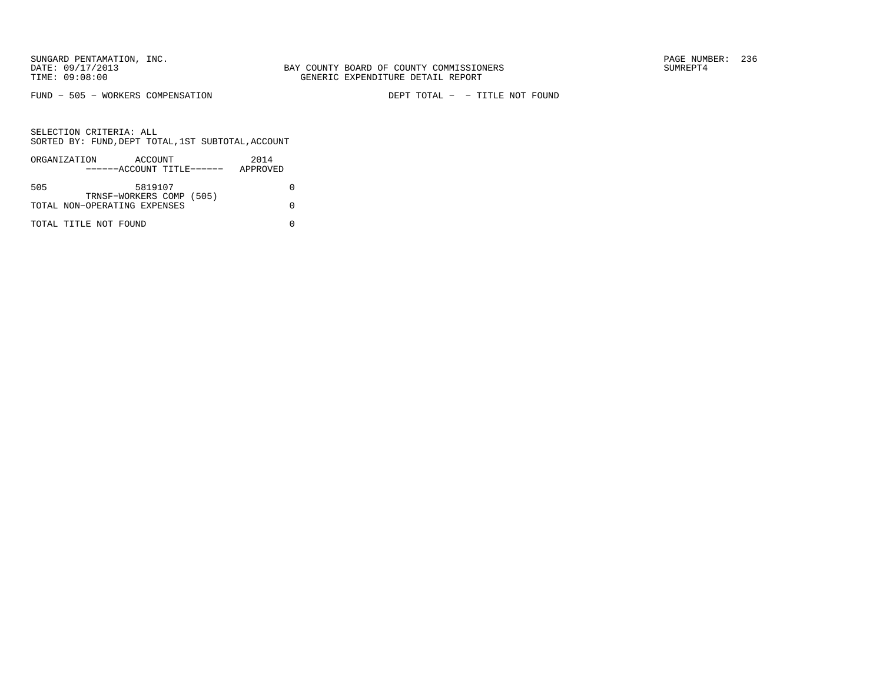SUNGARD PENTAMATION, INC.
DATE: 09/17/2013
TIME: 09:08:00

BAY COUNTY BOARD OF COUNTY COMMISSIONERS
GENERIC EXPENDITURE DETAIL REPORT

SUMREPT4

FUND - 505 - WORKERS COMPENSATION

DEPT TOTAL - - TITLE NOT FOUND

SELECTION CRITERIA: ALL
SORTED BY: FUND,DEPT TOTAL,1ST SUBTOTAL,ACCOUNT

| ORGANIZATION | ACCOUNT ------ACCOUNT TITLE------ | 2014 APPROVED |
|---|---|---|
| 505 | 5819107 TRNSF-WORKERS COMP (505) | 0 |
| TOTAL NON-OPERATING EXPENSES | | 0 |
| TOTAL TITLE NOT FOUND | | 0 |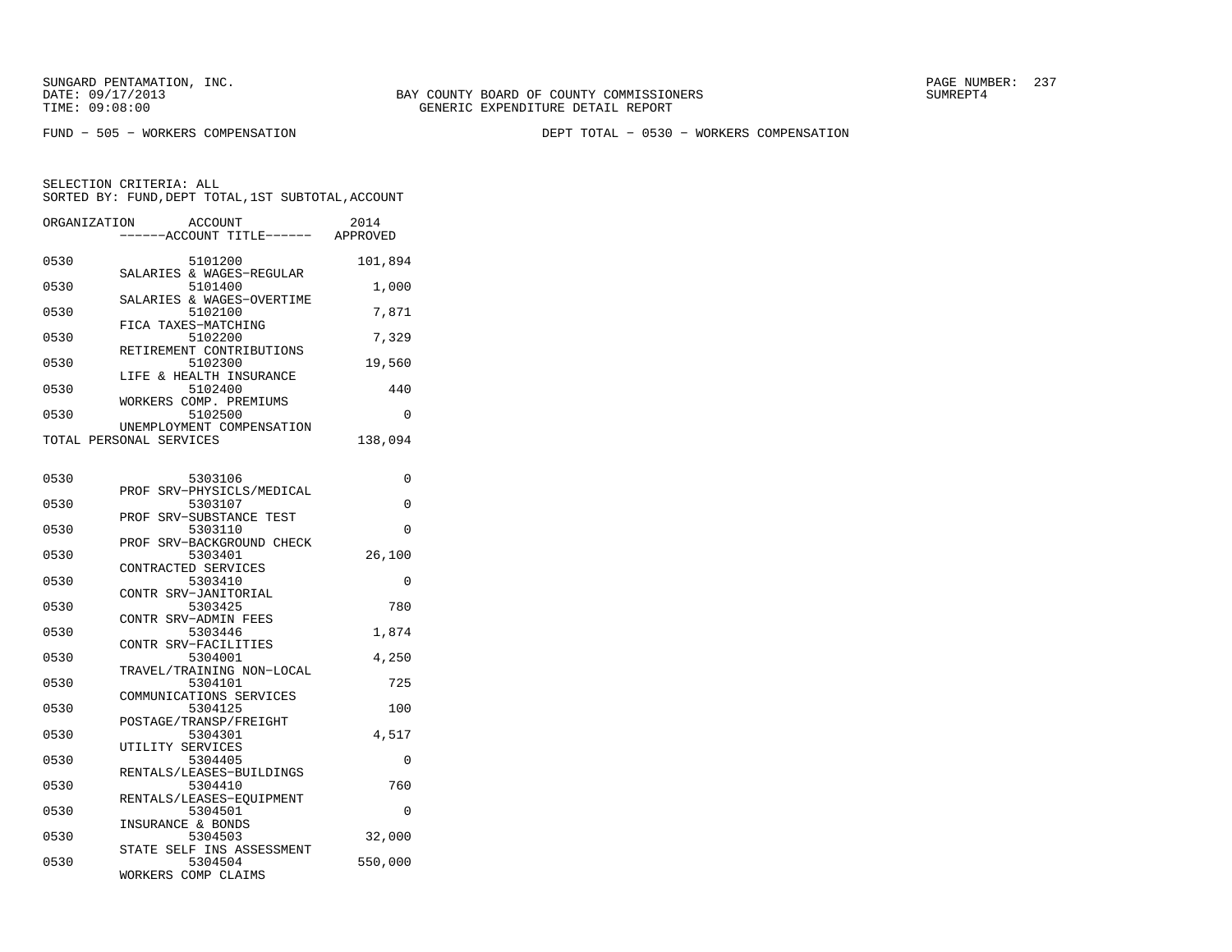SUNGARD PENTAMATION, INC.
DATE: 09/17/2013
TIME: 09:08:00

BAY COUNTY BOARD OF COUNTY COMMISSIONERS
GENERIC EXPENDITURE DETAIL REPORT

SUMREPT4

FUND − 505 − WORKERS COMPENSATION

DEPT TOTAL − 0530 − WORKERS COMPENSATION

SELECTION CRITERIA: ALL
SORTED BY: FUND,DEPT TOTAL,1ST SUBTOTAL,ACCOUNT

| ORGANIZATION | ACCOUNT / ACCOUNT TITLE | 2014 APPROVED |
|---|---|---|
| 0530 | 5101200 SALARIES & WAGES−REGULAR | 101,894 |
| 0530 | 5101400 SALARIES & WAGES−OVERTIME | 1,000 |
| 0530 | 5102100 FICA TAXES−MATCHING | 7,871 |
| 0530 | 5102200 RETIREMENT CONTRIBUTIONS | 7,329 |
| 0530 | 5102300 LIFE & HEALTH INSURANCE | 19,560 |
| 0530 | 5102400 WORKERS COMP. PREMIUMS | 440 |
| 0530 | 5102500 UNEMPLOYMENT COMPENSATION | 0 |
| TOTAL PERSONAL SERVICES | | 138,094 |
| 0530 | 5303106 PROF SRV−PHYSICLS/MEDICAL | 0 |
| 0530 | 5303107 PROF SRV−SUBSTANCE TEST | 0 |
| 0530 | 5303110 PROF SRV−BACKGROUND CHECK | 0 |
| 0530 | 5303401 CONTRACTED SERVICES | 26,100 |
| 0530 | 5303410 CONTR SRV−JANITORIAL | 0 |
| 0530 | 5303425 CONTR SRV−ADMIN FEES | 780 |
| 0530 | 5303446 CONTR SRV−FACILITIES | 1,874 |
| 0530 | 5304001 TRAVEL/TRAINING NON−LOCAL | 4,250 |
| 0530 | 5304101 COMMUNICATIONS SERVICES | 725 |
| 0530 | 5304125 POSTAGE/TRANSP/FREIGHT | 100 |
| 0530 | 5304301 UTILITY SERVICES | 4,517 |
| 0530 | 5304405 RENTALS/LEASES−BUILDINGS | 0 |
| 0530 | 5304410 RENTALS/LEASES−EQUIPMENT | 760 |
| 0530 | 5304501 INSURANCE & BONDS | 0 |
| 0530 | 5304503 STATE SELF INS ASSESSMENT | 32,000 |
| 0530 | 5304504 WORKERS COMP CLAIMS | 550,000 |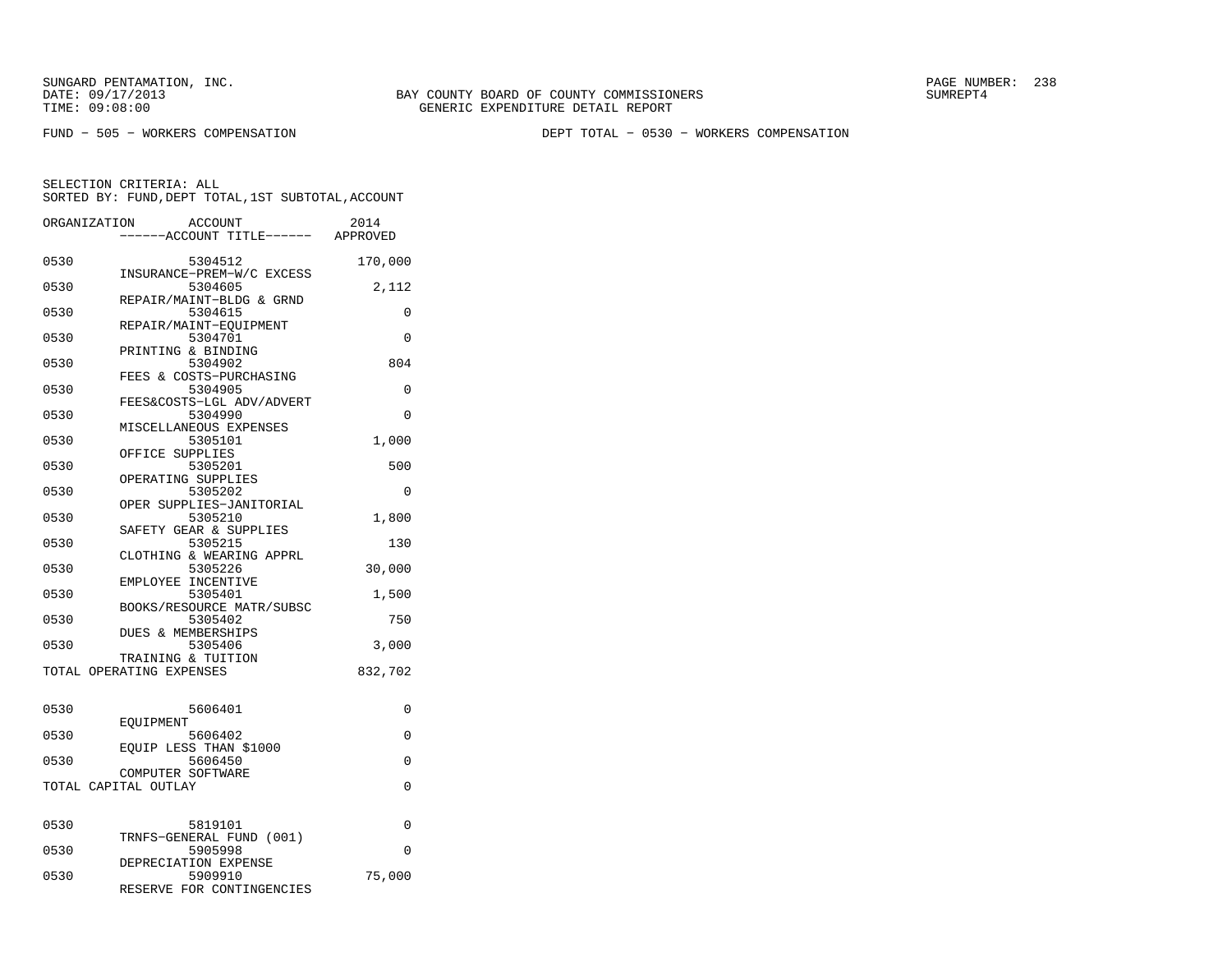SUNGARD PENTAMATION, INC.
DATE: 09/17/2013
TIME: 09:08:00

BAY COUNTY BOARD OF COUNTY COMMISSIONERS
GENERIC EXPENDITURE DETAIL REPORT

SUMREPT4

FUND − 505 − WORKERS COMPENSATION

DEPT TOTAL − 0530 − WORKERS COMPENSATION

SELECTION CRITERIA: ALL
SORTED BY: FUND,DEPT TOTAL,1ST SUBTOTAL,ACCOUNT

| ORGANIZATION | ACCOUNT / ------ACCOUNT TITLE------ | 2014 APPROVED |
|---|---|---|
| 0530 | 5304512 INSURANCE−PREM−W/C EXCESS | 170,000 |
| 0530 | 5304605 REPAIR/MAINT−BLDG & GRND | 2,112 |
| 0530 | 5304615 REPAIR/MAINT−EQUIPMENT | 0 |
| 0530 | 5304701 PRINTING & BINDING | 0 |
| 0530 | 5304902 FEES & COSTS−PURCHASING | 804 |
| 0530 | 5304905 FEES&COSTS−LGL ADV/ADVERT | 0 |
| 0530 | 5304990 MISCELLANEOUS EXPENSES | 0 |
| 0530 | 5305101 OFFICE SUPPLIES | 1,000 |
| 0530 | 5305201 OPERATING SUPPLIES | 500 |
| 0530 | 5305202 OPER SUPPLIES−JANITORIAL | 0 |
| 0530 | 5305210 SAFETY GEAR & SUPPLIES | 1,800 |
| 0530 | 5305215 CLOTHING & WEARING APPRL | 130 |
| 0530 | 5305226 EMPLOYEE INCENTIVE | 30,000 |
| 0530 | 5305401 BOOKS/RESOURCE MATR/SUBSC | 1,500 |
| 0530 | 5305402 DUES & MEMBERSHIPS | 750 |
| 0530 | 5305406 TRAINING & TUITION | 3,000 |
| TOTAL OPERATING EXPENSES | | 832,702 |
| 0530 | 5606401 EQUIPMENT | 0 |
| 0530 | 5606402 EQUIP LESS THAN $1000 | 0 |
| 0530 | 5606450 COMPUTER SOFTWARE | 0 |
| TOTAL CAPITAL OUTLAY | | 0 |
| 0530 | 5819101 TRNFS−GENERAL FUND (001) | 0 |
| 0530 | 5905998 DEPRECIATION EXPENSE | 0 |
| 0530 | 5909910 RESERVE FOR CONTINGENCIES | 75,000 |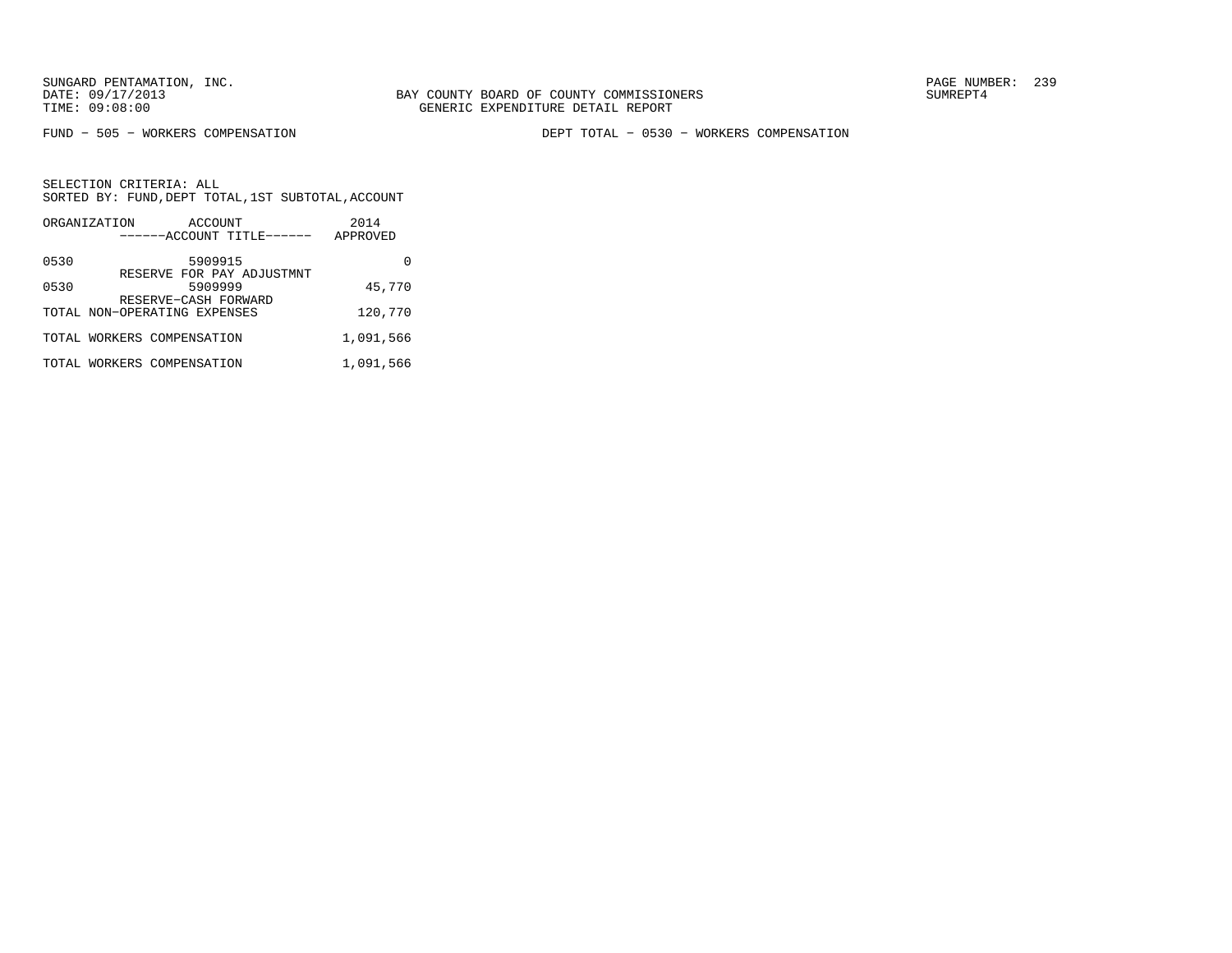FUND − 505 − WORKERS COMPENSATION　　　　DEPT TOTAL − 0530 − WORKERS COMPENSATION

SELECTION CRITERIA: ALL
SORTED BY: FUND,DEPT TOTAL,1ST SUBTOTAL,ACCOUNT

| ORGANIZATION | ACCOUNT ------ACCOUNT TITLE------ | 2014 APPROVED |
|---|---|---|
| 0530 | 5909915 RESERVE FOR PAY ADJUSTMNT | 0 |
| 0530 | 5909999 RESERVE−CASH FORWARD | 45,770 |
| TOTAL NON−OPERATING EXPENSES | | 120,770 |
| TOTAL WORKERS COMPENSATION | | 1,091,566 |
| TOTAL WORKERS COMPENSATION | | 1,091,566 |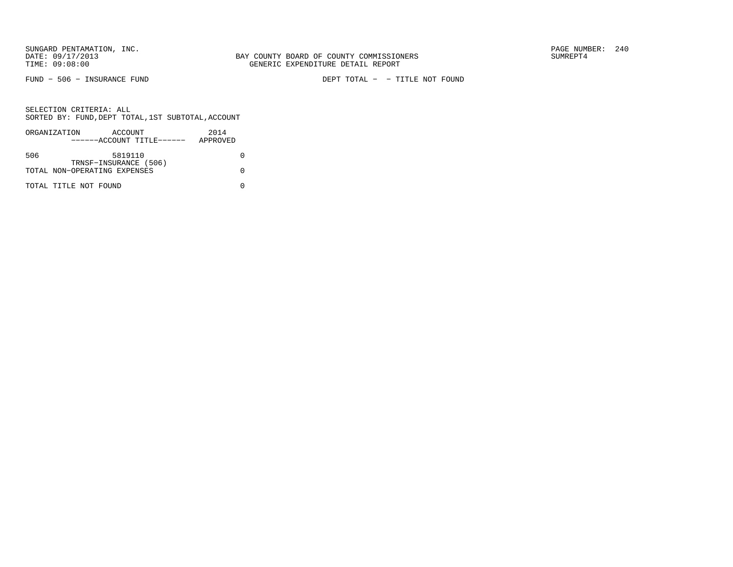BAY COUNTY BOARD OF COUNTY COMMISSIONERS
GENERIC EXPENDITURE DETAIL REPORT

FUND − 506 − INSURANCE FUND

DEPT TOTAL − − TITLE NOT FOUND

SELECTION CRITERIA: ALL
SORTED BY: FUND,DEPT TOTAL,1ST SUBTOTAL,ACCOUNT

| ORGANIZATION | ACCOUNT ------ACCOUNT TITLE------ | 2014 APPROVED |
|---|---|---|
| 506 | 5819110 TRNSF−INSURANCE (506) | 0 |
| TOTAL NON−OPERATING EXPENSES | | 0 |
| TOTAL TITLE NOT FOUND | | 0 |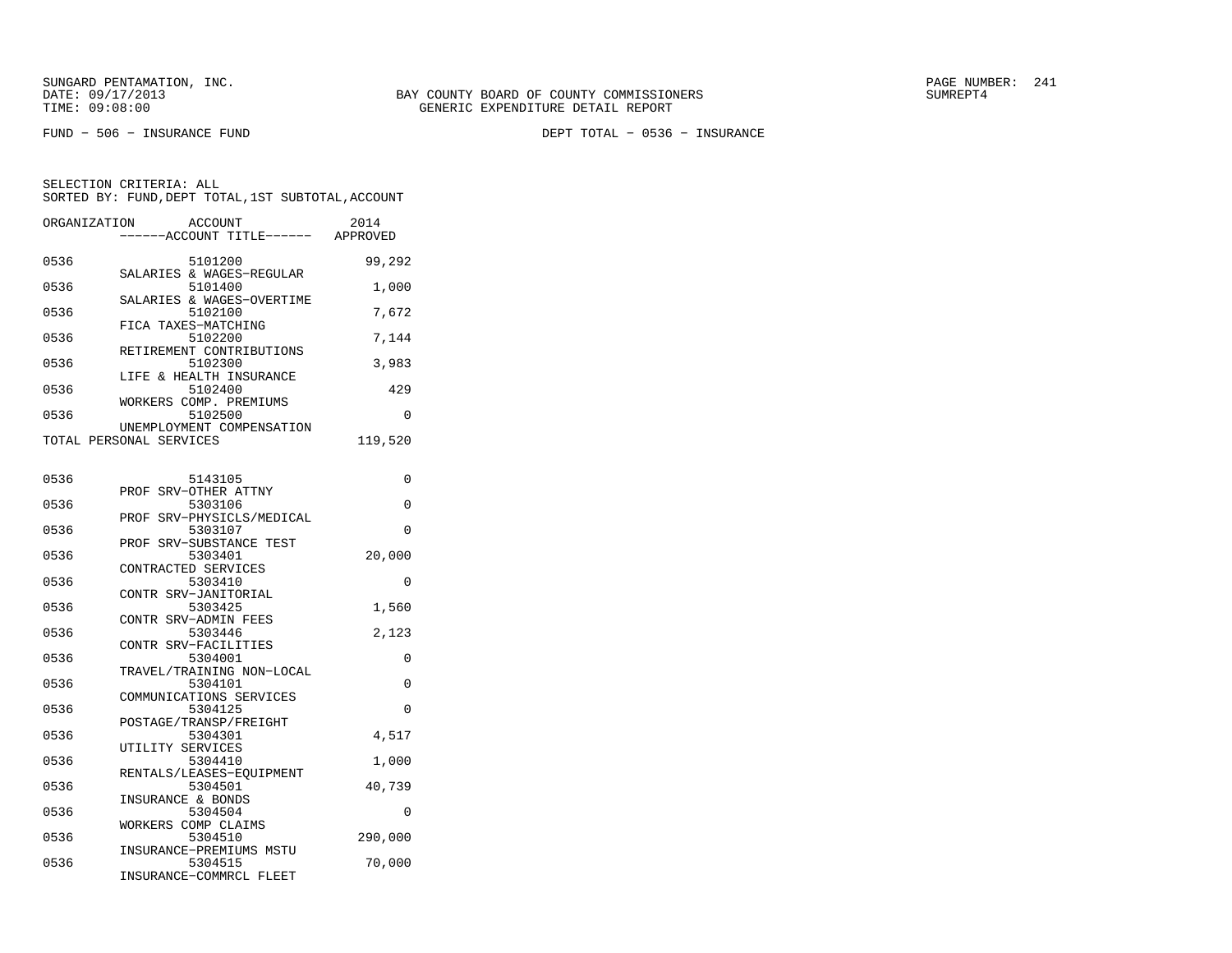SUNGARD PENTAMATION, INC.
DATE: 09/17/2013
TIME: 09:08:00

BAY COUNTY BOARD OF COUNTY COMMISSIONERS
GENERIC EXPENDITURE DETAIL REPORT

SUMREPT4

FUND - 506 - INSURANCE FUND

DEPT TOTAL - 0536 - INSURANCE

SELECTION CRITERIA: ALL
SORTED BY: FUND,DEPT TOTAL,1ST SUBTOTAL,ACCOUNT

| ORGANIZATION | ACCOUNT / ACCOUNT TITLE | 2014 APPROVED |
|---|---|---|
| 0536 | 5101200 SALARIES & WAGES-REGULAR | 99,292 |
| 0536 | 5101400 SALARIES & WAGES-OVERTIME | 1,000 |
| 0536 | 5102100 FICA TAXES-MATCHING | 7,672 |
| 0536 | 5102200 RETIREMENT CONTRIBUTIONS | 7,144 |
| 0536 | 5102300 LIFE & HEALTH INSURANCE | 3,983 |
| 0536 | 5102400 WORKERS COMP. PREMIUMS | 429 |
| 0536 | 5102500 UNEMPLOYMENT COMPENSATION | 0 |
| TOTAL PERSONAL SERVICES | | 119,520 |
| 0536 | 5143105 PROF SRV-OTHER ATTNY | 0 |
| 0536 | 5303106 PROF SRV-PHYSICLS/MEDICAL | 0 |
| 0536 | 5303107 PROF SRV-SUBSTANCE TEST | 0 |
| 0536 | 5303401 CONTRACTED SERVICES | 20,000 |
| 0536 | 5303410 CONTR SRV-JANITORIAL | 0 |
| 0536 | 5303425 CONTR SRV-ADMIN FEES | 1,560 |
| 0536 | 5303446 CONTR SRV-FACILITIES | 2,123 |
| 0536 | 5304001 TRAVEL/TRAINING NON-LOCAL | 0 |
| 0536 | 5304101 COMMUNICATIONS SERVICES | 0 |
| 0536 | 5304125 POSTAGE/TRANSP/FREIGHT | 0 |
| 0536 | 5304301 UTILITY SERVICES | 4,517 |
| 0536 | 5304410 RENTALS/LEASES-EQUIPMENT | 1,000 |
| 0536 | 5304501 INSURANCE & BONDS | 40,739 |
| 0536 | 5304504 WORKERS COMP CLAIMS | 0 |
| 0536 | 5304510 INSURANCE-PREMIUMS MSTU | 290,000 |
| 0536 | 5304515 INSURANCE-COMMRCL FLEET | 70,000 |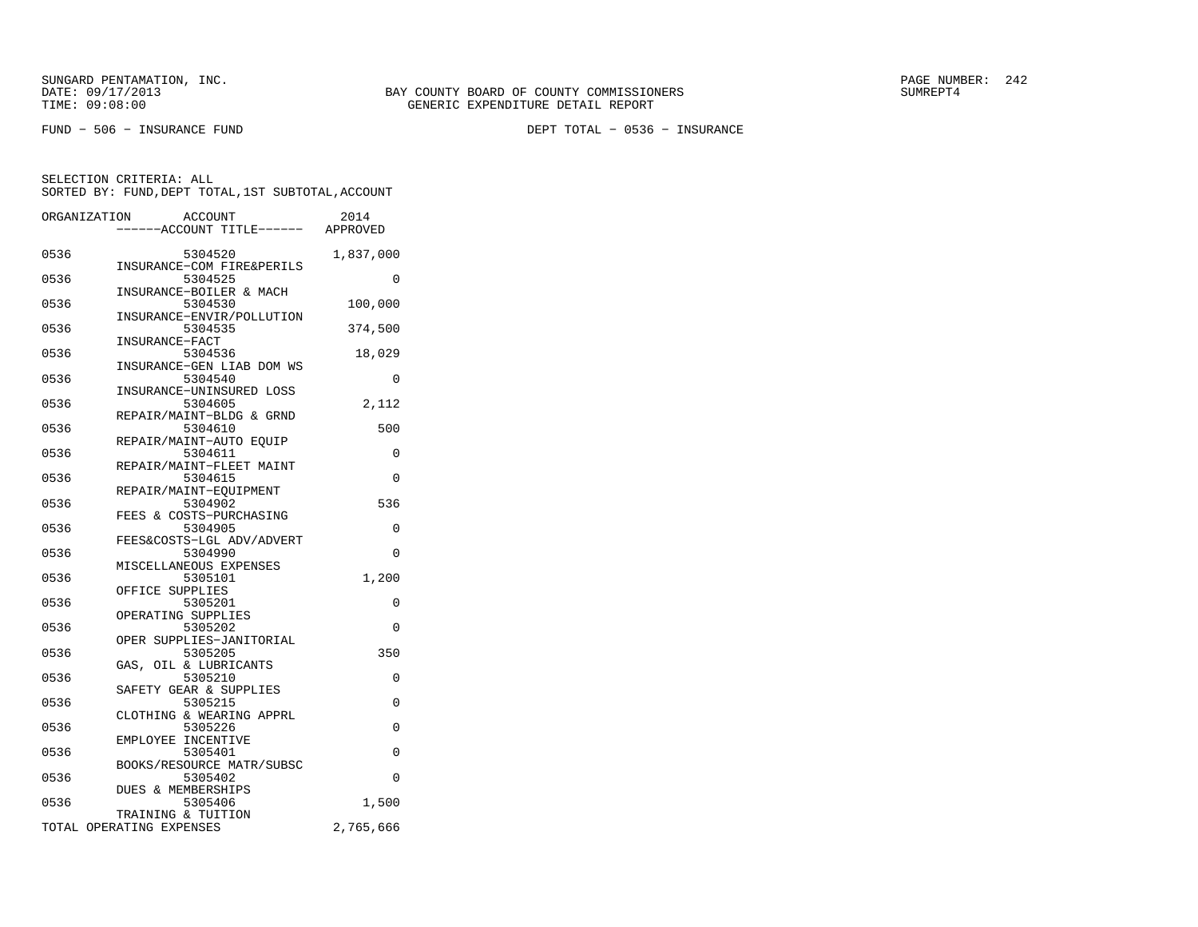SUNGARD PENTAMATION, INC.
DATE: 09/17/2013
TIME: 09:08:00

BAY COUNTY BOARD OF COUNTY COMMISSIONERS
GENERIC EXPENDITURE DETAIL REPORT

SUMREPT4

FUND - 506 - INSURANCE FUND

DEPT TOTAL - 0536 - INSURANCE

SELECTION CRITERIA: ALL
SORTED BY: FUND,DEPT TOTAL,1ST SUBTOTAL,ACCOUNT

| ORGANIZATION | ACCOUNT / ------ACCOUNT TITLE------ | 2014 APPROVED |
|---|---|---|
| 0536 | 5304520 INSURANCE-COM FIRE&PERILS | 1,837,000 |
| 0536 | 5304525 INSURANCE-BOILER & MACH | 0 |
| 0536 | 5304530 INSURANCE-ENVIR/POLLUTION | 100,000 |
| 0536 | 5304535 INSURANCE-FACT | 374,500 |
| 0536 | 5304536 INSURANCE-GEN LIAB DOM WS | 18,029 |
| 0536 | 5304540 INSURANCE-UNINSURED LOSS | 0 |
| 0536 | 5304605 REPAIR/MAINT-BLDG & GRND | 2,112 |
| 0536 | 5304610 REPAIR/MAINT-AUTO EQUIP | 500 |
| 0536 | 5304611 REPAIR/MAINT-FLEET MAINT | 0 |
| 0536 | 5304615 REPAIR/MAINT-EQUIPMENT | 0 |
| 0536 | 5304902 FEES & COSTS-PURCHASING | 536 |
| 0536 | 5304905 FEES&COSTS-LGL ADV/ADVERT | 0 |
| 0536 | 5304990 MISCELLANEOUS EXPENSES | 0 |
| 0536 | 5305101 OFFICE SUPPLIES | 1,200 |
| 0536 | 5305201 OPERATING SUPPLIES | 0 |
| 0536 | 5305202 OPER SUPPLIES-JANITORIAL | 0 |
| 0536 | 5305205 GAS, OIL & LUBRICANTS | 350 |
| 0536 | 5305210 SAFETY GEAR & SUPPLIES | 0 |
| 0536 | 5305215 CLOTHING & WEARING APPRL | 0 |
| 0536 | 5305226 EMPLOYEE INCENTIVE | 0 |
| 0536 | 5305401 BOOKS/RESOURCE MATR/SUBSC | 0 |
| 0536 | 5305402 DUES & MEMBERSHIPS | 0 |
| 0536 | 5305406 TRAINING & TUITION | 1,500 |
| TOTAL OPERATING EXPENSES | | 2,765,666 |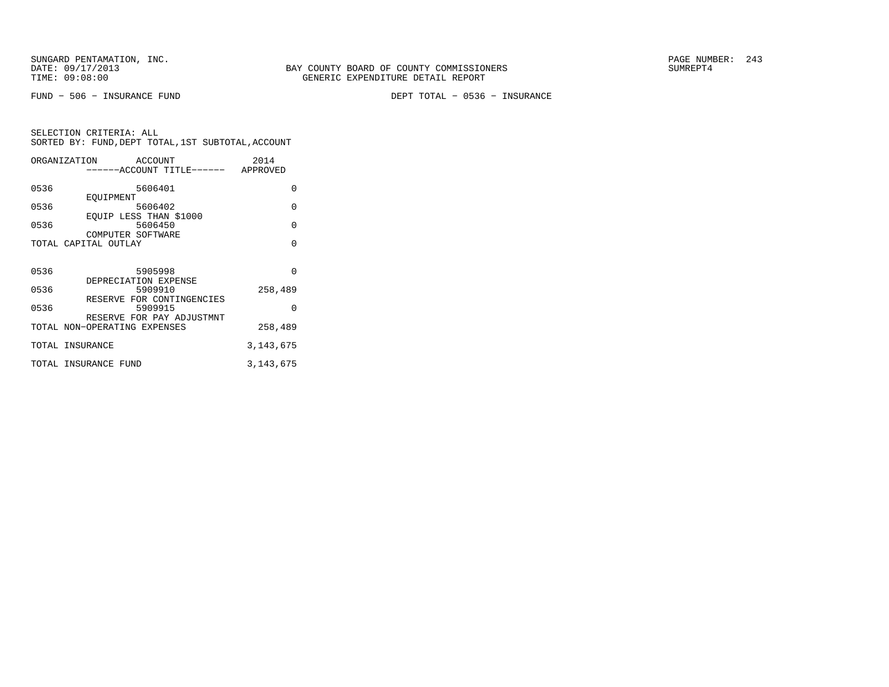SUNGARD PENTAMATION, INC.
DATE: 09/17/2013
TIME: 09:08:00

BAY COUNTY BOARD OF COUNTY COMMISSIONERS
GENERIC EXPENDITURE DETAIL REPORT

SUMREPT4

FUND − 506 − INSURANCE FUND

DEPT TOTAL − 0536 − INSURANCE

SELECTION CRITERIA: ALL
SORTED BY: FUND,DEPT TOTAL,1ST SUBTOTAL,ACCOUNT

| ORGANIZATION | ACCOUNT / ------ACCOUNT TITLE------ | 2014 APPROVED |
|---|---|---|
| 0536 | 5606401 EQUIPMENT | 0 |
| 0536 | 5606402 EQUIP LESS THAN $1000 | 0 |
| 0536 | 5606450 COMPUTER SOFTWARE | 0 |
| TOTAL CAPITAL OUTLAY | | 0 |
| 0536 | 5905998 DEPRECIATION EXPENSE | 0 |
| 0536 | 5909910 RESERVE FOR CONTINGENCIES | 258,489 |
| 0536 | 5909915 RESERVE FOR PAY ADJUSTMNT | 0 |
| TOTAL NON−OPERATING EXPENSES | | 258,489 |
| TOTAL INSURANCE | | 3,143,675 |
| TOTAL INSURANCE FUND | | 3,143,675 |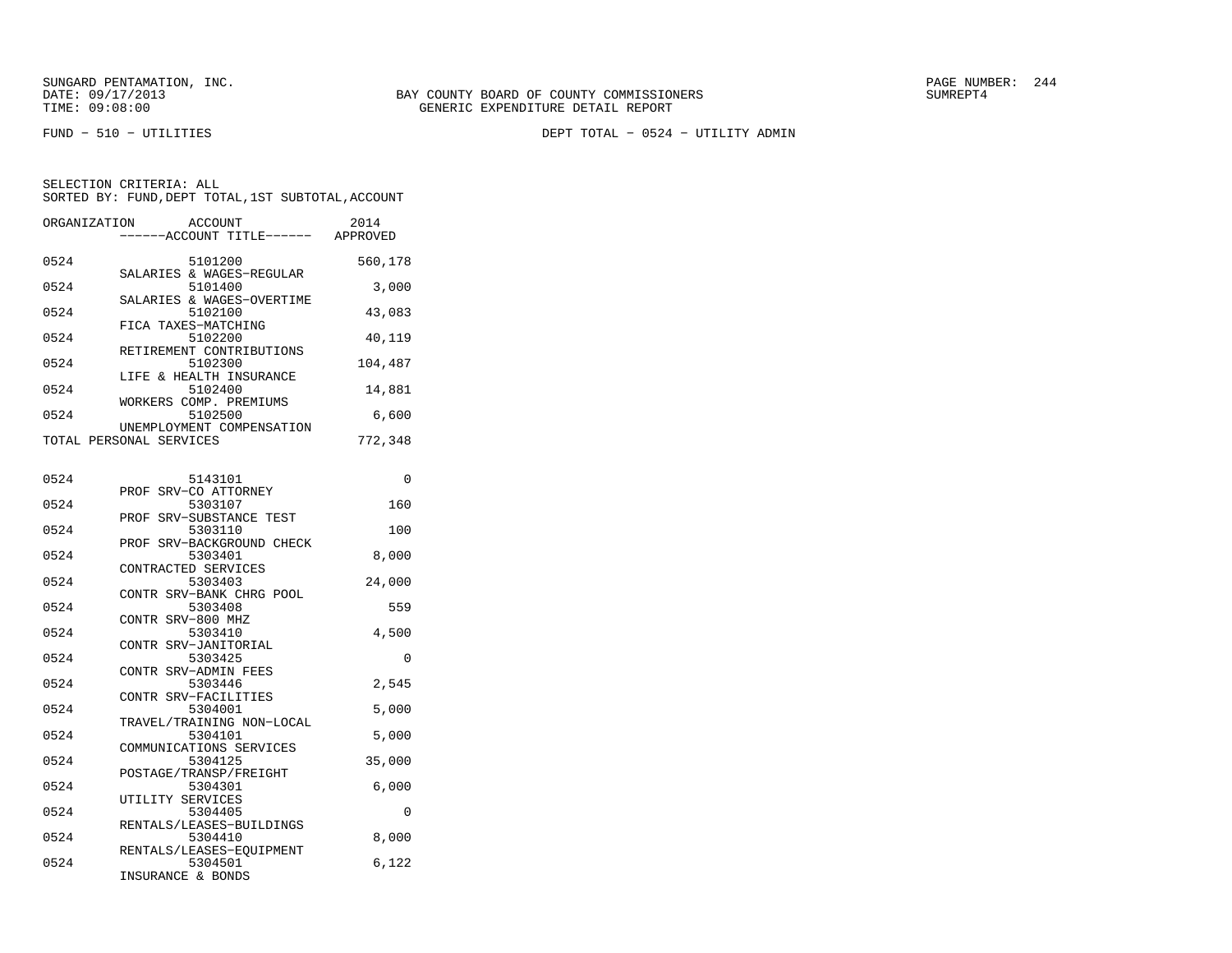SUNGARD PENTAMATION, INC.
DATE: 09/17/2013
TIME: 09:08:00

BAY COUNTY BOARD OF COUNTY COMMISSIONERS
GENERIC EXPENDITURE DETAIL REPORT

PAGE NUMBER: 244
SUMREPT4

FUND - 510 - UTILITIES

DEPT TOTAL - 0524 - UTILITY ADMIN

SELECTION CRITERIA: ALL
SORTED BY: FUND,DEPT TOTAL,1ST SUBTOTAL,ACCOUNT

| ORGANIZATION | ACCOUNT / ------ACCOUNT TITLE------ | 2014 APPROVED |
|---|---|---|
| 0524 | 5101200 SALARIES & WAGES-REGULAR | 560,178 |
| 0524 | 5101400 SALARIES & WAGES-OVERTIME | 3,000 |
| 0524 | 5102100 FICA TAXES-MATCHING | 43,083 |
| 0524 | 5102200 RETIREMENT CONTRIBUTIONS | 40,119 |
| 0524 | 5102300 LIFE & HEALTH INSURANCE | 104,487 |
| 0524 | 5102400 WORKERS COMP. PREMIUMS | 14,881 |
| 0524 | 5102500 UNEMPLOYMENT COMPENSATION | 6,600 |
| TOTAL PERSONAL SERVICES | | 772,348 |
| | | |
| 0524 | 5143101 PROF SRV-CO ATTORNEY | 0 |
| 0524 | 5303107 PROF SRV-SUBSTANCE TEST | 160 |
| 0524 | 5303110 PROF SRV-BACKGROUND CHECK | 100 |
| 0524 | 5303401 CONTRACTED SERVICES | 8,000 |
| 0524 | 5303403 CONTR SRV-BANK CHRG POOL | 24,000 |
| 0524 | 5303408 CONTR SRV-800 MHZ | 559 |
| 0524 | 5303410 CONTR SRV-JANITORIAL | 4,500 |
| 0524 | 5303425 CONTR SRV-ADMIN FEES | 0 |
| 0524 | 5303446 CONTR SRV-FACILITIES | 2,545 |
| 0524 | 5304001 TRAVEL/TRAINING NON-LOCAL | 5,000 |
| 0524 | 5304101 COMMUNICATIONS SERVICES | 5,000 |
| 0524 | 5304125 POSTAGE/TRANSP/FREIGHT | 35,000 |
| 0524 | 5304301 UTILITY SERVICES | 6,000 |
| 0524 | 5304405 RENTALS/LEASES-BUILDINGS | 0 |
| 0524 | 5304410 RENTALS/LEASES-EQUIPMENT | 8,000 |
| 0524 | 5304501 INSURANCE & BONDS | 6,122 |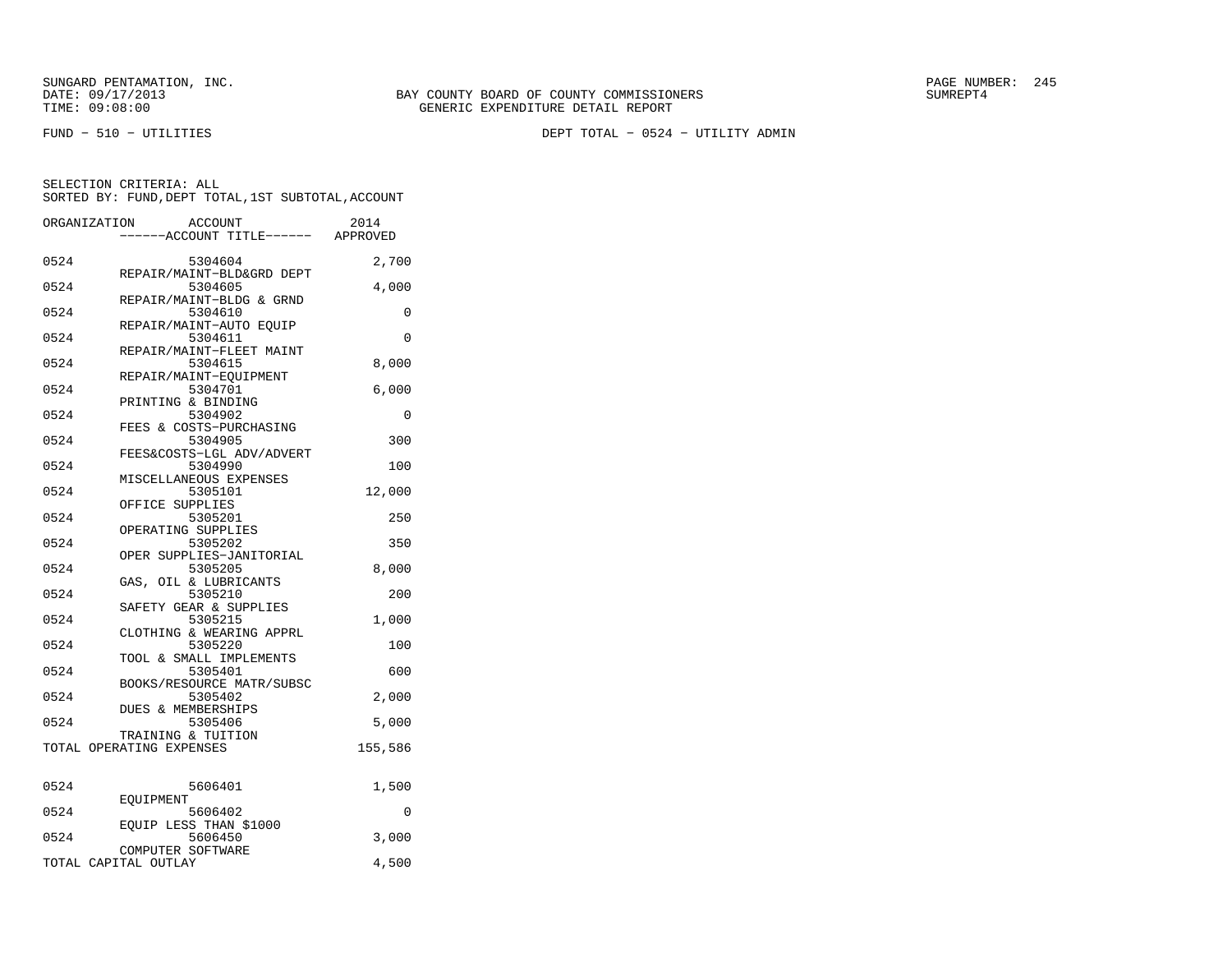SUNGARD PENTAMATION, INC.
DATE: 09/17/2013
TIME: 09:08:00

BAY COUNTY BOARD OF COUNTY COMMISSIONERS
GENERIC EXPENDITURE DETAIL REPORT

SUMREPT4

FUND − 510 − UTILITIES

DEPT TOTAL − 0524 − UTILITY ADMIN

SELECTION CRITERIA: ALL
SORTED BY: FUND,DEPT TOTAL,1ST SUBTOTAL,ACCOUNT

| ORGANIZATION | ACCOUNT / ------ACCOUNT TITLE------ | 2014 APPROVED |
|---|---|---|
| 0524 | 5304604 REPAIR/MAINT−BLD&GRD DEPT | 2,700 |
| 0524 | 5304605 REPAIR/MAINT−BLDG & GRND | 4,000 |
| 0524 | 5304610 REPAIR/MAINT−AUTO EQUIP | 0 |
| 0524 | 5304611 REPAIR/MAINT−FLEET MAINT | 0 |
| 0524 | 5304615 REPAIR/MAINT−EQUIPMENT | 8,000 |
| 0524 | 5304701 PRINTING & BINDING | 6,000 |
| 0524 | 5304902 FEES & COSTS−PURCHASING | 0 |
| 0524 | 5304905 FEES&COSTS−LGL ADV/ADVERT | 300 |
| 0524 | 5304990 MISCELLANEOUS EXPENSES | 100 |
| 0524 | 5305101 OFFICE SUPPLIES | 12,000 |
| 0524 | 5305201 OPERATING SUPPLIES | 250 |
| 0524 | 5305202 OPER SUPPLIES−JANITORIAL | 350 |
| 0524 | 5305205 GAS, OIL & LUBRICANTS | 8,000 |
| 0524 | 5305210 SAFETY GEAR & SUPPLIES | 200 |
| 0524 | 5305215 CLOTHING & WEARING APPRL | 1,000 |
| 0524 | 5305220 TOOL & SMALL IMPLEMENTS | 100 |
| 0524 | 5305401 BOOKS/RESOURCE MATR/SUBSC | 600 |
| 0524 | 5305402 DUES & MEMBERSHIPS | 2,000 |
| 0524 | 5305406 TRAINING & TUITION | 5,000 |
| TOTAL OPERATING EXPENSES | | 155,586 |
| 0524 | 5606401 EQUIPMENT | 1,500 |
| 0524 | 5606402 EQUIP LESS THAN $1000 | 0 |
| 0524 | 5606450 COMPUTER SOFTWARE | 3,000 |
| TOTAL CAPITAL OUTLAY | | 4,500 |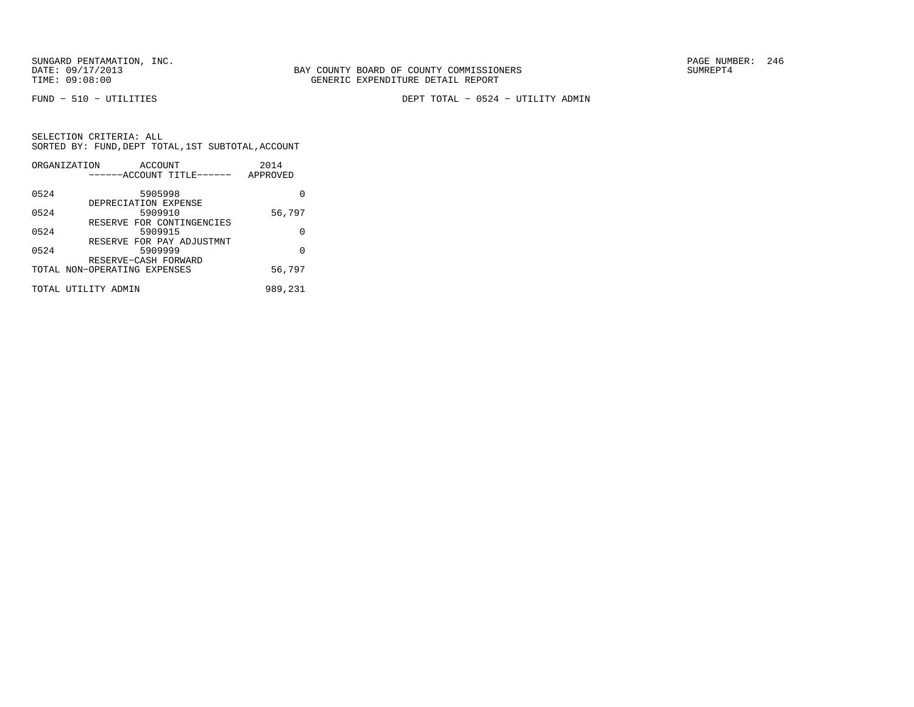BAY COUNTY BOARD OF COUNTY COMMISSIONERS
GENERIC EXPENDITURE DETAIL REPORT

FUND − 510 − UTILITIES

DEPT TOTAL − 0524 − UTILITY ADMIN

SELECTION CRITERIA: ALL
SORTED BY: FUND,DEPT TOTAL,1ST SUBTOTAL,ACCOUNT

| ORGANIZATION | ACCOUNT / ------ACCOUNT TITLE------ | 2014 APPROVED |
|---|---|---|
| 0524 | 5905998 DEPRECIATION EXPENSE | 0 |
| 0524 | 5909910 RESERVE FOR CONTINGENCIES | 56,797 |
| 0524 | 5909915 RESERVE FOR PAY ADJUSTMNT | 0 |
| 0524 | 5909999 RESERVE−CASH FORWARD | 0 |
| TOTAL NON−OPERATING EXPENSES | | 56,797 |
| TOTAL UTILITY ADMIN | | 989,231 |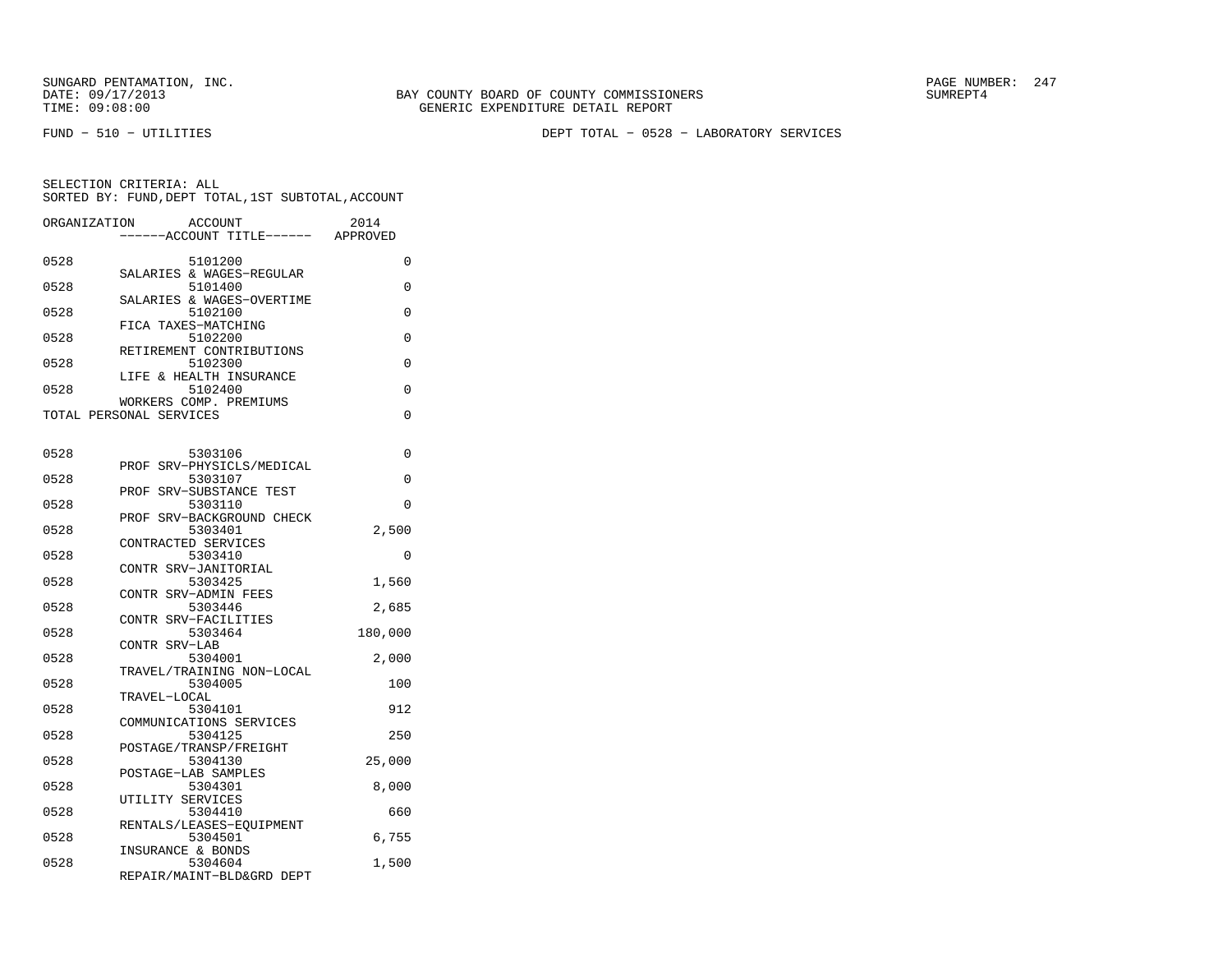SUNGARD PENTAMATION, INC.
DATE: 09/17/2013 BAY COUNTY BOARD OF COUNTY COMMISSIONERS SUMREPT4
TIME: 09:08:00 GENERIC EXPENDITURE DETAIL REPORT

FUND − 510 − UTILITIES DEPT TOTAL − 0528 − LABORATORY SERVICES

SELECTION CRITERIA: ALL
SORTED BY: FUND,DEPT TOTAL,1ST SUBTOTAL,ACCOUNT

| ORGANIZATION | ACCOUNT / ------ACCOUNT TITLE------ | 2014 APPROVED |
|---|---|---|
| 0528 | 5101200 SALARIES & WAGES−REGULAR | 0 |
| 0528 | 5101400 SALARIES & WAGES−OVERTIME | 0 |
| 0528 | 5102100 FICA TAXES−MATCHING | 0 |
| 0528 | 5102200 RETIREMENT CONTRIBUTIONS | 0 |
| 0528 | 5102300 LIFE & HEALTH INSURANCE | 0 |
| 0528 | 5102400 WORKERS COMP. PREMIUMS | 0 |
| TOTAL PERSONAL SERVICES | | 0 |
| 0528 | 5303106 PROF SRV−PHYSICLS/MEDICAL | 0 |
| 0528 | 5303107 PROF SRV−SUBSTANCE TEST | 0 |
| 0528 | 5303110 PROF SRV−BACKGROUND CHECK | 0 |
| 0528 | 5303401 CONTRACTED SERVICES | 2,500 |
| 0528 | 5303410 CONTR SRV−JANITORIAL | 0 |
| 0528 | 5303425 CONTR SRV−ADMIN FEES | 1,560 |
| 0528 | 5303446 CONTR SRV−FACILITIES | 2,685 |
| 0528 | 5303464 CONTR SRV−LAB | 180,000 |
| 0528 | 5304001 TRAVEL/TRAINING NON−LOCAL | 2,000 |
| 0528 | 5304005 TRAVEL−LOCAL | 100 |
| 0528 | 5304101 COMMUNICATIONS SERVICES | 912 |
| 0528 | 5304125 POSTAGE/TRANSP/FREIGHT | 250 |
| 0528 | 5304130 POSTAGE−LAB SAMPLES | 25,000 |
| 0528 | 5304301 UTILITY SERVICES | 8,000 |
| 0528 | 5304410 RENTALS/LEASES−EQUIPMENT | 660 |
| 0528 | 5304501 INSURANCE & BONDS | 6,755 |
| 0528 | 5304604 REPAIR/MAINT−BLD&GRD DEPT | 1,500 |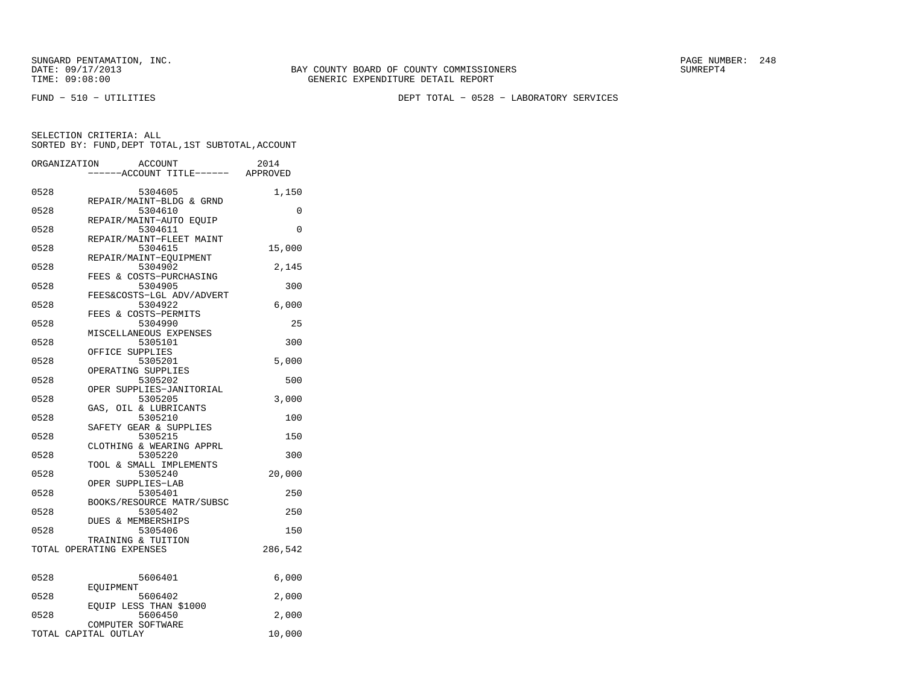SUNGARD PENTAMATION, INC.
DATE: 09/17/2013
TIME: 09:08:00

BAY COUNTY BOARD OF COUNTY COMMISSIONERS
GENERIC EXPENDITURE DETAIL REPORT

PAGE NUMBER: 248
SUMREPT4

FUND − 510 − UTILITIES

DEPT TOTAL − 0528 − LABORATORY SERVICES

SELECTION CRITERIA: ALL
SORTED BY: FUND,DEPT TOTAL,1ST SUBTOTAL,ACCOUNT

| ORGANIZATION | ACCOUNT / ------ACCOUNT TITLE------ | 2014 APPROVED |
|---|---|---|
| 0528 | 5304605 REPAIR/MAINT−BLDG & GRND | 1,150 |
| 0528 | 5304610 REPAIR/MAINT−AUTO EQUIP | 0 |
| 0528 | 5304611 REPAIR/MAINT−FLEET MAINT | 0 |
| 0528 | 5304615 REPAIR/MAINT−EQUIPMENT | 15,000 |
| 0528 | 5304902 FEES & COSTS−PURCHASING | 2,145 |
| 0528 | 5304905 FEES&COSTS−LGL ADV/ADVERT | 300 |
| 0528 | 5304922 FEES & COSTS−PERMITS | 6,000 |
| 0528 | 5304990 MISCELLANEOUS EXPENSES | 25 |
| 0528 | 5305101 OFFICE SUPPLIES | 300 |
| 0528 | 5305201 OPERATING SUPPLIES | 5,000 |
| 0528 | 5305202 OPER SUPPLIES−JANITORIAL | 500 |
| 0528 | 5305205 GAS, OIL & LUBRICANTS | 3,000 |
| 0528 | 5305210 SAFETY GEAR & SUPPLIES | 100 |
| 0528 | 5305215 CLOTHING & WEARING APPRL | 150 |
| 0528 | 5305220 TOOL & SMALL IMPLEMENTS | 300 |
| 0528 | 5305240 OPER SUPPLIES−LAB | 20,000 |
| 0528 | 5305401 BOOKS/RESOURCE MATR/SUBSC | 250 |
| 0528 | 5305402 DUES & MEMBERSHIPS | 250 |
| 0528 | 5305406 TRAINING & TUITION | 150 |
| TOTAL OPERATING EXPENSES | | 286,542 |
| 0528 | 5606401 EQUIPMENT | 6,000 |
| 0528 | 5606402 EQUIP LESS THAN $1000 | 2,000 |
| 0528 | 5606450 COMPUTER SOFTWARE | 2,000 |
| TOTAL CAPITAL OUTLAY | | 10,000 |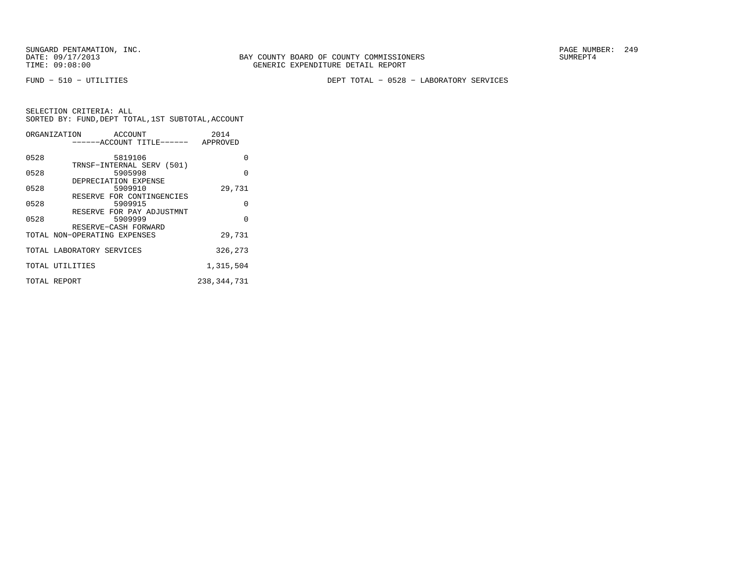SUNGARD PENTAMATION, INC.
DATE: 09/17/2013
TIME: 09:08:00

BAY COUNTY BOARD OF COUNTY COMMISSIONERS
GENERIC EXPENDITURE DETAIL REPORT

PAGE NUMBER: 249
SUMREPT4

FUND - 510 - UTILITIES

DEPT TOTAL - 0528 - LABORATORY SERVICES

SELECTION CRITERIA: ALL
SORTED BY: FUND,DEPT TOTAL,1ST SUBTOTAL,ACCOUNT

| ORGANIZATION | ACCOUNT ------ACCOUNT TITLE------ | 2014 APPROVED |
|---|---|---|
| 0528 | 5819106 TRNSF-INTERNAL SERV (501) | 0 |
| 0528 | 5905998 DEPRECIATION EXPENSE | 0 |
| 0528 | 5909910 RESERVE FOR CONTINGENCIES | 29,731 |
| 0528 | 5909915 RESERVE FOR PAY ADJUSTMNT | 0 |
| 0528 | 5909999 RESERVE-CASH FORWARD | 0 |
| TOTAL NON-OPERATING EXPENSES | | 29,731 |
| TOTAL LABORATORY SERVICES | | 326,273 |
| TOTAL UTILITIES | | 1,315,504 |
| TOTAL REPORT | | 238,344,731 |